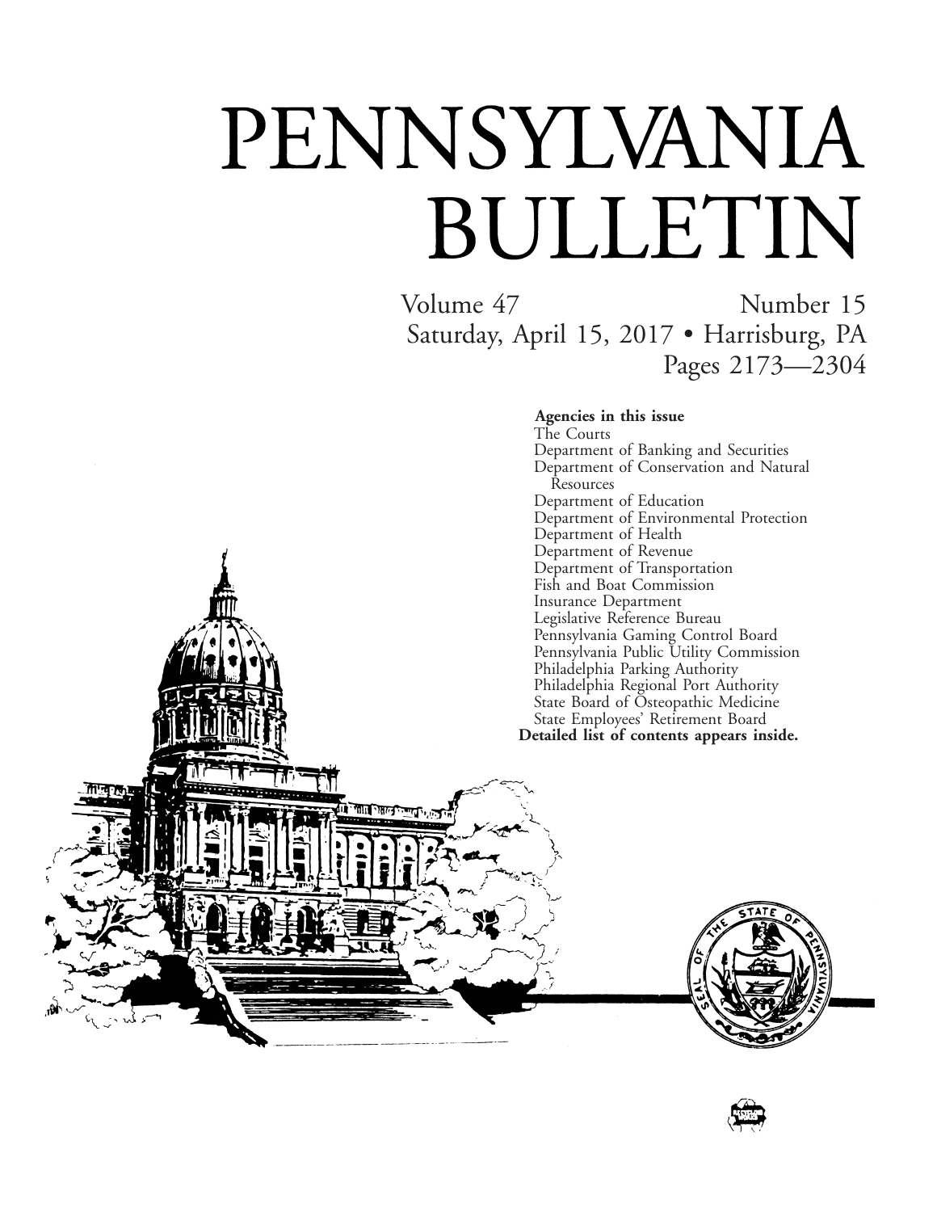# PENNSYLVANIA BULLETIN

Volume 47 Number 15
Saturday, April 15, 2017 • Harrisburg, PA
Pages 2173—2304

**Agencies in this issue**

The Courts
Department of Banking and Securities
Department of Conservation and Natural Resources
Department of Education
Department of Environmental Protection
Department of Health
Department of Revenue
Department of Transportation
Fish and Boat Commission
Insurance Department
Legislative Reference Bureau
Pennsylvania Gaming Control Board
Pennsylvania Public Utility Commission
Philadelphia Parking Authority
Philadelphia Regional Port Authority
State Board of Osteopathic Medicine
State Employees' Retirement Board

**Detailed list of contents appears inside.**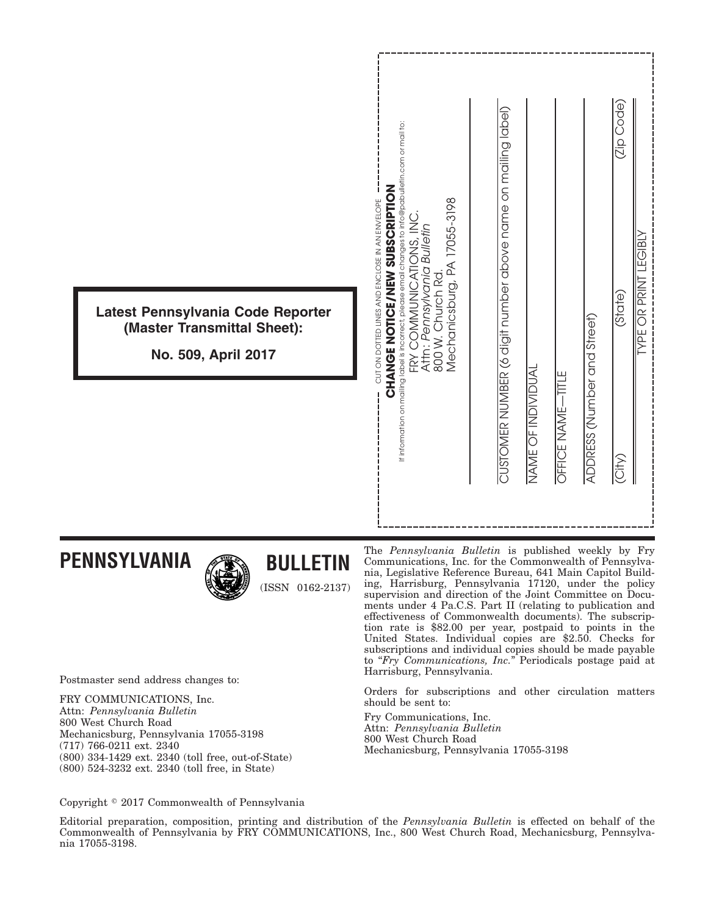**Latest Pennsylvania Code Reporter (Master Transmittal Sheet):**

**No. 509, April 2017**

CUT ON DOTTED LINES AND ENCLOSE IN AN ENVELOPE

**CHANGE NOTICE/NEW SUBSCRIPTION**

If information on mailing label is incorrect, please email changes to info@pabulletin.com or mail to:

FRY COMMUNICATIONS, INC.
Attn: *Pennsylvania Bulletin*
800 W. Church Rd.
Mechanicsburg, PA 17055-3198

CUSTOMER NUMBER (6 digit number above name on mailing label)

NAME OF INDIVIDUAL

OFFICE NAME—TITLE

ADDRESS (Number and Street)

(City) (State) (Zip Code)

TYPE OR PRINT LEGIBLY

# PENNSYLVANIA BULLETIN

(ISSN 0162-2137)

Postmaster send address changes to:

FRY COMMUNICATIONS, Inc.
Attn: *Pennsylvania Bulletin*
800 West Church Road
Mechanicsburg, Pennsylvania 17055-3198
(717) 766-0211 ext. 2340
(800) 334-1429 ext. 2340 (toll free, out-of-State)
(800) 524-3232 ext. 2340 (toll free, in State)

The *Pennsylvania Bulletin* is published weekly by Fry Communications, Inc. for the Commonwealth of Pennsylvania, Legislative Reference Bureau, 641 Main Capitol Building, Harrisburg, Pennsylvania 17120, under the policy supervision and direction of the Joint Committee on Documents under 4 Pa.C.S. Part II (relating to publication and effectiveness of Commonwealth documents). The subscription rate is $82.00 per year, postpaid to points in the United States. Individual copies are $2.50. Checks for subscriptions and individual copies should be made payable to "*Fry Communications, Inc.*" Periodicals postage paid at Harrisburg, Pennsylvania.

Orders for subscriptions and other circulation matters should be sent to:

Fry Communications, Inc.
Attn: *Pennsylvania Bulletin*
800 West Church Road
Mechanicsburg, Pennsylvania 17055-3198

Copyright © 2017 Commonwealth of Pennsylvania

Editorial preparation, composition, printing and distribution of the *Pennsylvania Bulletin* is effected on behalf of the Commonwealth of Pennsylvania by FRY COMMUNICATIONS, Inc., 800 West Church Road, Mechanicsburg, Pennsylvania 17055-3198.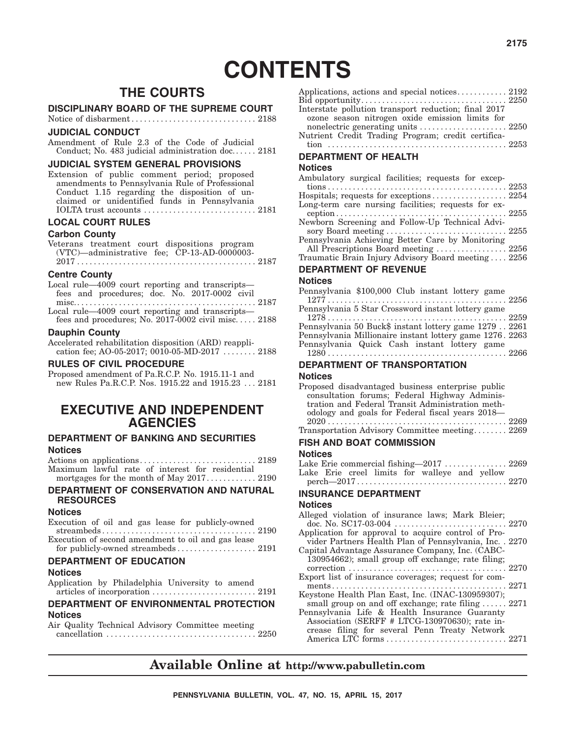# CONTENTS

## THE COURTS

### DISCIPLINARY BOARD OF THE SUPREME COURT

Notice of disbarment . . . . . . . . . . . . . . . . . . . . . . . . . . . . . . 2188

### JUDICIAL CONDUCT

Amendment of Rule 2.3 of the Code of Judicial Conduct; No. 483 judicial administration doc. . . . . . . 2181

### JUDICIAL SYSTEM GENERAL PROVISIONS

Extension of public comment period; proposed amendments to Pennsylvania Rule of Professional Conduct 1.15 regarding the disposition of unclaimed or unidentified funds in Pennsylvania IOLTA trust accounts . . . . . . . . . . . . . . . . . . . . . . . . . . . 2181

### LOCAL COURT RULES

#### Carbon County

Veterans treatment court dispositions program (VTC)—administrative fee; CP-13-AD-0000003-2017 . . . . . . . . . . . . . . . . . . . . . . . . . . . . . . . . . . . . . . . . . . . 2187

#### Centre County

Local rule—4009 court reporting and transcripts—fees and procedures; doc. No. 2017-0002 civil misc. . . . . . . . . . . . . . . . . . . . . . . . . . . . . . . . . . . . . . . . . . . 2187

Local rule—4009 court reporting and transcripts—fees and procedures; No. 2017-0002 civil misc. . . . . . 2188

#### Dauphin County

Accelerated rehabilitation disposition (ARD) reapplication fee; AO-05-2017; 0010-05-MD-2017 . . . . . . . . 2188

### RULES OF CIVIL PROCEDURE

Proposed amendment of Pa.R.C.P. No. 1915.11-1 and new Rules Pa.R.C.P. Nos. 1915.22 and 1915.23 . . . 2181

## EXECUTIVE AND INDEPENDENT AGENCIES

### DEPARTMENT OF BANKING AND SECURITIES

#### Notices

Actions on applications . . . . . . . . . . . . . . . . . . . . . . . . . . . . 2189

Maximum lawful rate of interest for residential mortgages for the month of May 2017 . . . . . . . . . . . . 2190

### DEPARTMENT OF CONSERVATION AND NATURAL RESOURCES

#### Notices

Execution of oil and gas lease for publicly-owned streambeds . . . . . . . . . . . . . . . . . . . . . . . . . . . . . . . . . . . . . 2190

Execution of second amendment to oil and gas lease for publicly-owned streambeds . . . . . . . . . . . . . . . . . . . 2191

### DEPARTMENT OF EDUCATION

#### Notices

Application by Philadelphia University to amend articles of incorporation . . . . . . . . . . . . . . . . . . . . . . . . . 2191

### DEPARTMENT OF ENVIRONMENTAL PROTECTION

#### Notices

Air Quality Technical Advisory Committee meeting cancellation . . . . . . . . . . . . . . . . . . . . . . . . . . . . . . . . . . . 2250

Applications, actions and special notices . . . . . . . . . . . . 2192

Bid opportunity . . . . . . . . . . . . . . . . . . . . . . . . . . . . . . . . . . 2250

Interstate pollution transport reduction; final 2017 ozone season nitrogen oxide emission limits for nonelectric generating units . . . . . . . . . . . . . . . . . . . . . 2250

Nutrient Credit Trading Program; credit certification . . . . . . . . . . . . . . . . . . . . . . . . . . . . . . . . . . . . . . . . . . 2253

### DEPARTMENT OF HEALTH

#### Notices

Ambulatory surgical facilities; requests for exceptions . . . . . . . . . . . . . . . . . . . . . . . . . . . . . . . . . . . . . . . . . . 2253

Hospitals; requests for exceptions . . . . . . . . . . . . . . . . . 2254

Long-term care nursing facilities; requests for exception . . . . . . . . . . . . . . . . . . . . . . . . . . . . . . . . . . . . . . . . 2255

Newborn Screening and Follow-Up Technical Advisory Board meeting . . . . . . . . . . . . . . . . . . . . . . . . . . . . . 2255

Pennsylvania Achieving Better Care by Monitoring All Prescriptions Board meeting . . . . . . . . . . . . . . . . . 2256

Traumatic Brain Injury Advisory Board meeting . . . . 2256

### DEPARTMENT OF REVENUE

#### Notices

Pennsylvania $100,000 Club instant lottery game 1277 . . . . . . . . . . . . . . . . . . . . . . . . . . . . . . . . . . . . . . . . . . 2256

Pennsylvania 5 Star Crossword instant lottery game 1278 . . . . . . . . . . . . . . . . . . . . . . . . . . . . . . . . . . . . . . . . . . 2259

Pennsylvania 50 Buck$ instant lottery game 1279 . . 2261

Pennsylvania Millionaire instant lottery game 1276 . 2263

Pennsylvania Quick Cash instant lottery game 1280 . . . . . . . . . . . . . . . . . . . . . . . . . . . . . . . . . . . . . . . . . . 2266

### DEPARTMENT OF TRANSPORTATION

#### Notices

Proposed disadvantaged business enterprise public consultation forums; Federal Highway Administration and Federal Transit Administration methodology and goals for Federal fiscal years 2018—2020 . . . . . . . . . . . . . . . . . . . . . . . . . . . . . . . . . . . . . . . . . . 2269

Transportation Advisory Committee meeting . . . . . . . . 2269

### FISH AND BOAT COMMISSION

#### Notices

Lake Erie commercial fishing—2017 . . . . . . . . . . . . . . . 2269

Lake Erie creel limits for walleye and yellow perch—2017 . . . . . . . . . . . . . . . . . . . . . . . . . . . . . . . . . . . . 2270

### INSURANCE DEPARTMENT

#### Notices

Alleged violation of insurance laws; Mark Bleier; doc. No. SC17-03-004 . . . . . . . . . . . . . . . . . . . . . . . . . . . 2270

Application for approval to acquire control of Provider Partners Health Plan of Pennsylvania, Inc. . 2270

Capital Advantage Assurance Company, Inc. (CABC-130954662); small group off exchange; rate filing; correction . . . . . . . . . . . . . . . . . . . . . . . . . . . . . . . . . . . . . 2270

Export list of insurance coverages; request for comments . . . . . . . . . . . . . . . . . . . . . . . . . . . . . . . . . . . . . . . . . 2271

Keystone Health Plan East, Inc. (INAC-130959307); small group on and off exchange; rate filing . . . . . . 2271

Pennsylvania Life & Health Insurance Guaranty Association (SERFF # LTCG-130970630); rate increase filing for several Penn Treaty Network America LTC forms . . . . . . . . . . . . . . . . . . . . . . . . . . . . . 2271

**Available Online at http://www.pabulletin.com**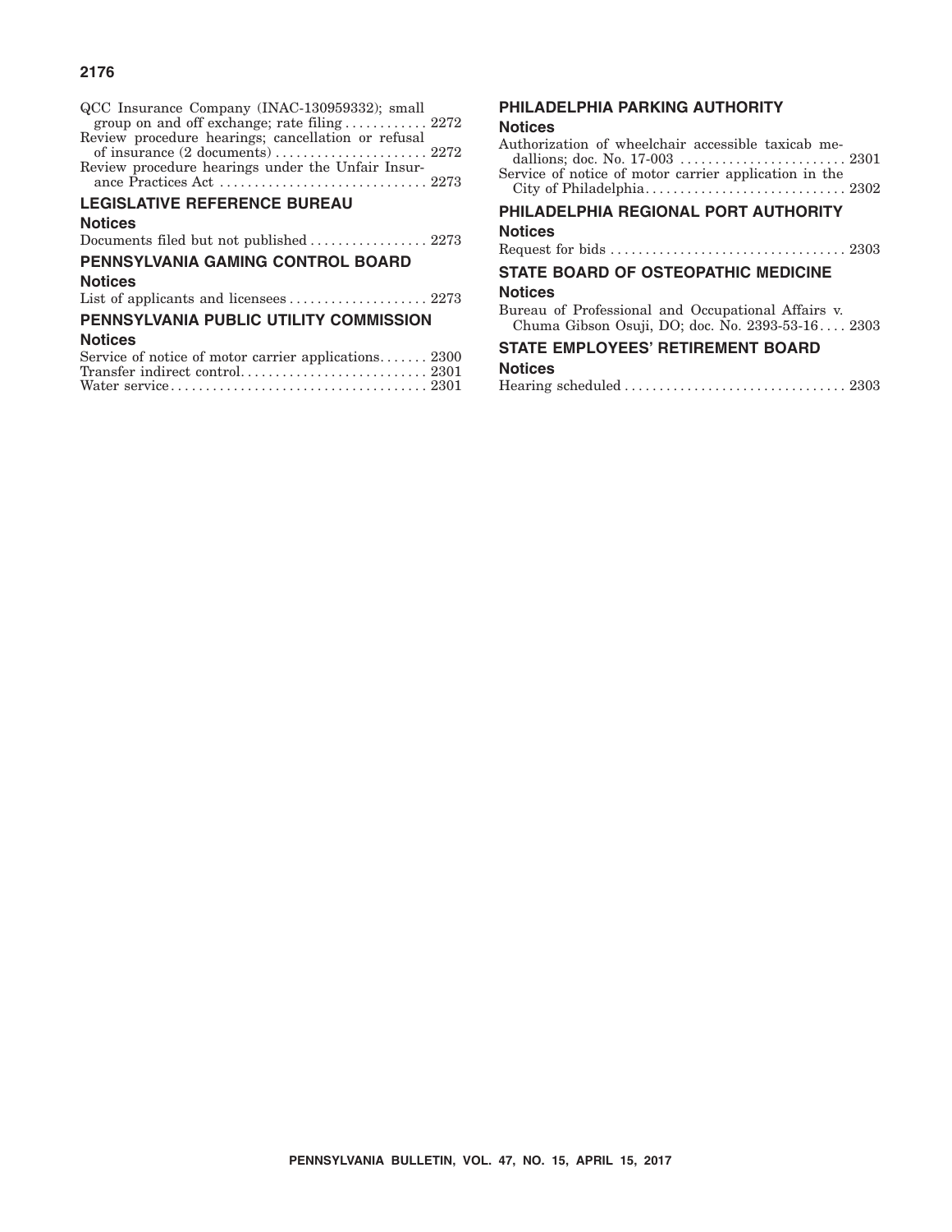QCC Insurance Company (INAC-130959332); small group on and off exchange; rate filing . . . . . . . . . . . . 2272
Review procedure hearings; cancellation or refusal of insurance (2 documents) . . . . . . . . . . . . . . . . . . . . . . 2272
Review procedure hearings under the Unfair Insurance Practices Act . . . . . . . . . . . . . . . . . . . . . . . . . . . . . . 2273

## LEGISLATIVE REFERENCE BUREAU

### Notices

Documents filed but not published . . . . . . . . . . . . . . . . . 2273

## PENNSYLVANIA GAMING CONTROL BOARD

### Notices

List of applicants and licensees . . . . . . . . . . . . . . . . . . . . 2273

## PENNSYLVANIA PUBLIC UTILITY COMMISSION

### Notices

Service of notice of motor carrier applications. . . . . . . 2300
Transfer indirect control. . . . . . . . . . . . . . . . . . . . . . . . . . . 2301
Water service . . . . . . . . . . . . . . . . . . . . . . . . . . . . . . . . . . . . . 2301

## PHILADELPHIA PARKING AUTHORITY

### Notices

Authorization of wheelchair accessible taxicab medallions; doc. No. 17-003 . . . . . . . . . . . . . . . . . . . . . . . . 2301
Service of notice of motor carrier application in the City of Philadelphia. . . . . . . . . . . . . . . . . . . . . . . . . . . . . 2302

## PHILADELPHIA REGIONAL PORT AUTHORITY

### Notices

Request for bids . . . . . . . . . . . . . . . . . . . . . . . . . . . . . . . . . . 2303

## STATE BOARD OF OSTEOPATHIC MEDICINE

### Notices

Bureau of Professional and Occupational Affairs v. Chuma Gibson Osuji, DO; doc. No. 2393-53-16. . . . 2303

## STATE EMPLOYEES' RETIREMENT BOARD

### Notices

Hearing scheduled . . . . . . . . . . . . . . . . . . . . . . . . . . . . . . . . 2303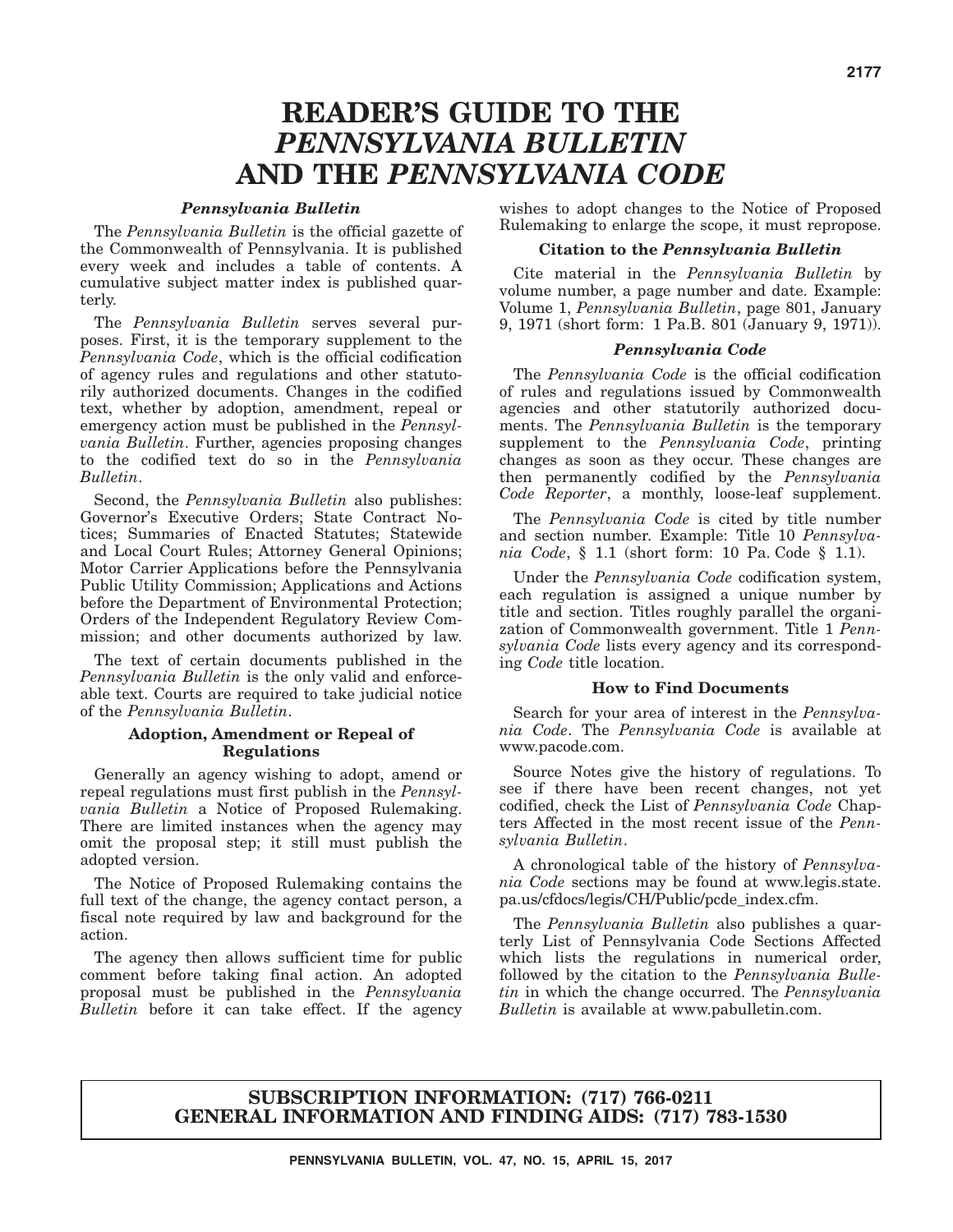# READER'S GUIDE TO THE *PENNSYLVANIA BULLETIN* AND THE *PENNSYLVANIA CODE*

### *Pennsylvania Bulletin*

The *Pennsylvania Bulletin* is the official gazette of the Commonwealth of Pennsylvania. It is published every week and includes a table of contents. A cumulative subject matter index is published quarterly.

The *Pennsylvania Bulletin* serves several purposes. First, it is the temporary supplement to the *Pennsylvania Code*, which is the official codification of agency rules and regulations and other statutorily authorized documents. Changes in the codified text, whether by adoption, amendment, repeal or emergency action must be published in the *Pennsylvania Bulletin*. Further, agencies proposing changes to the codified text do so in the *Pennsylvania Bulletin*.

Second, the *Pennsylvania Bulletin* also publishes: Governor's Executive Orders; State Contract Notices; Summaries of Enacted Statutes; Statewide and Local Court Rules; Attorney General Opinions; Motor Carrier Applications before the Pennsylvania Public Utility Commission; Applications and Actions before the Department of Environmental Protection; Orders of the Independent Regulatory Review Commission; and other documents authorized by law.

The text of certain documents published in the *Pennsylvania Bulletin* is the only valid and enforceable text. Courts are required to take judicial notice of the *Pennsylvania Bulletin*.

### Adoption, Amendment or Repeal of Regulations

Generally an agency wishing to adopt, amend or repeal regulations must first publish in the *Pennsylvania Bulletin* a Notice of Proposed Rulemaking. There are limited instances when the agency may omit the proposal step; it still must publish the adopted version.

The Notice of Proposed Rulemaking contains the full text of the change, the agency contact person, a fiscal note required by law and background for the action.

The agency then allows sufficient time for public comment before taking final action. An adopted proposal must be published in the *Pennsylvania Bulletin* before it can take effect. If the agency wishes to adopt changes to the Notice of Proposed Rulemaking to enlarge the scope, it must repropose.

### Citation to the *Pennsylvania Bulletin*

Cite material in the *Pennsylvania Bulletin* by volume number, a page number and date. Example: Volume 1, *Pennsylvania Bulletin*, page 801, January 9, 1971 (short form: 1 Pa.B. 801 (January 9, 1971)).

### *Pennsylvania Code*

The *Pennsylvania Code* is the official codification of rules and regulations issued by Commonwealth agencies and other statutorily authorized documents. The *Pennsylvania Bulletin* is the temporary supplement to the *Pennsylvania Code*, printing changes as soon as they occur. These changes are then permanently codified by the *Pennsylvania Code Reporter*, a monthly, loose-leaf supplement.

The *Pennsylvania Code* is cited by title number and section number. Example: Title 10 *Pennsylvania Code*, § 1.1 (short form: 10 Pa. Code § 1.1).

Under the *Pennsylvania Code* codification system, each regulation is assigned a unique number by title and section. Titles roughly parallel the organization of Commonwealth government. Title 1 *Pennsylvania Code* lists every agency and its corresponding *Code* title location.

### How to Find Documents

Search for your area of interest in the *Pennsylvania Code*. The *Pennsylvania Code* is available at www.pacode.com.

Source Notes give the history of regulations. To see if there have been recent changes, not yet codified, check the List of *Pennsylvania Code* Chapters Affected in the most recent issue of the *Pennsylvania Bulletin*.

A chronological table of the history of *Pennsylvania Code* sections may be found at www.legis.state.pa.us/cfdocs/legis/CH/Public/pcde_index.cfm.

The *Pennsylvania Bulletin* also publishes a quarterly List of Pennsylvania Code Sections Affected which lists the regulations in numerical order, followed by the citation to the *Pennsylvania Bulletin* in which the change occurred. The *Pennsylvania Bulletin* is available at www.pabulletin.com.

**SUBSCRIPTION INFORMATION: (717) 766-0211**
**GENERAL INFORMATION AND FINDING AIDS: (717) 783-1530**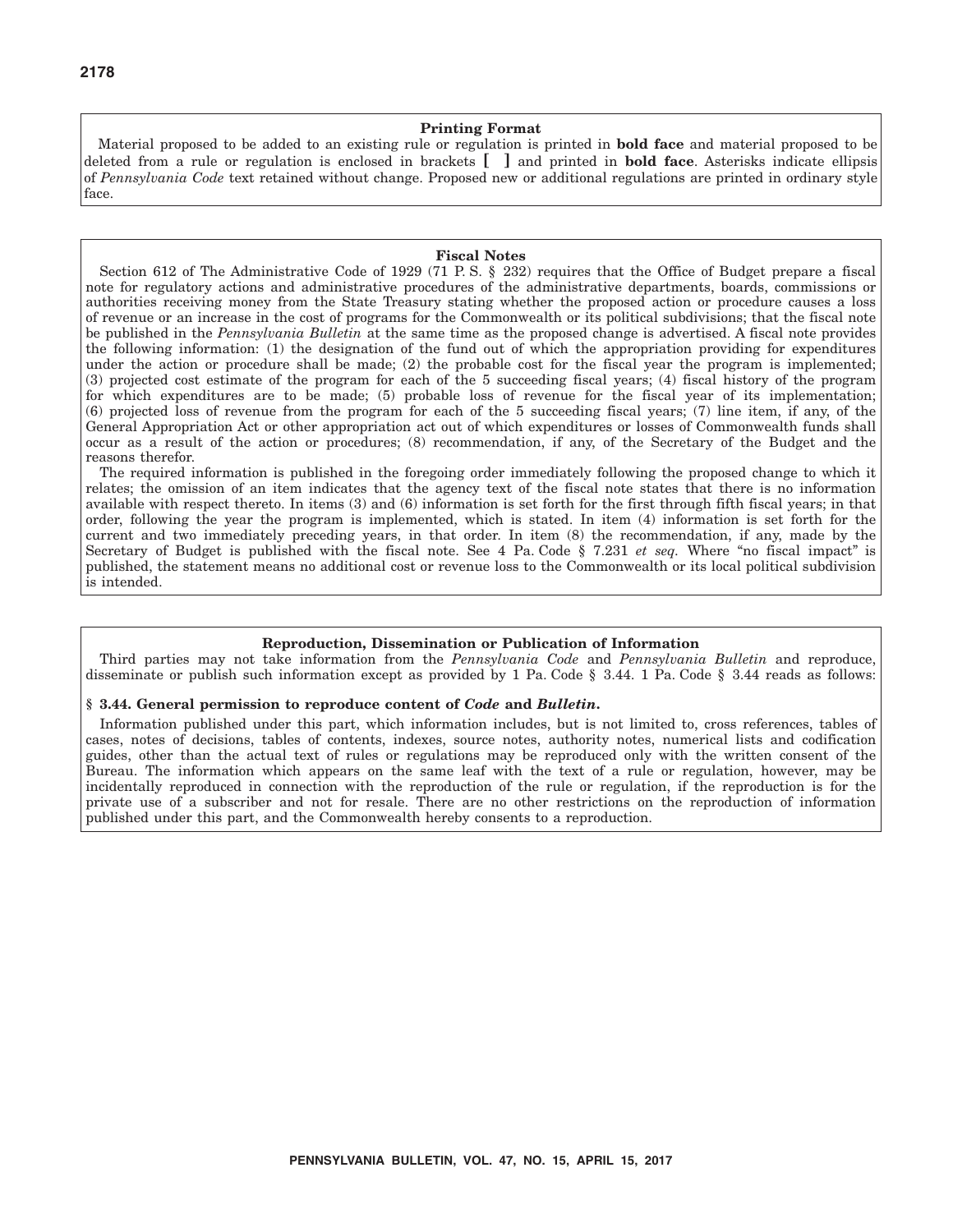## Printing Format

Material proposed to be added to an existing rule or regulation is printed in **bold face** and material proposed to be deleted from a rule or regulation is enclosed in brackets **[ ]** and printed in **bold face**. Asterisks indicate ellipsis of *Pennsylvania Code* text retained without change. Proposed new or additional regulations are printed in ordinary style face.

## Fiscal Notes

Section 612 of The Administrative Code of 1929 (71 P. S. § 232) requires that the Office of Budget prepare a fiscal note for regulatory actions and administrative procedures of the administrative departments, boards, commissions or authorities receiving money from the State Treasury stating whether the proposed action or procedure causes a loss of revenue or an increase in the cost of programs for the Commonwealth or its political subdivisions; that the fiscal note be published in the *Pennsylvania Bulletin* at the same time as the proposed change is advertised. A fiscal note provides the following information: (1) the designation of the fund out of which the appropriation providing for expenditures under the action or procedure shall be made; (2) the probable cost for the fiscal year the program is implemented; (3) projected cost estimate of the program for each of the 5 succeeding fiscal years; (4) fiscal history of the program for which expenditures are to be made; (5) probable loss of revenue for the fiscal year of its implementation; (6) projected loss of revenue from the program for each of the 5 succeeding fiscal years; (7) line item, if any, of the General Appropriation Act or other appropriation act out of which expenditures or losses of Commonwealth funds shall occur as a result of the action or procedures; (8) recommendation, if any, of the Secretary of the Budget and the reasons therefor.

The required information is published in the foregoing order immediately following the proposed change to which it relates; the omission of an item indicates that the agency text of the fiscal note states that there is no information available with respect thereto. In items (3) and (6) information is set forth for the first through fifth fiscal years; in that order, following the year the program is implemented, which is stated. In item (4) information is set forth for the current and two immediately preceding years, in that order. In item (8) the recommendation, if any, made by the Secretary of Budget is published with the fiscal note. See 4 Pa. Code § 7.231 *et seq.* Where "no fiscal impact" is published, the statement means no additional cost or revenue loss to the Commonwealth or its local political subdivision is intended.

## Reproduction, Dissemination or Publication of Information

Third parties may not take information from the *Pennsylvania Code* and *Pennsylvania Bulletin* and reproduce, disseminate or publish such information except as provided by 1 Pa. Code § 3.44. 1 Pa. Code § 3.44 reads as follows:

**§ 3.44. General permission to reproduce content of *Code* and *Bulletin*.**

Information published under this part, which information includes, but is not limited to, cross references, tables of cases, notes of decisions, tables of contents, indexes, source notes, authority notes, numerical lists and codification guides, other than the actual text of rules or regulations may be reproduced only with the written consent of the Bureau. The information which appears on the same leaf with the text of a rule or regulation, however, may be incidentally reproduced in connection with the reproduction of the rule or regulation, if the reproduction is for the private use of a subscriber and not for resale. There are no other restrictions on the reproduction of information published under this part, and the Commonwealth hereby consents to a reproduction.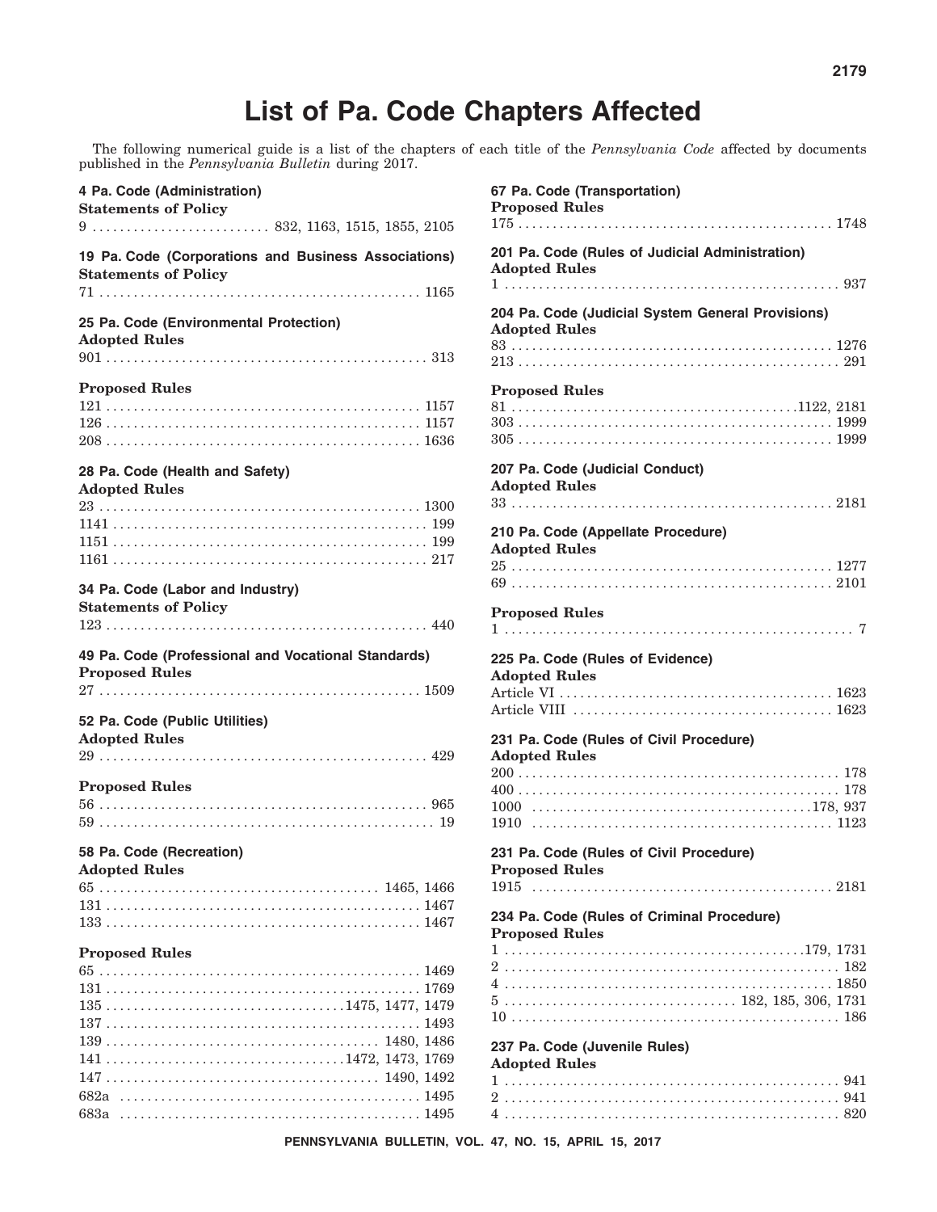# List of Pa. Code Chapters Affected

The following numerical guide is a list of the chapters of each title of the *Pennsylvania Code* affected by documents published in the *Pennsylvania Bulletin* during 2017.

**4 Pa. Code (Administration)**

**Statements of Policy**

9 . . . . . . . . . . . . . . . . . . . . . . . . . 832, 1163, 1515, 1855, 2105

**19 Pa. Code (Corporations and Business Associations)**

**Statements of Policy**

71 . . . . . . . . . . . . . . . . . . . . . . . . . . . . . . . . . . . . . . . . . . . . . . 1165

**25 Pa. Code (Environmental Protection)**

**Adopted Rules**

901 . . . . . . . . . . . . . . . . . . . . . . . . . . . . . . . . . . . . . . . . . . . . . . 313

**Proposed Rules**

121 . . . . . . . . . . . . . . . . . . . . . . . . . . . . . . . . . . . . . . . . . . . . . 1157
126 . . . . . . . . . . . . . . . . . . . . . . . . . . . . . . . . . . . . . . . . . . . . . 1157
208 . . . . . . . . . . . . . . . . . . . . . . . . . . . . . . . . . . . . . . . . . . . . . 1636

**28 Pa. Code (Health and Safety)**

**Adopted Rules**

23 . . . . . . . . . . . . . . . . . . . . . . . . . . . . . . . . . . . . . . . . . . . . . . 1300
1141 . . . . . . . . . . . . . . . . . . . . . . . . . . . . . . . . . . . . . . . . . . . . . 199
1151 . . . . . . . . . . . . . . . . . . . . . . . . . . . . . . . . . . . . . . . . . . . . . 199
1161 . . . . . . . . . . . . . . . . . . . . . . . . . . . . . . . . . . . . . . . . . . . . . 217

**34 Pa. Code (Labor and Industry)**

**Statements of Policy**

123 . . . . . . . . . . . . . . . . . . . . . . . . . . . . . . . . . . . . . . . . . . . . . . 440

**49 Pa. Code (Professional and Vocational Standards)**

**Proposed Rules**

27 . . . . . . . . . . . . . . . . . . . . . . . . . . . . . . . . . . . . . . . . . . . . . . 1509

**52 Pa. Code (Public Utilities)**

**Adopted Rules**

29 . . . . . . . . . . . . . . . . . . . . . . . . . . . . . . . . . . . . . . . . . . . . . . . 429

**Proposed Rules**

56 . . . . . . . . . . . . . . . . . . . . . . . . . . . . . . . . . . . . . . . . . . . . . . . 965
59 . . . . . . . . . . . . . . . . . . . . . . . . . . . . . . . . . . . . . . . . . . . . . . . . 19

**58 Pa. Code (Recreation)**

**Adopted Rules**

65 . . . . . . . . . . . . . . . . . . . . . . . . . . . . . . . . . . . . . . . . 1465, 1466
131 . . . . . . . . . . . . . . . . . . . . . . . . . . . . . . . . . . . . . . . . . . . . . 1467
133 . . . . . . . . . . . . . . . . . . . . . . . . . . . . . . . . . . . . . . . . . . . . . 1467

**Proposed Rules**

65 . . . . . . . . . . . . . . . . . . . . . . . . . . . . . . . . . . . . . . . . . . . . . . 1469
131 . . . . . . . . . . . . . . . . . . . . . . . . . . . . . . . . . . . . . . . . . . . . . 1769
135 . . . . . . . . . . . . . . . . . . . . . . . . . . . . . . . . .1475, 1477, 1479
137 . . . . . . . . . . . . . . . . . . . . . . . . . . . . . . . . . . . . . . . . . . . . . 1493
139 . . . . . . . . . . . . . . . . . . . . . . . . . . . . . . . . . . . . . . . 1480, 1486
141 . . . . . . . . . . . . . . . . . . . . . . . . . . . . . . . . . .1472, 1473, 1769
147 . . . . . . . . . . . . . . . . . . . . . . . . . . . . . . . . . . . . . . . 1490, 1492
682a . . . . . . . . . . . . . . . . . . . . . . . . . . . . . . . . . . . . . . . . . . . . 1495
683a . . . . . . . . . . . . . . . . . . . . . . . . . . . . . . . . . . . . . . . . . . . . 1495

**67 Pa. Code (Transportation)**

**Proposed Rules**

175 . . . . . . . . . . . . . . . . . . . . . . . . . . . . . . . . . . . . . . . . . . . . . 1748

**201 Pa. Code (Rules of Judicial Administration)**

**Adopted Rules**

1 . . . . . . . . . . . . . . . . . . . . . . . . . . . . . . . . . . . . . . . . . . . . . . . . 937

**204 Pa. Code (Judicial System General Provisions)**

**Adopted Rules**

83 . . . . . . . . . . . . . . . . . . . . . . . . . . . . . . . . . . . . . . . . . . . . . . 1276
213 . . . . . . . . . . . . . . . . . . . . . . . . . . . . . . . . . . . . . . . . . . . . . . 291

**Proposed Rules**

81 . . . . . . . . . . . . . . . . . . . . . . . . . . . . . . . . . . . . . . . .1122, 2181
303 . . . . . . . . . . . . . . . . . . . . . . . . . . . . . . . . . . . . . . . . . . . . . 1999
305 . . . . . . . . . . . . . . . . . . . . . . . . . . . . . . . . . . . . . . . . . . . . . 1999

**207 Pa. Code (Judicial Conduct)**

**Adopted Rules**

33 . . . . . . . . . . . . . . . . . . . . . . . . . . . . . . . . . . . . . . . . . . . . . . 2181

**210 Pa. Code (Appellate Procedure)**

**Adopted Rules**

25 . . . . . . . . . . . . . . . . . . . . . . . . . . . . . . . . . . . . . . . . . . . . . . 1277
69 . . . . . . . . . . . . . . . . . . . . . . . . . . . . . . . . . . . . . . . . . . . . . . 2101

**Proposed Rules**

1 . . . . . . . . . . . . . . . . . . . . . . . . . . . . . . . . . . . . . . . . . . . . . . . . . . 7

**225 Pa. Code (Rules of Evidence)**

**Adopted Rules**

Article VI . . . . . . . . . . . . . . . . . . . . . . . . . . . . . . . . . . . . . . . 1623
Article VIII . . . . . . . . . . . . . . . . . . . . . . . . . . . . . . . . . . . . . 1623

**231 Pa. Code (Rules of Civil Procedure)**

**Adopted Rules**

200 . . . . . . . . . . . . . . . . . . . . . . . . . . . . . . . . . . . . . . . . . . . . . . 178
400 . . . . . . . . . . . . . . . . . . . . . . . . . . . . . . . . . . . . . . . . . . . . . . 178
1000 . . . . . . . . . . . . . . . . . . . . . . . . . . . . . . . . . . . . . . . . .178, 937
1910 . . . . . . . . . . . . . . . . . . . . . . . . . . . . . . . . . . . . . . . . . . . 1123

**231 Pa. Code (Rules of Civil Procedure)**

**Proposed Rules**

1915 . . . . . . . . . . . . . . . . . . . . . . . . . . . . . . . . . . . . . . . . . . . 2181

**234 Pa. Code (Rules of Criminal Procedure)**

**Proposed Rules**

1 . . . . . . . . . . . . . . . . . . . . . . . . . . . . . . . . . . . . . . . . . . .179, 1731
2 . . . . . . . . . . . . . . . . . . . . . . . . . . . . . . . . . . . . . . . . . . . . . . . . 182
4 . . . . . . . . . . . . . . . . . . . . . . . . . . . . . . . . . . . . . . . . . . . . . . . 1850
5 . . . . . . . . . . . . . . . . . . . . . . . . . . . . . . . . 182, 185, 306, 1731
10 . . . . . . . . . . . . . . . . . . . . . . . . . . . . . . . . . . . . . . . . . . . . . . . 186

**237 Pa. Code (Juvenile Rules)**

**Adopted Rules**

1 . . . . . . . . . . . . . . . . . . . . . . . . . . . . . . . . . . . . . . . . . . . . . . . . 941
2 . . . . . . . . . . . . . . . . . . . . . . . . . . . . . . . . . . . . . . . . . . . . . . . . 941
4 . . . . . . . . . . . . . . . . . . . . . . . . . . . . . . . . . . . . . . . . . . . . . . . . 820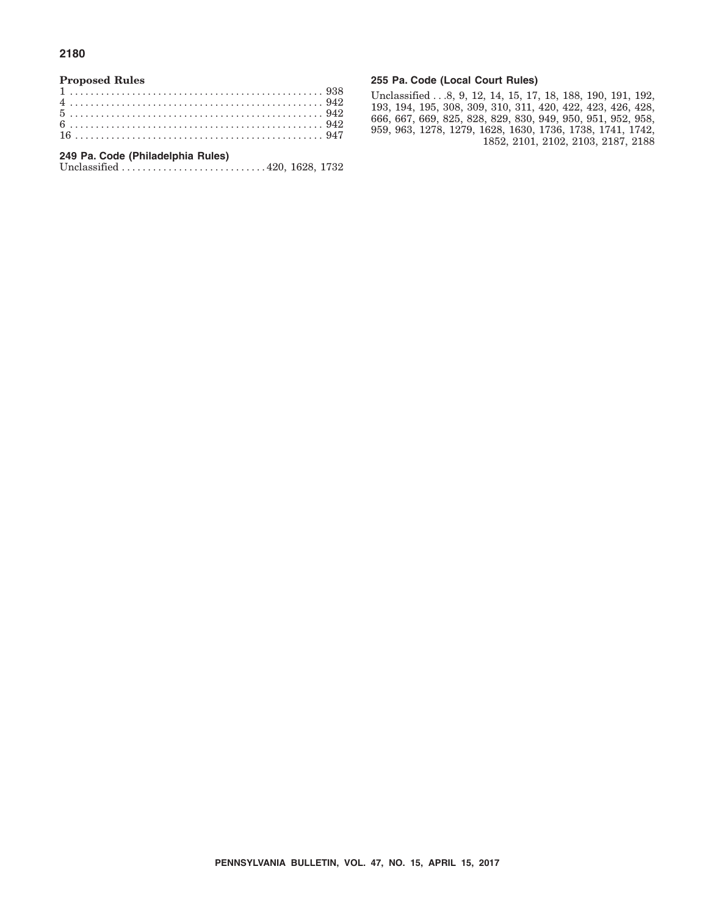**Proposed Rules**

1 . . . . . . . . . . . . . . . . . . . . . . . . . . . . . . . . . . . . . . . . . . . . . . . . 938
4 . . . . . . . . . . . . . . . . . . . . . . . . . . . . . . . . . . . . . . . . . . . . . . . . 942
5 . . . . . . . . . . . . . . . . . . . . . . . . . . . . . . . . . . . . . . . . . . . . . . . . 942
6 . . . . . . . . . . . . . . . . . . . . . . . . . . . . . . . . . . . . . . . . . . . . . . . . 942
16 . . . . . . . . . . . . . . . . . . . . . . . . . . . . . . . . . . . . . . . . . . . . . . . 947

**249 Pa. Code (Philadelphia Rules)**

Unclassified . . . . . . . . . . . . . . . . . . . . . . . . . . . 420, 1628, 1732

**255 Pa. Code (Local Court Rules)**

Unclassified . . .8, 9, 12, 14, 15, 17, 18, 188, 190, 191, 192, 193, 194, 195, 308, 309, 310, 311, 420, 422, 423, 426, 428, 666, 667, 669, 825, 828, 829, 830, 949, 950, 951, 952, 958, 959, 963, 1278, 1279, 1628, 1630, 1736, 1738, 1741, 1742, 1852, 2101, 2102, 2103, 2187, 2188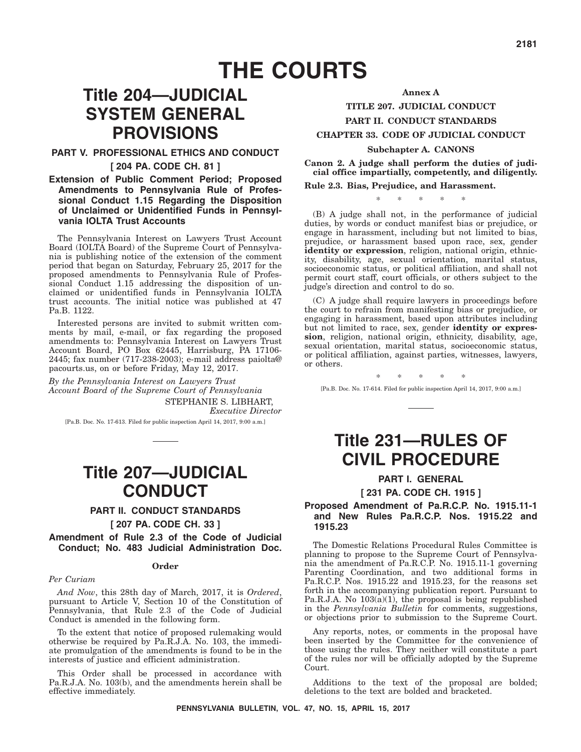# THE COURTS

# Title 204—JUDICIAL SYSTEM GENERAL PROVISIONS

## PART V. PROFESSIONAL ETHICS AND CONDUCT

## [ 204 PA. CODE CH. 81 ]

### Extension of Public Comment Period; Proposed Amendments to Pennsylvania Rule of Professional Conduct 1.15 Regarding the Disposition of Unclaimed or Unidentified Funds in Pennsylvania IOLTA Trust Accounts

The Pennsylvania Interest on Lawyers Trust Account Board (IOLTA Board) of the Supreme Court of Pennsylvania is publishing notice of the extension of the comment period that began on Saturday, February 25, 2017 for the proposed amendments to Pennsylvania Rule of Professional Conduct 1.15 addressing the disposition of unclaimed or unidentified funds in Pennsylvania IOLTA trust accounts. The initial notice was published at 47 Pa.B. 1122.

Interested persons are invited to submit written comments by mail, e-mail, or fax regarding the proposed amendments to: Pennsylvania Interest on Lawyers Trust Account Board, PO Box 62445, Harrisburg, PA 17106-2445; fax number (717-238-2003); e-mail address paiolta@pacourts.us, on or before Friday, May 12, 2017.

*By the Pennsylvania Interest on Lawyers Trust Account Board of the Supreme Court of Pennsylvania*

STEPHANIE S. LIBHART,
*Executive Director*

[Pa.B. Doc. No. 17-613. Filed for public inspection April 14, 2017, 9:00 a.m.]

# Title 207—JUDICIAL CONDUCT

## PART II. CONDUCT STANDARDS

## [ 207 PA. CODE CH. 33 ]

### Amendment of Rule 2.3 of the Code of Judicial Conduct; No. 483 Judicial Administration Doc.

**Order**

*Per Curiam*

*And Now*, this 28th day of March, 2017, it is *Ordered*, pursuant to Article V, Section 10 of the Constitution of Pennsylvania, that Rule 2.3 of the Code of Judicial Conduct is amended in the following form.

To the extent that notice of proposed rulemaking would otherwise be required by Pa.R.J.A. No. 103, the immediate promulgation of the amendments is found to be in the interests of justice and efficient administration.

This Order shall be processed in accordance with Pa.R.J.A. No. 103(b), and the amendments herein shall be effective immediately.

**Annex A**

**TITLE 207. JUDICIAL CONDUCT**

**PART II. CONDUCT STANDARDS**

**CHAPTER 33. CODE OF JUDICIAL CONDUCT**

**Subchapter A. CANONS**

**Canon 2. A judge shall perform the duties of judicial office impartially, competently, and diligently.**

**Rule 2.3. Bias, Prejudice, and Harassment.**

\* \* \* \* \*

(B) A judge shall not, in the performance of judicial duties, by words or conduct manifest bias or prejudice, or engage in harassment, including but not limited to bias, prejudice, or harassment based upon race, sex, gender **identity or expression**, religion, national origin, ethnicity, disability, age, sexual orientation, marital status, socioeconomic status, or political affiliation, and shall not permit court staff, court officials, or others subject to the judge's direction and control to do so.

(C) A judge shall require lawyers in proceedings before the court to refrain from manifesting bias or prejudice, or engaging in harassment, based upon attributes including but not limited to race, sex, gender **identity or expression**, religion, national origin, ethnicity, disability, age, sexual orientation, marital status, socioeconomic status, or political affiliation, against parties, witnesses, lawyers, or others.

\* \* \* \* \*

[Pa.B. Doc. No. 17-614. Filed for public inspection April 14, 2017, 9:00 a.m.]

# Title 231—RULES OF CIVIL PROCEDURE

## PART I. GENERAL

## [ 231 PA. CODE CH. 1915 ]

### Proposed Amendment of Pa.R.C.P. No. 1915.11-1 and New Rules Pa.R.C.P. Nos. 1915.22 and 1915.23

The Domestic Relations Procedural Rules Committee is planning to propose to the Supreme Court of Pennsylvania the amendment of Pa.R.C.P. No. 1915.11-1 governing Parenting Coordination, and two additional forms in Pa.R.C.P. Nos. 1915.22 and 1915.23, for the reasons set forth in the accompanying publication report. Pursuant to Pa.R.J.A. No 103(a)(1), the proposal is being republished in the *Pennsylvania Bulletin* for comments, suggestions, or objections prior to submission to the Supreme Court.

Any reports, notes, or comments in the proposal have been inserted by the Committee for the convenience of those using the rules. They neither will constitute a part of the rules nor will be officially adopted by the Supreme Court.

Additions to the text of the proposal are bolded; deletions to the text are bolded and bracketed.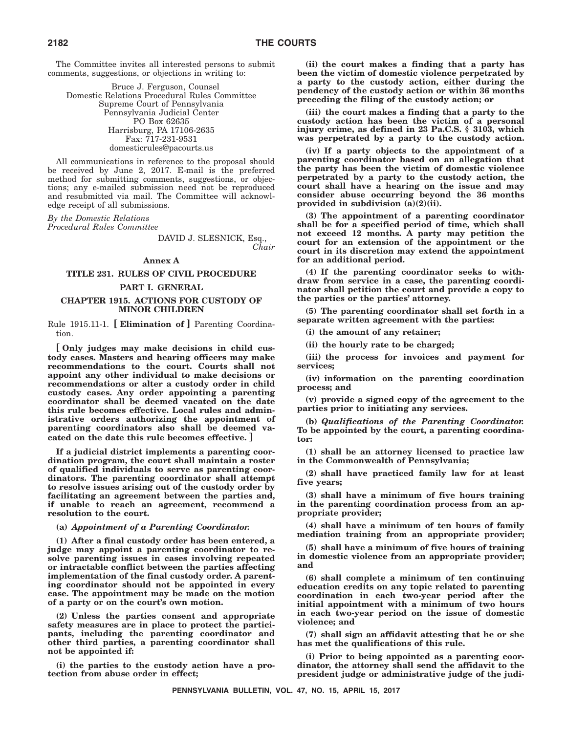The Committee invites all interested persons to submit comments, suggestions, or objections in writing to:

Bruce J. Ferguson, Counsel
Domestic Relations Procedural Rules Committee
Supreme Court of Pennsylvania
Pennsylvania Judicial Center
PO Box 62635
Harrisburg, PA 17106-2635
Fax: 717-231-9531
domesticrules@pacourts.us

All communications in reference to the proposal should be received by June 2, 2017. E-mail is the preferred method for submitting comments, suggestions, or objections; any e-mailed submission need not be reproduced and resubmitted via mail. The Committee will acknowledge receipt of all submissions.

*By the Domestic Relations Procedural Rules Committee*

DAVID J. SLESNICK, Esq.,
*Chair*

## Annex A

## TITLE 231. RULES OF CIVIL PROCEDURE

## PART I. GENERAL

## CHAPTER 1915. ACTIONS FOR CUSTODY OF MINOR CHILDREN

Rule 1915.11-1. **[ Elimination of ]** Parenting Coordination.

**[ Only judges may make decisions in child custody cases. Masters and hearing officers may make recommendations to the court. Courts shall not appoint any other individual to make decisions or recommendations or alter a custody order in child custody cases. Any order appointing a parenting coordinator shall be deemed vacated on the date this rule becomes effective. Local rules and administrative orders authorizing the appointment of parenting coordinators also shall be deemed vacated on the date this rule becomes effective. ]**

**If a judicial district implements a parenting coordination program, the court shall maintain a roster of qualified individuals to serve as parenting coordinators. The parenting coordinator shall attempt to resolve issues arising out of the custody order by facilitating an agreement between the parties and, if unable to reach an agreement, recommend a resolution to the court.**

**(a)** ***Appointment of a Parenting Coordinator.***

**(1) After a final custody order has been entered, a judge may appoint a parenting coordinator to resolve parenting issues in cases involving repeated or intractable conflict between the parties affecting implementation of the final custody order. A parenting coordinator should not be appointed in every case. The appointment may be made on the motion of a party or on the court's own motion.**

**(2) Unless the parties consent and appropriate safety measures are in place to protect the participants, including the parenting coordinator and other third parties, a parenting coordinator shall not be appointed if:**

**(i) the parties to the custody action have a protection from abuse order in effect;**

**(ii) the court makes a finding that a party has been the victim of domestic violence perpetrated by a party to the custody action, either during the pendency of the custody action or within 36 months preceding the filing of the custody action; or**

**(iii) the court makes a finding that a party to the custody action has been the victim of a personal injury crime, as defined in 23 Pa.C.S. § 3103, which was perpetrated by a party to the custody action.**

**(iv) If a party objects to the appointment of a parenting coordinator based on an allegation that the party has been the victim of domestic violence perpetrated by a party to the custody action, the court shall have a hearing on the issue and may consider abuse occurring beyond the 36 months provided in subdivision (a)(2)(ii).**

**(3) The appointment of a parenting coordinator shall be for a specified period of time, which shall not exceed 12 months. A party may petition the court for an extension of the appointment or the court in its discretion may extend the appointment for an additional period.**

**(4) If the parenting coordinator seeks to withdraw from service in a case, the parenting coordinator shall petition the court and provide a copy to the parties or the parties' attorney.**

**(5) The parenting coordinator shall set forth in a separate written agreement with the parties:**

**(i) the amount of any retainer;**

**(ii) the hourly rate to be charged;**

**(iii) the process for invoices and payment for services;**

**(iv) information on the parenting coordination process; and**

**(v) provide a signed copy of the agreement to the parties prior to initiating any services.**

**(b)** ***Qualifications of the Parenting Coordinator.*** **To be appointed by the court, a parenting coordinator:**

**(1) shall be an attorney licensed to practice law in the Commonwealth of Pennsylvania;**

**(2) shall have practiced family law for at least five years;**

**(3) shall have a minimum of five hours training in the parenting coordination process from an appropriate provider;**

**(4) shall have a minimum of ten hours of family mediation training from an appropriate provider;**

**(5) shall have a minimum of five hours of training in domestic violence from an appropriate provider; and**

**(6) shall complete a minimum of ten continuing education credits on any topic related to parenting coordination in each two-year period after the initial appointment with a minimum of two hours in each two-year period on the issue of domestic violence; and**

**(7) shall sign an affidavit attesting that he or she has met the qualifications of this rule.**

**(i) Prior to being appointed as a parenting coordinator, the attorney shall send the affidavit to the president judge or administrative judge of the judi-**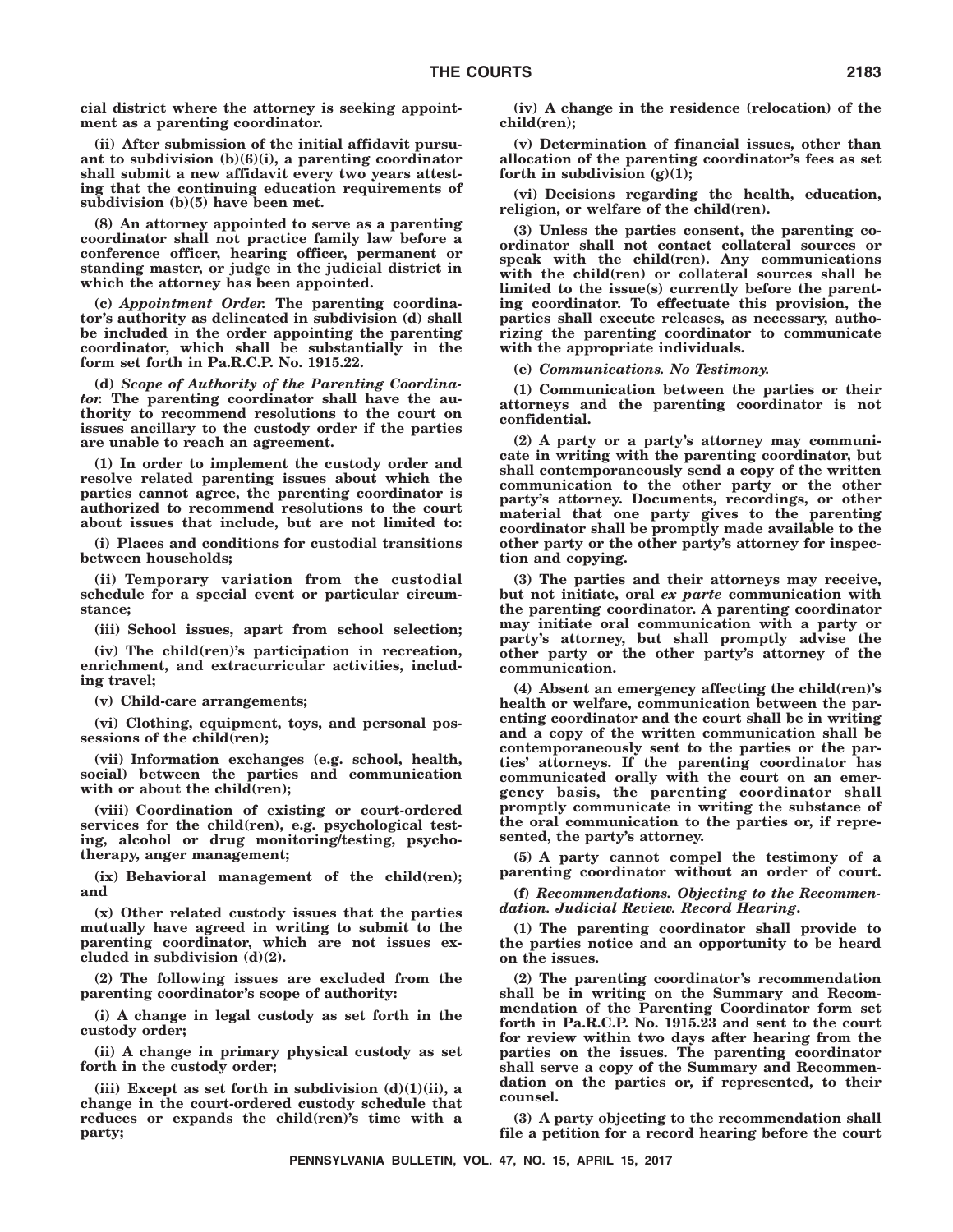**cial district where the attorney is seeking appointment as a parenting coordinator.**

**(ii) After submission of the initial affidavit pursuant to subdivision (b)(6)(i), a parenting coordinator shall submit a new affidavit every two years attesting that the continuing education requirements of subdivision (b)(5) have been met.**

**(8) An attorney appointed to serve as a parenting coordinator shall not practice family law before a conference officer, hearing officer, permanent or standing master, or judge in the judicial district in which the attorney has been appointed.**

**(c) *Appointment Order.* The parenting coordinator's authority as delineated in subdivision (d) shall be included in the order appointing the parenting coordinator, which shall be substantially in the form set forth in Pa.R.C.P. No. 1915.22.**

**(d) *Scope of Authority of the Parenting Coordinator.* The parenting coordinator shall have the authority to recommend resolutions to the court on issues ancillary to the custody order if the parties are unable to reach an agreement.**

**(1) In order to implement the custody order and resolve related parenting issues about which the parties cannot agree, the parenting coordinator is authorized to recommend resolutions to the court about issues that include, but are not limited to:**

**(i) Places and conditions for custodial transitions between households;**

**(ii) Temporary variation from the custodial schedule for a special event or particular circumstance;**

**(iii) School issues, apart from school selection;**

**(iv) The child(ren)'s participation in recreation, enrichment, and extracurricular activities, including travel;**

**(v) Child-care arrangements;**

**(vi) Clothing, equipment, toys, and personal possessions of the child(ren);**

**(vii) Information exchanges (e.g. school, health, social) between the parties and communication with or about the child(ren);**

**(viii) Coordination of existing or court-ordered services for the child(ren), e.g. psychological testing, alcohol or drug monitoring/testing, psychotherapy, anger management;**

**(ix) Behavioral management of the child(ren); and**

**(x) Other related custody issues that the parties mutually have agreed in writing to submit to the parenting coordinator, which are not issues excluded in subdivision (d)(2).**

**(2) The following issues are excluded from the parenting coordinator's scope of authority:**

**(i) A change in legal custody as set forth in the custody order;**

**(ii) A change in primary physical custody as set forth in the custody order;**

**(iii) Except as set forth in subdivision (d)(1)(ii), a change in the court-ordered custody schedule that reduces or expands the child(ren)'s time with a party;**

**(iv) A change in the residence (relocation) of the child(ren);**

**(v) Determination of financial issues, other than allocation of the parenting coordinator's fees as set forth in subdivision (g)(1);**

**(vi) Decisions regarding the health, education, religion, or welfare of the child(ren).**

**(3) Unless the parties consent, the parenting coordinator shall not contact collateral sources or speak with the child(ren). Any communications with the child(ren) or collateral sources shall be limited to the issue(s) currently before the parenting coordinator. To effectuate this provision, the parties shall execute releases, as necessary, authorizing the parenting coordinator to communicate with the appropriate individuals.**

**(e) *Communications. No Testimony.***

**(1) Communication between the parties or their attorneys and the parenting coordinator is not confidential.**

**(2) A party or a party's attorney may communicate in writing with the parenting coordinator, but shall contemporaneously send a copy of the written communication to the other party or the other party's attorney. Documents, recordings, or other material that one party gives to the parenting coordinator shall be promptly made available to the other party or the other party's attorney for inspection and copying.**

**(3) The parties and their attorneys may receive, but not initiate, oral *ex parte* communication with the parenting coordinator. A parenting coordinator may initiate oral communication with a party or party's attorney, but shall promptly advise the other party or the other party's attorney of the communication.**

**(4) Absent an emergency affecting the child(ren)'s health or welfare, communication between the parenting coordinator and the court shall be in writing and a copy of the written communication shall be contemporaneously sent to the parties or the parties' attorneys. If the parenting coordinator has communicated orally with the court on an emergency basis, the parenting coordinator shall promptly communicate in writing the substance of the oral communication to the parties or, if represented, the party's attorney.**

**(5) A party cannot compel the testimony of a parenting coordinator without an order of court.**

**(f) *Recommendations. Objecting to the Recommendation. Judicial Review. Record Hearing.***

**(1) The parenting coordinator shall provide to the parties notice and an opportunity to be heard on the issues.**

**(2) The parenting coordinator's recommendation shall be in writing on the Summary and Recommendation of the Parenting Coordinator form set forth in Pa.R.C.P. No. 1915.23 and sent to the court for review within two days after hearing from the parties on the issues. The parenting coordinator shall serve a copy of the Summary and Recommendation on the parties or, if represented, to their counsel.**

**(3) A party objecting to the recommendation shall file a petition for a record hearing before the court**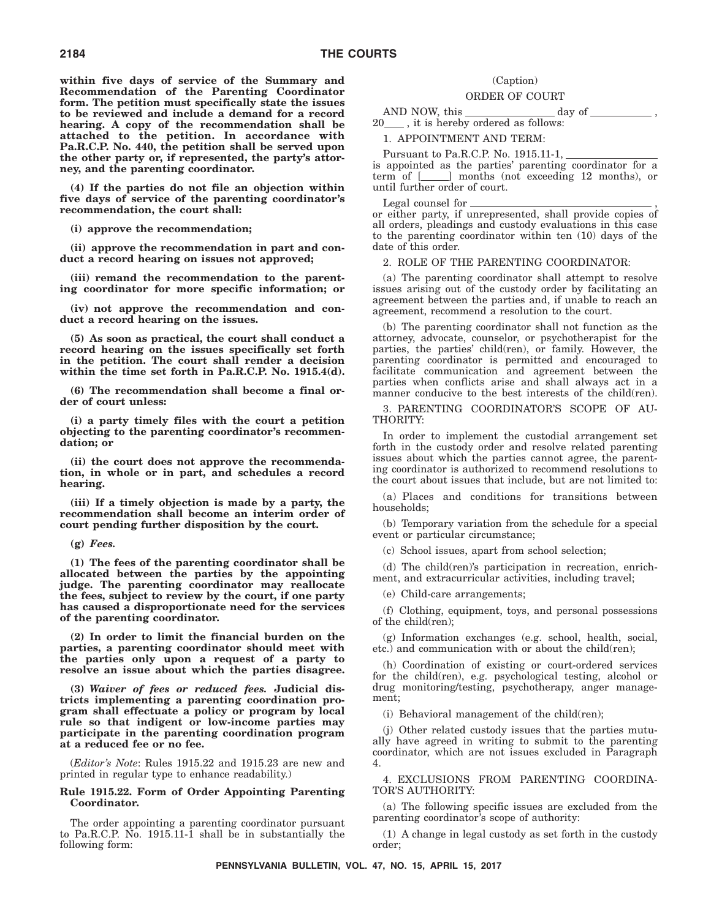**within five days of service of the Summary and Recommendation of the Parenting Coordinator form. The petition must specifically state the issues to be reviewed and include a demand for a record hearing. A copy of the recommendation shall be attached to the petition. In accordance with Pa.R.C.P. No. 440, the petition shall be served upon the other party or, if represented, the party's attorney, and the parenting coordinator.**

**(4) If the parties do not file an objection within five days of service of the parenting coordinator's recommendation, the court shall:**

**(i) approve the recommendation;**

**(ii) approve the recommendation in part and conduct a record hearing on issues not approved;**

**(iii) remand the recommendation to the parenting coordinator for more specific information; or**

**(iv) not approve the recommendation and conduct a record hearing on the issues.**

**(5) As soon as practical, the court shall conduct a record hearing on the issues specifically set forth in the petition. The court shall render a decision within the time set forth in Pa.R.C.P. No. 1915.4(d).**

**(6) The recommendation shall become a final order of court unless:**

**(i) a party timely files with the court a petition objecting to the parenting coordinator's recommendation; or**

**(ii) the court does not approve the recommendation, in whole or in part, and schedules a record hearing.**

**(iii) If a timely objection is made by a party, the recommendation shall become an interim order of court pending further disposition by the court.**

**(g)** ***Fees.***

**(1) The fees of the parenting coordinator shall be allocated between the parties by the appointing judge. The parenting coordinator may reallocate the fees, subject to review by the court, if one party has caused a disproportionate need for the services of the parenting coordinator.**

**(2) In order to limit the financial burden on the parties, a parenting coordinator should meet with the parties only upon a request of a party to resolve an issue about which the parties disagree.**

**(3)** ***Waiver of fees or reduced fees.*** **Judicial districts implementing a parenting coordination program shall effectuate a policy or program by local rule so that indigent or low-income parties may participate in the parenting coordination program at a reduced fee or no fee.**

(*Editor's Note*: Rules 1915.22 and 1915.23 are new and printed in regular type to enhance readability.)

### Rule 1915.22. Form of Order Appointing Parenting Coordinator.

The order appointing a parenting coordinator pursuant to Pa.R.C.P. No. 1915.11-1 shall be in substantially the following form:

(Caption)

ORDER OF COURT

AND NOW, this ________________ day of ___________ , 20____ , it is hereby ordered as follows:

1. APPOINTMENT AND TERM:

Pursuant to Pa.R.C.P. No. 1915.11-1, ________________ is appointed as the parties' parenting coordinator for a term of [_____] months (not exceeding 12 months), or until further order of court.

Legal counsel for ________________________________ , or either party, if unrepresented, shall provide copies of all orders, pleadings and custody evaluations in this case to the parenting coordinator within ten (10) days of the date of this order.

2. ROLE OF THE PARENTING COORDINATOR:

(a) The parenting coordinator shall attempt to resolve issues arising out of the custody order by facilitating an agreement between the parties and, if unable to reach an agreement, recommend a resolution to the court.

(b) The parenting coordinator shall not function as the attorney, advocate, counselor, or psychotherapist for the parties, the parties' child(ren), or family. However, the parenting coordinator is permitted and encouraged to facilitate communication and agreement between the parties when conflicts arise and shall always act in a manner conducive to the best interests of the child(ren).

3. PARENTING COORDINATOR'S SCOPE OF AUTHORITY:

In order to implement the custodial arrangement set forth in the custody order and resolve related parenting issues about which the parties cannot agree, the parenting coordinator is authorized to recommend resolutions to the court about issues that include, but are not limited to:

(a) Places and conditions for transitions between households;

(b) Temporary variation from the schedule for a special event or particular circumstance;

(c) School issues, apart from school selection;

(d) The child(ren)'s participation in recreation, enrichment, and extracurricular activities, including travel;

(e) Child-care arrangements;

(f) Clothing, equipment, toys, and personal possessions of the child(ren);

(g) Information exchanges (e.g. school, health, social, etc.) and communication with or about the child(ren);

(h) Coordination of existing or court-ordered services for the child(ren), e.g. psychological testing, alcohol or drug monitoring/testing, psychotherapy, anger management;

(i) Behavioral management of the child(ren);

(j) Other related custody issues that the parties mutually have agreed in writing to submit to the parenting coordinator, which are not issues excluded in Paragraph 4.

4. EXCLUSIONS FROM PARENTING COORDINATOR'S AUTHORITY:

(a) The following specific issues are excluded from the parenting coordinator's scope of authority:

(1) A change in legal custody as set forth in the custody order;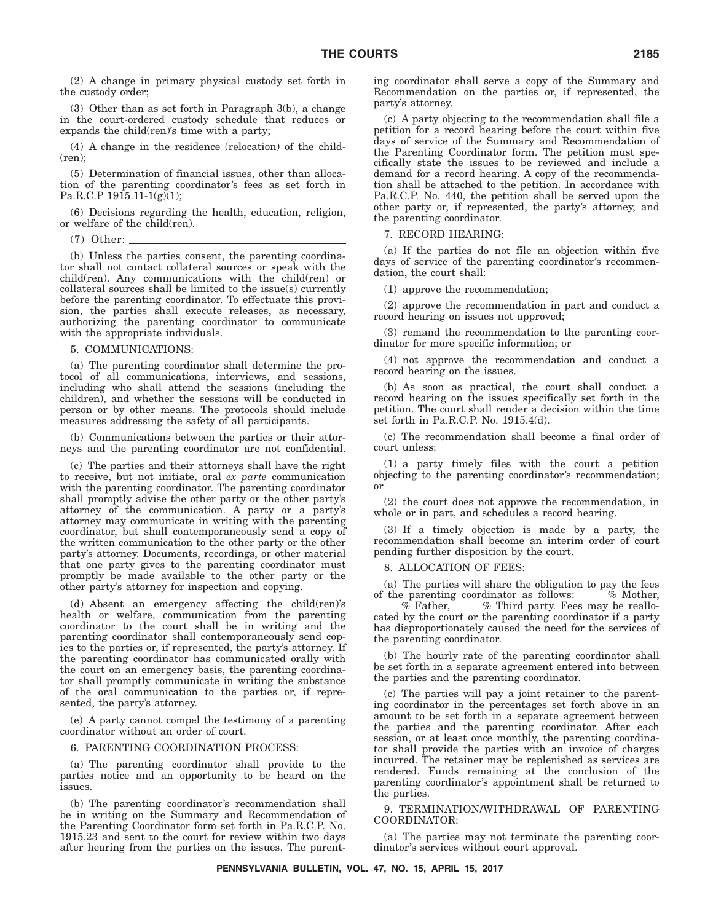(2) A change in primary physical custody set forth in the custody order;

(3) Other than as set forth in Paragraph 3(b), a change in the court-ordered custody schedule that reduces or expands the child(ren)'s time with a party;

(4) A change in the residence (relocation) of the child(ren);

(5) Determination of financial issues, other than allocation of the parenting coordinator's fees as set forth in Pa.R.C.P 1915.11-1(g)(1);

(6) Decisions regarding the health, education, religion, or welfare of the child(ren).

(7) Other: \_\_\_\_\_\_\_\_\_\_\_\_\_\_\_\_\_\_\_\_\_\_\_\_\_\_\_\_\_\_\_\_\_\_\_\_\_\_\_\_

(b) Unless the parties consent, the parenting coordinator shall not contact collateral sources or speak with the child(ren). Any communications with the child(ren) or collateral sources shall be limited to the issue(s) currently before the parenting coordinator. To effectuate this provision, the parties shall execute releases, as necessary, authorizing the parenting coordinator to communicate with the appropriate individuals.

5. COMMUNICATIONS:

(a) The parenting coordinator shall determine the protocol of all communications, interviews, and sessions, including who shall attend the sessions (including the children), and whether the sessions will be conducted in person or by other means. The protocols should include measures addressing the safety of all participants.

(b) Communications between the parties or their attorneys and the parenting coordinator are not confidential.

(c) The parties and their attorneys shall have the right to receive, but not initiate, oral *ex parte* communication with the parenting coordinator. The parenting coordinator shall promptly advise the other party or the other party's attorney of the communication. A party or a party's attorney may communicate in writing with the parenting coordinator, but shall contemporaneously send a copy of the written communication to the other party or the other party's attorney. Documents, recordings, or other material that one party gives to the parenting coordinator must promptly be made available to the other party or the other party's attorney for inspection and copying.

(d) Absent an emergency affecting the child(ren)'s health or welfare, communication from the parenting coordinator to the court shall be in writing and the parenting coordinator shall contemporaneously send copies to the parties or, if represented, the party's attorney. If the parenting coordinator has communicated orally with the court on an emergency basis, the parenting coordinator shall promptly communicate in writing the substance of the oral communication to the parties or, if represented, the party's attorney.

(e) A party cannot compel the testimony of a parenting coordinator without an order of court.

6. PARENTING COORDINATION PROCESS:

(a) The parenting coordinator shall provide to the parties notice and an opportunity to be heard on the issues.

(b) The parenting coordinator's recommendation shall be in writing on the Summary and Recommendation of the Parenting Coordinator form set forth in Pa.R.C.P. No. 1915.23 and sent to the court for review within two days after hearing from the parties on the issues. The parenting coordinator shall serve a copy of the Summary and Recommendation on the parties or, if represented, the party's attorney.

(c) A party objecting to the recommendation shall file a petition for a record hearing before the court within five days of service of the Summary and Recommendation of the Parenting Coordinator form. The petition must specifically state the issues to be reviewed and include a demand for a record hearing. A copy of the recommendation shall be attached to the petition. In accordance with Pa.R.C.P. No. 440, the petition shall be served upon the other party or, if represented, the party's attorney, and the parenting coordinator.

7. RECORD HEARING:

(a) If the parties do not file an objection within five days of service of the parenting coordinator's recommendation, the court shall:

(1) approve the recommendation;

(2) approve the recommendation in part and conduct a record hearing on issues not approved;

(3) remand the recommendation to the parenting coordinator for more specific information; or

(4) not approve the recommendation and conduct a record hearing on the issues.

(b) As soon as practical, the court shall conduct a record hearing on the issues specifically set forth in the petition. The court shall render a decision within the time set forth in Pa.R.C.P. No. 1915.4(d).

(c) The recommendation shall become a final order of court unless:

(1) a party timely files with the court a petition objecting to the parenting coordinator's recommendation; or

(2) the court does not approve the recommendation, in whole or in part, and schedules a record hearing.

(3) If a timely objection is made by a party, the recommendation shall become an interim order of court pending further disposition by the court.

8. ALLOCATION OF FEES:

(a) The parties will share the obligation to pay the fees of the parenting coordinator as follows: \_\_\_\_\_% Mother, \_\_\_\_\_% Father, \_\_\_\_\_% Third party. Fees may be reallocated by the court or the parenting coordinator if a party has disproportionately caused the need for the services of the parenting coordinator.

(b) The hourly rate of the parenting coordinator shall be set forth in a separate agreement entered into between the parties and the parenting coordinator.

(c) The parties will pay a joint retainer to the parenting coordinator in the percentages set forth above in an amount to be set forth in a separate agreement between the parties and the parenting coordinator. After each session, or at least once monthly, the parenting coordinator shall provide the parties with an invoice of charges incurred. The retainer may be replenished as services are rendered. Funds remaining at the conclusion of the parenting coordinator's appointment shall be returned to the parties.

9. TERMINATION/WITHDRAWAL OF PARENTING COORDINATOR:

(a) The parties may not terminate the parenting coordinator's services without court approval.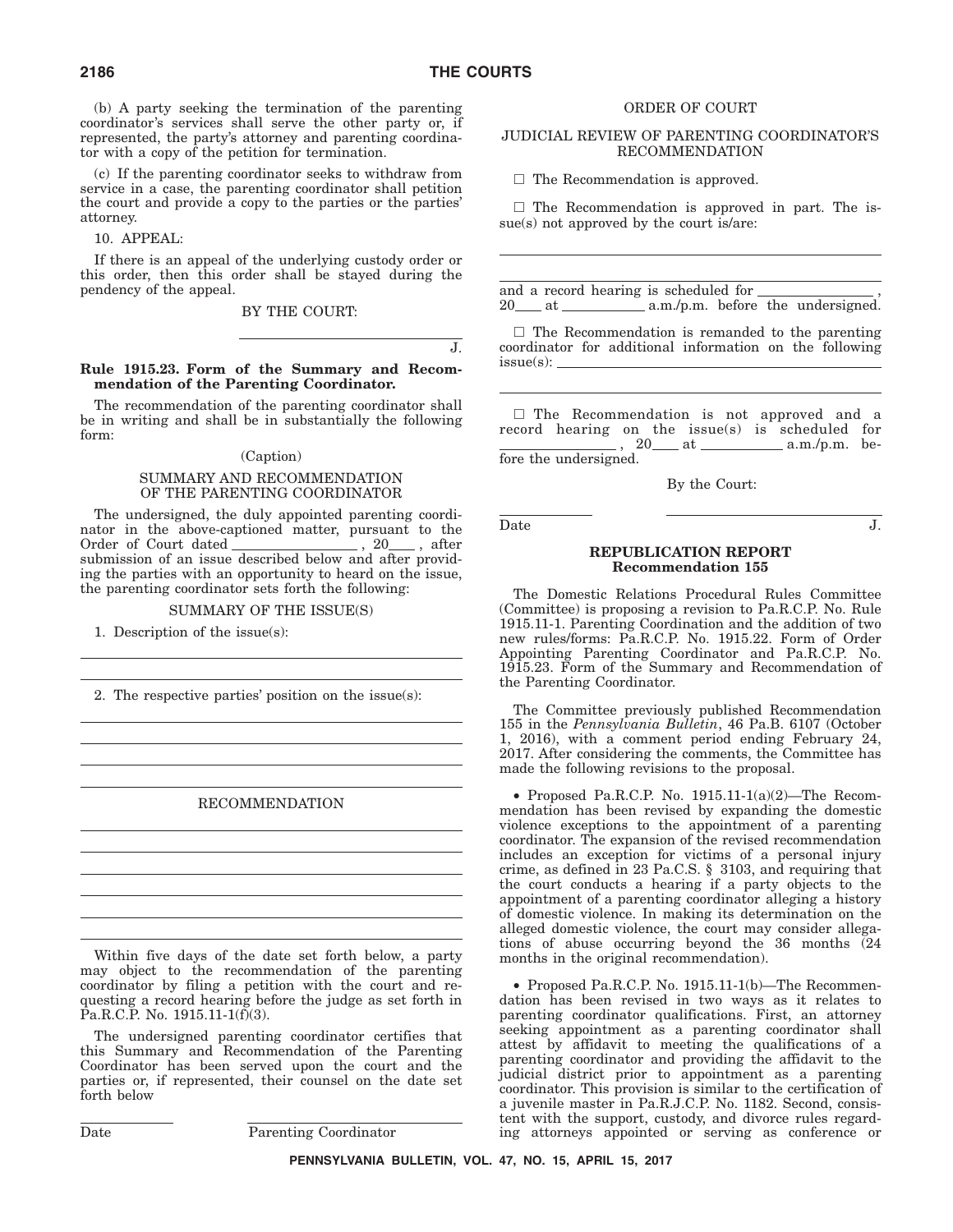(b) A party seeking the termination of the parenting coordinator's services shall serve the other party or, if represented, the party's attorney and parenting coordinator with a copy of the petition for termination.

(c) If the parenting coordinator seeks to withdraw from service in a case, the parenting coordinator shall petition the court and provide a copy to the parties or the parties' attorney.

10. APPEAL:

If there is an appeal of the underlying custody order or this order, then this order shall be stayed during the pendency of the appeal.

BY THE COURT:

\_\_\_\_\_\_\_\_\_\_\_\_\_\_\_\_\_\_\_\_\_\_\_\_\_\_\_ J.

**Rule 1915.23. Form of the Summary and Recommendation of the Parenting Coordinator.**

The recommendation of the parenting coordinator shall be in writing and shall be in substantially the following form:

(Caption)

SUMMARY AND RECOMMENDATION OF THE PARENTING COORDINATOR

The undersigned, the duly appointed parenting coordinator in the above-captioned matter, pursuant to the Order of Court dated \_\_\_\_\_\_\_\_\_\_\_\_\_\_\_\_, 20\_\_\_\_, after submission of an issue described below and after providing the parties with an opportunity to heard on the issue, the parenting coordinator sets forth the following:

SUMMARY OF THE ISSUE(S)

1. Description of the issue(s):

\_\_\_\_\_\_\_\_\_\_\_\_\_\_\_\_\_\_\_\_\_\_\_\_\_\_\_\_\_\_\_\_\_\_\_\_\_\_\_\_\_\_\_\_\_\_\_\_

\_\_\_\_\_\_\_\_\_\_\_\_\_\_\_\_\_\_\_\_\_\_\_\_\_\_\_\_\_\_\_\_\_\_\_\_\_\_\_\_\_\_\_\_\_\_\_\_

2. The respective parties' position on the issue(s):

\_\_\_\_\_\_\_\_\_\_\_\_\_\_\_\_\_\_\_\_\_\_\_\_\_\_\_\_\_\_\_\_\_\_\_\_\_\_\_\_\_\_\_\_\_\_\_\_

\_\_\_\_\_\_\_\_\_\_\_\_\_\_\_\_\_\_\_\_\_\_\_\_\_\_\_\_\_\_\_\_\_\_\_\_\_\_\_\_\_\_\_\_\_\_\_\_

\_\_\_\_\_\_\_\_\_\_\_\_\_\_\_\_\_\_\_\_\_\_\_\_\_\_\_\_\_\_\_\_\_\_\_\_\_\_\_\_\_\_\_\_\_\_\_\_

\_\_\_\_\_\_\_\_\_\_\_\_\_\_\_\_\_\_\_\_\_\_\_\_\_\_\_\_\_\_\_\_\_\_\_\_\_\_\_\_\_\_\_\_\_\_\_\_

RECOMMENDATION

\_\_\_\_\_\_\_\_\_\_\_\_\_\_\_\_\_\_\_\_\_\_\_\_\_\_\_\_\_\_\_\_\_\_\_\_\_\_\_\_\_\_\_\_\_\_\_\_

\_\_\_\_\_\_\_\_\_\_\_\_\_\_\_\_\_\_\_\_\_\_\_\_\_\_\_\_\_\_\_\_\_\_\_\_\_\_\_\_\_\_\_\_\_\_\_\_

\_\_\_\_\_\_\_\_\_\_\_\_\_\_\_\_\_\_\_\_\_\_\_\_\_\_\_\_\_\_\_\_\_\_\_\_\_\_\_\_\_\_\_\_\_\_\_\_

\_\_\_\_\_\_\_\_\_\_\_\_\_\_\_\_\_\_\_\_\_\_\_\_\_\_\_\_\_\_\_\_\_\_\_\_\_\_\_\_\_\_\_\_\_\_\_\_

\_\_\_\_\_\_\_\_\_\_\_\_\_\_\_\_\_\_\_\_\_\_\_\_\_\_\_\_\_\_\_\_\_\_\_\_\_\_\_\_\_\_\_\_\_\_\_\_

\_\_\_\_\_\_\_\_\_\_\_\_\_\_\_\_\_\_\_\_\_\_\_\_\_\_\_\_\_\_\_\_\_\_\_\_\_\_\_\_\_\_\_\_\_\_\_\_

Within five days of the date set forth below, a party may object to the recommendation of the parenting coordinator by filing a petition with the court and requesting a record hearing before the judge as set forth in Pa.R.C.P. No. 1915.11-1(f)(3).

The undersigned parenting coordinator certifies that this Summary and Recommendation of the Parenting Coordinator has been served upon the court and the parties or, if represented, their counsel on the date set forth below

\_\_\_\_\_\_\_\_\_\_ \_\_\_\_\_\_\_\_\_\_\_\_\_\_\_\_\_\_\_\_\_\_\_\_
Date Parenting Coordinator

ORDER OF COURT

JUDICIAL REVIEW OF PARENTING COORDINATOR'S RECOMMENDATION

☐ The Recommendation is approved.

☐ The Recommendation is approved in part. The issue(s) not approved by the court is/are:

\_\_\_\_\_\_\_\_\_\_\_\_\_\_\_\_\_\_\_\_\_\_\_\_\_\_\_\_\_\_\_\_\_\_\_\_\_\_\_\_\_\_\_\_\_\_\_\_

\_\_\_\_\_\_\_\_\_\_\_\_\_\_\_\_\_\_\_\_\_\_\_\_\_\_\_\_\_\_\_\_\_\_\_\_\_\_\_\_\_\_\_\_\_\_\_\_

and a record hearing is scheduled for \_\_\_\_\_\_\_\_\_\_\_\_\_\_\_\_, 20\_\_\_\_ at \_\_\_\_\_\_\_\_\_\_\_\_ a.m./p.m. before the undersigned.

☐ The Recommendation is remanded to the parenting coordinator for additional information on the following issue(s): \_\_\_\_\_\_\_\_\_\_\_\_\_\_\_\_\_\_\_\_\_\_\_\_\_\_\_\_\_\_\_\_\_\_\_\_\_\_\_\_

\_\_\_\_\_\_\_\_\_\_\_\_\_\_\_\_\_\_\_\_\_\_\_\_\_\_\_\_\_\_\_\_\_\_\_\_\_\_\_\_\_\_\_\_\_\_\_\_

☐ The Recommendation is not approved and a record hearing on the issue(s) is scheduled for \_\_\_\_\_\_\_\_\_\_\_\_\_\_\_\_, 20\_\_\_\_ at \_\_\_\_\_\_\_\_\_\_\_\_ a.m./p.m. before the undersigned.

By the Court:

\_\_\_\_\_\_\_\_\_\_ \_\_\_\_\_\_\_\_\_\_\_\_\_\_\_\_\_\_\_\_\_\_\_\_
Date J.

## REPUBLICATION REPORT
### Recommendation 155

The Domestic Relations Procedural Rules Committee (Committee) is proposing a revision to Pa.R.C.P. No. Rule 1915.11-1. Parenting Coordination and the addition of two new rules/forms: Pa.R.C.P. No. 1915.22. Form of Order Appointing Parenting Coordinator and Pa.R.C.P. No. 1915.23. Form of the Summary and Recommendation of the Parenting Coordinator.

The Committee previously published Recommendation 155 in the *Pennsylvania Bulletin*, 46 Pa.B. 6107 (October 1, 2016), with a comment period ending February 24, 2017. After considering the comments, the Committee has made the following revisions to the proposal.

- Proposed Pa.R.C.P. No. 1915.11-1(a)(2)—The Recommendation has been revised by expanding the domestic violence exceptions to the appointment of a parenting coordinator. The expansion of the revised recommendation includes an exception for victims of a personal injury crime, as defined in 23 Pa.C.S. § 3103, and requiring that the court conducts a hearing if a party objects to the appointment of a parenting coordinator alleging a history of domestic violence. In making its determination on the alleged domestic violence, the court may consider allegations of abuse occurring beyond the 36 months (24 months in the original recommendation).

- Proposed Pa.R.C.P. No. 1915.11-1(b)—The Recommendation has been revised in two ways as it relates to parenting coordinator qualifications. First, an attorney seeking appointment as a parenting coordinator shall attest by affidavit to meeting the qualifications of a parenting coordinator and providing the affidavit to the judicial district prior to appointment as a parenting coordinator. This provision is similar to the certification of a juvenile master in Pa.R.J.C.P. No. 1182. Second, consistent with the support, custody, and divorce rules regarding attorneys appointed or serving as conference or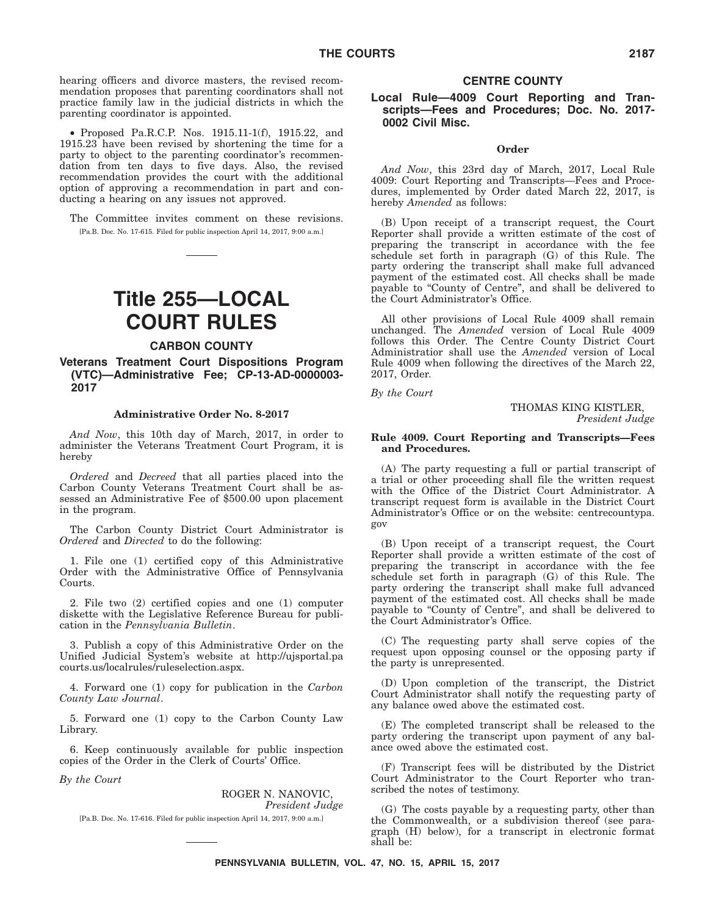hearing officers and divorce masters, the revised recommendation proposes that parenting coordinators shall not practice family law in the judicial districts in which the parenting coordinator is appointed.

• Proposed Pa.R.C.P. Nos. 1915.11-1(f), 1915.22, and 1915.23 have been revised by shortening the time for a party to object to the parenting coordinator's recommendation from ten days to five days. Also, the revised recommendation provides the court with the additional option of approving a recommendation in part and conducting a hearing on any issues not approved.

The Committee invites comment on these revisions.

[Pa.B. Doc. No. 17-615. Filed for public inspection April 14, 2017, 9:00 a.m.]

# Title 255—LOCAL COURT RULES

## CARBON COUNTY

### Veterans Treatment Court Dispositions Program (VTC)—Administrative Fee; CP-13-AD-0000003-2017

**Administrative Order No. 8-2017**

*And Now*, this 10th day of March, 2017, in order to administer the Veterans Treatment Court Program, it is hereby

*Ordered* and *Decreed* that all parties placed into the Carbon County Veterans Treatment Court shall be assessed an Administrative Fee of $500.00 upon placement in the program.

The Carbon County District Court Administrator is *Ordered* and *Directed* to do the following:

1. File one (1) certified copy of this Administrative Order with the Administrative Office of Pennsylvania Courts.

2. File two (2) certified copies and one (1) computer diskette with the Legislative Reference Bureau for publication in the *Pennsylvania Bulletin*.

3. Publish a copy of this Administrative Order on the Unified Judicial System's website at http://ujsportal.pacourts.us/localrules/ruleselection.aspx.

4. Forward one (1) copy for publication in the *Carbon County Law Journal*.

5. Forward one (1) copy to the Carbon County Law Library.

6. Keep continuously available for public inspection copies of the Order in the Clerk of Courts' Office.

*By the Court*

ROGER N. NANOVIC,
*President Judge*

[Pa.B. Doc. No. 17-616. Filed for public inspection April 14, 2017, 9:00 a.m.]

## CENTRE COUNTY

### Local Rule—4009 Court Reporting and Transcripts—Fees and Procedures; Doc. No. 2017-0002 Civil Misc.

**Order**

*And Now*, this 23rd day of March, 2017, Local Rule 4009: Court Reporting and Transcripts—Fees and Procedures, implemented by Order dated March 22, 2017, is hereby *Amended* as follows:

(B) Upon receipt of a transcript request, the Court Reporter shall provide a written estimate of the cost of preparing the transcript in accordance with the fee schedule set forth in paragraph (G) of this Rule. The party ordering the transcript shall make full advanced payment of the estimated cost. All checks shall be made payable to "County of Centre", and shall be delivered to the Court Administrator's Office.

All other provisions of Local Rule 4009 shall remain unchanged. The *Amended* version of Local Rule 4009 follows this Order. The Centre County District Court Administratior shall use the *Amended* version of Local Rule 4009 when following the directives of the March 22, 2017, Order.

*By the Court*

THOMAS KING KISTLER,
*President Judge*

**Rule 4009. Court Reporting and Transcripts—Fees and Procedures.**

(A) The party requesting a full or partial transcript of a trial or other proceeding shall file the written request with the Office of the District Court Administrator. A transcript request form is available in the District Court Administrator's Office or on the website: centrecountypa.gov

(B) Upon receipt of a transcript request, the Court Reporter shall provide a written estimate of the cost of preparing the transcript in accordance with the fee schedule set forth in paragraph (G) of this Rule. The party ordering the transcript shall make full advanced payment of the estimated cost. All checks shall be made payable to "County of Centre", and shall be delivered to the Court Administrator's Office.

(C) The requesting party shall serve copies of the request upon opposing counsel or the opposing party if the party is unrepresented.

(D) Upon completion of the transcript, the District Court Administrator shall notify the requesting party of any balance owed above the estimated cost.

(E) The completed transcript shall be released to the party ordering the transcript upon payment of any balance owed above the estimated cost.

(F) Transcript fees will be distributed by the District Court Administrator to the Court Reporter who transcribed the notes of testimony.

(G) The costs payable by a requesting party, other than the Commonwealth, or a subdivision thereof (see paragraph (H) below), for a transcript in electronic format shall be: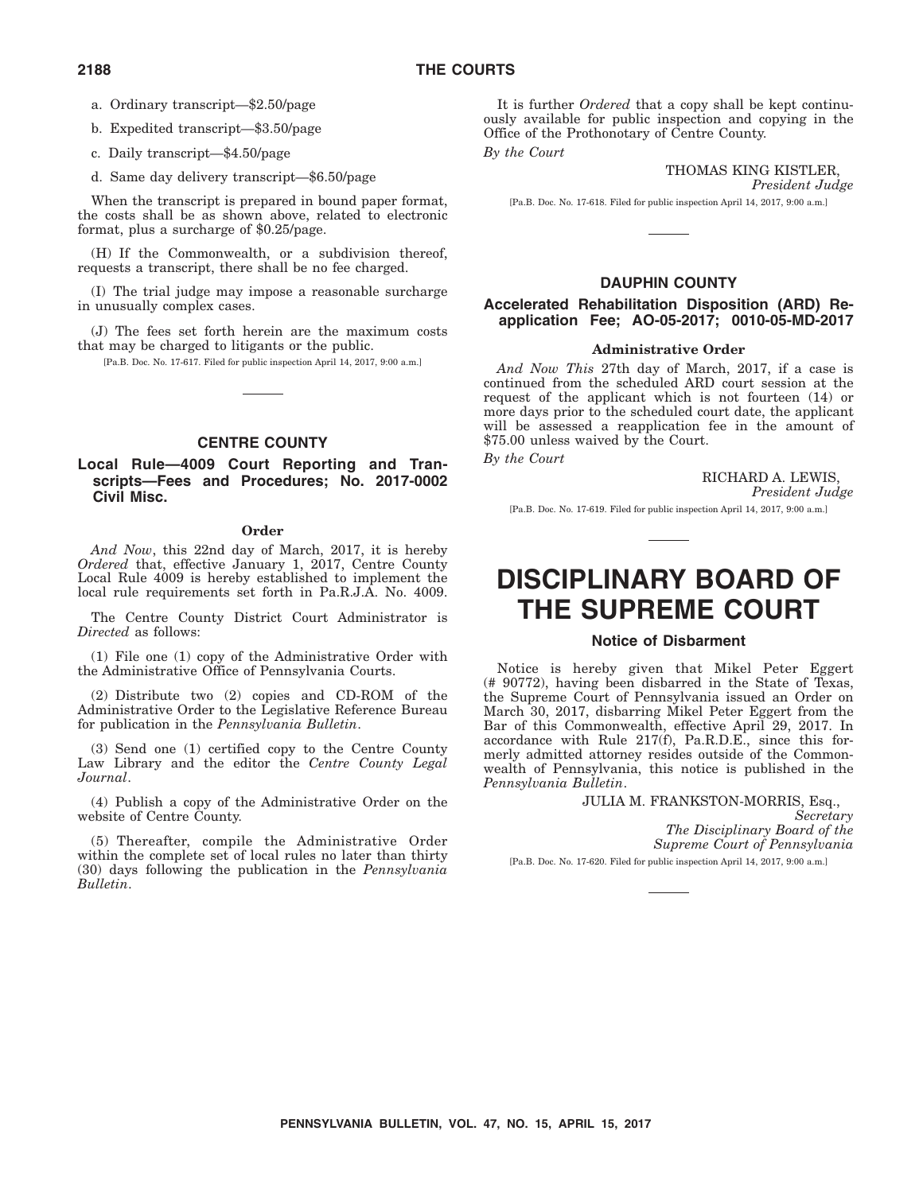a. Ordinary transcript—$2.50/page

b. Expedited transcript—$3.50/page

c. Daily transcript—$4.50/page

d. Same day delivery transcript—$6.50/page

When the transcript is prepared in bound paper format, the costs shall be as shown above, related to electronic format, plus a surcharge of $0.25/page.

(H) If the Commonwealth, or a subdivision thereof, requests a transcript, there shall be no fee charged.

(I) The trial judge may impose a reasonable surcharge in unusually complex cases.

(J) The fees set forth herein are the maximum costs that may be charged to litigants or the public.

[Pa.B. Doc. No. 17-617. Filed for public inspection April 14, 2017, 9:00 a.m.]

## CENTRE COUNTY

### Local Rule—4009 Court Reporting and Transcripts—Fees and Procedures; No. 2017-0002 Civil Misc.

#### Order

*And Now*, this 22nd day of March, 2017, it is hereby *Ordered* that, effective January 1, 2017, Centre County Local Rule 4009 is hereby established to implement the local rule requirements set forth in Pa.R.J.A. No. 4009.

The Centre County District Court Administrator is *Directed* as follows:

(1) File one (1) copy of the Administrative Order with the Administrative Office of Pennsylvania Courts.

(2) Distribute two (2) copies and CD-ROM of the Administrative Order to the Legislative Reference Bureau for publication in the *Pennsylvania Bulletin*.

(3) Send one (1) certified copy to the Centre County Law Library and the editor the *Centre County Legal Journal*.

(4) Publish a copy of the Administrative Order on the website of Centre County.

(5) Thereafter, compile the Administrative Order within the complete set of local rules no later than thirty (30) days following the publication in the *Pennsylvania Bulletin*.

It is further *Ordered* that a copy shall be kept continuously available for public inspection and copying in the Office of the Prothonotary of Centre County.

*By the Court*

THOMAS KING KISTLER,
*President Judge*

[Pa.B. Doc. No. 17-618. Filed for public inspection April 14, 2017, 9:00 a.m.]

## DAUPHIN COUNTY

### Accelerated Rehabilitation Disposition (ARD) Reapplication Fee; AO-05-2017; 0010-05-MD-2017

#### Administrative Order

*And Now This* 27th day of March, 2017, if a case is continued from the scheduled ARD court session at the request of the applicant which is not fourteen (14) or more days prior to the scheduled court date, the applicant will be assessed a reapplication fee in the amount of $75.00 unless waived by the Court.

*By the Court*

RICHARD A. LEWIS,
*President Judge*

[Pa.B. Doc. No. 17-619. Filed for public inspection April 14, 2017, 9:00 a.m.]

# DISCIPLINARY BOARD OF THE SUPREME COURT

### Notice of Disbarment

Notice is hereby given that Mikel Peter Eggert (# 90772), having been disbarred in the State of Texas, the Supreme Court of Pennsylvania issued an Order on March 30, 2017, disbarring Mikel Peter Eggert from the Bar of this Commonwealth, effective April 29, 2017. In accordance with Rule 217(f), Pa.R.D.E., since this formerly admitted attorney resides outside of the Commonwealth of Pennsylvania, this notice is published in the *Pennsylvania Bulletin*.

JULIA M. FRANKSTON-MORRIS, Esq.,
*Secretary*
*The Disciplinary Board of the Supreme Court of Pennsylvania*

[Pa.B. Doc. No. 17-620. Filed for public inspection April 14, 2017, 9:00 a.m.]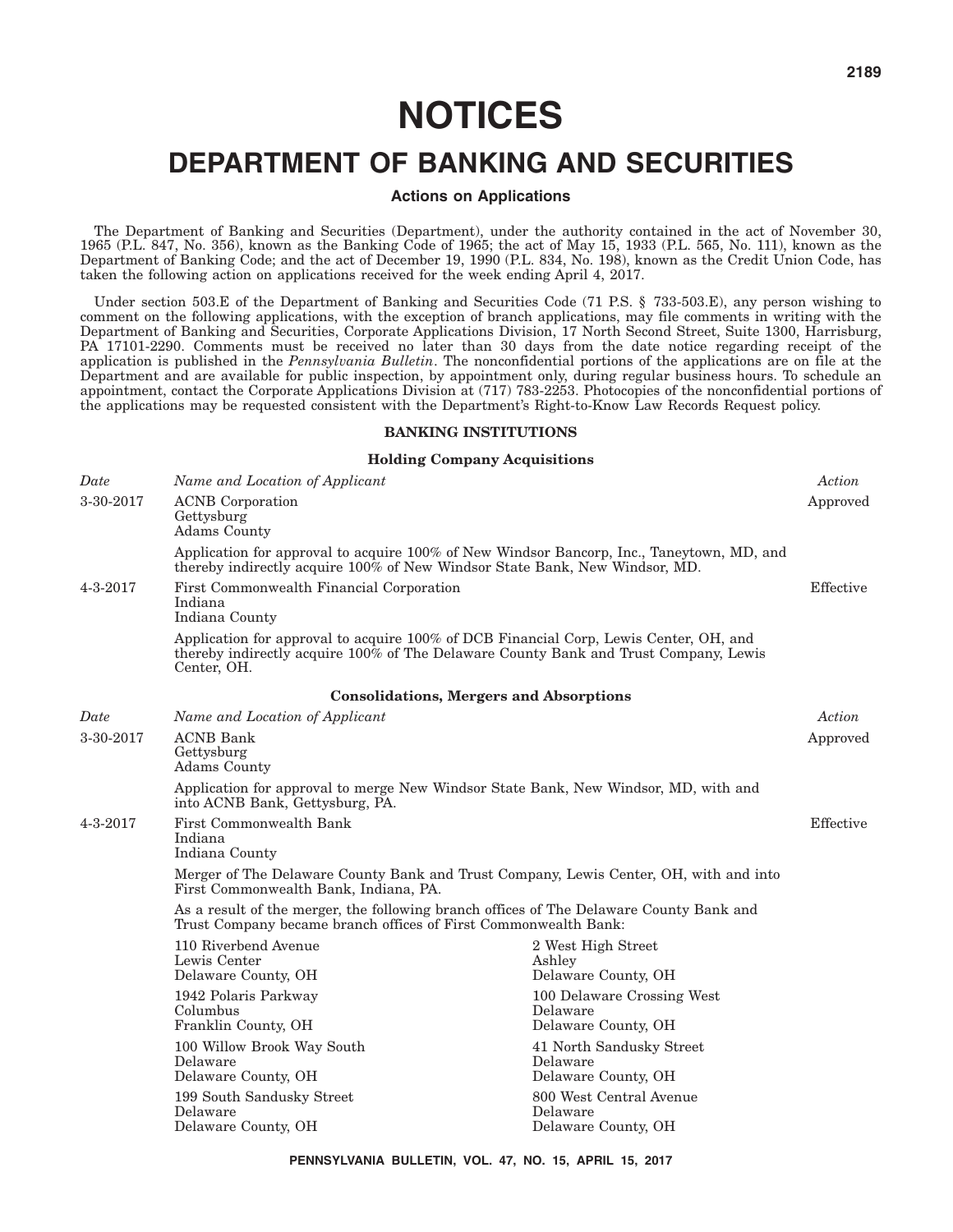# NOTICES

# DEPARTMENT OF BANKING AND SECURITIES

### Actions on Applications

The Department of Banking and Securities (Department), under the authority contained in the act of November 30, 1965 (P.L. 847, No. 356), known as the Banking Code of 1965; the act of May 15, 1933 (P.L. 565, No. 111), known as the Department of Banking Code; and the act of December 19, 1990 (P.L. 834, No. 198), known as the Credit Union Code, has taken the following action on applications received for the week ending April 4, 2017.

Under section 503.E of the Department of Banking and Securities Code (71 P.S. § 733-503.E), any person wishing to comment on the following applications, with the exception of branch applications, may file comments in writing with the Department of Banking and Securities, Corporate Applications Division, 17 North Second Street, Suite 1300, Harrisburg, PA 17101-2290. Comments must be received no later than 30 days from the date notice regarding receipt of the application is published in the *Pennsylvania Bulletin*. The nonconfidential portions of the applications are on file at the Department and are available for public inspection, by appointment only, during regular business hours. To schedule an appointment, contact the Corporate Applications Division at (717) 783-2253. Photocopies of the nonconfidential portions of the applications may be requested consistent with the Department's Right-to-Know Law Records Request policy.

**BANKING INSTITUTIONS**

**Holding Company Acquisitions**

| *Date* | *Name and Location of Applicant* | *Action* |
|---|---|---|
| 3-30-2017 | ACNB Corporation<br>Gettysburg<br>Adams County | Approved |
| | Application for approval to acquire 100% of New Windsor Bancorp, Inc., Taneytown, MD, and thereby indirectly acquire 100% of New Windsor State Bank, New Windsor, MD. | |
| 4-3-2017 | First Commonwealth Financial Corporation<br>Indiana<br>Indiana County | Effective |
| | Application for approval to acquire 100% of DCB Financial Corp, Lewis Center, OH, and thereby indirectly acquire 100% of The Delaware County Bank and Trust Company, Lewis Center, OH. | |

**Consolidations, Mergers and Absorptions**

| *Date* | *Name and Location of Applicant* | *Action* |
|---|---|---|
| 3-30-2017 | ACNB Bank<br>Gettysburg<br>Adams County | Approved |
| | Application for approval to merge New Windsor State Bank, New Windsor, MD, with and into ACNB Bank, Gettysburg, PA. | |
| 4-3-2017 | First Commonwealth Bank<br>Indiana<br>Indiana County | Effective |
| | Merger of The Delaware County Bank and Trust Company, Lewis Center, OH, with and into First Commonwealth Bank, Indiana, PA. | |

As a result of the merger, the following branch offices of The Delaware County Bank and Trust Company became branch offices of First Commonwealth Bank:

110 Riverbend Avenue
Lewis Center
Delaware County, OH

2 West High Street
Ashley
Delaware County, OH

1942 Polaris Parkway
Columbus
Franklin County, OH

100 Delaware Crossing West
Delaware
Delaware County, OH

100 Willow Brook Way South
Delaware
Delaware County, OH

41 North Sandusky Street
Delaware
Delaware County, OH

199 South Sandusky Street
Delaware
Delaware County, OH

800 West Central Avenue
Delaware
Delaware County, OH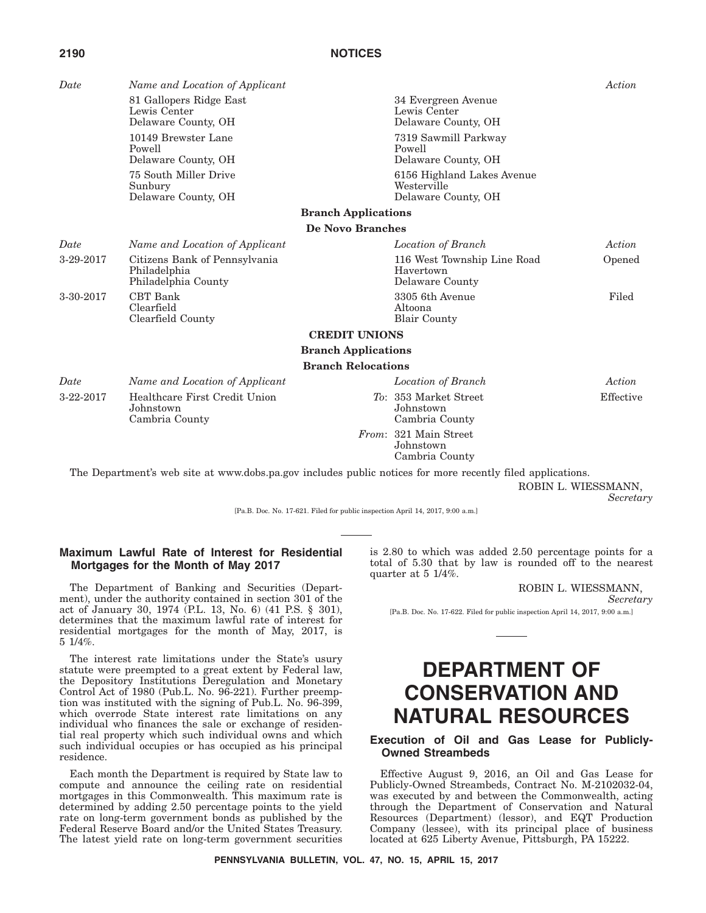| Date | Name and Location of Applicant | | Action |
|---|---|---|---|
| | 81 Gallopers Ridge East<br>Lewis Center<br>Delaware County, OH | 34 Evergreen Avenue<br>Lewis Center<br>Delaware County, OH | |
| | 10149 Brewster Lane<br>Powell<br>Delaware County, OH | 7319 Sawmill Parkway<br>Powell<br>Delaware County, OH | |
| | 75 South Miller Drive<br>Sunbury<br>Delaware County, OH | 6156 Highland Lakes Avenue<br>Westerville<br>Delaware County, OH | |

**Branch Applications**

**De Novo Branches**

| Date | Name and Location of Applicant | Location of Branch | Action |
|---|---|---|---|
| 3-29-2017 | Citizens Bank of Pennsylvania<br>Philadelphia<br>Philadelphia County | 116 West Township Line Road<br>Havertown<br>Delaware County | Opened |
| 3-30-2017 | CBT Bank<br>Clearfield<br>Clearfield County | 3305 6th Avenue<br>Altoona<br>Blair County | Filed |

**CREDIT UNIONS**

**Branch Applications**

**Branch Relocations**

| Date | Name and Location of Applicant | Location of Branch | Action |
|---|---|---|---|
| 3-22-2017 | Healthcare First Credit Union<br>Johnstown<br>Cambria County | *To*: 353 Market Street<br>Johnstown<br>Cambria County | Effective |
| | | *From*: 321 Main Street<br>Johnstown<br>Cambria County | |

The Department's web site at www.dobs.pa.gov includes public notices for more recently filed applications.

ROBIN L. WIESSMANN,
*Secretary*

[Pa.B. Doc. No. 17-621. Filed for public inspection April 14, 2017, 9:00 a.m.]

## Maximum Lawful Rate of Interest for Residential Mortgages for the Month of May 2017

The Department of Banking and Securities (Department), under the authority contained in section 301 of the act of January 30, 1974 (P.L. 13, No. 6) (41 P.S. § 301), determines that the maximum lawful rate of interest for residential mortgages for the month of May, 2017, is 5 1/4%.

The interest rate limitations under the State's usury statute were preempted to a great extent by Federal law, the Depository Institutions Deregulation and Monetary Control Act of 1980 (Pub.L. No. 96-221). Further preemption was instituted with the signing of Pub.L. No. 96-399, which overrode State interest rate limitations on any individual who finances the sale or exchange of residential real property which such individual owns and which such individual occupies or has occupied as his principal residence.

Each month the Department is required by State law to compute and announce the ceiling rate on residential mortgages in this Commonwealth. This maximum rate is determined by adding 2.50 percentage points to the yield rate on long-term government bonds as published by the Federal Reserve Board and/or the United States Treasury. The latest yield rate on long-term government securities is 2.80 to which was added 2.50 percentage points for a total of 5.30 that by law is rounded off to the nearest quarter at 5 1/4%.

ROBIN L. WIESSMANN,
*Secretary*

[Pa.B. Doc. No. 17-622. Filed for public inspection April 14, 2017, 9:00 a.m.]

# DEPARTMENT OF CONSERVATION AND NATURAL RESOURCES

## Execution of Oil and Gas Lease for Publicly-Owned Streambeds

Effective August 9, 2016, an Oil and Gas Lease for Publicly-Owned Streambeds, Contract No. M-2102032-04, was executed by and between the Commonwealth, acting through the Department of Conservation and Natural Resources (Department) (lessor), and EQT Production Company (lessee), with its principal place of business located at 625 Liberty Avenue, Pittsburgh, PA 15222.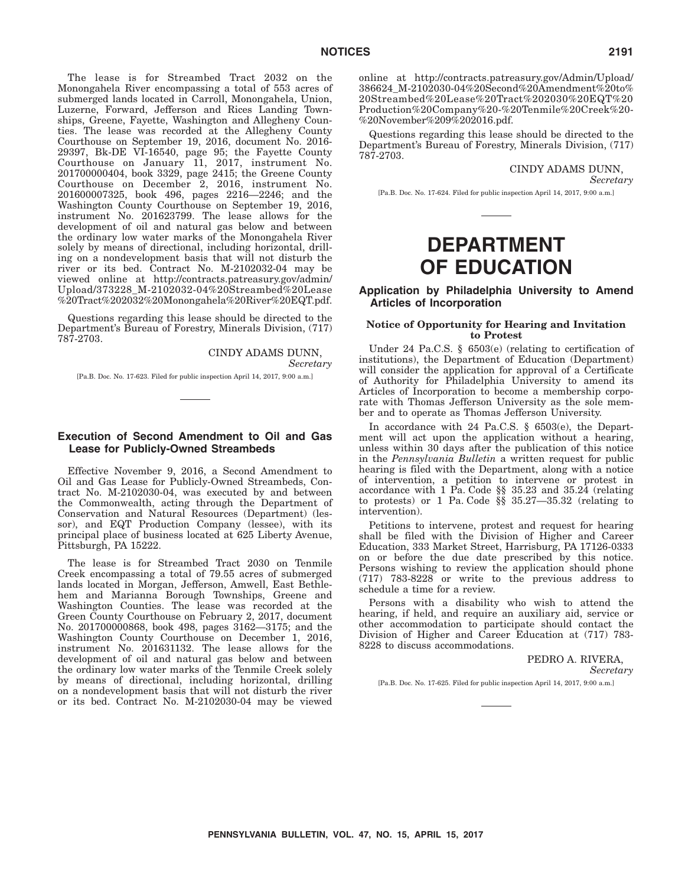The lease is for Streambed Tract 2032 on the Monongahela River encompassing a total of 553 acres of submerged lands located in Carroll, Monongahela, Union, Luzerne, Forward, Jefferson and Rices Landing Townships, Greene, Fayette, Washington and Allegheny Counties. The lease was recorded at the Allegheny County Courthouse on September 19, 2016, document No. 2016-29397, Bk-DE VI-16540, page 95; the Fayette County Courthouse on January 11, 2017, instrument No. 201700000404, book 3329, page 2415; the Greene County Courthouse on December 2, 2016, instrument No. 201600007325, book 496, pages 2216—2246; and the Washington County Courthouse on September 19, 2016, instrument No. 201623799. The lease allows for the development of oil and natural gas below and between the ordinary low water marks of the Monongahela River solely by means of directional, including horizontal, drilling on a nondevelopment basis that will not disturb the river or its bed. Contract No. M-2102032-04 may be viewed online at http://contracts.patreasury.gov/admin/Upload/373228_M-2102032-04%20Streambed%20Lease%20Tract%202032%20Monongahela%20River%20EQT.pdf.

Questions regarding this lease should be directed to the Department's Bureau of Forestry, Minerals Division, (717) 787-2703.

CINDY ADAMS DUNN,
*Secretary*

[Pa.B. Doc. No. 17-623. Filed for public inspection April 14, 2017, 9:00 a.m.]

### Execution of Second Amendment to Oil and Gas Lease for Publicly-Owned Streambeds

Effective November 9, 2016, a Second Amendment to Oil and Gas Lease for Publicly-Owned Streambeds, Contract No. M-2102030-04, was executed by and between the Commonwealth, acting through the Department of Conservation and Natural Resources (Department) (lessor), and EQT Production Company (lessee), with its principal place of business located at 625 Liberty Avenue, Pittsburgh, PA 15222.

The lease is for Streambed Tract 2030 on Tenmile Creek encompassing a total of 79.55 acres of submerged lands located in Morgan, Jefferson, Amwell, East Bethlehem and Marianna Borough Townships, Greene and Washington Counties. The lease was recorded at the Green County Courthouse on February 2, 2017, document No. 201700000868, book 498, pages 3162—3175; and the Washington County Courthouse on December 1, 2016, instrument No. 201631132. The lease allows for the development of oil and natural gas below and between the ordinary low water marks of the Tenmile Creek solely by means of directional, including horizontal, drilling on a nondevelopment basis that will not disturb the river or its bed. Contract No. M-2102030-04 may be viewed online at http://contracts.patreasury.gov/Admin/Upload/386624_M-2102030-04%20Second%20Amendment%20to%20Streambed%20Lease%20Tract%202030%20EQT%20Production%20Company%20-%20Tenmile%20Creek%20-%20November%209%202016.pdf.

Questions regarding this lease should be directed to the Department's Bureau of Forestry, Minerals Division, (717) 787-2703.

CINDY ADAMS DUNN,
*Secretary*

[Pa.B. Doc. No. 17-624. Filed for public inspection April 14, 2017, 9:00 a.m.]

# DEPARTMENT OF EDUCATION

### Application by Philadelphia University to Amend Articles of Incorporation

#### Notice of Opportunity for Hearing and Invitation to Protest

Under 24 Pa.C.S. § 6503(e) (relating to certification of institutions), the Department of Education (Department) will consider the application for approval of a Certificate of Authority for Philadelphia University to amend its Articles of Incorporation to become a membership corporate with Thomas Jefferson University as the sole member and to operate as Thomas Jefferson University.

In accordance with 24 Pa.C.S. § 6503(e), the Department will act upon the application without a hearing, unless within 30 days after the publication of this notice in the *Pennsylvania Bulletin* a written request for public hearing is filed with the Department, along with a notice of intervention, a petition to intervene or protest in accordance with 1 Pa. Code §§ 35.23 and 35.24 (relating to protests) or 1 Pa. Code §§ 35.27—35.32 (relating to intervention).

Petitions to intervene, protest and request for hearing shall be filed with the Division of Higher and Career Education, 333 Market Street, Harrisburg, PA 17126-0333 on or before the due date prescribed by this notice. Persons wishing to review the application should phone (717) 783-8228 or write to the previous address to schedule a time for a review.

Persons with a disability who wish to attend the hearing, if held, and require an auxiliary aid, service or other accommodation to participate should contact the Division of Higher and Career Education at (717) 783-8228 to discuss accommodations.

PEDRO A. RIVERA,
*Secretary*

[Pa.B. Doc. No. 17-625. Filed for public inspection April 14, 2017, 9:00 a.m.]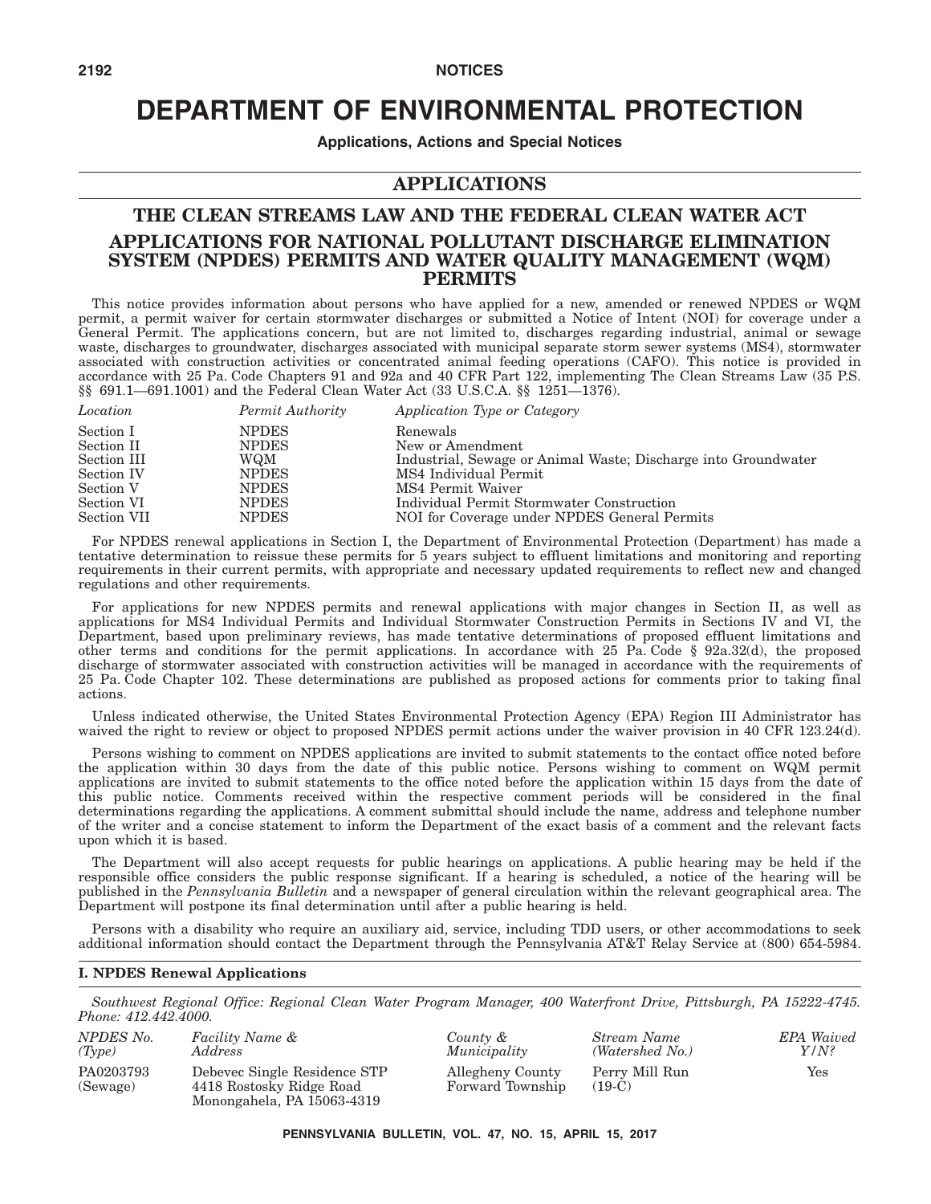# DEPARTMENT OF ENVIRONMENTAL PROTECTION

**Applications, Actions and Special Notices**

## APPLICATIONS

## THE CLEAN STREAMS LAW AND THE FEDERAL CLEAN WATER ACT

## APPLICATIONS FOR NATIONAL POLLUTANT DISCHARGE ELIMINATION SYSTEM (NPDES) PERMITS AND WATER QUALITY MANAGEMENT (WQM) PERMITS

This notice provides information about persons who have applied for a new, amended or renewed NPDES or WQM permit, a permit waiver for certain stormwater discharges or submitted a Notice of Intent (NOI) for coverage under a General Permit. The applications concern, but are not limited to, discharges regarding industrial, animal or sewage waste, discharges to groundwater, discharges associated with municipal separate storm sewer systems (MS4), stormwater associated with construction activities or concentrated animal feeding operations (CAFO). This notice is provided in accordance with 25 Pa. Code Chapters 91 and 92a and 40 CFR Part 122, implementing The Clean Streams Law (35 P.S. §§ 691.1—691.1001) and the Federal Clean Water Act (33 U.S.C.A. §§ 1251—1376).

| *Location* | *Permit Authority* | *Application Type or Category* |
|---|---|---|
| Section I | NPDES | Renewals |
| Section II | NPDES | New or Amendment |
| Section III | WQM | Industrial, Sewage or Animal Waste; Discharge into Groundwater |
| Section IV | NPDES | MS4 Individual Permit |
| Section V | NPDES | MS4 Permit Waiver |
| Section VI | NPDES | Individual Permit Stormwater Construction |
| Section VII | NPDES | NOI for Coverage under NPDES General Permits |

For NPDES renewal applications in Section I, the Department of Environmental Protection (Department) has made a tentative determination to reissue these permits for 5 years subject to effluent limitations and monitoring and reporting requirements in their current permits, with appropriate and necessary updated requirements to reflect new and changed regulations and other requirements.

For applications for new NPDES permits and renewal applications with major changes in Section II, as well as applications for MS4 Individual Permits and Individual Stormwater Construction Permits in Sections IV and VI, the Department, based upon preliminary reviews, has made tentative determinations of proposed effluent limitations and other terms and conditions for the permit applications. In accordance with 25 Pa. Code § 92a.32(d), the proposed discharge of stormwater associated with construction activities will be managed in accordance with the requirements of 25 Pa. Code Chapter 102. These determinations are published as proposed actions for comments prior to taking final actions.

Unless indicated otherwise, the United States Environmental Protection Agency (EPA) Region III Administrator has waived the right to review or object to proposed NPDES permit actions under the waiver provision in 40 CFR 123.24(d).

Persons wishing to comment on NPDES applications are invited to submit statements to the contact office noted before the application within 30 days from the date of this public notice. Persons wishing to comment on WQM permit applications are invited to submit statements to the office noted before the application within 15 days from the date of this public notice. Comments received within the respective comment periods will be considered in the final determinations regarding the applications. A comment submittal should include the name, address and telephone number of the writer and a concise statement to inform the Department of the exact basis of a comment and the relevant facts upon which it is based.

The Department will also accept requests for public hearings on applications. A public hearing may be held if the responsible office considers the public response significant. If a hearing is scheduled, a notice of the hearing will be published in the *Pennsylvania Bulletin* and a newspaper of general circulation within the relevant geographical area. The Department will postpone its final determination until after a public hearing is held.

Persons with a disability who require an auxiliary aid, service, including TDD users, or other accommodations to seek additional information should contact the Department through the Pennsylvania AT&T Relay Service at (800) 654-5984.

### I. NPDES Renewal Applications

*Southwest Regional Office: Regional Clean Water Program Manager, 400 Waterfront Drive, Pittsburgh, PA 15222-4745. Phone: 412.442.4000.*

| *NPDES No. (Type)* | *Facility Name & Address* | *County & Municipality* | *Stream Name (Watershed No.)* | *EPA Waived Y/N?* |
|---|---|---|---|---|
| PA0203793 (Sewage) | Debevec Single Residence STP 4418 Rostosky Ridge Road Monongahela, PA 15063-4319 | Allegheny County Forward Township | Perry Mill Run (19-C) | Yes |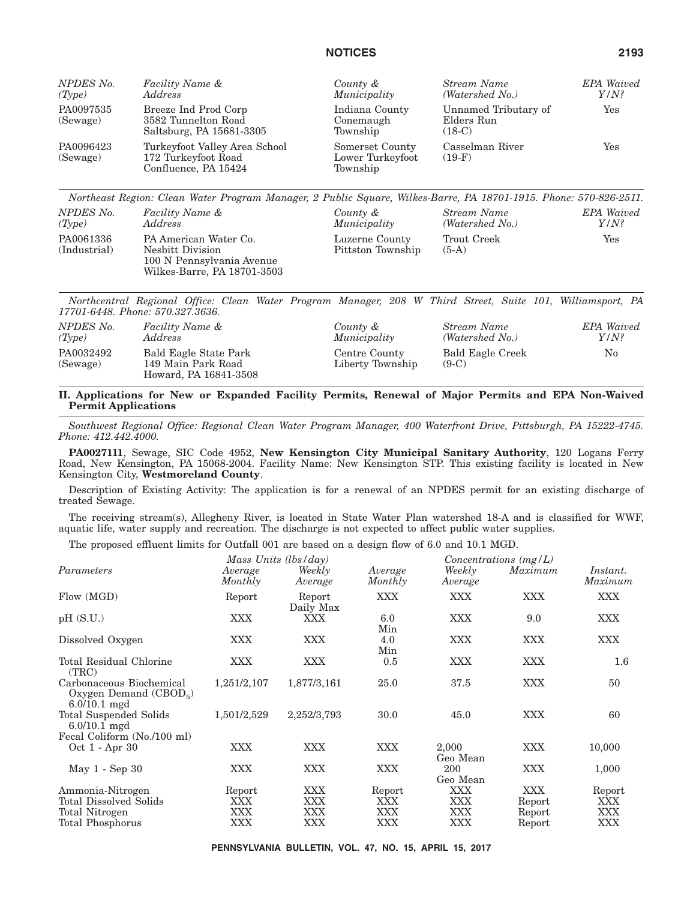| *NPDES No. (Type)* | *Facility Name & Address* | *County & Municipality* | *Stream Name (Watershed No.)* | *EPA Waived Y/N?* |
|---|---|---|---|---|
| PA0097535 (Sewage) | Breeze Ind Prod Corp 3582 Tunnelton Road Saltsburg, PA 15681-3305 | Indiana County Conemaugh Township | Unnamed Tributary of Elders Run (18-C) | Yes |
| PA0096423 (Sewage) | Turkeyfoot Valley Area School 172 Turkeyfoot Road Confluence, PA 15424 | Somerset County Lower Turkeyfoot Township | Casselman River (19-F) | Yes |

*Northeast Region: Clean Water Program Manager, 2 Public Square, Wilkes-Barre, PA 18701-1915. Phone: 570-826-2511.*

| *NPDES No. (Type)* | *Facility Name & Address* | *County & Municipality* | *Stream Name (Watershed No.)* | *EPA Waived Y/N?* |
|---|---|---|---|---|
| PA0061336 (Industrial) | PA American Water Co. Nesbitt Division 100 N Pennsylvania Avenue Wilkes-Barre, PA 18701-3503 | Luzerne County Pittston Township | Trout Creek (5-A) | Yes |

*Northcentral Regional Office: Clean Water Program Manager, 208 W Third Street, Suite 101, Williamsport, PA 17701-6448. Phone: 570.327.3636.*

| *NPDES No. (Type)* | *Facility Name & Address* | *County & Municipality* | *Stream Name (Watershed No.)* | *EPA Waived Y/N?* |
|---|---|---|---|---|
| PA0032492 (Sewage) | Bald Eagle State Park 149 Main Park Road Howard, PA 16841-3508 | Centre County Liberty Township | Bald Eagle Creek (9-C) | No |

## II. Applications for New or Expanded Facility Permits, Renewal of Major Permits and EPA Non-Waived Permit Applications

*Southwest Regional Office: Regional Clean Water Program Manager, 400 Waterfront Drive, Pittsburgh, PA 15222-4745. Phone: 412.442.4000.*

**PA0027111**, Sewage, SIC Code 4952, **New Kensington City Municipal Sanitary Authority**, 120 Logans Ferry Road, New Kensington, PA 15068-2004. Facility Name: New Kensington STP. This existing facility is located in New Kensington City, **Westmoreland County**.

Description of Existing Activity: The application is for a renewal of an NPDES permit for an existing discharge of treated Sewage.

The receiving stream(s), Allegheny River, is located in State Water Plan watershed 18-A and is classified for WWF, aquatic life, water supply and recreation. The discharge is not expected to affect public water supplies.

The proposed effluent limits for Outfall 001 are based on a design flow of 6.0 and 10.1 MGD.

| *Parameters* | *Mass Units (lbs/day)* | | *Concentrations (mg/L)* | | | |
|---|---|---|---|---|---|---|
| | *Average Monthly* | *Weekly Average* | *Average Monthly* | *Weekly Average* | *Maximum* | *Instant. Maximum* |
| Flow (MGD) | Report | Report Daily Max | XXX | XXX | XXX | XXX |
| pH (S.U.) | XXX | XXX | 6.0 Min | XXX | 9.0 | XXX |
| Dissolved Oxygen | XXX | XXX | 4.0 Min | XXX | XXX | XXX |
| Total Residual Chlorine (TRC) | XXX | XXX | 0.5 | XXX | XXX | 1.6 |
| Carbonaceous Biochemical Oxygen Demand ($CBOD_5$) 6.0/10.1 mgd | 1,251/2,107 | 1,877/3,161 | 25.0 | 37.5 | XXX | 50 |
| Total Suspended Solids 6.0/10.1 mgd | 1,501/2,529 | 2,252/3,793 | 30.0 | 45.0 | XXX | 60 |
| Fecal Coliform (No./100 ml) | | | | | | |
| Oct 1 - Apr 30 | XXX | XXX | XXX | 2,000 Geo Mean | XXX | 10,000 |
| May 1 - Sep 30 | XXX | XXX | XXX | 200 Geo Mean | XXX | 1,000 |
| Ammonia-Nitrogen | Report | XXX | Report | XXX | XXX | Report |
| Total Dissolved Solids | XXX | XXX | XXX | XXX | Report | XXX |
| Total Nitrogen | XXX | XXX | XXX | XXX | Report | XXX |
| Total Phosphorus | XXX | XXX | XXX | XXX | Report | XXX |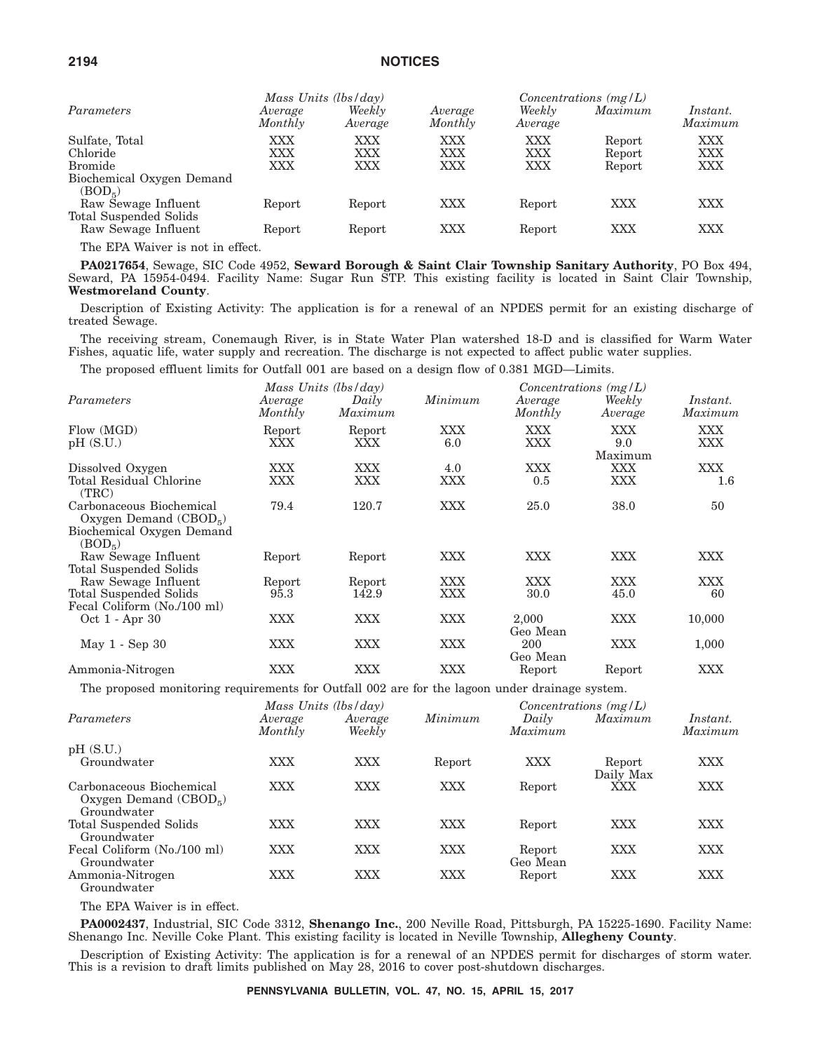| Parameters | Mass Units (lbs/day) | | Concentrations (mg/L) | | | |
|---|---|---|---|---|---|---|
| | Average Monthly | Weekly Average | Average Monthly | Weekly Average | Maximum | Instant. Maximum |
| Sulfate, Total | XXX | XXX | XXX | XXX | Report | XXX |
| Chloride | XXX | XXX | XXX | XXX | Report | XXX |
| Bromide | XXX | XXX | XXX | XXX | Report | XXX |
| Biochemical Oxygen Demand ($BOD_5$) | | | | | | |
| Raw Sewage Influent | Report | Report | XXX | Report | XXX | XXX |
| Total Suspended Solids | | | | | | |
| Raw Sewage Influent | Report | Report | XXX | Report | XXX | XXX |

The EPA Waiver is not in effect.

**PA0217654**, Sewage, SIC Code 4952, **Seward Borough & Saint Clair Township Sanitary Authority**, PO Box 494, Seward, PA 15954-0494. Facility Name: Sugar Run STP. This existing facility is located in Saint Clair Township, **Westmoreland County**.

Description of Existing Activity: The application is for a renewal of an NPDES permit for an existing discharge of treated Sewage.

The receiving stream, Conemaugh River, is in State Water Plan watershed 18-D and is classified for Warm Water Fishes, aquatic life, water supply and recreation. The discharge is not expected to affect public water supplies.

The proposed effluent limits for Outfall 001 are based on a design flow of 0.381 MGD—Limits.

| Parameters | Mass Units (lbs/day) | | | Concentrations (mg/L) | | |
|---|---|---|---|---|---|---|
| | Average Monthly | Daily Maximum | Minimum | Average Monthly | Weekly Average | Instant. Maximum |
| Flow (MGD) | Report | Report | XXX | XXX | XXX | XXX |
| pH (S.U.) | XXX | XXX | 6.0 | XXX | 9.0 Maximum | XXX |
| Dissolved Oxygen | XXX | XXX | 4.0 | XXX | XXX | XXX |
| Total Residual Chlorine (TRC) | XXX | XXX | XXX | 0.5 | XXX | 1.6 |
| Carbonaceous Biochemical Oxygen Demand ($CBOD_5$) | 79.4 | 120.7 | XXX | 25.0 | 38.0 | 50 |
| Biochemical Oxygen Demand ($BOD_5$) | | | | | | |
| Raw Sewage Influent | Report | Report | XXX | XXX | XXX | XXX |
| Total Suspended Solids | | | | | | |
| Raw Sewage Influent | Report | Report | XXX | XXX | XXX | XXX |
| Total Suspended Solids | 95.3 | 142.9 | XXX | 30.0 | 45.0 | 60 |
| Fecal Coliform (No./100 ml) | | | | | | |
| Oct 1 - Apr 30 | XXX | XXX | XXX | 2,000 Geo Mean | XXX | 10,000 |
| May 1 - Sep 30 | XXX | XXX | XXX | 200 Geo Mean | XXX | 1,000 |
| Ammonia-Nitrogen | XXX | XXX | XXX | Report | Report | XXX |

The proposed monitoring requirements for Outfall 002 are for the lagoon under drainage system.

| Parameters | Mass Units (lbs/day) | | | Concentrations (mg/L) | | |
|---|---|---|---|---|---|---|
| | Average Monthly | Average Weekly | Minimum | Daily Maximum | Maximum | Instant. Maximum |
| pH (S.U.) | | | | | | |
| Groundwater | XXX | XXX | Report | XXX | Report Daily Max | XXX |
| Carbonaceous Biochemical Oxygen Demand ($CBOD_5$) Groundwater | XXX | XXX | XXX | Report | XXX | XXX |
| Total Suspended Solids Groundwater | XXX | XXX | XXX | Report | XXX | XXX |
| Fecal Coliform (No./100 ml) Groundwater | XXX | XXX | XXX | Report Geo Mean | XXX | XXX |
| Ammonia-Nitrogen Groundwater | XXX | XXX | XXX | Report | XXX | XXX |

The EPA Waiver is in effect.

**PA0002437**, Industrial, SIC Code 3312, **Shenango Inc.**, 200 Neville Road, Pittsburgh, PA 15225-1690. Facility Name: Shenango Inc. Neville Coke Plant. This existing facility is located in Neville Township, **Allegheny County**.

Description of Existing Activity: The application is for a renewal of an NPDES permit for discharges of storm water. This is a revision to draft limits published on May 28, 2016 to cover post-shutdown discharges.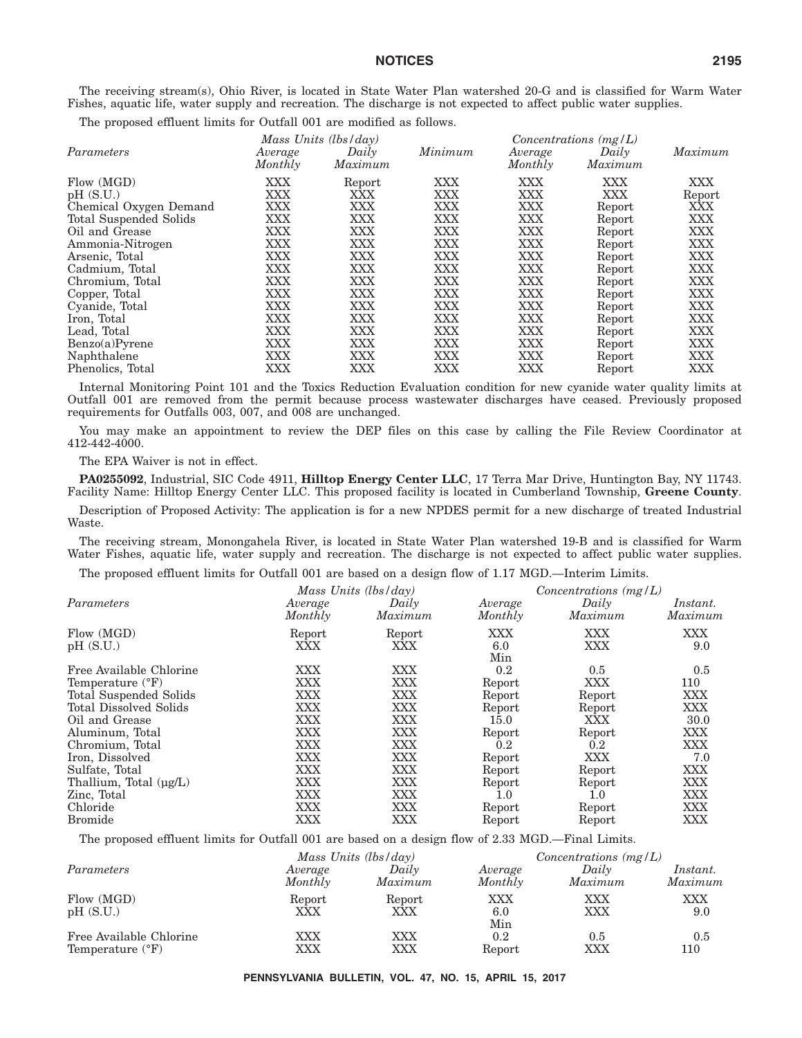The receiving stream(s), Ohio River, is located in State Water Plan watershed 20-G and is classified for Warm Water Fishes, aquatic life, water supply and recreation. The discharge is not expected to affect public water supplies.

The proposed effluent limits for Outfall 001 are modified as follows.

| *Parameters* | *Mass Units (lbs/day)* | | *Minimum* | *Concentrations (mg/L)* | | *Maximum* |
|---|---|---|---|---|---|---|
| | *Average Monthly* | *Daily Maximum* | | *Average Monthly* | *Daily Maximum* | |
| Flow (MGD) | XXX | Report | XXX | XXX | XXX | XXX |
| pH (S.U.) | XXX | XXX | XXX | XXX | XXX | Report |
| Chemical Oxygen Demand | XXX | XXX | XXX | XXX | Report | XXX |
| Total Suspended Solids | XXX | XXX | XXX | XXX | Report | XXX |
| Oil and Grease | XXX | XXX | XXX | XXX | Report | XXX |
| Ammonia-Nitrogen | XXX | XXX | XXX | XXX | Report | XXX |
| Arsenic, Total | XXX | XXX | XXX | XXX | Report | XXX |
| Cadmium, Total | XXX | XXX | XXX | XXX | Report | XXX |
| Chromium, Total | XXX | XXX | XXX | XXX | Report | XXX |
| Copper, Total | XXX | XXX | XXX | XXX | Report | XXX |
| Cyanide, Total | XXX | XXX | XXX | XXX | Report | XXX |
| Iron, Total | XXX | XXX | XXX | XXX | Report | XXX |
| Lead, Total | XXX | XXX | XXX | XXX | Report | XXX |
| Benzo(a)Pyrene | XXX | XXX | XXX | XXX | Report | XXX |
| Naphthalene | XXX | XXX | XXX | XXX | Report | XXX |
| Phenolics, Total | XXX | XXX | XXX | XXX | Report | XXX |

Internal Monitoring Point 101 and the Toxics Reduction Evaluation condition for new cyanide water quality limits at Outfall 001 are removed from the permit because process wastewater discharges have ceased. Previously proposed requirements for Outfalls 003, 007, and 008 are unchanged.

You may make an appointment to review the DEP files on this case by calling the File Review Coordinator at 412-442-4000.

The EPA Waiver is not in effect.

**PA0255092**, Industrial, SIC Code 4911, **Hilltop Energy Center LLC**, 17 Terra Mar Drive, Huntington Bay, NY 11743. Facility Name: Hilltop Energy Center LLC. This proposed facility is located in Cumberland Township, **Greene County**.

Description of Proposed Activity: The application is for a new NPDES permit for a new discharge of treated Industrial Waste.

The receiving stream, Monongahela River, is located in State Water Plan watershed 19-B and is classified for Warm Water Fishes, aquatic life, water supply and recreation. The discharge is not expected to affect public water supplies.

The proposed effluent limits for Outfall 001 are based on a design flow of 1.17 MGD.—Interim Limits.

| *Parameters* | *Mass Units (lbs/day)* | | *Concentrations (mg/L)* | | |
|---|---|---|---|---|---|
| | *Average Monthly* | *Daily Maximum* | *Average Monthly* | *Daily Maximum* | *Instant. Maximum* |
| Flow (MGD) | Report | Report | XXX | XXX | XXX |
| pH (S.U.) | XXX | XXX | 6.0 Min | XXX | 9.0 |
| Free Available Chlorine | XXX | XXX | 0.2 | 0.5 | 0.5 |
| Temperature (°F) | XXX | XXX | Report | XXX | 110 |
| Total Suspended Solids | XXX | XXX | Report | Report | XXX |
| Total Dissolved Solids | XXX | XXX | Report | Report | XXX |
| Oil and Grease | XXX | XXX | 15.0 | XXX | 30.0 |
| Aluminum, Total | XXX | XXX | Report | Report | XXX |
| Chromium, Total | XXX | XXX | 0.2 | 0.2 | XXX |
| Iron, Dissolved | XXX | XXX | Report | XXX | 7.0 |
| Sulfate, Total | XXX | XXX | Report | Report | XXX |
| Thallium, Total (µg/L) | XXX | XXX | Report | Report | XXX |
| Zinc, Total | XXX | XXX | 1.0 | 1.0 | XXX |
| Chloride | XXX | XXX | Report | Report | XXX |
| Bromide | XXX | XXX | Report | Report | XXX |

The proposed effluent limits for Outfall 001 are based on a design flow of 2.33 MGD.—Final Limits.

| *Parameters* | *Mass Units (lbs/day)* | | *Concentrations (mg/L)* | | |
|---|---|---|---|---|---|
| | *Average Monthly* | *Daily Maximum* | *Average Monthly* | *Daily Maximum* | *Instant. Maximum* |
| Flow (MGD) | Report | Report | XXX | XXX | XXX |
| pH (S.U.) | XXX | XXX | 6.0 Min | XXX | 9.0 |
| Free Available Chlorine | XXX | XXX | 0.2 | 0.5 | 0.5 |
| Temperature (°F) | XXX | XXX | Report | XXX | 110 |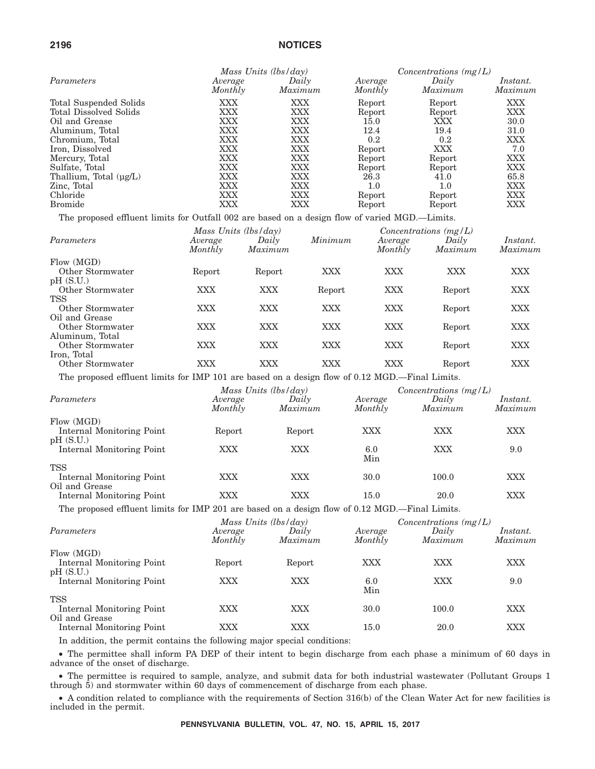| Parameters | Mass Units (lbs/day) Average Monthly | Daily Maximum | Concentrations (mg/L) Average Monthly | Daily Maximum | Instant. Maximum |
|---|---|---|---|---|---|
| Total Suspended Solids | XXX | XXX | Report | Report | XXX |
| Total Dissolved Solids | XXX | XXX | Report | Report | XXX |
| Oil and Grease | XXX | XXX | 15.0 | XXX | 30.0 |
| Aluminum, Total | XXX | XXX | 12.4 | 19.4 | 31.0 |
| Chromium, Total | XXX | XXX | 0.2 | 0.2 | XXX |
| Iron, Dissolved | XXX | XXX | Report | XXX | 7.0 |
| Mercury, Total | XXX | XXX | Report | Report | XXX |
| Sulfate, Total | XXX | XXX | Report | Report | XXX |
| Thallium, Total (μg/L) | XXX | XXX | 26.3 | 41.0 | 65.8 |
| Zinc, Total | XXX | XXX | 1.0 | 1.0 | XXX |
| Chloride | XXX | XXX | Report | Report | XXX |
| Bromide | XXX | XXX | Report | Report | XXX |

The proposed effluent limits for Outfall 002 are based on a design flow of varied MGD.—Limits.

| Parameters | Mass Units (lbs/day) Average Monthly | Daily Maximum | Minimum | Concentrations (mg/L) Average Monthly | Daily Maximum | Instant. Maximum |
|---|---|---|---|---|---|---|
| Flow (MGD) | | | | | | |
| Other Stormwater | Report | Report | XXX | XXX | XXX | XXX |
| pH (S.U.) | | | | | | |
| Other Stormwater | XXX | XXX | Report | XXX | Report | XXX |
| TSS | | | | | | |
| Other Stormwater | XXX | XXX | XXX | XXX | Report | XXX |
| Oil and Grease | | | | | | |
| Other Stormwater | XXX | XXX | XXX | XXX | Report | XXX |
| Aluminum, Total | | | | | | |
| Other Stormwater | XXX | XXX | XXX | XXX | Report | XXX |
| Iron, Total | | | | | | |
| Other Stormwater | XXX | XXX | XXX | XXX | Report | XXX |

The proposed effluent limits for IMP 101 are based on a design flow of 0.12 MGD.—Final Limits.

| Parameters | Mass Units (lbs/day) Average Monthly | Daily Maximum | Concentrations (mg/L) Average Monthly | Daily Maximum | Instant. Maximum |
|---|---|---|---|---|---|
| Flow (MGD) | | | | | |
| Internal Monitoring Point | Report | Report | XXX | XXX | XXX |
| pH (S.U.) | | | | | |
| Internal Monitoring Point | XXX | XXX | 6.0 Min | XXX | 9.0 |
| TSS | | | | | |
| Internal Monitoring Point | XXX | XXX | 30.0 | 100.0 | XXX |
| Oil and Grease | | | | | |
| Internal Monitoring Point | XXX | XXX | 15.0 | 20.0 | XXX |

The proposed effluent limits for IMP 201 are based on a design flow of 0.12 MGD.—Final Limits.

| Parameters | Mass Units (lbs/day) Average Monthly | Daily Maximum | Concentrations (mg/L) Average Monthly | Daily Maximum | Instant. Maximum |
|---|---|---|---|---|---|
| Flow (MGD) | | | | | |
| Internal Monitoring Point | Report | Report | XXX | XXX | XXX |
| pH (S.U.) | | | | | |
| Internal Monitoring Point | XXX | XXX | 6.0 Min | XXX | 9.0 |
| TSS | | | | | |
| Internal Monitoring Point | XXX | XXX | 30.0 | 100.0 | XXX |
| Oil and Grease | | | | | |
| Internal Monitoring Point | XXX | XXX | 15.0 | 20.0 | XXX |

In addition, the permit contains the following major special conditions:

• The permittee shall inform PA DEP of their intent to begin discharge from each phase a minimum of 60 days in advance of the onset of discharge.

• The permittee is required to sample, analyze, and submit data for both industrial wastewater (Pollutant Groups 1 through 5) and stormwater within 60 days of commencement of discharge from each phase.

• A condition related to compliance with the requirements of Section 316(b) of the Clean Water Act for new facilities is included in the permit.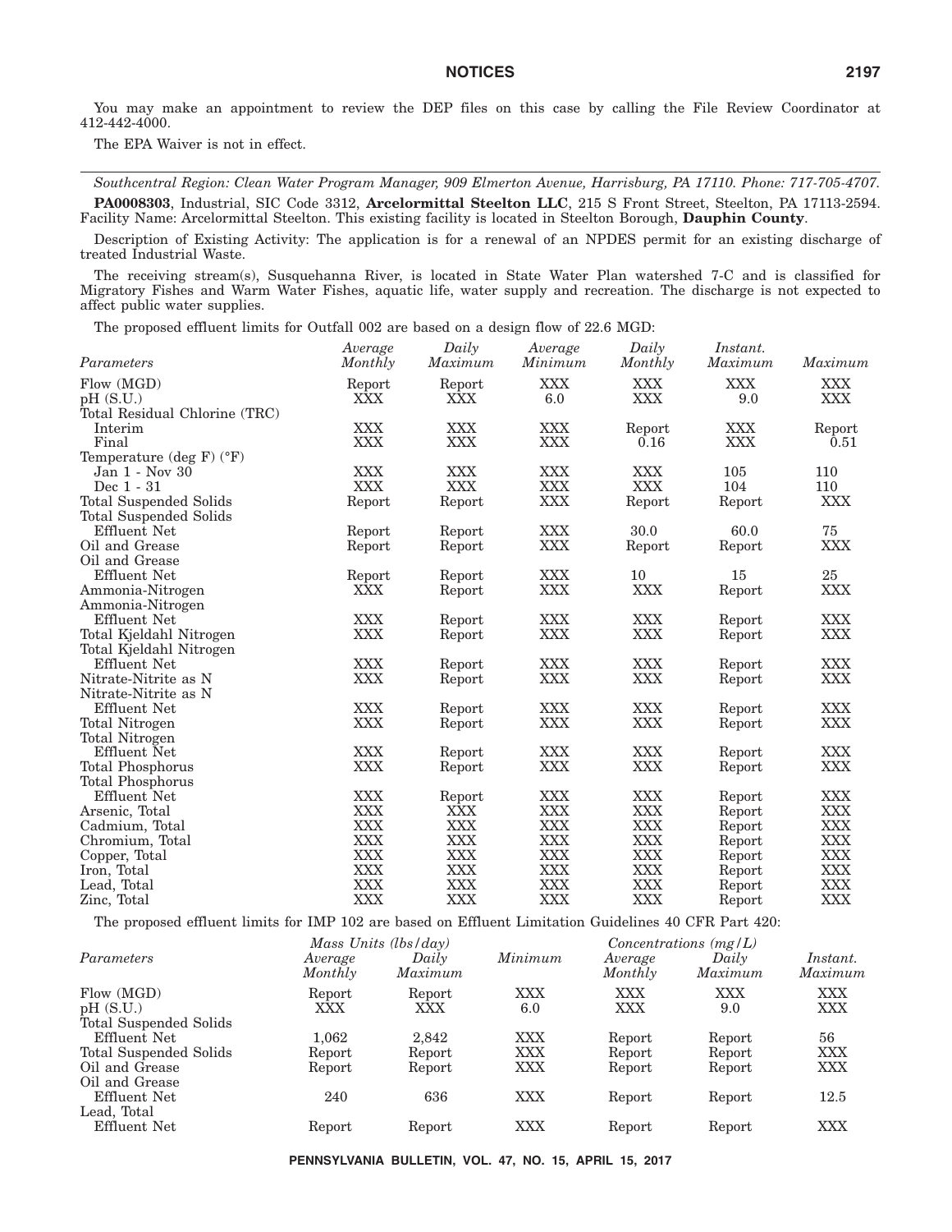You may make an appointment to review the DEP files on this case by calling the File Review Coordinator at 412-442-4000.

The EPA Waiver is not in effect.

---

*Southcentral Region: Clean Water Program Manager, 909 Elmerton Avenue, Harrisburg, PA 17110. Phone: 717-705-4707.*

**PA0008303**, Industrial, SIC Code 3312, **Arcelormittal Steelton LLC**, 215 S Front Street, Steelton, PA 17113-2594. Facility Name: Arcelormittal Steelton. This existing facility is located in Steelton Borough, **Dauphin County**.

Description of Existing Activity: The application is for a renewal of an NPDES permit for an existing discharge of treated Industrial Waste.

The receiving stream(s), Susquehanna River, is located in State Water Plan watershed 7-C and is classified for Migratory Fishes and Warm Water Fishes, aquatic life, water supply and recreation. The discharge is not expected to affect public water supplies.

The proposed effluent limits for Outfall 002 are based on a design flow of 22.6 MGD:

| *Parameters* | *Average Monthly* | *Daily Maximum* | *Average Minimum* | *Daily Monthly* | *Instant. Maximum* | *Maximum* |
|---|---|---|---|---|---|---|
| Flow (MGD) | Report | Report | XXX | XXX | XXX | XXX |
| pH (S.U.) | XXX | XXX | 6.0 | XXX | 9.0 | XXX |
| Total Residual Chlorine (TRC) | | | | | | |
| Interim | XXX | XXX | XXX | Report | XXX | Report |
| Final | XXX | XXX | XXX | 0.16 | XXX | 0.51 |
| Temperature (deg F) (°F) | | | | | | |
| Jan 1 - Nov 30 | XXX | XXX | XXX | XXX | 105 | 110 |
| Dec 1 - 31 | XXX | XXX | XXX | XXX | 104 | 110 |
| Total Suspended Solids | Report | Report | XXX | Report | Report | XXX |
| Total Suspended Solids Effluent Net | Report | Report | XXX | 30.0 | 60.0 | 75 |
| Oil and Grease | Report | Report | XXX | Report | Report | XXX |
| Oil and Grease Effluent Net | Report | Report | XXX | 10 | 15 | 25 |
| Ammonia-Nitrogen | XXX | Report | XXX | XXX | Report | XXX |
| Ammonia-Nitrogen Effluent Net | XXX | Report | XXX | XXX | Report | XXX |
| Total Kjeldahl Nitrogen | XXX | Report | XXX | XXX | Report | XXX |
| Total Kjeldahl Nitrogen Effluent Net | XXX | Report | XXX | XXX | Report | XXX |
| Nitrate-Nitrite as N | XXX | Report | XXX | XXX | Report | XXX |
| Nitrate-Nitrite as N Effluent Net | XXX | Report | XXX | XXX | Report | XXX |
| Total Nitrogen | XXX | Report | XXX | XXX | Report | XXX |
| Total Nitrogen Effluent Net | XXX | Report | XXX | XXX | Report | XXX |
| Total Phosphorus | XXX | Report | XXX | XXX | Report | XXX |
| Total Phosphorus Effluent Net | XXX | Report | XXX | XXX | Report | XXX |
| Arsenic, Total | XXX | XXX | XXX | XXX | Report | XXX |
| Cadmium, Total | XXX | XXX | XXX | XXX | Report | XXX |
| Chromium, Total | XXX | XXX | XXX | XXX | Report | XXX |
| Copper, Total | XXX | XXX | XXX | XXX | Report | XXX |
| Iron, Total | XXX | XXX | XXX | XXX | Report | XXX |
| Lead, Total | XXX | XXX | XXX | XXX | Report | XXX |
| Zinc, Total | XXX | XXX | XXX | XXX | Report | XXX |

The proposed effluent limits for IMP 102 are based on Effluent Limitation Guidelines 40 CFR Part 420:

| *Parameters* | *Mass Units (lbs/day)* | | *Minimum* | *Concentrations (mg/L)* | | |
|---|---|---|---|---|---|---|
| | *Average Monthly* | *Daily Maximum* | | *Average Monthly* | *Daily Maximum* | *Instant. Maximum* |
| Flow (MGD) | Report | Report | XXX | XXX | XXX | XXX |
| pH (S.U.) | XXX | XXX | 6.0 | XXX | 9.0 | XXX |
| Total Suspended Solids Effluent Net | 1,062 | 2,842 | XXX | Report | Report | 56 |
| Total Suspended Solids | Report | Report | XXX | Report | Report | XXX |
| Oil and Grease | Report | Report | XXX | Report | Report | XXX |
| Oil and Grease Effluent Net | 240 | 636 | XXX | Report | Report | 12.5 |
| Lead, Total Effluent Net | Report | Report | XXX | Report | Report | XXX |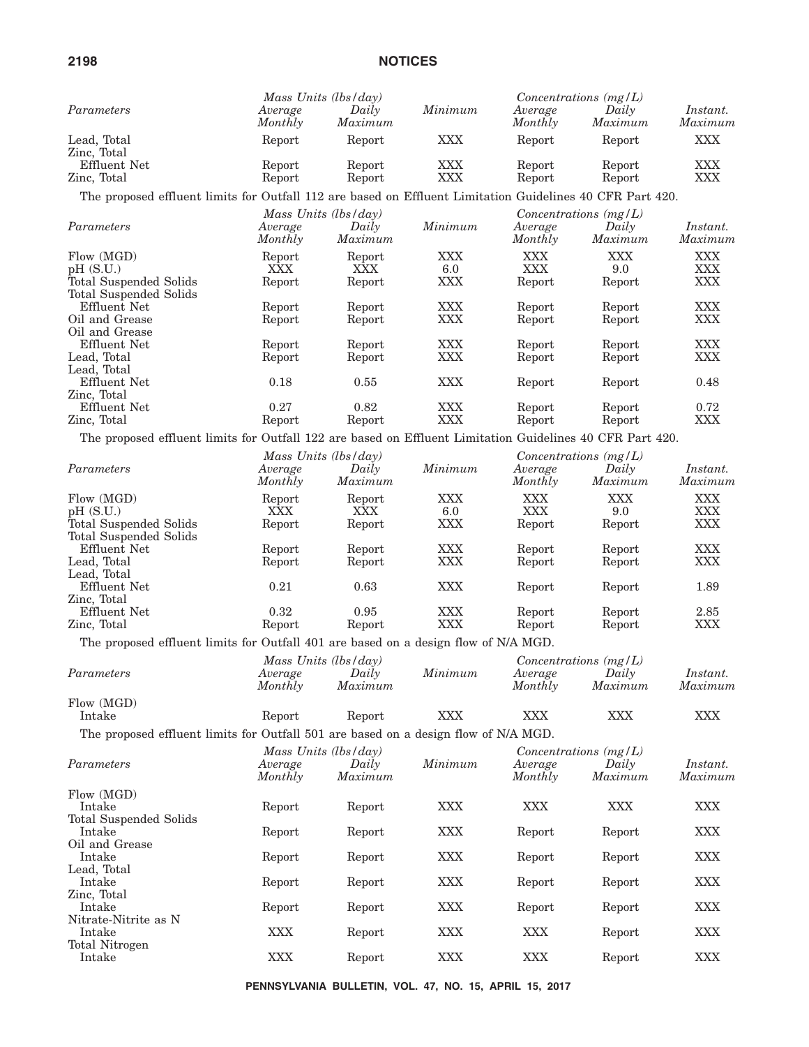| Parameters | Mass Units (lbs/day) Average Monthly | Daily Maximum | Minimum | Concentrations (mg/L) Average Monthly | Daily Maximum | Instant. Maximum |
|---|---|---|---|---|---|---|
| Lead, Total | Report | Report | XXX | Report | Report | XXX |
| Zinc, Total Effluent Net | Report | Report | XXX | Report | Report | XXX |
| Zinc, Total | Report | Report | XXX | Report | Report | XXX |

The proposed effluent limits for Outfall 112 are based on Effluent Limitation Guidelines 40 CFR Part 420.

| Parameters | Mass Units (lbs/day) Average Monthly | Daily Maximum | Minimum | Concentrations (mg/L) Average Monthly | Daily Maximum | Instant. Maximum |
|---|---|---|---|---|---|---|
| Flow (MGD) | Report | Report | XXX | XXX | XXX | XXX |
| pH (S.U.) | XXX | XXX | 6.0 | XXX | 9.0 | XXX |
| Total Suspended Solids | Report | Report | XXX | Report | Report | XXX |
| Total Suspended Solids Effluent Net | Report | Report | XXX | Report | Report | XXX |
| Oil and Grease | Report | Report | XXX | Report | Report | XXX |
| Oil and Grease Effluent Net | Report | Report | XXX | Report | Report | XXX |
| Lead, Total | Report | Report | XXX | Report | Report | XXX |
| Lead, Total Effluent Net | 0.18 | 0.55 | XXX | Report | Report | 0.48 |
| Zinc, Total Effluent Net | 0.27 | 0.82 | XXX | Report | Report | 0.72 |
| Zinc, Total | Report | Report | XXX | Report | Report | XXX |

The proposed effluent limits for Outfall 122 are based on Effluent Limitation Guidelines 40 CFR Part 420.

| Parameters | Mass Units (lbs/day) Average Monthly | Daily Maximum | Minimum | Concentrations (mg/L) Average Monthly | Daily Maximum | Instant. Maximum |
|---|---|---|---|---|---|---|
| Flow (MGD) | Report | Report | XXX | XXX | XXX | XXX |
| pH (S.U.) | XXX | XXX | 6.0 | XXX | 9.0 | XXX |
| Total Suspended Solids | Report | Report | XXX | Report | Report | XXX |
| Total Suspended Solids Effluent Net | Report | Report | XXX | Report | Report | XXX |
| Lead, Total | Report | Report | XXX | Report | Report | XXX |
| Lead, Total Effluent Net | 0.21 | 0.63 | XXX | Report | Report | 1.89 |
| Zinc, Total Effluent Net | 0.32 | 0.95 | XXX | Report | Report | 2.85 |
| Zinc, Total | Report | Report | XXX | Report | Report | XXX |

The proposed effluent limits for Outfall 401 are based on a design flow of N/A MGD.

| Parameters | Mass Units (lbs/day) Average Monthly | Daily Maximum | Minimum | Concentrations (mg/L) Average Monthly | Daily Maximum | Instant. Maximum |
|---|---|---|---|---|---|---|
| Flow (MGD) Intake | Report | Report | XXX | XXX | XXX | XXX |

The proposed effluent limits for Outfall 501 are based on a design flow of N/A MGD.

| Parameters | Mass Units (lbs/day) Average Monthly | Daily Maximum | Minimum | Concentrations (mg/L) Average Monthly | Daily Maximum | Instant. Maximum |
|---|---|---|---|---|---|---|
| Flow (MGD) Intake | Report | Report | XXX | XXX | XXX | XXX |
| Total Suspended Solids Intake | Report | Report | XXX | Report | Report | XXX |
| Oil and Grease Intake | Report | Report | XXX | Report | Report | XXX |
| Lead, Total Intake | Report | Report | XXX | Report | Report | XXX |
| Zinc, Total Intake | Report | Report | XXX | Report | Report | XXX |
| Nitrate-Nitrite as N Intake | XXX | Report | XXX | XXX | Report | XXX |
| Total Nitrogen Intake | XXX | Report | XXX | XXX | Report | XXX |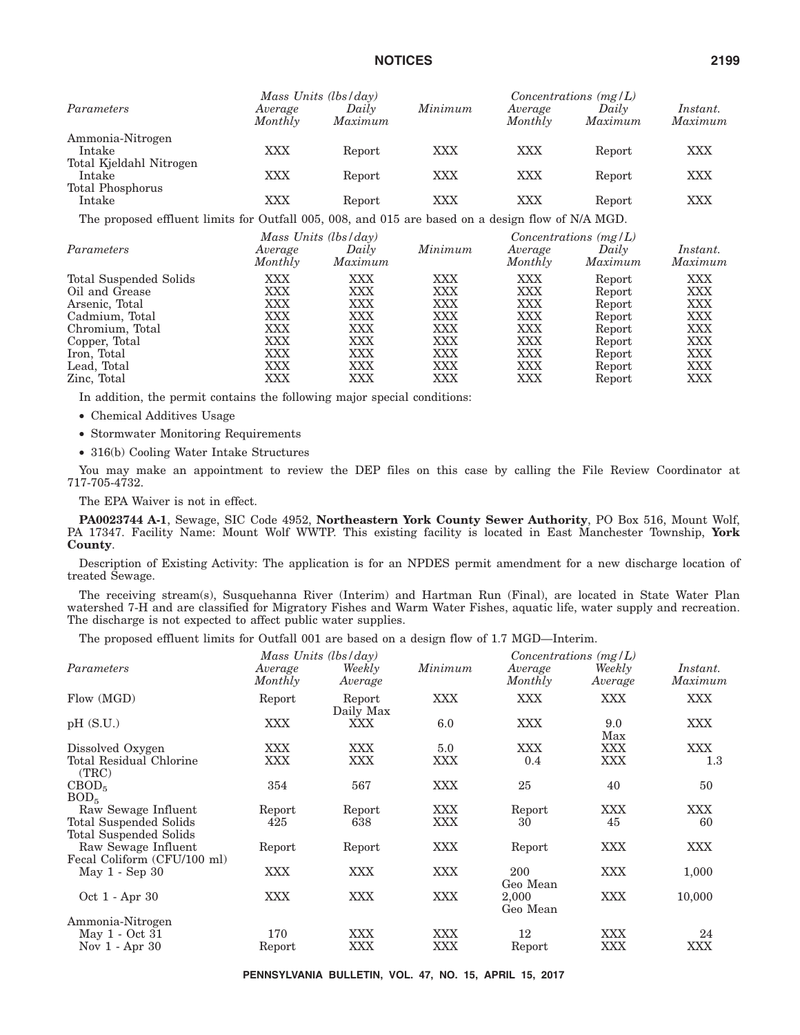| Parameters | Mass Units (lbs/day) | | Minimum | Concentrations (mg/L) | | Instant. |
|---|---|---|---|---|---|---|
| | Average Monthly | Daily Maximum | | Average Monthly | Daily Maximum | Maximum |
| Ammonia-Nitrogen Intake | XXX | Report | XXX | XXX | Report | XXX |
| Total Kjeldahl Nitrogen Intake | XXX | Report | XXX | XXX | Report | XXX |
| Total Phosphorus Intake | XXX | Report | XXX | XXX | Report | XXX |

The proposed effluent limits for Outfall 005, 008, and 015 are based on a design flow of N/A MGD.

| Parameters | Mass Units (lbs/day) | | Minimum | Concentrations (mg/L) | | Instant. |
|---|---|---|---|---|---|---|
| | Average Monthly | Daily Maximum | | Average Monthly | Daily Maximum | Maximum |
| Total Suspended Solids | XXX | XXX | XXX | XXX | Report | XXX |
| Oil and Grease | XXX | XXX | XXX | XXX | Report | XXX |
| Arsenic, Total | XXX | XXX | XXX | XXX | Report | XXX |
| Cadmium, Total | XXX | XXX | XXX | XXX | Report | XXX |
| Chromium, Total | XXX | XXX | XXX | XXX | Report | XXX |
| Copper, Total | XXX | XXX | XXX | XXX | Report | XXX |
| Iron, Total | XXX | XXX | XXX | XXX | Report | XXX |
| Lead, Total | XXX | XXX | XXX | XXX | Report | XXX |
| Zinc, Total | XXX | XXX | XXX | XXX | Report | XXX |

In addition, the permit contains the following major special conditions:

- Chemical Additives Usage
- Stormwater Monitoring Requirements
- 316(b) Cooling Water Intake Structures

You may make an appointment to review the DEP files on this case by calling the File Review Coordinator at 717-705-4732.

The EPA Waiver is not in effect.

**PA0023744 A-1**, Sewage, SIC Code 4952, **Northeastern York County Sewer Authority**, PO Box 516, Mount Wolf, PA 17347. Facility Name: Mount Wolf WWTP. This existing facility is located in East Manchester Township, **York County**.

Description of Existing Activity: The application is for an NPDES permit amendment for a new discharge location of treated Sewage.

The receiving stream(s), Susquehanna River (Interim) and Hartman Run (Final), are located in State Water Plan watershed 7-H and are classified for Migratory Fishes and Warm Water Fishes, aquatic life, water supply and recreation. The discharge is not expected to affect public water supplies.

The proposed effluent limits for Outfall 001 are based on a design flow of 1.7 MGD—Interim.

| Parameters | Mass Units (lbs/day) | | Minimum | Concentrations (mg/L) | | Instant. |
|---|---|---|---|---|---|---|
| | Average Monthly | Weekly Average | | Average Monthly | Weekly Average | Maximum |
| Flow (MGD) | Report | Report Daily Max | XXX | XXX | XXX | XXX |
| pH (S.U.) | XXX | XXX | 6.0 | XXX | 9.0 Max | XXX |
| Dissolved Oxygen | XXX | XXX | 5.0 | XXX | XXX | XXX |
| Total Residual Chlorine (TRC) | XXX | XXX | XXX | 0.4 | XXX | 1.3 |
| $CBOD_5$ | 354 | 567 | XXX | 25 | 40 | 50 |
| $BOD_5$ Raw Sewage Influent | Report | Report | XXX | Report | XXX | XXX |
| Total Suspended Solids | 425 | 638 | XXX | 30 | 45 | 60 |
| Total Suspended Solids Raw Sewage Influent | Report | Report | XXX | Report | XXX | XXX |
| Fecal Coliform (CFU/100 ml) May 1 - Sep 30 | XXX | XXX | XXX | 200 Geo Mean | XXX | 1,000 |
| Oct 1 - Apr 30 | XXX | XXX | XXX | 2,000 Geo Mean | XXX | 10,000 |
| Ammonia-Nitrogen May 1 - Oct 31 | 170 | XXX | XXX | 12 | XXX | 24 |
| Nov 1 - Apr 30 | Report | XXX | XXX | Report | XXX | XXX |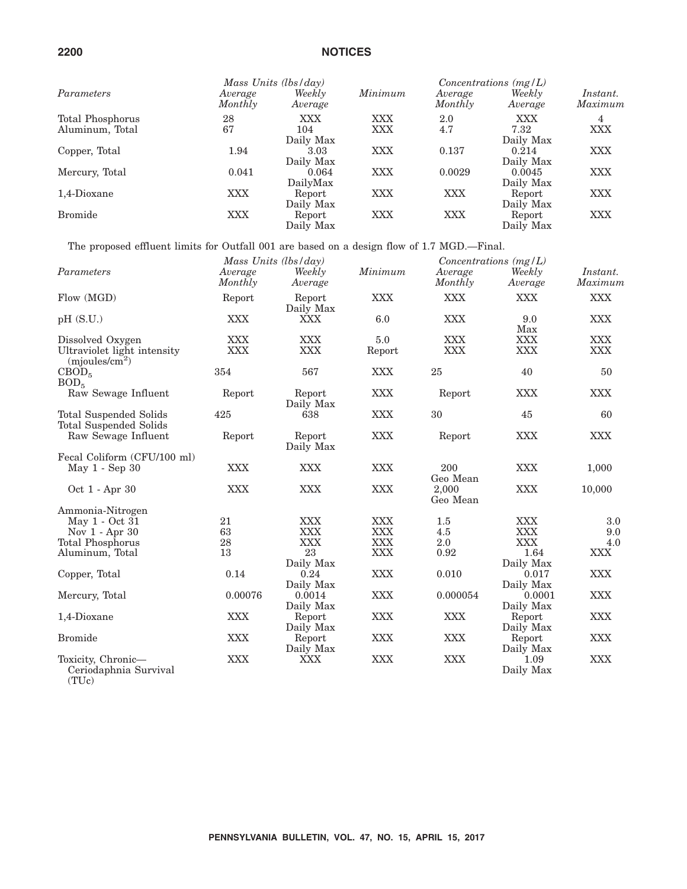| Parameters | Mass Units (lbs/day) Average Monthly | Weekly Average | Minimum | Concentrations (mg/L) Average Monthly | Weekly Average | Instant. Maximum |
|---|---|---|---|---|---|---|
| Total Phosphorus | 28 | XXX | XXX | 2.0 | XXX | 4 |
| Aluminum, Total | 67 | 104 Daily Max | XXX | 4.7 | 7.32 Daily Max | XXX |
| Copper, Total | 1.94 | 3.03 Daily Max | XXX | 0.137 | 0.214 Daily Max | XXX |
| Mercury, Total | 0.041 | 0.064 DailyMax | XXX | 0.0029 | 0.0045 Daily Max | XXX |
| 1,4-Dioxane | XXX | Report Daily Max | XXX | XXX | Report Daily Max | XXX |
| Bromide | XXX | Report Daily Max | XXX | XXX | Report Daily Max | XXX |

The proposed effluent limits for Outfall 001 are based on a design flow of 1.7 MGD.—Final.

| Parameters | Mass Units (lbs/day) Average Monthly | Weekly Average | Minimum | Concentrations (mg/L) Average Monthly | Weekly Average | Instant. Maximum |
|---|---|---|---|---|---|---|
| Flow (MGD) | Report | Report Daily Max | XXX | XXX | XXX | XXX |
| pH (S.U.) | XXX | XXX | 6.0 | XXX | 9.0 Max | XXX |
| Dissolved Oxygen | XXX | XXX | 5.0 | XXX | XXX | XXX |
| Ultraviolet light intensity (mjoules/cm$^2$) | XXX | XXX | Report | XXX | XXX | XXX |
| $CBOD_5$ | 354 | 567 | XXX | 25 | 40 | 50 |
| $BOD_5$ Raw Sewage Influent | Report | Report Daily Max | XXX | Report | XXX | XXX |
| Total Suspended Solids | 425 | 638 | XXX | 30 | 45 | 60 |
| Total Suspended Solids Raw Sewage Influent | Report | Report Daily Max | XXX | Report | XXX | XXX |
| Fecal Coliform (CFU/100 ml) | | | | | | |
| May 1 - Sep 30 | XXX | XXX | XXX | 200 Geo Mean | XXX | 1,000 |
| Oct 1 - Apr 30 | XXX | XXX | XXX | 2,000 Geo Mean | XXX | 10,000 |
| Ammonia-Nitrogen | | | | | | |
| May 1 - Oct 31 | 21 | XXX | XXX | 1.5 | XXX | 3.0 |
| Nov 1 - Apr 30 | 63 | XXX | XXX | 4.5 | XXX | 9.0 |
| Total Phosphorus | 28 | XXX | XXX | 2.0 | XXX | 4.0 |
| Aluminum, Total | 13 | 23 Daily Max | XXX | 0.92 | 1.64 Daily Max | XXX |
| Copper, Total | 0.14 | 0.24 Daily Max | XXX | 0.010 | 0.017 Daily Max | XXX |
| Mercury, Total | 0.00076 | 0.0014 Daily Max | XXX | 0.000054 | 0.0001 Daily Max | XXX |
| 1,4-Dioxane | XXX | Report Daily Max | XXX | XXX | Report Daily Max | XXX |
| Bromide | XXX | Report Daily Max | XXX | XXX | Report Daily Max | XXX |
| Toxicity, Chronic— Ceriodaphnia Survival (TUc) | XXX | XXX | XXX | XXX | 1.09 Daily Max | XXX |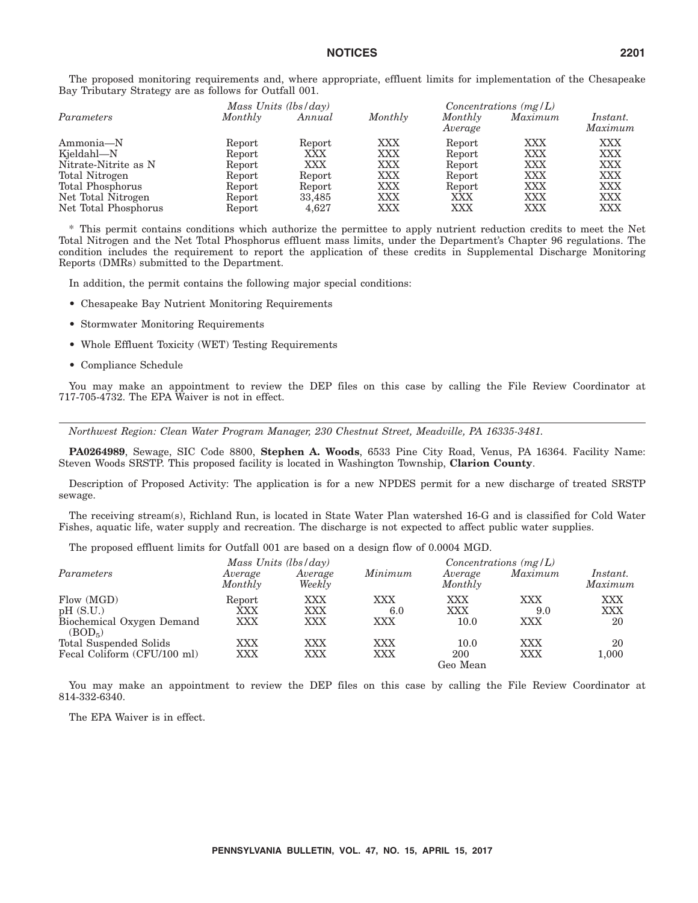The proposed monitoring requirements and, where appropriate, effluent limits for implementation of the Chesapeake Bay Tributary Strategy are as follows for Outfall 001.

| | *Mass Units (lbs/day)* | | | *Concentrations (mg/L)* | | |
|---|---|---|---|---|---|---|
| *Parameters* | *Monthly* | *Annual* | *Monthly* | *Monthly Average* | *Maximum* | *Instant. Maximum* |
| Ammonia—N | Report | Report | XXX | Report | XXX | XXX |
| Kjeldahl—N | Report | XXX | XXX | Report | XXX | XXX |
| Nitrate-Nitrite as N | Report | XXX | XXX | Report | XXX | XXX |
| Total Nitrogen | Report | Report | XXX | Report | XXX | XXX |
| Total Phosphorus | Report | Report | XXX | Report | XXX | XXX |
| Net Total Nitrogen | Report | 33,485 | XXX | XXX | XXX | XXX |
| Net Total Phosphorus | Report | 4,627 | XXX | XXX | XXX | XXX |

* This permit contains conditions which authorize the permittee to apply nutrient reduction credits to meet the Net Total Nitrogen and the Net Total Phosphorus effluent mass limits, under the Department's Chapter 96 regulations. The condition includes the requirement to report the application of these credits in Supplemental Discharge Monitoring Reports (DMRs) submitted to the Department.

In addition, the permit contains the following major special conditions:

- Chesapeake Bay Nutrient Monitoring Requirements
- Stormwater Monitoring Requirements
- Whole Effluent Toxicity (WET) Testing Requirements
- Compliance Schedule

You may make an appointment to review the DEP files on this case by calling the File Review Coordinator at 717-705-4732. The EPA Waiver is not in effect.

---

*Northwest Region: Clean Water Program Manager, 230 Chestnut Street, Meadville, PA 16335-3481.*

**PA0264989**, Sewage, SIC Code 8800, **Stephen A. Woods**, 6533 Pine City Road, Venus, PA 16364. Facility Name: Steven Woods SRSTP. This proposed facility is located in Washington Township, **Clarion County**.

Description of Proposed Activity: The application is for a new NPDES permit for a new discharge of treated SRSTP sewage.

The receiving stream(s), Richland Run, is located in State Water Plan watershed 16-G and is classified for Cold Water Fishes, aquatic life, water supply and recreation. The discharge is not expected to affect public water supplies.

The proposed effluent limits for Outfall 001 are based on a design flow of 0.0004 MGD.

| | *Mass Units (lbs/day)* | | | *Concentrations (mg/L)* | | |
|---|---|---|---|---|---|---|
| *Parameters* | *Average Monthly* | *Average Weekly* | *Minimum* | *Average Monthly* | *Maximum* | *Instant. Maximum* |
| Flow (MGD) | Report | XXX | XXX | XXX | XXX | XXX |
| pH (S.U.) | XXX | XXX | 6.0 | XXX | 9.0 | XXX |
| Biochemical Oxygen Demand ($BOD_5$) | XXX | XXX | XXX | 10.0 | XXX | 20 |
| Total Suspended Solids | XXX | XXX | XXX | 10.0 | XXX | 20 |
| Fecal Coliform (CFU/100 ml) | XXX | XXX | XXX | 200 Geo Mean | XXX | 1,000 |

You may make an appointment to review the DEP files on this case by calling the File Review Coordinator at 814-332-6340.

The EPA Waiver is in effect.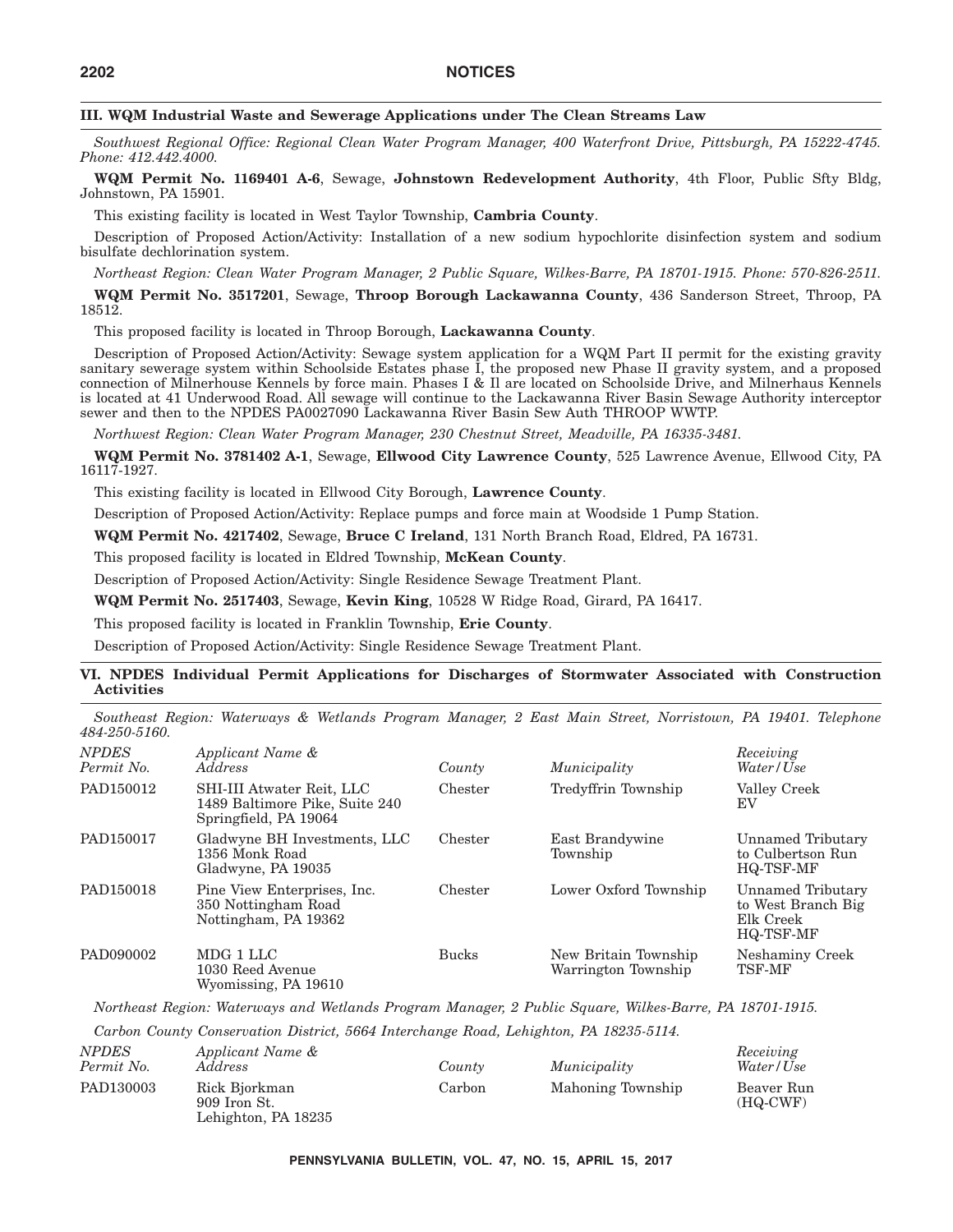### III. WQM Industrial Waste and Sewerage Applications under The Clean Streams Law

*Southwest Regional Office: Regional Clean Water Program Manager, 400 Waterfront Drive, Pittsburgh, PA 15222-4745. Phone: 412.442.4000.*

**WQM Permit No. 1169401 A-6**, Sewage, **Johnstown Redevelopment Authority**, 4th Floor, Public Sfty Bldg, Johnstown, PA 15901.

This existing facility is located in West Taylor Township, **Cambria County**.

Description of Proposed Action/Activity: Installation of a new sodium hypochlorite disinfection system and sodium bisulfate dechlorination system.

*Northeast Region: Clean Water Program Manager, 2 Public Square, Wilkes-Barre, PA 18701-1915. Phone: 570-826-2511.*

**WQM Permit No. 3517201**, Sewage, **Throop Borough Lackawanna County**, 436 Sanderson Street, Throop, PA 18512.

This proposed facility is located in Throop Borough, **Lackawanna County**.

Description of Proposed Action/Activity: Sewage system application for a WQM Part II permit for the existing gravity sanitary sewerage system within Schoolside Estates phase I, the proposed new Phase II gravity system, and a proposed connection of Milnerhouse Kennels by force main. Phases I & Il are located on Schoolside Drive, and Milnerhaus Kennels is located at 41 Underwood Road. All sewage will continue to the Lackawanna River Basin Sewage Authority interceptor sewer and then to the NPDES PA0027090 Lackawanna River Basin Sew Auth THROOP WWTP.

*Northwest Region: Clean Water Program Manager, 230 Chestnut Street, Meadville, PA 16335-3481.*

**WQM Permit No. 3781402 A-1**, Sewage, **Ellwood City Lawrence County**, 525 Lawrence Avenue, Ellwood City, PA 16117-1927.

This existing facility is located in Ellwood City Borough, **Lawrence County**.

Description of Proposed Action/Activity: Replace pumps and force main at Woodside 1 Pump Station.

**WQM Permit No. 4217402**, Sewage, **Bruce C Ireland**, 131 North Branch Road, Eldred, PA 16731.

This proposed facility is located in Eldred Township, **McKean County**.

Description of Proposed Action/Activity: Single Residence Sewage Treatment Plant.

**WQM Permit No. 2517403**, Sewage, **Kevin King**, 10528 W Ridge Road, Girard, PA 16417.

This proposed facility is located in Franklin Township, **Erie County**.

Description of Proposed Action/Activity: Single Residence Sewage Treatment Plant.

### VI. NPDES Individual Permit Applications for Discharges of Stormwater Associated with Construction Activities

*Southeast Region: Waterways & Wetlands Program Manager, 2 East Main Street, Norristown, PA 19401. Telephone 484-250-5160.*

| *NPDES Permit No.* | *Applicant Name & Address* | *County* | *Municipality* | *Receiving Water/Use* |
|---|---|---|---|---|
| PAD150012 | SHI-III Atwater Reit, LLC 1489 Baltimore Pike, Suite 240 Springfield, PA 19064 | Chester | Tredyffrin Township | Valley Creek EV |
| PAD150017 | Gladwyne BH Investments, LLC 1356 Monk Road Gladwyne, PA 19035 | Chester | East Brandywine Township | Unnamed Tributary to Culbertson Run HQ-TSF-MF |
| PAD150018 | Pine View Enterprises, Inc. 350 Nottingham Road Nottingham, PA 19362 | Chester | Lower Oxford Township | Unnamed Tributary to West Branch Big Elk Creek HQ-TSF-MF |
| PAD090002 | MDG 1 LLC 1030 Reed Avenue Wyomissing, PA 19610 | Bucks | New Britain Township Warrington Township | Neshaminy Creek TSF-MF |

*Northeast Region: Waterways and Wetlands Program Manager, 2 Public Square, Wilkes-Barre, PA 18701-1915.*

*Carbon County Conservation District, 5664 Interchange Road, Lehighton, PA 18235-5114.*

| *NPDES Permit No.* | *Applicant Name & Address* | *County* | *Municipality* | *Receiving Water/Use* |
|---|---|---|---|---|
| PAD130003 | Rick Bjorkman 909 Iron St. Lehighton, PA 18235 | Carbon | Mahoning Township | Beaver Run (HQ-CWF) |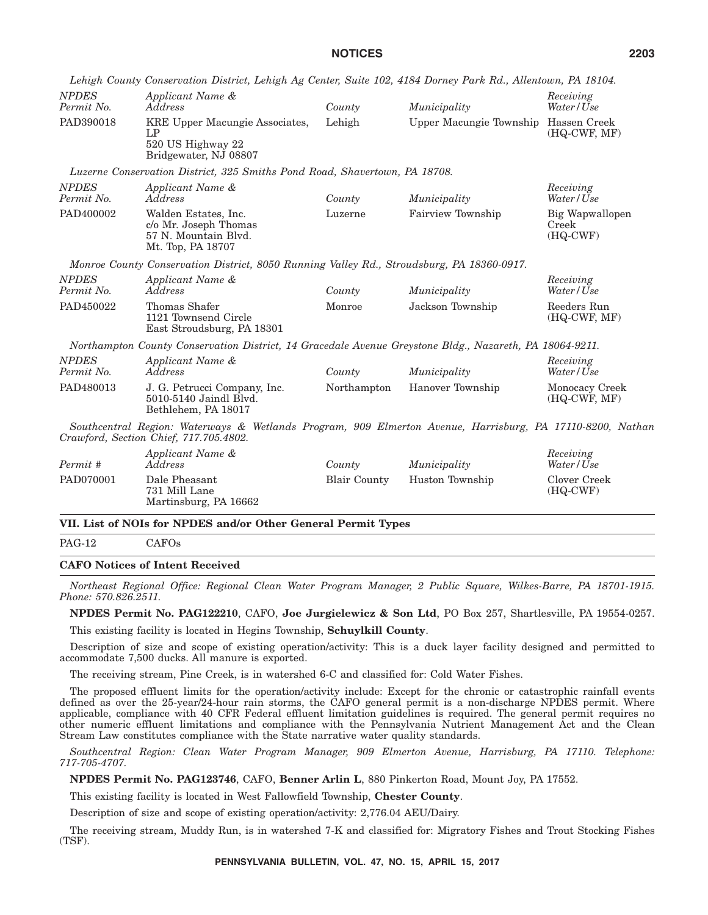*Lehigh County Conservation District, Lehigh Ag Center, Suite 102, 4184 Dorney Park Rd., Allentown, PA 18104.*

| *NPDES Permit No.* | *Applicant Name & Address* | *County* | *Municipality* | *Receiving Water/Use* |
|---|---|---|---|---|
| PAD390018 | KRE Upper Macungie Associates, LP 520 US Highway 22 Bridgewater, NJ 08807 | Lehigh | Upper Macungie Township | Hassen Creek (HQ-CWF, MF) |

*Luzerne Conservation District, 325 Smiths Pond Road, Shavertown, PA 18708.*

| *NPDES Permit No.* | *Applicant Name & Address* | *County* | *Municipality* | *Receiving Water/Use* |
|---|---|---|---|---|
| PAD400002 | Walden Estates, Inc. c/o Mr. Joseph Thomas 57 N. Mountain Blvd. Mt. Top, PA 18707 | Luzerne | Fairview Township | Big Wapwallopen Creek (HQ-CWF) |

*Monroe County Conservation District, 8050 Running Valley Rd., Stroudsburg, PA 18360-0917.*

| *NPDES Permit No.* | *Applicant Name & Address* | *County* | *Municipality* | *Receiving Water/Use* |
|---|---|---|---|---|
| PAD450022 | Thomas Shafer 1121 Townsend Circle East Stroudsburg, PA 18301 | Monroe | Jackson Township | Reeders Run (HQ-CWF, MF) |

*Northampton County Conservation District, 14 Gracedale Avenue Greystone Bldg., Nazareth, PA 18064-9211.*

| *NPDES Permit No.* | *Applicant Name & Address* | *County* | *Municipality* | *Receiving Water/Use* |
|---|---|---|---|---|
| PAD480013 | J. G. Petrucci Company, Inc. 5010-5140 Jaindl Blvd. Bethlehem, PA 18017 | Northampton | Hanover Township | Monocacy Creek (HQ-CWF, MF) |

*Southcentral Region: Waterways & Wetlands Program, 909 Elmerton Avenue, Harrisburg, PA 17110-8200, Nathan Crawford, Section Chief, 717.705.4802.*

| *Permit #* | *Applicant Name & Address* | *County* | *Municipality* | *Receiving Water/Use* |
|---|---|---|---|---|
| PAD070001 | Dale Pheasant 731 Mill Lane Martinsburg, PA 16662 | Blair County | Huston Township | Clover Creek (HQ-CWF) |

## VII. List of NOIs for NPDES and/or Other General Permit Types

| | |
|---|---|
| PAG-12 | CAFOs |

## CAFO Notices of Intent Received

*Northeast Regional Office: Regional Clean Water Program Manager, 2 Public Square, Wilkes-Barre, PA 18701-1915. Phone: 570.826.2511.*

**NPDES Permit No. PAG122210**, CAFO, **Joe Jurgielewicz & Son Ltd**, PO Box 257, Shartlesville, PA 19554-0257.

This existing facility is located in Hegins Township, **Schuylkill County**.

Description of size and scope of existing operation/activity: This is a duck layer facility designed and permitted to accommodate 7,500 ducks. All manure is exported.

The receiving stream, Pine Creek, is in watershed 6-C and classified for: Cold Water Fishes.

The proposed effluent limits for the operation/activity include: Except for the chronic or catastrophic rainfall events defined as over the 25-year/24-hour rain storms, the CAFO general permit is a non-discharge NPDES permit. Where applicable, compliance with 40 CFR Federal effluent limitation guidelines is required. The general permit requires no other numeric effluent limitations and compliance with the Pennsylvania Nutrient Management Act and the Clean Stream Law constitutes compliance with the State narrative water quality standards.

*Southcentral Region: Clean Water Program Manager, 909 Elmerton Avenue, Harrisburg, PA 17110. Telephone: 717-705-4707.*

**NPDES Permit No. PAG123746**, CAFO, **Benner Arlin L**, 880 Pinkerton Road, Mount Joy, PA 17552.

This existing facility is located in West Fallowfield Township, **Chester County**.

Description of size and scope of existing operation/activity: 2,776.04 AEU/Dairy.

The receiving stream, Muddy Run, is in watershed 7-K and classified for: Migratory Fishes and Trout Stocking Fishes (TSF).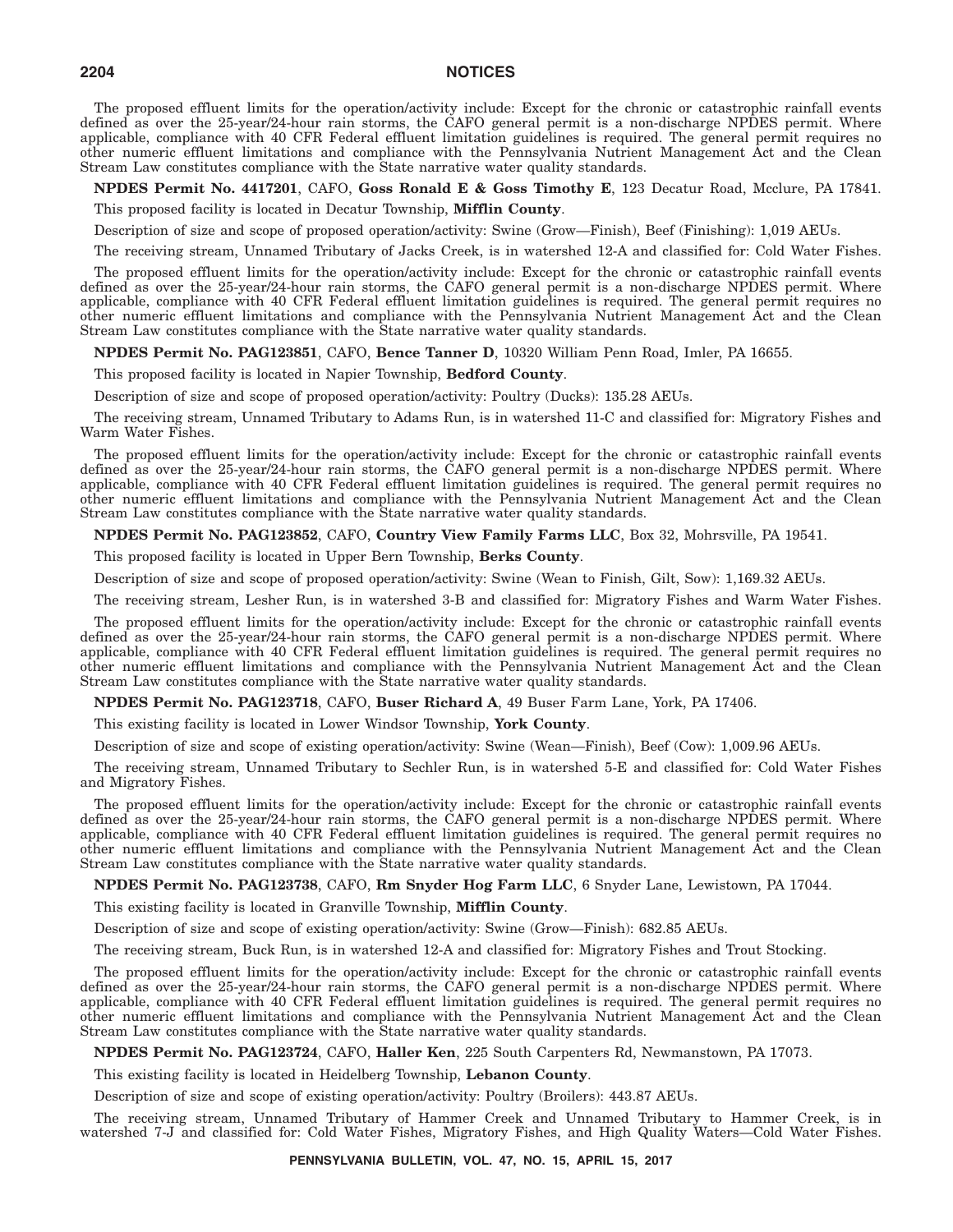The proposed effluent limits for the operation/activity include: Except for the chronic or catastrophic rainfall events defined as over the 25-year/24-hour rain storms, the CAFO general permit is a non-discharge NPDES permit. Where applicable, compliance with 40 CFR Federal effluent limitation guidelines is required. The general permit requires no other numeric effluent limitations and compliance with the Pennsylvania Nutrient Management Act and the Clean Stream Law constitutes compliance with the State narrative water quality standards.

**NPDES Permit No. 4417201**, CAFO, **Goss Ronald E & Goss Timothy E**, 123 Decatur Road, Mcclure, PA 17841.

This proposed facility is located in Decatur Township, **Mifflin County**.

Description of size and scope of proposed operation/activity: Swine (Grow—Finish), Beef (Finishing): 1,019 AEUs.

The receiving stream, Unnamed Tributary of Jacks Creek, is in watershed 12-A and classified for: Cold Water Fishes.

The proposed effluent limits for the operation/activity include: Except for the chronic or catastrophic rainfall events defined as over the 25-year/24-hour rain storms, the CAFO general permit is a non-discharge NPDES permit. Where applicable, compliance with 40 CFR Federal effluent limitation guidelines is required. The general permit requires no other numeric effluent limitations and compliance with the Pennsylvania Nutrient Management Act and the Clean Stream Law constitutes compliance with the State narrative water quality standards.

**NPDES Permit No. PAG123851**, CAFO, **Bence Tanner D**, 10320 William Penn Road, Imler, PA 16655.

This proposed facility is located in Napier Township, **Bedford County**.

Description of size and scope of proposed operation/activity: Poultry (Ducks): 135.28 AEUs.

The receiving stream, Unnamed Tributary to Adams Run, is in watershed 11-C and classified for: Migratory Fishes and Warm Water Fishes.

The proposed effluent limits for the operation/activity include: Except for the chronic or catastrophic rainfall events defined as over the 25-year/24-hour rain storms, the CAFO general permit is a non-discharge NPDES permit. Where applicable, compliance with 40 CFR Federal effluent limitation guidelines is required. The general permit requires no other numeric effluent limitations and compliance with the Pennsylvania Nutrient Management Act and the Clean Stream Law constitutes compliance with the State narrative water quality standards.

**NPDES Permit No. PAG123852**, CAFO, **Country View Family Farms LLC**, Box 32, Mohrsville, PA 19541.

This proposed facility is located in Upper Bern Township, **Berks County**.

Description of size and scope of proposed operation/activity: Swine (Wean to Finish, Gilt, Sow): 1,169.32 AEUs.

The receiving stream, Lesher Run, is in watershed 3-B and classified for: Migratory Fishes and Warm Water Fishes.

The proposed effluent limits for the operation/activity include: Except for the chronic or catastrophic rainfall events defined as over the 25-year/24-hour rain storms, the CAFO general permit is a non-discharge NPDES permit. Where applicable, compliance with 40 CFR Federal effluent limitation guidelines is required. The general permit requires no other numeric effluent limitations and compliance with the Pennsylvania Nutrient Management Act and the Clean Stream Law constitutes compliance with the State narrative water quality standards.

**NPDES Permit No. PAG123718**, CAFO, **Buser Richard A**, 49 Buser Farm Lane, York, PA 17406.

This existing facility is located in Lower Windsor Township, **York County**.

Description of size and scope of existing operation/activity: Swine (Wean—Finish), Beef (Cow): 1,009.96 AEUs.

The receiving stream, Unnamed Tributary to Sechler Run, is in watershed 5-E and classified for: Cold Water Fishes and Migratory Fishes.

The proposed effluent limits for the operation/activity include: Except for the chronic or catastrophic rainfall events defined as over the 25-year/24-hour rain storms, the CAFO general permit is a non-discharge NPDES permit. Where applicable, compliance with 40 CFR Federal effluent limitation guidelines is required. The general permit requires no other numeric effluent limitations and compliance with the Pennsylvania Nutrient Management Act and the Clean Stream Law constitutes compliance with the State narrative water quality standards.

**NPDES Permit No. PAG123738**, CAFO, **Rm Snyder Hog Farm LLC**, 6 Snyder Lane, Lewistown, PA 17044.

This existing facility is located in Granville Township, **Mifflin County**.

Description of size and scope of existing operation/activity: Swine (Grow—Finish): 682.85 AEUs.

The receiving stream, Buck Run, is in watershed 12-A and classified for: Migratory Fishes and Trout Stocking.

The proposed effluent limits for the operation/activity include: Except for the chronic or catastrophic rainfall events defined as over the 25-year/24-hour rain storms, the CAFO general permit is a non-discharge NPDES permit. Where applicable, compliance with 40 CFR Federal effluent limitation guidelines is required. The general permit requires no other numeric effluent limitations and compliance with the Pennsylvania Nutrient Management Act and the Clean Stream Law constitutes compliance with the State narrative water quality standards.

**NPDES Permit No. PAG123724**, CAFO, **Haller Ken**, 225 South Carpenters Rd, Newmanstown, PA 17073.

This existing facility is located in Heidelberg Township, **Lebanon County**.

Description of size and scope of existing operation/activity: Poultry (Broilers): 443.87 AEUs.

The receiving stream, Unnamed Tributary of Hammer Creek and Unnamed Tributary to Hammer Creek, is in watershed 7-J and classified for: Cold Water Fishes, Migratory Fishes, and High Quality Waters—Cold Water Fishes.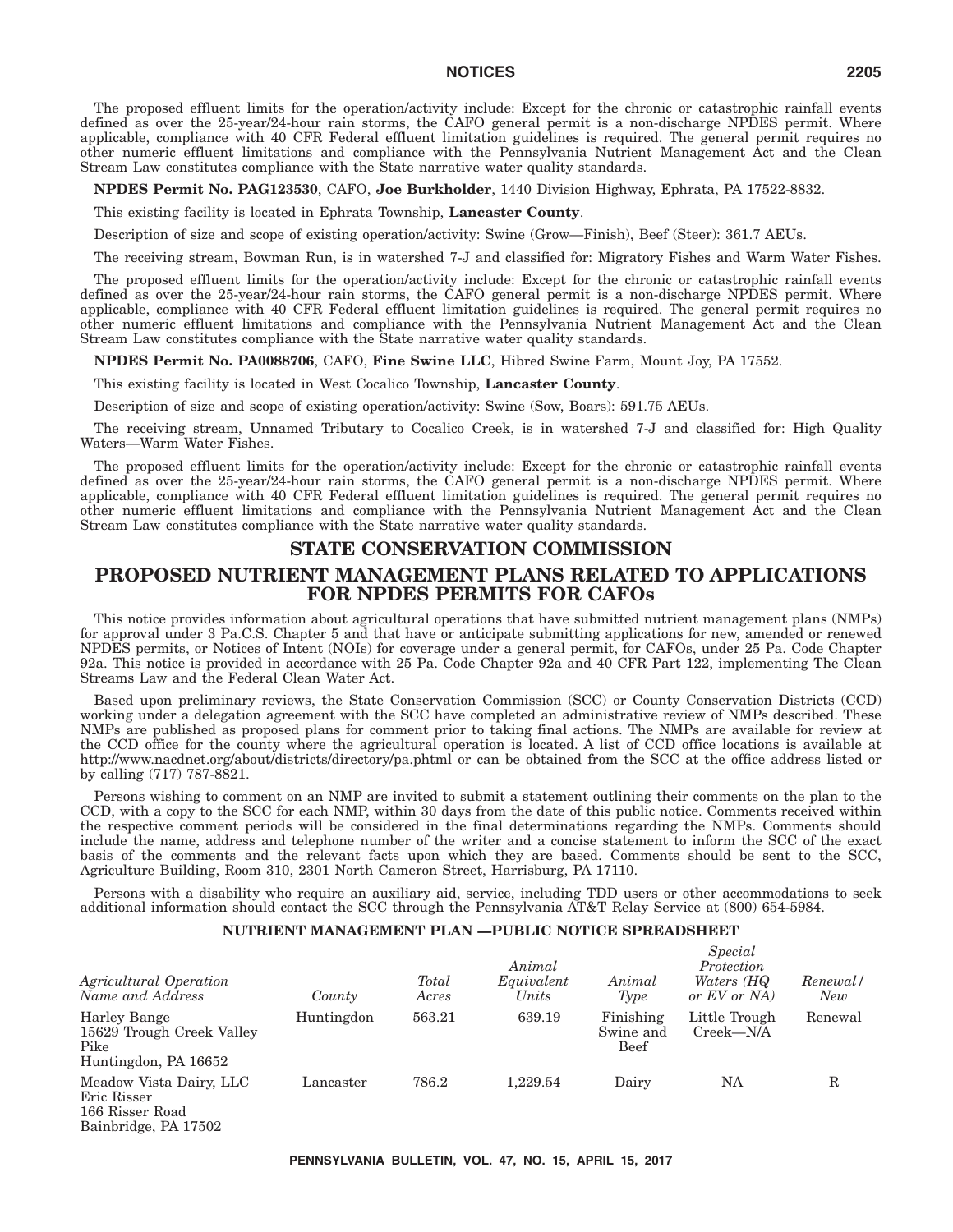The proposed effluent limits for the operation/activity include: Except for the chronic or catastrophic rainfall events defined as over the 25-year/24-hour rain storms, the CAFO general permit is a non-discharge NPDES permit. Where applicable, compliance with 40 CFR Federal effluent limitation guidelines is required. The general permit requires no other numeric effluent limitations and compliance with the Pennsylvania Nutrient Management Act and the Clean Stream Law constitutes compliance with the State narrative water quality standards.

**NPDES Permit No. PAG123530**, CAFO, **Joe Burkholder**, 1440 Division Highway, Ephrata, PA 17522-8832.

This existing facility is located in Ephrata Township, **Lancaster County**.

Description of size and scope of existing operation/activity: Swine (Grow—Finish), Beef (Steer): 361.7 AEUs.

The receiving stream, Bowman Run, is in watershed 7-J and classified for: Migratory Fishes and Warm Water Fishes.

The proposed effluent limits for the operation/activity include: Except for the chronic or catastrophic rainfall events defined as over the 25-year/24-hour rain storms, the CAFO general permit is a non-discharge NPDES permit. Where applicable, compliance with 40 CFR Federal effluent limitation guidelines is required. The general permit requires no other numeric effluent limitations and compliance with the Pennsylvania Nutrient Management Act and the Clean Stream Law constitutes compliance with the State narrative water quality standards.

**NPDES Permit No. PA0088706**, CAFO, **Fine Swine LLC**, Hibred Swine Farm, Mount Joy, PA 17552.

This existing facility is located in West Cocalico Township, **Lancaster County**.

Description of size and scope of existing operation/activity: Swine (Sow, Boars): 591.75 AEUs.

The receiving stream, Unnamed Tributary to Cocalico Creek, is in watershed 7-J and classified for: High Quality Waters—Warm Water Fishes.

The proposed effluent limits for the operation/activity include: Except for the chronic or catastrophic rainfall events defined as over the 25-year/24-hour rain storms, the CAFO general permit is a non-discharge NPDES permit. Where applicable, compliance with 40 CFR Federal effluent limitation guidelines is required. The general permit requires no other numeric effluent limitations and compliance with the Pennsylvania Nutrient Management Act and the Clean Stream Law constitutes compliance with the State narrative water quality standards.

## STATE CONSERVATION COMMISSION

## PROPOSED NUTRIENT MANAGEMENT PLANS RELATED TO APPLICATIONS FOR NPDES PERMITS FOR CAFOs

This notice provides information about agricultural operations that have submitted nutrient management plans (NMPs) for approval under 3 Pa.C.S. Chapter 5 and that have or anticipate submitting applications for new, amended or renewed NPDES permits, or Notices of Intent (NOIs) for coverage under a general permit, for CAFOs, under 25 Pa. Code Chapter 92a. This notice is provided in accordance with 25 Pa. Code Chapter 92a and 40 CFR Part 122, implementing The Clean Streams Law and the Federal Clean Water Act.

Based upon preliminary reviews, the State Conservation Commission (SCC) or County Conservation Districts (CCD) working under a delegation agreement with the SCC have completed an administrative review of NMPs described. These NMPs are published as proposed plans for comment prior to taking final actions. The NMPs are available for review at the CCD office for the county where the agricultural operation is located. A list of CCD office locations is available at http://www.nacdnet.org/about/districts/directory/pa.phtml or can be obtained from the SCC at the office address listed or by calling (717) 787-8821.

Persons wishing to comment on an NMP are invited to submit a statement outlining their comments on the plan to the CCD, with a copy to the SCC for each NMP, within 30 days from the date of this public notice. Comments received within the respective comment periods will be considered in the final determinations regarding the NMPs. Comments should include the name, address and telephone number of the writer and a concise statement to inform the SCC of the exact basis of the comments and the relevant facts upon which they are based. Comments should be sent to the SCC, Agriculture Building, Room 310, 2301 North Cameron Street, Harrisburg, PA 17110.

Persons with a disability who require an auxiliary aid, service, including TDD users or other accommodations to seek additional information should contact the SCC through the Pennsylvania AT&T Relay Service at (800) 654-5984.

### NUTRIENT MANAGEMENT PLAN —PUBLIC NOTICE SPREADSHEET

| *Agricultural Operation Name and Address* | *County* | *Total Acres* | *Animal Equivalent Units* | *Animal Type* | *Special Protection Waters (HQ or EV or NA)* | *Renewal/ New* |
|---|---|---|---|---|---|---|
| Harley Bange 15629 Trough Creek Valley Pike Huntingdon, PA 16652 | Huntingdon | 563.21 | 639.19 | Finishing Swine and Beef | Little Trough Creek—N/A | Renewal |
| Meadow Vista Dairy, LLC Eric Risser 166 Risser Road Bainbridge, PA 17502 | Lancaster | 786.2 | 1,229.54 | Dairy | NA | R |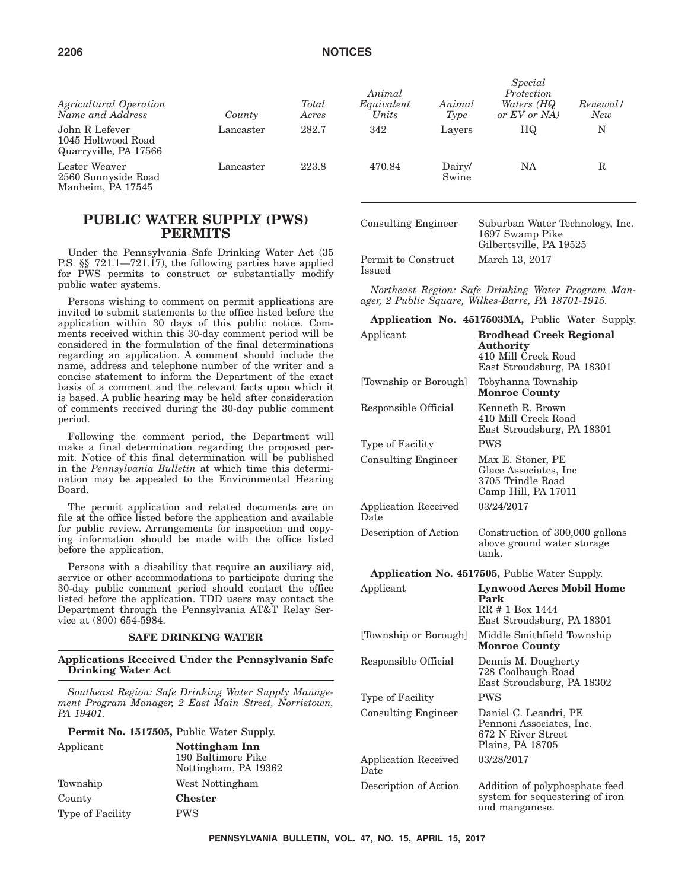| Agricultural Operation Name and Address | County | Total Acres | Animal Equivalent Units | Animal Type | Special Protection Waters (HQ or EV or NA) | Renewal/ New |
| --- | --- | --- | --- | --- | --- | --- |
| John R Lefever 1045 Holtwood Road Quarryville, PA 17566 | Lancaster | 282.7 | 342 | Layers | HQ | N |
| Lester Weaver 2560 Sunnyside Road Manheim, PA 17545 | Lancaster | 223.8 | 470.84 | Dairy/ Swine | NA | R |

## PUBLIC WATER SUPPLY (PWS) PERMITS

Under the Pennsylvania Safe Drinking Water Act (35 P.S. §§ 721.1—721.17), the following parties have applied for PWS permits to construct or substantially modify public water systems.

Persons wishing to comment on permit applications are invited to submit statements to the office listed before the application within 30 days of this public notice. Comments received within this 30-day comment period will be considered in the formulation of the final determinations regarding an application. A comment should include the name, address and telephone number of the writer and a concise statement to inform the Department of the exact basis of a comment and the relevant facts upon which it is based. A public hearing may be held after consideration of comments received during the 30-day public comment period.

Following the comment period, the Department will make a final determination regarding the proposed permit. Notice of this final determination will be published in the *Pennsylvania Bulletin* at which time this determination may be appealed to the Environmental Hearing Board.

The permit application and related documents are on file at the office listed before the application and available for public review. Arrangements for inspection and copying information should be made with the office listed before the application.

Persons with a disability that require an auxiliary aid, service or other accommodations to participate during the 30-day public comment period should contact the office listed before the application. TDD users may contact the Department through the Pennsylvania AT&T Relay Service at (800) 654-5984.

### SAFE DRINKING WATER

### Applications Received Under the Pennsylvania Safe Drinking Water Act

*Southeast Region: Safe Drinking Water Supply Management Program Manager, 2 East Main Street, Norristown, PA 19401.*

**Permit No. 1517505,** Public Water Supply.

| | |
| --- | --- |
| Applicant | **Nottingham Inn** 190 Baltimore Pike Nottingham, PA 19362 |
| Township | West Nottingham |
| County | **Chester** |
| Type of Facility | PWS |
| Consulting Engineer | Suburban Water Technology, Inc. 1697 Swamp Pike Gilbertsville, PA 19525 |
| Permit to Construct Issued | March 13, 2017 |

*Northeast Region: Safe Drinking Water Program Manager, 2 Public Square, Wilkes-Barre, PA 18701-1915.*

**Application No. 4517503MA,** Public Water Supply.

| | |
| --- | --- |
| Applicant | **Brodhead Creek Regional Authority** 410 Mill Creek Road East Stroudsburg, PA 18301 |
| [Township or Borough] | Tobyhanna Township **Monroe County** |
| Responsible Official | Kenneth R. Brown 410 Mill Creek Road East Stroudsburg, PA 18301 |
| Type of Facility | PWS |
| Consulting Engineer | Max E. Stoner, PE Glace Associates, Inc 3705 Trindle Road Camp Hill, PA 17011 |
| Application Received Date | 03/24/2017 |
| Description of Action | Construction of 300,000 gallons above ground water storage tank. |

**Application No. 4517505,** Public Water Supply.

| | |
| --- | --- |
| Applicant | **Lynwood Acres Mobil Home Park** RR # 1 Box 1444 East Stroudsburg, PA 18301 |
| [Township or Borough] | Middle Smithfield Township **Monroe County** |
| Responsible Official | Dennis M. Dougherty 728 Coolbaugh Road East Stroudsburg, PA 18302 |
| Type of Facility | PWS |
| Consulting Engineer | Daniel C. Leandri, PE Pennoni Associates, Inc. 672 N River Street Plains, PA 18705 |
| Application Received Date | 03/28/2017 |
| Description of Action | Addition of polyphosphate feed system for sequestering of iron and manganese. |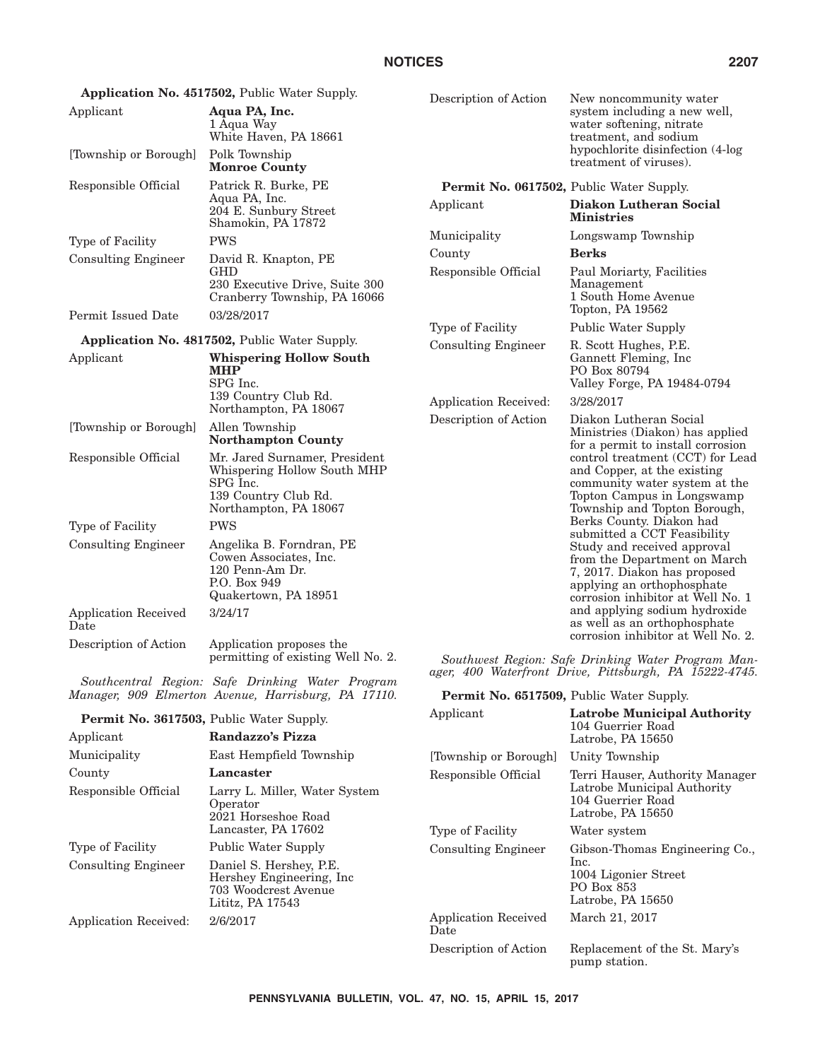**Application No. 4517502,** Public Water Supply.

| | |
|---|---|
| Applicant | **Aqua PA, Inc.**<br>1 Aqua Way<br>White Haven, PA 18661 |
| [Township or Borough] | Polk Township<br>**Monroe County** |
| Responsible Official | Patrick R. Burke, PE<br>Aqua PA, Inc.<br>204 E. Sunbury Street<br>Shamokin, PA 17872 |
| Type of Facility | PWS |
| Consulting Engineer | David R. Knapton, PE<br>GHD<br>230 Executive Drive, Suite 300<br>Cranberry Township, PA 16066 |
| Permit Issued Date | 03/28/2017 |

**Application No. 4817502,** Public Water Supply.

| | |
|---|---|
| Applicant | **Whispering Hollow South MHP**<br>SPG Inc.<br>139 Country Club Rd.<br>Northampton, PA 18067 |
| [Township or Borough] | Allen Township<br>**Northampton County** |
| Responsible Official | Mr. Jared Surnamer, President<br>Whispering Hollow South MHP<br>SPG Inc.<br>139 Country Club Rd.<br>Northampton, PA 18067 |
| Type of Facility | PWS |
| Consulting Engineer | Angelika B. Forndran, PE<br>Cowen Associates, Inc.<br>120 Penn-Am Dr.<br>P.O. Box 949<br>Quakertown, PA 18951 |
| Application Received Date | 3/24/17 |
| Description of Action | Application proposes the permitting of existing Well No. 2. |

*Southcentral Region: Safe Drinking Water Program Manager, 909 Elmerton Avenue, Harrisburg, PA 17110.*

**Permit No. 3617503,** Public Water Supply.

| | |
|---|---|
| Applicant | **Randazzo's Pizza** |
| Municipality | East Hempfield Township |
| County | **Lancaster** |
| Responsible Official | Larry L. Miller, Water System Operator<br>2021 Horseshoe Road<br>Lancaster, PA 17602 |
| Type of Facility | Public Water Supply |
| Consulting Engineer | Daniel S. Hershey, P.E.<br>Hershey Engineering, Inc<br>703 Woodcrest Avenue<br>Lititz, PA 17543 |
| Application Received: | 2/6/2017 |
| Description of Action | New noncommunity water system including a new well, water softening, nitrate treatment, and sodium hypochlorite disinfection (4-log treatment of viruses). |

**Permit No. 0617502,** Public Water Supply.

| | |
|---|---|
| Applicant | **Diakon Lutheran Social Ministries** |
| Municipality | Longswamp Township |
| County | **Berks** |
| Responsible Official | Paul Moriarty, Facilities Management<br>1 South Home Avenue<br>Topton, PA 19562 |
| Type of Facility | Public Water Supply |
| Consulting Engineer | R. Scott Hughes, P.E.<br>Gannett Fleming, Inc<br>PO Box 80794<br>Valley Forge, PA 19484-0794 |
| Application Received: | 3/28/2017 |
| Description of Action | Diakon Lutheran Social Ministries (Diakon) has applied for a permit to install corrosion control treatment (CCT) for Lead and Copper, at the existing community water system at the Topton Campus in Longswamp Township and Topton Borough, Berks County. Diakon had submitted a CCT Feasibility Study and received approval from the Department on March 7, 2017. Diakon has proposed applying an orthophosphate corrosion inhibitor at Well No. 1 and applying sodium hydroxide as well as an orthophosphate corrosion inhibitor at Well No. 2. |

*Southwest Region: Safe Drinking Water Program Manager, 400 Waterfront Drive, Pittsburgh, PA 15222-4745.*

**Permit No. 6517509,** Public Water Supply.

| | |
|---|---|
| Applicant | **Latrobe Municipal Authority**<br>104 Guerrier Road<br>Latrobe, PA 15650 |
| [Township or Borough] | Unity Township |
| Responsible Official | Terri Hauser, Authority Manager<br>Latrobe Municipal Authority<br>104 Guerrier Road<br>Latrobe, PA 15650 |
| Type of Facility | Water system |
| Consulting Engineer | Gibson-Thomas Engineering Co., Inc.<br>1004 Ligonier Street<br>PO Box 853<br>Latrobe, PA 15650 |
| Application Received Date | March 21, 2017 |
| Description of Action | Replacement of the St. Mary's pump station. |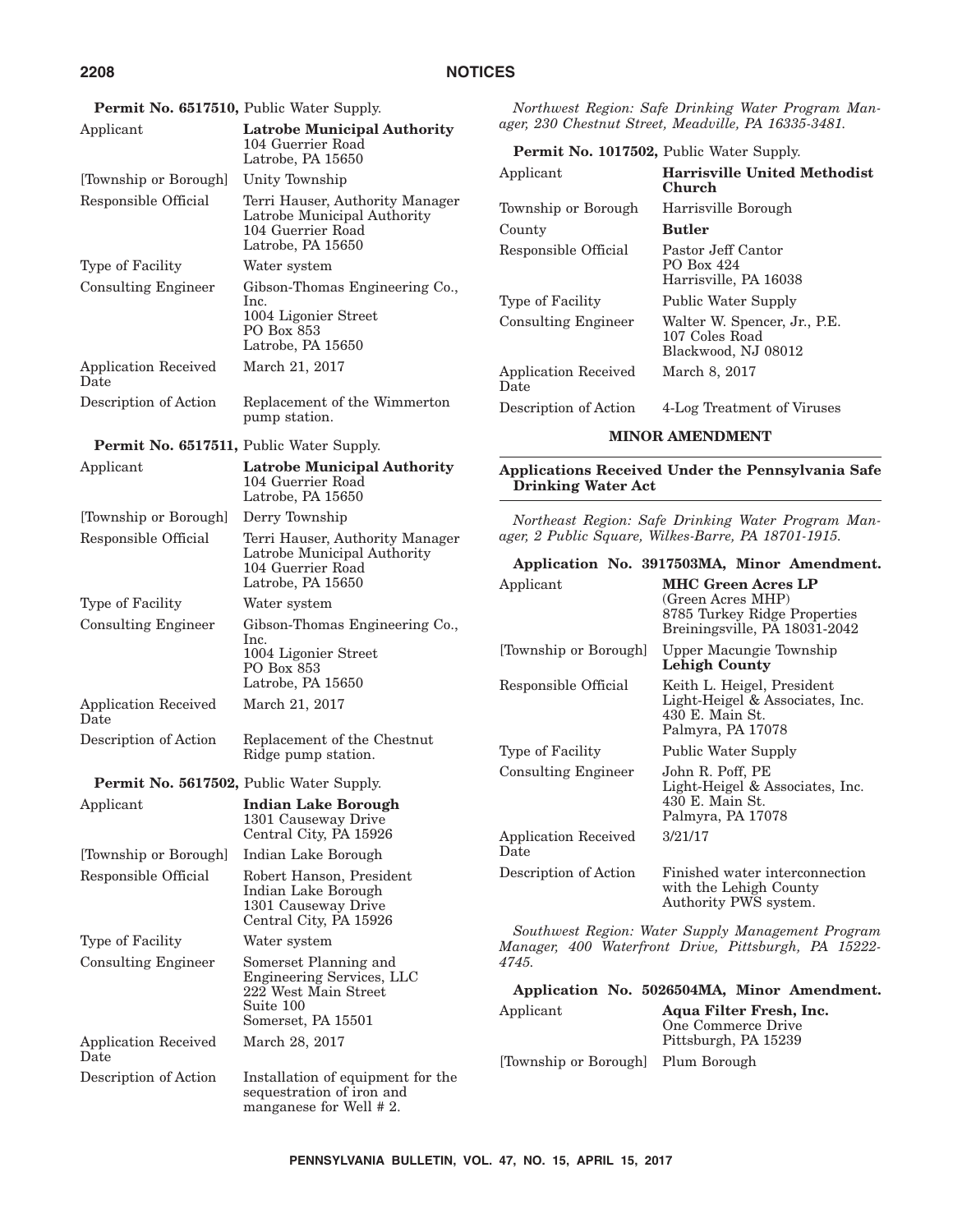**Permit No. 6517510,** Public Water Supply.

| | |
|---|---|
| Applicant | **Latrobe Municipal Authority**<br>104 Guerrier Road<br>Latrobe, PA 15650 |
| [Township or Borough] | Unity Township |
| Responsible Official | Terri Hauser, Authority Manager<br>Latrobe Municipal Authority<br>104 Guerrier Road<br>Latrobe, PA 15650 |
| Type of Facility | Water system |
| Consulting Engineer | Gibson-Thomas Engineering Co., Inc.<br>1004 Ligonier Street<br>PO Box 853<br>Latrobe, PA 15650 |
| Application Received Date | March 21, 2017 |
| Description of Action | Replacement of the Wimmerton pump station. |

**Permit No. 6517511,** Public Water Supply.

| | |
|---|---|
| Applicant | **Latrobe Municipal Authority**<br>104 Guerrier Road<br>Latrobe, PA 15650 |
| [Township or Borough] | Derry Township |
| Responsible Official | Terri Hauser, Authority Manager<br>Latrobe Municipal Authority<br>104 Guerrier Road<br>Latrobe, PA 15650 |
| Type of Facility | Water system |
| Consulting Engineer | Gibson-Thomas Engineering Co., Inc.<br>1004 Ligonier Street<br>PO Box 853<br>Latrobe, PA 15650 |
| Application Received Date | March 21, 2017 |
| Description of Action | Replacement of the Chestnut Ridge pump station. |

**Permit No. 5617502,** Public Water Supply.

| | |
|---|---|
| Applicant | **Indian Lake Borough**<br>1301 Causeway Drive<br>Central City, PA 15926 |
| [Township or Borough] | Indian Lake Borough |
| Responsible Official | Robert Hanson, President<br>Indian Lake Borough<br>1301 Causeway Drive<br>Central City, PA 15926 |
| Type of Facility | Water system |
| Consulting Engineer | Somerset Planning and Engineering Services, LLC<br>222 West Main Street<br>Suite 100<br>Somerset, PA 15501 |
| Application Received Date | March 28, 2017 |
| Description of Action | Installation of equipment for the sequestration of iron and manganese for Well # 2. |

*Northwest Region: Safe Drinking Water Program Manager, 230 Chestnut Street, Meadville, PA 16335-3481.*

**Permit No. 1017502,** Public Water Supply.

| | |
|---|---|
| Applicant | **Harrisville United Methodist Church** |
| Township or Borough | Harrisville Borough |
| County | **Butler** |
| Responsible Official | Pastor Jeff Cantor<br>PO Box 424<br>Harrisville, PA 16038 |
| Type of Facility | Public Water Supply |
| Consulting Engineer | Walter W. Spencer, Jr., P.E.<br>107 Coles Road<br>Blackwood, NJ 08012 |
| Application Received Date | March 8, 2017 |
| Description of Action | 4-Log Treatment of Viruses |

## MINOR AMENDMENT

### Applications Received Under the Pennsylvania Safe Drinking Water Act

*Northeast Region: Safe Drinking Water Program Manager, 2 Public Square, Wilkes-Barre, PA 18701-1915.*

**Application No. 3917503MA, Minor Amendment.**

| | |
|---|---|
| Applicant | **MHC Green Acres LP**<br>(Green Acres MHP)<br>8785 Turkey Ridge Properties<br>Breiningsville, PA 18031-2042 |
| [Township or Borough] | Upper Macungie Township<br>**Lehigh County** |
| Responsible Official | Keith L. Heigel, President<br>Light-Heigel & Associates, Inc.<br>430 E. Main St.<br>Palmyra, PA 17078 |
| Type of Facility | Public Water Supply |
| Consulting Engineer | John R. Poff, PE<br>Light-Heigel & Associates, Inc.<br>430 E. Main St.<br>Palmyra, PA 17078 |
| Application Received Date | 3/21/17 |
| Description of Action | Finished water interconnection with the Lehigh County Authority PWS system. |

*Southwest Region: Water Supply Management Program Manager, 400 Waterfront Drive, Pittsburgh, PA 15222-4745.*

**Application No. 5026504MA, Minor Amendment.**

| | |
|---|---|
| Applicant | **Aqua Filter Fresh, Inc.**<br>One Commerce Drive<br>Pittsburgh, PA 15239 |
| [Township or Borough] | Plum Borough |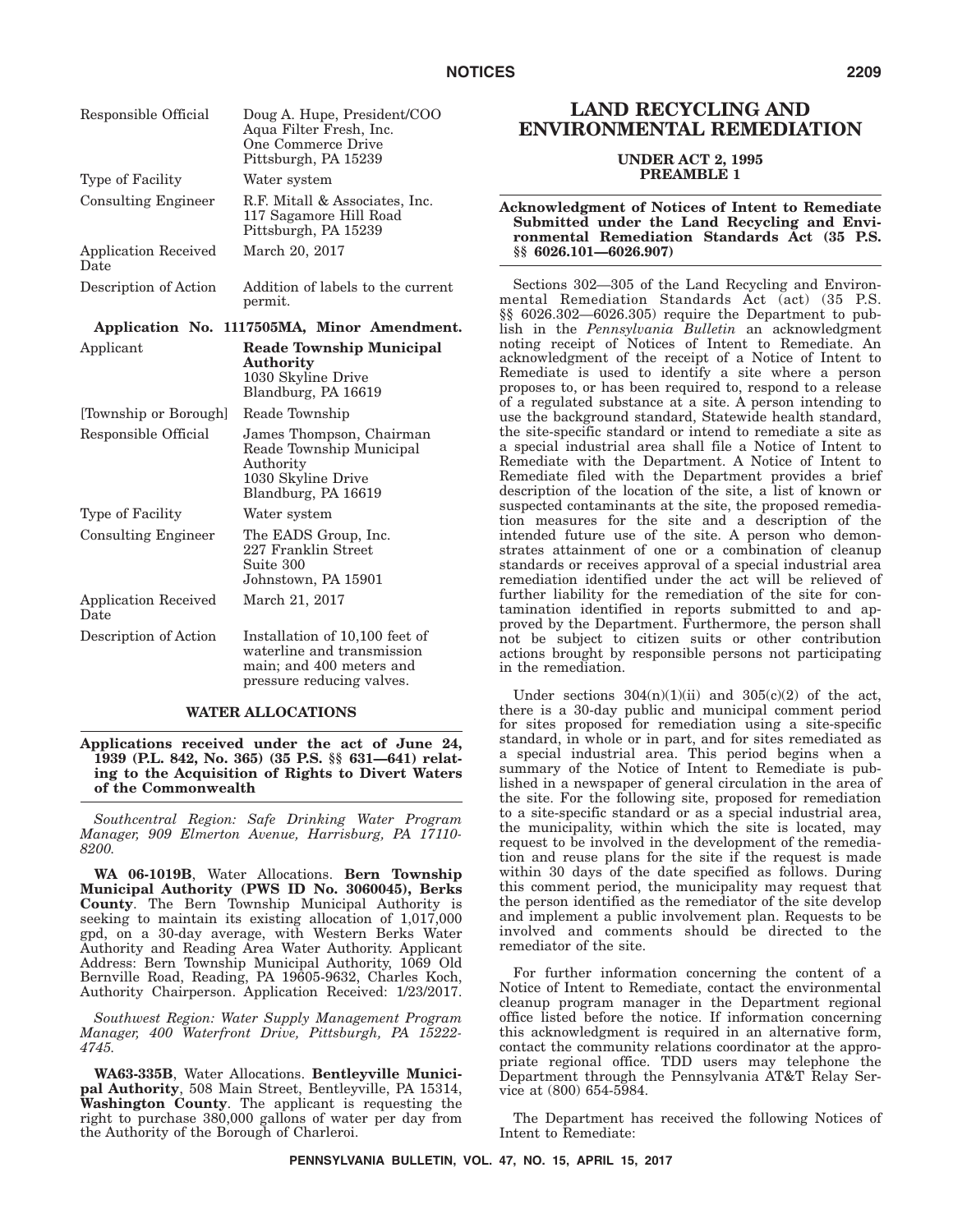| | |
|---|---|
| Responsible Official | Doug A. Hupe, President/COO Aqua Filter Fresh, Inc. One Commerce Drive Pittsburgh, PA 15239 |
| Type of Facility | Water system |
| Consulting Engineer | R.F. Mitall & Associates, Inc. 117 Sagamore Hill Road Pittsburgh, PA 15239 |
| Application Received Date | March 20, 2017 |
| Description of Action | Addition of labels to the current permit. |

**Application No. 1117505MA, Minor Amendment.**

| | |
|---|---|
| Applicant | **Reade Township Municipal Authority** 1030 Skyline Drive Blandburg, PA 16619 |
| [Township or Borough] | Reade Township |
| Responsible Official | James Thompson, Chairman Reade Township Municipal Authority 1030 Skyline Drive Blandburg, PA 16619 |
| Type of Facility | Water system |
| Consulting Engineer | The EADS Group, Inc. 227 Franklin Street Suite 300 Johnstown, PA 15901 |
| Application Received Date | March 21, 2017 |
| Description of Action | Installation of 10,100 feet of waterline and transmission main; and 400 meters and pressure reducing valves. |

## WATER ALLOCATIONS

**Applications received under the act of June 24, 1939 (P.L. 842, No. 365) (35 P.S. §§ 631—641) relating to the Acquisition of Rights to Divert Waters of the Commonwealth**

*Southcentral Region: Safe Drinking Water Program Manager, 909 Elmerton Avenue, Harrisburg, PA 17110-8200.*

**WA 06-1019B**, Water Allocations. **Bern Township Municipal Authority (PWS ID No. 3060045), Berks County**. The Bern Township Municipal Authority is seeking to maintain its existing allocation of 1,017,000 gpd, on a 30-day average, with Western Berks Water Authority and Reading Area Water Authority. Applicant Address: Bern Township Municipal Authority, 1069 Old Bernville Road, Reading, PA 19605-9632, Charles Koch, Authority Chairperson. Application Received: 1/23/2017.

*Southwest Region: Water Supply Management Program Manager, 400 Waterfront Drive, Pittsburgh, PA 15222-4745.*

**WA63-335B**, Water Allocations. **Bentleyville Municipal Authority**, 508 Main Street, Bentleyville, PA 15314, **Washington County**. The applicant is requesting the right to purchase 380,000 gallons of water per day from the Authority of the Borough of Charleroi.

# LAND RECYCLING AND ENVIRONMENTAL REMEDIATION

### UNDER ACT 2, 1995 PREAMBLE 1

**Acknowledgment of Notices of Intent to Remediate Submitted under the Land Recycling and Environmental Remediation Standards Act (35 P.S. §§ 6026.101—6026.907)**

Sections 302—305 of the Land Recycling and Environmental Remediation Standards Act (act) (35 P.S. §§ 6026.302—6026.305) require the Department to publish in the *Pennsylvania Bulletin* an acknowledgment noting receipt of Notices of Intent to Remediate. An acknowledgment of the receipt of a Notice of Intent to Remediate is used to identify a site where a person proposes to, or has been required to, respond to a release of a regulated substance at a site. A person intending to use the background standard, Statewide health standard, the site-specific standard or intend to remediate a site as a special industrial area shall file a Notice of Intent to Remediate with the Department. A Notice of Intent to Remediate filed with the Department provides a brief description of the location of the site, a list of known or suspected contaminants at the site, the proposed remediation measures for the site and a description of the intended future use of the site. A person who demonstrates attainment of one or a combination of cleanup standards or receives approval of a special industrial area remediation identified under the act will be relieved of further liability for the remediation of the site for contamination identified in reports submitted to and approved by the Department. Furthermore, the person shall not be subject to citizen suits or other contribution actions brought by responsible persons not participating in the remediation.

Under sections 304(n)(1)(ii) and 305(c)(2) of the act, there is a 30-day public and municipal comment period for sites proposed for remediation using a site-specific standard, in whole or in part, and for sites remediated as a special industrial area. This period begins when a summary of the Notice of Intent to Remediate is published in a newspaper of general circulation in the area of the site. For the following site, proposed for remediation to a site-specific standard or as a special industrial area, the municipality, within which the site is located, may request to be involved in the development of the remediation and reuse plans for the site if the request is made within 30 days of the date specified as follows. During this comment period, the municipality may request that the person identified as the remediator of the site develop and implement a public involvement plan. Requests to be involved and comments should be directed to the remediator of the site.

For further information concerning the content of a Notice of Intent to Remediate, contact the environmental cleanup program manager in the Department regional office listed before the notice. If information concerning this acknowledgment is required in an alternative form, contact the community relations coordinator at the appropriate regional office. TDD users may telephone the Department through the Pennsylvania AT&T Relay Service at (800) 654-5984.

The Department has received the following Notices of Intent to Remediate: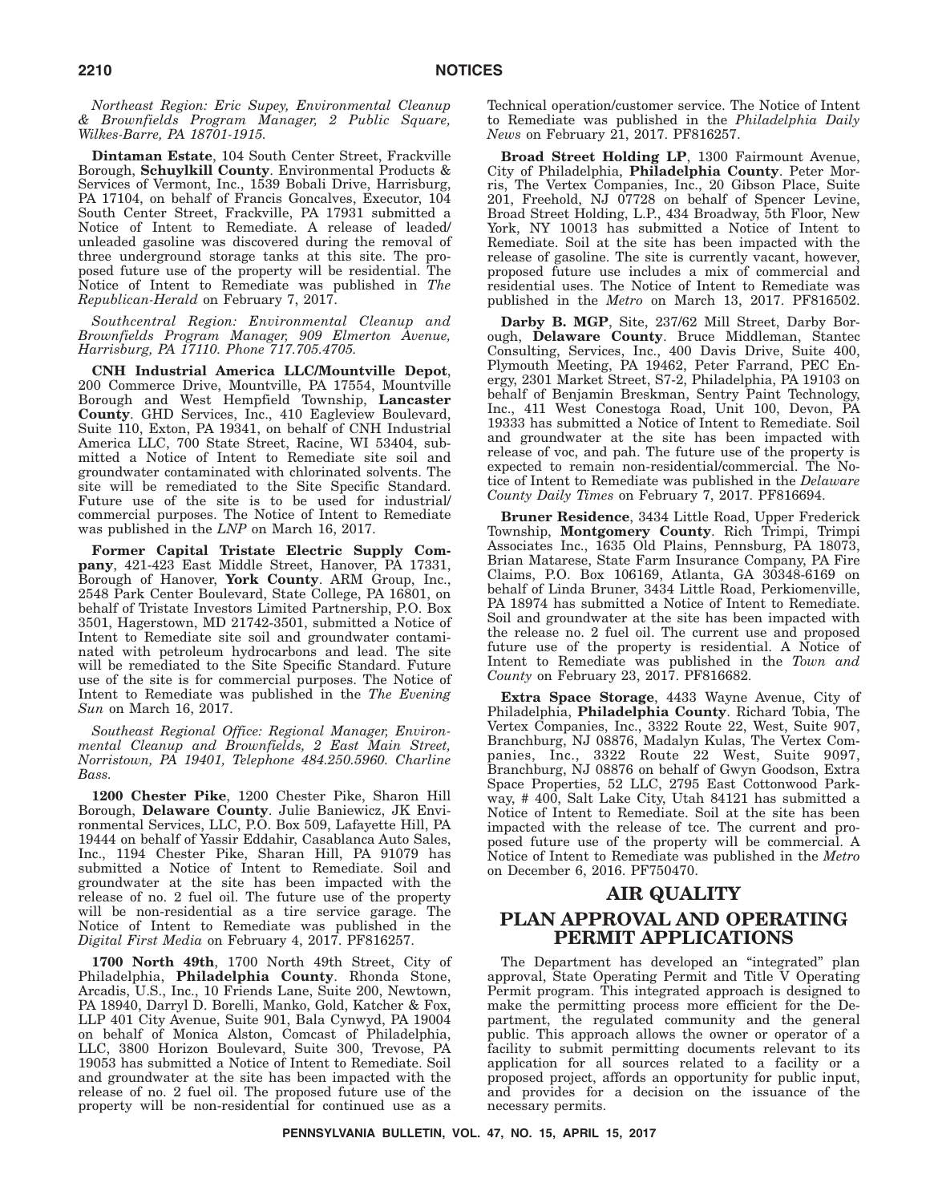*Northeast Region: Eric Supey, Environmental Cleanup & Brownfields Program Manager, 2 Public Square, Wilkes-Barre, PA 18701-1915.*

**Dintaman Estate**, 104 South Center Street, Frackville Borough, **Schuylkill County**. Environmental Products & Services of Vermont, Inc., 1539 Bobali Drive, Harrisburg, PA 17104, on behalf of Francis Goncalves, Executor, 104 South Center Street, Frackville, PA 17931 submitted a Notice of Intent to Remediate. A release of leaded/unleaded gasoline was discovered during the removal of three underground storage tanks at this site. The proposed future use of the property will be residential. The Notice of Intent to Remediate was published in *The Republican-Herald* on February 7, 2017.

*Southcentral Region: Environmental Cleanup and Brownfields Program Manager, 909 Elmerton Avenue, Harrisburg, PA 17110. Phone 717.705.4705.*

**CNH Industrial America LLC/Mountville Depot**, 200 Commerce Drive, Mountville, PA 17554, Mountville Borough and West Hempfield Township, **Lancaster County**. GHD Services, Inc., 410 Eagleview Boulevard, Suite 110, Exton, PA 19341, on behalf of CNH Industrial America LLC, 700 State Street, Racine, WI 53404, submitted a Notice of Intent to Remediate site soil and groundwater contaminated with chlorinated solvents. The site will be remediated to the Site Specific Standard. Future use of the site is to be used for industrial/commercial purposes. The Notice of Intent to Remediate was published in the *LNP* on March 16, 2017.

**Former Capital Tristate Electric Supply Company**, 421-423 East Middle Street, Hanover, PA 17331, Borough of Hanover, **York County**. ARM Group, Inc., 2548 Park Center Boulevard, State College, PA 16801, on behalf of Tristate Investors Limited Partnership, P.O. Box 3501, Hagerstown, MD 21742-3501, submitted a Notice of Intent to Remediate site soil and groundwater contaminated with petroleum hydrocarbons and lead. The site will be remediated to the Site Specific Standard. Future use of the site is for commercial purposes. The Notice of Intent to Remediate was published in the *The Evening Sun* on March 16, 2017.

*Southeast Regional Office: Regional Manager, Environmental Cleanup and Brownfields, 2 East Main Street, Norristown, PA 19401, Telephone 484.250.5960. Charline Bass.*

**1200 Chester Pike**, 1200 Chester Pike, Sharon Hill Borough, **Delaware County**. Julie Baniewicz, JK Environmental Services, LLC, P.O. Box 509, Lafayette Hill, PA 19444 on behalf of Yassir Eddahir, Casablanca Auto Sales, Inc., 1194 Chester Pike, Sharan Hill, PA 91079 has submitted a Notice of Intent to Remediate. Soil and groundwater at the site has been impacted with the release of no. 2 fuel oil. The future use of the property will be non-residential as a tire service garage. The Notice of Intent to Remediate was published in the *Digital First Media* on February 4, 2017. PF816257.

**1700 North 49th**, 1700 North 49th Street, City of Philadelphia, **Philadelphia County**. Rhonda Stone, Arcadis, U.S., Inc., 10 Friends Lane, Suite 200, Newtown, PA 18940, Darryl D. Borelli, Manko, Gold, Katcher & Fox, LLP 401 City Avenue, Suite 901, Bala Cynwyd, PA 19004 on behalf of Monica Alston, Comcast of Philadelphia, LLC, 3800 Horizon Boulevard, Suite 300, Trevose, PA 19053 has submitted a Notice of Intent to Remediate. Soil and groundwater at the site has been impacted with the release of no. 2 fuel oil. The proposed future use of the property will be non-residential for continued use as a Technical operation/customer service. The Notice of Intent to Remediate was published in the *Philadelphia Daily News* on February 21, 2017. PF816257.

**Broad Street Holding LP**, 1300 Fairmount Avenue, City of Philadelphia, **Philadelphia County**. Peter Morris, The Vertex Companies, Inc., 20 Gibson Place, Suite 201, Freehold, NJ 07728 on behalf of Spencer Levine, Broad Street Holding, L.P., 434 Broadway, 5th Floor, New York, NY 10013 has submitted a Notice of Intent to Remediate. Soil at the site has been impacted with the release of gasoline. The site is currently vacant, however, proposed future use includes a mix of commercial and residential uses. The Notice of Intent to Remediate was published in the *Metro* on March 13, 2017. PF816502.

**Darby B. MGP**, Site, 237/62 Mill Street, Darby Borough, **Delaware County**. Bruce Middleman, Stantec Consulting, Services, Inc., 400 Davis Drive, Suite 400, Plymouth Meeting, PA 19462, Peter Farrand, PEC Energy, 2301 Market Street, S7-2, Philadelphia, PA 19103 on behalf of Benjamin Breskman, Sentry Paint Technology, Inc., 411 West Conestoga Road, Unit 100, Devon, PA 19333 has submitted a Notice of Intent to Remediate. Soil and groundwater at the site has been impacted with release of voc, and pah. The future use of the property is expected to remain non-residential/commercial. The Notice of Intent to Remediate was published in the *Delaware County Daily Times* on February 7, 2017. PF816694.

**Bruner Residence**, 3434 Little Road, Upper Frederick Township, **Montgomery County**. Rich Trimpi, Trimpi Associates Inc., 1635 Old Plains, Pennsburg, PA 18073, Brian Matarese, State Farm Insurance Company, PA Fire Claims, P.O. Box 106169, Atlanta, GA 30348-6169 on behalf of Linda Bruner, 3434 Little Road, Perkiomenville, PA 18974 has submitted a Notice of Intent to Remediate. Soil and groundwater at the site has been impacted with the release no. 2 fuel oil. The current use and proposed future use of the property is residential. A Notice of Intent to Remediate was published in the *Town and County* on February 23, 2017. PF816682.

**Extra Space Storage**, 4433 Wayne Avenue, City of Philadelphia, **Philadelphia County**. Richard Tobia, The Vertex Companies, Inc., 3322 Route 22, West, Suite 907, Branchburg, NJ 08876, Madalyn Kulas, The Vertex Companies, Inc., 3322 Route 22 West, Suite 9097, Branchburg, NJ 08876 on behalf of Gwyn Goodson, Extra Space Properties, 52 LLC, 2795 East Cottonwood Parkway, # 400, Salt Lake City, Utah 84121 has submitted a Notice of Intent to Remediate. Soil at the site has been impacted with the release of tce. The current and proposed future use of the property will be commercial. A Notice of Intent to Remediate was published in the *Metro* on December 6, 2016. PF750470.

## AIR QUALITY

## PLAN APPROVAL AND OPERATING PERMIT APPLICATIONS

The Department has developed an "integrated" plan approval, State Operating Permit and Title V Operating Permit program. This integrated approach is designed to make the permitting process more efficient for the Department, the regulated community and the general public. This approach allows the owner or operator of a facility to submit permitting documents relevant to its application for all sources related to a facility or a proposed project, affords an opportunity for public input, and provides for a decision on the issuance of the necessary permits.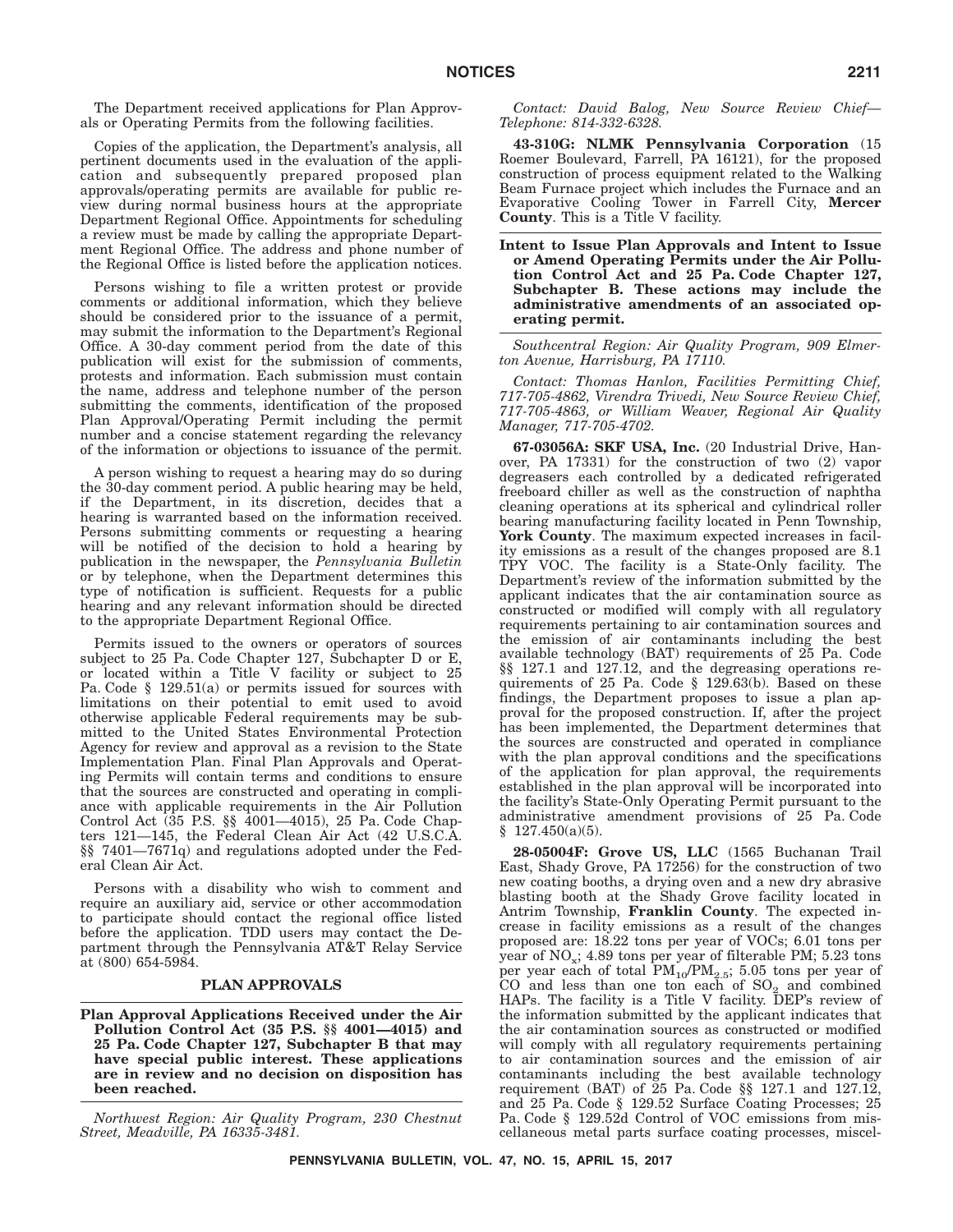The Department received applications for Plan Approvals or Operating Permits from the following facilities.

Copies of the application, the Department's analysis, all pertinent documents used in the evaluation of the application and subsequently prepared proposed plan approvals/operating permits are available for public review during normal business hours at the appropriate Department Regional Office. Appointments for scheduling a review must be made by calling the appropriate Department Regional Office. The address and phone number of the Regional Office is listed before the application notices.

Persons wishing to file a written protest or provide comments or additional information, which they believe should be considered prior to the issuance of a permit, may submit the information to the Department's Regional Office. A 30-day comment period from the date of this publication will exist for the submission of comments, protests and information. Each submission must contain the name, address and telephone number of the person submitting the comments, identification of the proposed Plan Approval/Operating Permit including the permit number and a concise statement regarding the relevancy of the information or objections to issuance of the permit.

A person wishing to request a hearing may do so during the 30-day comment period. A public hearing may be held, if the Department, in its discretion, decides that a hearing is warranted based on the information received. Persons submitting comments or requesting a hearing will be notified of the decision to hold a hearing by publication in the newspaper, the *Pennsylvania Bulletin* or by telephone, when the Department determines this type of notification is sufficient. Requests for a public hearing and any relevant information should be directed to the appropriate Department Regional Office.

Permits issued to the owners or operators of sources subject to 25 Pa. Code Chapter 127, Subchapter D or E, or located within a Title V facility or subject to 25 Pa. Code § 129.51(a) or permits issued for sources with limitations on their potential to emit used to avoid otherwise applicable Federal requirements may be submitted to the United States Environmental Protection Agency for review and approval as a revision to the State Implementation Plan. Final Plan Approvals and Operating Permits will contain terms and conditions to ensure that the sources are constructed and operating in compliance with applicable requirements in the Air Pollution Control Act (35 P.S. §§ 4001—4015), 25 Pa. Code Chapters 121—145, the Federal Clean Air Act (42 U.S.C.A. §§ 7401—7671q) and regulations adopted under the Federal Clean Air Act.

Persons with a disability who wish to comment and require an auxiliary aid, service or other accommodation to participate should contact the regional office listed before the application. TDD users may contact the Department through the Pennsylvania AT&T Relay Service at (800) 654-5984.

## PLAN APPROVALS

**Plan Approval Applications Received under the Air Pollution Control Act (35 P.S. §§ 4001—4015) and 25 Pa. Code Chapter 127, Subchapter B that may have special public interest. These applications are in review and no decision on disposition has been reached.**

*Northwest Region: Air Quality Program, 230 Chestnut Street, Meadville, PA 16335-3481.*

*Contact: David Balog, New Source Review Chief—Telephone: 814-332-6328.*

**43-310G: NLMK Pennsylvania Corporation** (15 Roemer Boulevard, Farrell, PA 16121), for the proposed construction of process equipment related to the Walking Beam Furnace project which includes the Furnace and an Evaporative Cooling Tower in Farrell City, **Mercer County**. This is a Title V facility.

**Intent to Issue Plan Approvals and Intent to Issue or Amend Operating Permits under the Air Pollution Control Act and 25 Pa. Code Chapter 127, Subchapter B. These actions may include the administrative amendments of an associated operating permit.**

*Southcentral Region: Air Quality Program, 909 Elmerton Avenue, Harrisburg, PA 17110.*

*Contact: Thomas Hanlon, Facilities Permitting Chief, 717-705-4862, Virendra Trivedi, New Source Review Chief, 717-705-4863, or William Weaver, Regional Air Quality Manager, 717-705-4702.*

**67-03056A: SKF USA, Inc.** (20 Industrial Drive, Hanover, PA 17331) for the construction of two (2) vapor degreasers each controlled by a dedicated refrigerated freeboard chiller as well as the construction of naphtha cleaning operations at its spherical and cylindrical roller bearing manufacturing facility located in Penn Township, **York County**. The maximum expected increases in facility emissions as a result of the changes proposed are 8.1 TPY VOC. The facility is a State-Only facility. The Department's review of the information submitted by the applicant indicates that the air contamination source as constructed or modified will comply with all regulatory requirements pertaining to air contamination sources and the emission of air contaminants including the best available technology (BAT) requirements of 25 Pa. Code §§ 127.1 and 127.12, and the degreasing operations requirements of 25 Pa. Code § 129.63(b). Based on these findings, the Department proposes to issue a plan approval for the proposed construction. If, after the project has been implemented, the Department determines that the sources are constructed and operated in compliance with the plan approval conditions and the specifications of the application for plan approval, the requirements established in the plan approval will be incorporated into the facility's State-Only Operating Permit pursuant to the administrative amendment provisions of 25 Pa. Code § 127.450(a)(5).

**28-05004F: Grove US, LLC** (1565 Buchanan Trail East, Shady Grove, PA 17256) for the construction of two new coating booths, a drying oven and a new dry abrasive blasting booth at the Shady Grove facility located in Antrim Township, **Franklin County**. The expected increase in facility emissions as a result of the changes proposed are: 18.22 tons per year of VOCs; 6.01 tons per year of $NO_x$; 4.89 tons per year of filterable PM; 5.23 tons per year each of total $PM_{10}/PM_{2.5}$; 5.05 tons per year of CO and less than one ton each of $SO_2$ and combined HAPs. The facility is a Title V facility. DEP's review of the information submitted by the applicant indicates that the air contamination sources as constructed or modified will comply with all regulatory requirements pertaining to air contamination sources and the emission of air contaminants including the best available technology requirement (BAT) of 25 Pa. Code §§ 127.1 and 127.12, and 25 Pa. Code § 129.52 Surface Coating Processes; 25 Pa. Code § 129.52d Control of VOC emissions from miscellaneous metal parts surface coating processes, miscel-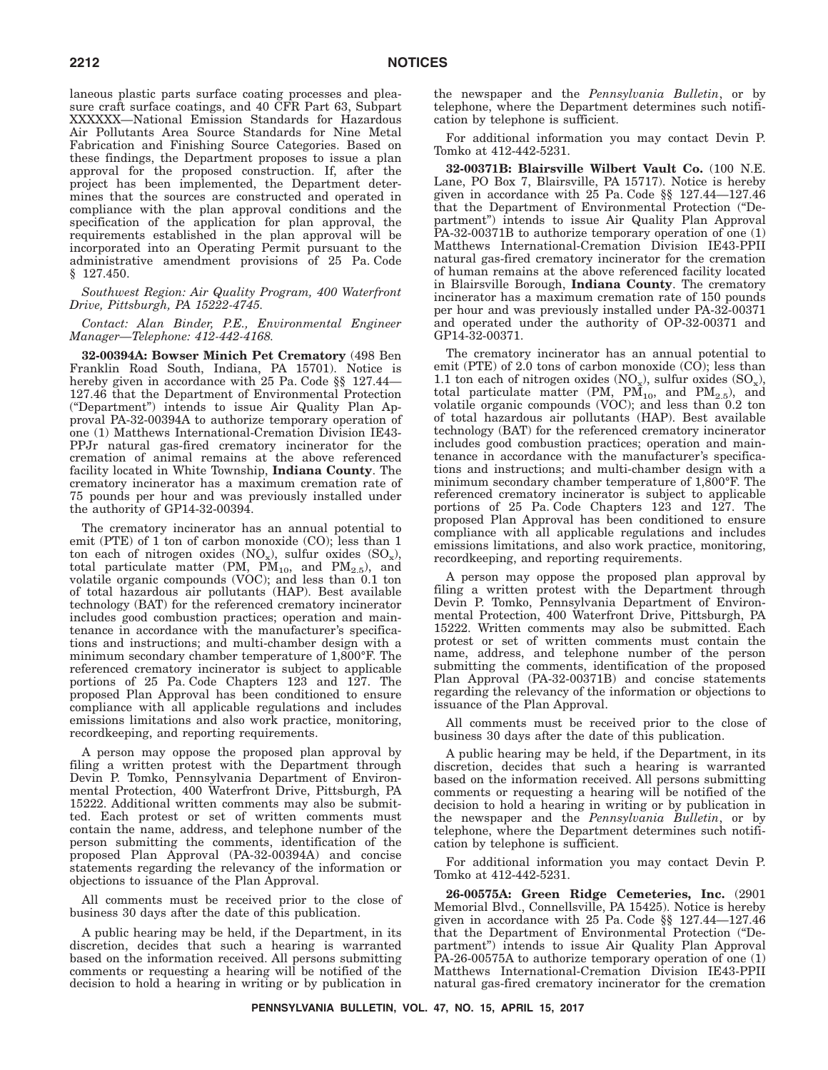laneous plastic parts surface coating processes and pleasure craft surface coatings, and 40 CFR Part 63, Subpart XXXXXX—National Emission Standards for Hazardous Air Pollutants Area Source Standards for Nine Metal Fabrication and Finishing Source Categories. Based on these findings, the Department proposes to issue a plan approval for the proposed construction. If, after the project has been implemented, the Department determines that the sources are constructed and operated in compliance with the plan approval conditions and the specification of the application for plan approval, the requirements established in the plan approval will be incorporated into an Operating Permit pursuant to the administrative amendment provisions of 25 Pa. Code § 127.450.

*Southwest Region: Air Quality Program, 400 Waterfront Drive, Pittsburgh, PA 15222-4745.*

*Contact: Alan Binder, P.E., Environmental Engineer Manager—Telephone: 412-442-4168.*

**32-00394A: Bowser Minich Pet Crematory** (498 Ben Franklin Road South, Indiana, PA 15701). Notice is hereby given in accordance with 25 Pa. Code §§ 127.44—127.46 that the Department of Environmental Protection ("Department") intends to issue Air Quality Plan Approval PA-32-00394A to authorize temporary operation of one (1) Matthews International-Cremation Division IE43-PPJr natural gas-fired crematory incinerator for the cremation of animal remains at the above referenced facility located in White Township, **Indiana County**. The crematory incinerator has a maximum cremation rate of 75 pounds per hour and was previously installed under the authority of GP14-32-00394.

The crematory incinerator has an annual potential to emit (PTE) of 1 ton of carbon monoxide (CO); less than 1 ton each of nitrogen oxides ($NO_x$), sulfur oxides ($SO_x$), total particulate matter (PM, $PM_{10}$, and $PM_{2.5}$), and volatile organic compounds (VOC); and less than 0.1 ton of total hazardous air pollutants (HAP). Best available technology (BAT) for the referenced crematory incinerator includes good combustion practices; operation and maintenance in accordance with the manufacturer's specifications and instructions; and multi-chamber design with a minimum secondary chamber temperature of 1,800°F. The referenced crematory incinerator is subject to applicable portions of 25 Pa. Code Chapters 123 and 127. The proposed Plan Approval has been conditioned to ensure compliance with all applicable regulations and includes emissions limitations and also work practice, monitoring, recordkeeping, and reporting requirements.

A person may oppose the proposed plan approval by filing a written protest with the Department through Devin P. Tomko, Pennsylvania Department of Environmental Protection, 400 Waterfront Drive, Pittsburgh, PA 15222. Additional written comments may also be submitted. Each protest or set of written comments must contain the name, address, and telephone number of the person submitting the comments, identification of the proposed Plan Approval (PA-32-00394A) and concise statements regarding the relevancy of the information or objections to issuance of the Plan Approval.

All comments must be received prior to the close of business 30 days after the date of this publication.

A public hearing may be held, if the Department, in its discretion, decides that such a hearing is warranted based on the information received. All persons submitting comments or requesting a hearing will be notified of the decision to hold a hearing in writing or by publication in the newspaper and the *Pennsylvania Bulletin*, or by telephone, where the Department determines such notification by telephone is sufficient.

For additional information you may contact Devin P. Tomko at 412-442-5231.

**32-00371B: Blairsville Wilbert Vault Co.** (100 N.E. Lane, PO Box 7, Blairsville, PA 15717). Notice is hereby given in accordance with 25 Pa. Code §§ 127.44—127.46 that the Department of Environmental Protection ("Department") intends to issue Air Quality Plan Approval PA-32-00371B to authorize temporary operation of one (1) Matthews International-Cremation Division IE43-PPII natural gas-fired crematory incinerator for the cremation of human remains at the above referenced facility located in Blairsville Borough, **Indiana County**. The crematory incinerator has a maximum cremation rate of 150 pounds per hour and was previously installed under PA-32-00371 and operated under the authority of OP-32-00371 and GP14-32-00371.

The crematory incinerator has an annual potential to emit (PTE) of 2.0 tons of carbon monoxide (CO); less than 1.1 ton each of nitrogen oxides ($NO_x$), sulfur oxides ($SO_x$), total particulate matter (PM, $PM_{10}$, and $PM_{2.5}$), and volatile organic compounds (VOC); and less than 0.2 ton of total hazardous air pollutants (HAP). Best available technology (BAT) for the referenced crematory incinerator includes good combustion practices; operation and maintenance in accordance with the manufacturer's specifications and instructions; and multi-chamber design with a minimum secondary chamber temperature of 1,800°F. The referenced crematory incinerator is subject to applicable portions of 25 Pa. Code Chapters 123 and 127. The proposed Plan Approval has been conditioned to ensure compliance with all applicable regulations and includes emissions limitations, and also work practice, monitoring, recordkeeping, and reporting requirements.

A person may oppose the proposed plan approval by filing a written protest with the Department through Devin P. Tomko, Pennsylvania Department of Environmental Protection, 400 Waterfront Drive, Pittsburgh, PA 15222. Written comments may also be submitted. Each protest or set of written comments must contain the name, address, and telephone number of the person submitting the comments, identification of the proposed Plan Approval (PA-32-00371B) and concise statements regarding the relevancy of the information or objections to issuance of the Plan Approval.

All comments must be received prior to the close of business 30 days after the date of this publication.

A public hearing may be held, if the Department, in its discretion, decides that such a hearing is warranted based on the information received. All persons submitting comments or requesting a hearing will be notified of the decision to hold a hearing in writing or by publication in the newspaper and the *Pennsylvania Bulletin*, or by telephone, where the Department determines such notification by telephone is sufficient.

For additional information you may contact Devin P. Tomko at 412-442-5231.

**26-00575A: Green Ridge Cemeteries, Inc.** (2901 Memorial Blvd., Connellsville, PA 15425). Notice is hereby given in accordance with 25 Pa. Code §§ 127.44—127.46 that the Department of Environmental Protection ("Department") intends to issue Air Quality Plan Approval PA-26-00575A to authorize temporary operation of one (1) Matthews International-Cremation Division IE43-PPII natural gas-fired crematory incinerator for the cremation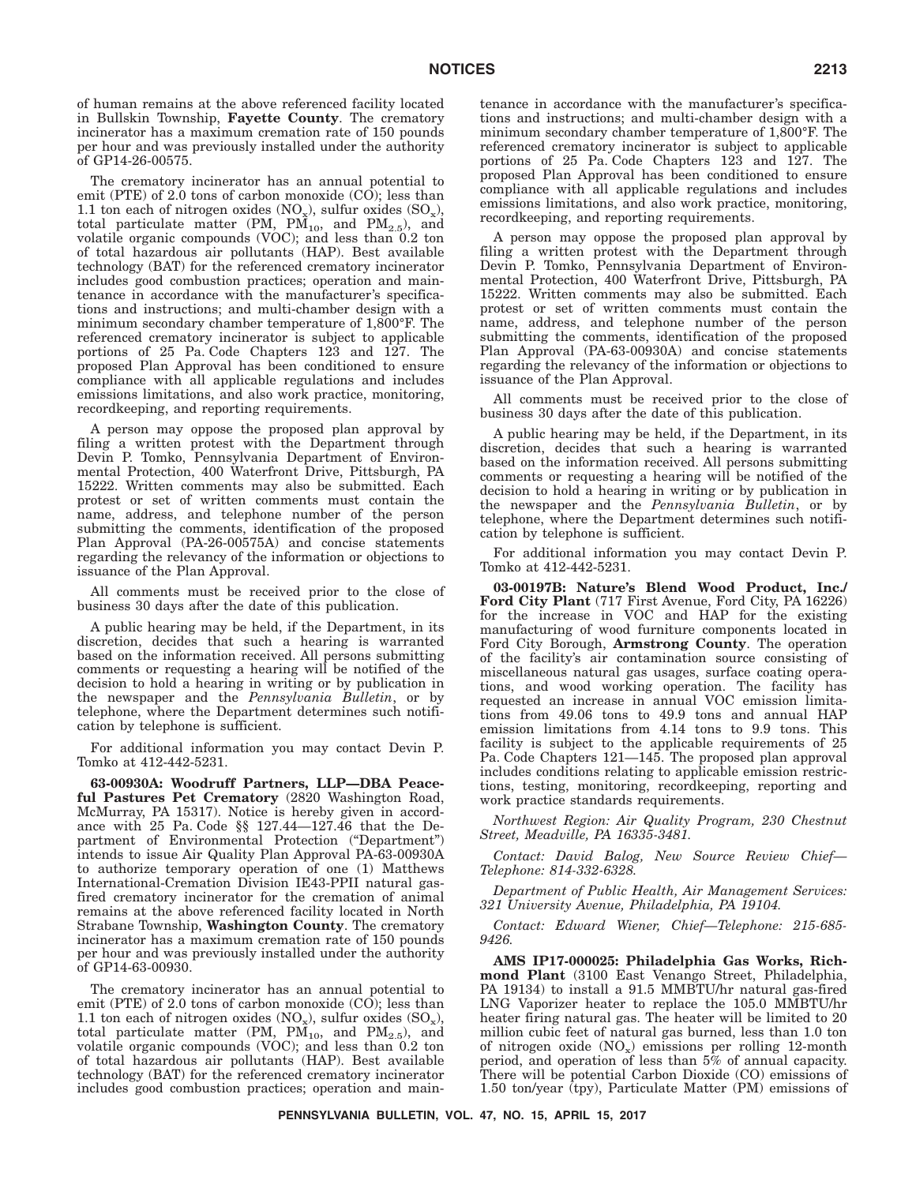of human remains at the above referenced facility located in Bullskin Township, **Fayette County**. The crematory incinerator has a maximum cremation rate of 150 pounds per hour and was previously installed under the authority of GP14-26-00575.

The crematory incinerator has an annual potential to emit (PTE) of 2.0 tons of carbon monoxide (CO); less than 1.1 ton each of nitrogen oxides ($NO_x$), sulfur oxides ($SO_x$), total particulate matter (PM, $PM_{10}$, and $PM_{2.5}$), and volatile organic compounds (VOC); and less than 0.2 ton of total hazardous air pollutants (HAP). Best available technology (BAT) for the referenced crematory incinerator includes good combustion practices; operation and maintenance in accordance with the manufacturer's specifications and instructions; and multi-chamber design with a minimum secondary chamber temperature of 1,800°F. The referenced crematory incinerator is subject to applicable portions of 25 Pa. Code Chapters 123 and 127. The proposed Plan Approval has been conditioned to ensure compliance with all applicable regulations and includes emissions limitations, and also work practice, monitoring, recordkeeping, and reporting requirements.

A person may oppose the proposed plan approval by filing a written protest with the Department through Devin P. Tomko, Pennsylvania Department of Environmental Protection, 400 Waterfront Drive, Pittsburgh, PA 15222. Written comments may also be submitted. Each protest or set of written comments must contain the name, address, and telephone number of the person submitting the comments, identification of the proposed Plan Approval (PA-26-00575A) and concise statements regarding the relevancy of the information or objections to issuance of the Plan Approval.

All comments must be received prior to the close of business 30 days after the date of this publication.

A public hearing may be held, if the Department, in its discretion, decides that such a hearing is warranted based on the information received. All persons submitting comments or requesting a hearing will be notified of the decision to hold a hearing in writing or by publication in the newspaper and the *Pennsylvania Bulletin*, or by telephone, where the Department determines such notification by telephone is sufficient.

For additional information you may contact Devin P. Tomko at 412-442-5231.

**63-00930A: Woodruff Partners, LLP—DBA Peaceful Pastures Pet Crematory** (2820 Washington Road, McMurray, PA 15317). Notice is hereby given in accordance with 25 Pa. Code §§ 127.44—127.46 that the Department of Environmental Protection ("Department") intends to issue Air Quality Plan Approval PA-63-00930A to authorize temporary operation of one (1) Matthews International-Cremation Division IE43-PPII natural gas-fired crematory incinerator for the cremation of animal remains at the above referenced facility located in North Strabane Township, **Washington County**. The crematory incinerator has a maximum cremation rate of 150 pounds per hour and was previously installed under the authority of GP14-63-00930.

The crematory incinerator has an annual potential to emit (PTE) of 2.0 tons of carbon monoxide (CO); less than 1.1 ton each of nitrogen oxides ($NO_x$), sulfur oxides ($SO_x$), total particulate matter (PM, $PM_{10}$, and $PM_{2.5}$), and volatile organic compounds (VOC); and less than 0.2 ton of total hazardous air pollutants (HAP). Best available technology (BAT) for the referenced crematory incinerator includes good combustion practices; operation and maintenance in accordance with the manufacturer's specifications and instructions; and multi-chamber design with a minimum secondary chamber temperature of 1,800°F. The referenced crematory incinerator is subject to applicable portions of 25 Pa. Code Chapters 123 and 127. The proposed Plan Approval has been conditioned to ensure compliance with all applicable regulations and includes emissions limitations, and also work practice, monitoring, recordkeeping, and reporting requirements.

A person may oppose the proposed plan approval by filing a written protest with the Department through Devin P. Tomko, Pennsylvania Department of Environmental Protection, 400 Waterfront Drive, Pittsburgh, PA 15222. Written comments may also be submitted. Each protest or set of written comments must contain the name, address, and telephone number of the person submitting the comments, identification of the proposed Plan Approval (PA-63-00930A) and concise statements regarding the relevancy of the information or objections to issuance of the Plan Approval.

All comments must be received prior to the close of business 30 days after the date of this publication.

A public hearing may be held, if the Department, in its discretion, decides that such a hearing is warranted based on the information received. All persons submitting comments or requesting a hearing will be notified of the decision to hold a hearing in writing or by publication in the newspaper and the *Pennsylvania Bulletin*, or by telephone, where the Department determines such notification by telephone is sufficient.

For additional information you may contact Devin P. Tomko at 412-442-5231.

**03-00197B: Nature's Blend Wood Product, Inc./ Ford City Plant** (717 First Avenue, Ford City, PA 16226) for the increase in VOC and HAP for the existing manufacturing of wood furniture components located in Ford City Borough, **Armstrong County**. The operation of the facility's air contamination source consisting of miscellaneous natural gas usages, surface coating operations, and wood working operation. The facility has requested an increase in annual VOC emission limitations from 49.06 tons to 49.9 tons and annual HAP emission limitations from 4.14 tons to 9.9 tons. This facility is subject to the applicable requirements of 25 Pa. Code Chapters 121—145. The proposed plan approval includes conditions relating to applicable emission restrictions, testing, monitoring, recordkeeping, reporting and work practice standards requirements.

*Northwest Region: Air Quality Program, 230 Chestnut Street, Meadville, PA 16335-3481.*

*Contact: David Balog, New Source Review Chief—Telephone: 814-332-6328.*

*Department of Public Health, Air Management Services: 321 University Avenue, Philadelphia, PA 19104.*

*Contact: Edward Wiener, Chief—Telephone: 215-685-9426.*

**AMS IP17-000025: Philadelphia Gas Works, Richmond Plant** (3100 East Venango Street, Philadelphia, PA 19134) to install a 91.5 MMBTU/hr natural gas-fired LNG Vaporizer heater to replace the 105.0 MMBTU/hr heater firing natural gas. The heater will be limited to 20 million cubic feet of natural gas burned, less than 1.0 ton of nitrogen oxide ($NO_x$) emissions per rolling 12-month period, and operation of less than 5% of annual capacity. There will be potential Carbon Dioxide (CO) emissions of 1.50 ton/year (tpy), Particulate Matter (PM) emissions of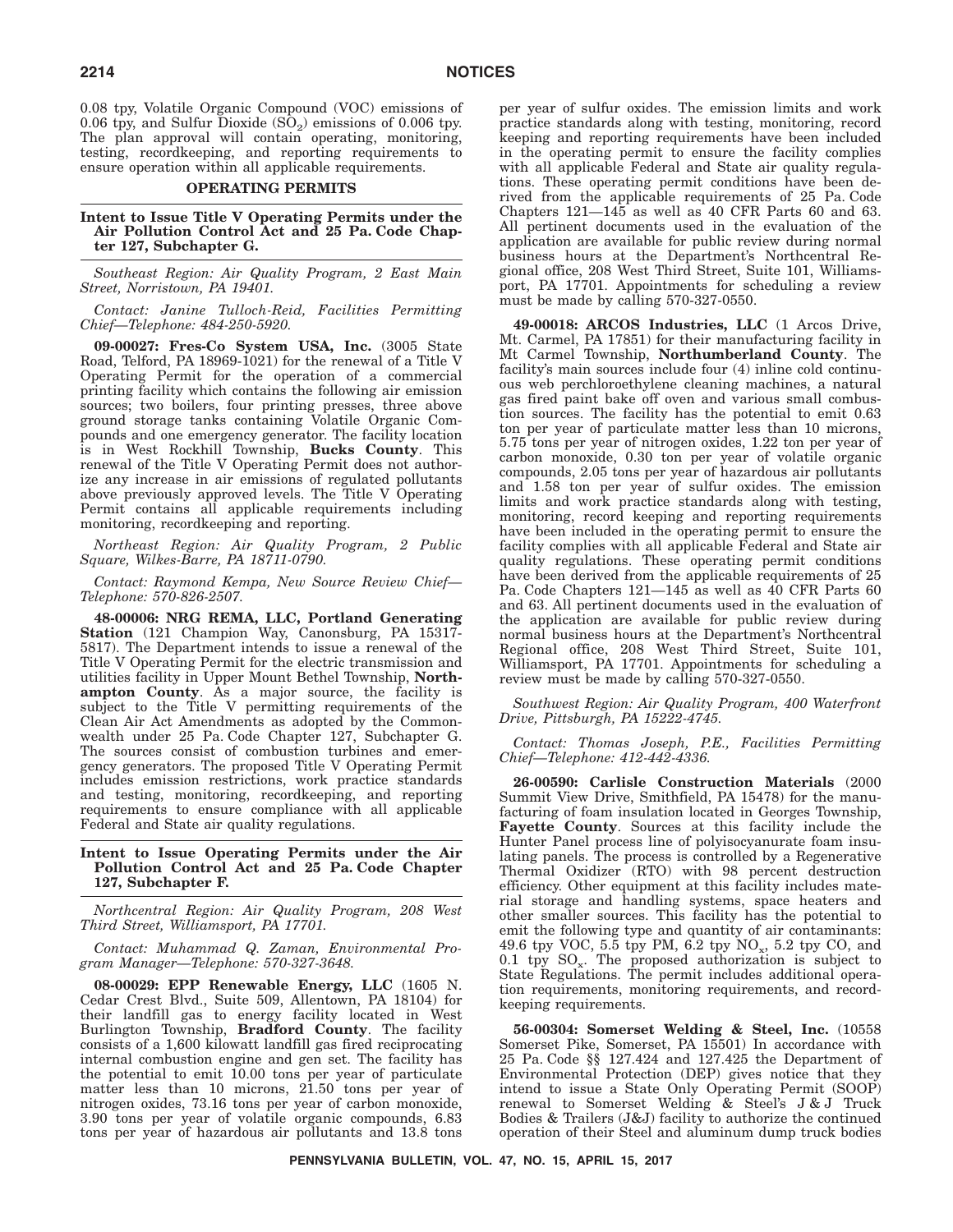0.08 tpy, Volatile Organic Compound (VOC) emissions of 0.06 tpy, and Sulfur Dioxide ($SO_2$) emissions of 0.006 tpy. The plan approval will contain operating, monitoring, testing, recordkeeping, and reporting requirements to ensure operation within all applicable requirements.

## OPERATING PERMITS

### Intent to Issue Title V Operating Permits under the Air Pollution Control Act and 25 Pa. Code Chapter 127, Subchapter G.

*Southeast Region: Air Quality Program, 2 East Main Street, Norristown, PA 19401.*

*Contact: Janine Tulloch-Reid, Facilities Permitting Chief—Telephone: 484-250-5920.*

**09-00027: Fres-Co System USA, Inc.** (3005 State Road, Telford, PA 18969-1021) for the renewal of a Title V Operating Permit for the operation of a commercial printing facility which contains the following air emission sources; two boilers, four printing presses, three above ground storage tanks containing Volatile Organic Compounds and one emergency generator. The facility location is in West Rockhill Township, **Bucks County**. This renewal of the Title V Operating Permit does not authorize any increase in air emissions of regulated pollutants above previously approved levels. The Title V Operating Permit contains all applicable requirements including monitoring, recordkeeping and reporting.

*Northeast Region: Air Quality Program, 2 Public Square, Wilkes-Barre, PA 18711-0790.*

*Contact: Raymond Kempa, New Source Review Chief—Telephone: 570-826-2507.*

**48-00006: NRG REMA, LLC, Portland Generating Station** (121 Champion Way, Canonsburg, PA 15317-5817). The Department intends to issue a renewal of the Title V Operating Permit for the electric transmission and utilities facility in Upper Mount Bethel Township, **Northampton County**. As a major source, the facility is subject to the Title V permitting requirements of the Clean Air Act Amendments as adopted by the Commonwealth under 25 Pa. Code Chapter 127, Subchapter G. The sources consist of combustion turbines and emergency generators. The proposed Title V Operating Permit includes emission restrictions, work practice standards and testing, monitoring, recordkeeping, and reporting requirements to ensure compliance with all applicable Federal and State air quality regulations.

### Intent to Issue Operating Permits under the Air Pollution Control Act and 25 Pa. Code Chapter 127, Subchapter F.

*Northcentral Region: Air Quality Program, 208 West Third Street, Williamsport, PA 17701.*

*Contact: Muhammad Q. Zaman, Environmental Program Manager—Telephone: 570-327-3648.*

**08-00029: EPP Renewable Energy, LLC** (1605 N. Cedar Crest Blvd., Suite 509, Allentown, PA 18104) for their landfill gas to energy facility located in West Burlington Township, **Bradford County**. The facility consists of a 1,600 kilowatt landfill gas fired reciprocating internal combustion engine and gen set. The facility has the potential to emit 10.00 tons per year of particulate matter less than 10 microns, 21.50 tons per year of nitrogen oxides, 73.16 tons per year of carbon monoxide, 3.90 tons per year of volatile organic compounds, 6.83 tons per year of hazardous air pollutants and 13.8 tons per year of sulfur oxides. The emission limits and work practice standards along with testing, monitoring, record keeping and reporting requirements have been included in the operating permit to ensure the facility complies with all applicable Federal and State air quality regulations. These operating permit conditions have been derived from the applicable requirements of 25 Pa. Code Chapters 121—145 as well as 40 CFR Parts 60 and 63. All pertinent documents used in the evaluation of the application are available for public review during normal business hours at the Department's Northcentral Regional office, 208 West Third Street, Suite 101, Williamsport, PA 17701. Appointments for scheduling a review must be made by calling 570-327-0550.

**49-00018: ARCOS Industries, LLC** (1 Arcos Drive, Mt. Carmel, PA 17851) for their manufacturing facility in Mt Carmel Township, **Northumberland County**. The facility's main sources include four (4) inline cold continuous web perchloroethylene cleaning machines, a natural gas fired paint bake off oven and various small combustion sources. The facility has the potential to emit 0.63 ton per year of particulate matter less than 10 microns, 5.75 tons per year of nitrogen oxides, 1.22 ton per year of carbon monoxide, 0.30 ton per year of volatile organic compounds, 2.05 tons per year of hazardous air pollutants and 1.58 ton per year of sulfur oxides. The emission limits and work practice standards along with testing, monitoring, record keeping and reporting requirements have been included in the operating permit to ensure the facility complies with all applicable Federal and State air quality regulations. These operating permit conditions have been derived from the applicable requirements of 25 Pa. Code Chapters 121—145 as well as 40 CFR Parts 60 and 63. All pertinent documents used in the evaluation of the application are available for public review during normal business hours at the Department's Northcentral Regional office, 208 West Third Street, Suite 101, Williamsport, PA 17701. Appointments for scheduling a review must be made by calling 570-327-0550.

*Southwest Region: Air Quality Program, 400 Waterfront Drive, Pittsburgh, PA 15222-4745.*

*Contact: Thomas Joseph, P.E., Facilities Permitting Chief—Telephone: 412-442-4336.*

**26-00590: Carlisle Construction Materials** (2000 Summit View Drive, Smithfield, PA 15478) for the manufacturing of foam insulation located in Georges Township, **Fayette County**. Sources at this facility include the Hunter Panel process line of polyisocyanurate foam insulating panels. The process is controlled by a Regenerative Thermal Oxidizer (RTO) with 98 percent destruction efficiency. Other equipment at this facility includes material storage and handling systems, space heaters and other smaller sources. This facility has the potential to emit the following type and quantity of air contaminants: 49.6 tpy VOC, 5.5 tpy PM, 6.2 tpy $NO_x$, 5.2 tpy CO, and 0.1 tpy $SO_x$. The proposed authorization is subject to State Regulations. The permit includes additional operation requirements, monitoring requirements, and recordkeeping requirements.

**56-00304: Somerset Welding & Steel, Inc.** (10558 Somerset Pike, Somerset, PA 15501) In accordance with 25 Pa. Code §§ 127.424 and 127.425 the Department of Environmental Protection (DEP) gives notice that they intend to issue a State Only Operating Permit (SOOP) renewal to Somerset Welding & Steel's J & J Truck Bodies & Trailers (J&J) facility to authorize the continued operation of their Steel and aluminum dump truck bodies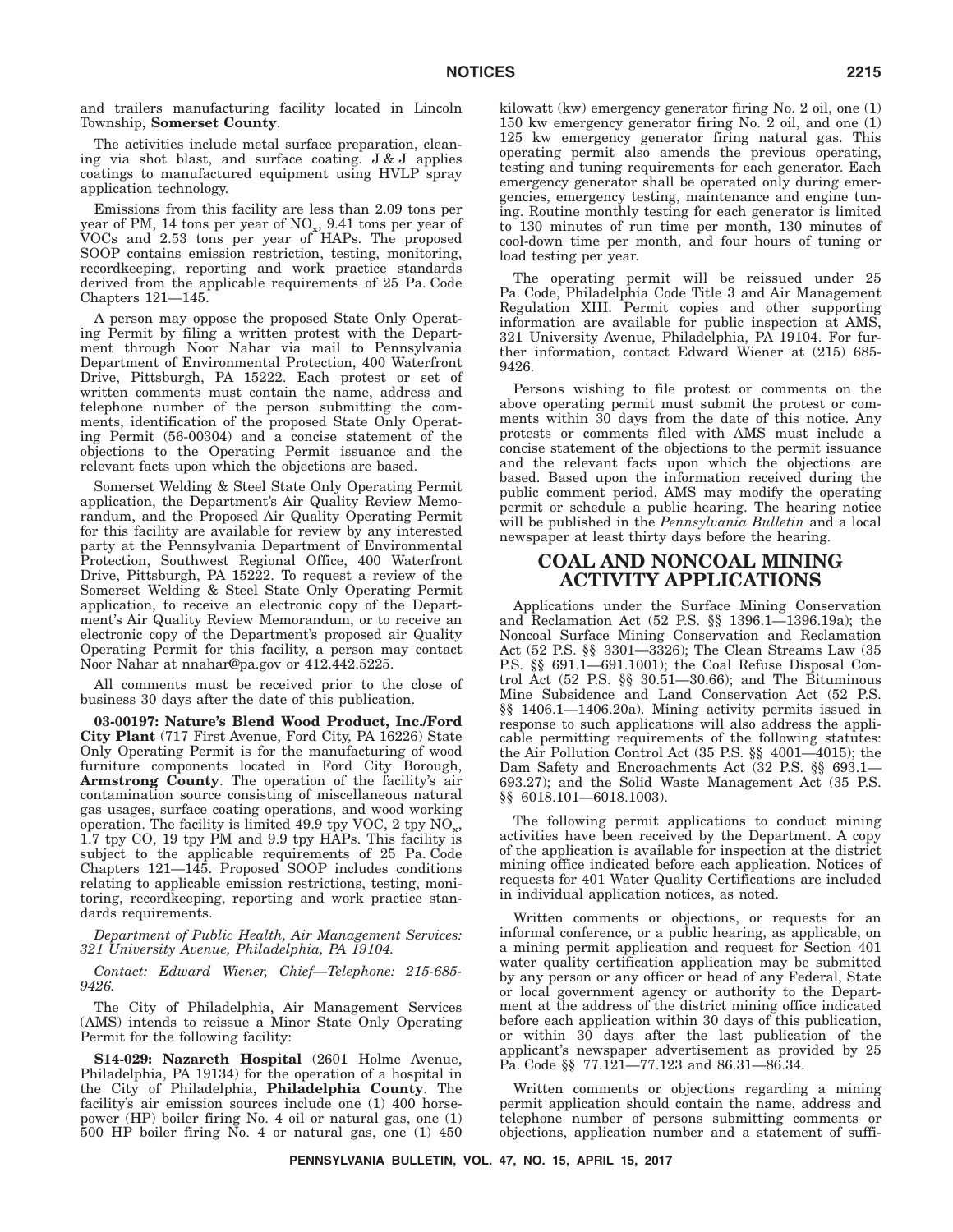and trailers manufacturing facility located in Lincoln Township, **Somerset County**.

The activities include metal surface preparation, cleaning via shot blast, and surface coating. J & J applies coatings to manufactured equipment using HVLP spray application technology.

Emissions from this facility are less than 2.09 tons per year of PM, 14 tons per year of $NO_x$, 9.41 tons per year of VOCs and 2.53 tons per year of HAPs. The proposed SOOP contains emission restriction, testing, monitoring, recordkeeping, reporting and work practice standards derived from the applicable requirements of 25 Pa. Code Chapters 121—145.

A person may oppose the proposed State Only Operating Permit by filing a written protest with the Department through Noor Nahar via mail to Pennsylvania Department of Environmental Protection, 400 Waterfront Drive, Pittsburgh, PA 15222. Each protest or set of written comments must contain the name, address and telephone number of the person submitting the comments, identification of the proposed State Only Operating Permit (56-00304) and a concise statement of the objections to the Operating Permit issuance and the relevant facts upon which the objections are based.

Somerset Welding & Steel State Only Operating Permit application, the Department's Air Quality Review Memorandum, and the Proposed Air Quality Operating Permit for this facility are available for review by any interested party at the Pennsylvania Department of Environmental Protection, Southwest Regional Office, 400 Waterfront Drive, Pittsburgh, PA 15222. To request a review of the Somerset Welding & Steel State Only Operating Permit application, to receive an electronic copy of the Department's Air Quality Review Memorandum, or to receive an electronic copy of the Department's proposed air Quality Operating Permit for this facility, a person may contact Noor Nahar at nnahar@pa.gov or 412.442.5225.

All comments must be received prior to the close of business 30 days after the date of this publication.

**03-00197: Nature's Blend Wood Product, Inc./Ford City Plant** (717 First Avenue, Ford City, PA 16226) State Only Operating Permit is for the manufacturing of wood furniture components located in Ford City Borough, **Armstrong County**. The operation of the facility's air contamination source consisting of miscellaneous natural gas usages, surface coating operations, and wood working operation. The facility is limited 49.9 tpy VOC, 2 tpy $NO_x$, 1.7 tpy CO, 19 tpy PM and 9.9 tpy HAPs. This facility is subject to the applicable requirements of 25 Pa. Code Chapters 121—145. Proposed SOOP includes conditions relating to applicable emission restrictions, testing, monitoring, recordkeeping, reporting and work practice standards requirements.

*Department of Public Health, Air Management Services: 321 University Avenue, Philadelphia, PA 19104.*

*Contact: Edward Wiener, Chief—Telephone: 215-685-9426.*

The City of Philadelphia, Air Management Services (AMS) intends to reissue a Minor State Only Operating Permit for the following facility:

**S14-029: Nazareth Hospital** (2601 Holme Avenue, Philadelphia, PA 19134) for the operation of a hospital in the City of Philadelphia, **Philadelphia County**. The facility's air emission sources include one (1) 400 horsepower (HP) boiler firing No. 4 oil or natural gas, one (1) 500 HP boiler firing No. 4 or natural gas, one (1) 450 kilowatt (kw) emergency generator firing No. 2 oil, one (1) 150 kw emergency generator firing No. 2 oil, and one (1) 125 kw emergency generator firing natural gas. This operating permit also amends the previous operating, testing and tuning requirements for each generator. Each emergency generator shall be operated only during emergencies, emergency testing, maintenance and engine tuning. Routine monthly testing for each generator is limited to 130 minutes of run time per month, 130 minutes of cool-down time per month, and four hours of tuning or load testing per year.

The operating permit will be reissued under 25 Pa. Code, Philadelphia Code Title 3 and Air Management Regulation XIII. Permit copies and other supporting information are available for public inspection at AMS, 321 University Avenue, Philadelphia, PA 19104. For further information, contact Edward Wiener at (215) 685-9426.

Persons wishing to file protest or comments on the above operating permit must submit the protest or comments within 30 days from the date of this notice. Any protests or comments filed with AMS must include a concise statement of the objections to the permit issuance and the relevant facts upon which the objections are based. Based upon the information received during the public comment period, AMS may modify the operating permit or schedule a public hearing. The hearing notice will be published in the *Pennsylvania Bulletin* and a local newspaper at least thirty days before the hearing.

## COAL AND NONCOAL MINING ACTIVITY APPLICATIONS

Applications under the Surface Mining Conservation and Reclamation Act (52 P.S. §§ 1396.1—1396.19a); the Noncoal Surface Mining Conservation and Reclamation Act (52 P.S. §§ 3301—3326); The Clean Streams Law (35 P.S. §§ 691.1—691.1001); the Coal Refuse Disposal Control Act (52 P.S. §§ 30.51—30.66); and The Bituminous Mine Subsidence and Land Conservation Act (52 P.S. §§ 1406.1—1406.20a). Mining activity permits issued in response to such applications will also address the applicable permitting requirements of the following statutes: the Air Pollution Control Act (35 P.S. §§ 4001—4015); the Dam Safety and Encroachments Act (32 P.S. §§ 693.1—693.27); and the Solid Waste Management Act (35 P.S. §§ 6018.101—6018.1003).

The following permit applications to conduct mining activities have been received by the Department. A copy of the application is available for inspection at the district mining office indicated before each application. Notices of requests for 401 Water Quality Certifications are included in individual application notices, as noted.

Written comments or objections, or requests for an informal conference, or a public hearing, as applicable, on a mining permit application and request for Section 401 water quality certification application may be submitted by any person or any officer or head of any Federal, State or local government agency or authority to the Department at the address of the district mining office indicated before each application within 30 days of this publication, or within 30 days after the last publication of the applicant's newspaper advertisement as provided by 25 Pa. Code §§ 77.121—77.123 and 86.31—86.34.

Written comments or objections regarding a mining permit application should contain the name, address and telephone number of persons submitting comments or objections, application number and a statement of suffi-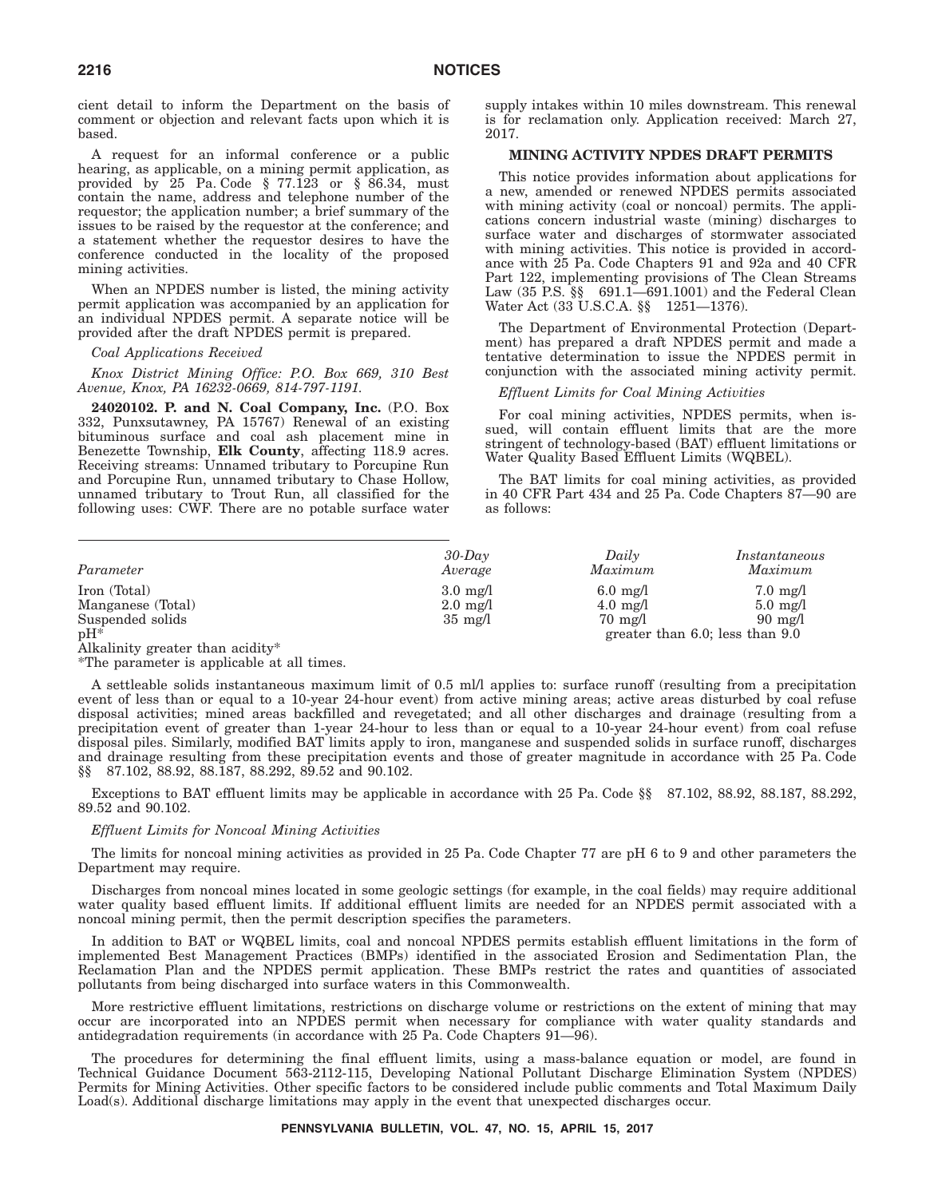cient detail to inform the Department on the basis of comment or objection and relevant facts upon which it is based.

A request for an informal conference or a public hearing, as applicable, on a mining permit application, as provided by 25 Pa. Code § 77.123 or § 86.34, must contain the name, address and telephone number of the requestor; the application number; a brief summary of the issues to be raised by the requestor at the conference; and a statement whether the requestor desires to have the conference conducted in the locality of the proposed mining activities.

When an NPDES number is listed, the mining activity permit application was accompanied by an application for an individual NPDES permit. A separate notice will be provided after the draft NPDES permit is prepared.

*Coal Applications Received*

*Knox District Mining Office: P.O. Box 669, 310 Best Avenue, Knox, PA 16232-0669, 814-797-1191.*

**24020102. P. and N. Coal Company, Inc.** (P.O. Box 332, Punxsutawney, PA 15767) Renewal of an existing bituminous surface and coal ash placement mine in Benezette Township, **Elk County**, affecting 118.9 acres. Receiving streams: Unnamed tributary to Porcupine Run and Porcupine Run, unnamed tributary to Chase Hollow, unnamed tributary to Trout Run, all classified for the following uses: CWF. There are no potable surface water supply intakes within 10 miles downstream. This renewal is for reclamation only. Application received: March 27, 2017.

**MINING ACTIVITY NPDES DRAFT PERMITS**

This notice provides information about applications for a new, amended or renewed NPDES permits associated with mining activity (coal or noncoal) permits. The applications concern industrial waste (mining) discharges to surface water and discharges of stormwater associated with mining activities. This notice is provided in accordance with 25 Pa. Code Chapters 91 and 92a and 40 CFR Part 122, implementing provisions of The Clean Streams Law (35 P.S. §§ 691.1—691.1001) and the Federal Clean Water Act (33 U.S.C.A. §§ 1251—1376).

The Department of Environmental Protection (Department) has prepared a draft NPDES permit and made a tentative determination to issue the NPDES permit in conjunction with the associated mining activity permit.

*Effluent Limits for Coal Mining Activities*

For coal mining activities, NPDES permits, when issued, will contain effluent limits that are the more stringent of technology-based (BAT) effluent limitations or Water Quality Based Effluent Limits (WQBEL).

The BAT limits for coal mining activities, as provided in 40 CFR Part 434 and 25 Pa. Code Chapters 87—90 are as follows:

| *Parameter* | *30-Day Average* | *Daily Maximum* | *Instantaneous Maximum* |
|---|---|---|---|
| Iron (Total) | 3.0 mg/l | 6.0 mg/l | 7.0 mg/l |
| Manganese (Total) | 2.0 mg/l | 4.0 mg/l | 5.0 mg/l |
| Suspended solids | 35 mg/l | 70 mg/l | 90 mg/l |
| pH* | | greater than 6.0; less than 9.0 | |
| Alkalinity greater than acidity* | | | |

*The parameter is applicable at all times.

A settleable solids instantaneous maximum limit of 0.5 ml/l applies to: surface runoff (resulting from a precipitation event of less than or equal to a 10-year 24-hour event) from active mining areas; active areas disturbed by coal refuse disposal activities; mined areas backfilled and revegetated; and all other discharges and drainage (resulting from a precipitation event of greater than 1-year 24-hour to less than or equal to a 10-year 24-hour event) from coal refuse disposal piles. Similarly, modified BAT limits apply to iron, manganese and suspended solids in surface runoff, discharges and drainage resulting from these precipitation events and those of greater magnitude in accordance with 25 Pa. Code §§ 87.102, 88.92, 88.187, 88.292, 89.52 and 90.102.

Exceptions to BAT effluent limits may be applicable in accordance with 25 Pa. Code §§ 87.102, 88.92, 88.187, 88.292, 89.52 and 90.102.

*Effluent Limits for Noncoal Mining Activities*

The limits for noncoal mining activities as provided in 25 Pa. Code Chapter 77 are pH 6 to 9 and other parameters the Department may require.

Discharges from noncoal mines located in some geologic settings (for example, in the coal fields) may require additional water quality based effluent limits. If additional effluent limits are needed for an NPDES permit associated with a noncoal mining permit, then the permit description specifies the parameters.

In addition to BAT or WQBEL limits, coal and noncoal NPDES permits establish effluent limitations in the form of implemented Best Management Practices (BMPs) identified in the associated Erosion and Sedimentation Plan, the Reclamation Plan and the NPDES permit application. These BMPs restrict the rates and quantities of associated pollutants from being discharged into surface waters in this Commonwealth.

More restrictive effluent limitations, restrictions on discharge volume or restrictions on the extent of mining that may occur are incorporated into an NPDES permit when necessary for compliance with water quality standards and antidegradation requirements (in accordance with 25 Pa. Code Chapters 91—96).

The procedures for determining the final effluent limits, using a mass-balance equation or model, are found in Technical Guidance Document 563-2112-115, Developing National Pollutant Discharge Elimination System (NPDES) Permits for Mining Activities. Other specific factors to be considered include public comments and Total Maximum Daily Load(s). Additional discharge limitations may apply in the event that unexpected discharges occur.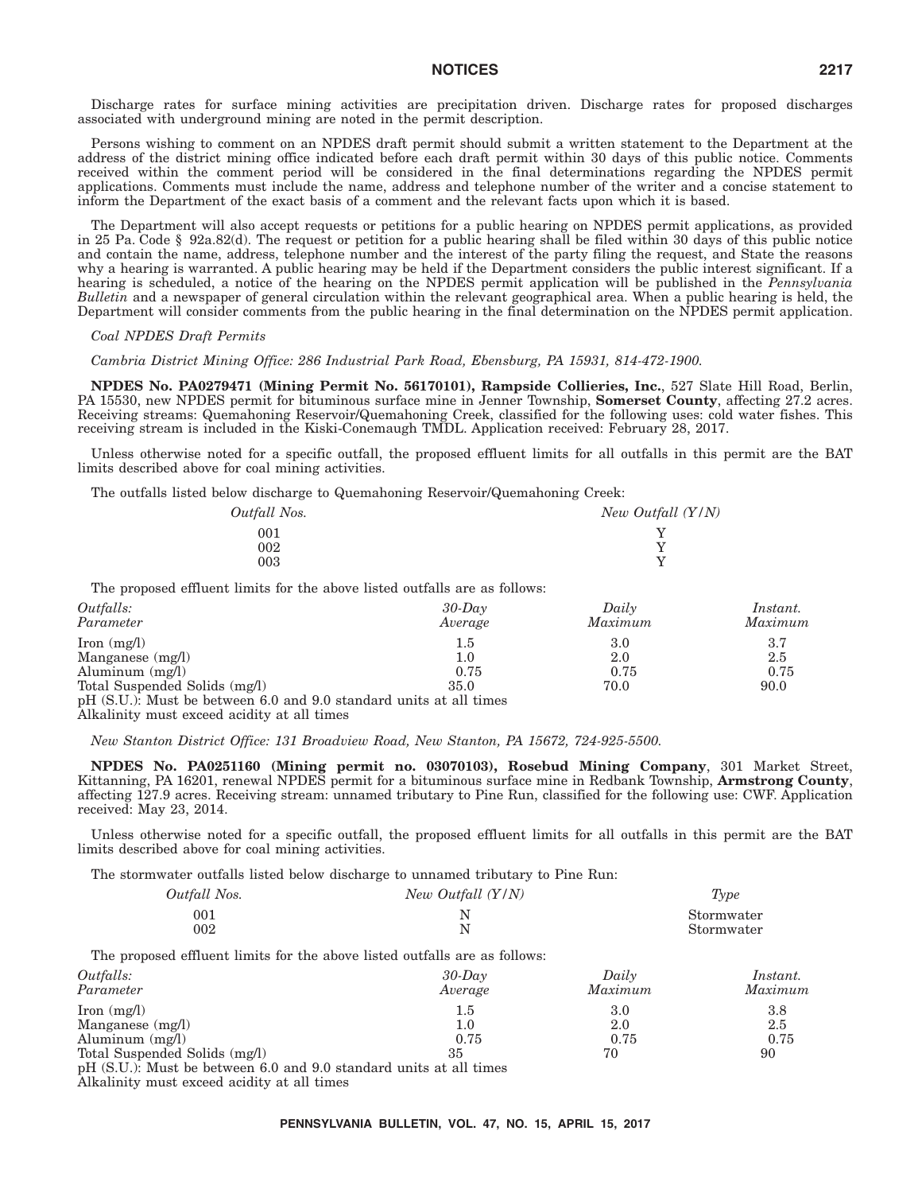Discharge rates for surface mining activities are precipitation driven. Discharge rates for proposed discharges associated with underground mining are noted in the permit description.

Persons wishing to comment on an NPDES draft permit should submit a written statement to the Department at the address of the district mining office indicated before each draft permit within 30 days of this public notice. Comments received within the comment period will be considered in the final determinations regarding the NPDES permit applications. Comments must include the name, address and telephone number of the writer and a concise statement to inform the Department of the exact basis of a comment and the relevant facts upon which it is based.

The Department will also accept requests or petitions for a public hearing on NPDES permit applications, as provided in 25 Pa. Code § 92a.82(d). The request or petition for a public hearing shall be filed within 30 days of this public notice and contain the name, address, telephone number and the interest of the party filing the request, and State the reasons why a hearing is warranted. A public hearing may be held if the Department considers the public interest significant. If a hearing is scheduled, a notice of the hearing on the NPDES permit application will be published in the *Pennsylvania Bulletin* and a newspaper of general circulation within the relevant geographical area. When a public hearing is held, the Department will consider comments from the public hearing in the final determination on the NPDES permit application.

*Coal NPDES Draft Permits*

*Cambria District Mining Office: 286 Industrial Park Road, Ebensburg, PA 15931, 814-472-1900.*

**NPDES No. PA0279471 (Mining Permit No. 56170101), Rampside Collieries, Inc.**, 527 Slate Hill Road, Berlin, PA 15530, new NPDES permit for bituminous surface mine in Jenner Township, **Somerset County**, affecting 27.2 acres. Receiving streams: Quemahoning Reservoir/Quemahoning Creek, classified for the following uses: cold water fishes. This receiving stream is included in the Kiski-Conemaugh TMDL. Application received: February 28, 2017.

Unless otherwise noted for a specific outfall, the proposed effluent limits for all outfalls in this permit are the BAT limits described above for coal mining activities.

The outfalls listed below discharge to Quemahoning Reservoir/Quemahoning Creek:

| *Outfall Nos.* | *New Outfall (Y/N)* |
|---|---|
| 001 | Y |
| 002 | Y |
| 003 | Y |

The proposed effluent limits for the above listed outfalls are as follows:

| *Outfalls:* *Parameter* | *30-Day Average* | *Daily Maximum* | *Instant. Maximum* |
|---|---|---|---|
| Iron (mg/l) | 1.5 | 3.0 | 3.7 |
| Manganese (mg/l) | 1.0 | 2.0 | 2.5 |
| Aluminum (mg/l) | 0.75 | 0.75 | 0.75 |
| Total Suspended Solids (mg/l) | 35.0 | 70.0 | 90.0 |

pH (S.U.): Must be between 6.0 and 9.0 standard units at all times
Alkalinity must exceed acidity at all times

*New Stanton District Office: 131 Broadview Road, New Stanton, PA 15672, 724-925-5500.*

**NPDES No. PA0251160 (Mining permit no. 03070103), Rosebud Mining Company**, 301 Market Street, Kittanning, PA 16201, renewal NPDES permit for a bituminous surface mine in Redbank Township, **Armstrong County**, affecting 127.9 acres. Receiving stream: unnamed tributary to Pine Run, classified for the following use: CWF. Application received: May 23, 2014.

Unless otherwise noted for a specific outfall, the proposed effluent limits for all outfalls in this permit are the BAT limits described above for coal mining activities.

The stormwater outfalls listed below discharge to unnamed tributary to Pine Run:

| *Outfall Nos.* | *New Outfall (Y/N)* | *Type* |
|---|---|---|
| 001 | N | Stormwater |
| 002 | N | Stormwater |

The proposed effluent limits for the above listed outfalls are as follows:

| *Outfalls:* *Parameter* | *30-Day Average* | *Daily Maximum* | *Instant. Maximum* |
|---|---|---|---|
| Iron (mg/l) | 1.5 | 3.0 | 3.8 |
| Manganese (mg/l) | 1.0 | 2.0 | 2.5 |
| Aluminum (mg/l) | 0.75 | 0.75 | 0.75 |
| Total Suspended Solids (mg/l) | 35 | 70 | 90 |

pH (S.U.): Must be between 6.0 and 9.0 standard units at all times
Alkalinity must exceed acidity at all times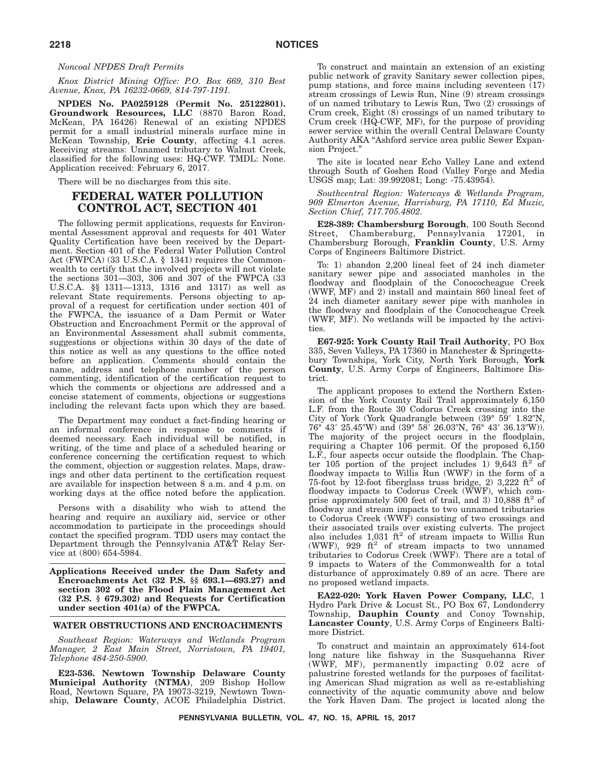*Noncoal NPDES Draft Permits*

*Knox District Mining Office: P.O. Box 669, 310 Best Avenue, Knox, PA 16232-0669, 814-797-1191.*

**NPDES No. PA0259128 (Permit No. 25122801). Groundwork Resources, LLC** (8870 Baron Road, McKean, PA 16426) Renewal of an existing NPDES permit for a small industrial minerals surface mine in McKean Township, **Erie County**, affecting 4.1 acres. Receiving streams: Unnamed tributary to Walnut Creek, classified for the following uses: HQ-CWF. TMDL: None. Application received: February 6, 2017.

There will be no discharges from this site.

## FEDERAL WATER POLLUTION CONTROL ACT, SECTION 401

The following permit applications, requests for Environmental Assessment approval and requests for 401 Water Quality Certification have been received by the Department. Section 401 of the Federal Water Pollution Control Act (FWPCA) (33 U.S.C.A. § 1341) requires the Commonwealth to certify that the involved projects will not violate the sections 301—303, 306 and 307 of the FWPCA (33 U.S.C.A. §§ 1311—1313, 1316 and 1317) as well as relevant State requirements. Persons objecting to approval of a request for certification under section 401 of the FWPCA, the issuance of a Dam Permit or Water Obstruction and Encroachment Permit or the approval of an Environmental Assessment shall submit comments, suggestions or objections within 30 days of the date of this notice as well as any questions to the office noted before an application. Comments should contain the name, address and telephone number of the person commenting, identification of the certification request to which the comments or objections are addressed and a concise statement of comments, objections or suggestions including the relevant facts upon which they are based.

The Department may conduct a fact-finding hearing or an informal conference in response to comments if deemed necessary. Each individual will be notified, in writing, of the time and place of a scheduled hearing or conference concerning the certification request to which the comment, objection or suggestion relates. Maps, drawings and other data pertinent to the certification request are available for inspection between 8 a.m. and 4 p.m. on working days at the office noted before the application.

Persons with a disability who wish to attend the hearing and require an auxiliary aid, service or other accommodation to participate in the proceedings should contact the specified program. TDD users may contact the Department through the Pennsylvania AT&T Relay Service at (800) 654-5984.

### Applications Received under the Dam Safety and Encroachments Act (32 P.S. §§ 693.1—693.27) and section 302 of the Flood Plain Management Act (32 P.S. § 679.302) and Requests for Certification under section 401(a) of the FWPCA.

#### WATER OBSTRUCTIONS AND ENCROACHMENTS

*Southeast Region: Waterways and Wetlands Program Manager, 2 East Main Street, Norristown, PA 19401, Telephone 484-250-5900.*

**E23-536. Newtown Township Delaware County Municipal Authority (NTMA)**, 209 Bishop Hollow Road, Newtown Square, PA 19073-3219, Newtown Township, **Delaware County**, ACOE Philadelphia District.

To construct and maintain an extension of an existing public network of gravity Sanitary sewer collection pipes, pump stations, and force mains including seventeen (17) stream crossings of Lewis Run, Nine (9) stream crossings of un named tributary to Lewis Run, Two (2) crossings of Crum creek, Eight (8) crossings of un named tributary to Crum creek (HQ-CWF, MF), for the purpose of providing sewer service within the overall Central Delaware County Authority AKA "Ashford service area public Sewer Expansion Project."

The site is located near Echo Valley Lane and extend through South of Goshen Road (Valley Forge and Media USGS map; Lat: 39.992081; Long: -75.43954).

*Southcentral Region: Waterways & Wetlands Program, 909 Elmerton Avenue, Harrisburg, PA 17110, Ed Muzic, Section Chief, 717.705.4802.*

**E28-389: Chambersburg Borough**, 100 South Second Street, Chambersburg, Pennsylvania 17201, in Chambersburg Borough, **Franklin County**, U.S. Army Corps of Engineers Baltimore District.

To: 1) abandon 2,200 lineal feet of 24 inch diameter sanitary sewer pipe and associated manholes in the floodway and floodplain of the Conococheague Creek (WWF, MF) and 2) install and maintain 860 lineal feet of 24 inch diameter sanitary sewer pipe with manholes in the floodway and floodplain of the Conococheague Creek (WWF, MF). No wetlands will be impacted by the activities.

**E67-925: York County Rail Trail Authority**, PO Box 335, Seven Valleys, PA 17360 in Manchester & Springettsbury Townships, York City, North York Borough, **York County**, U.S. Army Corps of Engineers, Baltimore District.

The applicant proposes to extend the Northern Extension of the York County Rail Trail approximately 6,150 L.F. from the Route 30 Codorus Creek crossing into the City of York (York Quadrangle between (39° 59′ 1.82″N, 76° 43′ 25.45″W) and (39° 58′ 26.03″N, 76° 43′ 36.13″W)). The majority of the project occurs in the floodplain, requiring a Chapter 106 permit. Of the proposed 6,150 L.F., four aspects occur outside the floodplain. The Chapter 105 portion of the project includes 1) 9,643 $ft^2$ of floodway impacts to Willis Run (WWF) in the form of a 75-foot by 12-foot fiberglass truss bridge, 2) 3,222 $ft^2$ of floodway impacts to Codorus Creek (WWF), which comprise approximately 500 feet of trail, and 3) 10,888 $ft^2$ of floodway and stream impacts to two unnamed tributaries to Codorus Creek (WWF) consisting of two crossings and their associated trails over existing culverts. The project also includes 1,031 $ft^2$ of stream impacts to Willis Run (WWF), 929 $ft^2$ of stream impacts to two unnamed tributaries to Codorus Creek (WWF). There are a total of 9 impacts to Waters of the Commonwealth for a total disturbance of approximately 0.89 of an acre. There are no proposed wetland impacts.

**EA22-020: York Haven Power Company, LLC**, 1 Hydro Park Drive & Locust St., PO Box 67, Londonderry Township, **Dauphin County** and Conoy Township, **Lancaster County**, U.S. Army Corps of Engineers Baltimore District.

To construct and maintain an approximately 614-foot long nature like fishway in the Susquehanna River (WWF, MF), permanently impacting 0.02 acre of palustrine forested wetlands for the purposes of facilitating American Shad migration as well as re-establishing connectivity of the aquatic community above and below the York Haven Dam. The project is located along the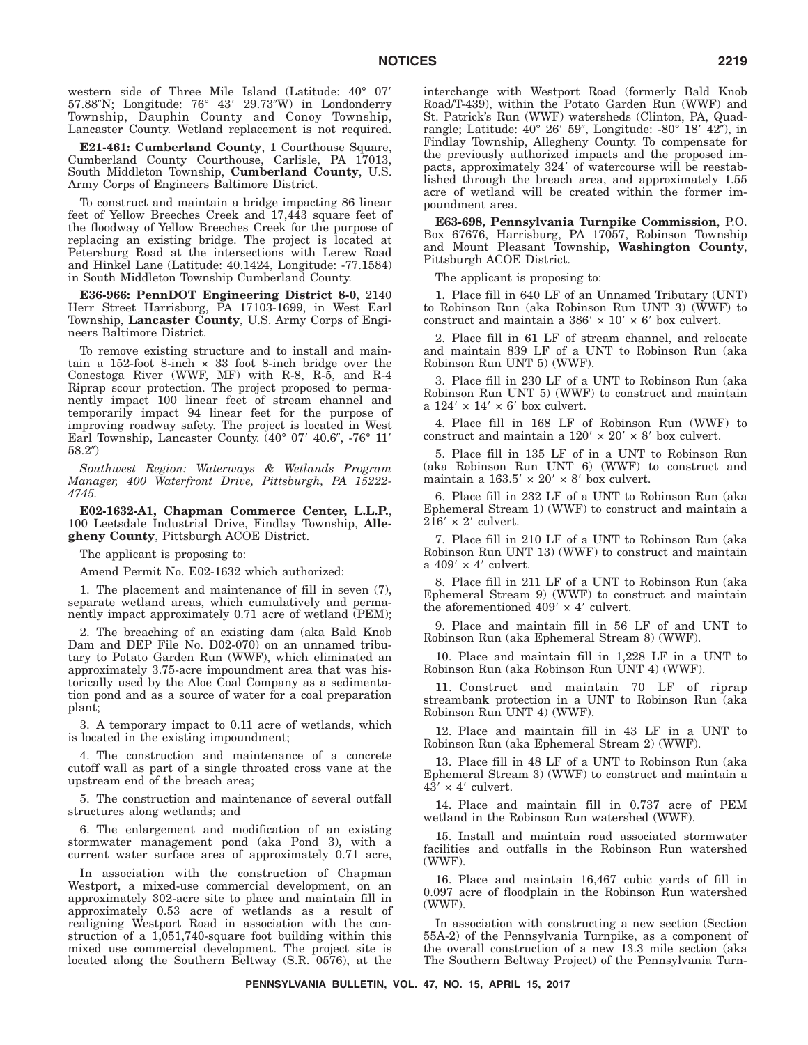western side of Three Mile Island (Latitude: 40° 07′ 57.88″N; Longitude: 76° 43′ 29.73″W) in Londonderry Township, Dauphin County and Conoy Township, Lancaster County. Wetland replacement is not required.

**E21-461: Cumberland County**, 1 Courthouse Square, Cumberland County Courthouse, Carlisle, PA 17013, South Middleton Township, **Cumberland County**, U.S. Army Corps of Engineers Baltimore District.

To construct and maintain a bridge impacting 86 linear feet of Yellow Breeches Creek and 17,443 square feet of the floodway of Yellow Breeches Creek for the purpose of replacing an existing bridge. The project is located at Petersburg Road at the intersections with Lerew Road and Hinkel Lane (Latitude: 40.1424, Longitude: -77.1584) in South Middleton Township Cumberland County.

**E36-966: PennDOT Engineering District 8-0**, 2140 Herr Street Harrisburg, PA 17103-1699, in West Earl Township, **Lancaster County**, U.S. Army Corps of Engineers Baltimore District.

To remove existing structure and to install and maintain a 152-foot 8-inch × 33 foot 8-inch bridge over the Conestoga River (WWF, MF) with R-8, R-5, and R-4 Riprap scour protection. The project proposed to permanently impact 100 linear feet of stream channel and temporarily impact 94 linear feet for the purpose of improving roadway safety. The project is located in West Earl Township, Lancaster County. (40° 07′ 40.6″, -76° 11′ 58.2″)

*Southwest Region: Waterways & Wetlands Program Manager, 400 Waterfront Drive, Pittsburgh, PA 15222-4745.*

**E02-1632-A1, Chapman Commerce Center, L.L.P.**, 100 Leetsdale Industrial Drive, Findlay Township, **Allegheny County**, Pittsburgh ACOE District.

The applicant is proposing to:

Amend Permit No. E02-1632 which authorized:

1. The placement and maintenance of fill in seven (7), separate wetland areas, which cumulatively and permanently impact approximately 0.71 acre of wetland (PEM);

2. The breaching of an existing dam (aka Bald Knob Dam and DEP File No. D02-070) on an unnamed tributary to Potato Garden Run (WWF), which eliminated an approximately 3.75-acre impoundment area that was historically used by the Aloe Coal Company as a sedimentation pond and as a source of water for a coal preparation plant;

3. A temporary impact to 0.11 acre of wetlands, which is located in the existing impoundment;

4. The construction and maintenance of a concrete cutoff wall as part of a single throated cross vane at the upstream end of the breach area;

5. The construction and maintenance of several outfall structures along wetlands; and

6. The enlargement and modification of an existing stormwater management pond (aka Pond 3), with a current water surface area of approximately 0.71 acre,

In association with the construction of Chapman Westport, a mixed-use commercial development, on an approximately 302-acre site to place and maintain fill in approximately 0.53 acre of wetlands as a result of realigning Westport Road in association with the construction of a 1,051,740-square foot building within this mixed use commercial development. The project site is located along the Southern Beltway (S.R. 0576), at the interchange with Westport Road (formerly Bald Knob Road/T-439), within the Potato Garden Run (WWF) and St. Patrick's Run (WWF) watersheds (Clinton, PA, Quadrangle; Latitude: 40° 26′ 59″, Longitude: -80° 18′ 42″), in Findlay Township, Allegheny County. To compensate for the previously authorized impacts and the proposed impacts, approximately 324′ of watercourse will be reestablished through the breach area, and approximately 1.55 acre of wetland will be created within the former impoundment area.

**E63-698, Pennsylvania Turnpike Commission**, P.O. Box 67676, Harrisburg, PA 17057, Robinson Township and Mount Pleasant Township, **Washington County**, Pittsburgh ACOE District.

The applicant is proposing to:

1. Place fill in 640 LF of an Unnamed Tributary (UNT) to Robinson Run (aka Robinson Run UNT 3) (WWF) to construct and maintain a 386′ × 10′ × 6′ box culvert.

2. Place fill in 61 LF of stream channel, and relocate and maintain 839 LF of a UNT to Robinson Run (aka Robinson Run UNT 5) (WWF).

3. Place fill in 230 LF of a UNT to Robinson Run (aka Robinson Run UNT 5) (WWF) to construct and maintain a 124′ × 14′ × 6′ box culvert.

4. Place fill in 168 LF of Robinson Run (WWF) to construct and maintain a 120′ × 20′ × 8′ box culvert.

5. Place fill in 135 LF of in a UNT to Robinson Run (aka Robinson Run UNT 6) (WWF) to construct and maintain a 163.5′ × 20′ × 8′ box culvert.

6. Place fill in 232 LF of a UNT to Robinson Run (aka Ephemeral Stream 1) (WWF) to construct and maintain a 216′ × 2′ culvert.

7. Place fill in 210 LF of a UNT to Robinson Run (aka Robinson Run UNT 13) (WWF) to construct and maintain a 409′ × 4′ culvert.

8. Place fill in 211 LF of a UNT to Robinson Run (aka Ephemeral Stream 9) (WWF) to construct and maintain the aforementioned 409′ × 4′ culvert.

9. Place and maintain fill in 56 LF of and UNT to Robinson Run (aka Ephemeral Stream 8) (WWF).

10. Place and maintain fill in 1,228 LF in a UNT to Robinson Run (aka Robinson Run UNT 4) (WWF).

11. Construct and maintain 70 LF of riprap streambank protection in a UNT to Robinson Run (aka Robinson Run UNT 4) (WWF).

12. Place and maintain fill in 43 LF in a UNT to Robinson Run (aka Ephemeral Stream 2) (WWF).

13. Place fill in 48 LF of a UNT to Robinson Run (aka Ephemeral Stream 3) (WWF) to construct and maintain a 43′ × 4′ culvert.

14. Place and maintain fill in 0.737 acre of PEM wetland in the Robinson Run watershed (WWF).

15. Install and maintain road associated stormwater facilities and outfalls in the Robinson Run watershed (WWF).

16. Place and maintain 16,467 cubic yards of fill in 0.097 acre of floodplain in the Robinson Run watershed (WWF).

In association with constructing a new section (Section 55A-2) of the Pennsylvania Turnpike, as a component of the overall construction of a new 13.3 mile section (aka The Southern Beltway Project) of the Pennsylvania Turn-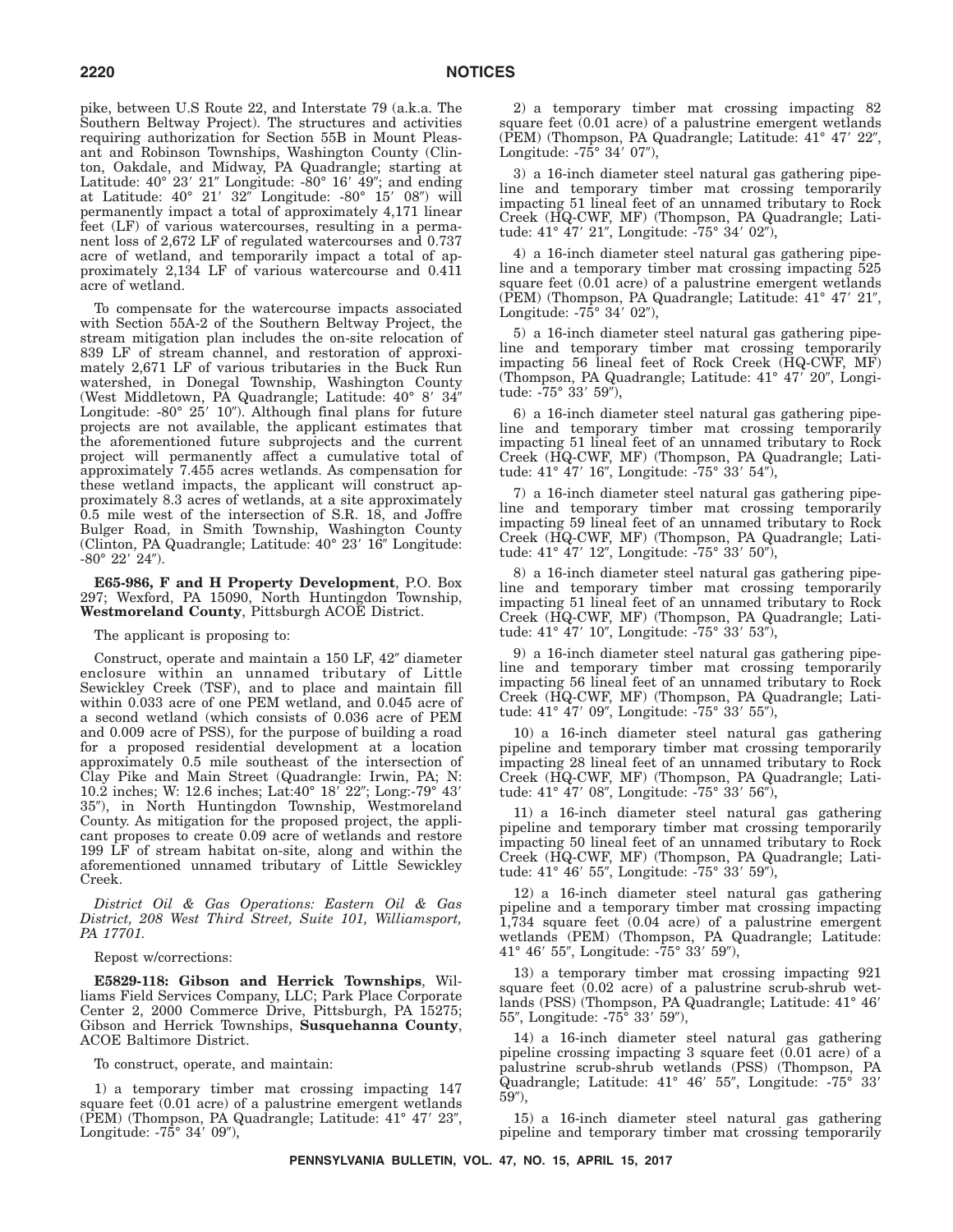pike, between U.S Route 22, and Interstate 79 (a.k.a. The Southern Beltway Project). The structures and activities requiring authorization for Section 55B in Mount Pleasant and Robinson Townships, Washington County (Clinton, Oakdale, and Midway, PA Quadrangle; starting at Latitude: 40° 23′ 21″ Longitude: -80° 16′ 49″; and ending at Latitude: 40° 21′ 32″ Longitude: -80° 15′ 08″) will permanently impact a total of approximately 4,171 linear feet (LF) of various watercourses, resulting in a permanent loss of 2,672 LF of regulated watercourses and 0.737 acre of wetland, and temporarily impact a total of approximately 2,134 LF of various watercourse and 0.411 acre of wetland.

To compensate for the watercourse impacts associated with Section 55A-2 of the Southern Beltway Project, the stream mitigation plan includes the on-site relocation of 839 LF of stream channel, and restoration of approximately 2,671 LF of various tributaries in the Buck Run watershed, in Donegal Township, Washington County (West Middletown, PA Quadrangle; Latitude: 40° 8′ 34″ Longitude: -80° 25′ 10″). Although final plans for future projects are not available, the applicant estimates that the aforementioned future subprojects and the current project will permanently affect a cumulative total of approximately 7.455 acres wetlands. As compensation for these wetland impacts, the applicant will construct approximately 8.3 acres of wetlands, at a site approximately 0.5 mile west of the intersection of S.R. 18, and Joffre Bulger Road, in Smith Township, Washington County (Clinton, PA Quadrangle; Latitude: 40° 23′ 16″ Longitude: -80° 22′ 24″).

**E65-986, F and H Property Development**, P.O. Box 297; Wexford, PA 15090, North Huntingdon Township, **Westmoreland County**, Pittsburgh ACOE District.

The applicant is proposing to:

Construct, operate and maintain a 150 LF, 42″ diameter enclosure within an unnamed tributary of Little Sewickley Creek (TSF), and to place and maintain fill within 0.033 acre of one PEM wetland, and 0.045 acre of a second wetland (which consists of 0.036 acre of PEM and 0.009 acre of PSS), for the purpose of building a road for a proposed residential development at a location approximately 0.5 mile southeast of the intersection of Clay Pike and Main Street (Quadrangle: Irwin, PA; N: 10.2 inches; W: 12.6 inches; Lat:40° 18′ 22″; Long:-79° 43′ 35″), in North Huntingdon Township, Westmoreland County. As mitigation for the proposed project, the applicant proposes to create 0.09 acre of wetlands and restore 199 LF of stream habitat on-site, along and within the aforementioned unnamed tributary of Little Sewickley Creek.

*District Oil & Gas Operations: Eastern Oil & Gas District, 208 West Third Street, Suite 101, Williamsport, PA 17701.*

Repost w/corrections:

**E5829-118: Gibson and Herrick Townships**, Williams Field Services Company, LLC; Park Place Corporate Center 2, 2000 Commerce Drive, Pittsburgh, PA 15275; Gibson and Herrick Townships, **Susquehanna County**, ACOE Baltimore District.

To construct, operate, and maintain:

1) a temporary timber mat crossing impacting 147 square feet (0.01 acre) of a palustrine emergent wetlands (PEM) (Thompson, PA Quadrangle; Latitude: 41° 47′ 23″, Longitude: -75° 34′ 09″),

2) a temporary timber mat crossing impacting 82 square feet (0.01 acre) of a palustrine emergent wetlands (PEM) (Thompson, PA Quadrangle; Latitude: 41° 47′ 22″, Longitude: -75° 34′ 07″),

3) a 16-inch diameter steel natural gas gathering pipeline and temporary timber mat crossing temporarily impacting 51 lineal feet of an unnamed tributary to Rock Creek (HQ-CWF, MF) (Thompson, PA Quadrangle; Latitude: 41° 47′ 21″, Longitude: -75° 34′ 02″),

4) a 16-inch diameter steel natural gas gathering pipeline and a temporary timber mat crossing impacting 525 square feet (0.01 acre) of a palustrine emergent wetlands (PEM) (Thompson, PA Quadrangle; Latitude: 41° 47′ 21″, Longitude: -75° 34′ 02″),

5) a 16-inch diameter steel natural gas gathering pipeline and temporary timber mat crossing temporarily impacting 56 lineal feet of Rock Creek (HQ-CWF, MF) (Thompson, PA Quadrangle; Latitude: 41° 47′ 20″, Longitude: -75° 33′ 59″),

6) a 16-inch diameter steel natural gas gathering pipeline and temporary timber mat crossing temporarily impacting 51 lineal feet of an unnamed tributary to Rock Creek (HQ-CWF, MF) (Thompson, PA Quadrangle; Latitude: 41° 47′ 16″, Longitude: -75° 33′ 54″),

7) a 16-inch diameter steel natural gas gathering pipeline and temporary timber mat crossing temporarily impacting 59 lineal feet of an unnamed tributary to Rock Creek (HQ-CWF, MF) (Thompson, PA Quadrangle; Latitude: 41° 47′ 12″, Longitude: -75° 33′ 50″),

8) a 16-inch diameter steel natural gas gathering pipeline and temporary timber mat crossing temporarily impacting 51 lineal feet of an unnamed tributary to Rock Creek (HQ-CWF, MF) (Thompson, PA Quadrangle; Latitude: 41° 47′ 10″, Longitude: -75° 33′ 53″),

9) a 16-inch diameter steel natural gas gathering pipeline and temporary timber mat crossing temporarily impacting 56 lineal feet of an unnamed tributary to Rock Creek (HQ-CWF, MF) (Thompson, PA Quadrangle; Latitude: 41° 47′ 09″, Longitude: -75° 33′ 55″),

10) a 16-inch diameter steel natural gas gathering pipeline and temporary timber mat crossing temporarily impacting 28 lineal feet of an unnamed tributary to Rock Creek (HQ-CWF, MF) (Thompson, PA Quadrangle; Latitude: 41° 47′ 08″, Longitude: -75° 33′ 56″),

11) a 16-inch diameter steel natural gas gathering pipeline and temporary timber mat crossing temporarily impacting 50 lineal feet of an unnamed tributary to Rock Creek (HQ-CWF, MF) (Thompson, PA Quadrangle; Latitude: 41° 46′ 55″, Longitude: -75° 33′ 59″),

12) a 16-inch diameter steel natural gas gathering pipeline and a temporary timber mat crossing impacting 1,734 square feet (0.04 acre) of a palustrine emergent wetlands (PEM) (Thompson, PA Quadrangle; Latitude: 41° 46′ 55″, Longitude: -75° 33′ 59″),

13) a temporary timber mat crossing impacting 921 square feet (0.02 acre) of a palustrine scrub-shrub wetlands (PSS) (Thompson, PA Quadrangle; Latitude: 41° 46′ 55″, Longitude: -75° 33′ 59″),

14) a 16-inch diameter steel natural gas gathering pipeline crossing impacting 3 square feet (0.01 acre) of a palustrine scrub-shrub wetlands (PSS) (Thompson, PA Quadrangle; Latitude: 41° 46′ 55″, Longitude: -75° 33′ 59″),

15) a 16-inch diameter steel natural gas gathering pipeline and temporary timber mat crossing temporarily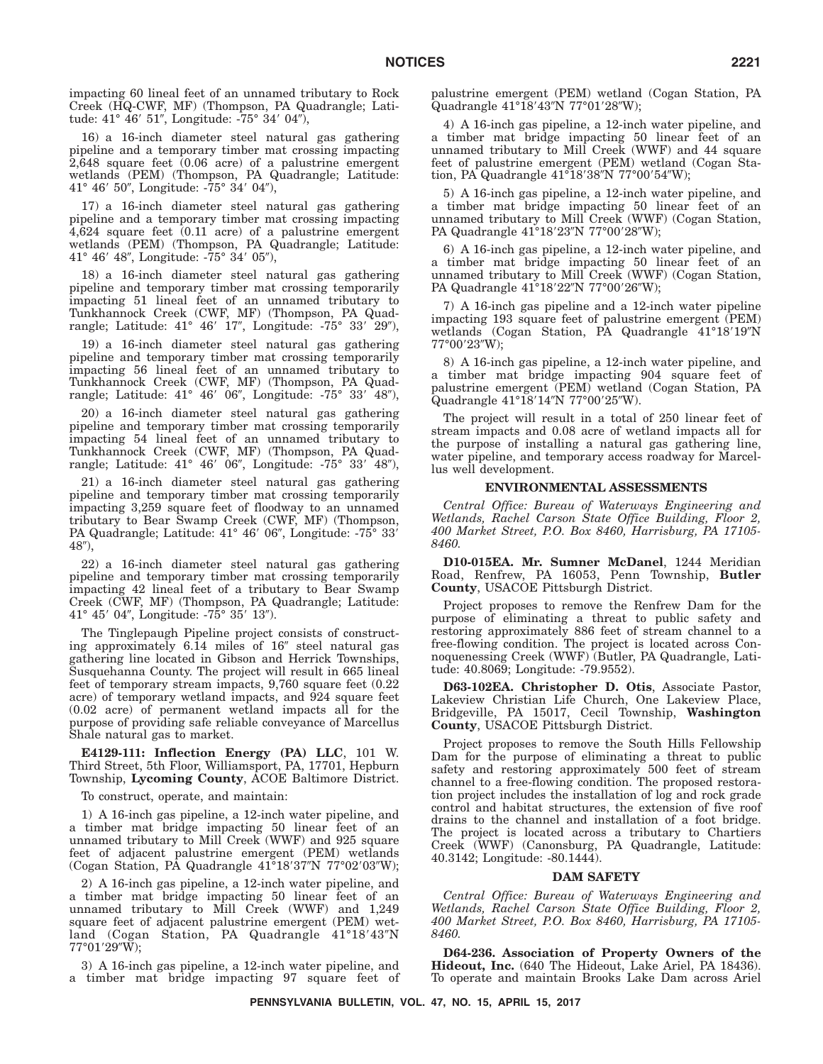impacting 60 lineal feet of an unnamed tributary to Rock Creek (HQ-CWF, MF) (Thompson, PA Quadrangle; Latitude: 41° 46′ 51″, Longitude: -75° 34′ 04″),

16) a 16-inch diameter steel natural gas gathering pipeline and a temporary timber mat crossing impacting 2,648 square feet (0.06 acre) of a palustrine emergent wetlands (PEM) (Thompson, PA Quadrangle; Latitude: 41° 46′ 50″, Longitude: -75° 34′ 04″),

17) a 16-inch diameter steel natural gas gathering pipeline and a temporary timber mat crossing impacting 4,624 square feet (0.11 acre) of a palustrine emergent wetlands (PEM) (Thompson, PA Quadrangle; Latitude: 41° 46′ 48″, Longitude: -75° 34′ 05″),

18) a 16-inch diameter steel natural gas gathering pipeline and temporary timber mat crossing temporarily impacting 51 lineal feet of an unnamed tributary to Tunkhannock Creek (CWF, MF) (Thompson, PA Quadrangle; Latitude: 41° 46′ 17″, Longitude: -75° 33′ 29″),

19) a 16-inch diameter steel natural gas gathering pipeline and temporary timber mat crossing temporarily impacting 56 lineal feet of an unnamed tributary to Tunkhannock Creek (CWF, MF) (Thompson, PA Quadrangle; Latitude: 41° 46′ 06″, Longitude: -75° 33′ 48″),

20) a 16-inch diameter steel natural gas gathering pipeline and temporary timber mat crossing temporarily impacting 54 lineal feet of an unnamed tributary to Tunkhannock Creek (CWF, MF) (Thompson, PA Quadrangle; Latitude: 41° 46′ 06″, Longitude: -75° 33′ 48″),

21) a 16-inch diameter steel natural gas gathering pipeline and temporary timber mat crossing temporarily impacting 3,259 square feet of floodway to an unnamed tributary to Bear Swamp Creek (CWF, MF) (Thompson, PA Quadrangle; Latitude: 41° 46′ 06″, Longitude: -75° 33′ 48″),

22) a 16-inch diameter steel natural gas gathering pipeline and temporary timber mat crossing temporarily impacting 42 lineal feet of a tributary to Bear Swamp Creek (CWF, MF) (Thompson, PA Quadrangle; Latitude: 41° 45′ 04″, Longitude: -75° 35′ 13″).

The Tinglepaugh Pipeline project consists of constructing approximately 6.14 miles of 16″ steel natural gas gathering line located in Gibson and Herrick Townships, Susquehanna County. The project will result in 665 lineal feet of temporary stream impacts, 9,760 square feet (0.22 acre) of temporary wetland impacts, and 924 square feet (0.02 acre) of permanent wetland impacts all for the purpose of providing safe reliable conveyance of Marcellus Shale natural gas to market.

**E4129-111: Inflection Energy (PA) LLC**, 101 W. Third Street, 5th Floor, Williamsport, PA, 17701, Hepburn Township, **Lycoming County**, ACOE Baltimore District.

To construct, operate, and maintain:

1) A 16-inch gas pipeline, a 12-inch water pipeline, and a timber mat bridge impacting 50 linear feet of an unnamed tributary to Mill Creek (WWF) and 925 square feet of adjacent palustrine emergent (PEM) wetlands (Cogan Station, PA Quadrangle 41°18′37″N 77°02′03″W);

2) A 16-inch gas pipeline, a 12-inch water pipeline, and a timber mat bridge impacting 50 linear feet of an unnamed tributary to Mill Creek (WWF) and 1,249 square feet of adjacent palustrine emergent (PEM) wetland (Cogan Station, PA Quadrangle 41°18′43″N 77°01′29″W);

3) A 16-inch gas pipeline, a 12-inch water pipeline, and a timber mat bridge impacting 97 square feet of palustrine emergent (PEM) wetland (Cogan Station, PA Quadrangle 41°18′43″N 77°01′28″W);

4) A 16-inch gas pipeline, a 12-inch water pipeline, and a timber mat bridge impacting 50 linear feet of an unnamed tributary to Mill Creek (WWF) and 44 square feet of palustrine emergent (PEM) wetland (Cogan Station, PA Quadrangle 41°18′38″N 77°00′54″W);

5) A 16-inch gas pipeline, a 12-inch water pipeline, and a timber mat bridge impacting 50 linear feet of an unnamed tributary to Mill Creek (WWF) (Cogan Station, PA Quadrangle 41°18′23″N 77°00′28″W);

6) A 16-inch gas pipeline, a 12-inch water pipeline, and a timber mat bridge impacting 50 linear feet of an unnamed tributary to Mill Creek (WWF) (Cogan Station, PA Quadrangle 41°18′22″N 77°00′26″W);

7) A 16-inch gas pipeline and a 12-inch water pipeline impacting 193 square feet of palustrine emergent (PEM) wetlands (Cogan Station, PA Quadrangle 41°18′19″N 77°00′23″W);

8) A 16-inch gas pipeline, a 12-inch water pipeline, and a timber mat bridge impacting 904 square feet of palustrine emergent (PEM) wetland (Cogan Station, PA Quadrangle 41°18′14″N 77°00′25″W).

The project will result in a total of 250 linear feet of stream impacts and 0.08 acre of wetland impacts all for the purpose of installing a natural gas gathering line, water pipeline, and temporary access roadway for Marcellus well development.

## ENVIRONMENTAL ASSESSMENTS

*Central Office: Bureau of Waterways Engineering and Wetlands, Rachel Carson State Office Building, Floor 2, 400 Market Street, P.O. Box 8460, Harrisburg, PA 17105-8460.*

**D10-015EA. Mr. Sumner McDanel**, 1244 Meridian Road, Renfrew, PA 16053, Penn Township, **Butler County**, USACOE Pittsburgh District.

Project proposes to remove the Renfrew Dam for the purpose of eliminating a threat to public safety and restoring approximately 886 feet of stream channel to a free-flowing condition. The project is located across Connoquenessing Creek (WWF) (Butler, PA Quadrangle, Latitude: 40.8069; Longitude: -79.9552).

**D63-102EA. Christopher D. Otis**, Associate Pastor, Lakeview Christian Life Church, One Lakeview Place, Bridgeville, PA 15017, Cecil Township, **Washington County**, USACOE Pittsburgh District.

Project proposes to remove the South Hills Fellowship Dam for the purpose of eliminating a threat to public safety and restoring approximately 500 feet of stream channel to a free-flowing condition. The proposed restoration project includes the installation of log and rock grade control and habitat structures, the extension of five roof drains to the channel and installation of a foot bridge. The project is located across a tributary to Chartiers Creek (WWF) (Canonsburg, PA Quadrangle, Latitude: 40.3142; Longitude: -80.1444).

## DAM SAFETY

*Central Office: Bureau of Waterways Engineering and Wetlands, Rachel Carson State Office Building, Floor 2, 400 Market Street, P.O. Box 8460, Harrisburg, PA 17105-8460.*

**D64-236. Association of Property Owners of the Hideout, Inc.** (640 The Hideout, Lake Ariel, PA 18436). To operate and maintain Brooks Lake Dam across Ariel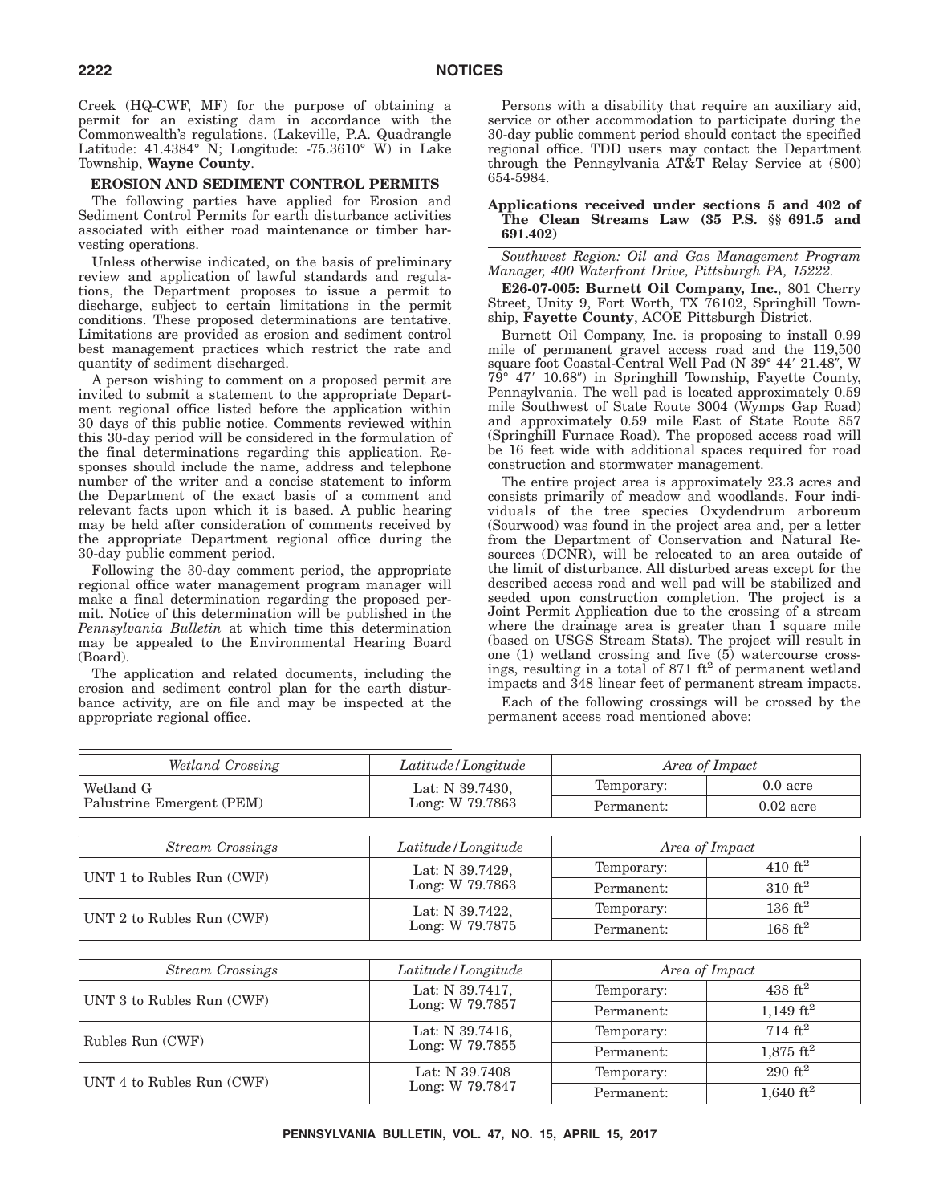Creek (HQ-CWF, MF) for the purpose of obtaining a permit for an existing dam in accordance with the Commonwealth's regulations. (Lakeville, P.A. Quadrangle Latitude: 41.4384° N; Longitude: -75.3610° W) in Lake Township, **Wayne County**.

### EROSION AND SEDIMENT CONTROL PERMITS

The following parties have applied for Erosion and Sediment Control Permits for earth disturbance activities associated with either road maintenance or timber harvesting operations.

Unless otherwise indicated, on the basis of preliminary review and application of lawful standards and regulations, the Department proposes to issue a permit to discharge, subject to certain limitations in the permit conditions. These proposed determinations are tentative. Limitations are provided as erosion and sediment control best management practices which restrict the rate and quantity of sediment discharged.

A person wishing to comment on a proposed permit are invited to submit a statement to the appropriate Department regional office listed before the application within 30 days of this public notice. Comments reviewed within this 30-day period will be considered in the formulation of the final determinations regarding this application. Responses should include the name, address and telephone number of the writer and a concise statement to inform the Department of the exact basis of a comment and relevant facts upon which it is based. A public hearing may be held after consideration of comments received by the appropriate Department regional office during the 30-day public comment period.

Following the 30-day comment period, the appropriate regional office water management program manager will make a final determination regarding the proposed permit. Notice of this determination will be published in the *Pennsylvania Bulletin* at which time this determination may be appealed to the Environmental Hearing Board (Board).

The application and related documents, including the erosion and sediment control plan for the earth disturbance activity, are on file and may be inspected at the appropriate regional office.

Persons with a disability that require an auxiliary aid, service or other accommodation to participate during the 30-day public comment period should contact the specified regional office. TDD users may contact the Department through the Pennsylvania AT&T Relay Service at (800) 654-5984.

### Applications received under sections 5 and 402 of The Clean Streams Law (35 P.S. §§ 691.5 and 691.402)

*Southwest Region: Oil and Gas Management Program Manager, 400 Waterfront Drive, Pittsburgh PA, 15222.*

**E26-07-005: Burnett Oil Company, Inc.**, 801 Cherry Street, Unity 9, Fort Worth, TX 76102, Springhill Township, **Fayette County**, ACOE Pittsburgh District.

Burnett Oil Company, Inc. is proposing to install 0.99 mile of permanent gravel access road and the 119,500 square foot Coastal-Central Well Pad (N 39° 44′ 21.48″, W 79° 47′ 10.68″) in Springhill Township, Fayette County, Pennsylvania. The well pad is located approximately 0.59 mile Southwest of State Route 3004 (Wymps Gap Road) and approximately 0.59 mile East of State Route 857 (Springhill Furnace Road). The proposed access road will be 16 feet wide with additional spaces required for road construction and stormwater management.

The entire project area is approximately 23.3 acres and consists primarily of meadow and woodlands. Four individuals of the tree species Oxydendrum arboreum (Sourwood) was found in the project area and, per a letter from the Department of Conservation and Natural Resources (DCNR), will be relocated to an area outside of the limit of disturbance. All disturbed areas except for the described access road and well pad will be stabilized and seeded upon construction completion. The project is a Joint Permit Application due to the crossing of a stream where the drainage area is greater than 1 square mile (based on USGS Stream Stats). The project will result in one (1) wetland crossing and five (5) watercourse crossings, resulting in a total of 871 $ft^2$ of permanent wetland impacts and 348 linear feet of permanent stream impacts.

Each of the following crossings will be crossed by the permanent access road mentioned above:

| *Wetland Crossing* | *Latitude/Longitude* | *Area of Impact* | |
|---|---|---|---|
| Wetland G Palustrine Emergent (PEM) | Lat: N 39.7430, Long: W 79.7863 | Temporary: | 0.0 acre |
| | | Permanent: | 0.02 acre |

| *Stream Crossings* | *Latitude/Longitude* | *Area of Impact* | |
|---|---|---|---|
| UNT 1 to Rubles Run (CWF) | Lat: N 39.7429, Long: W 79.7863 | Temporary: | 410 $ft^2$ |
| | | Permanent: | 310 $ft^2$ |
| UNT 2 to Rubles Run (CWF) | Lat: N 39.7422, Long: W 79.7875 | Temporary: | 136 $ft^2$ |
| | | Permanent: | 168 $ft^2$ |
| UNT 3 to Rubles Run (CWF) | Lat: N 39.7417, Long: W 79.7857 | Temporary: | 438 $ft^2$ |
| | | Permanent: | 1,149 $ft^2$ |
| Rubles Run (CWF) | Lat: N 39.7416, Long: W 79.7855 | Temporary: | 714 $ft^2$ |
| | | Permanent: | 1,875 $ft^2$ |
| UNT 4 to Rubles Run (CWF) | Lat: N 39.7408 Long: W 79.7847 | Temporary: | 290 $ft^2$ |
| | | Permanent: | 1,640 $ft^2$ |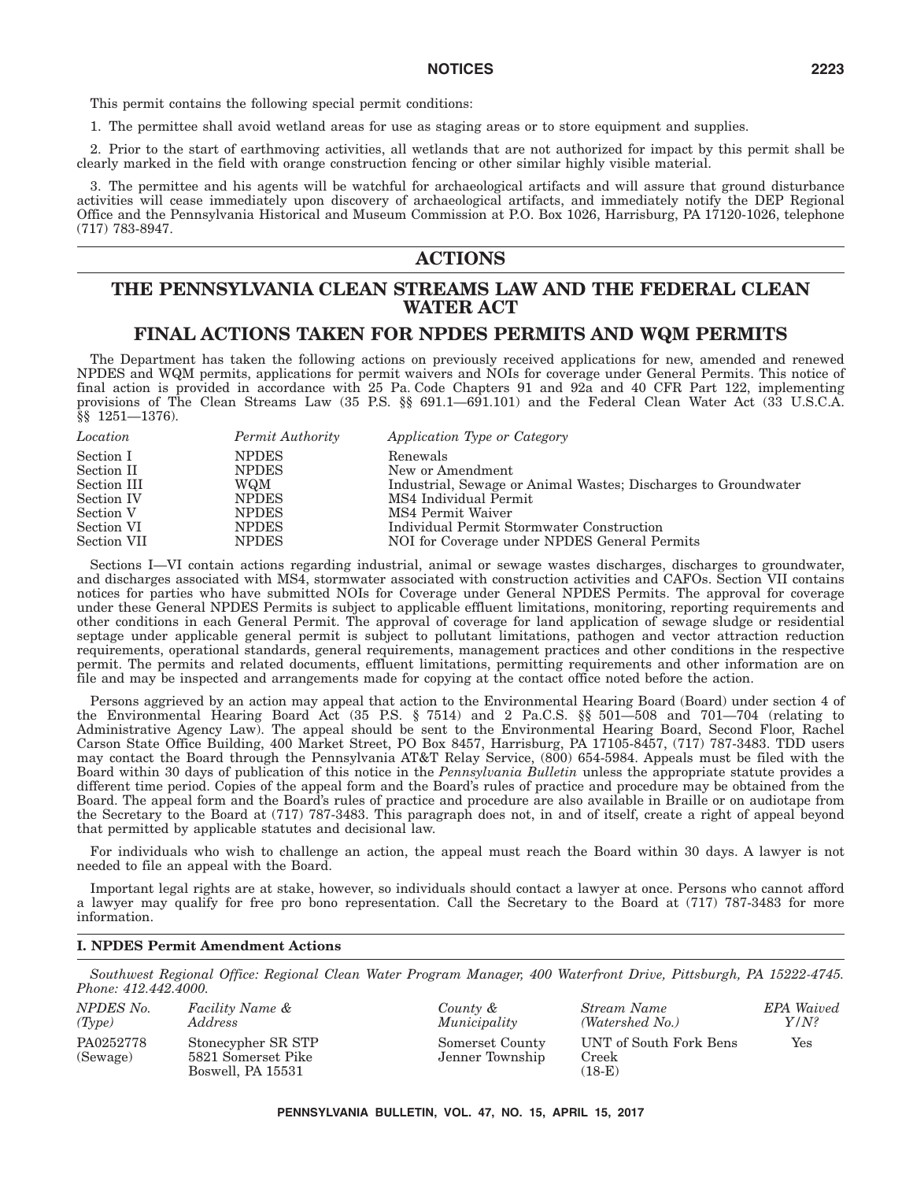This permit contains the following special permit conditions:

1. The permittee shall avoid wetland areas for use as staging areas or to store equipment and supplies.

2. Prior to the start of earthmoving activities, all wetlands that are not authorized for impact by this permit shall be clearly marked in the field with orange construction fencing or other similar highly visible material.

3. The permittee and his agents will be watchful for archaeological artifacts and will assure that ground disturbance activities will cease immediately upon discovery of archaeological artifacts, and immediately notify the DEP Regional Office and the Pennsylvania Historical and Museum Commission at P.O. Box 1026, Harrisburg, PA 17120-1026, telephone (717) 783-8947.

# ACTIONS

## THE PENNSYLVANIA CLEAN STREAMS LAW AND THE FEDERAL CLEAN WATER ACT

## FINAL ACTIONS TAKEN FOR NPDES PERMITS AND WQM PERMITS

The Department has taken the following actions on previously received applications for new, amended and renewed NPDES and WQM permits, applications for permit waivers and NOIs for coverage under General Permits. This notice of final action is provided in accordance with 25 Pa. Code Chapters 91 and 92a and 40 CFR Part 122, implementing provisions of The Clean Streams Law (35 P.S. §§ 691.1—691.101) and the Federal Clean Water Act (33 U.S.C.A. §§ 1251—1376).

| *Location* | *Permit Authority* | *Application Type or Category* |
|---|---|---|
| Section I | NPDES | Renewals |
| Section II | NPDES | New or Amendment |
| Section III | WQM | Industrial, Sewage or Animal Wastes; Discharges to Groundwater |
| Section IV | NPDES | MS4 Individual Permit |
| Section V | NPDES | MS4 Permit Waiver |
| Section VI | NPDES | Individual Permit Stormwater Construction |
| Section VII | NPDES | NOI for Coverage under NPDES General Permits |

Sections I—VI contain actions regarding industrial, animal or sewage wastes discharges, discharges to groundwater, and discharges associated with MS4, stormwater associated with construction activities and CAFOs. Section VII contains notices for parties who have submitted NOIs for Coverage under General NPDES Permits. The approval for coverage under these General NPDES Permits is subject to applicable effluent limitations, monitoring, reporting requirements and other conditions in each General Permit. The approval of coverage for land application of sewage sludge or residential septage under applicable general permit is subject to pollutant limitations, pathogen and vector attraction reduction requirements, operational standards, general requirements, management practices and other conditions in the respective permit. The permits and related documents, effluent limitations, permitting requirements and other information are on file and may be inspected and arrangements made for copying at the contact office noted before the action.

Persons aggrieved by an action may appeal that action to the Environmental Hearing Board (Board) under section 4 of the Environmental Hearing Board Act (35 P.S. § 7514) and 2 Pa.C.S. §§ 501—508 and 701—704 (relating to Administrative Agency Law). The appeal should be sent to the Environmental Hearing Board, Second Floor, Rachel Carson State Office Building, 400 Market Street, PO Box 8457, Harrisburg, PA 17105-8457, (717) 787-3483. TDD users may contact the Board through the Pennsylvania AT&T Relay Service, (800) 654-5984. Appeals must be filed with the Board within 30 days of publication of this notice in the *Pennsylvania Bulletin* unless the appropriate statute provides a different time period. Copies of the appeal form and the Board's rules of practice and procedure may be obtained from the Board. The appeal form and the Board's rules of practice and procedure are also available in Braille or on audiotape from the Secretary to the Board at (717) 787-3483. This paragraph does not, in and of itself, create a right of appeal beyond that permitted by applicable statutes and decisional law.

For individuals who wish to challenge an action, the appeal must reach the Board within 30 days. A lawyer is not needed to file an appeal with the Board.

Important legal rights are at stake, however, so individuals should contact a lawyer at once. Persons who cannot afford a lawyer may qualify for free pro bono representation. Call the Secretary to the Board at (717) 787-3483 for more information.

### I. NPDES Permit Amendment Actions

*Southwest Regional Office: Regional Clean Water Program Manager, 400 Waterfront Drive, Pittsburgh, PA 15222-4745. Phone: 412.442.4000.*

| *NPDES No. (Type)* | *Facility Name & Address* | *County & Municipality* | *Stream Name (Watershed No.)* | *EPA Waived Y/N?* |
|---|---|---|---|---|
| PA0252778 (Sewage) | Stonecypher SR STP 5821 Somerset Pike Boswell, PA 15531 | Somerset County Jenner Township | UNT of South Fork Bens Creek (18-E) | Yes |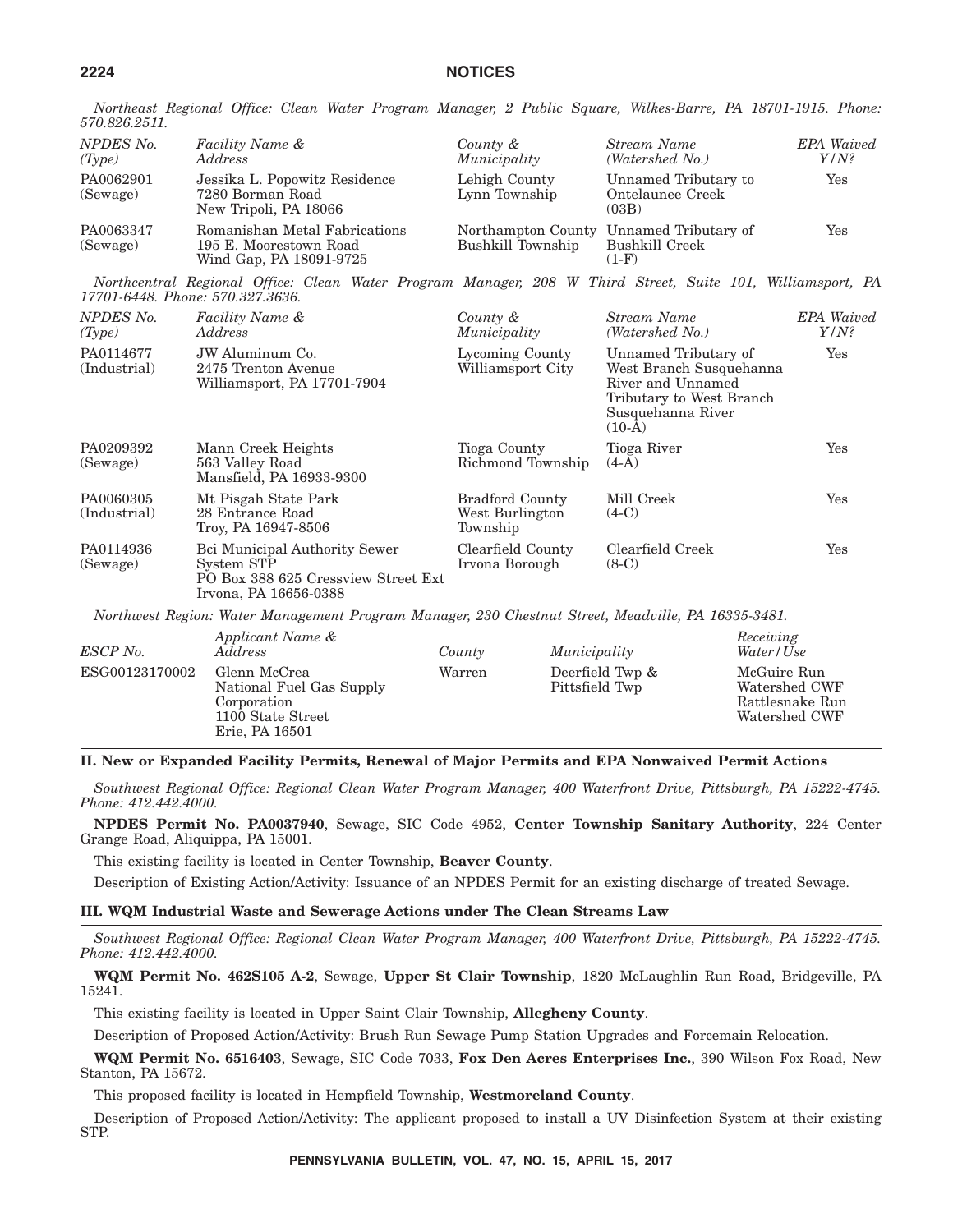*Northeast Regional Office: Clean Water Program Manager, 2 Public Square, Wilkes-Barre, PA 18701-1915. Phone: 570.826.2511.*

| *NPDES No. (Type)* | *Facility Name & Address* | *County & Municipality* | *Stream Name (Watershed No.)* | *EPA Waived Y/N?* |
|---|---|---|---|---|
| PA0062901 (Sewage) | Jessika L. Popowitz Residence 7280 Borman Road New Tripoli, PA 18066 | Lehigh County Lynn Township | Unnamed Tributary to Ontelaunee Creek (03B) | Yes |
| PA0063347 (Sewage) | Romanishan Metal Fabrications 195 E. Moorestown Road Wind Gap, PA 18091-9725 | Northampton County Bushkill Township | Unnamed Tributary of Bushkill Creek (1-F) | Yes |

*Northcentral Regional Office: Clean Water Program Manager, 208 W Third Street, Suite 101, Williamsport, PA 17701-6448. Phone: 570.327.3636.*

| *NPDES No. (Type)* | *Facility Name & Address* | *County & Municipality* | *Stream Name (Watershed No.)* | *EPA Waived Y/N?* |
|---|---|---|---|---|
| PA0114677 (Industrial) | JW Aluminum Co. 2475 Trenton Avenue Williamsport, PA 17701-7904 | Lycoming County Williamsport City | Unnamed Tributary of West Branch Susquehanna River and Unnamed Tributary to West Branch Susquehanna River (10-A) | Yes |
| PA0209392 (Sewage) | Mann Creek Heights 563 Valley Road Mansfield, PA 16933-9300 | Tioga County Richmond Township | Tioga River (4-A) | Yes |
| PA0060305 (Industrial) | Mt Pisgah State Park 28 Entrance Road Troy, PA 16947-8506 | Bradford County West Burlington Township | Mill Creek (4-C) | Yes |
| PA0114936 (Sewage) | Bci Municipal Authority Sewer System STP PO Box 388 625 Cressview Street Ext Irvona, PA 16656-0388 | Clearfield County Irvona Borough | Clearfield Creek (8-C) | Yes |

*Northwest Region: Water Management Program Manager, 230 Chestnut Street, Meadville, PA 16335-3481.*

| *ESCP No.* | *Applicant Name & Address* | *County* | *Municipality* | *Receiving Water/Use* |
|---|---|---|---|---|
| ESG00123170002 | Glenn McCrea National Fuel Gas Supply Corporation 1100 State Street Erie, PA 16501 | Warren | Deerfield Twp & Pittsfield Twp | McGuire Run Watershed CWF Rattlesnake Run Watershed CWF |

## II. New or Expanded Facility Permits, Renewal of Major Permits and EPA Nonwaived Permit Actions

*Southwest Regional Office: Regional Clean Water Program Manager, 400 Waterfront Drive, Pittsburgh, PA 15222-4745. Phone: 412.442.4000.*

**NPDES Permit No. PA0037940**, Sewage, SIC Code 4952, **Center Township Sanitary Authority**, 224 Center Grange Road, Aliquippa, PA 15001.

This existing facility is located in Center Township, **Beaver County**.

Description of Existing Action/Activity: Issuance of an NPDES Permit for an existing discharge of treated Sewage.

## III. WQM Industrial Waste and Sewerage Actions under The Clean Streams Law

*Southwest Regional Office: Regional Clean Water Program Manager, 400 Waterfront Drive, Pittsburgh, PA 15222-4745. Phone: 412.442.4000.*

**WQM Permit No. 462S105 A-2**, Sewage, **Upper St Clair Township**, 1820 McLaughlin Run Road, Bridgeville, PA 15241.

This existing facility is located in Upper Saint Clair Township, **Allegheny County**.

Description of Proposed Action/Activity: Brush Run Sewage Pump Station Upgrades and Forcemain Relocation.

**WQM Permit No. 6516403**, Sewage, SIC Code 7033, **Fox Den Acres Enterprises Inc.**, 390 Wilson Fox Road, New Stanton, PA 15672.

This proposed facility is located in Hempfield Township, **Westmoreland County**.

Description of Proposed Action/Activity: The applicant proposed to install a UV Disinfection System at their existing STP.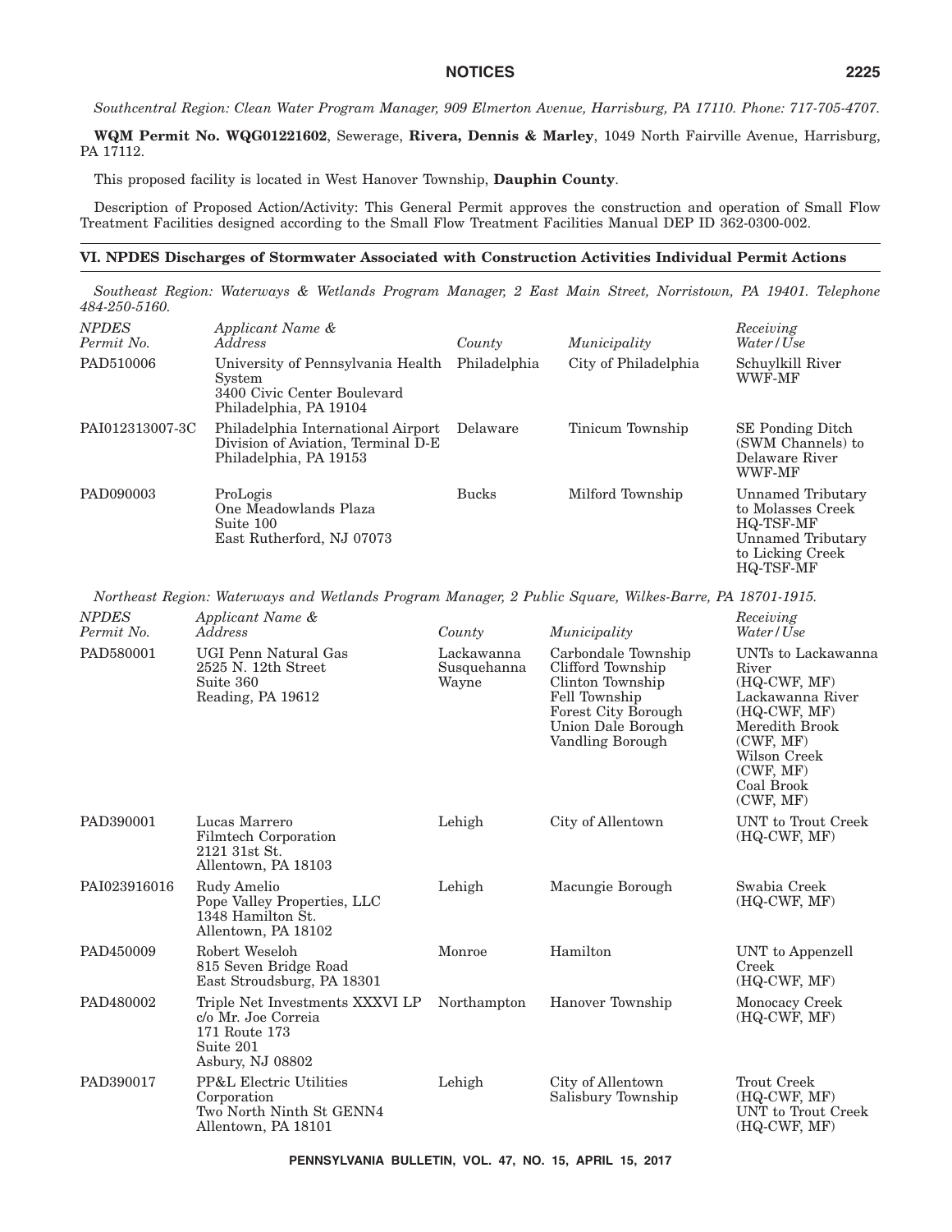*Southcentral Region: Clean Water Program Manager, 909 Elmerton Avenue, Harrisburg, PA 17110. Phone: 717-705-4707.*

**WQM Permit No. WQG01221602**, Sewerage, **Rivera, Dennis & Marley**, 1049 North Fairville Avenue, Harrisburg, PA 17112.

This proposed facility is located in West Hanover Township, **Dauphin County**.

Description of Proposed Action/Activity: This General Permit approves the construction and operation of Small Flow Treatment Facilities designed according to the Small Flow Treatment Facilities Manual DEP ID 362-0300-002.

## VI. NPDES Discharges of Stormwater Associated with Construction Activities Individual Permit Actions

*Southeast Region: Waterways & Wetlands Program Manager, 2 East Main Street, Norristown, PA 19401. Telephone 484-250-5160.*

| *NPDES Permit No.* | *Applicant Name & Address* | *County* | *Municipality* | *Receiving Water/Use* |
|---|---|---|---|---|
| PAD510006 | University of Pennsylvania Health System<br>3400 Civic Center Boulevard<br>Philadelphia, PA 19104 | Philadelphia | City of Philadelphia | Schuylkill River<br>WWF-MF |
| PAI012313007-3C | Philadelphia International Airport<br>Division of Aviation, Terminal D-E<br>Philadelphia, PA 19153 | Delaware | Tinicum Township | SE Ponding Ditch (SWM Channels) to Delaware River<br>WWF-MF |
| PAD090003 | ProLogis<br>One Meadowlands Plaza<br>Suite 100<br>East Rutherford, NJ 07073 | Bucks | Milford Township | Unnamed Tributary to Molasses Creek<br>HQ-TSF-MF<br>Unnamed Tributary to Licking Creek<br>HQ-TSF-MF |

*Northeast Region: Waterways and Wetlands Program Manager, 2 Public Square, Wilkes-Barre, PA 18701-1915.*

| *NPDES Permit No.* | *Applicant Name & Address* | *County* | *Municipality* | *Receiving Water/Use* |
|---|---|---|---|---|
| PAD580001 | UGI Penn Natural Gas<br>2525 N. 12th Street<br>Suite 360<br>Reading, PA 19612 | Lackawanna<br>Susquehanna<br>Wayne | Carbondale Township<br>Clifford Township<br>Clinton Township<br>Fell Township<br>Forest City Borough<br>Union Dale Borough<br>Vandling Borough | UNTs to Lackawanna River<br>(HQ-CWF, MF)<br>Lackawanna River<br>(HQ-CWF, MF)<br>Meredith Brook<br>(CWF, MF)<br>Wilson Creek<br>(CWF, MF)<br>Coal Brook<br>(CWF, MF) |
| PAD390001 | Lucas Marrero<br>Filmtech Corporation<br>2121 31st St.<br>Allentown, PA 18103 | Lehigh | City of Allentown | UNT to Trout Creek<br>(HQ-CWF, MF) |
| PAI023916016 | Rudy Amelio<br>Pope Valley Properties, LLC<br>1348 Hamilton St.<br>Allentown, PA 18102 | Lehigh | Macungie Borough | Swabia Creek<br>(HQ-CWF, MF) |
| PAD450009 | Robert Weseloh<br>815 Seven Bridge Road<br>East Stroudsburg, PA 18301 | Monroe | Hamilton | UNT to Appenzell Creek<br>(HQ-CWF, MF) |
| PAD480002 | Triple Net Investments XXXVI LP<br>c/o Mr. Joe Correia<br>171 Route 173<br>Suite 201<br>Asbury, NJ 08802 | Northampton | Hanover Township | Monocacy Creek<br>(HQ-CWF, MF) |
| PAD390017 | PP&L Electric Utilities Corporation<br>Two North Ninth St GENN4<br>Allentown, PA 18101 | Lehigh | City of Allentown<br>Salisbury Township | Trout Creek<br>(HQ-CWF, MF)<br>UNT to Trout Creek<br>(HQ-CWF, MF) |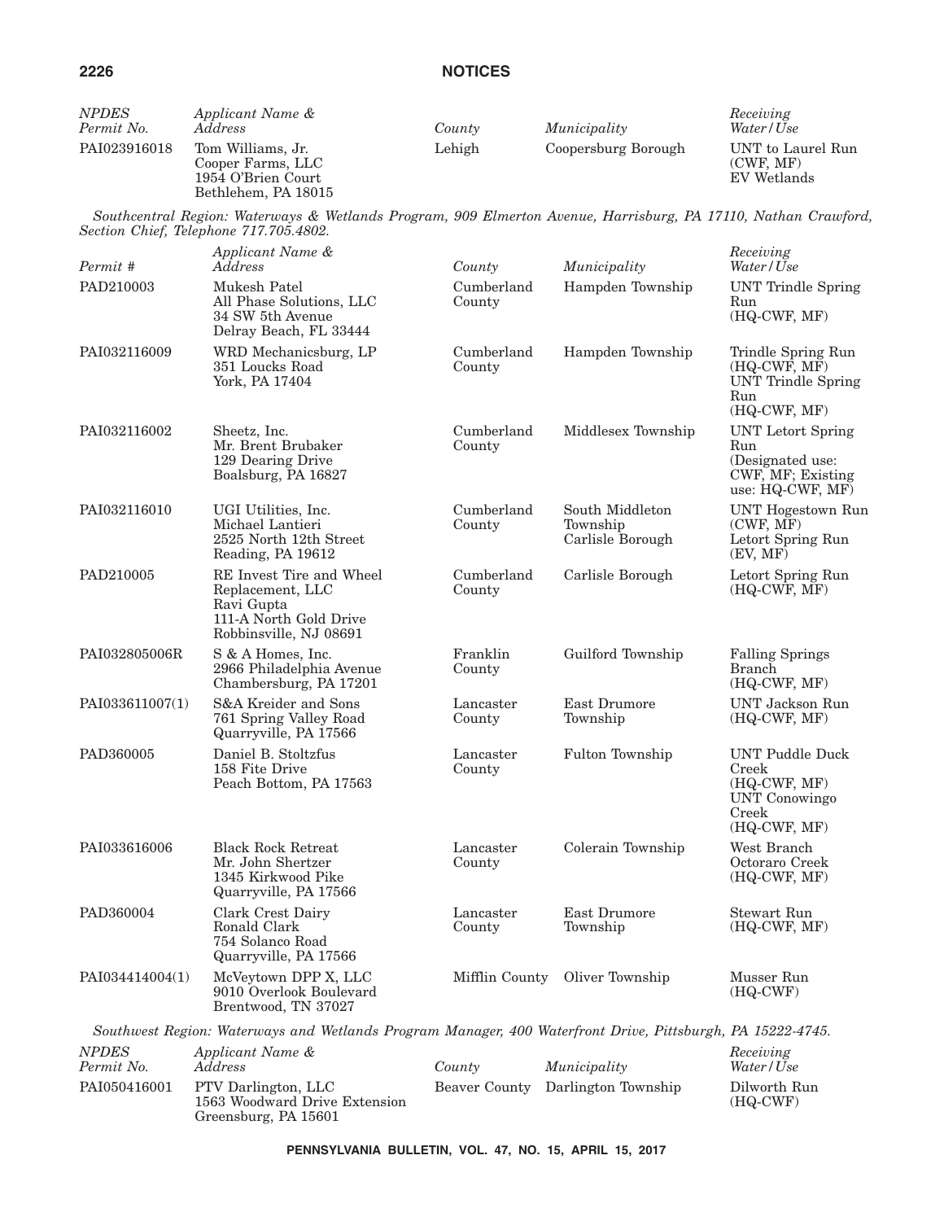| *NPDES Permit No.* | *Applicant Name & Address* | *County* | *Municipality* | *Receiving Water/Use* |
|---|---|---|---|---|
| PAI023916018 | Tom Williams, Jr. Cooper Farms, LLC 1954 O'Brien Court Bethlehem, PA 18015 | Lehigh | Coopersburg Borough | UNT to Laurel Run (CWF, MF) EV Wetlands |

*Southcentral Region: Waterways & Wetlands Program, 909 Elmerton Avenue, Harrisburg, PA 17110, Nathan Crawford, Section Chief, Telephone 717.705.4802.*

| *Permit #* | *Applicant Name & Address* | *County* | *Municipality* | *Receiving Water/Use* |
|---|---|---|---|---|
| PAD210003 | Mukesh Patel All Phase Solutions, LLC 34 SW 5th Avenue Delray Beach, FL 33444 | Cumberland County | Hampden Township | UNT Trindle Spring Run (HQ-CWF, MF) |
| PAI032116009 | WRD Mechanicsburg, LP 351 Loucks Road York, PA 17404 | Cumberland County | Hampden Township | Trindle Spring Run (HQ-CWF, MF) UNT Trindle Spring Run (HQ-CWF, MF) |
| PAI032116002 | Sheetz, Inc. Mr. Brent Brubaker 129 Dearing Drive Boalsburg, PA 16827 | Cumberland County | Middlesex Township | UNT Letort Spring Run (Designated use: CWF, MF; Existing use: HQ-CWF, MF) |
| PAI032116010 | UGI Utilities, Inc. Michael Lantieri 2525 North 12th Street Reading, PA 19612 | Cumberland County | South Middleton Township Carlisle Borough | UNT Hogestown Run (CWF, MF) Letort Spring Run (EV, MF) |
| PAD210005 | RE Invest Tire and Wheel Replacement, LLC Ravi Gupta 111-A North Gold Drive Robbinsville, NJ 08691 | Cumberland County | Carlisle Borough | Letort Spring Run (HQ-CWF, MF) |
| PAI032805006R | S & A Homes, Inc. 2966 Philadelphia Avenue Chambersburg, PA 17201 | Franklin County | Guilford Township | Falling Springs Branch (HQ-CWF, MF) |
| PAI033611007(1) | S&A Kreider and Sons 761 Spring Valley Road Quarryville, PA 17566 | Lancaster County | East Drumore Township | UNT Jackson Run (HQ-CWF, MF) |
| PAD360005 | Daniel B. Stoltzfus 158 Fite Drive Peach Bottom, PA 17563 | Lancaster County | Fulton Township | UNT Puddle Duck Creek (HQ-CWF, MF) UNT Conowingo Creek (HQ-CWF, MF) |
| PAI033616006 | Black Rock Retreat Mr. John Shertzer 1345 Kirkwood Pike Quarryville, PA 17566 | Lancaster County | Colerain Township | West Branch Octoraro Creek (HQ-CWF, MF) |
| PAD360004 | Clark Crest Dairy Ronald Clark 754 Solanco Road Quarryville, PA 17566 | Lancaster County | East Drumore Township | Stewart Run (HQ-CWF, MF) |
| PAI034414004(1) | McVeytown DPP X, LLC 9010 Overlook Boulevard Brentwood, TN 37027 | Mifflin County | Oliver Township | Musser Run (HQ-CWF) |

*Southwest Region: Waterways and Wetlands Program Manager, 400 Waterfront Drive, Pittsburgh, PA 15222-4745.*

| *NPDES Permit No.* | *Applicant Name & Address* | *County* | *Municipality* | *Receiving Water/Use* |
|---|---|---|---|---|
| PAI050416001 | PTV Darlington, LLC 1563 Woodward Drive Extension Greensburg, PA 15601 | Beaver County | Darlington Township | Dilworth Run (HQ-CWF) |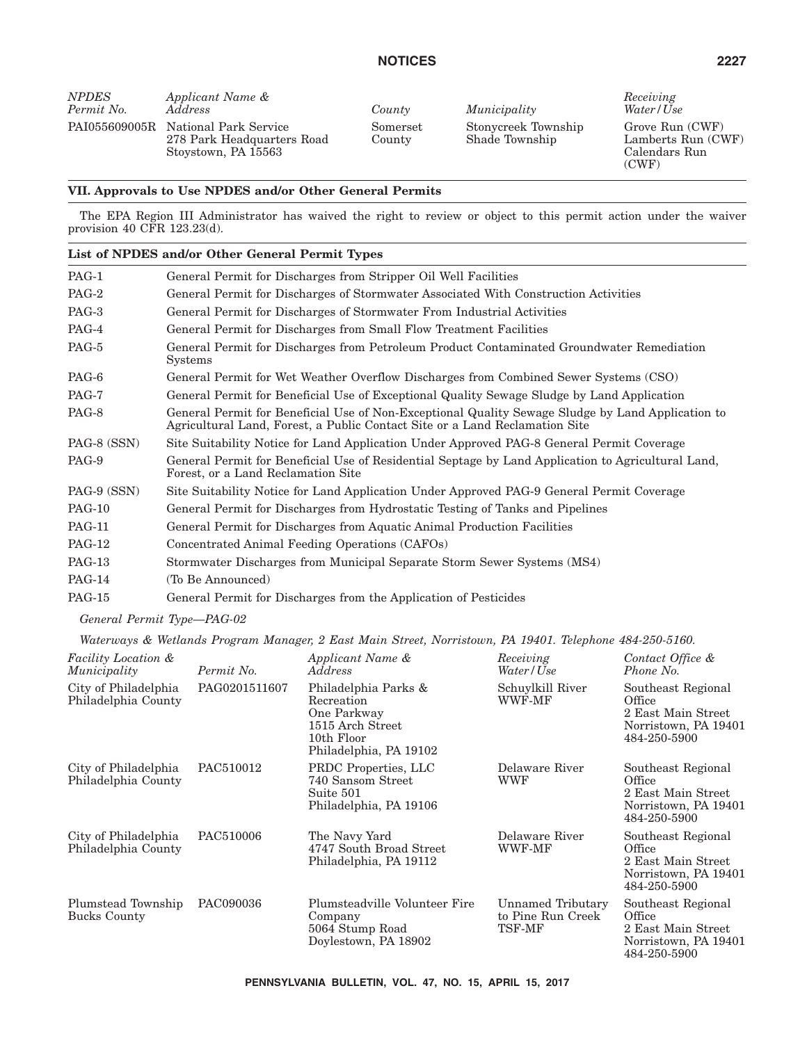| *NPDES Permit No.* | *Applicant Name & Address* | *County* | *Municipality* | *Receiving Water/Use* |
|---|---|---|---|---|
| PAI055609005R | National Park Service<br>278 Park Headquarters Road<br>Stoystown, PA 15563 | Somerset County | Stonycreek Township<br>Shade Township | Grove Run (CWF)<br>Lamberts Run (CWF)<br>Calendars Run (CWF) |

## VII. Approvals to Use NPDES and/or Other General Permits

The EPA Region III Administrator has waived the right to review or object to this permit action under the waiver provision 40 CFR 123.23(d).

### List of NPDES and/or Other General Permit Types

| | |
|---|---|
| PAG-1 | General Permit for Discharges from Stripper Oil Well Facilities |
| PAG-2 | General Permit for Discharges of Stormwater Associated With Construction Activities |
| PAG-3 | General Permit for Discharges of Stormwater From Industrial Activities |
| PAG-4 | General Permit for Discharges from Small Flow Treatment Facilities |
| PAG-5 | General Permit for Discharges from Petroleum Product Contaminated Groundwater Remediation Systems |
| PAG-6 | General Permit for Wet Weather Overflow Discharges from Combined Sewer Systems (CSO) |
| PAG-7 | General Permit for Beneficial Use of Exceptional Quality Sewage Sludge by Land Application |
| PAG-8 | General Permit for Beneficial Use of Non-Exceptional Quality Sewage Sludge by Land Application to Agricultural Land, Forest, a Public Contact Site or a Land Reclamation Site |
| PAG-8 (SSN) | Site Suitability Notice for Land Application Under Approved PAG-8 General Permit Coverage |
| PAG-9 | General Permit for Beneficial Use of Residential Septage by Land Application to Agricultural Land, Forest, or a Land Reclamation Site |
| PAG-9 (SSN) | Site Suitability Notice for Land Application Under Approved PAG-9 General Permit Coverage |
| PAG-10 | General Permit for Discharges from Hydrostatic Testing of Tanks and Pipelines |
| PAG-11 | General Permit for Discharges from Aquatic Animal Production Facilities |
| PAG-12 | Concentrated Animal Feeding Operations (CAFOs) |
| PAG-13 | Stormwater Discharges from Municipal Separate Storm Sewer Systems (MS4) |
| PAG-14 | (To Be Announced) |
| PAG-15 | General Permit for Discharges from the Application of Pesticides |

*General Permit Type—PAG-02*

*Waterways & Wetlands Program Manager, 2 East Main Street, Norristown, PA 19401. Telephone 484-250-5160.*

| *Facility Location & Municipality* | *Permit No.* | *Applicant Name & Address* | *Receiving Water/Use* | *Contact Office & Phone No.* |
|---|---|---|---|---|
| City of Philadelphia<br>Philadelphia County | PAG0201511607 | Philadelphia Parks & Recreation<br>One Parkway<br>1515 Arch Street<br>10th Floor<br>Philadelphia, PA 19102 | Schuylkill River<br>WWF-MF | Southeast Regional Office<br>2 East Main Street<br>Norristown, PA 19401<br>484-250-5900 |
| City of Philadelphia<br>Philadelphia County | PAC510012 | PRDC Properties, LLC<br>740 Sansom Street<br>Suite 501<br>Philadelphia, PA 19106 | Delaware River<br>WWF | Southeast Regional Office<br>2 East Main Street<br>Norristown, PA 19401<br>484-250-5900 |
| City of Philadelphia<br>Philadelphia County | PAC510006 | The Navy Yard<br>4747 South Broad Street<br>Philadelphia, PA 19112 | Delaware River<br>WWF-MF | Southeast Regional Office<br>2 East Main Street<br>Norristown, PA 19401<br>484-250-5900 |
| Plumstead Township<br>Bucks County | PAC090036 | Plumsteadville Volunteer Fire Company<br>5064 Stump Road<br>Doylestown, PA 18902 | Unnamed Tributary to Pine Run Creek<br>TSF-MF | Southeast Regional Office<br>2 East Main Street<br>Norristown, PA 19401<br>484-250-5900 |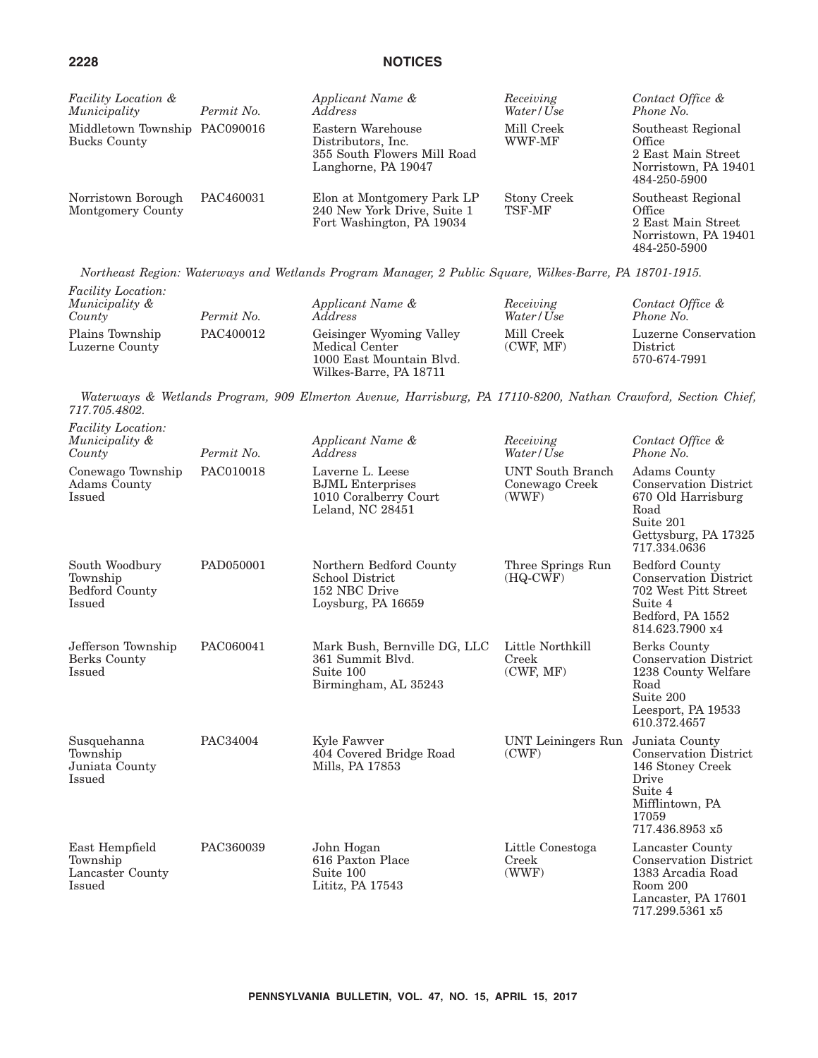| *Facility Location & Municipality* | *Permit No.* | *Applicant Name & Address* | *Receiving Water/Use* | *Contact Office & Phone No.* |
|---|---|---|---|---|
| Middletown Township Bucks County | PAC090016 | Eastern Warehouse Distributors, Inc. 355 South Flowers Mill Road Langhorne, PA 19047 | Mill Creek WWF-MF | Southeast Regional Office 2 East Main Street Norristown, PA 19401 484-250-5900 |
| Norristown Borough Montgomery County | PAC460031 | Elon at Montgomery Park LP 240 New York Drive, Suite 1 Fort Washington, PA 19034 | Stony Creek TSF-MF | Southeast Regional Office 2 East Main Street Norristown, PA 19401 484-250-5900 |

*Northeast Region: Waterways and Wetlands Program Manager, 2 Public Square, Wilkes-Barre, PA 18701-1915.*

| *Facility Location: Municipality & County* | *Permit No.* | *Applicant Name & Address* | *Receiving Water/Use* | *Contact Office & Phone No.* |
|---|---|---|---|---|
| Plains Township Luzerne County | PAC400012 | Geisinger Wyoming Valley Medical Center 1000 East Mountain Blvd. Wilkes-Barre, PA 18711 | Mill Creek (CWF, MF) | Luzerne Conservation District 570-674-7991 |

*Waterways & Wetlands Program, 909 Elmerton Avenue, Harrisburg, PA 17110-8200, Nathan Crawford, Section Chief, 717.705.4802.*

| *Facility Location: Municipality & County* | *Permit No.* | *Applicant Name & Address* | *Receiving Water/Use* | *Contact Office & Phone No.* |
|---|---|---|---|---|
| Conewago Township Adams County Issued | PAC010018 | Laverne L. Leese BJML Enterprises 1010 Coralberry Court Leland, NC 28451 | UNT South Branch Conewago Creek (WWF) | Adams County Conservation District 670 Old Harrisburg Road Suite 201 Gettysburg, PA 17325 717.334.0636 |
| South Woodbury Township Bedford County Issued | PAD050001 | Northern Bedford County School District 152 NBC Drive Loysburg, PA 16659 | Three Springs Run (HQ-CWF) | Bedford County Conservation District 702 West Pitt Street Suite 4 Bedford, PA 1552 814.623.7900 x4 |
| Jefferson Township Berks County Issued | PAC060041 | Mark Bush, Bernville DG, LLC 361 Summit Blvd. Suite 100 Birmingham, AL 35243 | Little Northkill Creek (CWF, MF) | Berks County Conservation District 1238 County Welfare Road Suite 200 Leesport, PA 19533 610.372.4657 |
| Susquehanna Township Juniata County Issued | PAC34004 | Kyle Fawver 404 Covered Bridge Road Mills, PA 17853 | UNT Leiningers Run (CWF) | Juniata County Conservation District 146 Stoney Creek Drive Suite 4 Mifflintown, PA 17059 717.436.8953 x5 |
| East Hempfield Township Lancaster County Issued | PAC360039 | John Hogan 616 Paxton Place Suite 100 Lititz, PA 17543 | Little Conestoga Creek (WWF) | Lancaster County Conservation District 1383 Arcadia Road Room 200 Lancaster, PA 17601 717.299.5361 x5 |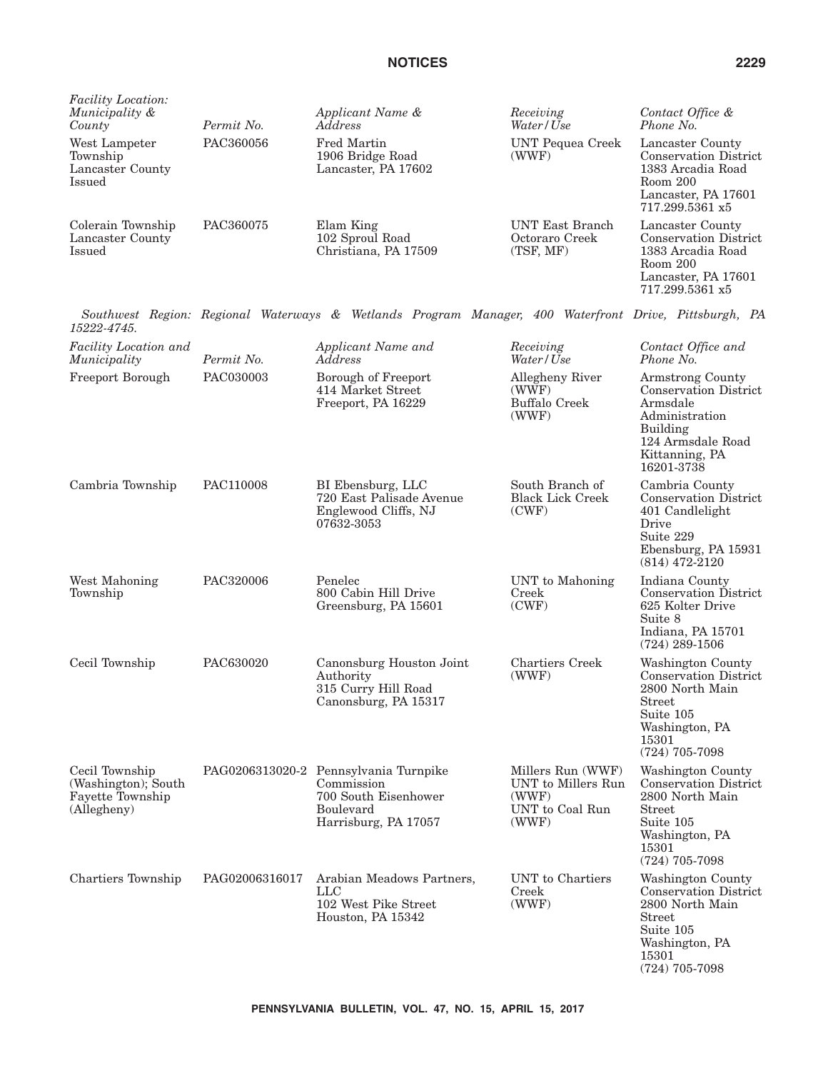| *Facility Location: Municipality & County* | *Permit No.* | *Applicant Name & Address* | *Receiving Water/Use* | *Contact Office & Phone No.* |
|---|---|---|---|---|
| West Lampeter Township Lancaster County Issued | PAC360056 | Fred Martin 1906 Bridge Road Lancaster, PA 17602 | UNT Pequea Creek (WWF) | Lancaster County Conservation District 1383 Arcadia Road Room 200 Lancaster, PA 17601 717.299.5361 x5 |
| Colerain Township Lancaster County Issued | PAC360075 | Elam King 102 Sproul Road Christiana, PA 17509 | UNT East Branch Octoraro Creek (TSF, MF) | Lancaster County Conservation District 1383 Arcadia Road Room 200 Lancaster, PA 17601 717.299.5361 x5 |

*Southwest Region: Regional Waterways & Wetlands Program Manager, 400 Waterfront Drive, Pittsburgh, PA 15222-4745.*

| *Facility Location and Municipality* | *Permit No.* | *Applicant Name and Address* | *Receiving Water/Use* | *Contact Office and Phone No.* |
|---|---|---|---|---|
| Freeport Borough | PAC030003 | Borough of Freeport 414 Market Street Freeport, PA 16229 | Allegheny River (WWF) Buffalo Creek (WWF) | Armstrong County Conservation District Armsdale Administration Building 124 Armsdale Road Kittanning, PA 16201-3738 |
| Cambria Township | PAC110008 | BI Ebensburg, LLC 720 East Palisade Avenue Englewood Cliffs, NJ 07632-3053 | South Branch of Black Lick Creek (CWF) | Cambria County Conservation District 401 Candlelight Drive Suite 229 Ebensburg, PA 15931 (814) 472-2120 |
| West Mahoning Township | PAC320006 | Penelec 800 Cabin Hill Drive Greensburg, PA 15601 | UNT to Mahoning Creek (CWF) | Indiana County Conservation District 625 Kolter Drive Suite 8 Indiana, PA 15701 (724) 289-1506 |
| Cecil Township | PAC630020 | Canonsburg Houston Joint Authority 315 Curry Hill Road Canonsburg, PA 15317 | Chartiers Creek (WWF) | Washington County Conservation District 2800 North Main Street Suite 105 Washington, PA 15301 (724) 705-7098 |
| Cecil Township (Washington); South Fayette Township (Allegheny) | PAG0206313020-2 | Pennsylvania Turnpike Commission 700 South Eisenhower Boulevard Harrisburg, PA 17057 | Millers Run (WWF) UNT to Millers Run (WWF) UNT to Coal Run (WWF) | Washington County Conservation District 2800 North Main Street Suite 105 Washington, PA 15301 (724) 705-7098 |
| Chartiers Township | PAG02006316017 | Arabian Meadows Partners, LLC 102 West Pike Street Houston, PA 15342 | UNT to Chartiers Creek (WWF) | Washington County Conservation District 2800 North Main Street Suite 105 Washington, PA 15301 (724) 705-7098 |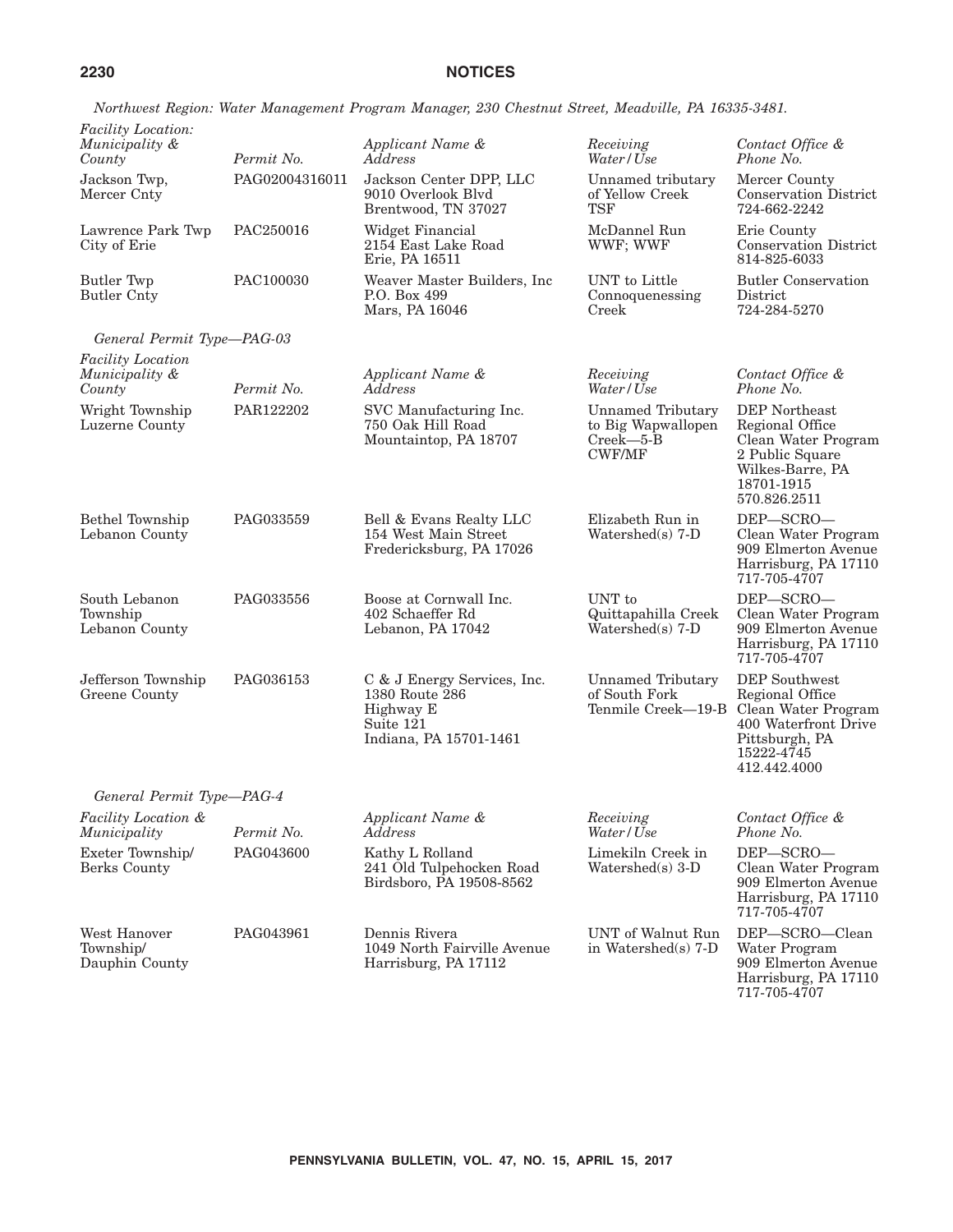*Northwest Region: Water Management Program Manager, 230 Chestnut Street, Meadville, PA 16335-3481.*

| *Facility Location: Municipality & County* | *Permit No.* | *Applicant Name & Address* | *Receiving Water/Use* | *Contact Office & Phone No.* |
|---|---|---|---|---|
| Jackson Twp, Mercer Cnty | PAG02004316011 | Jackson Center DPP, LLC 9010 Overlook Blvd Brentwood, TN 37027 | Unnamed tributary of Yellow Creek TSF | Mercer County Conservation District 724-662-2242 |
| Lawrence Park Twp City of Erie | PAC250016 | Widget Financial 2154 East Lake Road Erie, PA 16511 | McDannel Run WWF; WWF | Erie County Conservation District 814-825-6033 |
| Butler Twp Butler Cnty | PAC100030 | Weaver Master Builders, Inc P.O. Box 499 Mars, PA 16046 | UNT to Little Connoquenessing Creek | Butler Conservation District 724-284-5270 |

*General Permit Type—PAG-03*

| *Facility Location Municipality & County* | *Permit No.* | *Applicant Name & Address* | *Receiving Water/Use* | *Contact Office & Phone No.* |
|---|---|---|---|---|
| Wright Township Luzerne County | PAR122202 | SVC Manufacturing Inc. 750 Oak Hill Road Mountaintop, PA 18707 | Unnamed Tributary to Big Wapwallopen Creek—5-B CWF/MF | DEP Northeast Regional Office Clean Water Program 2 Public Square Wilkes-Barre, PA 18701-1915 570.826.2511 |
| Bethel Township Lebanon County | PAG033559 | Bell & Evans Realty LLC 154 West Main Street Fredericksburg, PA 17026 | Elizabeth Run in Watershed(s) 7-D | DEP—SCRO— Clean Water Program 909 Elmerton Avenue Harrisburg, PA 17110 717-705-4707 |
| South Lebanon Township Lebanon County | PAG033556 | Boose at Cornwall Inc. 402 Schaeffer Rd Lebanon, PA 17042 | UNT to Quittapahilla Creek Watershed(s) 7-D | DEP—SCRO— Clean Water Program 909 Elmerton Avenue Harrisburg, PA 17110 717-705-4707 |
| Jefferson Township Greene County | PAG036153 | C & J Energy Services, Inc. 1380 Route 286 Highway E Suite 121 Indiana, PA 15701-1461 | Unnamed Tributary of South Fork Tenmile Creek—19-B | DEP Southwest Regional Office Clean Water Program 400 Waterfront Drive Pittsburgh, PA 15222-4745 412.442.4000 |

*General Permit Type—PAG-4*

| *Facility Location & Municipality* | *Permit No.* | *Applicant Name & Address* | *Receiving Water/Use* | *Contact Office & Phone No.* |
|---|---|---|---|---|
| Exeter Township/ Berks County | PAG043600 | Kathy L Rolland 241 Old Tulpehocken Road Birdsboro, PA 19508-8562 | Limekiln Creek in Watershed(s) 3-D | DEP—SCRO— Clean Water Program 909 Elmerton Avenue Harrisburg, PA 17110 717-705-4707 |
| West Hanover Township/ Dauphin County | PAG043961 | Dennis Rivera 1049 North Fairville Avenue Harrisburg, PA 17112 | UNT of Walnut Run in Watershed(s) 7-D | DEP—SCRO—Clean Water Program 909 Elmerton Avenue Harrisburg, PA 17110 717-705-4707 |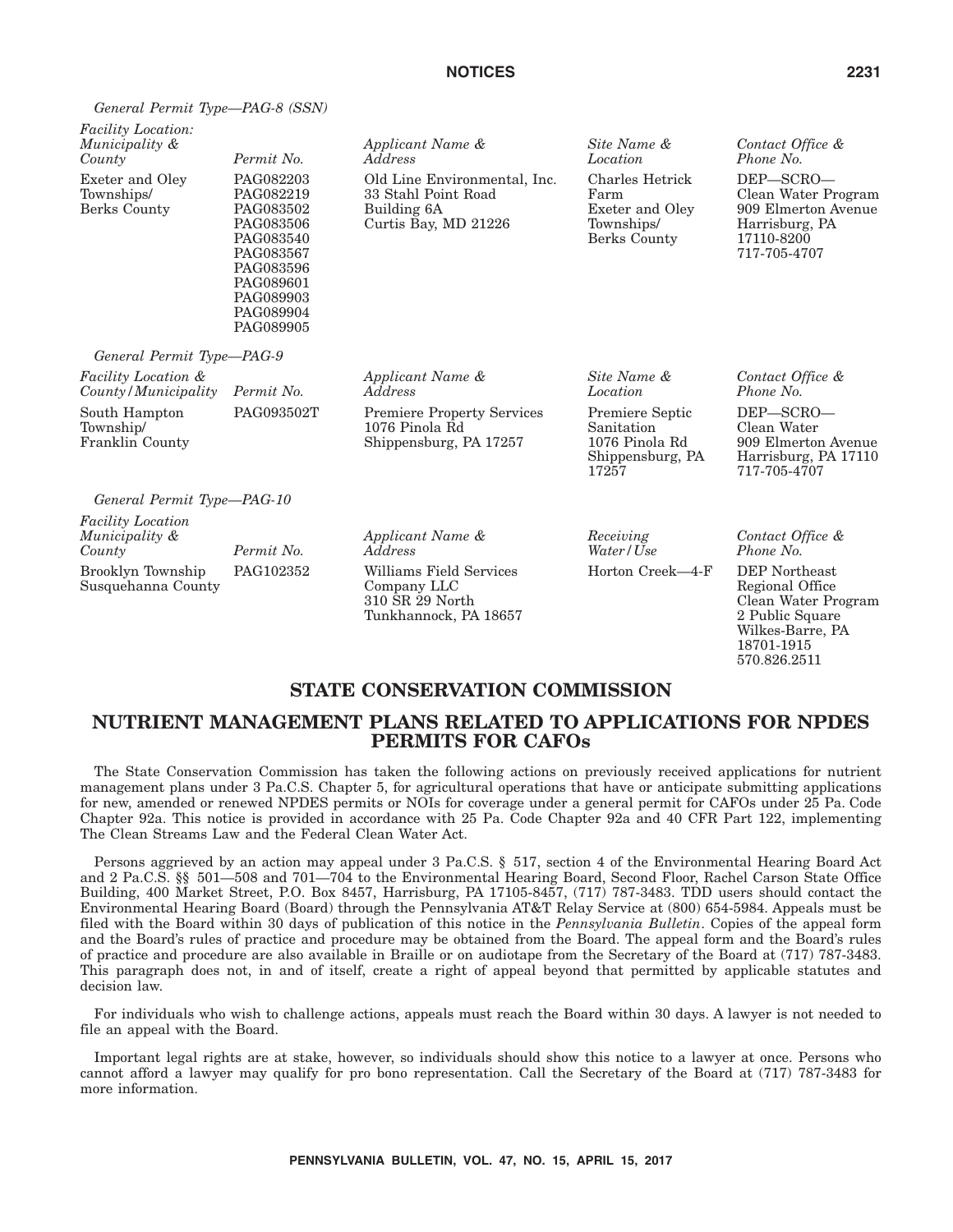*General Permit Type—PAG-8 (SSN)*

| *Facility Location: Municipality & County* | *Permit No.* | *Applicant Name & Address* | *Site Name & Location* | *Contact Office & Phone No.* |
|---|---|---|---|---|
| Exeter and Oley Townships/ Berks County | PAG082203 PAG082219 PAG083502 PAG083506 PAG083540 PAG083567 PAG083596 PAG089601 PAG089903 PAG089904 PAG089905 | Old Line Environmental, Inc. 33 Stahl Point Road Building 6A Curtis Bay, MD 21226 | Charles Hetrick Farm Exeter and Oley Townships/ Berks County | DEP—SCRO— Clean Water Program 909 Elmerton Avenue Harrisburg, PA 17110-8200 717-705-4707 |

*General Permit Type—PAG-9*

| *Facility Location & County/Municipality* | *Permit No.* | *Applicant Name & Address* | *Site Name & Location* | *Contact Office & Phone No.* |
|---|---|---|---|---|
| South Hampton Township/ Franklin County | PAG093502T | Premiere Property Services 1076 Pinola Rd Shippensburg, PA 17257 | Premiere Septic Sanitation 1076 Pinola Rd Shippensburg, PA 17257 | DEP—SCRO— Clean Water 909 Elmerton Avenue Harrisburg, PA 17110 717-705-4707 |

*General Permit Type—PAG-10*

| *Facility Location Municipality & County* | *Permit No.* | *Applicant Name & Address* | *Receiving Water/Use* | *Contact Office & Phone No.* |
|---|---|---|---|---|
| Brooklyn Township Susquehanna County | PAG102352 | Williams Field Services Company LLC 310 SR 29 North Tunkhannock, PA 18657 | Horton Creek—4-F | DEP Northeast Regional Office Clean Water Program 2 Public Square Wilkes-Barre, PA 18701-1915 570.826.2511 |

## STATE CONSERVATION COMMISSION

## NUTRIENT MANAGEMENT PLANS RELATED TO APPLICATIONS FOR NPDES PERMITS FOR CAFOs

The State Conservation Commission has taken the following actions on previously received applications for nutrient management plans under 3 Pa.C.S. Chapter 5, for agricultural operations that have or anticipate submitting applications for new, amended or renewed NPDES permits or NOIs for coverage under a general permit for CAFOs under 25 Pa. Code Chapter 92a. This notice is provided in accordance with 25 Pa. Code Chapter 92a and 40 CFR Part 122, implementing The Clean Streams Law and the Federal Clean Water Act.

Persons aggrieved by an action may appeal under 3 Pa.C.S. § 517, section 4 of the Environmental Hearing Board Act and 2 Pa.C.S. §§ 501—508 and 701—704 to the Environmental Hearing Board, Second Floor, Rachel Carson State Office Building, 400 Market Street, P.O. Box 8457, Harrisburg, PA 17105-8457, (717) 787-3483. TDD users should contact the Environmental Hearing Board (Board) through the Pennsylvania AT&T Relay Service at (800) 654-5984. Appeals must be filed with the Board within 30 days of publication of this notice in the *Pennsylvania Bulletin*. Copies of the appeal form and the Board's rules of practice and procedure may be obtained from the Board. The appeal form and the Board's rules of practice and procedure are also available in Braille or on audiotape from the Secretary of the Board at (717) 787-3483. This paragraph does not, in and of itself, create a right of appeal beyond that permitted by applicable statutes and decision law.

For individuals who wish to challenge actions, appeals must reach the Board within 30 days. A lawyer is not needed to file an appeal with the Board.

Important legal rights are at stake, however, so individuals should show this notice to a lawyer at once. Persons who cannot afford a lawyer may qualify for pro bono representation. Call the Secretary of the Board at (717) 787-3483 for more information.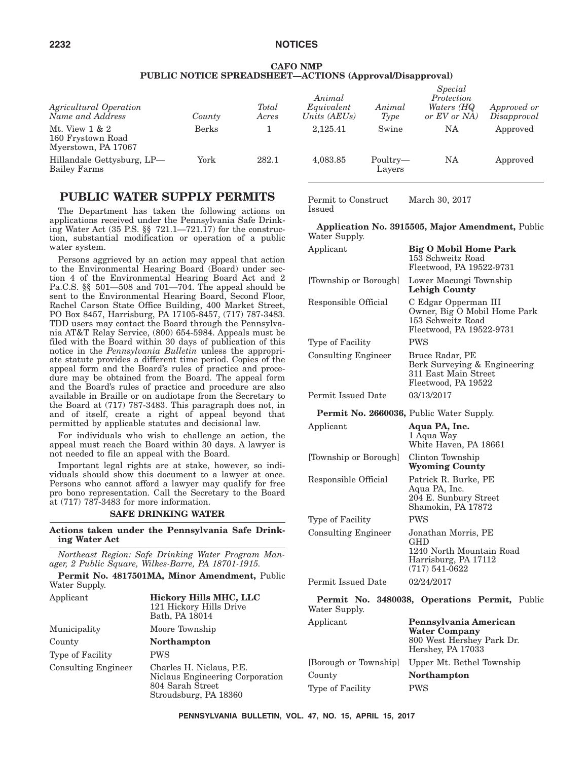**CAFO NMP**
**PUBLIC NOTICE SPREADSHEET—ACTIONS (Approval/Disapproval)**

| *Agricultural Operation Name and Address* | *County* | *Total Acres* | *Animal Equivalent Units (AEUs)* | *Animal Type* | *Special Protection Waters (HQ or EV or NA)* | *Approved or Disapproval* |
|---|---|---|---|---|---|---|
| Mt. View 1 & 2<br>160 Frystown Road<br>Myerstown, PA 17067 | Berks | 1 | 2,125.41 | Swine | NA | Approved |
| Hillandale Gettysburg, LP—Bailey Farms | York | 282.1 | 4,083.85 | Poultry—Layers | NA | Approved |

# PUBLIC WATER SUPPLY PERMITS

The Department has taken the following actions on applications received under the Pennsylvania Safe Drinking Water Act (35 P.S. §§ 721.1—721.17) for the construction, substantial modification or operation of a public water system.

Persons aggrieved by an action may appeal that action to the Environmental Hearing Board (Board) under section 4 of the Environmental Hearing Board Act and 2 Pa.C.S. §§ 501—508 and 701—704. The appeal should be sent to the Environmental Hearing Board, Second Floor, Rachel Carson State Office Building, 400 Market Street, PO Box 8457, Harrisburg, PA 17105-8457, (717) 787-3483. TDD users may contact the Board through the Pennsylvania AT&T Relay Service, (800) 654-5984. Appeals must be filed with the Board within 30 days of publication of this notice in the *Pennsylvania Bulletin* unless the appropriate statute provides a different time period. Copies of the appeal form and the Board's rules of practice and procedure may be obtained from the Board. The appeal form and the Board's rules of practice and procedure are also available in Braille or on audiotape from the Secretary to the Board at (717) 787-3483. This paragraph does not, in and of itself, create a right of appeal beyond that permitted by applicable statutes and decisional law.

For individuals who wish to challenge an action, the appeal must reach the Board within 30 days. A lawyer is not needed to file an appeal with the Board.

Important legal rights are at stake, however, so individuals should show this document to a lawyer at once. Persons who cannot afford a lawyer may qualify for free pro bono representation. Call the Secretary to the Board at (717) 787-3483 for more information.

## SAFE DRINKING WATER

### Actions taken under the Pennsylvania Safe Drinking Water Act

*Northeast Region: Safe Drinking Water Program Manager, 2 Public Square, Wilkes-Barre, PA 18701-1915.*

**Permit No. 4817501MA, Minor Amendment,** Public Water Supply.

| | |
|---|---|
| Applicant | **Hickory Hills MHC, LLC**<br>121 Hickory Hills Drive<br>Bath, PA 18014 |
| Municipality | Moore Township |
| County | **Northampton** |
| Type of Facility | PWS |
| Consulting Engineer | Charles H. Niclaus, P.E.<br>Niclaus Engineering Corporation<br>804 Sarah Street<br>Stroudsburg, PA 18360 |
| Permit to Construct Issued | March 30, 2017 |

**Application No. 3915505, Major Amendment,** Public Water Supply.

| | |
|---|---|
| Applicant | **Big O Mobil Home Park**<br>153 Schweitz Road<br>Fleetwood, PA 19522-9731 |
| [Township or Borough] | Lower Macungi Township<br>**Lehigh County** |
| Responsible Official | C Edgar Opperman III<br>Owner, Big O Mobil Home Park<br>153 Schweitz Road<br>Fleetwood, PA 19522-9731 |
| Type of Facility | PWS |
| Consulting Engineer | Bruce Radar, PE<br>Berk Surveying & Engineering<br>311 East Main Street<br>Fleetwood, PA 19522 |
| Permit Issued Date | 03/13/2017 |

**Permit No. 2660036,** Public Water Supply.

| | |
|---|---|
| Applicant | **Aqua PA, Inc.**<br>1 Aqua Way<br>White Haven, PA 18661 |
| [Township or Borough] | Clinton Township<br>**Wyoming County** |
| Responsible Official | Patrick R. Burke, PE<br>Aqua PA, Inc.<br>204 E. Sunbury Street<br>Shamokin, PA 17872 |
| Type of Facility | PWS |
| Consulting Engineer | Jonathan Morris, PE<br>GHD<br>1240 North Mountain Road<br>Harrisburg, PA 17112<br>(717) 541-0622 |
| Permit Issued Date | 02/24/2017 |

**Permit No. 3480038, Operations Permit,** Public Water Supply.

| | |
|---|---|
| Applicant | **Pennsylvania American Water Company**<br>800 West Hershey Park Dr.<br>Hershey, PA 17033 |
| [Borough or Township] | Upper Mt. Bethel Township |
| County | **Northampton** |
| Type of Facility | PWS |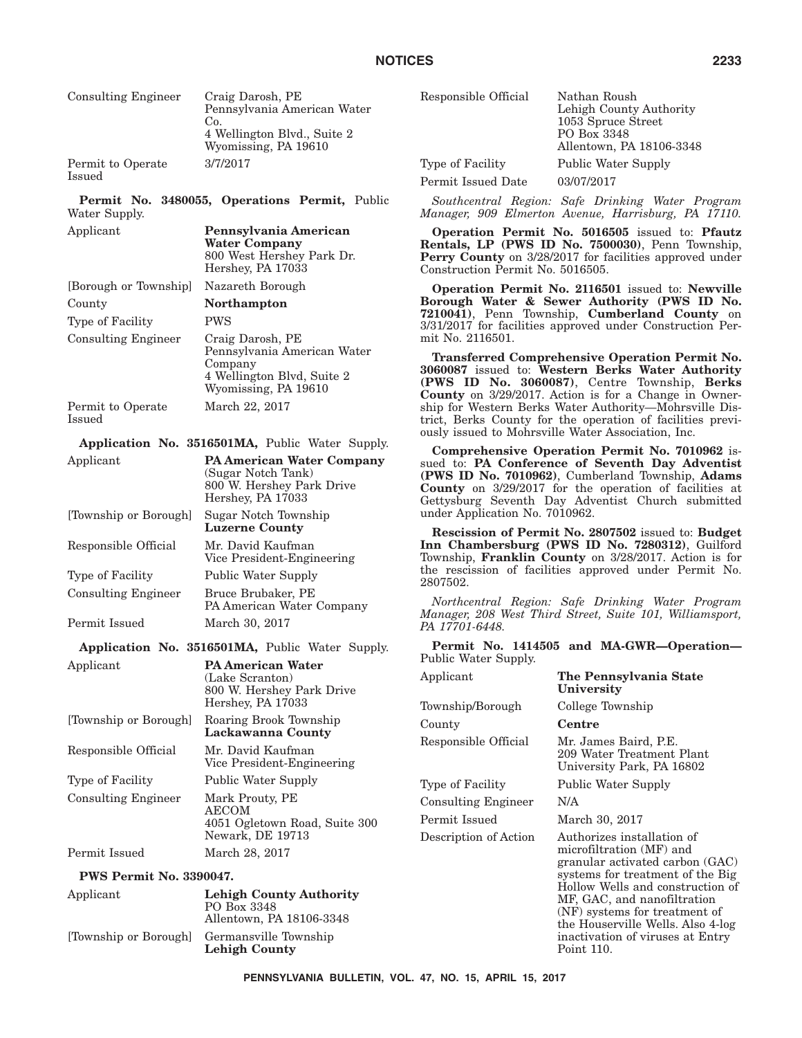| | |
|---|---|
| Consulting Engineer | Craig Darosh, PE<br>Pennsylvania American Water Co.<br>4 Wellington Blvd., Suite 2<br>Wyomissing, PA 19610 |
| Permit to Operate Issued | 3/7/2017 |

**Permit No. 3480055, Operations Permit,** Public Water Supply.

| | |
|---|---|
| Applicant | **Pennsylvania American Water Company**<br>800 West Hershey Park Dr.<br>Hershey, PA 17033 |
| [Borough or Township] | Nazareth Borough |
| County | **Northampton** |
| Type of Facility | PWS |
| Consulting Engineer | Craig Darosh, PE<br>Pennsylvania American Water Company<br>4 Wellington Blvd, Suite 2<br>Wyomissing, PA 19610 |
| Permit to Operate Issued | March 22, 2017 |

**Application No. 3516501MA,** Public Water Supply.

| | |
|---|---|
| Applicant | **PA American Water Company**<br>(Sugar Notch Tank)<br>800 W. Hershey Park Drive<br>Hershey, PA 17033 |
| [Township or Borough] | Sugar Notch Township<br>**Luzerne County** |
| Responsible Official | Mr. David Kaufman<br>Vice President-Engineering |
| Type of Facility | Public Water Supply |
| Consulting Engineer | Bruce Brubaker, PE<br>PA American Water Company |
| Permit Issued | March 30, 2017 |

**Application No. 3516501MA,** Public Water Supply.

| | |
|---|---|
| Applicant | **PA American Water**<br>(Lake Scranton)<br>800 W. Hershey Park Drive<br>Hershey, PA 17033 |
| [Township or Borough] | Roaring Brook Township<br>**Lackawanna County** |
| Responsible Official | Mr. David Kaufman<br>Vice President-Engineering |
| Type of Facility | Public Water Supply |
| Consulting Engineer | Mark Prouty, PE<br>AECOM<br>4051 Ogletown Road, Suite 300<br>Newark, DE 19713 |
| Permit Issued | March 28, 2017 |

**PWS Permit No. 3390047.**

| | |
|---|---|
| Applicant | **Lehigh County Authority**<br>PO Box 3348<br>Allentown, PA 18106-3348 |
| [Township or Borough] | Germansville Township<br>**Lehigh County** |
| Responsible Official | Nathan Roush<br>Lehigh County Authority<br>1053 Spruce Street<br>PO Box 3348<br>Allentown, PA 18106-3348 |
| Type of Facility | Public Water Supply |
| Permit Issued Date | 03/07/2017 |

*Southcentral Region: Safe Drinking Water Program Manager, 909 Elmerton Avenue, Harrisburg, PA 17110.*

**Operation Permit No. 5016505** issued to: **Pfautz Rentals, LP (PWS ID No. 7500030)**, Penn Township, **Perry County** on 3/28/2017 for facilities approved under Construction Permit No. 5016505.

**Operation Permit No. 2116501** issued to: **Newville Borough Water & Sewer Authority (PWS ID No. 7210041)**, Penn Township, **Cumberland County** on 3/31/2017 for facilities approved under Construction Permit No. 2116501.

**Transferred Comprehensive Operation Permit No. 3060087** issued to: **Western Berks Water Authority (PWS ID No. 3060087)**, Centre Township, **Berks County** on 3/29/2017. Action is for a Change in Ownership for Western Berks Water Authority—Mohrsville District, Berks County for the operation of facilities previously issued to Mohrsville Water Association, Inc.

**Comprehensive Operation Permit No. 7010962** issued to: **PA Conference of Seventh Day Adventist (PWS ID No. 7010962)**, Cumberland Township, **Adams County** on 3/29/2017 for the operation of facilities at Gettysburg Seventh Day Adventist Church submitted under Application No. 7010962.

**Rescission of Permit No. 2807502** issued to: **Budget Inn Chambersburg (PWS ID No. 7280312)**, Guilford Township, **Franklin County** on 3/28/2017. Action is for the rescission of facilities approved under Permit No. 2807502.

*Northcentral Region: Safe Drinking Water Program Manager, 208 West Third Street, Suite 101, Williamsport, PA 17701-6448.*

**Permit No. 1414505 and MA-GWR—Operation—** Public Water Supply.

| | |
|---|---|
| Applicant | **The Pennsylvania State University** |
| Township/Borough | College Township |
| County | **Centre** |
| Responsible Official | Mr. James Baird, P.E.<br>209 Water Treatment Plant<br>University Park, PA 16802 |
| Type of Facility | Public Water Supply |
| Consulting Engineer | N/A |
| Permit Issued | March 30, 2017 |
| Description of Action | Authorizes installation of microfiltration (MF) and granular activated carbon (GAC) systems for treatment of the Big Hollow Wells and construction of MF, GAC, and nanofiltration (NF) systems for treatment of the Houserville Wells. Also 4-log inactivation of viruses at Entry Point 110. |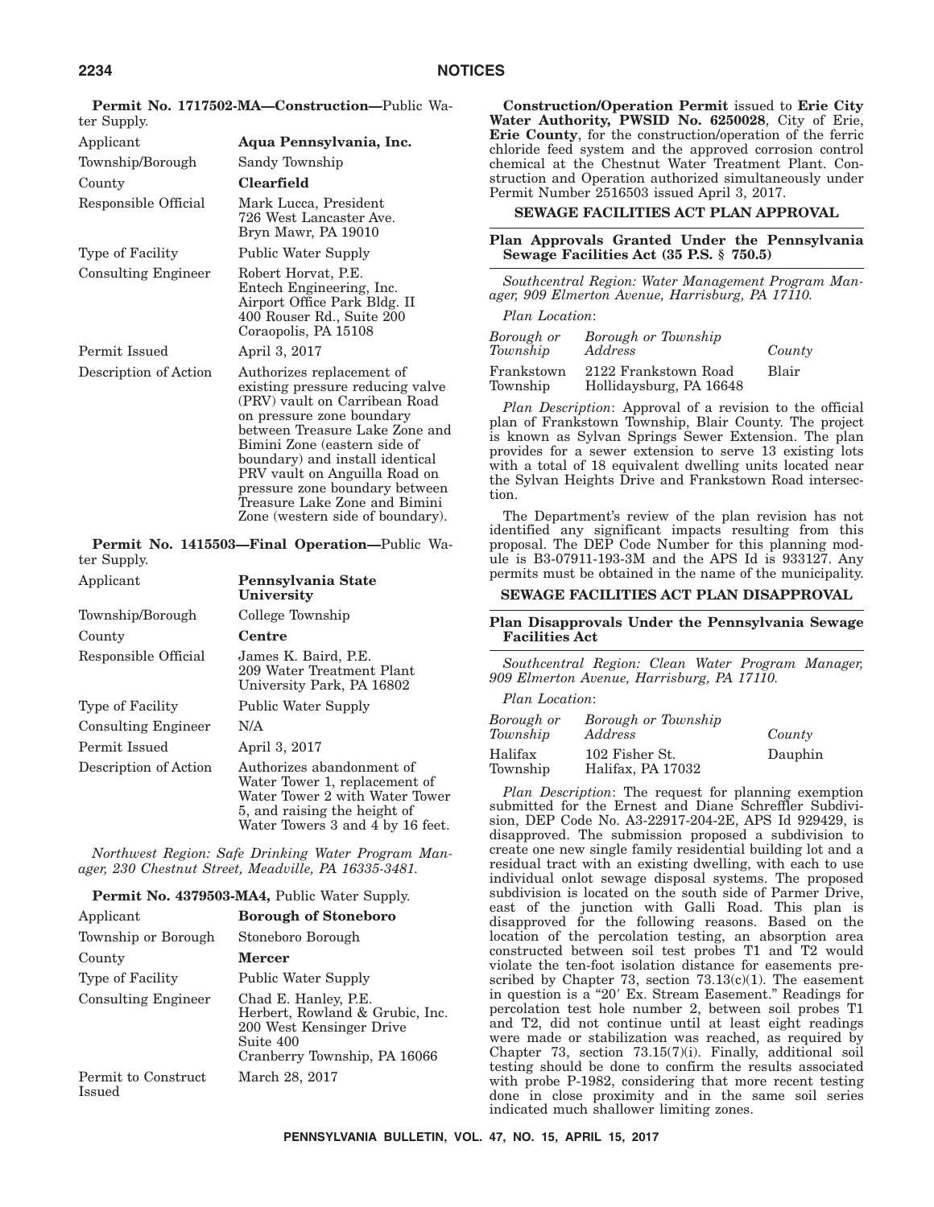**Permit No. 1717502-MA—Construction—**Public Water Supply.

| | |
|---|---|
| Applicant | **Aqua Pennsylvania, Inc.** |
| Township/Borough | Sandy Township |
| County | **Clearfield** |
| Responsible Official | Mark Lucca, President<br>726 West Lancaster Ave.<br>Bryn Mawr, PA 19010 |
| Type of Facility | Public Water Supply |
| Consulting Engineer | Robert Horvat, P.E.<br>Entech Engineering, Inc.<br>Airport Office Park Bldg. II<br>400 Rouser Rd., Suite 200<br>Coraopolis, PA 15108 |
| Permit Issued | April 3, 2017 |
| Description of Action | Authorizes replacement of existing pressure reducing valve (PRV) vault on Carribean Road on pressure zone boundary between Treasure Lake Zone and Bimini Zone (eastern side of boundary) and install identical PRV vault on Anguilla Road on pressure zone boundary between Treasure Lake Zone and Bimini Zone (western side of boundary). |

**Permit No. 1415503—Final Operation—**Public Water Supply.

| | |
|---|---|
| Applicant | **Pennsylvania State University** |
| Township/Borough | College Township |
| County | **Centre** |
| Responsible Official | James K. Baird, P.E.<br>209 Water Treatment Plant<br>University Park, PA 16802 |
| Type of Facility | Public Water Supply |
| Consulting Engineer | N/A |
| Permit Issued | April 3, 2017 |
| Description of Action | Authorizes abandonment of Water Tower 1, replacement of Water Tower 2 with Water Tower 5, and raising the height of Water Towers 3 and 4 by 16 feet. |

*Northwest Region: Safe Drinking Water Program Manager, 230 Chestnut Street, Meadville, PA 16335-3481.*

**Permit No. 4379503-MA4,** Public Water Supply.

| | |
|---|---|
| Applicant | **Borough of Stoneboro** |
| Township or Borough | Stoneboro Borough |
| County | **Mercer** |
| Type of Facility | Public Water Supply |
| Consulting Engineer | Chad E. Hanley, P.E.<br>Herbert, Rowland & Grubic, Inc.<br>200 West Kensinger Drive<br>Suite 400<br>Cranberry Township, PA 16066 |
| Permit to Construct Issued | March 28, 2017 |

**Construction/Operation Permit** issued to **Erie City Water Authority, PWSID No. 6250028**, City of Erie, **Erie County**, for the construction/operation of the ferric chloride feed system and the approved corrosion control chemical at the Chestnut Water Treatment Plant. Construction and Operation authorized simultaneously under Permit Number 2516503 issued April 3, 2017.

## SEWAGE FACILITIES ACT PLAN APPROVAL

### Plan Approvals Granted Under the Pennsylvania Sewage Facilities Act (35 P.S. § 750.5)

*Southcentral Region: Water Management Program Manager, 909 Elmerton Avenue, Harrisburg, PA 17110.*

*Plan Location*:

| *Borough or Township* | *Borough or Township Address* | *County* |
|---|---|---|
| Frankstown Township | 2122 Frankstown Road<br>Hollidaysburg, PA 16648 | Blair |

*Plan Description*: Approval of a revision to the official plan of Frankstown Township, Blair County. The project is known as Sylvan Springs Sewer Extension. The plan provides for a sewer extension to serve 13 existing lots with a total of 18 equivalent dwelling units located near the Sylvan Heights Drive and Frankstown Road intersection.

The Department's review of the plan revision has not identified any significant impacts resulting from this proposal. The DEP Code Number for this planning module is B3-07911-193-3M and the APS Id is 933127. Any permits must be obtained in the name of the municipality.

## SEWAGE FACILITIES ACT PLAN DISAPPROVAL

### Plan Disapprovals Under the Pennsylvania Sewage Facilities Act

*Southcentral Region: Clean Water Program Manager, 909 Elmerton Avenue, Harrisburg, PA 17110.*

*Plan Location*:

| *Borough or Township* | *Borough or Township Address* | *County* |
|---|---|---|
| Halifax Township | 102 Fisher St.<br>Halifax, PA 17032 | Dauphin |

*Plan Description*: The request for planning exemption submitted for the Ernest and Diane Schreffler Subdivision, DEP Code No. A3-22917-204-2E, APS Id 929429, is disapproved. The submission proposed a subdivision to create one new single family residential building lot and a residual tract with an existing dwelling, with each to use individual onlot sewage disposal systems. The proposed subdivision is located on the south side of Parmer Drive, east of the junction with Galli Road. This plan is disapproved for the following reasons. Based on the location of the percolation testing, an absorption area constructed between soil test probes T1 and T2 would violate the ten-foot isolation distance for easements prescribed by Chapter 73, section 73.13(c)(1). The easement in question is a "20′ Ex. Stream Easement." Readings for percolation test hole number 2, between soil probes T1 and T2, did not continue until at least eight readings were made or stabilization was reached, as required by Chapter 73, section 73.15(7)(i). Finally, additional soil testing should be done to confirm the results associated with probe P-1982, considering that more recent testing done in close proximity and in the same soil series indicated much shallower limiting zones.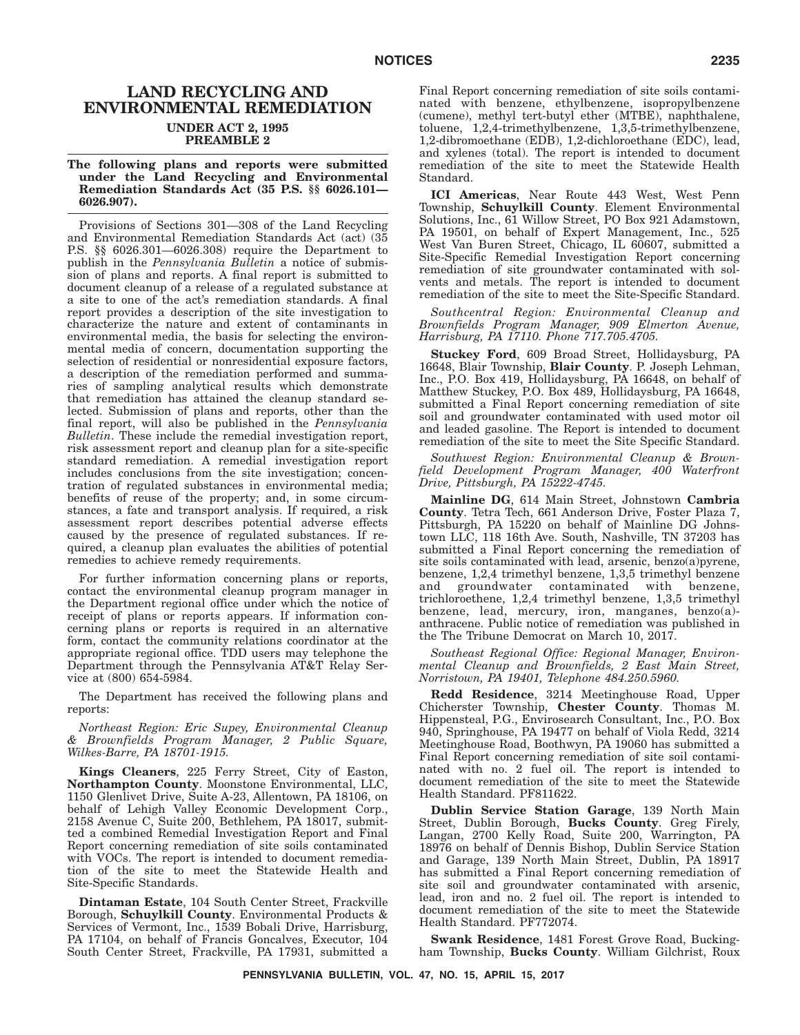# LAND RECYCLING AND ENVIRONMENTAL REMEDIATION

## UNDER ACT 2, 1995 PREAMBLE 2

**The following plans and reports were submitted under the Land Recycling and Environmental Remediation Standards Act (35 P.S. §§ 6026.101—6026.907).**

Provisions of Sections 301—308 of the Land Recycling and Environmental Remediation Standards Act (act) (35 P.S. §§ 6026.301—6026.308) require the Department to publish in the *Pennsylvania Bulletin* a notice of submission of plans and reports. A final report is submitted to document cleanup of a release of a regulated substance at a site to one of the act's remediation standards. A final report provides a description of the site investigation to characterize the nature and extent of contaminants in environmental media, the basis for selecting the environmental media of concern, documentation supporting the selection of residential or nonresidential exposure factors, a description of the remediation performed and summaries of sampling analytical results which demonstrate that remediation has attained the cleanup standard selected. Submission of plans and reports, other than the final report, will also be published in the *Pennsylvania Bulletin*. These include the remedial investigation report, risk assessment report and cleanup plan for a site-specific standard remediation. A remedial investigation report includes conclusions from the site investigation; concentration of regulated substances in environmental media; benefits of reuse of the property; and, in some circumstances, a fate and transport analysis. If required, a risk assessment report describes potential adverse effects caused by the presence of regulated substances. If required, a cleanup plan evaluates the abilities of potential remedies to achieve remedy requirements.

For further information concerning plans or reports, contact the environmental cleanup program manager in the Department regional office under which the notice of receipt of plans or reports appears. If information concerning plans or reports is required in an alternative form, contact the community relations coordinator at the appropriate regional office. TDD users may telephone the Department through the Pennsylvania AT&T Relay Service at (800) 654-5984.

The Department has received the following plans and reports:

*Northeast Region: Eric Supey, Environmental Cleanup & Brownfields Program Manager, 2 Public Square, Wilkes-Barre, PA 18701-1915.*

**Kings Cleaners**, 225 Ferry Street, City of Easton, **Northampton County**. Moonstone Environmental, LLC, 1150 Glenlivet Drive, Suite A-23, Allentown, PA 18106, on behalf of Lehigh Valley Economic Development Corp., 2158 Avenue C, Suite 200, Bethlehem, PA 18017, submitted a combined Remedial Investigation Report and Final Report concerning remediation of site soils contaminated with VOCs. The report is intended to document remediation of the site to meet the Statewide Health and Site-Specific Standards.

**Dintaman Estate**, 104 South Center Street, Frackville Borough, **Schuylkill County**. Environmental Products & Services of Vermont, Inc., 1539 Bobali Drive, Harrisburg, PA 17104, on behalf of Francis Goncalves, Executor, 104 South Center Street, Frackville, PA 17931, submitted a Final Report concerning remediation of site soils contaminated with benzene, ethylbenzene, isopropylbenzene (cumene), methyl tert-butyl ether (MTBE), naphthalene, toluene, 1,2,4-trimethylbenzene, 1,3,5-trimethylbenzene, 1,2-dibromoethane (EDB), 1,2-dichloroethane (EDC), lead, and xylenes (total). The report is intended to document remediation of the site to meet the Statewide Health Standard.

**ICI Americas**, Near Route 443 West, West Penn Township, **Schuylkill County**. Element Environmental Solutions, Inc., 61 Willow Street, PO Box 921 Adamstown, PA 19501, on behalf of Expert Management, Inc., 525 West Van Buren Street, Chicago, IL 60607, submitted a Site-Specific Remedial Investigation Report concerning remediation of site groundwater contaminated with solvents and metals. The report is intended to document remediation of the site to meet the Site-Specific Standard.

*Southcentral Region: Environmental Cleanup and Brownfields Program Manager, 909 Elmerton Avenue, Harrisburg, PA 17110. Phone 717.705.4705.*

**Stuckey Ford**, 609 Broad Street, Hollidaysburg, PA 16648, Blair Township, **Blair County**. P. Joseph Lehman, Inc., P.O. Box 419, Hollidaysburg, PA 16648, on behalf of Matthew Stuckey, P.O. Box 489, Hollidaysburg, PA 16648, submitted a Final Report concerning remediation of site soil and groundwater contaminated with used motor oil and leaded gasoline. The Report is intended to document remediation of the site to meet the Site Specific Standard.

*Southwest Region: Environmental Cleanup & Brownfield Development Program Manager, 400 Waterfront Drive, Pittsburgh, PA 15222-4745.*

**Mainline DG**, 614 Main Street, Johnstown **Cambria County**. Tetra Tech, 661 Anderson Drive, Foster Plaza 7, Pittsburgh, PA 15220 on behalf of Mainline DG Johnstown LLC, 118 16th Ave. South, Nashville, TN 37203 has submitted a Final Report concerning the remediation of site soils contaminated with lead, arsenic, benzo(a)pyrene, benzene, 1,2,4 trimethyl benzene, 1,3,5 trimethyl benzene and groundwater contaminated with benzene, trichloroethene, 1,2,4 trimethyl benzene, 1,3,5 trimethyl benzene, lead, mercury, iron, manganes, benzo(a)-anthracene. Public notice of remediation was published in the The Tribune Democrat on March 10, 2017.

*Southeast Regional Office: Regional Manager, Environmental Cleanup and Brownfields, 2 East Main Street, Norristown, PA 19401, Telephone 484.250.5960.*

**Redd Residence**, 3214 Meetinghouse Road, Upper Chicherster Township, **Chester County**. Thomas M. Hippensteal, P.G., Envirosearch Consultant, Inc., P.O. Box 940, Springhouse, PA 19477 on behalf of Viola Redd, 3214 Meetinghouse Road, Boothwyn, PA 19060 has submitted a Final Report concerning remediation of site soil contaminated with no. 2 fuel oil. The report is intended to document remediation of the site to meet the Statewide Health Standard. PF811622.

**Dublin Service Station Garage**, 139 North Main Street, Dublin Borough, **Bucks County**. Greg Firely, Langan, 2700 Kelly Road, Suite 200, Warrington, PA 18976 on behalf of Dennis Bishop, Dublin Service Station and Garage, 139 North Main Street, Dublin, PA 18917 has submitted a Final Report concerning remediation of site soil and groundwater contaminated with arsenic, lead, iron and no. 2 fuel oil. The report is intended to document remediation of the site to meet the Statewide Health Standard. PF772074.

**Swank Residence**, 1481 Forest Grove Road, Buckingham Township, **Bucks County**. William Gilchrist, Roux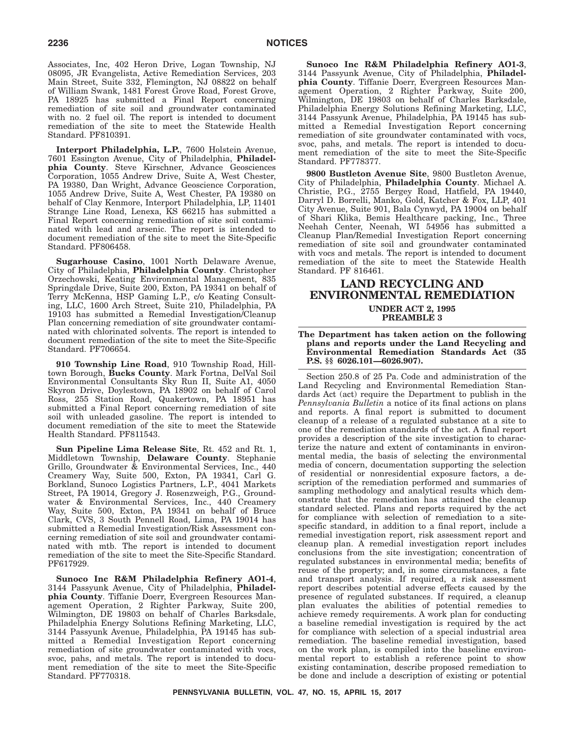Associates, Inc, 402 Heron Drive, Logan Township, NJ 08095, JR Evangelista, Active Remediation Services, 203 Main Street, Suite 332, Flemington, NJ 08822 on behalf of William Swank, 1481 Forest Grove Road, Forest Grove, PA 18925 has submitted a Final Report concerning remediation of site soil and groundwater contaminated with no. 2 fuel oil. The report is intended to document remediation of the site to meet the Statewide Health Standard. PF810391.

**Interport Philadelphia, L.P.**, 7600 Holstein Avenue, 7601 Essington Avenue, City of Philadelphia, **Philadelphia County**. Steve Kirschner, Advance Geosciences Corporation, 1055 Andrew Drive, Suite A, West Chester, PA 19380, Dan Wright, Advance Geoscience Corporation, 1055 Andrew Drive, Suite A, West Chester, PA 19380 on behalf of Clay Kenmore, Interport Philadelphia, LP, 11401 Strange Line Road, Lenexa, KS 66215 has submitted a Final Report concerning remediation of site soil contaminated with lead and arsenic. The report is intended to document remediation of the site to meet the Site-Specific Standard. PF806458.

**Sugarhouse Casino**, 1001 North Delaware Avenue, City of Philadelphia, **Philadelphia County**. Christopher Orzechowski, Keating Environmental Management, 835 Springdale Drive, Suite 200, Exton, PA 19341 on behalf of Terry McKenna, HSP Gaming L.P., c/o Keating Consulting, LLC, 1600 Arch Street, Suite 210, Philadelphia, PA 19103 has submitted a Remedial Investigation/Cleanup Plan concerning remediation of site groundwater contaminated with chlorinated solvents. The report is intended to document remediation of the site to meet the Site-Specific Standard. PF706654.

**910 Township Line Road**, 910 Township Road, Hilltown Borough, **Bucks County**. Mark Fortna, DelVal Soil Environmental Consultants Sky Run II, Suite A1, 4050 Skyron Drive, Doylestown, PA 18902 on behalf of Carol Ross, 255 Station Road, Quakertown, PA 18951 has submitted a Final Report concerning remediation of site soil with unleaded gasoline. The report is intended to document remediation of the site to meet the Statewide Health Standard. PF811543.

**Sun Pipeline Lima Release Site**, Rt. 452 and Rt. 1, Middletown Township, **Delaware County**. Stephanie Grillo, Groundwater & Environmental Services, Inc., 440 Creamery Way, Suite 500, Exton, PA 19341, Carl G. Borkland, Sunoco Logistics Partners, L.P., 4041 Markets Street, PA 19014, Gregory J. Rosenzweigh, P.G., Groundwater & Environmental Services, Inc., 440 Creamery Way, Suite 500, Exton, PA 19341 on behalf of Bruce Clark, CVS, 3 South Pennell Road, Lima, PA 19014 has submitted a Remedial Investigation/Risk Assessment concerning remediation of site soil and groundwater contaminated with mtb. The report is intended to document remediation of the site to meet the Site-Specific Standard. PF617929.

**Sunoco Inc R&M Philadelphia Refinery AO1-4**, 3144 Passyunk Avenue, City of Philadelphia, **Philadelphia County**. Tiffanie Doerr, Evergreen Resources Management Operation, 2 Righter Parkway, Suite 200, Wilmington, DE 19803 on behalf of Charles Barksdale, Philadelphia Energy Solutions Refining Marketing, LLC, 3144 Passyunk Avenue, Philadelphia, PA 19145 has submitted a Remedial Investigation Report concerning remediation of site groundwater contaminated with vocs, svoc, pahs, and metals. The report is intended to document remediation of the site to meet the Site-Specific Standard. PF770318.

**Sunoco Inc R&M Philadelphia Refinery AO1-3**, 3144 Passyunk Avenue, City of Philadelphia, **Philadelphia County**. Tiffanie Doerr, Evergreen Resources Management Operation, 2 Righter Parkway, Suite 200, Wilmington, DE 19803 on behalf of Charles Barksdale, Philadelphia Energy Solutions Refining Marketing, LLC, 3144 Passyunk Avenue, Philadelphia, PA 19145 has submitted a Remedial Investigation Report concerning remediation of site groundwater contaminated with vocs, svoc, pahs, and metals. The report is intended to document remediation of the site to meet the Site-Specific Standard. PF778377.

**9800 Bustleton Avenue Site**, 9800 Bustleton Avenue, City of Philadelphia, **Philadelphia County**. Michael A. Christie, P.G., 2755 Bergey Road, Hatfield, PA 19440, Darryl D. Borrelli, Manko, Gold, Katcher & Fox, LLP, 401 City Avenue, Suite 901, Bala Cynwyd, PA 19004 on behalf of Shari Klika, Bemis Healthcare packing, Inc., Three Neehah Center, Neenah, WI 54956 has submitted a Cleanup Plan/Remedial Investigation Report concerning remediation of site soil and groundwater contaminated with vocs and metals. The report is intended to document remediation of the site to meet the Statewide Health Standard. PF 816461.

## LAND RECYCLING AND ENVIRONMENTAL REMEDIATION

### UNDER ACT 2, 1995

### PREAMBLE 3

**The Department has taken action on the following plans and reports under the Land Recycling and Environmental Remediation Standards Act (35 P.S. §§ 6026.101—6026.907).**

Section 250.8 of 25 Pa. Code and administration of the Land Recycling and Environmental Remediation Standards Act (act) require the Department to publish in the *Pennsylvania Bulletin* a notice of its final actions on plans and reports. A final report is submitted to document cleanup of a release of a regulated substance at a site to one of the remediation standards of the act. A final report provides a description of the site investigation to characterize the nature and extent of contaminants in environmental media, the basis of selecting the environmental media of concern, documentation supporting the selection of residential or nonresidential exposure factors, a description of the remediation performed and summaries of sampling methodology and analytical results which demonstrate that the remediation has attained the cleanup standard selected. Plans and reports required by the act for compliance with selection of remediation to a site-specific standard, in addition to a final report, include a remedial investigation report, risk assessment report and cleanup plan. A remedial investigation report includes conclusions from the site investigation; concentration of regulated substances in environmental media; benefits of reuse of the property; and, in some circumstances, a fate and transport analysis. If required, a risk assessment report describes potential adverse effects caused by the presence of regulated substances. If required, a cleanup plan evaluates the abilities of potential remedies to achieve remedy requirements. A work plan for conducting a baseline remedial investigation is required by the act for compliance with selection of a special industrial area remediation. The baseline remedial investigation, based on the work plan, is compiled into the baseline environmental report to establish a reference point to show existing contamination, describe proposed remediation to be done and include a description of existing or potential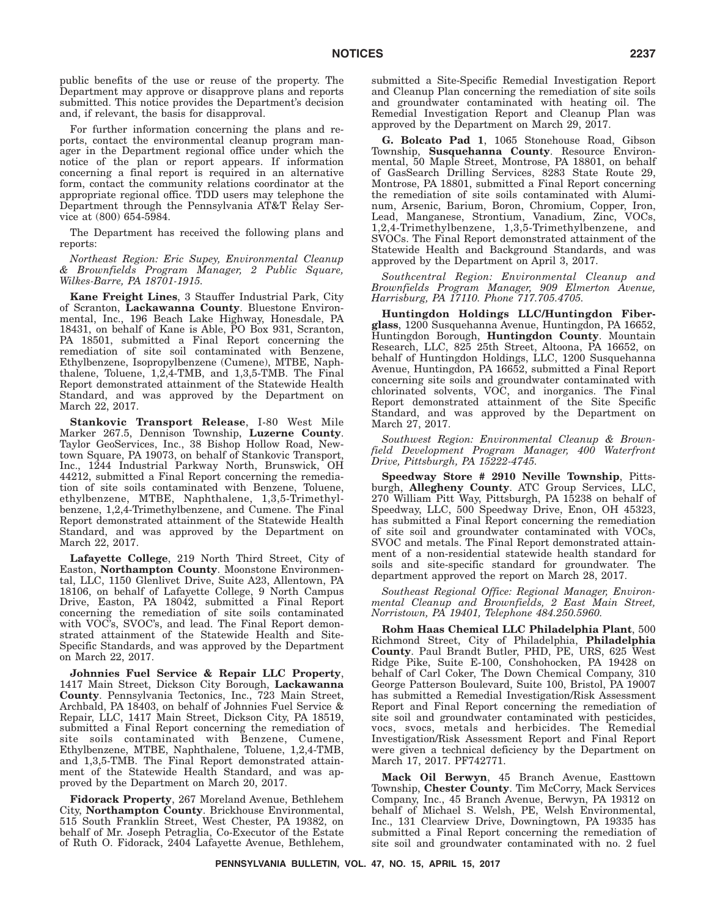public benefits of the use or reuse of the property. The Department may approve or disapprove plans and reports submitted. This notice provides the Department's decision and, if relevant, the basis for disapproval.

For further information concerning the plans and reports, contact the environmental cleanup program manager in the Department regional office under which the notice of the plan or report appears. If information concerning a final report is required in an alternative form, contact the community relations coordinator at the appropriate regional office. TDD users may telephone the Department through the Pennsylvania AT&T Relay Service at (800) 654-5984.

The Department has received the following plans and reports:

*Northeast Region: Eric Supey, Environmental Cleanup & Brownfields Program Manager, 2 Public Square, Wilkes-Barre, PA 18701-1915.*

**Kane Freight Lines**, 3 Stauffer Industrial Park, City of Scranton, **Lackawanna County**. Bluestone Environmental, Inc., 196 Beach Lake Highway, Honesdale, PA 18431, on behalf of Kane is Able, PO Box 931, Scranton, PA 18501, submitted a Final Report concerning the remediation of site soil contaminated with Benzene, Ethylbenzene, Isopropylbenzene (Cumene), MTBE, Naphthalene, Toluene, 1,2,4-TMB, and 1,3,5-TMB. The Final Report demonstrated attainment of the Statewide Health Standard, and was approved by the Department on March 22, 2017.

**Stankovic Transport Release**, I-80 West Mile Marker 267.5, Dennison Township, **Luzerne County**. Taylor GeoServices, Inc., 38 Bishop Hollow Road, Newtown Square, PA 19073, on behalf of Stankovic Transport, Inc., 1244 Industrial Parkway North, Brunswick, OH 44212, submitted a Final Report concerning the remediation of site soils contaminated with Benzene, Toluene, ethylbenzene, MTBE, Naphthalene, 1,3,5-Trimethylbenzene, 1,2,4-Trimethylbenzene, and Cumene. The Final Report demonstrated attainment of the Statewide Health Standard, and was approved by the Department on March 22, 2017.

**Lafayette College**, 219 North Third Street, City of Easton, **Northampton County**. Moonstone Environmental, LLC, 1150 Glenlivet Drive, Suite A23, Allentown, PA 18106, on behalf of Lafayette College, 9 North Campus Drive, Easton, PA 18042, submitted a Final Report concerning the remediation of site soils contaminated with VOC's, SVOC's, and lead. The Final Report demonstrated attainment of the Statewide Health and Site-Specific Standards, and was approved by the Department on March 22, 2017.

**Johnnies Fuel Service & Repair LLC Property**, 1417 Main Street, Dickson City Borough, **Lackawanna County**. Pennsylvania Tectonics, Inc., 723 Main Street, Archbald, PA 18403, on behalf of Johnnies Fuel Service & Repair, LLC, 1417 Main Street, Dickson City, PA 18519, submitted a Final Report concerning the remediation of site soils contaminated with Benzene, Cumene, Ethylbenzene, MTBE, Naphthalene, Toluene, 1,2,4-TMB, and 1,3,5-TMB. The Final Report demonstrated attainment of the Statewide Health Standard, and was approved by the Department on March 20, 2017.

**Fidorack Property**, 267 Moreland Avenue, Bethlehem City, **Northampton County**. Brickhouse Environmental, 515 South Franklin Street, West Chester, PA 19382, on behalf of Mr. Joseph Petraglia, Co-Executor of the Estate of Ruth O. Fidorack, 2404 Lafayette Avenue, Bethlehem, submitted a Site-Specific Remedial Investigation Report and Cleanup Plan concerning the remediation of site soils and groundwater contaminated with heating oil. The Remedial Investigation Report and Cleanup Plan was approved by the Department on March 29, 2017.

**G. Bolcato Pad 1**, 1065 Stonehouse Road, Gibson Township, **Susquehanna County**. Resource Environmental, 50 Maple Street, Montrose, PA 18801, on behalf of GasSearch Drilling Services, 8283 State Route 29, Montrose, PA 18801, submitted a Final Report concerning the remediation of site soils contaminated with Aluminum, Arsenic, Barium, Boron, Chromium, Copper, Iron, Lead, Manganese, Strontium, Vanadium, Zinc, VOCs, 1,2,4-Trimethylbenzene, 1,3,5-Trimethylbenzene, and SVOCs. The Final Report demonstrated attainment of the Statewide Health and Background Standards, and was approved by the Department on April 3, 2017.

*Southcentral Region: Environmental Cleanup and Brownfields Program Manager, 909 Elmerton Avenue, Harrisburg, PA 17110. Phone 717.705.4705.*

**Huntingdon Holdings LLC/Huntingdon Fiberglass**, 1200 Susquehanna Avenue, Huntingdon, PA 16652, Huntingdon Borough, **Huntingdon County**. Mountain Research, LLC, 825 25th Street, Altoona, PA 16652, on behalf of Huntingdon Holdings, LLC, 1200 Susquehanna Avenue, Huntingdon, PA 16652, submitted a Final Report concerning site soils and groundwater contaminated with chlorinated solvents, VOC, and inorganics. The Final Report demonstrated attainment of the Site Specific Standard, and was approved by the Department on March 27, 2017.

*Southwest Region: Environmental Cleanup & Brownfield Development Program Manager, 400 Waterfront Drive, Pittsburgh, PA 15222-4745.*

**Speedway Store # 2910 Neville Township**, Pittsburgh, **Allegheny County**. ATC Group Services, LLC, 270 William Pitt Way, Pittsburgh, PA 15238 on behalf of Speedway, LLC, 500 Speedway Drive, Enon, OH 45323, has submitted a Final Report concerning the remediation of site soil and groundwater contaminated with VOCs, SVOC and metals. The Final Report demonstrated attainment of a non-residential statewide health standard for soils and site-specific standard for groundwater. The department approved the report on March 28, 2017.

*Southeast Regional Office: Regional Manager, Environmental Cleanup and Brownfields, 2 East Main Street, Norristown, PA 19401, Telephone 484.250.5960.*

**Rohm Haas Chemical LLC Philadelphia Plant**, 500 Richmond Street, City of Philadelphia, **Philadelphia County**. Paul Brandt Butler, PHD, PE, URS, 625 West Ridge Pike, Suite E-100, Conshohocken, PA 19428 on behalf of Carl Coker, The Down Chemical Company, 310 George Patterson Boulevard, Suite 100, Bristol, PA 19007 has submitted a Remedial Investigation/Risk Assessment Report and Final Report concerning the remediation of site soil and groundwater contaminated with pesticides, vocs, svocs, metals and herbicides. The Remedial Investigation/Risk Assessment Report and Final Report were given a technical deficiency by the Department on March 17, 2017. PF742771.

**Mack Oil Berwyn**, 45 Branch Avenue, Easttown Township, **Chester County**. Tim McCorry, Mack Services Company, Inc., 45 Branch Avenue, Berwyn, PA 19312 on behalf of Michael S. Welsh, PE, Welsh Environmental, Inc., 131 Clearview Drive, Downingtown, PA 19335 has submitted a Final Report concerning the remediation of site soil and groundwater contaminated with no. 2 fuel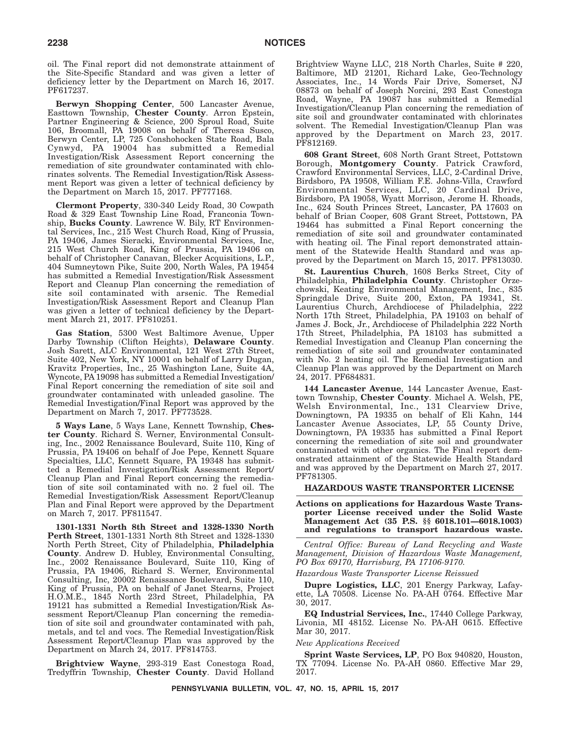oil. The Final report did not demonstrate attainment of the Site-Specific Standard and was given a letter of deficiency letter by the Department on March 16, 2017. PF617237.

**Berwyn Shopping Center**, 500 Lancaster Avenue, Easttown Township, **Chester County**. Arron Epstein, Partner Engineering & Science, 200 Sproul Road, Suite 106, Broomall, PA 19008 on behalf of Theresa Susco, Berwyn Center, LP, 725 Conshohocken State Road, Bala Cynwyd, PA 19004 has submitted a Remedial Investigation/Risk Assessment Report concerning the remediation of site groundwater contaminated with chlorinates solvents. The Remedial Investigation/Risk Assessment Report was given a letter of technical deficiency by the Department on March 15, 2017. PF777168.

**Clermont Property**, 330-340 Leidy Road, 30 Cowpath Road & 329 East Township Line Road, Franconia Township, **Bucks County**. Lawrence W. Bily, RT Environmental Services, Inc., 215 West Church Road, King of Prussia, PA 19406, James Sieracki, Environmental Services, Inc, 215 West Church Road, King of Prussia, PA 19406 on behalf of Christopher Canavan, Blecker Acquisitions, L.P., 404 Sumneytown Pike, Suite 200, North Wales, PA 19454 has submitted a Remedial Investigation/Risk Assessment Report and Cleanup Plan concerning the remediation of site soil contaminated with arsenic. The Remedial Investigation/Risk Assessment Report and Cleanup Plan was given a letter of technical deficiency by the Department March 21, 2017. PF810251.

**Gas Station**, 5300 West Baltimore Avenue, Upper Darby Township (Clifton Heights), **Delaware County**. Josh Sarett, ALC Environmental, 121 West 27th Street, Suite 402, New York, NY 10001 on behalf of Larry Dugan, Kravitz Properties, Inc., 25 Washington Lane, Suite 4A, Wyncote, PA 19098 has submitted a Remedial Investigation/Final Report concerning the remediation of site soil and groundwater contaminated with unleaded gasoline. The Remedial Investigation/Final Report was approved by the Department on March 7, 2017. PF773528.

**5 Ways Lane**, 5 Ways Lane, Kennett Township, **Chester County**. Richard S. Werner, Environmental Consulting, Inc., 2002 Renaissance Boulevard, Suite 110, King of Prussia, PA 19406 on behalf of Joe Pepe, Kennett Square Specialties, LLC, Kennett Square, PA 19348 has submitted a Remedial Investigation/Risk Assessment Report/Cleanup Plan and Final Report concerning the remediation of site soil contaminated with no. 2 fuel oil. The Remedial Investigation/Risk Assessment Report/Cleanup Plan and Final Report were approved by the Department on March 7, 2017. PF811547.

**1301-1331 North 8th Street and 1328-1330 North Perth Street**, 1301-1331 North 8th Street and 1328-1330 North Perth Street, City of Philadelphia, **Philadelphia County**. Andrew D. Hubley, Environmental Consulting, Inc., 2002 Renaissance Boulevard, Suite 110, King of Prussia, PA 19406, Richard S. Werner, Environmental Consulting, Inc, 20002 Renaissance Boulevard, Suite 110, King of Prussia, PA on behalf of Janet Stearns, Project H.O.M.E., 1845 North 23rd Street, Philadelphia, PA 19121 has submitted a Remedial Investigation/Risk Assessment Report/Cleanup Plan concerning the remediation of site soil and groundwater contaminated with pah, metals, and tcl and vocs. The Remedial Investigation/Risk Assessment Report/Cleanup Plan was approved by the Department on March 24, 2017. PF814753.

**Brightview Wayne**, 293-319 East Conestoga Road, Tredyffrin Township, **Chester County**. David Holland Brightview Wayne LLC, 218 North Charles, Suite # 220, Baltimore, MD 21201, Richard Lake, Geo-Technology Associates, Inc., 14 Words Fair Drive, Somerset, NJ 08873 on behalf of Joseph Norcini, 293 East Conestoga Road, Wayne, PA 19087 has submitted a Remedial Investigation/Cleanup Plan concerning the remediation of site soil and groundwater contaminated with chlorinates solvent. The Remedial Investigation/Cleanup Plan was approved by the Department on March 23, 2017. PF812169.

**608 Grant Street**, 608 North Grant Street, Pottstown Borough, **Montgomery County**. Patrick Crawford, Crawford Environmental Services, LLC, 2-Cardinal Drive, Birdsboro, PA 19508, William F.E. Johns-Villa, Crawford Environmental Services, LLC, 20 Cardinal Drive, Birdsboro, PA 19058, Wyatt Morrison, Jerome H. Rhoads, Inc., 624 South Princes Street, Lancaster, PA 17603 on behalf of Brian Cooper, 608 Grant Street, Pottstown, PA 19464 has submitted a Final Report concerning the remediation of site soil and groundwater contaminated with heating oil. The Final report demonstrated attainment of the Statewide Health Standard and was approved by the Department on March 15, 2017. PF813030.

**St. Laurentius Church**, 1608 Berks Street, City of Philadelphia, **Philadelphia County**. Christopher Orzechowski, Keating Environmental Management, Inc., 835 Springdale Drive, Suite 200, Exton, PA 19341, St. Laurentius Church, Archdiocese of Philadelphia, 222 North 17th Street, Philadelphia, PA 19103 on behalf of James J. Bock, Jr., Archdiocese of Philadelphia 222 North 17th Street, Philadelphia, PA 18103 has submitted a Remedial Investigation and Cleanup Plan concerning the remediation of site soil and groundwater contaminated with No. 2 heating oil. The Remedial Investigation and Cleanup Plan was approved by the Department on March 24, 2017. PF684831.

**144 Lancaster Avenue**, 144 Lancaster Avenue, Easttown Township, **Chester County**. Michael A. Welsh, PE, Welsh Environmental, Inc., 131 Clearview Drive, Downingtown, PA 19335 on behalf of Eli Kahn, 144 Lancaster Avenue Associates, LP, 55 County Drive, Downingtown, PA 19335 has submitted a Final Report concerning the remediation of site soil and groundwater contaminated with other organics. The Final report demonstrated attainment of the Statewide Health Standard and was approved by the Department on March 27, 2017. PF781305.

## HAZARDOUS WASTE TRANSPORTER LICENSE

### Actions on applications for Hazardous Waste Transporter License received under the Solid Waste Management Act (35 P.S. §§ 6018.101—6018.1003) and regulations to transport hazardous waste.

*Central Office: Bureau of Land Recycling and Waste Management, Division of Hazardous Waste Management, PO Box 69170, Harrisburg, PA 17106-9170.*

*Hazardous Waste Transporter License Reissued*

**Dupre Logistics, LLC**, 201 Energy Parkway, Lafayette, LA 70508. License No. PA-AH 0764. Effective Mar 30, 2017.

**EQ Industrial Services, Inc.**, 17440 College Parkway, Livonia, MI 48152. License No. PA-AH 0615. Effective Mar 30, 2017.

*New Applications Received*

**Sprint Waste Services, LP**, PO Box 940820, Houston, TX 77094. License No. PA-AH 0860. Effective Mar 29, 2017.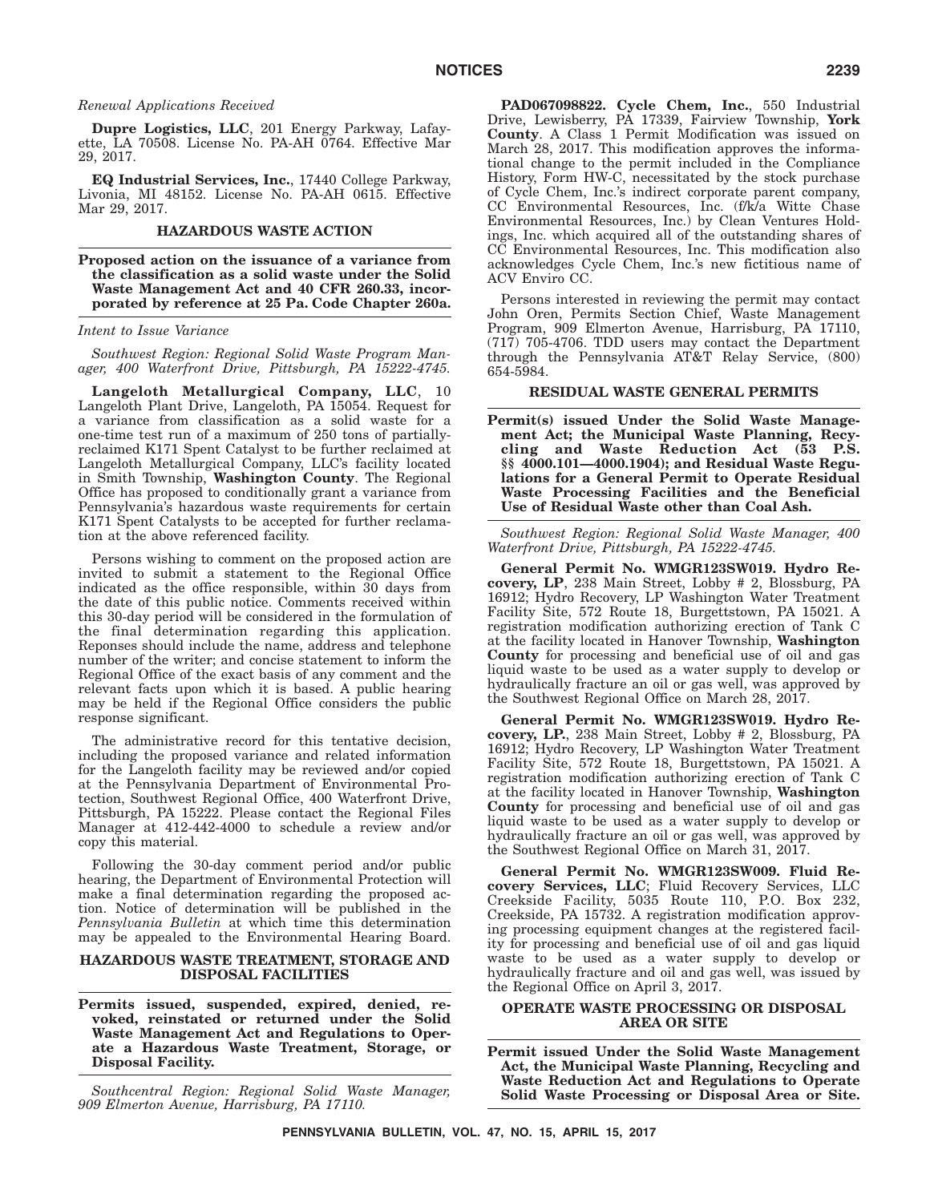*Renewal Applications Received*

**Dupre Logistics, LLC**, 201 Energy Parkway, Lafayette, LA 70508. License No. PA-AH 0764. Effective Mar 29, 2017.

**EQ Industrial Services, Inc.**, 17440 College Parkway, Livonia, MI 48152. License No. PA-AH 0615. Effective Mar 29, 2017.

## HAZARDOUS WASTE ACTION

**Proposed action on the issuance of a variance from the classification as a solid waste under the Solid Waste Management Act and 40 CFR 260.33, incorporated by reference at 25 Pa. Code Chapter 260a.**

*Intent to Issue Variance*

*Southwest Region: Regional Solid Waste Program Manager, 400 Waterfront Drive, Pittsburgh, PA 15222-4745.*

**Langeloth Metallurgical Company, LLC**, 10 Langeloth Plant Drive, Langeloth, PA 15054. Request for a variance from classification as a solid waste for a one-time test run of a maximum of 250 tons of partially-reclaimed K171 Spent Catalyst to be further reclaimed at Langeloth Metallurgical Company, LLC's facility located in Smith Township, **Washington County**. The Regional Office has proposed to conditionally grant a variance from Pennsylvania's hazardous waste requirements for certain K171 Spent Catalysts to be accepted for further reclamation at the above referenced facility.

Persons wishing to comment on the proposed action are invited to submit a statement to the Regional Office indicated as the office responsible, within 30 days from the date of this public notice. Comments received within this 30-day period will be considered in the formulation of the final determination regarding this application. Reponses should include the name, address and telephone number of the writer; and concise statement to inform the Regional Office of the exact basis of any comment and the relevant facts upon which it is based. A public hearing may be held if the Regional Office considers the public response significant.

The administrative record for this tentative decision, including the proposed variance and related information for the Langeloth facility may be reviewed and/or copied at the Pennsylvania Department of Environmental Protection, Southwest Regional Office, 400 Waterfront Drive, Pittsburgh, PA 15222. Please contact the Regional Files Manager at 412-442-4000 to schedule a review and/or copy this material.

Following the 30-day comment period and/or public hearing, the Department of Environmental Protection will make a final determination regarding the proposed action. Notice of determination will be published in the *Pennsylvania Bulletin* at which time this determination may be appealed to the Environmental Hearing Board.

## HAZARDOUS WASTE TREATMENT, STORAGE AND DISPOSAL FACILITIES

**Permits issued, suspended, expired, denied, revoked, reinstated or returned under the Solid Waste Management Act and Regulations to Operate a Hazardous Waste Treatment, Storage, or Disposal Facility.**

*Southcentral Region: Regional Solid Waste Manager, 909 Elmerton Avenue, Harrisburg, PA 17110.*

**PAD067098822. Cycle Chem, Inc.**, 550 Industrial Drive, Lewisberry, PA 17339, Fairview Township, **York County**. A Class 1 Permit Modification was issued on March 28, 2017. This modification approves the informational change to the permit included in the Compliance History, Form HW-C, necessitated by the stock purchase of Cycle Chem, Inc.'s indirect corporate parent company, CC Environmental Resources, Inc. (f/k/a Witte Chase Environmental Resources, Inc.) by Clean Ventures Holdings, Inc. which acquired all of the outstanding shares of CC Environmental Resources, Inc. This modification also acknowledges Cycle Chem, Inc.'s new fictitious name of ACV Enviro CC.

Persons interested in reviewing the permit may contact John Oren, Permits Section Chief, Waste Management Program, 909 Elmerton Avenue, Harrisburg, PA 17110, (717) 705-4706. TDD users may contact the Department through the Pennsylvania AT&T Relay Service, (800) 654-5984.

## RESIDUAL WASTE GENERAL PERMITS

**Permit(s) issued Under the Solid Waste Management Act; the Municipal Waste Planning, Recycling and Waste Reduction Act (53 P.S. §§ 4000.101—4000.1904); and Residual Waste Regulations for a General Permit to Operate Residual Waste Processing Facilities and the Beneficial Use of Residual Waste other than Coal Ash.**

*Southwest Region: Regional Solid Waste Manager, 400 Waterfront Drive, Pittsburgh, PA 15222-4745.*

**General Permit No. WMGR123SW019. Hydro Recovery, LP**, 238 Main Street, Lobby # 2, Blossburg, PA 16912; Hydro Recovery, LP Washington Water Treatment Facility Site, 572 Route 18, Burgettstown, PA 15021. A registration modification authorizing erection of Tank C at the facility located in Hanover Township, **Washington County** for processing and beneficial use of oil and gas liquid waste to be used as a water supply to develop or hydraulically fracture an oil or gas well, was approved by the Southwest Regional Office on March 28, 2017.

**General Permit No. WMGR123SW019. Hydro Recovery, LP.**, 238 Main Street, Lobby # 2, Blossburg, PA 16912; Hydro Recovery, LP Washington Water Treatment Facility Site, 572 Route 18, Burgettstown, PA 15021. A registration modification authorizing erection of Tank C at the facility located in Hanover Township, **Washington County** for processing and beneficial use of oil and gas liquid waste to be used as a water supply to develop or hydraulically fracture an oil or gas well, was approved by the Southwest Regional Office on March 31, 2017.

**General Permit No. WMGR123SW009. Fluid Recovery Services, LLC**; Fluid Recovery Services, LLC Creekside Facility, 5035 Route 110, P.O. Box 232, Creekside, PA 15732. A registration modification approving processing equipment changes at the registered facility for processing and beneficial use of oil and gas liquid waste to be used as a water supply to develop or hydraulically fracture and oil and gas well, was issued by the Regional Office on April 3, 2017.

## OPERATE WASTE PROCESSING OR DISPOSAL AREA OR SITE

**Permit issued Under the Solid Waste Management Act, the Municipal Waste Planning, Recycling and Waste Reduction Act and Regulations to Operate Solid Waste Processing or Disposal Area or Site.**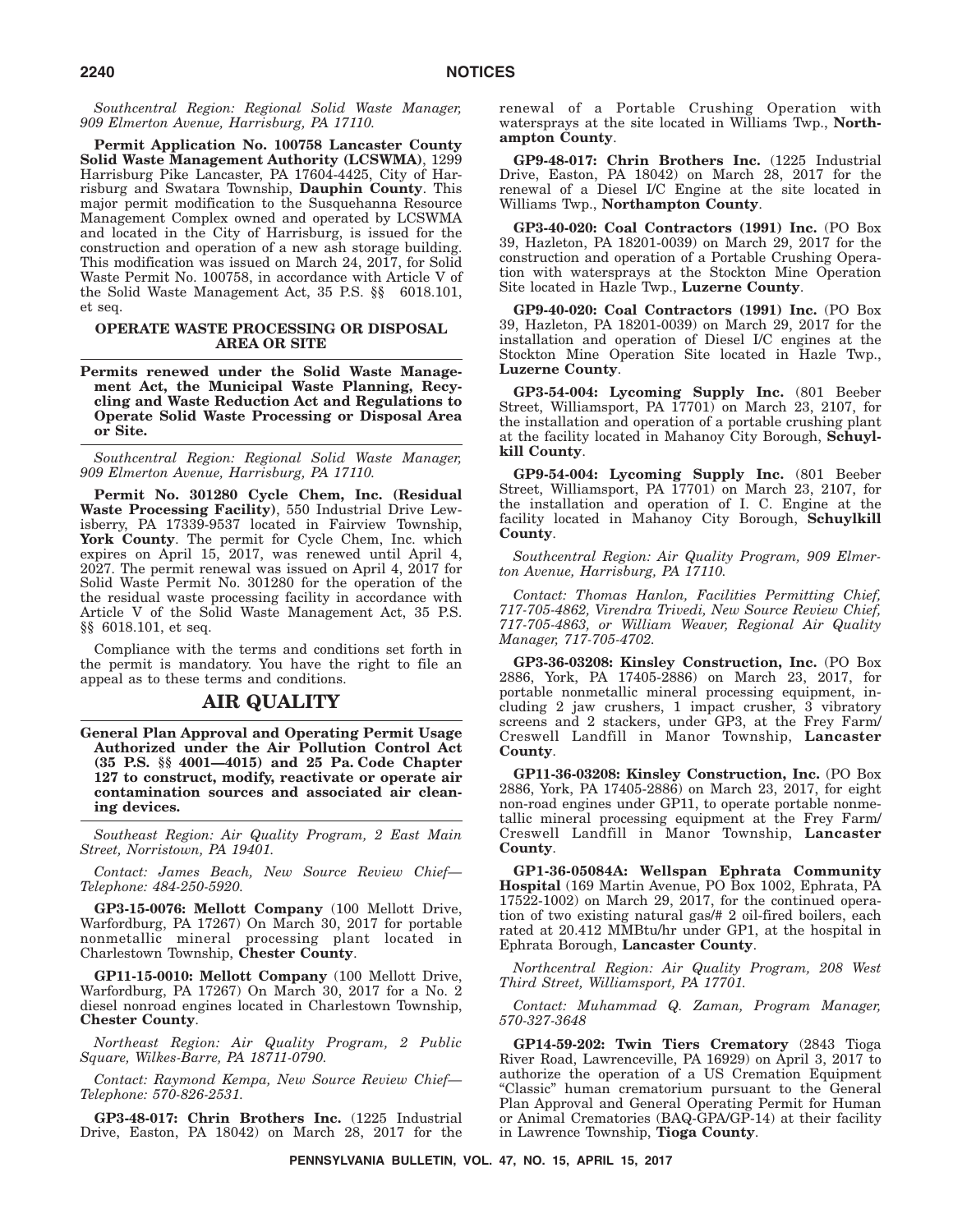*Southcentral Region: Regional Solid Waste Manager, 909 Elmerton Avenue, Harrisburg, PA 17110.*

**Permit Application No. 100758 Lancaster County Solid Waste Management Authority (LCSWMA)**, 1299 Harrisburg Pike Lancaster, PA 17604-4425, City of Harrisburg and Swatara Township, **Dauphin County**. This major permit modification to the Susquehanna Resource Management Complex owned and operated by LCSWMA and located in the City of Harrisburg, is issued for the construction and operation of a new ash storage building. This modification was issued on March 24, 2017, for Solid Waste Permit No. 100758, in accordance with Article V of the Solid Waste Management Act, 35 P.S. §§ 6018.101, et seq.

**OPERATE WASTE PROCESSING OR DISPOSAL AREA OR SITE**

**Permits renewed under the Solid Waste Management Act, the Municipal Waste Planning, Recycling and Waste Reduction Act and Regulations to Operate Solid Waste Processing or Disposal Area or Site.**

*Southcentral Region: Regional Solid Waste Manager, 909 Elmerton Avenue, Harrisburg, PA 17110.*

**Permit No. 301280 Cycle Chem, Inc. (Residual Waste Processing Facility)**, 550 Industrial Drive Lewisberry, PA 17339-9537 located in Fairview Township, **York County**. The permit for Cycle Chem, Inc. which expires on April 15, 2017, was renewed until April 4, 2027. The permit renewal was issued on April 4, 2017 for Solid Waste Permit No. 301280 for the operation of the the residual waste processing facility in accordance with Article V of the Solid Waste Management Act, 35 P.S. §§ 6018.101, et seq.

Compliance with the terms and conditions set forth in the permit is mandatory. You have the right to file an appeal as to these terms and conditions.

## AIR QUALITY

**General Plan Approval and Operating Permit Usage Authorized under the Air Pollution Control Act (35 P.S. §§ 4001—4015) and 25 Pa. Code Chapter 127 to construct, modify, reactivate or operate air contamination sources and associated air cleaning devices.**

*Southeast Region: Air Quality Program, 2 East Main Street, Norristown, PA 19401.*

*Contact: James Beach, New Source Review Chief—Telephone: 484-250-5920.*

**GP3-15-0076: Mellott Company** (100 Mellott Drive, Warfordburg, PA 17267) On March 30, 2017 for portable nonmetallic mineral processing plant located in Charlestown Township, **Chester County**.

**GP11-15-0010: Mellott Company** (100 Mellott Drive, Warfordburg, PA 17267) On March 30, 2017 for a No. 2 diesel nonroad engines located in Charlestown Township, **Chester County**.

*Northeast Region: Air Quality Program, 2 Public Square, Wilkes-Barre, PA 18711-0790.*

*Contact: Raymond Kempa, New Source Review Chief—Telephone: 570-826-2531.*

**GP3-48-017: Chrin Brothers Inc.** (1225 Industrial Drive, Easton, PA 18042) on March 28, 2017 for the renewal of a Portable Crushing Operation with watersprays at the site located in Williams Twp., **Northampton County**.

**GP9-48-017: Chrin Brothers Inc.** (1225 Industrial Drive, Easton, PA 18042) on March 28, 2017 for the renewal of a Diesel I/C Engine at the site located in Williams Twp., **Northampton County**.

**GP3-40-020: Coal Contractors (1991) Inc.** (PO Box 39, Hazleton, PA 18201-0039) on March 29, 2017 for the construction and operation of a Portable Crushing Operation with watersprays at the Stockton Mine Operation Site located in Hazle Twp., **Luzerne County**.

**GP9-40-020: Coal Contractors (1991) Inc.** (PO Box 39, Hazleton, PA 18201-0039) on March 29, 2017 for the installation and operation of Diesel I/C engines at the Stockton Mine Operation Site located in Hazle Twp., **Luzerne County**.

**GP3-54-004: Lycoming Supply Inc.** (801 Beeber Street, Williamsport, PA 17701) on March 23, 2107, for the installation and operation of a portable crushing plant at the facility located in Mahanoy City Borough, **Schuylkill County**.

**GP9-54-004: Lycoming Supply Inc.** (801 Beeber Street, Williamsport, PA 17701) on March 23, 2107, for the installation and operation of I. C. Engine at the facility located in Mahanoy City Borough, **Schuylkill County**.

*Southcentral Region: Air Quality Program, 909 Elmerton Avenue, Harrisburg, PA 17110.*

*Contact: Thomas Hanlon, Facilities Permitting Chief, 717-705-4862, Virendra Trivedi, New Source Review Chief, 717-705-4863, or William Weaver, Regional Air Quality Manager, 717-705-4702.*

**GP3-36-03208: Kinsley Construction, Inc.** (PO Box 2886, York, PA 17405-2886) on March 23, 2017, for portable nonmetallic mineral processing equipment, including 2 jaw crushers, 1 impact crusher, 3 vibratory screens and 2 stackers, under GP3, at the Frey Farm/ Creswell Landfill in Manor Township, **Lancaster County**.

**GP11-36-03208: Kinsley Construction, Inc.** (PO Box 2886, York, PA 17405-2886) on March 23, 2017, for eight non-road engines under GP11, to operate portable nonmetallic mineral processing equipment at the Frey Farm/ Creswell Landfill in Manor Township, **Lancaster County**.

**GP1-36-05084A: Wellspan Ephrata Community Hospital** (169 Martin Avenue, PO Box 1002, Ephrata, PA 17522-1002) on March 29, 2017, for the continued operation of two existing natural gas/# 2 oil-fired boilers, each rated at 20.412 MMBtu/hr under GP1, at the hospital in Ephrata Borough, **Lancaster County**.

*Northcentral Region: Air Quality Program, 208 West Third Street, Williamsport, PA 17701.*

*Contact: Muhammad Q. Zaman, Program Manager, 570-327-3648*

**GP14-59-202: Twin Tiers Crematory** (2843 Tioga River Road, Lawrenceville, PA 16929) on April 3, 2017 to authorize the operation of a US Cremation Equipment "Classic" human crematorium pursuant to the General Plan Approval and General Operating Permit for Human or Animal Crematories (BAQ-GPA/GP-14) at their facility in Lawrence Township, **Tioga County**.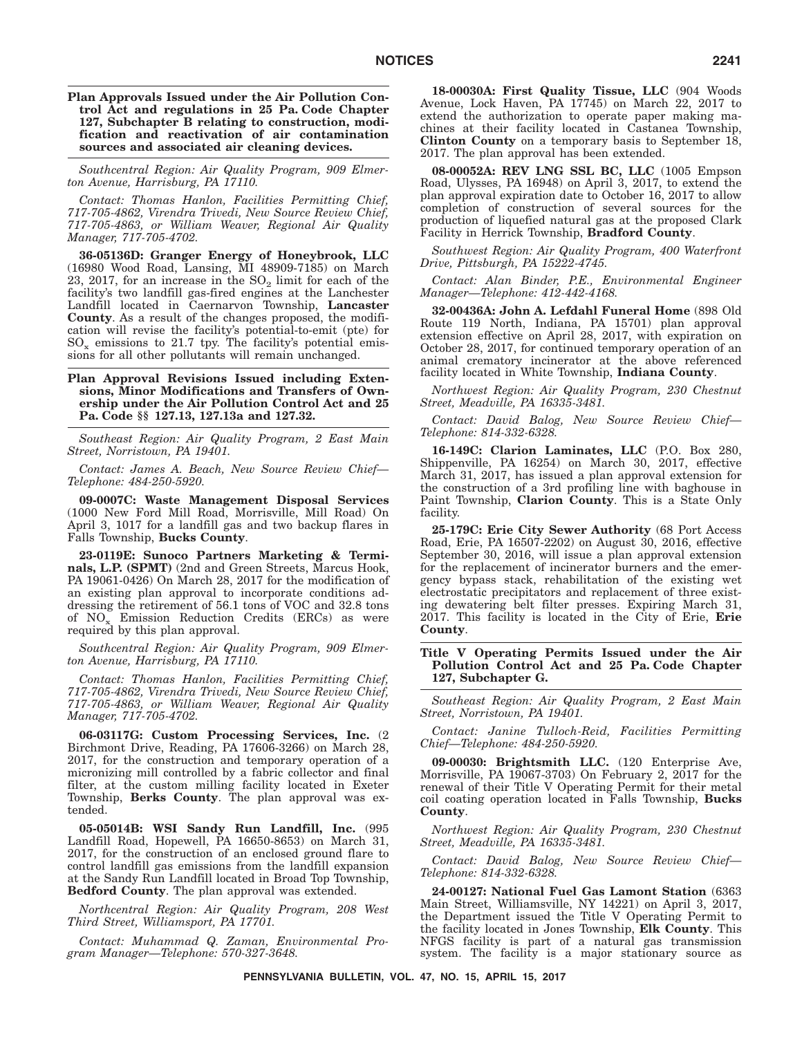**Plan Approvals Issued under the Air Pollution Control Act and regulations in 25 Pa. Code Chapter 127, Subchapter B relating to construction, modification and reactivation of air contamination sources and associated air cleaning devices.**

*Southcentral Region: Air Quality Program, 909 Elmerton Avenue, Harrisburg, PA 17110.*

*Contact: Thomas Hanlon, Facilities Permitting Chief, 717-705-4862, Virendra Trivedi, New Source Review Chief, 717-705-4863, or William Weaver, Regional Air Quality Manager, 717-705-4702.*

**36-05136D: Granger Energy of Honeybrook, LLC** (16980 Wood Road, Lansing, MI 48909-7185) on March 23, 2017, for an increase in the $SO_2$ limit for each of the facility's two landfill gas-fired engines at the Lanchester Landfill located in Caernarvon Township, **Lancaster County**. As a result of the changes proposed, the modification will revise the facility's potential-to-emit (pte) for $SO_x$ emissions to 21.7 tpy. The facility's potential emissions for all other pollutants will remain unchanged.

**Plan Approval Revisions Issued including Extensions, Minor Modifications and Transfers of Ownership under the Air Pollution Control Act and 25 Pa. Code §§ 127.13, 127.13a and 127.32.**

*Southeast Region: Air Quality Program, 2 East Main Street, Norristown, PA 19401.*

*Contact: James A. Beach, New Source Review Chief—Telephone: 484-250-5920.*

**09-0007C: Waste Management Disposal Services** (1000 New Ford Mill Road, Morrisville, Mill Road) On April 3, 1017 for a landfill gas and two backup flares in Falls Township, **Bucks County**.

**23-0119E: Sunoco Partners Marketing & Terminals, L.P. (SPMT)** (2nd and Green Streets, Marcus Hook, PA 19061-0426) On March 28, 2017 for the modification of an existing plan approval to incorporate conditions addressing the retirement of 56.1 tons of VOC and 32.8 tons of $NO_x$ Emission Reduction Credits (ERCs) as were required by this plan approval.

*Southcentral Region: Air Quality Program, 909 Elmerton Avenue, Harrisburg, PA 17110.*

*Contact: Thomas Hanlon, Facilities Permitting Chief, 717-705-4862, Virendra Trivedi, New Source Review Chief, 717-705-4863, or William Weaver, Regional Air Quality Manager, 717-705-4702.*

**06-03117G: Custom Processing Services, Inc.** (2 Birchmont Drive, Reading, PA 17606-3266) on March 28, 2017, for the construction and temporary operation of a micronizing mill controlled by a fabric collector and final filter, at the custom milling facility located in Exeter Township, **Berks County**. The plan approval was extended.

**05-05014B: WSI Sandy Run Landfill, Inc.** (995 Landfill Road, Hopewell, PA 16650-8653) on March 31, 2017, for the construction of an enclosed ground flare to control landfill gas emissions from the landfill expansion at the Sandy Run Landfill located in Broad Top Township, **Bedford County**. The plan approval was extended.

*Northcentral Region: Air Quality Program, 208 West Third Street, Williamsport, PA 17701.*

*Contact: Muhammad Q. Zaman, Environmental Program Manager—Telephone: 570-327-3648.*

**18-00030A: First Quality Tissue, LLC** (904 Woods Avenue, Lock Haven, PA 17745) on March 22, 2017 to extend the authorization to operate paper making machines at their facility located in Castanea Township, **Clinton County** on a temporary basis to September 18, 2017. The plan approval has been extended.

**08-00052A: REV LNG SSL BC, LLC** (1005 Empson Road, Ulysses, PA 16948) on April 3, 2017, to extend the plan approval expiration date to October 16, 2017 to allow completion of construction of several sources for the production of liquefied natural gas at the proposed Clark Facility in Herrick Township, **Bradford County**.

*Southwest Region: Air Quality Program, 400 Waterfront Drive, Pittsburgh, PA 15222-4745.*

*Contact: Alan Binder, P.E., Environmental Engineer Manager—Telephone: 412-442-4168.*

**32-00436A: John A. Lefdahl Funeral Home** (898 Old Route 119 North, Indiana, PA 15701) plan approval extension effective on April 28, 2017, with expiration on October 28, 2017, for continued temporary operation of an animal crematory incinerator at the above referenced facility located in White Township, **Indiana County**.

*Northwest Region: Air Quality Program, 230 Chestnut Street, Meadville, PA 16335-3481.*

*Contact: David Balog, New Source Review Chief—Telephone: 814-332-6328.*

**16-149C: Clarion Laminates, LLC** (P.O. Box 280, Shippenville, PA 16254) on March 30, 2017, effective March 31, 2017, has issued a plan approval extension for the construction of a 3rd profiling line with baghouse in Paint Township, **Clarion County**. This is a State Only facility.

**25-179C: Erie City Sewer Authority** (68 Port Access Road, Erie, PA 16507-2202) on August 30, 2016, effective September 30, 2016, will issue a plan approval extension for the replacement of incinerator burners and the emergency bypass stack, rehabilitation of the existing wet electrostatic precipitators and replacement of three existing dewatering belt filter presses. Expiring March 31, 2017. This facility is located in the City of Erie, **Erie County**.

**Title V Operating Permits Issued under the Air Pollution Control Act and 25 Pa. Code Chapter 127, Subchapter G.**

*Southeast Region: Air Quality Program, 2 East Main Street, Norristown, PA 19401.*

*Contact: Janine Tulloch-Reid, Facilities Permitting Chief—Telephone: 484-250-5920.*

**09-00030: Brightsmith LLC.** (120 Enterprise Ave, Morrisville, PA 19067-3703) On February 2, 2017 for the renewal of their Title V Operating Permit for their metal coil coating operation located in Falls Township, **Bucks County**.

*Northwest Region: Air Quality Program, 230 Chestnut Street, Meadville, PA 16335-3481.*

*Contact: David Balog, New Source Review Chief—Telephone: 814-332-6328.*

**24-00127: National Fuel Gas Lamont Station** (6363 Main Street, Williamsville, NY 14221) on April 3, 2017, the Department issued the Title V Operating Permit to the facility located in Jones Township, **Elk County**. This NFGS facility is part of a natural gas transmission system. The facility is a major stationary source as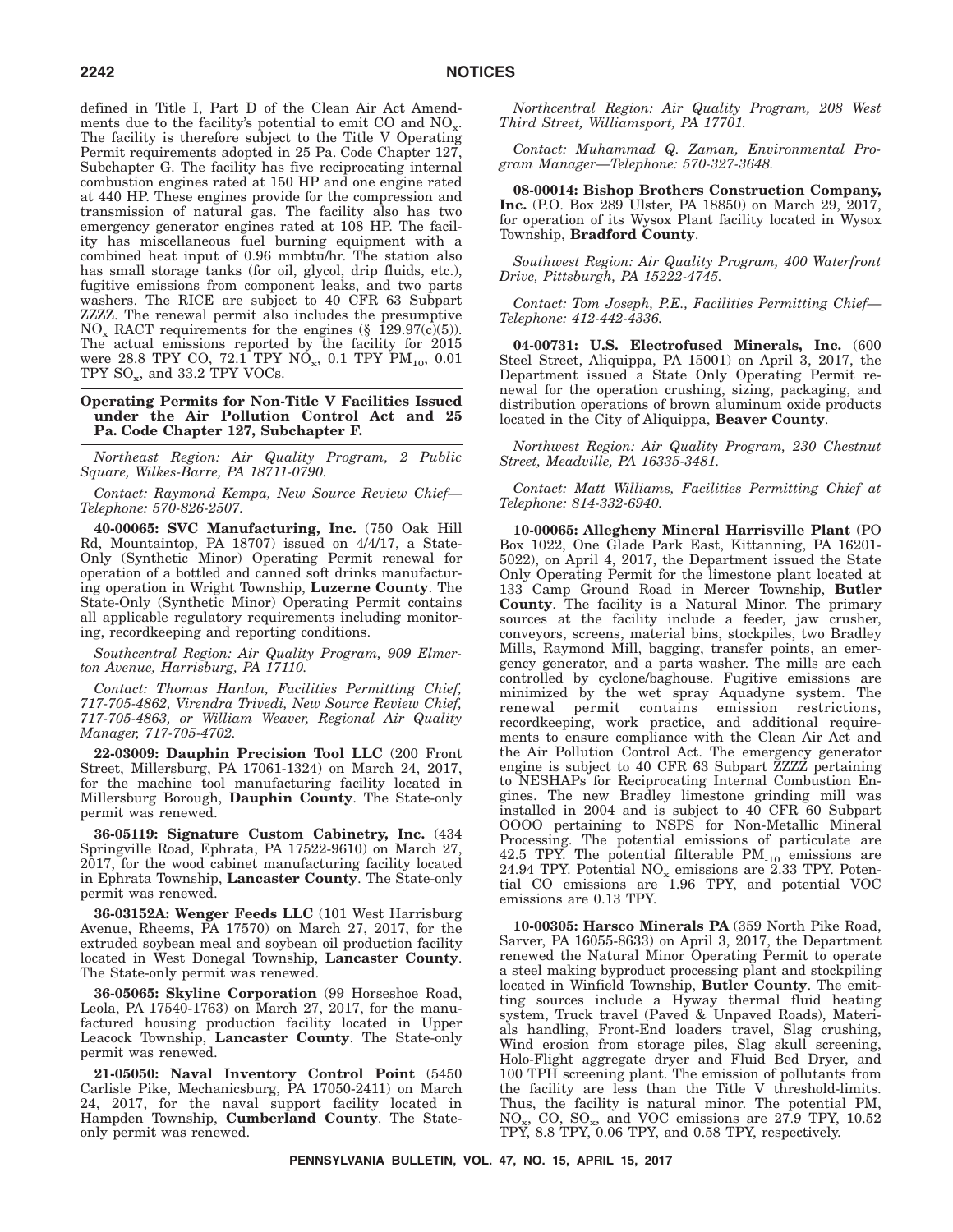defined in Title I, Part D of the Clean Air Act Amendments due to the facility's potential to emit CO and $NO_x$. The facility is therefore subject to the Title V Operating Permit requirements adopted in 25 Pa. Code Chapter 127, Subchapter G. The facility has five reciprocating internal combustion engines rated at 150 HP and one engine rated at 440 HP. These engines provide for the compression and transmission of natural gas. The facility also has two emergency generator engines rated at 108 HP. The facility has miscellaneous fuel burning equipment with a combined heat input of 0.96 mmbtu/hr. The station also has small storage tanks (for oil, glycol, drip fluids, etc.), fugitive emissions from component leaks, and two parts washers. The RICE are subject to 40 CFR 63 Subpart ZZZZ. The renewal permit also includes the presumptive $NO_x$ RACT requirements for the engines (§ 129.97(c)(5)). The actual emissions reported by the facility for 2015 were 28.8 TPY CO, 72.1 TPY $NO_x$, 0.1 TPY $PM_{10}$, 0.01 TPY $SO_x$, and 33.2 TPY VOCs.

**Operating Permits for Non-Title V Facilities Issued under the Air Pollution Control Act and 25 Pa. Code Chapter 127, Subchapter F.**

*Northeast Region: Air Quality Program, 2 Public Square, Wilkes-Barre, PA 18711-0790.*

*Contact: Raymond Kempa, New Source Review Chief—Telephone: 570-826-2507.*

**40-00065: SVC Manufacturing, Inc.** (750 Oak Hill Rd, Mountaintop, PA 18707) issued on 4/4/17, a State-Only (Synthetic Minor) Operating Permit renewal for operation of a bottled and canned soft drinks manufacturing operation in Wright Township, **Luzerne County**. The State-Only (Synthetic Minor) Operating Permit contains all applicable regulatory requirements including monitoring, recordkeeping and reporting conditions.

*Southcentral Region: Air Quality Program, 909 Elmerton Avenue, Harrisburg, PA 17110.*

*Contact: Thomas Hanlon, Facilities Permitting Chief, 717-705-4862, Virendra Trivedi, New Source Review Chief, 717-705-4863, or William Weaver, Regional Air Quality Manager, 717-705-4702.*

**22-03009: Dauphin Precision Tool LLC** (200 Front Street, Millersburg, PA 17061-1324) on March 24, 2017, for the machine tool manufacturing facility located in Millersburg Borough, **Dauphin County**. The State-only permit was renewed.

**36-05119: Signature Custom Cabinetry, Inc.** (434 Springville Road, Ephrata, PA 17522-9610) on March 27, 2017, for the wood cabinet manufacturing facility located in Ephrata Township, **Lancaster County**. The State-only permit was renewed.

**36-03152A: Wenger Feeds LLC** (101 West Harrisburg Avenue, Rheems, PA 17570) on March 27, 2017, for the extruded soybean meal and soybean oil production facility located in West Donegal Township, **Lancaster County**. The State-only permit was renewed.

**36-05065: Skyline Corporation** (99 Horseshoe Road, Leola, PA 17540-1763) on March 27, 2017, for the manufactured housing production facility located in Upper Leacock Township, **Lancaster County**. The State-only permit was renewed.

**21-05050: Naval Inventory Control Point** (5450 Carlisle Pike, Mechanicsburg, PA 17050-2411) on March 24, 2017, for the naval support facility located in Hampden Township, **Cumberland County**. The State-only permit was renewed.

*Northcentral Region: Air Quality Program, 208 West Third Street, Williamsport, PA 17701.*

*Contact: Muhammad Q. Zaman, Environmental Program Manager—Telephone: 570-327-3648.*

**08-00014: Bishop Brothers Construction Company, Inc.** (P.O. Box 289 Ulster, PA 18850) on March 29, 2017, for operation of its Wysox Plant facility located in Wysox Township, **Bradford County**.

*Southwest Region: Air Quality Program, 400 Waterfront Drive, Pittsburgh, PA 15222-4745.*

*Contact: Tom Joseph, P.E., Facilities Permitting Chief—Telephone: 412-442-4336.*

**04-00731: U.S. Electrofused Minerals, Inc.** (600 Steel Street, Aliquippa, PA 15001) on April 3, 2017, the Department issued a State Only Operating Permit renewal for the operation crushing, sizing, packaging, and distribution operations of brown aluminum oxide products located in the City of Aliquippa, **Beaver County**.

*Northwest Region: Air Quality Program, 230 Chestnut Street, Meadville, PA 16335-3481.*

*Contact: Matt Williams, Facilities Permitting Chief at Telephone: 814-332-6940.*

**10-00065: Allegheny Mineral Harrisville Plant** (PO Box 1022, One Glade Park East, Kittanning, PA 16201-5022), on April 4, 2017, the Department issued the State Only Operating Permit for the limestone plant located at 133 Camp Ground Road in Mercer Township, **Butler County**. The facility is a Natural Minor. The primary sources at the facility include a feeder, jaw crusher, conveyors, screens, material bins, stockpiles, two Bradley Mills, Raymond Mill, bagging, transfer points, an emergency generator, and a parts washer. The mills are each controlled by cyclone/baghouse. Fugitive emissions are minimized by the wet spray Aquadyne system. The renewal permit contains emission restrictions, recordkeeping, work practice, and additional requirements to ensure compliance with the Clean Air Act and the Air Pollution Control Act. The emergency generator engine is subject to 40 CFR 63 Subpart ZZZZ pertaining to NESHAPs for Reciprocating Internal Combustion Engines. The new Bradley limestone grinding mill was installed in 2004 and is subject to 40 CFR 60 Subpart OOOO pertaining to NSPS for Non-Metallic Mineral Processing. The potential emissions of particulate are 42.5 TPY. The potential filterable $PM_{-10}$ emissions are 24.94 TPY. Potential $NO_x$ emissions are 2.33 TPY. Potential CO emissions are 1.96 TPY, and potential VOC emissions are 0.13 TPY.

**10-00305: Harsco Minerals PA** (359 North Pike Road, Sarver, PA 16055-8633) on April 3, 2017, the Department renewed the Natural Minor Operating Permit to operate a steel making byproduct processing plant and stockpiling located in Winfield Township, **Butler County**. The emitting sources include a Hyway thermal fluid heating system, Truck travel (Paved & Unpaved Roads), Materials handling, Front-End loaders travel, Slag crushing, Wind erosion from storage piles, Slag skull screening, Holo-Flight aggregate dryer and Fluid Bed Dryer, and 100 TPH screening plant. The emission of pollutants from the facility are less than the Title V threshold-limits. Thus, the facility is natural minor. The potential PM, $NO_x$, CO, $SO_x$, and VOC emissions are 27.9 TPY, 10.52 TPY, 8.8 TPY, 0.06 TPY, and 0.58 TPY, respectively.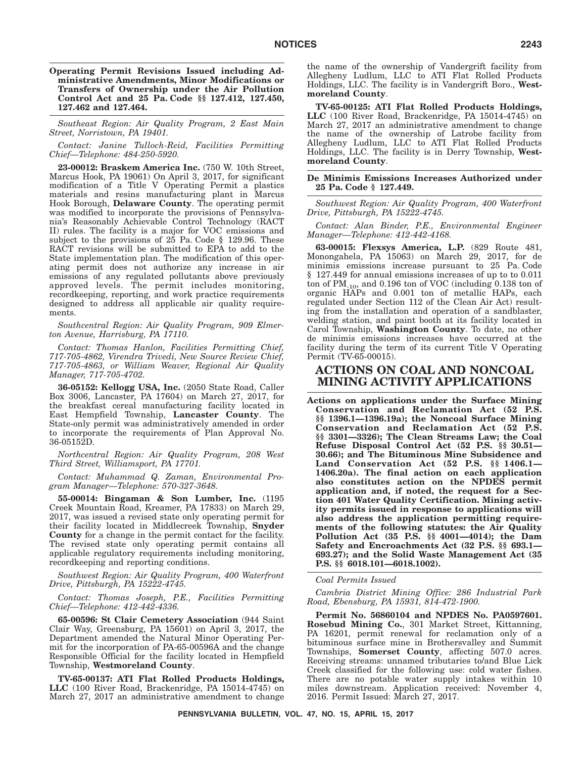**Operating Permit Revisions Issued including Administrative Amendments, Minor Modifications or Transfers of Ownership under the Air Pollution Control Act and 25 Pa. Code §§ 127.412, 127.450, 127.462 and 127.464.**

*Southeast Region: Air Quality Program, 2 East Main Street, Norristown, PA 19401.*

*Contact: Janine Tulloch-Reid, Facilities Permitting Chief—Telephone: 484-250-5920.*

**23-00012: Braskem America Inc.** (750 W. 10th Street, Marcus Hook, PA 19061) On April 3, 2017, for significant modification of a Title V Operating Permit a plastics materials and resins manufacturing plant in Marcus Hook Borough, **Delaware County**. The operating permit was modified to incorporate the provisions of Pennsylvania's Reasonably Achievable Control Technology (RACT II) rules. The facility is a major for VOC emissions and subject to the provisions of 25 Pa. Code § 129.96. These RACT revisions will be submitted to EPA to add to the State implementation plan. The modification of this operating permit does not authorize any increase in air emissions of any regulated pollutants above previously approved levels. The permit includes monitoring, recordkeeping, reporting, and work practice requirements designed to address all applicable air quality requirements.

*Southcentral Region: Air Quality Program, 909 Elmerton Avenue, Harrisburg, PA 17110.*

*Contact: Thomas Hanlon, Facilities Permitting Chief, 717-705-4862, Virendra Trivedi, New Source Review Chief, 717-705-4863, or William Weaver, Regional Air Quality Manager, 717-705-4702.*

**36-05152: Kellogg USA, Inc.** (2050 State Road, Caller Box 3006, Lancaster, PA 17604) on March 27, 2017, for the breakfast cereal manufacturing facility located in East Hempfield Township, **Lancaster County**. The State-only permit was administratively amended in order to incorporate the requirements of Plan Approval No. 36-05152D.

*Northcentral Region: Air Quality Program, 208 West Third Street, Williamsport, PA 17701.*

*Contact: Muhammad Q. Zaman, Environmental Program Manager—Telephone: 570-327-3648.*

**55-00014: Bingaman & Son Lumber, Inc.** (1195 Creek Mountain Road, Kreamer, PA 17833) on March 29, 2017, was issued a revised state only operating permit for their facility located in Middlecreek Township, **Snyder County** for a change in the permit contact for the facility. The revised state only operating permit contains all applicable regulatory requirements including monitoring, recordkeeping and reporting conditions.

*Southwest Region: Air Quality Program, 400 Waterfront Drive, Pittsburgh, PA 15222-4745.*

*Contact: Thomas Joseph, P.E., Facilities Permitting Chief—Telephone: 412-442-4336.*

**65-00596: St Clair Cemetery Association** (944 Saint Clair Way, Greensburg, PA 15601) on April 3, 2017, the Department amended the Natural Minor Operating Permit for the incorporation of PA-65-00596A and the change Responsible Official for the facility located in Hempfield Township, **Westmoreland County**.

**TV-65-00137: ATI Flat Rolled Products Holdings, LLC** (100 River Road, Brackenridge, PA 15014-4745) on March 27, 2017 an administrative amendment to change the name of the ownership of Vandergrift facility from Allegheny Ludlum, LLC to ATI Flat Rolled Products Holdings, LLC. The facility is in Vandergrift Boro., **Westmoreland County**.

**TV-65-00125: ATI Flat Rolled Products Holdings, LLC** (100 River Road, Brackenridge, PA 15014-4745) on March 27, 2017 an administrative amendment to change the name of the ownership of Latrobe facility from Allegheny Ludlum, LLC to ATI Flat Rolled Products Holdings, LLC. The facility is in Derry Township, **Westmoreland County**.

**De Minimis Emissions Increases Authorized under 25 Pa. Code § 127.449.**

*Southwest Region: Air Quality Program, 400 Waterfront Drive, Pittsburgh, PA 15222-4745.*

*Contact: Alan Binder, P.E., Environmental Engineer Manager—Telephone: 412-442-4168.*

**63-00015: Flexsys America, L.P.** (829 Route 481, Monongahela, PA 15063) on March 29, 2017, for de minimis emissions increase pursuant to 25 Pa. Code § 127.449 for annual emissions increases of up to 0.011 ton of $PM_{-10}$, and 0.196 ton of VOC (including 0.138 ton of organic HAPs and 0.001 ton of metallic HAPs, each regulated under Section 112 of the Clean Air Act) resulting from the installation and operation of a sandblaster, welding station, and paint booth at its facility located in Carol Township, **Washington County**. To date, no other de minimis emissions increases have occurred at the facility during the term of its current Title V Operating Permit (TV-65-00015).

# ACTIONS ON COAL AND NONCOAL MINING ACTIVITY APPLICATIONS

**Actions on applications under the Surface Mining Conservation and Reclamation Act (52 P.S. §§ 1396.1—1396.19a); the Noncoal Surface Mining Conservation and Reclamation Act (52 P.S. §§ 3301—3326); The Clean Streams Law; the Coal Refuse Disposal Control Act (52 P.S. §§ 30.51—30.66); and The Bituminous Mine Subsidence and Land Conservation Act (52 P.S. §§ 1406.1—1406.20a). The final action on each application also constitutes action on the NPDES permit application and, if noted, the request for a Section 401 Water Quality Certification. Mining activity permits issued in response to applications will also address the application permitting requirements of the following statutes: the Air Quality Pollution Act (35 P.S. §§ 4001—4014); the Dam Safety and Encroachments Act (32 P.S. §§ 693.1—693.27); and the Solid Waste Management Act (35 P.S. §§ 6018.101—6018.1002).**

*Coal Permits Issued*

*Cambria District Mining Office: 286 Industrial Park Road, Ebensburg, PA 15931, 814-472-1900.*

**Permit No. 56860104 and NPDES No. PA0597601. Rosebud Mining Co.**, 301 Market Street, Kittanning, PA 16201, permit renewal for reclamation only of a bituminous surface mine in Brothersvalley and Summit Townships, **Somerset County**, affecting 507.0 acres. Receiving streams: unnamed tributaries to/and Blue Lick Creek classified for the following use: cold water fishes. There are no potable water supply intakes within 10 miles downstream. Application received: November 4, 2016. Permit Issued: March 27, 2017.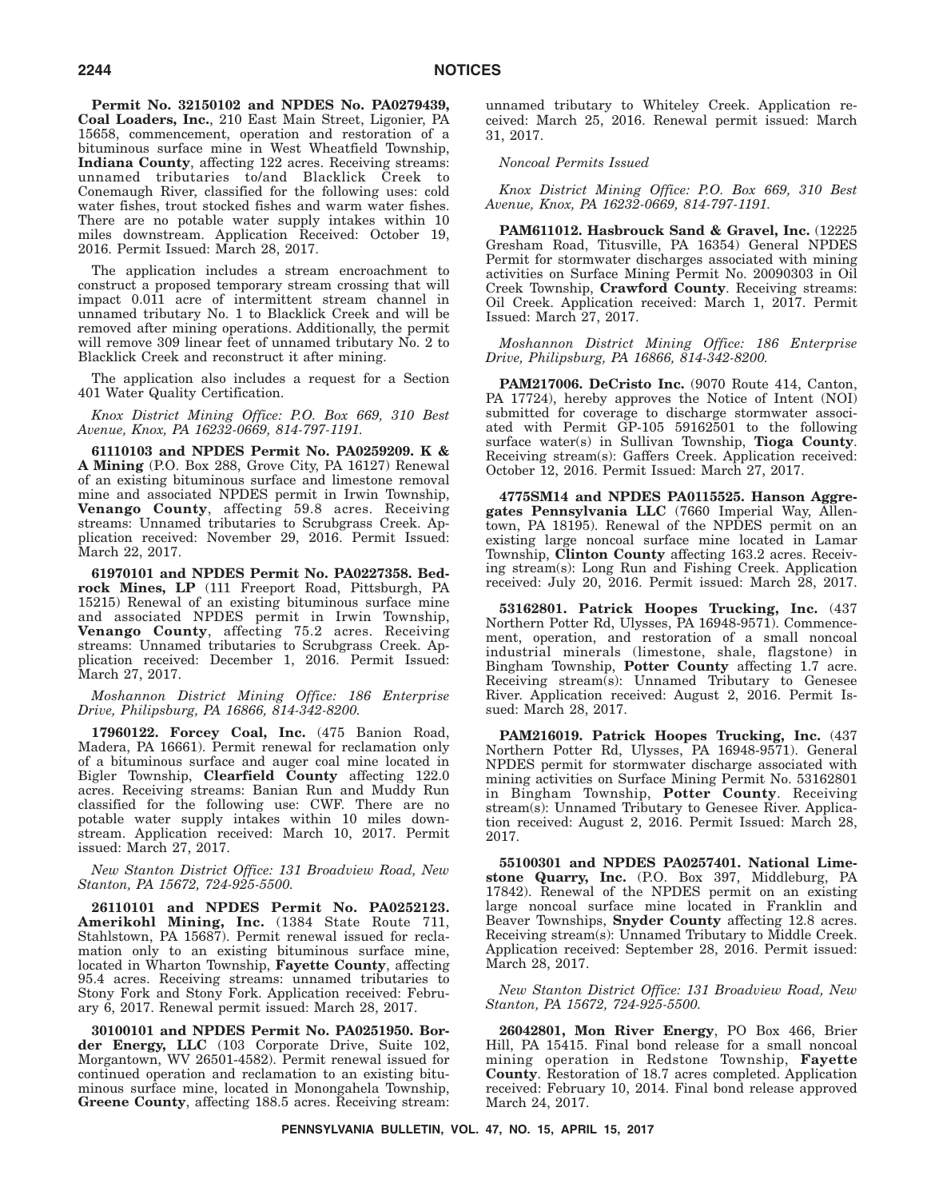**Permit No. 32150102 and NPDES No. PA0279439, Coal Loaders, Inc.**, 210 East Main Street, Ligonier, PA 15658, commencement, operation and restoration of a bituminous surface mine in West Wheatfield Township, **Indiana County**, affecting 122 acres. Receiving streams: unnamed tributaries to/and Blacklick Creek to Conemaugh River, classified for the following uses: cold water fishes, trout stocked fishes and warm water fishes. There are no potable water supply intakes within 10 miles downstream. Application Received: October 19, 2016. Permit Issued: March 28, 2017.

The application includes a stream encroachment to construct a proposed temporary stream crossing that will impact 0.011 acre of intermittent stream channel in unnamed tributary No. 1 to Blacklick Creek and will be removed after mining operations. Additionally, the permit will remove 309 linear feet of unnamed tributary No. 2 to Blacklick Creek and reconstruct it after mining.

The application also includes a request for a Section 401 Water Quality Certification.

*Knox District Mining Office: P.O. Box 669, 310 Best Avenue, Knox, PA 16232-0669, 814-797-1191.*

**61110103 and NPDES Permit No. PA0259209. K & A Mining** (P.O. Box 288, Grove City, PA 16127) Renewal of an existing bituminous surface and limestone removal mine and associated NPDES permit in Irwin Township, **Venango County**, affecting 59.8 acres. Receiving streams: Unnamed tributaries to Scrubgrass Creek. Application received: November 29, 2016. Permit Issued: March 22, 2017.

**61970101 and NPDES Permit No. PA0227358. Bedrock Mines, LP** (111 Freeport Road, Pittsburgh, PA 15215) Renewal of an existing bituminous surface mine and associated NPDES permit in Irwin Township, **Venango County**, affecting 75.2 acres. Receiving streams: Unnamed tributaries to Scrubgrass Creek. Application received: December 1, 2016. Permit Issued: March 27, 2017.

*Moshannon District Mining Office: 186 Enterprise Drive, Philipsburg, PA 16866, 814-342-8200.*

**17960122. Forcey Coal, Inc.** (475 Banion Road, Madera, PA 16661). Permit renewal for reclamation only of a bituminous surface and auger coal mine located in Bigler Township, **Clearfield County** affecting 122.0 acres. Receiving streams: Banian Run and Muddy Run classified for the following use: CWF. There are no potable water supply intakes within 10 miles downstream. Application received: March 10, 2017. Permit issued: March 27, 2017.

*New Stanton District Office: 131 Broadview Road, New Stanton, PA 15672, 724-925-5500.*

**26110101 and NPDES Permit No. PA0252123. Amerikohl Mining, Inc.** (1384 State Route 711, Stahlstown, PA 15687). Permit renewal issued for reclamation only to an existing bituminous surface mine, located in Wharton Township, **Fayette County**, affecting 95.4 acres. Receiving streams: unnamed tributaries to Stony Fork and Stony Fork. Application received: February 6, 2017. Renewal permit issued: March 28, 2017.

**30100101 and NPDES Permit No. PA0251950. Border Energy, LLC** (103 Corporate Drive, Suite 102, Morgantown, WV 26501-4582). Permit renewal issued for continued operation and reclamation to an existing bituminous surface mine, located in Monongahela Township, **Greene County**, affecting 188.5 acres. Receiving stream: unnamed tributary to Whiteley Creek. Application received: March 25, 2016. Renewal permit issued: March 31, 2017.

*Noncoal Permits Issued*

*Knox District Mining Office: P.O. Box 669, 310 Best Avenue, Knox, PA 16232-0669, 814-797-1191.*

**PAM611012. Hasbrouck Sand & Gravel, Inc.** (12225 Gresham Road, Titusville, PA 16354) General NPDES Permit for stormwater discharges associated with mining activities on Surface Mining Permit No. 20090303 in Oil Creek Township, **Crawford County**. Receiving streams: Oil Creek. Application received: March 1, 2017. Permit Issued: March 27, 2017.

*Moshannon District Mining Office: 186 Enterprise Drive, Philipsburg, PA 16866, 814-342-8200.*

**PAM217006. DeCristo Inc.** (9070 Route 414, Canton, PA 17724), hereby approves the Notice of Intent (NOI) submitted for coverage to discharge stormwater associated with Permit GP-105 59162501 to the following surface water(s) in Sullivan Township, **Tioga County**. Receiving stream(s): Gaffers Creek. Application received: October 12, 2016. Permit Issued: March 27, 2017.

**4775SM14 and NPDES PA0115525. Hanson Aggregates Pennsylvania LLC** (7660 Imperial Way, Allentown, PA 18195). Renewal of the NPDES permit on an existing large noncoal surface mine located in Lamar Township, **Clinton County** affecting 163.2 acres. Receiving stream(s): Long Run and Fishing Creek. Application received: July 20, 2016. Permit issued: March 28, 2017.

**53162801. Patrick Hoopes Trucking, Inc.** (437 Northern Potter Rd, Ulysses, PA 16948-9571). Commencement, operation, and restoration of a small noncoal industrial minerals (limestone, shale, flagstone) in Bingham Township, **Potter County** affecting 1.7 acre. Receiving stream(s): Unnamed Tributary to Genesee River. Application received: August 2, 2016. Permit Issued: March 28, 2017.

**PAM216019. Patrick Hoopes Trucking, Inc.** (437 Northern Potter Rd, Ulysses, PA 16948-9571). General NPDES permit for stormwater discharge associated with mining activities on Surface Mining Permit No. 53162801 in Bingham Township, **Potter County**. Receiving stream(s): Unnamed Tributary to Genesee River. Application received: August 2, 2016. Permit Issued: March 28, 2017.

**55100301 and NPDES PA0257401. National Limestone Quarry, Inc.** (P.O. Box 397, Middleburg, PA 17842). Renewal of the NPDES permit on an existing large noncoal surface mine located in Franklin and Beaver Townships, **Snyder County** affecting 12.8 acres. Receiving stream(s): Unnamed Tributary to Middle Creek. Application received: September 28, 2016. Permit issued: March 28, 2017.

*New Stanton District Office: 131 Broadview Road, New Stanton, PA 15672, 724-925-5500.*

**26042801, Mon River Energy**, PO Box 466, Brier Hill, PA 15415. Final bond release for a small noncoal mining operation in Redstone Township, **Fayette County**. Restoration of 18.7 acres completed. Application received: February 10, 2014. Final bond release approved March 24, 2017.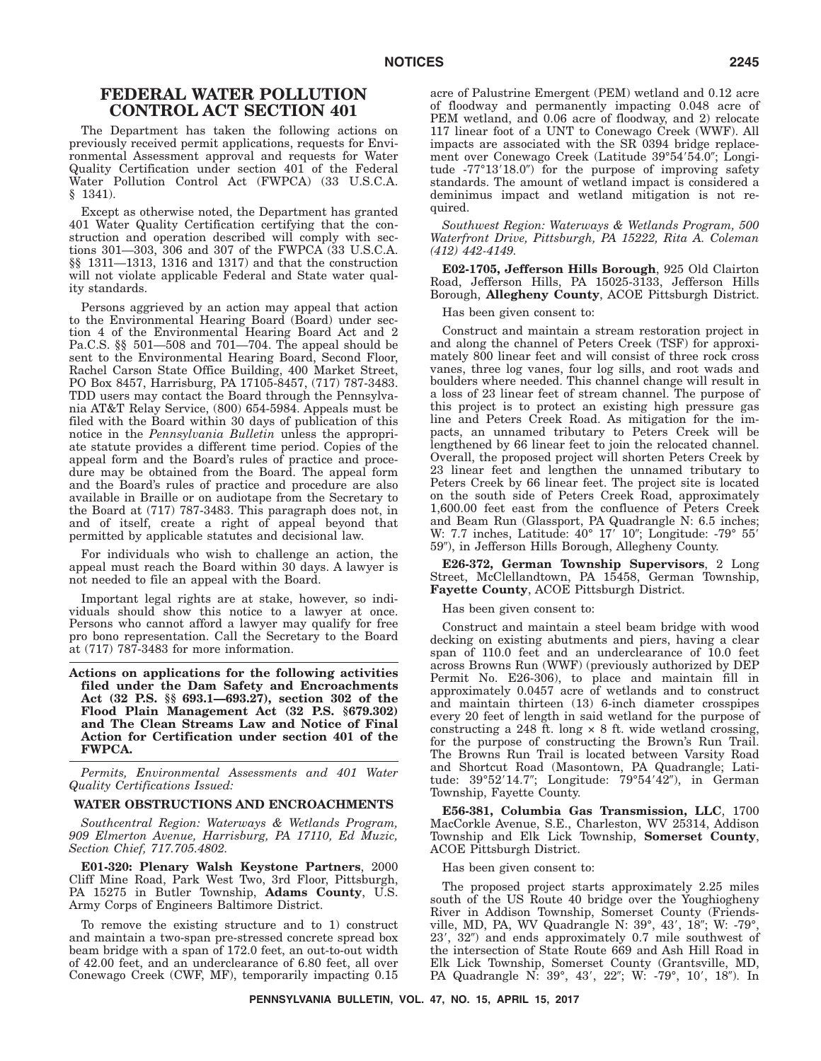# FEDERAL WATER POLLUTION CONTROL ACT SECTION 401

The Department has taken the following actions on previously received permit applications, requests for Environmental Assessment approval and requests for Water Quality Certification under section 401 of the Federal Water Pollution Control Act (FWPCA) (33 U.S.C.A. § 1341).

Except as otherwise noted, the Department has granted 401 Water Quality Certification certifying that the construction and operation described will comply with sections 301—303, 306 and 307 of the FWPCA (33 U.S.C.A. §§ 1311—1313, 1316 and 1317) and that the construction will not violate applicable Federal and State water quality standards.

Persons aggrieved by an action may appeal that action to the Environmental Hearing Board (Board) under section 4 of the Environmental Hearing Board Act and 2 Pa.C.S. §§ 501—508 and 701—704. The appeal should be sent to the Environmental Hearing Board, Second Floor, Rachel Carson State Office Building, 400 Market Street, PO Box 8457, Harrisburg, PA 17105-8457, (717) 787-3483. TDD users may contact the Board through the Pennsylvania AT&T Relay Service, (800) 654-5984. Appeals must be filed with the Board within 30 days of publication of this notice in the *Pennsylvania Bulletin* unless the appropriate statute provides a different time period. Copies of the appeal form and the Board's rules of practice and procedure may be obtained from the Board. The appeal form and the Board's rules of practice and procedure are also available in Braille or on audiotape from the Secretary to the Board at (717) 787-3483. This paragraph does not, in and of itself, create a right of appeal beyond that permitted by applicable statutes and decisional law.

For individuals who wish to challenge an action, the appeal must reach the Board within 30 days. A lawyer is not needed to file an appeal with the Board.

Important legal rights are at stake, however, so individuals should show this notice to a lawyer at once. Persons who cannot afford a lawyer may qualify for free pro bono representation. Call the Secretary to the Board at (717) 787-3483 for more information.

**Actions on applications for the following activities filed under the Dam Safety and Encroachments Act (32 P.S. §§ 693.1—693.27), section 302 of the Flood Plain Management Act (32 P.S. §679.302) and The Clean Streams Law and Notice of Final Action for Certification under section 401 of the FWPCA.**

*Permits, Environmental Assessments and 401 Water Quality Certifications Issued:*

**WATER OBSTRUCTIONS AND ENCROACHMENTS**

*Southcentral Region: Waterways & Wetlands Program, 909 Elmerton Avenue, Harrisburg, PA 17110, Ed Muzic, Section Chief, 717.705.4802.*

**E01-320: Plenary Walsh Keystone Partners**, 2000 Cliff Mine Road, Park West Two, 3rd Floor, Pittsburgh, PA 15275 in Butler Township, **Adams County**, U.S. Army Corps of Engineers Baltimore District.

To remove the existing structure and to 1) construct and maintain a two-span pre-stressed concrete spread box beam bridge with a span of 172.0 feet, an out-to-out width of 42.00 feet, and an underclearance of 6.80 feet, all over Conewago Creek (CWF, MF), temporarily impacting 0.15 acre of Palustrine Emergent (PEM) wetland and 0.12 acre of floodway and permanently impacting 0.048 acre of PEM wetland, and 0.06 acre of floodway, and 2) relocate 117 linear foot of a UNT to Conewago Creek (WWF). All impacts are associated with the SR 0394 bridge replacement over Conewago Creek (Latitude 39°54′54.0″; Longitude -77°13′18.0″) for the purpose of improving safety standards. The amount of wetland impact is considered a deminimus impact and wetland mitigation is not required.

*Southwest Region: Waterways & Wetlands Program, 500 Waterfront Drive, Pittsburgh, PA 15222, Rita A. Coleman (412) 442-4149.*

**E02-1705, Jefferson Hills Borough**, 925 Old Clairton Road, Jefferson Hills, PA 15025-3133, Jefferson Hills Borough, **Allegheny County**, ACOE Pittsburgh District.

Has been given consent to:

Construct and maintain a stream restoration project in and along the channel of Peters Creek (TSF) for approximately 800 linear feet and will consist of three rock cross vanes, three log vanes, four log sills, and root wads and boulders where needed. This channel change will result in a loss of 23 linear feet of stream channel. The purpose of this project is to protect an existing high pressure gas line and Peters Creek Road. As mitigation for the impacts, an unnamed tributary to Peters Creek will be lengthened by 66 linear feet to join the relocated channel. Overall, the proposed project will shorten Peters Creek by 23 linear feet and lengthen the unnamed tributary to Peters Creek by 66 linear feet. The project site is located on the south side of Peters Creek Road, approximately 1,600.00 feet east from the confluence of Peters Creek and Beam Run (Glassport, PA Quadrangle N: 6.5 inches; W: 7.7 inches, Latitude: 40° 17′ 10″; Longitude: -79° 55′ 59″), in Jefferson Hills Borough, Allegheny County.

**E26-372, German Township Supervisors**, 2 Long Street, McClellandtown, PA 15458, German Township, **Fayette County**, ACOE Pittsburgh District.

Has been given consent to:

Construct and maintain a steel beam bridge with wood decking on existing abutments and piers, having a clear span of 110.0 feet and an underclearance of 10.0 feet across Browns Run (WWF) (previously authorized by DEP Permit No. E26-306), to place and maintain fill in approximately 0.0457 acre of wetlands and to construct and maintain thirteen (13) 6-inch diameter crosspipes every 20 feet of length in said wetland for the purpose of constructing a 248 ft. long × 8 ft. wide wetland crossing, for the purpose of constructing the Brown's Run Trail. The Browns Run Trail is located between Varsity Road and Shortcut Road (Masontown, PA Quadrangle; Latitude: 39°52′14.7″; Longitude: 79°54′42″), in German Township, Fayette County.

**E56-381, Columbia Gas Transmission, LLC**, 1700 MacCorkle Avenue, S.E., Charleston, WV 25314, Addison Township and Elk Lick Township, **Somerset County**, ACOE Pittsburgh District.

Has been given consent to:

The proposed project starts approximately 2.25 miles south of the US Route 40 bridge over the Youghiogheny River in Addison Township, Somerset County (Friendsville, MD, PA, WV Quadrangle N: 39°, 43′, 18″; W: -79°, 23′, 32″) and ends approximately 0.7 mile southwest of the intersection of State Route 669 and Ash Hill Road in Elk Lick Township, Somerset County (Grantsville, MD, PA Quadrangle N: 39°, 43′, 22″; W: -79°, 10′, 18″). In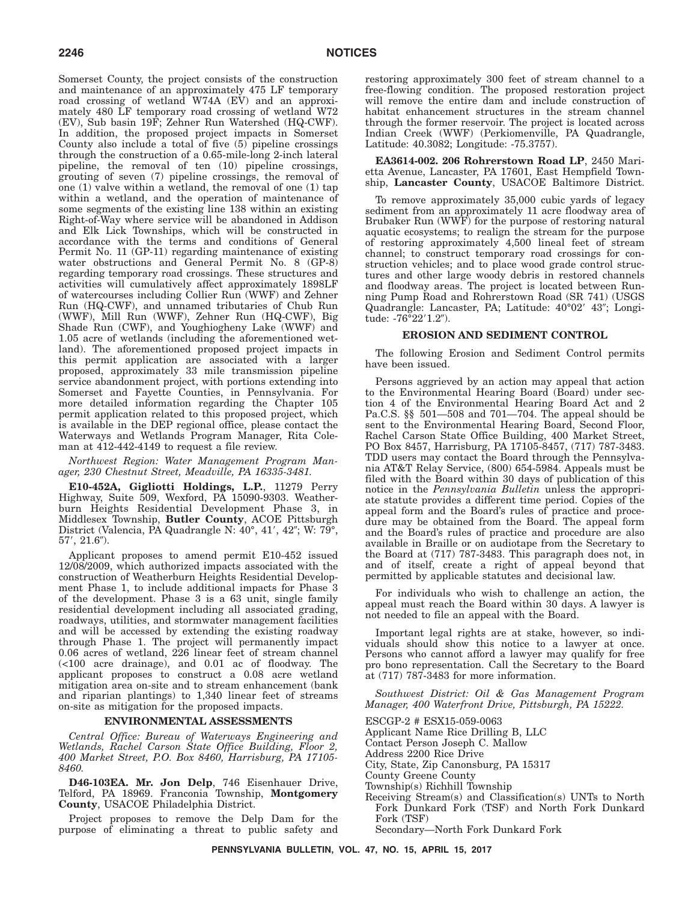Somerset County, the project consists of the construction and maintenance of an approximately 475 LF temporary road crossing of wetland W74A (EV) and an approximately 480 LF temporary road crossing of wetland W72 (EV), Sub basin 19F; Zehner Run Watershed (HQ-CWF). In addition, the proposed project impacts in Somerset County also include a total of five (5) pipeline crossings through the construction of a 0.65-mile-long 2-inch lateral pipeline, the removal of ten (10) pipeline crossings, grouting of seven (7) pipeline crossings, the removal of one (1) valve within a wetland, the removal of one (1) tap within a wetland, and the operation of maintenance of some segments of the existing line 138 within an existing Right-of-Way where service will be abandoned in Addison and Elk Lick Townships, which will be constructed in accordance with the terms and conditions of General Permit No. 11 (GP-11) regarding maintenance of existing water obstructions and General Permit No. 8 (GP-8) regarding temporary road crossings. These structures and activities will cumulatively affect approximately 1898LF of watercourses including Collier Run (WWF) and Zehner Run (HQ-CWF), and unnamed tributaries of Chub Run (WWF), Mill Run (WWF), Zehner Run (HQ-CWF), Big Shade Run (CWF), and Youghiogheny Lake (WWF) and 1.05 acre of wetlands (including the aforementioned wetland). The aforementioned proposed project impacts in this permit application are associated with a larger proposed, approximately 33 mile transmission pipeline service abandonment project, with portions extending into Somerset and Fayette Counties, in Pennsylvania. For more detailed information regarding the Chapter 105 permit application related to this proposed project, which is available in the DEP regional office, please contact the Waterways and Wetlands Program Manager, Rita Coleman at 412-442-4149 to request a file review.

*Northwest Region: Water Management Program Manager, 230 Chestnut Street, Meadville, PA 16335-3481.*

**E10-452A, Gigliotti Holdings, L.P.**, 11279 Perry Highway, Suite 509, Wexford, PA 15090-9303. Weatherburn Heights Residential Development Phase 3, in Middlesex Township, **Butler County**, ACOE Pittsburgh District (Valencia, PA Quadrangle N: 40°, 41′, 42″; W: 79°, 57′, 21.6″).

Applicant proposes to amend permit E10-452 issued 12/08/2009, which authorized impacts associated with the construction of Weatherburn Heights Residential Development Phase 1, to include additional impacts for Phase 3 of the development. Phase 3 is a 63 unit, single family residential development including all associated grading, roadways, utilities, and stormwater management facilities and will be accessed by extending the existing roadway through Phase 1. The project will permanently impact 0.06 acres of wetland, 226 linear feet of stream channel (<100 acre drainage), and 0.01 ac of floodway. The applicant proposes to construct a 0.08 acre wetland mitigation area on-site and to stream enhancement (bank and riparian plantings) to 1,340 linear feet of streams on-site as mitigation for the proposed impacts.

## ENVIRONMENTAL ASSESSMENTS

*Central Office: Bureau of Waterways Engineering and Wetlands, Rachel Carson State Office Building, Floor 2, 400 Market Street, P.O. Box 8460, Harrisburg, PA 17105-8460.*

**D46-103EA. Mr. Jon Delp**, 746 Eisenhauer Drive, Telford, PA 18969. Franconia Township, **Montgomery County**, USACOE Philadelphia District.

Project proposes to remove the Delp Dam for the purpose of eliminating a threat to public safety and restoring approximately 300 feet of stream channel to a free-flowing condition. The proposed restoration project will remove the entire dam and include construction of habitat enhancement structures in the stream channel through the former reservoir. The project is located across Indian Creek (WWF) (Perkiomenville, PA Quadrangle, Latitude: 40.3082; Longitude: -75.3757).

**EA3614-002. 206 Rohrerstown Road LP**, 2450 Marietta Avenue, Lancaster, PA 17601, East Hempfield Township, **Lancaster County**, USACOE Baltimore District.

To remove approximately 35,000 cubic yards of legacy sediment from an approximately 11 acre floodway area of Brubaker Run (WWF) for the purpose of restoring natural aquatic ecosystems; to realign the stream for the purpose of restoring approximately 4,500 lineal feet of stream channel; to construct temporary road crossings for construction vehicles; and to place wood grade control structures and other large woody debris in restored channels and floodway areas. The project is located between Running Pump Road and Rohrerstown Road (SR 741) (USGS Quadrangle: Lancaster, PA; Latitude: 40°02′ 43″; Longitude: -76°22′1.2″).

## EROSION AND SEDIMENT CONTROL

The following Erosion and Sediment Control permits have been issued.

Persons aggrieved by an action may appeal that action to the Environmental Hearing Board (Board) under section 4 of the Environmental Hearing Board Act and 2 Pa.C.S. §§ 501—508 and 701—704. The appeal should be sent to the Environmental Hearing Board, Second Floor, Rachel Carson State Office Building, 400 Market Street, PO Box 8457, Harrisburg, PA 17105-8457, (717) 787-3483. TDD users may contact the Board through the Pennsylvania AT&T Relay Service, (800) 654-5984. Appeals must be filed with the Board within 30 days of publication of this notice in the *Pennsylvania Bulletin* unless the appropriate statute provides a different time period. Copies of the appeal form and the Board's rules of practice and procedure may be obtained from the Board. The appeal form and the Board's rules of practice and procedure are also available in Braille or on audiotape from the Secretary to the Board at (717) 787-3483. This paragraph does not, in and of itself, create a right of appeal beyond that permitted by applicable statutes and decisional law.

For individuals who wish to challenge an action, the appeal must reach the Board within 30 days. A lawyer is not needed to file an appeal with the Board.

Important legal rights are at stake, however, so individuals should show this notice to a lawyer at once. Persons who cannot afford a lawyer may qualify for free pro bono representation. Call the Secretary to the Board at (717) 787-3483 for more information.

*Southwest District: Oil & Gas Management Program Manager, 400 Waterfront Drive, Pittsburgh, PA 15222.*

ESCGP-2 # ESX15-059-0063
Applicant Name Rice Drilling B, LLC
Contact Person Joseph C. Mallow
Address 2200 Rice Drive
City, State, Zip Canonsburg, PA 15317
County Greene County
Township(s) Richhill Township
Receiving Stream(s) and Classification(s) UNTs to North Fork Dunkard Fork (TSF) and North Fork Dunkard Fork (TSF)
Secondary—North Fork Dunkard Fork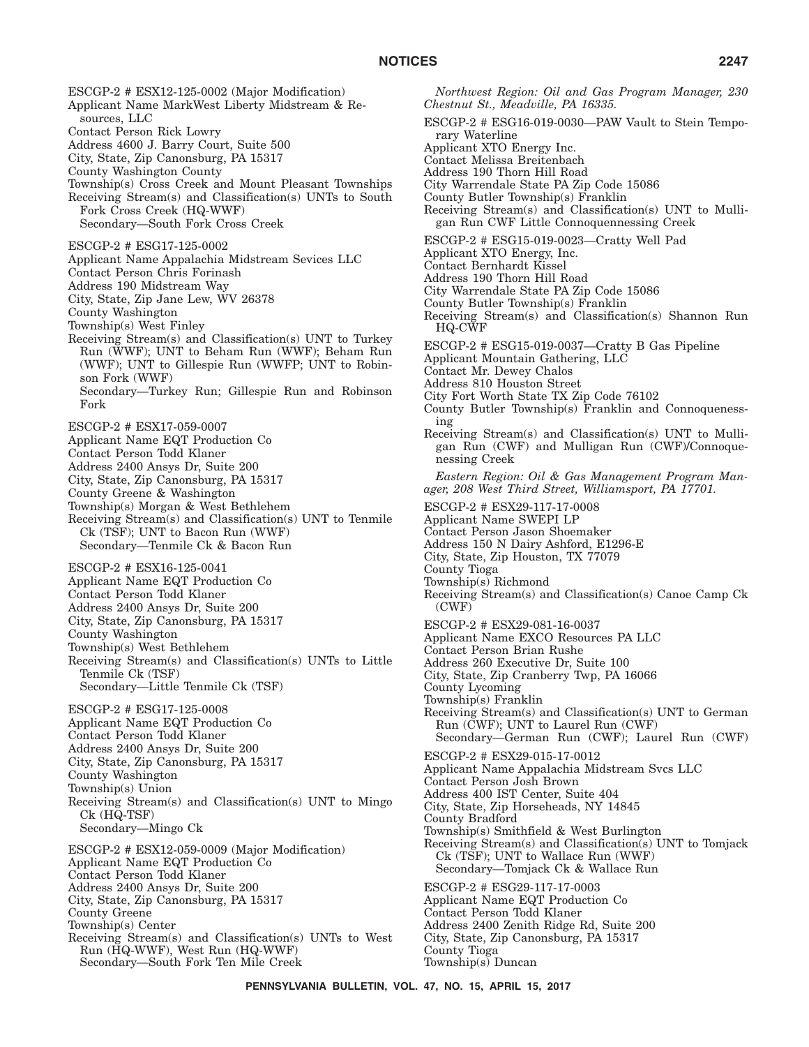ESCGP-2 # ESX12-125-0002 (Major Modification)
Applicant Name MarkWest Liberty Midstream & Resources, LLC
Contact Person Rick Lowry
Address 4600 J. Barry Court, Suite 500
City, State, Zip Canonsburg, PA 15317
County Washington County
Township(s) Cross Creek and Mount Pleasant Townships
Receiving Stream(s) and Classification(s) UNTs to South Fork Cross Creek (HQ-WWF)
Secondary—South Fork Cross Creek

ESCGP-2 # ESG17-125-0002
Applicant Name Appalachia Midstream Sevices LLC
Contact Person Chris Forinash
Address 190 Midstream Way
City, State, Zip Jane Lew, WV 26378
County Washington
Township(s) West Finley
Receiving Stream(s) and Classification(s) UNT to Turkey Run (WWF); UNT to Beham Run (WWF); Beham Run (WWF); UNT to Gillespie Run (WWFP; UNT to Robinson Fork (WWF)
Secondary—Turkey Run; Gillespie Run and Robinson Fork

ESCGP-2 # ESX17-059-0007
Applicant Name EQT Production Co
Contact Person Todd Klaner
Address 2400 Ansys Dr, Suite 200
City, State, Zip Canonsburg, PA 15317
County Greene & Washington
Township(s) Morgan & West Bethlehem
Receiving Stream(s) and Classification(s) UNT to Tenmile Ck (TSF); UNT to Bacon Run (WWF)
Secondary—Tenmile Ck & Bacon Run

ESCGP-2 # ESX16-125-0041
Applicant Name EQT Production Co
Contact Person Todd Klaner
Address 2400 Ansys Dr, Suite 200
City, State, Zip Canonsburg, PA 15317
County Washington
Township(s) West Bethlehem
Receiving Stream(s) and Classification(s) UNTs to Little Tenmile Ck (TSF)
Secondary—Little Tenmile Ck (TSF)

ESCGP-2 # ESG17-125-0008
Applicant Name EQT Production Co
Contact Person Todd Klaner
Address 2400 Ansys Dr, Suite 200
City, State, Zip Canonsburg, PA 15317
County Washington
Township(s) Union
Receiving Stream(s) and Classification(s) UNT to Mingo Ck (HQ-TSF)
Secondary—Mingo Ck

ESCGP-2 # ESX12-059-0009 (Major Modification)
Applicant Name EQT Production Co
Contact Person Todd Klaner
Address 2400 Ansys Dr, Suite 200
City, State, Zip Canonsburg, PA 15317
County Greene
Township(s) Center
Receiving Stream(s) and Classification(s) UNTs to West Run (HQ-WWF), West Run (HQ-WWF)
Secondary—South Fork Ten Mile Creek

*Northwest Region: Oil and Gas Program Manager, 230 Chestnut St., Meadville, PA 16335.*

ESCGP-2 # ESG16-019-0030—PAW Vault to Stein Temporary Waterline
Applicant XTO Energy Inc.
Contact Melissa Breitenbach
Address 190 Thorn Hill Road
City Warrendale State PA Zip Code 15086
County Butler Township(s) Franklin
Receiving Stream(s) and Classification(s) UNT to Mulligan Run CWF Little Connoquennessing Creek

ESCGP-2 # ESG15-019-0023—Cratty Well Pad
Applicant XTO Energy, Inc.
Contact Bernhardt Kissel
Address 190 Thorn Hill Road
City Warrendale State PA Zip Code 15086
County Butler Township(s) Franklin
Receiving Stream(s) and Classification(s) Shannon Run HQ-CWF

ESCGP-2 # ESG15-019-0037—Cratty B Gas Pipeline
Applicant Mountain Gathering, LLC
Contact Mr. Dewey Chalos
Address 810 Houston Street
City Fort Worth State TX Zip Code 76102
County Butler Township(s) Franklin and Connoquenessing
Receiving Stream(s) and Classification(s) UNT to Mulligan Run (CWF) and Mulligan Run (CWF)/Connoquenessing Creek

*Eastern Region: Oil & Gas Management Program Manager, 208 West Third Street, Williamsport, PA 17701.*

ESCGP-2 # ESX29-117-17-0008
Applicant Name SWEPI LP
Contact Person Jason Shoemaker
Address 150 N Dairy Ashford, E1296-E
City, State, Zip Houston, TX 77079
County Tioga
Township(s) Richmond
Receiving Stream(s) and Classification(s) Canoe Camp Ck (CWF)

ESCGP-2 # ESX29-081-16-0037
Applicant Name EXCO Resources PA LLC
Contact Person Brian Rushe
Address 260 Executive Dr, Suite 100
City, State, Zip Cranberry Twp, PA 16066
County Lycoming
Township(s) Franklin
Receiving Stream(s) and Classification(s) UNT to German Run (CWF); UNT to Laurel Run (CWF)
Secondary—German Run (CWF); Laurel Run (CWF)

ESCGP-2 # ESX29-015-17-0012
Applicant Name Appalachia Midstream Svcs LLC
Contact Person Josh Brown
Address 400 IST Center, Suite 404
City, State, Zip Horseheads, NY 14845
County Bradford
Township(s) Smithfield & West Burlington
Receiving Stream(s) and Classification(s) UNT to Tomjack Ck (TSF); UNT to Wallace Run (WWF)
Secondary—Tomjack Ck & Wallace Run

ESCGP-2 # ESG29-117-17-0003
Applicant Name EQT Production Co
Contact Person Todd Klaner
Address 2400 Zenith Ridge Rd, Suite 200
City, State, Zip Canonsburg, PA 15317
County Tioga
Township(s) Duncan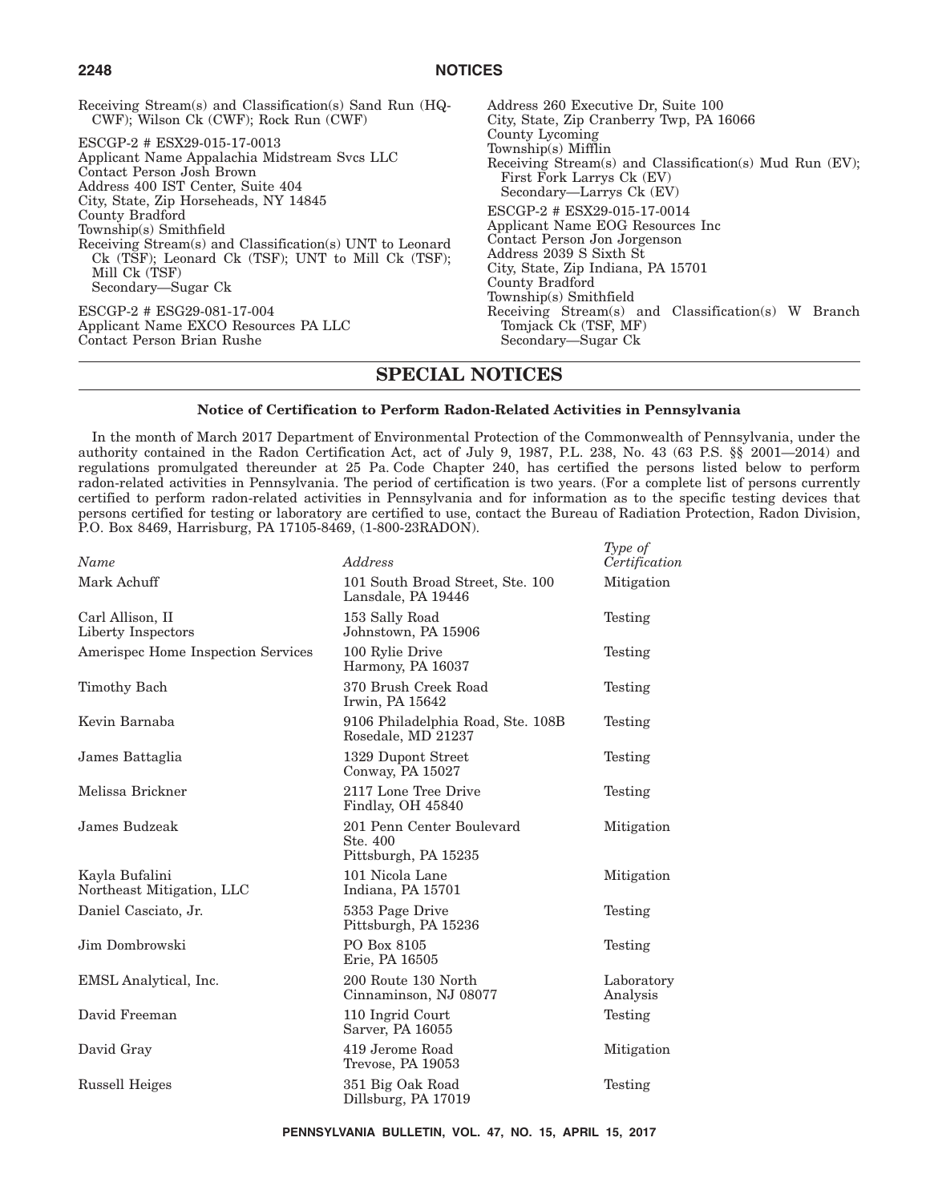Receiving Stream(s) and Classification(s) Sand Run (HQ-CWF); Wilson Ck (CWF); Rock Run (CWF)

ESCGP-2 # ESX29-015-17-0013
Applicant Name Appalachia Midstream Svcs LLC
Contact Person Josh Brown
Address 400 IST Center, Suite 404
City, State, Zip Horseheads, NY 14845
County Bradford
Township(s) Smithfield
Receiving Stream(s) and Classification(s) UNT to Leonard Ck (TSF); Leonard Ck (TSF); UNT to Mill Ck (TSF); Mill Ck (TSF)
Secondary—Sugar Ck

ESCGP-2 # ESG29-081-17-004
Applicant Name EXCO Resources PA LLC
Contact Person Brian Rushe
Address 260 Executive Dr, Suite 100
City, State, Zip Cranberry Twp, PA 16066
County Lycoming
Township(s) Mifflin
Receiving Stream(s) and Classification(s) Mud Run (EV); First Fork Larrys Ck (EV)
Secondary—Larrys Ck (EV)

ESCGP-2 # ESX29-015-17-0014
Applicant Name EOG Resources Inc
Contact Person Jon Jorgenson
Address 2039 S Sixth St
City, State, Zip Indiana, PA 15701
County Bradford
Township(s) Smithfield
Receiving Stream(s) and Classification(s) W Branch Tomjack Ck (TSF, MF)
Secondary—Sugar Ck

# SPECIAL NOTICES

### Notice of Certification to Perform Radon-Related Activities in Pennsylvania

In the month of March 2017 Department of Environmental Protection of the Commonwealth of Pennsylvania, under the authority contained in the Radon Certification Act, act of July 9, 1987, P.L. 238, No. 43 (63 P.S. §§ 2001—2014) and regulations promulgated thereunder at 25 Pa. Code Chapter 240, has certified the persons listed below to perform radon-related activities in Pennsylvania. The period of certification is two years. (For a complete list of persons currently certified to perform radon-related activities in Pennsylvania and for information as to the specific testing devices that persons certified for testing or laboratory are certified to use, contact the Bureau of Radiation Protection, Radon Division, P.O. Box 8469, Harrisburg, PA 17105-8469, (1-800-23RADON).

| *Name* | *Address* | *Type of Certification* |
|---|---|---|
| Mark Achuff | 101 South Broad Street, Ste. 100 Lansdale, PA 19446 | Mitigation |
| Carl Allison, II Liberty Inspectors | 153 Sally Road Johnstown, PA 15906 | Testing |
| Amerispec Home Inspection Services | 100 Rylie Drive Harmony, PA 16037 | Testing |
| Timothy Bach | 370 Brush Creek Road Irwin, PA 15642 | Testing |
| Kevin Barnaba | 9106 Philadelphia Road, Ste. 108B Rosedale, MD 21237 | Testing |
| James Battaglia | 1329 Dupont Street Conway, PA 15027 | Testing |
| Melissa Brickner | 2117 Lone Tree Drive Findlay, OH 45840 | Testing |
| James Budzeak | 201 Penn Center Boulevard Ste. 400 Pittsburgh, PA 15235 | Mitigation |
| Kayla Bufalini Northeast Mitigation, LLC | 101 Nicola Lane Indiana, PA 15701 | Mitigation |
| Daniel Casciato, Jr. | 5353 Page Drive Pittsburgh, PA 15236 | Testing |
| Jim Dombrowski | PO Box 8105 Erie, PA 16505 | Testing |
| EMSL Analytical, Inc. | 200 Route 130 North Cinnaminson, NJ 08077 | Laboratory Analysis |
| David Freeman | 110 Ingrid Court Sarver, PA 16055 | Testing |
| David Gray | 419 Jerome Road Trevose, PA 19053 | Mitigation |
| Russell Heiges | 351 Big Oak Road Dillsburg, PA 17019 | Testing |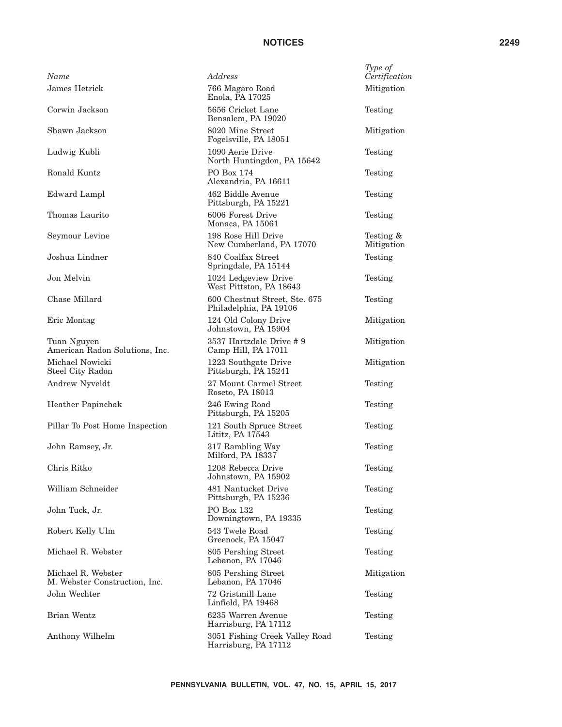| *Name* | *Address* | *Type of Certification* |
|---|---|---|
| James Hetrick | 766 Magaro Road<br>Enola, PA 17025 | Mitigation |
| Corwin Jackson | 5656 Cricket Lane<br>Bensalem, PA 19020 | Testing |
| Shawn Jackson | 8020 Mine Street<br>Fogelsville, PA 18051 | Mitigation |
| Ludwig Kubli | 1090 Aerie Drive<br>North Huntingdon, PA 15642 | Testing |
| Ronald Kuntz | PO Box 174<br>Alexandria, PA 16611 | Testing |
| Edward Lampl | 462 Biddle Avenue<br>Pittsburgh, PA 15221 | Testing |
| Thomas Laurito | 6006 Forest Drive<br>Monaca, PA 15061 | Testing |
| Seymour Levine | 198 Rose Hill Drive<br>New Cumberland, PA 17070 | Testing & Mitigation |
| Joshua Lindner | 840 Coalfax Street<br>Springdale, PA 15144 | Testing |
| Jon Melvin | 1024 Ledgeview Drive<br>West Pittston, PA 18643 | Testing |
| Chase Millard | 600 Chestnut Street, Ste. 675<br>Philadelphia, PA 19106 | Testing |
| Eric Montag | 124 Old Colony Drive<br>Johnstown, PA 15904 | Mitigation |
| Tuan Nguyen<br>American Radon Solutions, Inc. | 3537 Hartzdale Drive # 9<br>Camp Hill, PA 17011 | Mitigation |
| Michael Nowicki<br>Steel City Radon | 1223 Southgate Drive<br>Pittsburgh, PA 15241 | Mitigation |
| Andrew Nyveldt | 27 Mount Carmel Street<br>Roseto, PA 18013 | Testing |
| Heather Papinchak | 246 Ewing Road<br>Pittsburgh, PA 15205 | Testing |
| Pillar To Post Home Inspection | 121 South Spruce Street<br>Lititz, PA 17543 | Testing |
| John Ramsey, Jr. | 317 Rambling Way<br>Milford, PA 18337 | Testing |
| Chris Ritko | 1208 Rebecca Drive<br>Johnstown, PA 15902 | Testing |
| William Schneider | 481 Nantucket Drive<br>Pittsburgh, PA 15236 | Testing |
| John Tuck, Jr. | PO Box 132<br>Downingtown, PA 19335 | Testing |
| Robert Kelly Ulm | 543 Twele Road<br>Greenock, PA 15047 | Testing |
| Michael R. Webster | 805 Pershing Street<br>Lebanon, PA 17046 | Testing |
| Michael R. Webster<br>M. Webster Construction, Inc. | 805 Pershing Street<br>Lebanon, PA 17046 | Mitigation |
| John Wechter | 72 Gristmill Lane<br>Linfield, PA 19468 | Testing |
| Brian Wentz | 6235 Warren Avenue<br>Harrisburg, PA 17112 | Testing |
| Anthony Wilhelm | 3051 Fishing Creek Valley Road<br>Harrisburg, PA 17112 | Testing |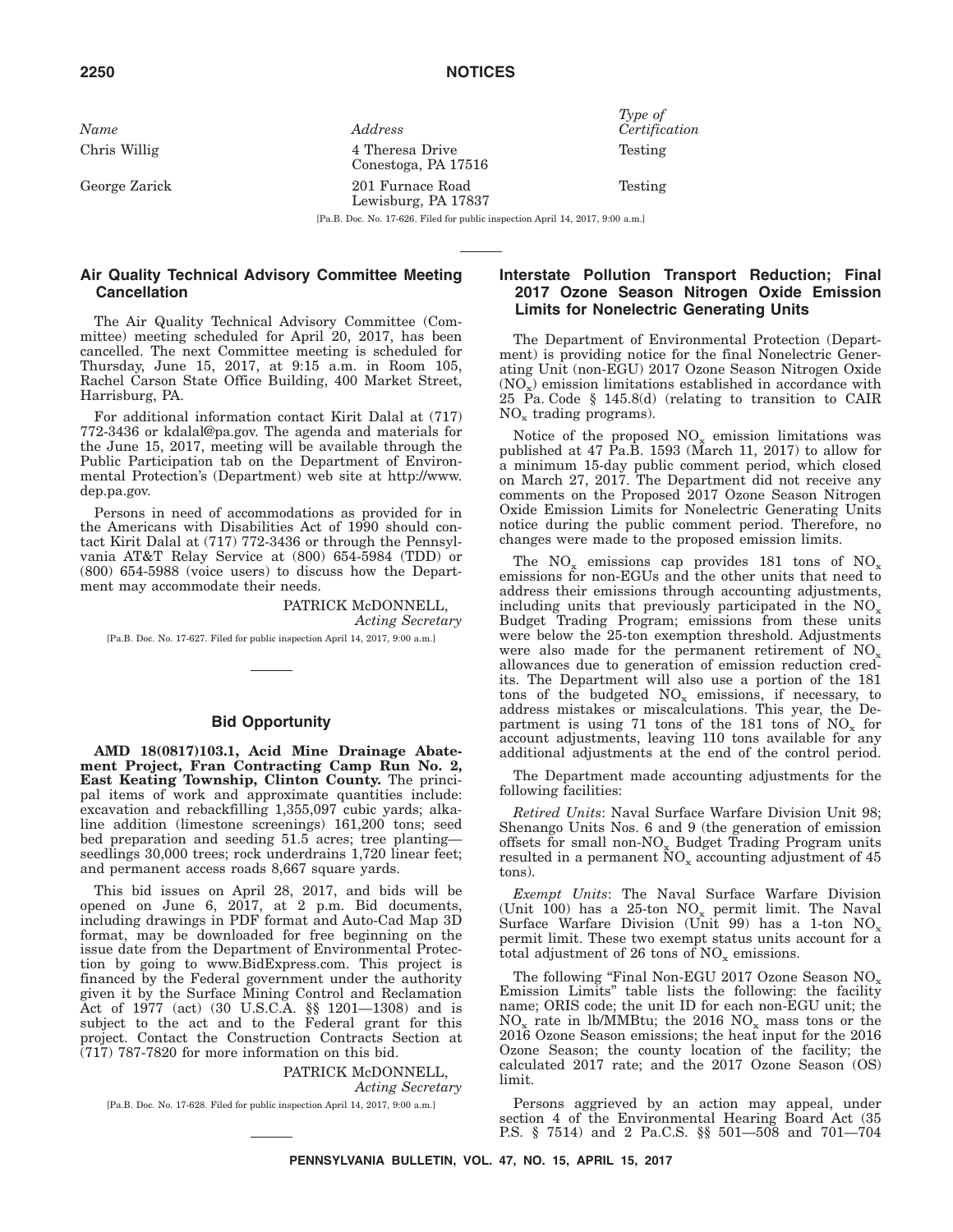| *Name* | *Address* | *Type of Certification* |
|---|---|---|
| Chris Willig | 4 Theresa Drive Conestoga, PA 17516 | Testing |
| George Zarick | 201 Furnace Road Lewisburg, PA 17837 | Testing |

[Pa.B. Doc. No. 17-626. Filed for public inspection April 14, 2017, 9:00 a.m.]

## Air Quality Technical Advisory Committee Meeting Cancellation

The Air Quality Technical Advisory Committee (Committee) meeting scheduled for April 20, 2017, has been cancelled. The next Committee meeting is scheduled for Thursday, June 15, 2017, at 9:15 a.m. in Room 105, Rachel Carson State Office Building, 400 Market Street, Harrisburg, PA.

For additional information contact Kirit Dalal at (717) 772-3436 or kdalal@pa.gov. The agenda and materials for the June 15, 2017, meeting will be available through the Public Participation tab on the Department of Environmental Protection's (Department) web site at http://www.dep.pa.gov.

Persons in need of accommodations as provided for in the Americans with Disabilities Act of 1990 should contact Kirit Dalal at (717) 772-3436 or through the Pennsylvania AT&T Relay Service at (800) 654-5984 (TDD) or (800) 654-5988 (voice users) to discuss how the Department may accommodate their needs.

PATRICK McDONNELL,
*Acting Secretary*

[Pa.B. Doc. No. 17-627. Filed for public inspection April 14, 2017, 9:00 a.m.]

## Bid Opportunity

**AMD 18(0817)103.1, Acid Mine Drainage Abatement Project, Fran Contracting Camp Run No. 2, East Keating Township, Clinton County.** The principal items of work and approximate quantities include: excavation and rebackfilling 1,355,097 cubic yards; alkaline addition (limestone screenings) 161,200 tons; seed bed preparation and seeding 51.5 acres; tree planting—seedlings 30,000 trees; rock underdrains 1,720 linear feet; and permanent access roads 8,667 square yards.

This bid issues on April 28, 2017, and bids will be opened on June 6, 2017, at 2 p.m. Bid documents, including drawings in PDF format and Auto-Cad Map 3D format, may be downloaded for free beginning on the issue date from the Department of Environmental Protection by going to www.BidExpress.com. This project is financed by the Federal government under the authority given it by the Surface Mining Control and Reclamation Act of 1977 (act) (30 U.S.C.A. §§ 1201—1308) and is subject to the act and to the Federal grant for this project. Contact the Construction Contracts Section at (717) 787-7820 for more information on this bid.

PATRICK McDONNELL,
*Acting Secretary*

[Pa.B. Doc. No. 17-628. Filed for public inspection April 14, 2017, 9:00 a.m.]

## Interstate Pollution Transport Reduction; Final 2017 Ozone Season Nitrogen Oxide Emission Limits for Nonelectric Generating Units

The Department of Environmental Protection (Department) is providing notice for the final Nonelectric Generating Unit (non-EGU) 2017 Ozone Season Nitrogen Oxide ($NO_x$) emission limitations established in accordance with 25 Pa. Code § 145.8(d) (relating to transition to CAIR $NO_x$ trading programs).

Notice of the proposed $NO_x$ emission limitations was published at 47 Pa.B. 1593 (March 11, 2017) to allow for a minimum 15-day public comment period, which closed on March 27, 2017. The Department did not receive any comments on the Proposed 2017 Ozone Season Nitrogen Oxide Emission Limits for Nonelectric Generating Units notice during the public comment period. Therefore, no changes were made to the proposed emission limits.

The $NO_x$ emissions cap provides 181 tons of $NO_x$ emissions for non-EGUs and the other units that need to address their emissions through accounting adjustments, including units that previously participated in the $NO_x$ Budget Trading Program; emissions from these units were below the 25-ton exemption threshold. Adjustments were also made for the permanent retirement of $NO_x$ allowances due to generation of emission reduction credits. The Department will also use a portion of the 181 tons of the budgeted $NO_x$ emissions, if necessary, to address mistakes or miscalculations. This year, the Department is using 71 tons of the 181 tons of $NO_x$ for account adjustments, leaving 110 tons available for any additional adjustments at the end of the control period.

The Department made accounting adjustments for the following facilities:

*Retired Units*: Naval Surface Warfare Division Unit 98; Shenango Units Nos. 6 and 9 (the generation of emission offsets for small non-$NO_x$ Budget Trading Program units resulted in a permanent $NO_x$ accounting adjustment of 45 tons).

*Exempt Units*: The Naval Surface Warfare Division (Unit 100) has a 25-ton $NO_x$ permit limit. The Naval Surface Warfare Division (Unit 99) has a 1-ton $NO_x$ permit limit. These two exempt status units account for a total adjustment of 26 tons of $NO_x$ emissions.

The following "Final Non-EGU 2017 Ozone Season $NO_x$ Emission Limits" table lists the following: the facility name; ORIS code; the unit ID for each non-EGU unit; the $NO_x$ rate in lb/MMBtu; the 2016 $NO_x$ mass tons or the 2016 Ozone Season emissions; the heat input for the 2016 Ozone Season; the county location of the facility; the calculated 2017 rate; and the 2017 Ozone Season (OS) limit.

Persons aggrieved by an action may appeal, under section 4 of the Environmental Hearing Board Act (35 P.S. § 7514) and 2 Pa.C.S. §§ 501—508 and 701—704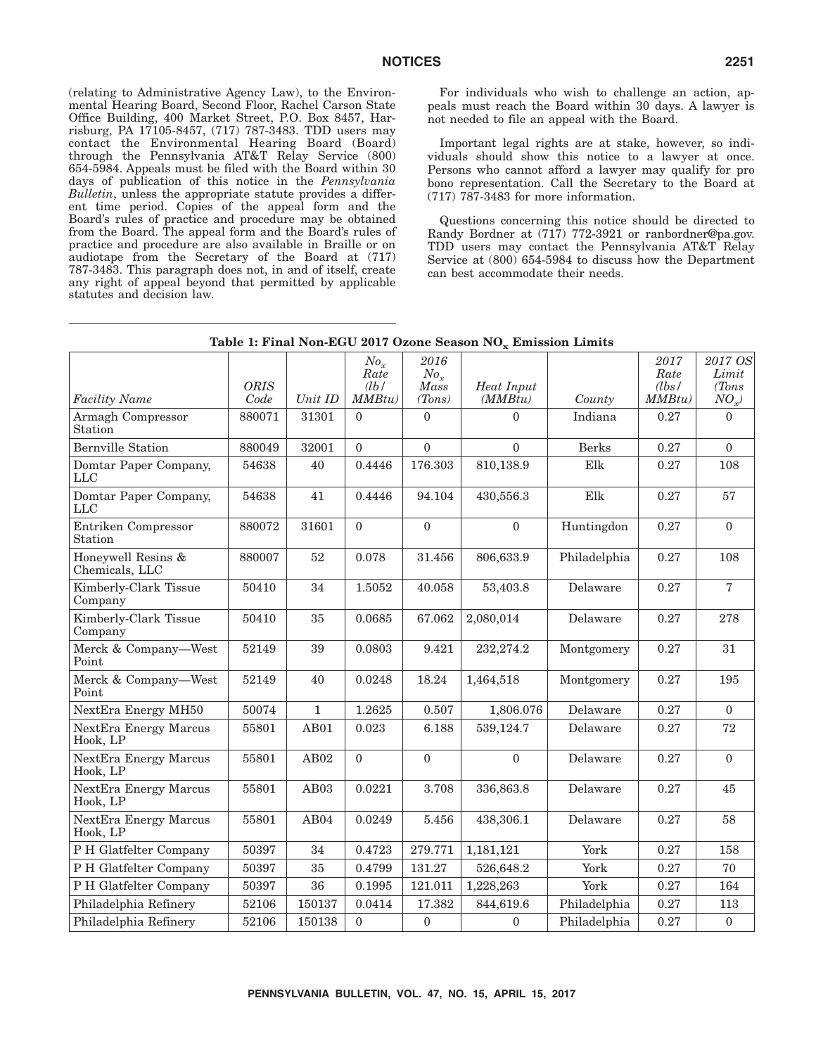(relating to Administrative Agency Law), to the Environmental Hearing Board, Second Floor, Rachel Carson State Office Building, 400 Market Street, P.O. Box 8457, Harrisburg, PA 17105-8457, (717) 787-3483. TDD users may contact the Environmental Hearing Board (Board) through the Pennsylvania AT&T Relay Service (800) 654-5984. Appeals must be filed with the Board within 30 days of publication of this notice in the *Pennsylvania Bulletin*, unless the appropriate statute provides a different time period. Copies of the appeal form and the Board's rules of practice and procedure may be obtained from the Board. The appeal form and the Board's rules of practice and procedure are also available in Braille or on audiotape from the Secretary of the Board at (717) 787-3483. This paragraph does not, in and of itself, create any right of appeal beyond that permitted by applicable statutes and decision law.

For individuals who wish to challenge an action, appeals must reach the Board within 30 days. A lawyer is not needed to file an appeal with the Board.

Important legal rights are at stake, however, so individuals should show this notice to a lawyer at once. Persons who cannot afford a lawyer may qualify for pro bono representation. Call the Secretary to the Board at (717) 787-3483 for more information.

Questions concerning this notice should be directed to Randy Bordner at (717) 772-3921 or ranbordner@pa.gov. TDD users may contact the Pennsylvania AT&T Relay Service at (800) 654-5984 to discuss how the Department can best accommodate their needs.

**Table 1: Final Non-EGU 2017 Ozone Season $NO_x$ Emission Limits**

| *Facility Name* | *ORIS Code* | *Unit ID* | *$No_x$ Rate (lb/ MMBtu)* | *2016 $No_x$ Mass (Tons)* | *Heat Input (MMBtu)* | *County* | *2017 Rate (lbs/ MMBtu)* | *2017 OS Limit (Tons $NO_x$)* |
|---|---|---|---|---|---|---|---|---|
| Armagh Compressor Station | 880071 | 31301 | 0 | 0 | 0 | Indiana | 0.27 | 0 |
| Bernville Station | 880049 | 32001 | 0 | 0 | 0 | Berks | 0.27 | 0 |
| Domtar Paper Company, LLC | 54638 | 40 | 0.4446 | 176.303 | 810,138.9 | Elk | 0.27 | 108 |
| Domtar Paper Company, LLC | 54638 | 41 | 0.4446 | 94.104 | 430,556.3 | Elk | 0.27 | 57 |
| Entriken Compressor Station | 880072 | 31601 | 0 | 0 | 0 | Huntingdon | 0.27 | 0 |
| Honeywell Resins & Chemicals, LLC | 880007 | 52 | 0.078 | 31.456 | 806,633.9 | Philadelphia | 0.27 | 108 |
| Kimberly-Clark Tissue Company | 50410 | 34 | 1.5052 | 40.058 | 53,403.8 | Delaware | 0.27 | 7 |
| Kimberly-Clark Tissue Company | 50410 | 35 | 0.0685 | 67.062 | 2,080,014 | Delaware | 0.27 | 278 |
| Merck & Company—West Point | 52149 | 39 | 0.0803 | 9.421 | 232,274.2 | Montgomery | 0.27 | 31 |
| Merck & Company—West Point | 52149 | 40 | 0.0248 | 18.24 | 1,464,518 | Montgomery | 0.27 | 195 |
| NextEra Energy MH50 | 50074 | 1 | 1.2625 | 0.507 | 1,806.076 | Delaware | 0.27 | 0 |
| NextEra Energy Marcus Hook, LP | 55801 | AB01 | 0.023 | 6.188 | 539,124.7 | Delaware | 0.27 | 72 |
| NextEra Energy Marcus Hook, LP | 55801 | AB02 | 0 | 0 | 0 | Delaware | 0.27 | 0 |
| NextEra Energy Marcus Hook, LP | 55801 | AB03 | 0.0221 | 3.708 | 336,863.8 | Delaware | 0.27 | 45 |
| NextEra Energy Marcus Hook, LP | 55801 | AB04 | 0.0249 | 5.456 | 438,306.1 | Delaware | 0.27 | 58 |
| P H Glatfelter Company | 50397 | 34 | 0.4723 | 279.771 | 1,181,121 | York | 0.27 | 158 |
| P H Glatfelter Company | 50397 | 35 | 0.4799 | 131.27 | 526,648.2 | York | 0.27 | 70 |
| P H Glatfelter Company | 50397 | 36 | 0.1995 | 121.011 | 1,228,263 | York | 0.27 | 164 |
| Philadelphia Refinery | 52106 | 150137 | 0.0414 | 17.382 | 844,619.6 | Philadelphia | 0.27 | 113 |
| Philadelphia Refinery | 52106 | 150138 | 0 | 0 | 0 | Philadelphia | 0.27 | 0 |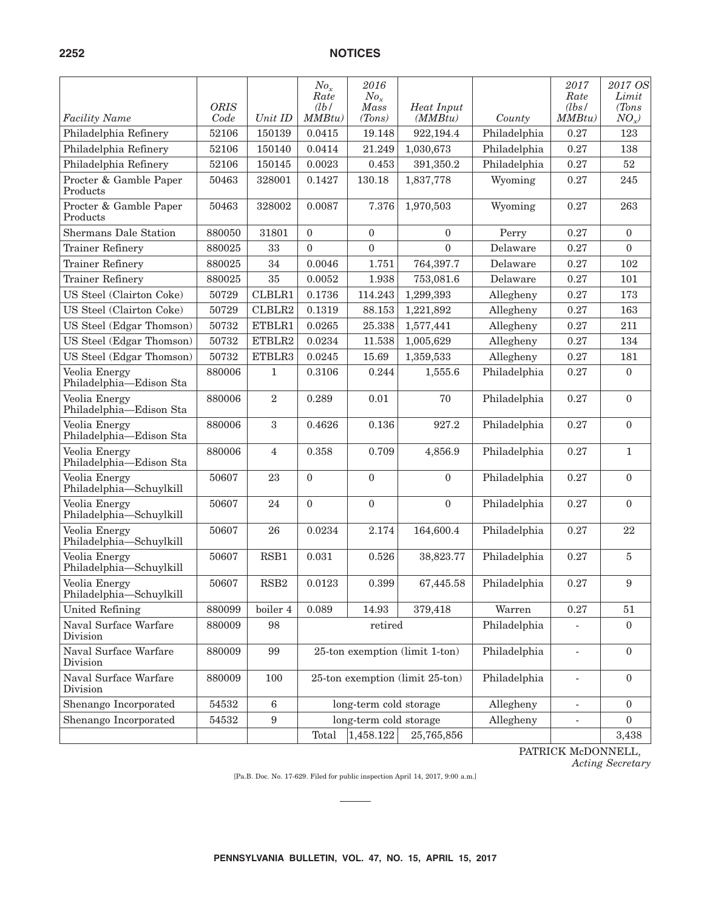| *Facility Name* | *ORIS Code* | *Unit ID* | *$No_x$ Rate (lb/ MMBtu)* | *2016 $No_x$ Mass (Tons)* | *Heat Input (MMBtu)* | *County* | *2017 Rate (lbs/ MMBtu)* | *2017 OS Limit (Tons $NO_x$)* |
|---|---|---|---|---|---|---|---|---|
| Philadelphia Refinery | 52106 | 150139 | 0.0415 | 19.148 | 922,194.4 | Philadelphia | 0.27 | 123 |
| Philadelphia Refinery | 52106 | 150140 | 0.0414 | 21.249 | 1,030,673 | Philadelphia | 0.27 | 138 |
| Philadelphia Refinery | 52106 | 150145 | 0.0023 | 0.453 | 391,350.2 | Philadelphia | 0.27 | 52 |
| Procter & Gamble Paper Products | 50463 | 328001 | 0.1427 | 130.18 | 1,837,778 | Wyoming | 0.27 | 245 |
| Procter & Gamble Paper Products | 50463 | 328002 | 0.0087 | 7.376 | 1,970,503 | Wyoming | 0.27 | 263 |
| Shermans Dale Station | 880050 | 31801 | 0 | 0 | 0 | Perry | 0.27 | 0 |
| Trainer Refinery | 880025 | 33 | 0 | 0 | 0 | Delaware | 0.27 | 0 |
| Trainer Refinery | 880025 | 34 | 0.0046 | 1.751 | 764,397.7 | Delaware | 0.27 | 102 |
| Trainer Refinery | 880025 | 35 | 0.0052 | 1.938 | 753,081.6 | Delaware | 0.27 | 101 |
| US Steel (Clairton Coke) | 50729 | CLBLR1 | 0.1736 | 114.243 | 1,299,393 | Allegheny | 0.27 | 173 |
| US Steel (Clairton Coke) | 50729 | CLBLR2 | 0.1319 | 88.153 | 1,221,892 | Allegheny | 0.27 | 163 |
| US Steel (Edgar Thomson) | 50732 | ETBLR1 | 0.0265 | 25.338 | 1,577,441 | Allegheny | 0.27 | 211 |
| US Steel (Edgar Thomson) | 50732 | ETBLR2 | 0.0234 | 11.538 | 1,005,629 | Allegheny | 0.27 | 134 |
| US Steel (Edgar Thomson) | 50732 | ETBLR3 | 0.0245 | 15.69 | 1,359,533 | Allegheny | 0.27 | 181 |
| Veolia Energy Philadelphia—Edison Sta | 880006 | 1 | 0.3106 | 0.244 | 1,555.6 | Philadelphia | 0.27 | 0 |
| Veolia Energy Philadelphia—Edison Sta | 880006 | 2 | 0.289 | 0.01 | 70 | Philadelphia | 0.27 | 0 |
| Veolia Energy Philadelphia—Edison Sta | 880006 | 3 | 0.4626 | 0.136 | 927.2 | Philadelphia | 0.27 | 0 |
| Veolia Energy Philadelphia—Edison Sta | 880006 | 4 | 0.358 | 0.709 | 4,856.9 | Philadelphia | 0.27 | 1 |
| Veolia Energy Philadelphia—Schuylkill | 50607 | 23 | 0 | 0 | 0 | Philadelphia | 0.27 | 0 |
| Veolia Energy Philadelphia—Schuylkill | 50607 | 24 | 0 | 0 | 0 | Philadelphia | 0.27 | 0 |
| Veolia Energy Philadelphia—Schuylkill | 50607 | 26 | 0.0234 | 2.174 | 164,600.4 | Philadelphia | 0.27 | 22 |
| Veolia Energy Philadelphia—Schuylkill | 50607 | RSB1 | 0.031 | 0.526 | 38,823.77 | Philadelphia | 0.27 | 5 |
| Veolia Energy Philadelphia—Schuylkill | 50607 | RSB2 | 0.0123 | 0.399 | 67,445.58 | Philadelphia | 0.27 | 9 |
| United Refining | 880099 | boiler 4 | 0.089 | 14.93 | 379,418 | Warren | 0.27 | 51 |
| Naval Surface Warfare Division | 880009 | 98 | retired | | | Philadelphia | - | 0 |
| Naval Surface Warfare Division | 880009 | 99 | 25-ton exemption (limit 1-ton) | | | Philadelphia | - | 0 |
| Naval Surface Warfare Division | 880009 | 100 | 25-ton exemption (limit 25-ton) | | | Philadelphia | - | 0 |
| Shenango Incorporated | 54532 | 6 | long-term cold storage | | | Allegheny | - | 0 |
| Shenango Incorporated | 54532 | 9 | long-term cold storage | | | Allegheny | - | 0 |
| | | | Total | 1,458.122 | 25,765,856 | | | 3,438 |

PATRICK McDONNELL,
*Acting Secretary*

[Pa.B. Doc. No. 17-629. Filed for public inspection April 14, 2017, 9:00 a.m.]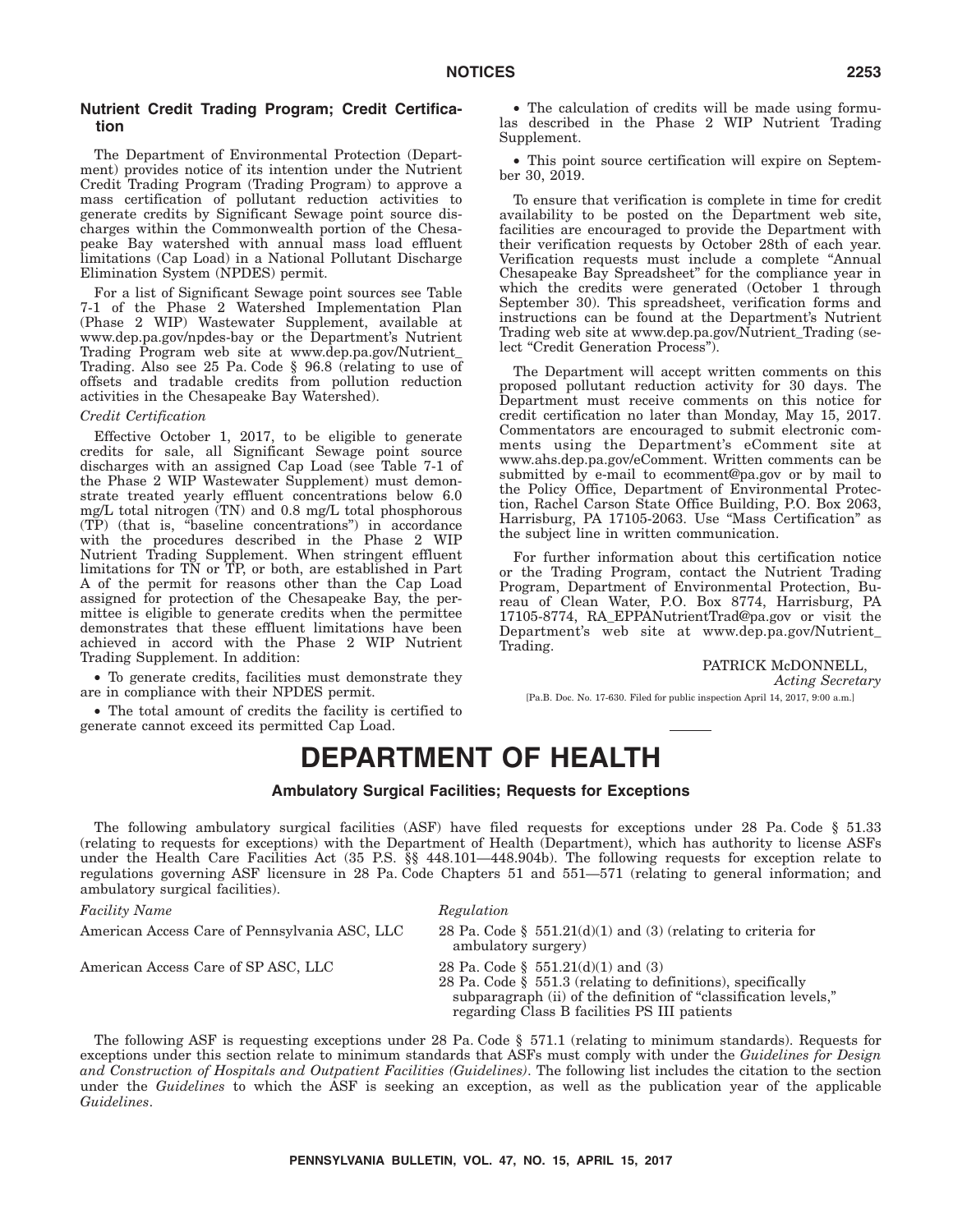### Nutrient Credit Trading Program; Credit Certification

The Department of Environmental Protection (Department) provides notice of its intention under the Nutrient Credit Trading Program (Trading Program) to approve a mass certification of pollutant reduction activities to generate credits by Significant Sewage point source discharges within the Commonwealth portion of the Chesapeake Bay watershed with annual mass load effluent limitations (Cap Load) in a National Pollutant Discharge Elimination System (NPDES) permit.

For a list of Significant Sewage point sources see Table 7-1 of the Phase 2 Watershed Implementation Plan (Phase 2 WIP) Wastewater Supplement, available at www.dep.pa.gov/npdes-bay or the Department's Nutrient Trading Program web site at www.dep.pa.gov/Nutrient_Trading. Also see 25 Pa. Code § 96.8 (relating to use of offsets and tradable credits from pollution reduction activities in the Chesapeake Bay Watershed).

*Credit Certification*

Effective October 1, 2017, to be eligible to generate credits for sale, all Significant Sewage point source discharges with an assigned Cap Load (see Table 7-1 of the Phase 2 WIP Wastewater Supplement) must demonstrate treated yearly effluent concentrations below 6.0 mg/L total nitrogen (TN) and 0.8 mg/L total phosphorous (TP) (that is, "baseline concentrations") in accordance with the procedures described in the Phase 2 WIP Nutrient Trading Supplement. When stringent effluent limitations for TN or TP, or both, are established in Part A of the permit for reasons other than the Cap Load assigned for protection of the Chesapeake Bay, the permittee is eligible to generate credits when the permittee demonstrates that these effluent limitations have been achieved in accord with the Phase 2 WIP Nutrient Trading Supplement. In addition:

- To generate credits, facilities must demonstrate they are in compliance with their NPDES permit.
- The total amount of credits the facility is certified to generate cannot exceed its permitted Cap Load.
- The calculation of credits will be made using formulas described in the Phase 2 WIP Nutrient Trading Supplement.
- This point source certification will expire on September 30, 2019.

To ensure that verification is complete in time for credit availability to be posted on the Department web site, facilities are encouraged to provide the Department with their verification requests by October 28th of each year. Verification requests must include a complete "Annual Chesapeake Bay Spreadsheet" for the compliance year in which the credits were generated (October 1 through September 30). This spreadsheet, verification forms and instructions can be found at the Department's Nutrient Trading web site at www.dep.pa.gov/Nutrient_Trading (select "Credit Generation Process").

The Department will accept written comments on this proposed pollutant reduction activity for 30 days. The Department must receive comments on this notice for credit certification no later than Monday, May 15, 2017. Commentators are encouraged to submit electronic comments using the Department's eComment site at www.ahs.dep.pa.gov/eComment. Written comments can be submitted by e-mail to ecomment@pa.gov or by mail to the Policy Office, Department of Environmental Protection, Rachel Carson State Office Building, P.O. Box 2063, Harrisburg, PA 17105-2063. Use "Mass Certification" as the subject line in written communication.

For further information about this certification notice or the Trading Program, contact the Nutrient Trading Program, Department of Environmental Protection, Bureau of Clean Water, P.O. Box 8774, Harrisburg, PA 17105-8774, RA_EPPANutrientTrad@pa.gov or visit the Department's web site at www.dep.pa.gov/Nutrient_Trading.

PATRICK McDONNELL,
*Acting Secretary*

[Pa.B. Doc. No. 17-630. Filed for public inspection April 14, 2017, 9:00 a.m.]

# DEPARTMENT OF HEALTH

### Ambulatory Surgical Facilities; Requests for Exceptions

The following ambulatory surgical facilities (ASF) have filed requests for exceptions under 28 Pa. Code § 51.33 (relating to requests for exceptions) with the Department of Health (Department), which has authority to license ASFs under the Health Care Facilities Act (35 P.S. §§ 448.101—448.904b). The following requests for exception relate to regulations governing ASF licensure in 28 Pa. Code Chapters 51 and 551—571 (relating to general information; and ambulatory surgical facilities).

| *Facility Name* | *Regulation* |
|---|---|
| American Access Care of Pennsylvania ASC, LLC | 28 Pa. Code § 551.21(d)(1) and (3) (relating to criteria for ambulatory surgery) |
| American Access Care of SP ASC, LLC | 28 Pa. Code § 551.21(d)(1) and (3)<br>28 Pa. Code § 551.3 (relating to definitions), specifically subparagraph (ii) of the definition of "classification levels," regarding Class B facilities PS III patients |

The following ASF is requesting exceptions under 28 Pa. Code § 571.1 (relating to minimum standards). Requests for exceptions under this section relate to minimum standards that ASFs must comply with under the *Guidelines for Design and Construction of Hospitals and Outpatient Facilities (Guidelines)*. The following list includes the citation to the section under the *Guidelines* to which the ASF is seeking an exception, as well as the publication year of the applicable *Guidelines*.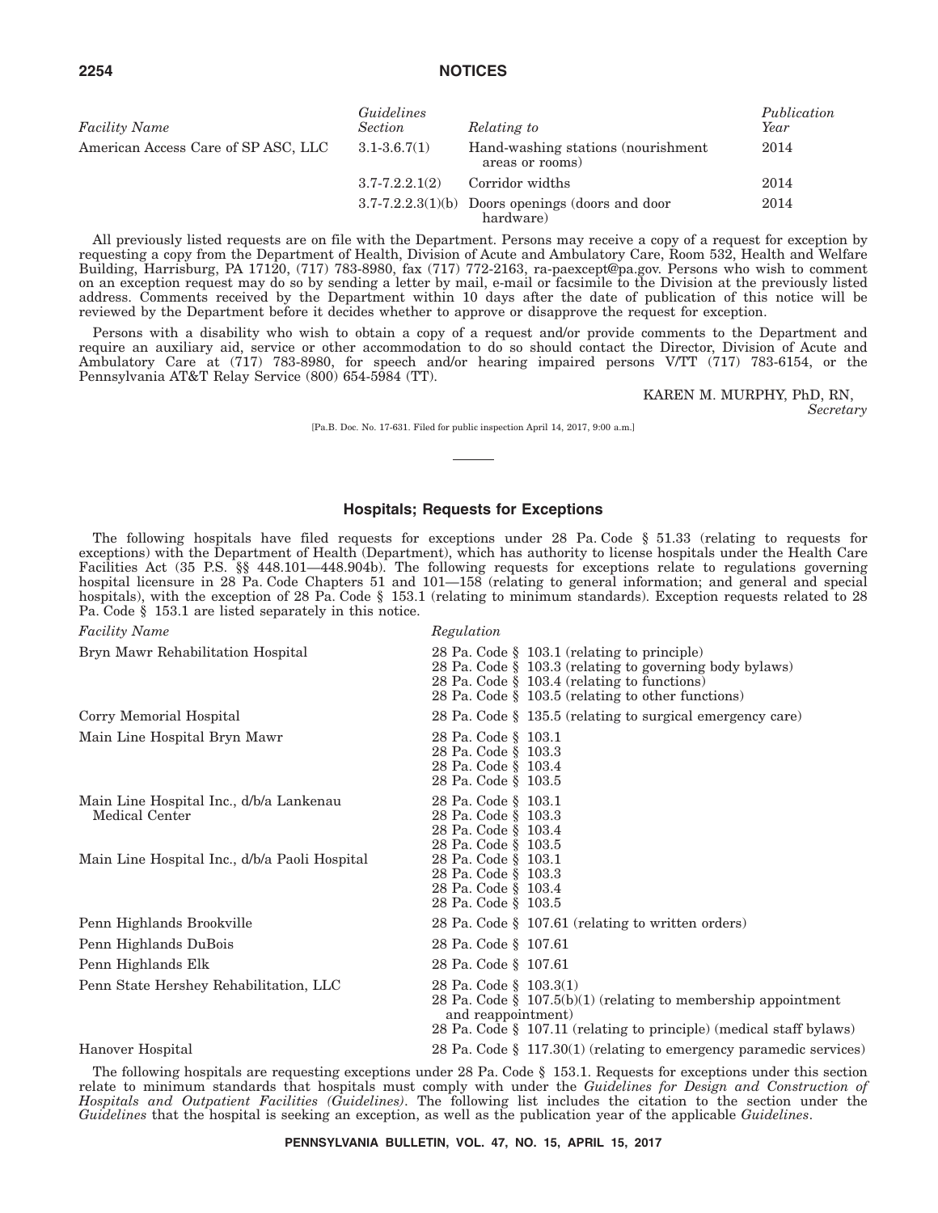| Facility Name | Guidelines Section | Relating to | Publication Year |
| --- | --- | --- | --- |
| American Access Care of SP ASC, LLC | 3.1-3.6.7(1) | Hand-washing stations (nourishment areas or rooms) | 2014 |
| | 3.7-7.2.2.1(2) | Corridor widths | 2014 |
| | 3.7-7.2.2.3(1)(b) | Doors openings (doors and door hardware) | 2014 |

All previously listed requests are on file with the Department. Persons may receive a copy of a request for exception by requesting a copy from the Department of Health, Division of Acute and Ambulatory Care, Room 532, Health and Welfare Building, Harrisburg, PA 17120, (717) 783-8980, fax (717) 772-2163, ra-paexcept@pa.gov. Persons who wish to comment on an exception request may do so by sending a letter by mail, e-mail or facsimile to the Division at the previously listed address. Comments received by the Department within 10 days after the date of publication of this notice will be reviewed by the Department before it decides whether to approve or disapprove the request for exception.

Persons with a disability who wish to obtain a copy of a request and/or provide comments to the Department and require an auxiliary aid, service or other accommodation to do so should contact the Director, Division of Acute and Ambulatory Care at (717) 783-8980, for speech and/or hearing impaired persons V/TT (717) 783-6154, or the Pennsylvania AT&T Relay Service (800) 654-5984 (TT).

KAREN M. MURPHY, PhD, RN,
*Secretary*

[Pa.B. Doc. No. 17-631. Filed for public inspection April 14, 2017, 9:00 a.m.]

---

## Hospitals; Requests for Exceptions

The following hospitals have filed requests for exceptions under 28 Pa. Code § 51.33 (relating to requests for exceptions) with the Department of Health (Department), which has authority to license hospitals under the Health Care Facilities Act (35 P.S. §§ 448.101—448.904b). The following requests for exceptions relate to regulations governing hospital licensure in 28 Pa. Code Chapters 51 and 101—158 (relating to general information; and general and special hospitals), with the exception of 28 Pa. Code § 153.1 (relating to minimum standards). Exception requests related to 28 Pa. Code § 153.1 are listed separately in this notice.

| Facility Name | Regulation |
| --- | --- |
| Bryn Mawr Rehabilitation Hospital | 28 Pa. Code § 103.1 (relating to principle)<br>28 Pa. Code § 103.3 (relating to governing body bylaws)<br>28 Pa. Code § 103.4 (relating to functions)<br>28 Pa. Code § 103.5 (relating to other functions) |
| Corry Memorial Hospital | 28 Pa. Code § 135.5 (relating to surgical emergency care) |
| Main Line Hospital Bryn Mawr | 28 Pa. Code § 103.1<br>28 Pa. Code § 103.3<br>28 Pa. Code § 103.4<br>28 Pa. Code § 103.5 |
| Main Line Hospital Inc., d/b/a Lankenau Medical Center | 28 Pa. Code § 103.1<br>28 Pa. Code § 103.3<br>28 Pa. Code § 103.4<br>28 Pa. Code § 103.5 |
| Main Line Hospital Inc., d/b/a Paoli Hospital | 28 Pa. Code § 103.1<br>28 Pa. Code § 103.3<br>28 Pa. Code § 103.4<br>28 Pa. Code § 103.5 |
| Penn Highlands Brookville | 28 Pa. Code § 107.61 (relating to written orders) |
| Penn Highlands DuBois | 28 Pa. Code § 107.61 |
| Penn Highlands Elk | 28 Pa. Code § 107.61 |
| Penn State Hershey Rehabilitation, LLC | 28 Pa. Code § 103.3(1)<br>28 Pa. Code § 107.5(b)(1) (relating to membership appointment and reappointment)<br>28 Pa. Code § 107.11 (relating to principle) (medical staff bylaws) |
| Hanover Hospital | 28 Pa. Code § 117.30(1) (relating to emergency paramedic services) |

The following hospitals are requesting exceptions under 28 Pa. Code § 153.1. Requests for exceptions under this section relate to minimum standards that hospitals must comply with under the *Guidelines for Design and Construction of Hospitals and Outpatient Facilities (Guidelines)*. The following list includes the citation to the section under the *Guidelines* that the hospital is seeking an exception, as well as the publication year of the applicable *Guidelines*.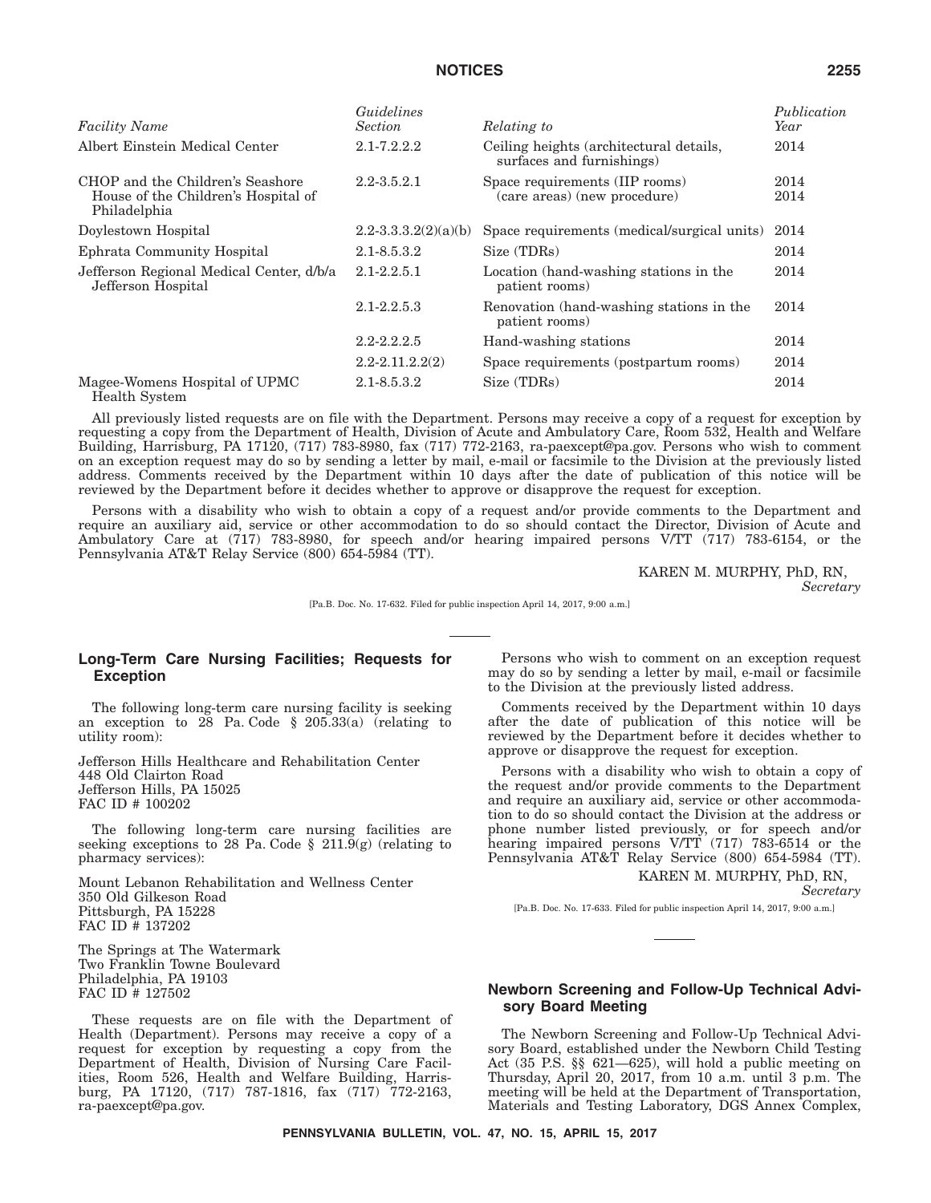| *Facility Name* | *Guidelines Section* | *Relating to* | *Publication Year* |
| --- | --- | --- | --- |
| Albert Einstein Medical Center | 2.1-7.2.2.2 | Ceiling heights (architectural details, surfaces and furnishings) | 2014 |
| CHOP and the Children's Seashore House of the Children's Hospital of Philadelphia | 2.2-3.5.2.1 | Space requirements (IIP rooms) (care areas) (new procedure) | 2014 2014 |
| Doylestown Hospital | 2.2-3.3.3.2(2)(a)(b) | Space requirements (medical/surgical units) | 2014 |
| Ephrata Community Hospital | 2.1-8.5.3.2 | Size (TDRs) | 2014 |
| Jefferson Regional Medical Center, d/b/a Jefferson Hospital | 2.1-2.2.5.1 | Location (hand-washing stations in the patient rooms) | 2014 |
| | 2.1-2.2.5.3 | Renovation (hand-washing stations in the patient rooms) | 2014 |
| | 2.2-2.2.2.5 | Hand-washing stations | 2014 |
| | 2.2-2.11.2.2(2) | Space requirements (postpartum rooms) | 2014 |
| Magee-Womens Hospital of UPMC Health System | 2.1-8.5.3.2 | Size (TDRs) | 2014 |

All previously listed requests are on file with the Department. Persons may receive a copy of a request for exception by requesting a copy from the Department of Health, Division of Acute and Ambulatory Care, Room 532, Health and Welfare Building, Harrisburg, PA 17120, (717) 783-8980, fax (717) 772-2163, ra-paexcept@pa.gov. Persons who wish to comment on an exception request may do so by sending a letter by mail, e-mail or facsimile to the Division at the previously listed address. Comments received by the Department within 10 days after the date of publication of this notice will be reviewed by the Department before it decides whether to approve or disapprove the request for exception.

Persons with a disability who wish to obtain a copy of a request and/or provide comments to the Department and require an auxiliary aid, service or other accommodation to do so should contact the Director, Division of Acute and Ambulatory Care at (717) 783-8980, for speech and/or hearing impaired persons V/TT (717) 783-6154, or the Pennsylvania AT&T Relay Service (800) 654-5984 (TT).

KAREN M. MURPHY, PhD, RN,
*Secretary*

[Pa.B. Doc. No. 17-632. Filed for public inspection April 14, 2017, 9:00 a.m.]

## Long-Term Care Nursing Facilities; Requests for Exception

The following long-term care nursing facility is seeking an exception to 28 Pa. Code § 205.33(a) (relating to utility room):

Jefferson Hills Healthcare and Rehabilitation Center
448 Old Clairton Road
Jefferson Hills, PA 15025
FAC ID # 100202

The following long-term care nursing facilities are seeking exceptions to 28 Pa. Code § 211.9(g) (relating to pharmacy services):

Mount Lebanon Rehabilitation and Wellness Center
350 Old Gilkeson Road
Pittsburgh, PA 15228
FAC ID # 137202

The Springs at The Watermark
Two Franklin Towne Boulevard
Philadelphia, PA 19103
FAC ID # 127502

These requests are on file with the Department of Health (Department). Persons may receive a copy of a request for exception by requesting a copy from the Department of Health, Division of Nursing Care Facilities, Room 526, Health and Welfare Building, Harrisburg, PA 17120, (717) 787-1816, fax (717) 772-2163, ra-paexcept@pa.gov.

Persons who wish to comment on an exception request may do so by sending a letter by mail, e-mail or facsimile to the Division at the previously listed address.

Comments received by the Department within 10 days after the date of publication of this notice will be reviewed by the Department before it decides whether to approve or disapprove the request for exception.

Persons with a disability who wish to obtain a copy of the request and/or provide comments to the Department and require an auxiliary aid, service or other accommodation to do so should contact the Division at the address or phone number listed previously, or for speech and/or hearing impaired persons V/TT (717) 783-6514 or the Pennsylvania AT&T Relay Service (800) 654-5984 (TT).

KAREN M. MURPHY, PhD, RN,
*Secretary*

[Pa.B. Doc. No. 17-633. Filed for public inspection April 14, 2017, 9:00 a.m.]

## Newborn Screening and Follow-Up Technical Advisory Board Meeting

The Newborn Screening and Follow-Up Technical Advisory Board, established under the Newborn Child Testing Act (35 P.S. §§ 621—625), will hold a public meeting on Thursday, April 20, 2017, from 10 a.m. until 3 p.m. The meeting will be held at the Department of Transportation, Materials and Testing Laboratory, DGS Annex Complex,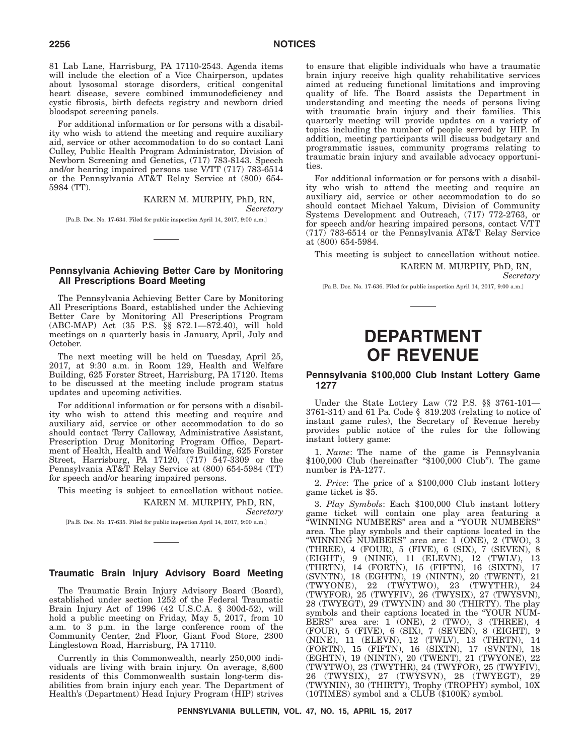81 Lab Lane, Harrisburg, PA 17110-2543. Agenda items will include the election of a Vice Chairperson, updates about lysosomal storage disorders, critical congenital heart disease, severe combined immunodeficiency and cystic fibrosis, birth defects registry and newborn dried bloodspot screening panels.

For additional information or for persons with a disability who wish to attend the meeting and require auxiliary aid, service or other accommodation to do so contact Lani Culley, Public Health Program Administrator, Division of Newborn Screening and Genetics, (717) 783-8143. Speech and/or hearing impaired persons use V/TT (717) 783-6514 or the Pennsylvania AT&T Relay Service at (800) 654-5984 (TT).

KAREN M. MURPHY, PhD, RN,
*Secretary*

[Pa.B. Doc. No. 17-634. Filed for public inspection April 14, 2017, 9:00 a.m.]

### Pennsylvania Achieving Better Care by Monitoring All Prescriptions Board Meeting

The Pennsylvania Achieving Better Care by Monitoring All Prescriptions Board, established under the Achieving Better Care by Monitoring All Prescriptions Program (ABC-MAP) Act (35 P.S. §§ 872.1—872.40), will hold meetings on a quarterly basis in January, April, July and October.

The next meeting will be held on Tuesday, April 25, 2017, at 9:30 a.m. in Room 129, Health and Welfare Building, 625 Forster Street, Harrisburg, PA 17120. Items to be discussed at the meeting include program status updates and upcoming activities.

For additional information or for persons with a disability who wish to attend this meeting and require and auxiliary aid, service or other accommodation to do so should contact Terry Calloway, Administrative Assistant, Prescription Drug Monitoring Program Office, Department of Health, Health and Welfare Building, 625 Forster Street, Harrisburg, PA 17120, (717) 547-3309 or the Pennsylvania AT&T Relay Service at (800) 654-5984 (TT) for speech and/or hearing impaired persons.

This meeting is subject to cancellation without notice.

KAREN M. MURPHY, PhD, RN,
*Secretary*

[Pa.B. Doc. No. 17-635. Filed for public inspection April 14, 2017, 9:00 a.m.]

### Traumatic Brain Injury Advisory Board Meeting

The Traumatic Brain Injury Advisory Board (Board), established under section 1252 of the Federal Traumatic Brain Injury Act of 1996 (42 U.S.C.A. § 300d-52), will hold a public meeting on Friday, May 5, 2017, from 10 a.m. to 3 p.m. in the large conference room of the Community Center, 2nd Floor, Giant Food Store, 2300 Linglestown Road, Harrisburg, PA 17110.

Currently in this Commonwealth, nearly 250,000 individuals are living with brain injury. On average, 8,600 residents of this Commonwealth sustain long-term disabilities from brain injury each year. The Department of Health's (Department) Head Injury Program (HIP) strives to ensure that eligible individuals who have a traumatic brain injury receive high quality rehabilitative services aimed at reducing functional limitations and improving quality of life. The Board assists the Department in understanding and meeting the needs of persons living with traumatic brain injury and their families. This quarterly meeting will provide updates on a variety of topics including the number of people served by HIP. In addition, meeting participants will discuss budgetary and programmatic issues, community programs relating to traumatic brain injury and available advocacy opportunities.

For additional information or for persons with a disability who wish to attend the meeting and require an auxiliary aid, service or other accommodation to do so should contact Michael Yakum, Division of Community Systems Development and Outreach, (717) 772-2763, or for speech and/or hearing impaired persons, contact V/TT (717) 783-6514 or the Pennsylvania AT&T Relay Service at (800) 654-5984.

This meeting is subject to cancellation without notice.

KAREN M. MURPHY, PhD, RN,
*Secretary*

[Pa.B. Doc. No. 17-636. Filed for public inspection April 14, 2017, 9:00 a.m.]

# DEPARTMENT OF REVENUE

### Pennsylvania $100,000 Club Instant Lottery Game 1277

Under the State Lottery Law (72 P.S. §§ 3761-101—3761-314) and 61 Pa. Code § 819.203 (relating to notice of instant game rules), the Secretary of Revenue hereby provides public notice of the rules for the following instant lottery game:

1. *Name*: The name of the game is Pennsylvania $100,000 Club (hereinafter "$100,000 Club"). The game number is PA-1277.

2. *Price*: The price of a $100,000 Club instant lottery game ticket is $5.

3. *Play Symbols*: Each $100,000 Club instant lottery game ticket will contain one play area featuring a "WINNING NUMBERS" area and a "YOUR NUMBERS" area. The play symbols and their captions located in the "WINNING NUMBERS" area are: 1 (ONE), 2 (TWO), 3 (THREE), 4 (FOUR), 5 (FIVE), 6 (SIX), 7 (SEVEN), 8 (EIGHT), 9 (NINE), 11 (ELEVN), 12 (TWLV), 13 (THRTN), 14 (FORTN), 15 (FIFTN), 16 (SIXTN), 17 (SVNTN), 18 (EGHTN), 19 (NINTN), 20 (TWENT), 21 (TWYONE), 22 (TWYTWO), 23 (TWYTHR), 24 (TWYFOR), 25 (TWYFIV), 26 (TWYSIX), 27 (TWYSVN), 28 (TWYEGT), 29 (TWYNIN) and 30 (THIRTY). The play symbols and their captions located in the "YOUR NUMBERS" area are: 1 (ONE), 2 (TWO), 3 (THREE), 4 (FOUR), 5 (FIVE), 6 (SIX), 7 (SEVEN), 8 (EIGHT), 9 (NINE), 11 (ELEVN), 12 (TWLV), 13 (THRTN), 14 (FORTN), 15 (FIFTN), 16 (SIXTN), 17 (SVNTN), 18 (EGHTN), 19 (NINTN), 20 (TWENT), 21 (TWYONE), 22 (TWYTWO), 23 (TWYTHR), 24 (TWYFOR), 25 (TWYFIV), 26 (TWYSIX), 27 (TWYSVN), 28 (TWYEGT), 29 (TWYNIN), 30 (THIRTY), Trophy (TROPHY) symbol, 10X (10TIMES) symbol and a CLUB ($100K) symbol.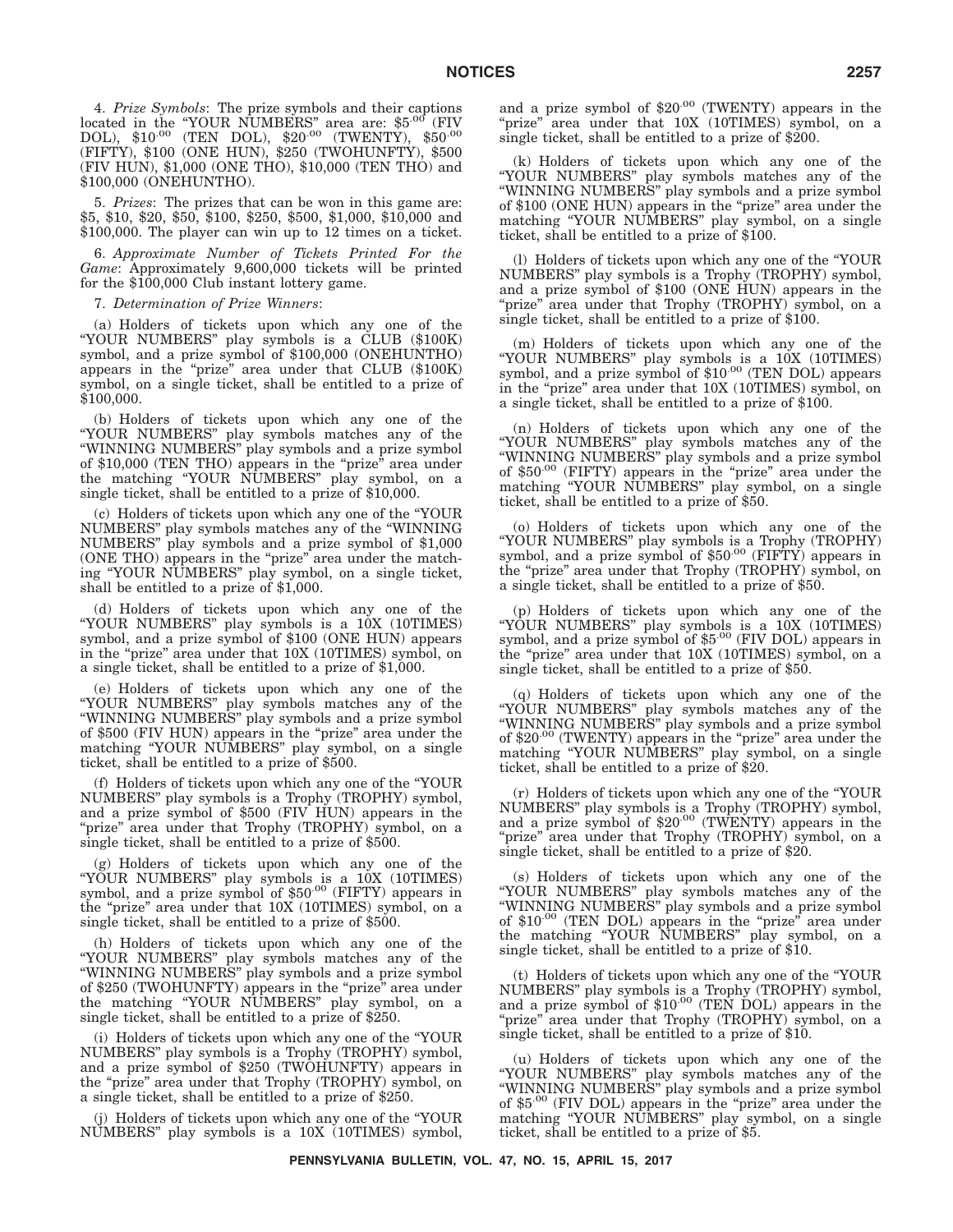4. *Prize Symbols*: The prize symbols and their captions located in the "YOUR NUMBERS" area are: $5.00 (FIV DOL), $10.00 (TEN DOL), $20.00 (TWENTY), $50.00 (FIFTY), $100 (ONE HUN), $250 (TWOHUNFTY), $500 (FIV HUN), $1,000 (ONE THO), $10,000 (TEN THO) and $100,000 (ONEHUNTHO).

5. *Prizes*: The prizes that can be won in this game are: $5, $10, $20, $50, $100, $250, $500, $1,000, $10,000 and $100,000. The player can win up to 12 times on a ticket.

6. *Approximate Number of Tickets Printed For the Game*: Approximately 9,600,000 tickets will be printed for the $100,000 Club instant lottery game.

7. *Determination of Prize Winners*:

(a) Holders of tickets upon which any one of the "YOUR NUMBERS" play symbols is a CLUB ($100K) symbol, and a prize symbol of $100,000 (ONEHUNTHO) appears in the "prize" area under that CLUB ($100K) symbol, on a single ticket, shall be entitled to a prize of $100,000.

(b) Holders of tickets upon which any one of the "YOUR NUMBERS" play symbols matches any of the "WINNING NUMBERS" play symbols and a prize symbol of $10,000 (TEN THO) appears in the "prize" area under the matching "YOUR NUMBERS" play symbol, on a single ticket, shall be entitled to a prize of $10,000.

(c) Holders of tickets upon which any one of the "YOUR NUMBERS" play symbols matches any of the "WINNING NUMBERS" play symbols and a prize symbol of $1,000 (ONE THO) appears in the "prize" area under the matching "YOUR NUMBERS" play symbol, on a single ticket, shall be entitled to a prize of $1,000.

(d) Holders of tickets upon which any one of the "YOUR NUMBERS" play symbols is a 10X (10TIMES) symbol, and a prize symbol of $100 (ONE HUN) appears in the "prize" area under that 10X (10TIMES) symbol, on a single ticket, shall be entitled to a prize of $1,000.

(e) Holders of tickets upon which any one of the "YOUR NUMBERS" play symbols matches any of the "WINNING NUMBERS" play symbols and a prize symbol of $500 (FIV HUN) appears in the "prize" area under the matching "YOUR NUMBERS" play symbol, on a single ticket, shall be entitled to a prize of $500.

(f) Holders of tickets upon which any one of the "YOUR NUMBERS" play symbols is a Trophy (TROPHY) symbol, and a prize symbol of $500 (FIV HUN) appears in the "prize" area under that Trophy (TROPHY) symbol, on a single ticket, shall be entitled to a prize of $500.

(g) Holders of tickets upon which any one of the "YOUR NUMBERS" play symbols is a 10X (10TIMES) symbol, and a prize symbol of $50.00 (FIFTY) appears in the "prize" area under that 10X (10TIMES) symbol, on a single ticket, shall be entitled to a prize of $500.

(h) Holders of tickets upon which any one of the "YOUR NUMBERS" play symbols matches any of the "WINNING NUMBERS" play symbols and a prize symbol of $250 (TWOHUNFTY) appears in the "prize" area under the matching "YOUR NUMBERS" play symbol, on a single ticket, shall be entitled to a prize of $250.

(i) Holders of tickets upon which any one of the "YOUR NUMBERS" play symbols is a Trophy (TROPHY) symbol, and a prize symbol of $250 (TWOHUNFTY) appears in the "prize" area under that Trophy (TROPHY) symbol, on a single ticket, shall be entitled to a prize of $250.

(j) Holders of tickets upon which any one of the "YOUR NUMBERS" play symbols is a 10X (10TIMES) symbol, and a prize symbol of $20.00 (TWENTY) appears in the "prize" area under that 10X (10TIMES) symbol, on a single ticket, shall be entitled to a prize of $200.

(k) Holders of tickets upon which any one of the "YOUR NUMBERS" play symbols matches any of the "WINNING NUMBERS" play symbols and a prize symbol of $100 (ONE HUN) appears in the "prize" area under the matching "YOUR NUMBERS" play symbol, on a single ticket, shall be entitled to a prize of $100.

(l) Holders of tickets upon which any one of the "YOUR NUMBERS" play symbols is a Trophy (TROPHY) symbol, and a prize symbol of $100 (ONE HUN) appears in the "prize" area under that Trophy (TROPHY) symbol, on a single ticket, shall be entitled to a prize of $100.

(m) Holders of tickets upon which any one of the "YOUR NUMBERS" play symbols is a 10X (10TIMES) symbol, and a prize symbol of $10.00 (TEN DOL) appears in the "prize" area under that 10X (10TIMES) symbol, on a single ticket, shall be entitled to a prize of $100.

(n) Holders of tickets upon which any one of the "YOUR NUMBERS" play symbols matches any of the "WINNING NUMBERS" play symbols and a prize symbol of $50.00 (FIFTY) appears in the "prize" area under the matching "YOUR NUMBERS" play symbol, on a single ticket, shall be entitled to a prize of $50.

(o) Holders of tickets upon which any one of the "YOUR NUMBERS" play symbols is a Trophy (TROPHY) symbol, and a prize symbol of $50.00 (FIFTY) appears in the "prize" area under that Trophy (TROPHY) symbol, on a single ticket, shall be entitled to a prize of $50.

(p) Holders of tickets upon which any one of the "YOUR NUMBERS" play symbols is a 10X (10TIMES) symbol, and a prize symbol of $5.00 (FIV DOL) appears in the "prize" area under that 10X (10TIMES) symbol, on a single ticket, shall be entitled to a prize of $50.

(q) Holders of tickets upon which any one of the "YOUR NUMBERS" play symbols matches any of the "WINNING NUMBERS" play symbols and a prize symbol of $20.00 (TWENTY) appears in the "prize" area under the matching "YOUR NUMBERS" play symbol, on a single ticket, shall be entitled to a prize of $20.

(r) Holders of tickets upon which any one of the "YOUR NUMBERS" play symbols is a Trophy (TROPHY) symbol, and a prize symbol of $20.00 (TWENTY) appears in the "prize" area under that Trophy (TROPHY) symbol, on a single ticket, shall be entitled to a prize of $20.

(s) Holders of tickets upon which any one of the "YOUR NUMBERS" play symbols matches any of the "WINNING NUMBERS" play symbols and a prize symbol of $10.00 (TEN DOL) appears in the "prize" area under the matching "YOUR NUMBERS" play symbol, on a single ticket, shall be entitled to a prize of $10.

(t) Holders of tickets upon which any one of the "YOUR NUMBERS" play symbols is a Trophy (TROPHY) symbol, and a prize symbol of $10.00 (TEN DOL) appears in the "prize" area under that Trophy (TROPHY) symbol, on a single ticket, shall be entitled to a prize of $10.

(u) Holders of tickets upon which any one of the "YOUR NUMBERS" play symbols matches any of the "WINNING NUMBERS" play symbols and a prize symbol of $5.00 (FIV DOL) appears in the "prize" area under the matching "YOUR NUMBERS" play symbol, on a single ticket, shall be entitled to a prize of $5.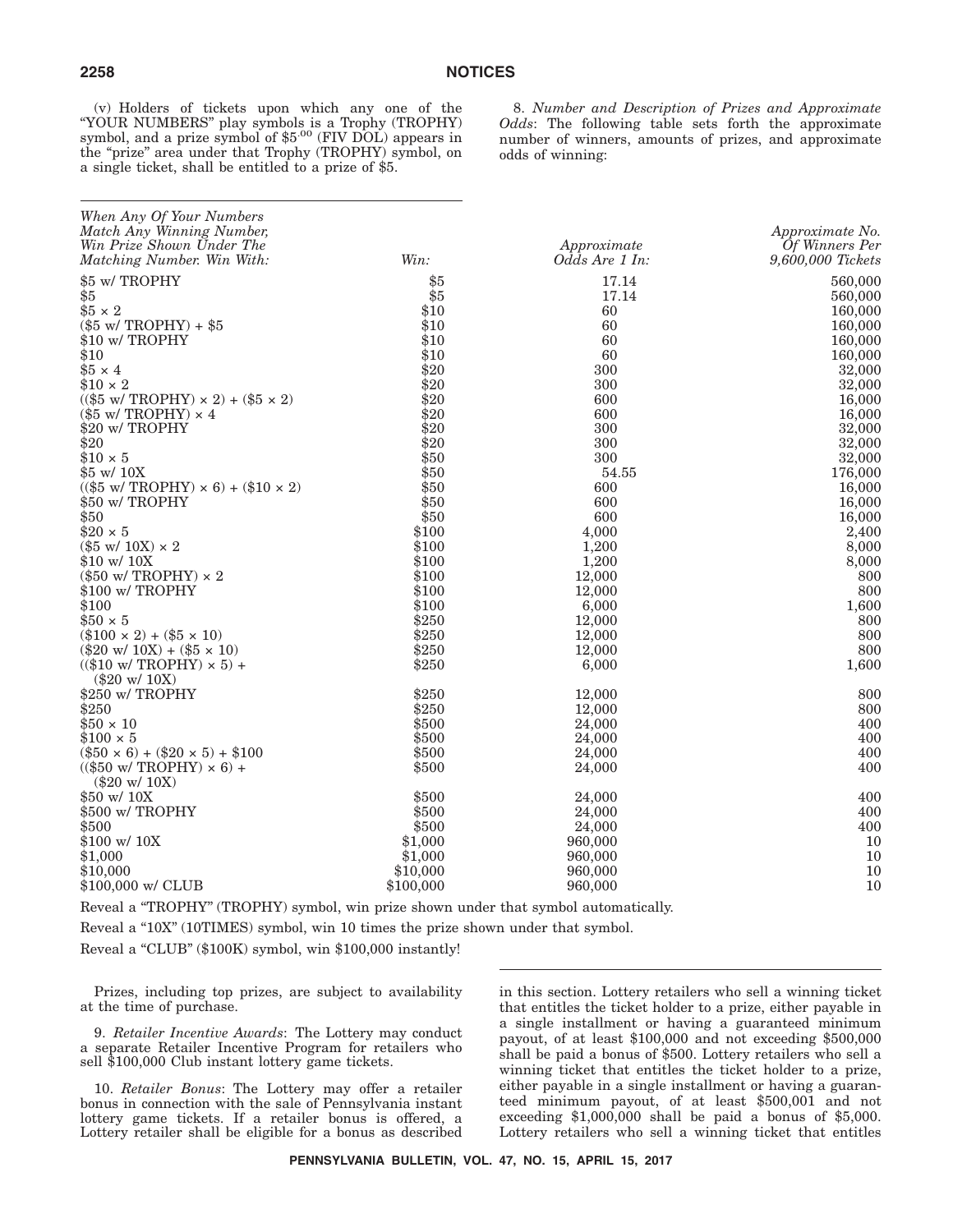(v) Holders of tickets upon which any one of the "YOUR NUMBERS" play symbols is a Trophy (TROPHY) symbol, and a prize symbol of $5.00 (FIV DOL) appears in the "prize" area under that Trophy (TROPHY) symbol, on a single ticket, shall be entitled to a prize of $5.

8. *Number and Description of Prizes and Approximate Odds*: The following table sets forth the approximate number of winners, amounts of prizes, and approximate odds of winning:

| *When Any Of Your Numbers Match Any Winning Number, Win Prize Shown Under The Matching Number. Win With:* | *Win:* | *Approximate Odds Are 1 In:* | *Approximate No. Of Winners Per 9,600,000 Tickets* |
|---|---|---|---|
| $5 w/ TROPHY | $5 | 17.14 | 560,000 |
| $5 | $5 | 17.14 | 560,000 |
| $5 × 2 | $10 | 60 | 160,000 |
| ($5 w/ TROPHY) + $5 | $10 | 60 | 160,000 |
| $10 w/ TROPHY | $10 | 60 | 160,000 |
| $10 | $10 | 60 | 160,000 |
| $5 × 4 | $20 | 300 | 32,000 |
| $10 × 2 | $20 | 300 | 32,000 |
| (($5 w/ TROPHY) × 2) + ($5 × 2) | $20 | 600 | 16,000 |
| ($5 w/ TROPHY) × 4 | $20 | 600 | 16,000 |
| $20 w/ TROPHY | $20 | 300 | 32,000 |
| $20 | $20 | 300 | 32,000 |
| $10 × 5 | $50 | 300 | 32,000 |
| $5 w/ 10X | $50 | 54.55 | 176,000 |
| (($5 w/ TROPHY) × 6) + ($10 × 2) | $50 | 600 | 16,000 |
| $50 w/ TROPHY | $50 | 600 | 16,000 |
| $50 | $50 | 600 | 16,000 |
| $20 × 5 | $100 | 4,000 | 2,400 |
| ($5 w/ 10X) × 2 | $100 | 1,200 | 8,000 |
| $10 w/ 10X | $100 | 1,200 | 8,000 |
| ($50 w/ TROPHY) × 2 | $100 | 12,000 | 800 |
| $100 w/ TROPHY | $100 | 12,000 | 800 |
| $100 | $100 | 6,000 | 1,600 |
| $50 × 5 | $250 | 12,000 | 800 |
| ($100 × 2) + ($5 × 10) | $250 | 12,000 | 800 |
| ($20 w/ 10X) + ($5 × 10) | $250 | 12,000 | 800 |
| (($10 w/ TROPHY) × 5) + ($20 w/ 10X) | $250 | 6,000 | 1,600 |
| $250 w/ TROPHY | $250 | 12,000 | 800 |
| $250 | $250 | 12,000 | 800 |
| $50 × 10 | $500 | 24,000 | 400 |
| $100 × 5 | $500 | 24,000 | 400 |
| ($50 × 6) + ($20 × 5) + $100 | $500 | 24,000 | 400 |
| (($50 w/ TROPHY) × 6) + ($20 w/ 10X) | $500 | 24,000 | 400 |
| $50 w/ 10X | $500 | 24,000 | 400 |
| $500 w/ TROPHY | $500 | 24,000 | 400 |
| $500 | $500 | 24,000 | 400 |
| $100 w/ 10X | $1,000 | 960,000 | 10 |
| $1,000 | $1,000 | 960,000 | 10 |
| $10,000 | $10,000 | 960,000 | 10 |
| $100,000 w/ CLUB | $100,000 | 960,000 | 10 |

Reveal a "TROPHY" (TROPHY) symbol, win prize shown under that symbol automatically.

Reveal a "10X" (10TIMES) symbol, win 10 times the prize shown under that symbol.

Reveal a "CLUB" ($100K) symbol, win $100,000 instantly!

Prizes, including top prizes, are subject to availability at the time of purchase.

9. *Retailer Incentive Awards*: The Lottery may conduct a separate Retailer Incentive Program for retailers who sell $100,000 Club instant lottery game tickets.

10. *Retailer Bonus*: The Lottery may offer a retailer bonus in connection with the sale of Pennsylvania instant lottery game tickets. If a retailer bonus is offered, a Lottery retailer shall be eligible for a bonus as described in this section. Lottery retailers who sell a winning ticket that entitles the ticket holder to a prize, either payable in a single installment or having a guaranteed minimum payout, of at least $100,000 and not exceeding $500,000 shall be paid a bonus of $500. Lottery retailers who sell a winning ticket that entitles the ticket holder to a prize, either payable in a single installment or having a guaranteed minimum payout, of at least $500,001 and not exceeding $1,000,000 shall be paid a bonus of $5,000. Lottery retailers who sell a winning ticket that entitles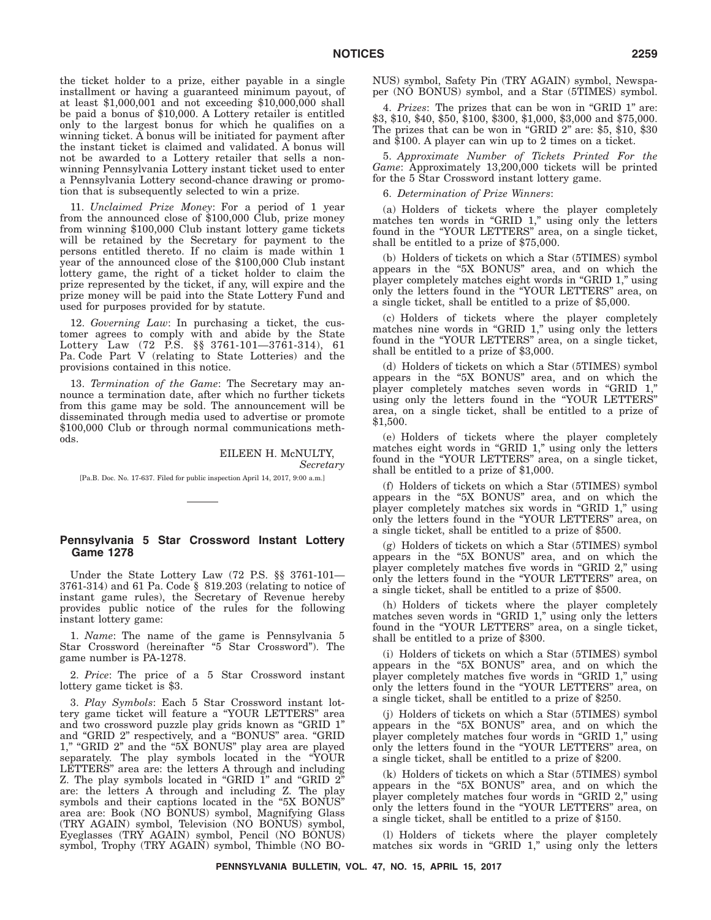the ticket holder to a prize, either payable in a single installment or having a guaranteed minimum payout, of at least $1,000,001 and not exceeding $10,000,000 shall be paid a bonus of $10,000. A Lottery retailer is entitled only to the largest bonus for which he qualifies on a winning ticket. A bonus will be initiated for payment after the instant ticket is claimed and validated. A bonus will not be awarded to a Lottery retailer that sells a non-winning Pennsylvania Lottery instant ticket used to enter a Pennsylvania Lottery second-chance drawing or promotion that is subsequently selected to win a prize.

11. *Unclaimed Prize Money*: For a period of 1 year from the announced close of $100,000 Club, prize money from winning $100,000 Club instant lottery game tickets will be retained by the Secretary for payment to the persons entitled thereto. If no claim is made within 1 year of the announced close of the $100,000 Club instant lottery game, the right of a ticket holder to claim the prize represented by the ticket, if any, will expire and the prize money will be paid into the State Lottery Fund and used for purposes provided for by statute.

12. *Governing Law*: In purchasing a ticket, the customer agrees to comply with and abide by the State Lottery Law (72 P.S. §§ 3761-101—3761-314), 61 Pa. Code Part V (relating to State Lotteries) and the provisions contained in this notice.

13. *Termination of the Game*: The Secretary may announce a termination date, after which no further tickets from this game may be sold. The announcement will be disseminated through media used to advertise or promote $100,000 Club or through normal communications methods.

EILEEN H. McNULTY,
*Secretary*

[Pa.B. Doc. No. 17-637. Filed for public inspection April 14, 2017, 9:00 a.m.]

## Pennsylvania 5 Star Crossword Instant Lottery Game 1278

Under the State Lottery Law (72 P.S. §§ 3761-101—3761-314) and 61 Pa. Code § 819.203 (relating to notice of instant game rules), the Secretary of Revenue hereby provides public notice of the rules for the following instant lottery game:

1. *Name*: The name of the game is Pennsylvania 5 Star Crossword (hereinafter "5 Star Crossword"). The game number is PA-1278.

2. *Price*: The price of a 5 Star Crossword instant lottery game ticket is $3.

3. *Play Symbols*: Each 5 Star Crossword instant lottery game ticket will feature a "YOUR LETTERS" area and two crossword puzzle play grids known as "GRID 1" and "GRID 2" respectively, and a "BONUS" area. "GRID 1," "GRID 2" and the "5X BONUS" play area are played separately. The play symbols located in the "YOUR LETTERS" area are: the letters A through and including Z. The play symbols located in "GRID 1" and "GRID 2" are: the letters A through and including Z. The play symbols and their captions located in the "5X BONUS" area are: Book (NO BONUS) symbol, Magnifying Glass (TRY AGAIN) symbol, Television (NO BONUS) symbol, Eyeglasses (TRY AGAIN) symbol, Pencil (NO BONUS) symbol, Trophy (TRY AGAIN) symbol, Thimble (NO BONUS) symbol, Safety Pin (TRY AGAIN) symbol, Newspaper (NO BONUS) symbol, and a Star (5TIMES) symbol.

4. *Prizes*: The prizes that can be won in "GRID 1" are: $3, $10, $40, $50, $100, $300, $1,000, $3,000 and $75,000. The prizes that can be won in "GRID 2" are: $5, $10, $30 and $100. A player can win up to 2 times on a ticket.

5. *Approximate Number of Tickets Printed For the Game*: Approximately 13,200,000 tickets will be printed for the 5 Star Crossword instant lottery game.

6. *Determination of Prize Winners*:

(a) Holders of tickets where the player completely matches ten words in "GRID 1," using only the letters found in the "YOUR LETTERS" area, on a single ticket, shall be entitled to a prize of $75,000.

(b) Holders of tickets on which a Star (5TIMES) symbol appears in the "5X BONUS" area, and on which the player completely matches eight words in "GRID 1," using only the letters found in the "YOUR LETTERS" area, on a single ticket, shall be entitled to a prize of $5,000.

(c) Holders of tickets where the player completely matches nine words in "GRID 1," using only the letters found in the "YOUR LETTERS" area, on a single ticket, shall be entitled to a prize of $3,000.

(d) Holders of tickets on which a Star (5TIMES) symbol appears in the "5X BONUS" area, and on which the player completely matches seven words in "GRID 1," using only the letters found in the "YOUR LETTERS" area, on a single ticket, shall be entitled to a prize of $1,500.

(e) Holders of tickets where the player completely matches eight words in "GRID 1," using only the letters found in the "YOUR LETTERS" area, on a single ticket, shall be entitled to a prize of $1,000.

(f) Holders of tickets on which a Star (5TIMES) symbol appears in the "5X BONUS" area, and on which the player completely matches six words in "GRID 1," using only the letters found in the "YOUR LETTERS" area, on a single ticket, shall be entitled to a prize of $500.

(g) Holders of tickets on which a Star (5TIMES) symbol appears in the "5X BONUS" area, and on which the player completely matches five words in "GRID 2," using only the letters found in the "YOUR LETTERS" area, on a single ticket, shall be entitled to a prize of $500.

(h) Holders of tickets where the player completely matches seven words in "GRID 1," using only the letters found in the "YOUR LETTERS" area, on a single ticket, shall be entitled to a prize of $300.

(i) Holders of tickets on which a Star (5TIMES) symbol appears in the "5X BONUS" area, and on which the player completely matches five words in "GRID 1," using only the letters found in the "YOUR LETTERS" area, on a single ticket, shall be entitled to a prize of $250.

(j) Holders of tickets on which a Star (5TIMES) symbol appears in the "5X BONUS" area, and on which the player completely matches four words in "GRID 1," using only the letters found in the "YOUR LETTERS" area, on a single ticket, shall be entitled to a prize of $200.

(k) Holders of tickets on which a Star (5TIMES) symbol appears in the "5X BONUS" area, and on which the player completely matches four words in "GRID 2," using only the letters found in the "YOUR LETTERS" area, on a single ticket, shall be entitled to a prize of $150.

(l) Holders of tickets where the player completely matches six words in "GRID 1," using only the letters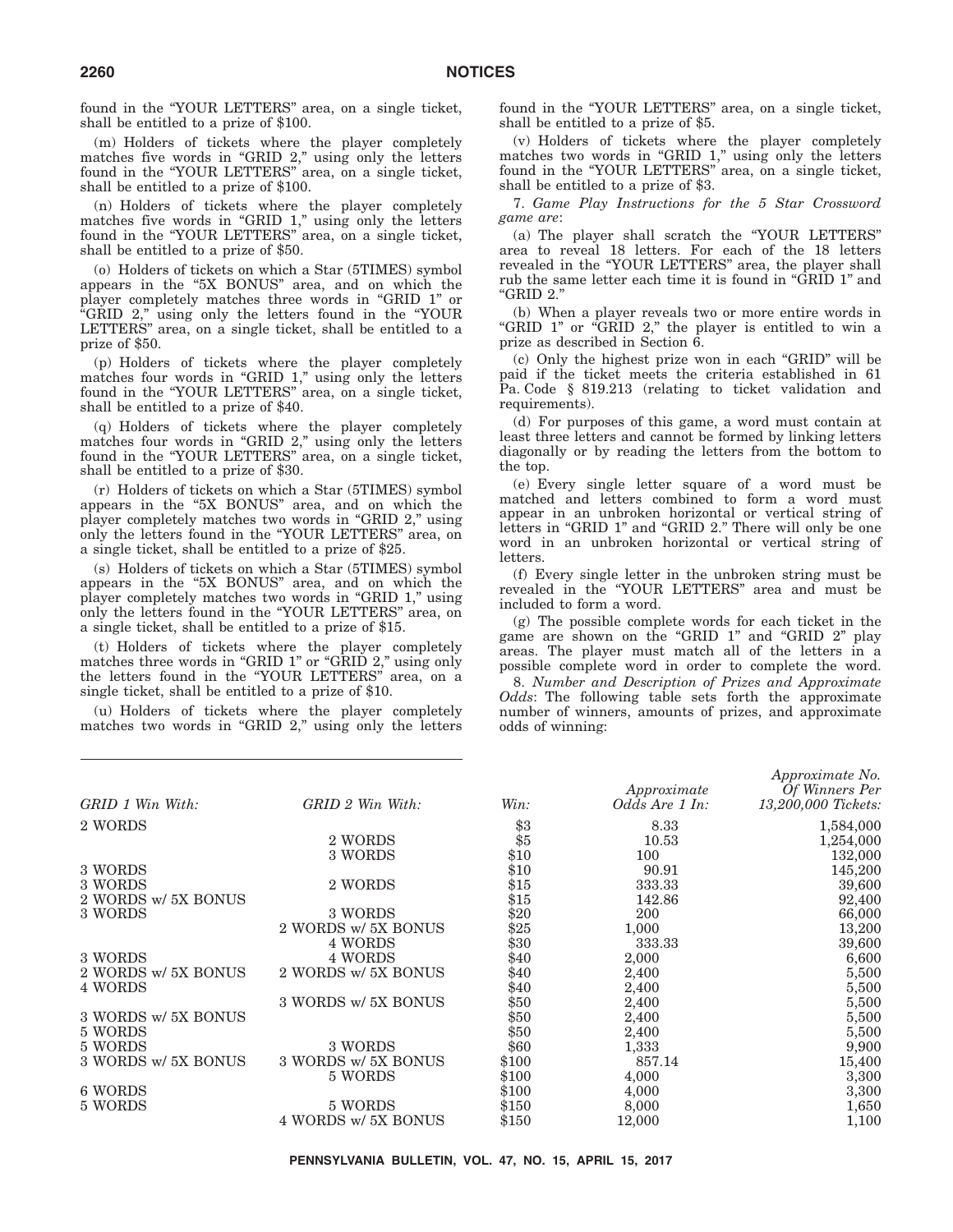found in the "YOUR LETTERS" area, on a single ticket, shall be entitled to a prize of $100.

(m) Holders of tickets where the player completely matches five words in "GRID 2," using only the letters found in the "YOUR LETTERS" area, on a single ticket, shall be entitled to a prize of $100.

(n) Holders of tickets where the player completely matches five words in "GRID 1," using only the letters found in the "YOUR LETTERS" area, on a single ticket, shall be entitled to a prize of $50.

(o) Holders of tickets on which a Star (5TIMES) symbol appears in the "5X BONUS" area, and on which the player completely matches three words in "GRID 1" or "GRID 2," using only the letters found in the "YOUR LETTERS" area, on a single ticket, shall be entitled to a prize of $50.

(p) Holders of tickets where the player completely matches four words in "GRID 1," using only the letters found in the "YOUR LETTERS" area, on a single ticket, shall be entitled to a prize of $40.

(q) Holders of tickets where the player completely matches four words in "GRID 2," using only the letters found in the "YOUR LETTERS" area, on a single ticket, shall be entitled to a prize of $30.

(r) Holders of tickets on which a Star (5TIMES) symbol appears in the "5X BONUS" area, and on which the player completely matches two words in "GRID 2," using only the letters found in the "YOUR LETTERS" area, on a single ticket, shall be entitled to a prize of $25.

(s) Holders of tickets on which a Star (5TIMES) symbol appears in the "5X BONUS" area, and on which the player completely matches two words in "GRID 1," using only the letters found in the "YOUR LETTERS" area, on a single ticket, shall be entitled to a prize of $15.

(t) Holders of tickets where the player completely matches three words in "GRID 1" or "GRID 2," using only the letters found in the "YOUR LETTERS" area, on a single ticket, shall be entitled to a prize of $10.

(u) Holders of tickets where the player completely matches two words in "GRID 2," using only the letters found in the "YOUR LETTERS" area, on a single ticket, shall be entitled to a prize of $5.

(v) Holders of tickets where the player completely matches two words in "GRID 1," using only the letters found in the "YOUR LETTERS" area, on a single ticket, shall be entitled to a prize of $3.

7. *Game Play Instructions for the 5 Star Crossword game are*:

(a) The player shall scratch the "YOUR LETTERS" area to reveal 18 letters. For each of the 18 letters revealed in the "YOUR LETTERS" area, the player shall rub the same letter each time it is found in "GRID 1" and "GRID 2."

(b) When a player reveals two or more entire words in "GRID 1" or "GRID 2," the player is entitled to win a prize as described in Section 6.

(c) Only the highest prize won in each "GRID" will be paid if the ticket meets the criteria established in 61 Pa. Code § 819.213 (relating to ticket validation and requirements).

(d) For purposes of this game, a word must contain at least three letters and cannot be formed by linking letters diagonally or by reading the letters from the bottom to the top.

(e) Every single letter square of a word must be matched and letters combined to form a word must appear in an unbroken horizontal or vertical string of letters in "GRID 1" and "GRID 2." There will only be one word in an unbroken horizontal or vertical string of letters.

(f) Every single letter in the unbroken string must be revealed in the "YOUR LETTERS" area and must be included to form a word.

(g) The possible complete words for each ticket in the game are shown on the "GRID 1" and "GRID 2" play areas. The player must match all of the letters in a possible complete word in order to complete the word.

8. *Number and Description of Prizes and Approximate Odds*: The following table sets forth the approximate number of winners, amounts of prizes, and approximate odds of winning:

| *GRID 1 Win With:* | *GRID 2 Win With:* | *Win:* | *Approximate Odds Are 1 In:* | *Approximate No. Of Winners Per 13,200,000 Tickets:* |
|---|---|---|---|---|
| 2 WORDS | | $3 | 8.33 | 1,584,000 |
| | 2 WORDS | $5 | 10.53 | 1,254,000 |
| | 3 WORDS | $10 | 100 | 132,000 |
| 3 WORDS | | $10 | 90.91 | 145,200 |
| 3 WORDS | 2 WORDS | $15 | 333.33 | 39,600 |
| 2 WORDS w/ 5X BONUS | | $15 | 142.86 | 92,400 |
| 3 WORDS | 3 WORDS | $20 | 200 | 66,000 |
| | 2 WORDS w/ 5X BONUS | $25 | 1,000 | 13,200 |
| | 4 WORDS | $30 | 333.33 | 39,600 |
| 3 WORDS | 4 WORDS | $40 | 2,000 | 6,600 |
| 2 WORDS w/ 5X BONUS | 2 WORDS w/ 5X BONUS | $40 | 2,400 | 5,500 |
| 4 WORDS | | $40 | 2,400 | 5,500 |
| | 3 WORDS w/ 5X BONUS | $50 | 2,400 | 5,500 |
| 3 WORDS w/ 5X BONUS | | $50 | 2,400 | 5,500 |
| 5 WORDS | | $50 | 2,400 | 5,500 |
| 5 WORDS | 3 WORDS | $60 | 1,333 | 9,900 |
| 3 WORDS w/ 5X BONUS | 3 WORDS w/ 5X BONUS | $100 | 857.14 | 15,400 |
| | 5 WORDS | $100 | 4,000 | 3,300 |
| 6 WORDS | | $100 | 4,000 | 3,300 |
| 5 WORDS | 5 WORDS | $150 | 8,000 | 1,650 |
| | 4 WORDS w/ 5X BONUS | $150 | 12,000 | 1,100 |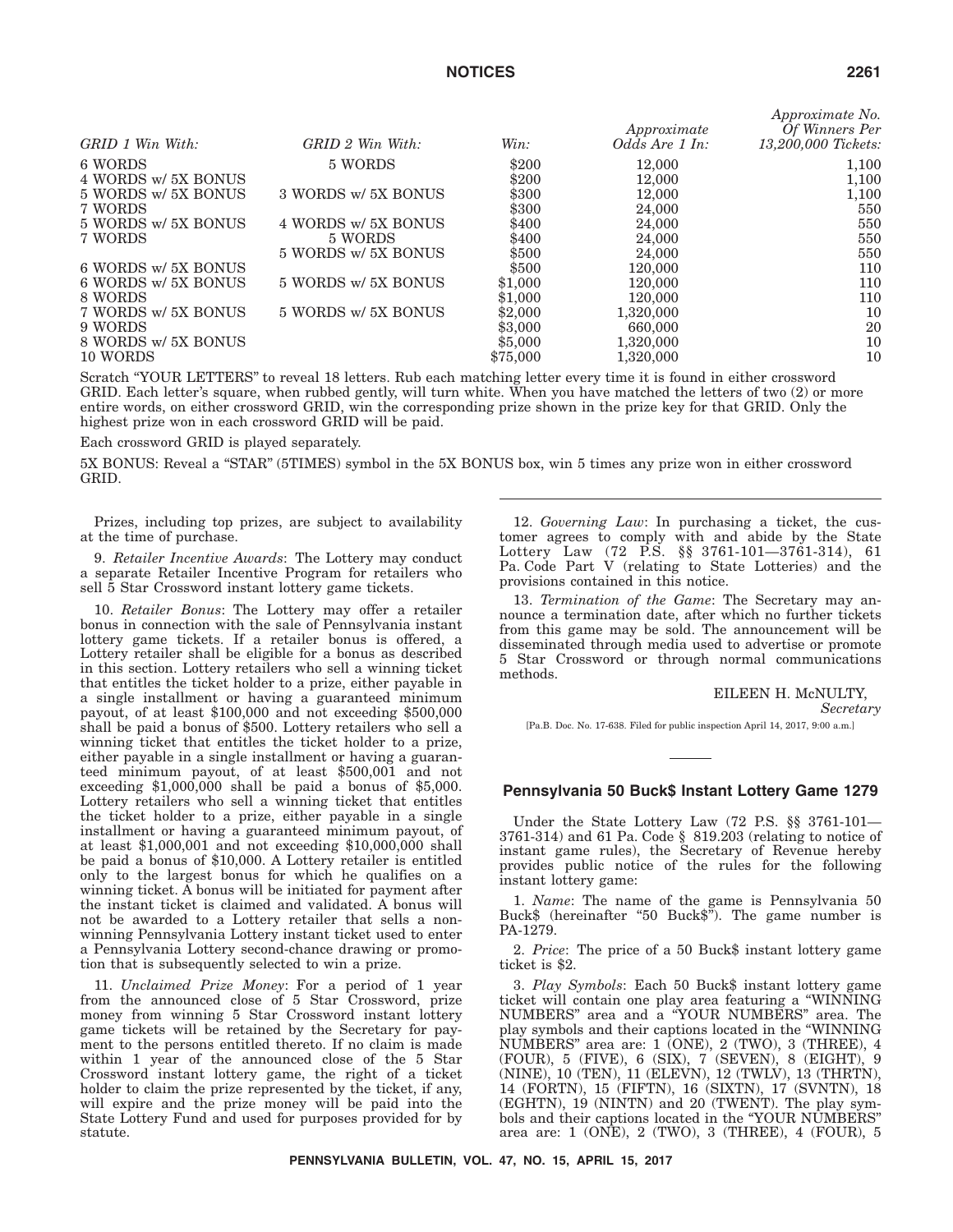| GRID 1 Win With: | GRID 2 Win With: | Win: | Approximate Odds Are 1 In: | Approximate No. Of Winners Per 13,200,000 Tickets: |
|---|---|---|---|---|
| 6 WORDS | 5 WORDS | $200 | 12,000 | 1,100 |
| 4 WORDS w/ 5X BONUS | | $200 | 12,000 | 1,100 |
| 5 WORDS w/ 5X BONUS | 3 WORDS w/ 5X BONUS | $300 | 12,000 | 1,100 |
| 7 WORDS | | $300 | 24,000 | 550 |
| 5 WORDS w/ 5X BONUS | 4 WORDS w/ 5X BONUS | $400 | 24,000 | 550 |
| 7 WORDS | 5 WORDS | $400 | 24,000 | 550 |
| | 5 WORDS w/ 5X BONUS | $500 | 24,000 | 550 |
| 6 WORDS w/ 5X BONUS | | $500 | 120,000 | 110 |
| 6 WORDS w/ 5X BONUS | 5 WORDS w/ 5X BONUS | $1,000 | 120,000 | 110 |
| 8 WORDS | | $1,000 | 120,000 | 110 |
| 7 WORDS w/ 5X BONUS | 5 WORDS w/ 5X BONUS | $2,000 | 1,320,000 | 10 |
| 9 WORDS | | $3,000 | 660,000 | 20 |
| 8 WORDS w/ 5X BONUS | | $5,000 | 1,320,000 | 10 |
| 10 WORDS | | $75,000 | 1,320,000 | 10 |

Scratch "YOUR LETTERS" to reveal 18 letters. Rub each matching letter every time it is found in either crossword GRID. Each letter's square, when rubbed gently, will turn white. When you have matched the letters of two (2) or more entire words, on either crossword GRID, win the corresponding prize shown in the prize key for that GRID. Only the highest prize won in each crossword GRID will be paid.

Each crossword GRID is played separately.

5X BONUS: Reveal a "STAR" (5TIMES) symbol in the 5X BONUS box, win 5 times any prize won in either crossword GRID.

Prizes, including top prizes, are subject to availability at the time of purchase.

9. *Retailer Incentive Awards*: The Lottery may conduct a separate Retailer Incentive Program for retailers who sell 5 Star Crossword instant lottery game tickets.

10. *Retailer Bonus*: The Lottery may offer a retailer bonus in connection with the sale of Pennsylvania instant lottery game tickets. If a retailer bonus is offered, a Lottery retailer shall be eligible for a bonus as described in this section. Lottery retailers who sell a winning ticket that entitles the ticket holder to a prize, either payable in a single installment or having a guaranteed minimum payout, of at least $100,000 and not exceeding $500,000 shall be paid a bonus of $500. Lottery retailers who sell a winning ticket that entitles the ticket holder to a prize, either payable in a single installment or having a guaranteed minimum payout, of at least $500,001 and not exceeding $1,000,000 shall be paid a bonus of $5,000. Lottery retailers who sell a winning ticket that entitles the ticket holder to a prize, either payable in a single installment or having a guaranteed minimum payout, of at least $1,000,001 and not exceeding $10,000,000 shall be paid a bonus of $10,000. A Lottery retailer is entitled only to the largest bonus for which he qualifies on a winning ticket. A bonus will be initiated for payment after the instant ticket is claimed and validated. A bonus will not be awarded to a Lottery retailer that sells a non-winning Pennsylvania Lottery instant ticket used to enter a Pennsylvania Lottery second-chance drawing or promotion that is subsequently selected to win a prize.

11. *Unclaimed Prize Money*: For a period of 1 year from the announced close of 5 Star Crossword, prize money from winning 5 Star Crossword instant lottery game tickets will be retained by the Secretary for payment to the persons entitled thereto. If no claim is made within 1 year of the announced close of the 5 Star Crossword instant lottery game, the right of a ticket holder to claim the prize represented by the ticket, if any, will expire and the prize money will be paid into the State Lottery Fund and used for purposes provided for by statute.

12. *Governing Law*: In purchasing a ticket, the customer agrees to comply with and abide by the State Lottery Law (72 P.S. §§ 3761-101—3761-314), 61 Pa. Code Part V (relating to State Lotteries) and the provisions contained in this notice.

13. *Termination of the Game*: The Secretary may announce a termination date, after which no further tickets from this game may be sold. The announcement will be disseminated through media used to advertise or promote 5 Star Crossword or through normal communications methods.

EILEEN H. McNULTY,
*Secretary*

[Pa.B. Doc. No. 17-638. Filed for public inspection April 14, 2017, 9:00 a.m.]

## Pennsylvania 50 Buck$ Instant Lottery Game 1279

Under the State Lottery Law (72 P.S. §§ 3761-101—3761-314) and 61 Pa. Code § 819.203 (relating to notice of instant game rules), the Secretary of Revenue hereby provides public notice of the rules for the following instant lottery game:

1. *Name*: The name of the game is Pennsylvania 50 Buck$ (hereinafter "50 Buck$"). The game number is PA-1279.

2. *Price*: The price of a 50 Buck$ instant lottery game ticket is $2.

3. *Play Symbols*: Each 50 Buck$ instant lottery game ticket will contain one play area featuring a "WINNING NUMBERS" area and a "YOUR NUMBERS" area. The play symbols and their captions located in the "WINNING NUMBERS" area are: 1 (ONE), 2 (TWO), 3 (THREE), 4 (FOUR), 5 (FIVE), 6 (SIX), 7 (SEVEN), 8 (EIGHT), 9 (NINE), 10 (TEN), 11 (ELEVN), 12 (TWLV), 13 (THRTN), 14 (FORTN), 15 (FIFTN), 16 (SIXTN), 17 (SVNTN), 18 (EGHTN), 19 (NINTN) and 20 (TWENT). The play symbols and their captions located in the "YOUR NUMBERS" area are: 1 (ONE), 2 (TWO), 3 (THREE), 4 (FOUR), 5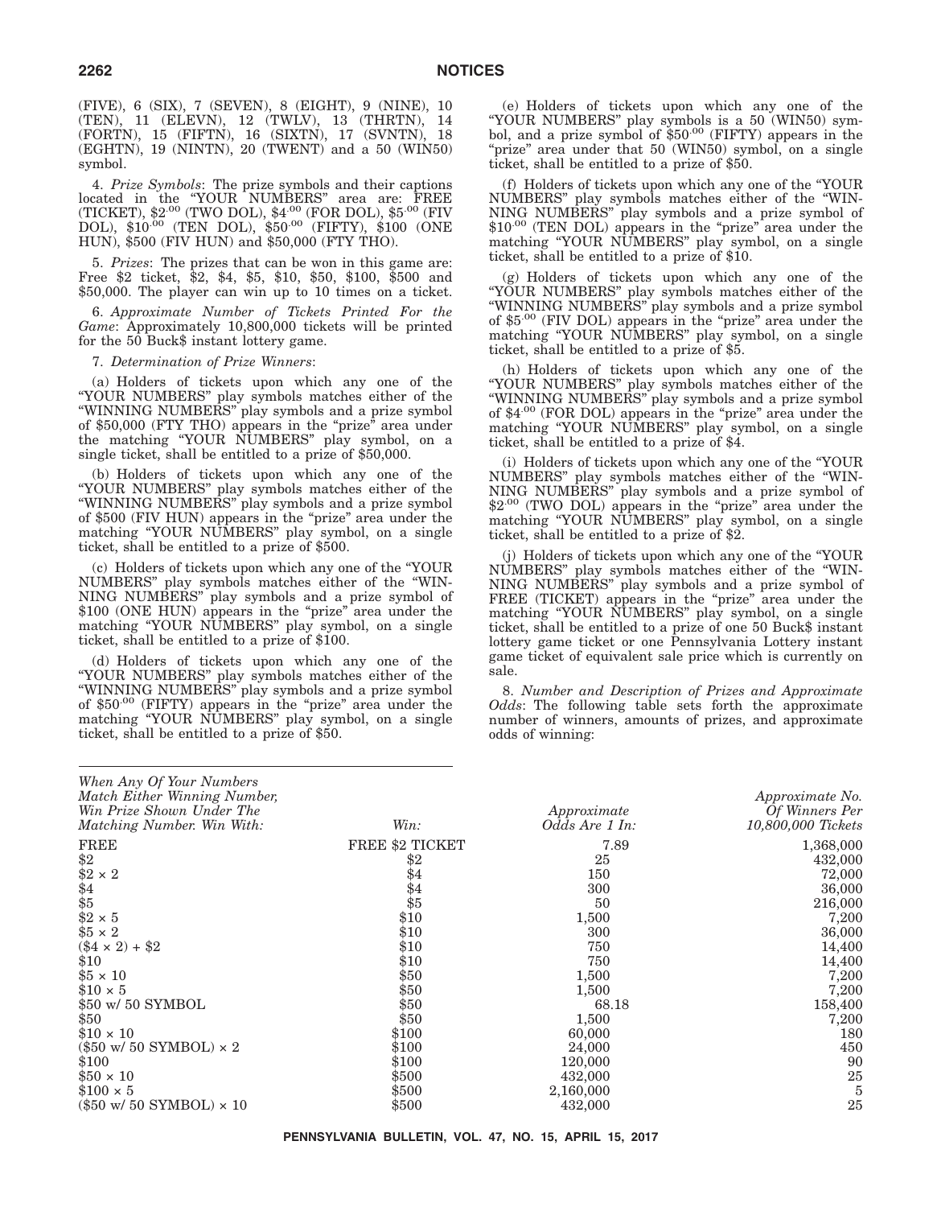(FIVE), 6 (SIX), 7 (SEVEN), 8 (EIGHT), 9 (NINE), 10 (TEN), 11 (ELEVN), 12 (TWLV), 13 (THRTN), 14 (FORTN), 15 (FIFTN), 16 (SIXTN), 17 (SVNTN), 18 (EGHTN), 19 (NINTN), 20 (TWENT) and a 50 (WIN50) symbol.

4. *Prize Symbols*: The prize symbols and their captions located in the "YOUR NUMBERS" area are: FREE (TICKET), $2.00 (TWO DOL), $4.00 (FOR DOL), $5.00 (FIV DOL), $10.00 (TEN DOL), $50.00 (FIFTY), $100 (ONE HUN), $500 (FIV HUN) and $50,000 (FTY THO).

5. *Prizes*: The prizes that can be won in this game are: Free $2 ticket, $2, $4, $5, $10, $50, $100, $500 and $50,000. The player can win up to 10 times on a ticket.

6. *Approximate Number of Tickets Printed For the Game*: Approximately 10,800,000 tickets will be printed for the 50 Buck$ instant lottery game.

7. *Determination of Prize Winners*:

(a) Holders of tickets upon which any one of the "YOUR NUMBERS" play symbols matches either of the "WINNING NUMBERS" play symbols and a prize symbol of $50,000 (FTY THO) appears in the "prize" area under the matching "YOUR NUMBERS" play symbol, on a single ticket, shall be entitled to a prize of $50,000.

(b) Holders of tickets upon which any one of the "YOUR NUMBERS" play symbols matches either of the "WINNING NUMBERS" play symbols and a prize symbol of $500 (FIV HUN) appears in the "prize" area under the matching "YOUR NUMBERS" play symbol, on a single ticket, shall be entitled to a prize of $500.

(c) Holders of tickets upon which any one of the "YOUR NUMBERS" play symbols matches either of the "WINNING NUMBERS" play symbols and a prize symbol of $100 (ONE HUN) appears in the "prize" area under the matching "YOUR NUMBERS" play symbol, on a single ticket, shall be entitled to a prize of $100.

(d) Holders of tickets upon which any one of the "YOUR NUMBERS" play symbols matches either of the "WINNING NUMBERS" play symbols and a prize symbol of $50.00 (FIFTY) appears in the "prize" area under the matching "YOUR NUMBERS" play symbol, on a single ticket, shall be entitled to a prize of $50.

(e) Holders of tickets upon which any one of the "YOUR NUMBERS" play symbols is a 50 (WIN50) symbol, and a prize symbol of $50.00 (FIFTY) appears in the "prize" area under that 50 (WIN50) symbol, on a single ticket, shall be entitled to a prize of $50.

(f) Holders of tickets upon which any one of the "YOUR NUMBERS" play symbols matches either of the "WINNING NUMBERS" play symbols and a prize symbol of $10.00 (TEN DOL) appears in the "prize" area under the matching "YOUR NUMBERS" play symbol, on a single ticket, shall be entitled to a prize of $10.

(g) Holders of tickets upon which any one of the "YOUR NUMBERS" play symbols matches either of the "WINNING NUMBERS" play symbols and a prize symbol of $5.00 (FIV DOL) appears in the "prize" area under the matching "YOUR NUMBERS" play symbol, on a single ticket, shall be entitled to a prize of $5.

(h) Holders of tickets upon which any one of the "YOUR NUMBERS" play symbols matches either of the "WINNING NUMBERS" play symbols and a prize symbol of $4.00 (FOR DOL) appears in the "prize" area under the matching "YOUR NUMBERS" play symbol, on a single ticket, shall be entitled to a prize of $4.

(i) Holders of tickets upon which any one of the "YOUR NUMBERS" play symbols matches either of the "WINNING NUMBERS" play symbols and a prize symbol of $2.00 (TWO DOL) appears in the "prize" area under the matching "YOUR NUMBERS" play symbol, on a single ticket, shall be entitled to a prize of $2.

(j) Holders of tickets upon which any one of the "YOUR NUMBERS" play symbols matches either of the "WINNING NUMBERS" play symbols and a prize symbol of FREE (TICKET) appears in the "prize" area under the matching "YOUR NUMBERS" play symbol, on a single ticket, shall be entitled to a prize of one 50 Buck$ instant lottery game ticket or one Pennsylvania Lottery instant game ticket of equivalent sale price which is currently on sale.

8. *Number and Description of Prizes and Approximate Odds*: The following table sets forth the approximate number of winners, amounts of prizes, and approximate odds of winning:

| *When Any Of Your Numbers Match Either Winning Number, Win Prize Shown Under The Matching Number. Win With:* | *Win:* | *Approximate Odds Are 1 In:* | *Approximate No. Of Winners Per 10,800,000 Tickets* |
|---|---|---|---|
| FREE | FREE $2 TICKET | 7.89 | 1,368,000 |
| $2 | $2 | 25 | 432,000 |
| $2 × 2 | $4 | 150 | 72,000 |
| $4 | $4 | 300 | 36,000 |
| $5 | $5 | 50 | 216,000 |
| $2 × 5 | $10 | 1,500 | 7,200 |
| $5 × 2 | $10 | 300 | 36,000 |
| ($4 × 2) + $2 | $10 | 750 | 14,400 |
| $10 | $10 | 750 | 14,400 |
| $5 × 10 | $50 | 1,500 | 7,200 |
| $10 × 5 | $50 | 1,500 | 7,200 |
| $50 w/ 50 SYMBOL | $50 | 68.18 | 158,400 |
| $50 | $50 | 1,500 | 7,200 |
| $10 × 10 | $100 | 60,000 | 180 |
| ($50 w/ 50 SYMBOL) × 2 | $100 | 24,000 | 450 |
| $100 | $100 | 120,000 | 90 |
| $50 × 10 | $500 | 432,000 | 25 |
| $100 × 5 | $500 | 2,160,000 | 5 |
| ($50 w/ 50 SYMBOL) × 10 | $500 | 432,000 | 25 |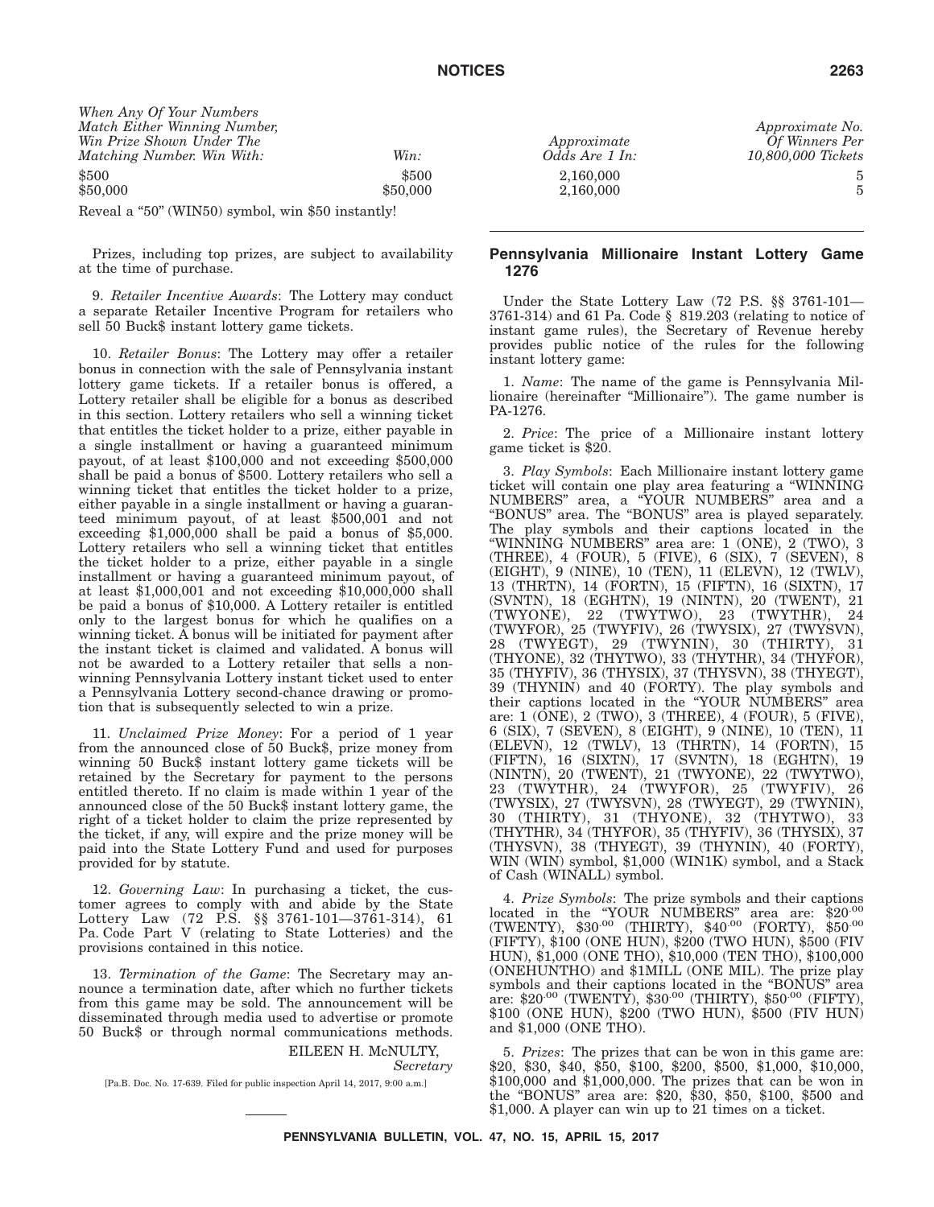| When Any Of Your Numbers Match Either Winning Number, Win Prize Shown Under The Matching Number. Win With: | Win: | Approximate Odds Are 1 In: | Approximate No. Of Winners Per 10,800,000 Tickets |
|---|---|---|---|
| $500 | $500 | 2,160,000 | 5 |
| $50,000 | $50,000 | 2,160,000 | 5 |

Reveal a "50" (WIN50) symbol, win $50 instantly!

Prizes, including top prizes, are subject to availability at the time of purchase.

9. *Retailer Incentive Awards*: The Lottery may conduct a separate Retailer Incentive Program for retailers who sell 50 Buck$ instant lottery game tickets.

10. *Retailer Bonus*: The Lottery may offer a retailer bonus in connection with the sale of Pennsylvania instant lottery game tickets. If a retailer bonus is offered, a Lottery retailer shall be eligible for a bonus as described in this section. Lottery retailers who sell a winning ticket that entitles the ticket holder to a prize, either payable in a single installment or having a guaranteed minimum payout, of at least $100,000 and not exceeding $500,000 shall be paid a bonus of $500. Lottery retailers who sell a winning ticket that entitles the ticket holder to a prize, either payable in a single installment or having a guaranteed minimum payout, of at least $500,001 and not exceeding $1,000,000 shall be paid a bonus of $5,000. Lottery retailers who sell a winning ticket that entitles the ticket holder to a prize, either payable in a single installment or having a guaranteed minimum payout, of at least $1,000,001 and not exceeding $10,000,000 shall be paid a bonus of $10,000. A Lottery retailer is entitled only to the largest bonus for which he qualifies on a winning ticket. A bonus will be initiated for payment after the instant ticket is claimed and validated. A bonus will not be awarded to a Lottery retailer that sells a non-winning Pennsylvania Lottery instant ticket used to enter a Pennsylvania Lottery second-chance drawing or promotion that is subsequently selected to win a prize.

11. *Unclaimed Prize Money*: For a period of 1 year from the announced close of 50 Buck$, prize money from winning 50 Buck$ instant lottery game tickets will be retained by the Secretary for payment to the persons entitled thereto. If no claim is made within 1 year of the announced close of the 50 Buck$ instant lottery game, the right of a ticket holder to claim the prize represented by the ticket, if any, will expire and the prize money will be paid into the State Lottery Fund and used for purposes provided for by statute.

12. *Governing Law*: In purchasing a ticket, the customer agrees to comply with and abide by the State Lottery Law (72 P.S. §§ 3761-101—3761-314), 61 Pa. Code Part V (relating to State Lotteries) and the provisions contained in this notice.

13. *Termination of the Game*: The Secretary may announce a termination date, after which no further tickets from this game may be sold. The announcement will be disseminated through media used to advertise or promote 50 Buck$ or through normal communications methods.

EILEEN H. McNULTY,
*Secretary*

[Pa.B. Doc. No. 17-639. Filed for public inspection April 14, 2017, 9:00 a.m.]

## Pennsylvania Millionaire Instant Lottery Game 1276

Under the State Lottery Law (72 P.S. §§ 3761-101—3761-314) and 61 Pa. Code § 819.203 (relating to notice of instant game rules), the Secretary of Revenue hereby provides public notice of the rules for the following instant lottery game:

1. *Name*: The name of the game is Pennsylvania Millionaire (hereinafter "Millionaire"). The game number is PA-1276.

2. *Price*: The price of a Millionaire instant lottery game ticket is $20.

3. *Play Symbols*: Each Millionaire instant lottery game ticket will contain one play area featuring a "WINNING NUMBERS" area, a "YOUR NUMBERS" area and a "BONUS" area. The "BONUS" area is played separately. The play symbols and their captions located in the "WINNING NUMBERS" area are: 1 (ONE), 2 (TWO), 3 (THREE), 4 (FOUR), 5 (FIVE), 6 (SIX), 7 (SEVEN), 8 (EIGHT), 9 (NINE), 10 (TEN), 11 (ELEVN), 12 (TWLV), 13 (THRTN), 14 (FORTN), 15 (FIFTN), 16 (SIXTN), 17 (SVNTN), 18 (EGHTN), 19 (NINTN), 20 (TWENT), 21 (TWYONE), 22 (TWYTWO), 23 (TWYTHR), 24 (TWYFOR), 25 (TWYFIV), 26 (TWYSIX), 27 (TWYSVN), 28 (TWYEGT), 29 (TWYNIN), 30 (THIRTY), 31 (THYONE), 32 (THYTWO), 33 (THYTHR), 34 (THYFOR), 35 (THYFIV), 36 (THYSIX), 37 (THYSVN), 38 (THYEGT), 39 (THYNIN) and 40 (FORTY). The play symbols and their captions located in the "YOUR NUMBERS" area are: 1 (ONE), 2 (TWO), 3 (THREE), 4 (FOUR), 5 (FIVE), 6 (SIX), 7 (SEVEN), 8 (EIGHT), 9 (NINE), 10 (TEN), 11 (ELEVN), 12 (TWLV), 13 (THRTN), 14 (FORTN), 15 (FIFTN), 16 (SIXTN), 17 (SVNTN), 18 (EGHTN), 19 (NINTN), 20 (TWENT), 21 (TWYONE), 22 (TWYTWO), 23 (TWYTHR), 24 (TWYFOR), 25 (TWYFIV), 26 (TWYSIX), 27 (TWYSVN), 28 (TWYEGT), 29 (TWYNIN), 30 (THIRTY), 31 (THYONE), 32 (THYTWO), 33 (THYTHR), 34 (THYFOR), 35 (THYFIV), 36 (THYSIX), 37 (THYSVN), 38 (THYEGT), 39 (THYNIN), 40 (FORTY), WIN (WIN) symbol, $1,000 (WIN1K) symbol, and a Stack of Cash (WINALL) symbol.

4. *Prize Symbols*: The prize symbols and their captions located in the "YOUR NUMBERS" area are: $20.00 (TWENTY), $30.00 (THIRTY), $40.00 (FORTY), $50.00 (FIFTY), $100 (ONE HUN), $200 (TWO HUN), $500 (FIV HUN), $1,000 (ONE THO), $10,000 (TEN THO), $100,000 (ONEHUNTHO) and $1MILL (ONE MIL). The prize play symbols and their captions located in the "BONUS" area are: $20.00 (TWENTY), $30.00 (THIRTY), $50.00 (FIFTY), $100 (ONE HUN), $200 (TWO HUN), $500 (FIV HUN) and $1,000 (ONE THO).

5. *Prizes*: The prizes that can be won in this game are: $20, $30, $40, $50, $100, $200, $500, $1,000, $10,000, $100,000 and $1,000,000. The prizes that can be won in the "BONUS" area are: $20, $30, $50, $100, $500 and $1,000. A player can win up to 21 times on a ticket.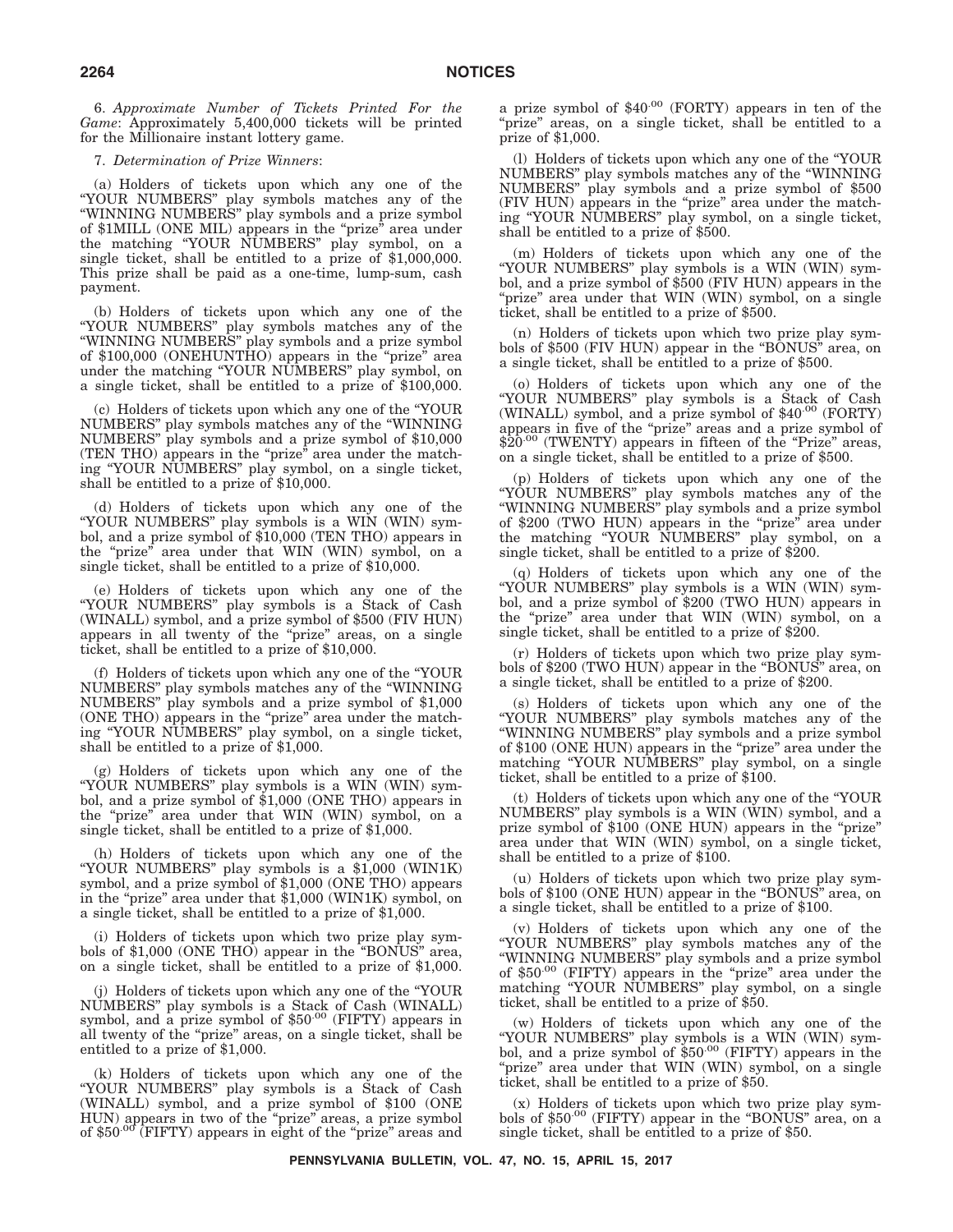6. *Approximate Number of Tickets Printed For the Game*: Approximately 5,400,000 tickets will be printed for the Millionaire instant lottery game.

7. *Determination of Prize Winners*:

(a) Holders of tickets upon which any one of the "YOUR NUMBERS" play symbols matches any of the "WINNING NUMBERS" play symbols and a prize symbol of $1MILL (ONE MIL) appears in the "prize" area under the matching "YOUR NUMBERS" play symbol, on a single ticket, shall be entitled to a prize of $1,000,000. This prize shall be paid as a one-time, lump-sum, cash payment.

(b) Holders of tickets upon which any one of the "YOUR NUMBERS" play symbols matches any of the "WINNING NUMBERS" play symbols and a prize symbol of $100,000 (ONEHUNTHO) appears in the "prize" area under the matching "YOUR NUMBERS" play symbol, on a single ticket, shall be entitled to a prize of $100,000.

(c) Holders of tickets upon which any one of the "YOUR NUMBERS" play symbols matches any of the "WINNING NUMBERS" play symbols and a prize symbol of $10,000 (TEN THO) appears in the "prize" area under the matching "YOUR NUMBERS" play symbol, on a single ticket, shall be entitled to a prize of $10,000.

(d) Holders of tickets upon which any one of the "YOUR NUMBERS" play symbols is a WIN (WIN) symbol, and a prize symbol of $10,000 (TEN THO) appears in the "prize" area under that WIN (WIN) symbol, on a single ticket, shall be entitled to a prize of $10,000.

(e) Holders of tickets upon which any one of the "YOUR NUMBERS" play symbols is a Stack of Cash (WINALL) symbol, and a prize symbol of $500 (FIV HUN) appears in all twenty of the "prize" areas, on a single ticket, shall be entitled to a prize of $10,000.

(f) Holders of tickets upon which any one of the "YOUR NUMBERS" play symbols matches any of the "WINNING NUMBERS" play symbols and a prize symbol of $1,000 (ONE THO) appears in the "prize" area under the matching "YOUR NUMBERS" play symbol, on a single ticket, shall be entitled to a prize of $1,000.

(g) Holders of tickets upon which any one of the "YOUR NUMBERS" play symbols is a WIN (WIN) symbol, and a prize symbol of $1,000 (ONE THO) appears in the "prize" area under that WIN (WIN) symbol, on a single ticket, shall be entitled to a prize of $1,000.

(h) Holders of tickets upon which any one of the "YOUR NUMBERS" play symbols is a $1,000 (WIN1K) symbol, and a prize symbol of $1,000 (ONE THO) appears in the "prize" area under that $1,000 (WIN1K) symbol, on a single ticket, shall be entitled to a prize of $1,000.

(i) Holders of tickets upon which two prize play symbols of $1,000 (ONE THO) appear in the "BONUS" area, on a single ticket, shall be entitled to a prize of $1,000.

(j) Holders of tickets upon which any one of the "YOUR NUMBERS" play symbols is a Stack of Cash (WINALL) symbol, and a prize symbol of $50.00 (FIFTY) appears in all twenty of the "prize" areas, on a single ticket, shall be entitled to a prize of $1,000.

(k) Holders of tickets upon which any one of the "YOUR NUMBERS" play symbols is a Stack of Cash (WINALL) symbol, and a prize symbol of $100 (ONE HUN) appears in two of the "prize" areas, a prize symbol of $50.00 (FIFTY) appears in eight of the "prize" areas and a prize symbol of $40.00 (FORTY) appears in ten of the "prize" areas, on a single ticket, shall be entitled to a prize of $1,000.

(l) Holders of tickets upon which any one of the "YOUR NUMBERS" play symbols matches any of the "WINNING NUMBERS" play symbols and a prize symbol of $500 (FIV HUN) appears in the "prize" area under the matching "YOUR NUMBERS" play symbol, on a single ticket, shall be entitled to a prize of $500.

(m) Holders of tickets upon which any one of the "YOUR NUMBERS" play symbols is a WIN (WIN) symbol, and a prize symbol of $500 (FIV HUN) appears in the "prize" area under that WIN (WIN) symbol, on a single ticket, shall be entitled to a prize of $500.

(n) Holders of tickets upon which two prize play symbols of $500 (FIV HUN) appear in the "BONUS" area, on a single ticket, shall be entitled to a prize of $500.

(o) Holders of tickets upon which any one of the "YOUR NUMBERS" play symbols is a Stack of Cash (WINALL) symbol, and a prize symbol of $40.00 (FORTY) appears in five of the "prize" areas and a prize symbol of $20.00 (TWENTY) appears in fifteen of the "Prize" areas, on a single ticket, shall be entitled to a prize of $500.

(p) Holders of tickets upon which any one of the "YOUR NUMBERS" play symbols matches any of the "WINNING NUMBERS" play symbols and a prize symbol of $200 (TWO HUN) appears in the "prize" area under the matching "YOUR NUMBERS" play symbol, on a single ticket, shall be entitled to a prize of $200.

(q) Holders of tickets upon which any one of the "YOUR NUMBERS" play symbols is a WIN (WIN) symbol, and a prize symbol of $200 (TWO HUN) appears in the "prize" area under that WIN (WIN) symbol, on a single ticket, shall be entitled to a prize of $200.

(r) Holders of tickets upon which two prize play symbols of $200 (TWO HUN) appear in the "BONUS" area, on a single ticket, shall be entitled to a prize of $200.

(s) Holders of tickets upon which any one of the "YOUR NUMBERS" play symbols matches any of the "WINNING NUMBERS" play symbols and a prize symbol of $100 (ONE HUN) appears in the "prize" area under the matching "YOUR NUMBERS" play symbol, on a single ticket, shall be entitled to a prize of $100.

(t) Holders of tickets upon which any one of the "YOUR NUMBERS" play symbols is a WIN (WIN) symbol, and a prize symbol of $100 (ONE HUN) appears in the "prize" area under that WIN (WIN) symbol, on a single ticket, shall be entitled to a prize of $100.

(u) Holders of tickets upon which two prize play symbols of $100 (ONE HUN) appear in the "BONUS" area, on a single ticket, shall be entitled to a prize of $100.

(v) Holders of tickets upon which any one of the "YOUR NUMBERS" play symbols matches any of the "WINNING NUMBERS" play symbols and a prize symbol of $50.00 (FIFTY) appears in the "prize" area under the matching "YOUR NUMBERS" play symbol, on a single ticket, shall be entitled to a prize of $50.

(w) Holders of tickets upon which any one of the "YOUR NUMBERS" play symbols is a WIN (WIN) symbol, and a prize symbol of $50.00 (FIFTY) appears in the "prize" area under that WIN (WIN) symbol, on a single ticket, shall be entitled to a prize of $50.

(x) Holders of tickets upon which two prize play symbols of $50.00 (FIFTY) appear in the "BONUS" area, on a single ticket, shall be entitled to a prize of $50.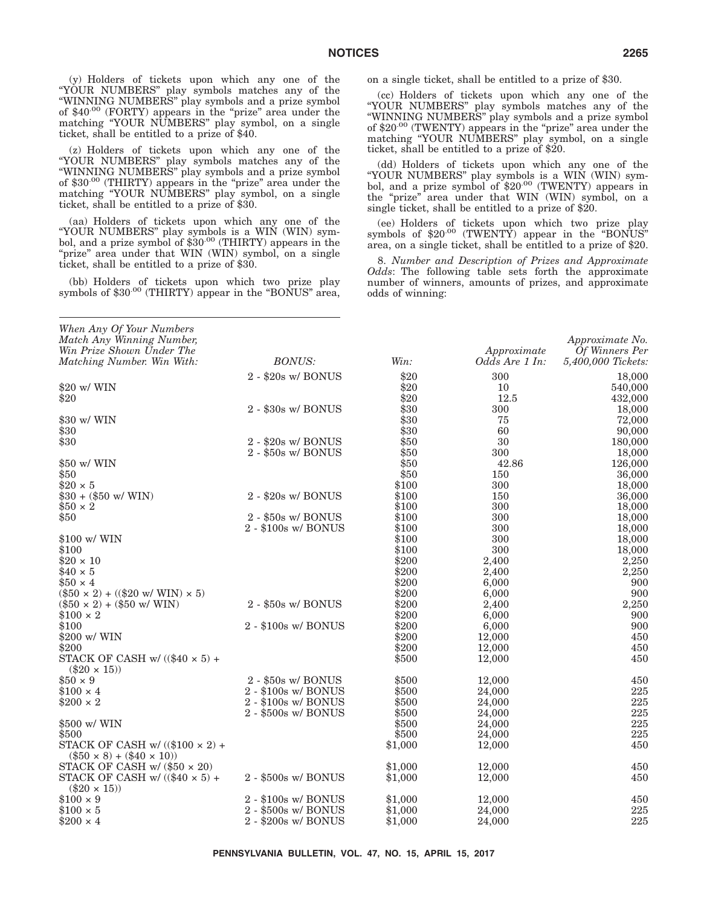(y) Holders of tickets upon which any one of the "YOUR NUMBERS" play symbols matches any of the "WINNING NUMBERS" play symbols and a prize symbol of $40.00 (FORTY) appears in the "prize" area under the matching "YOUR NUMBERS" play symbol, on a single ticket, shall be entitled to a prize of $40.

(z) Holders of tickets upon which any one of the "YOUR NUMBERS" play symbols matches any of the "WINNING NUMBERS" play symbols and a prize symbol of $30.00 (THIRTY) appears in the "prize" area under the matching "YOUR NUMBERS" play symbol, on a single ticket, shall be entitled to a prize of $30.

(aa) Holders of tickets upon which any one of the "YOUR NUMBERS" play symbols is a WIN (WIN) symbol, and a prize symbol of $30.00 (THIRTY) appears in the "prize" area under that WIN (WIN) symbol, on a single ticket, shall be entitled to a prize of $30.

(bb) Holders of tickets upon which two prize play symbols of $30.00 (THIRTY) appear in the "BONUS" area, on a single ticket, shall be entitled to a prize of $30.

(cc) Holders of tickets upon which any one of the "YOUR NUMBERS" play symbols matches any of the "WINNING NUMBERS" play symbols and a prize symbol of $20.00 (TWENTY) appears in the "prize" area under the matching "YOUR NUMBERS" play symbol, on a single ticket, shall be entitled to a prize of $20.

(dd) Holders of tickets upon which any one of the "YOUR NUMBERS" play symbols is a WIN (WIN) symbol, and a prize symbol of $20.00 (TWENTY) appears in the "prize" area under that WIN (WIN) symbol, on a single ticket, shall be entitled to a prize of $20.

(ee) Holders of tickets upon which two prize play symbols of $20.00 (TWENTY) appear in the "BONUS" area, on a single ticket, shall be entitled to a prize of $20.

8. *Number and Description of Prizes and Approximate Odds*: The following table sets forth the approximate number of winners, amounts of prizes, and approximate odds of winning:

| *When Any Of Your Numbers Match Any Winning Number, Win Prize Shown Under The Matching Number. Win With:* | *BONUS:* | *Win:* | *Approximate Odds Are 1 In:* | *Approximate No. Of Winners Per 5,400,000 Tickets:* |
|---|---|---|---|---|
| | 2 - $20s w/ BONUS | $20 | 300 | 18,000 |
| $20 w/ WIN | | $20 | 10 | 540,000 |
| $20 | | $20 | 12.5 | 432,000 |
| | 2 - $30s w/ BONUS | $30 | 300 | 18,000 |
| $30 w/ WIN | | $30 | 75 | 72,000 |
| $30 | | $30 | 60 | 90,000 |
| $30 | 2 - $20s w/ BONUS | $50 | 30 | 180,000 |
| | 2 - $50s w/ BONUS | $50 | 300 | 18,000 |
| $50 w/ WIN | | $50 | 42.86 | 126,000 |
| $50 | | $50 | 150 | 36,000 |
| $20 × 5 | | $100 | 300 | 18,000 |
| $30 + ($50 w/ WIN) | 2 - $20s w/ BONUS | $100 | 150 | 36,000 |
| $50 × 2 | | $100 | 300 | 18,000 |
| $50 | 2 - $50s w/ BONUS | $100 | 300 | 18,000 |
| | 2 - $100s w/ BONUS | $100 | 300 | 18,000 |
| $100 w/ WIN | | $100 | 300 | 18,000 |
| $100 | | $100 | 300 | 18,000 |
| $20 × 10 | | $200 | 2,400 | 2,250 |
| $40 × 5 | | $200 | 2,400 | 2,250 |
| $50 × 4 | | $200 | 6,000 | 900 |
| ($50 × 2) + (($20 w/ WIN) × 5) | | $200 | 6,000 | 900 |
| ($50 × 2) + ($50 w/ WIN) | 2 - $50s w/ BONUS | $200 | 2,400 | 2,250 |
| $100 × 2 | | $200 | 6,000 | 900 |
| $100 | 2 - $100s w/ BONUS | $200 | 6,000 | 900 |
| $200 w/ WIN | | $200 | 12,000 | 450 |
| $200 | | $200 | 12,000 | 450 |
| STACK OF CASH w/ (($40 × 5) + ($20 × 15)) | | $500 | 12,000 | 450 |
| $50 × 9 | 2 - $50s w/ BONUS | $500 | 12,000 | 450 |
| $100 × 4 | 2 - $100s w/ BONUS | $500 | 24,000 | 225 |
| $200 × 2 | 2 - $100s w/ BONUS | $500 | 24,000 | 225 |
| | 2 - $500s w/ BONUS | $500 | 24,000 | 225 |
| $500 w/ WIN | | $500 | 24,000 | 225 |
| $500 | | $500 | 24,000 | 225 |
| STACK OF CASH w/ (($100 × 2) + ($50 × 8) + ($40 × 10)) | | $1,000 | 12,000 | 450 |
| STACK OF CASH w/ ($50 × 20) | | $1,000 | 12,000 | 450 |
| STACK OF CASH w/ (($40 × 5) + ($20 × 15)) | 2 - $500s w/ BONUS | $1,000 | 12,000 | 450 |
| $100 × 9 | 2 - $100s w/ BONUS | $1,000 | 12,000 | 450 |
| $100 × 5 | 2 - $500s w/ BONUS | $1,000 | 24,000 | 225 |
| $200 × 4 | 2 - $200s w/ BONUS | $1,000 | 24,000 | 225 |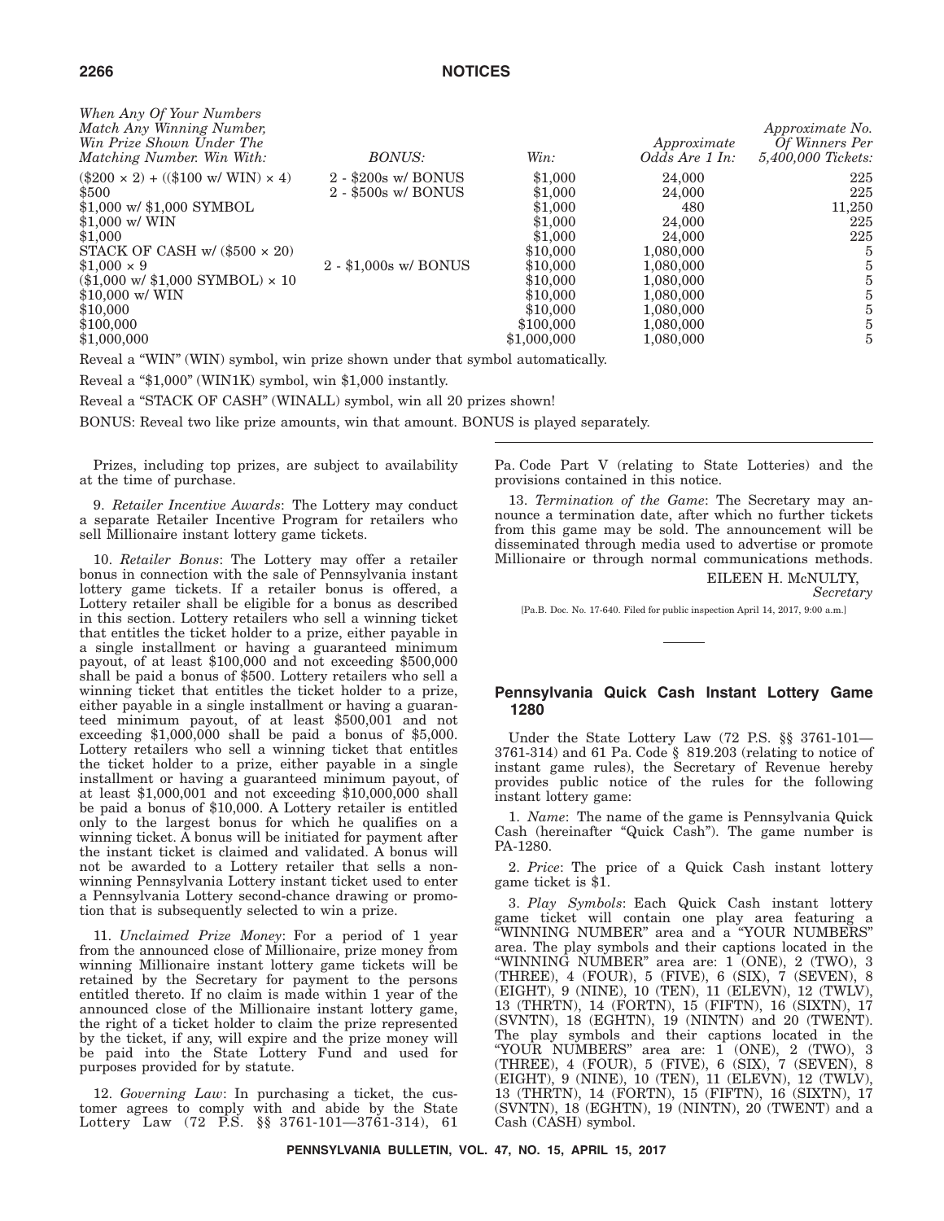| *When Any Of Your Numbers Match Any Winning Number, Win Prize Shown Under The Matching Number. Win With:* | *BONUS:* | *Win:* | *Approximate Odds Are 1 In:* | *Approximate No. Of Winners Per 5,400,000 Tickets:* |
|---|---|---|---|---|
| ($200 × 2) + (($100 w/ WIN) × 4) | 2 - $200s w/ BONUS | $1,000 | 24,000 | 225 |
| $500 | 2 - $500s w/ BONUS | $1,000 | 24,000 | 225 |
| $1,000 w/ $1,000 SYMBOL | | $1,000 | 480 | 11,250 |
| $1,000 w/ WIN | | $1,000 | 24,000 | 225 |
| $1,000 | | $1,000 | 24,000 | 225 |
| STACK OF CASH w/ ($500 × 20) | | $10,000 | 1,080,000 | 5 |
| $1,000 × 9 | 2 - $1,000s w/ BONUS | $10,000 | 1,080,000 | 5 |
| ($1,000 w/ $1,000 SYMBOL) × 10 | | $10,000 | 1,080,000 | 5 |
| $10,000 w/ WIN | | $10,000 | 1,080,000 | 5 |
| $10,000 | | $10,000 | 1,080,000 | 5 |
| $100,000 | | $100,000 | 1,080,000 | 5 |
| $1,000,000 | | $1,000,000 | 1,080,000 | 5 |

Reveal a "WIN" (WIN) symbol, win prize shown under that symbol automatically.

Reveal a "$1,000" (WIN1K) symbol, win $1,000 instantly.

Reveal a "STACK OF CASH" (WINALL) symbol, win all 20 prizes shown!

BONUS: Reveal two like prize amounts, win that amount. BONUS is played separately.

Prizes, including top prizes, are subject to availability at the time of purchase.

9. *Retailer Incentive Awards*: The Lottery may conduct a separate Retailer Incentive Program for retailers who sell Millionaire instant lottery game tickets.

10. *Retailer Bonus*: The Lottery may offer a retailer bonus in connection with the sale of Pennsylvania instant lottery game tickets. If a retailer bonus is offered, a Lottery retailer shall be eligible for a bonus as described in this section. Lottery retailers who sell a winning ticket that entitles the ticket holder to a prize, either payable in a single installment or having a guaranteed minimum payout, of at least $100,000 and not exceeding $500,000 shall be paid a bonus of $500. Lottery retailers who sell a winning ticket that entitles the ticket holder to a prize, either payable in a single installment or having a guaranteed minimum payout, of at least $500,001 and not exceeding $1,000,000 shall be paid a bonus of $5,000. Lottery retailers who sell a winning ticket that entitles the ticket holder to a prize, either payable in a single installment or having a guaranteed minimum payout, of at least $1,000,001 and not exceeding $10,000,000 shall be paid a bonus of $10,000. A Lottery retailer is entitled only to the largest bonus for which he qualifies on a winning ticket. A bonus will be initiated for payment after the instant ticket is claimed and validated. A bonus will not be awarded to a Lottery retailer that sells a non-winning Pennsylvania Lottery instant ticket used to enter a Pennsylvania Lottery second-chance drawing or promotion that is subsequently selected to win a prize.

11. *Unclaimed Prize Money*: For a period of 1 year from the announced close of Millionaire, prize money from winning Millionaire instant lottery game tickets will be retained by the Secretary for payment to the persons entitled thereto. If no claim is made within 1 year of the announced close of the Millionaire instant lottery game, the right of a ticket holder to claim the prize represented by the ticket, if any, will expire and the prize money will be paid into the State Lottery Fund and used for purposes provided for by statute.

12. *Governing Law*: In purchasing a ticket, the customer agrees to comply with and abide by the State Lottery Law (72 P.S. §§ 3761-101—3761-314), 61 Pa. Code Part V (relating to State Lotteries) and the provisions contained in this notice.

13. *Termination of the Game*: The Secretary may announce a termination date, after which no further tickets from this game may be sold. The announcement will be disseminated through media used to advertise or promote Millionaire or through normal communications methods.

EILEEN H. McNULTY,
*Secretary*

[Pa.B. Doc. No. 17-640. Filed for public inspection April 14, 2017, 9:00 a.m.]

## Pennsylvania Quick Cash Instant Lottery Game 1280

Under the State Lottery Law (72 P.S. §§ 3761-101—3761-314) and 61 Pa. Code § 819.203 (relating to notice of instant game rules), the Secretary of Revenue hereby provides public notice of the rules for the following instant lottery game:

1. *Name*: The name of the game is Pennsylvania Quick Cash (hereinafter "Quick Cash"). The game number is PA-1280.

2. *Price*: The price of a Quick Cash instant lottery game ticket is $1.

3. *Play Symbols*: Each Quick Cash instant lottery game ticket will contain one play area featuring a "WINNING NUMBER" area and a "YOUR NUMBERS" area. The play symbols and their captions located in the "WINNING NUMBER" area are: 1 (ONE), 2 (TWO), 3 (THREE), 4 (FOUR), 5 (FIVE), 6 (SIX), 7 (SEVEN), 8 (EIGHT), 9 (NINE), 10 (TEN), 11 (ELEVN), 12 (TWLV), 13 (THRTN), 14 (FORTN), 15 (FIFTN), 16 (SIXTN), 17 (SVNTN), 18 (EGHTN), 19 (NINTN) and 20 (TWENT). The play symbols and their captions located in the "YOUR NUMBERS" area are: 1 (ONE), 2 (TWO), 3 (THREE), 4 (FOUR), 5 (FIVE), 6 (SIX), 7 (SEVEN), 8 (EIGHT), 9 (NINE), 10 (TEN), 11 (ELEVN), 12 (TWLV), 13 (THRTN), 14 (FORTN), 15 (FIFTN), 16 (SIXTN), 17 (SVNTN), 18 (EGHTN), 19 (NINTN), 20 (TWENT) and a Cash (CASH) symbol.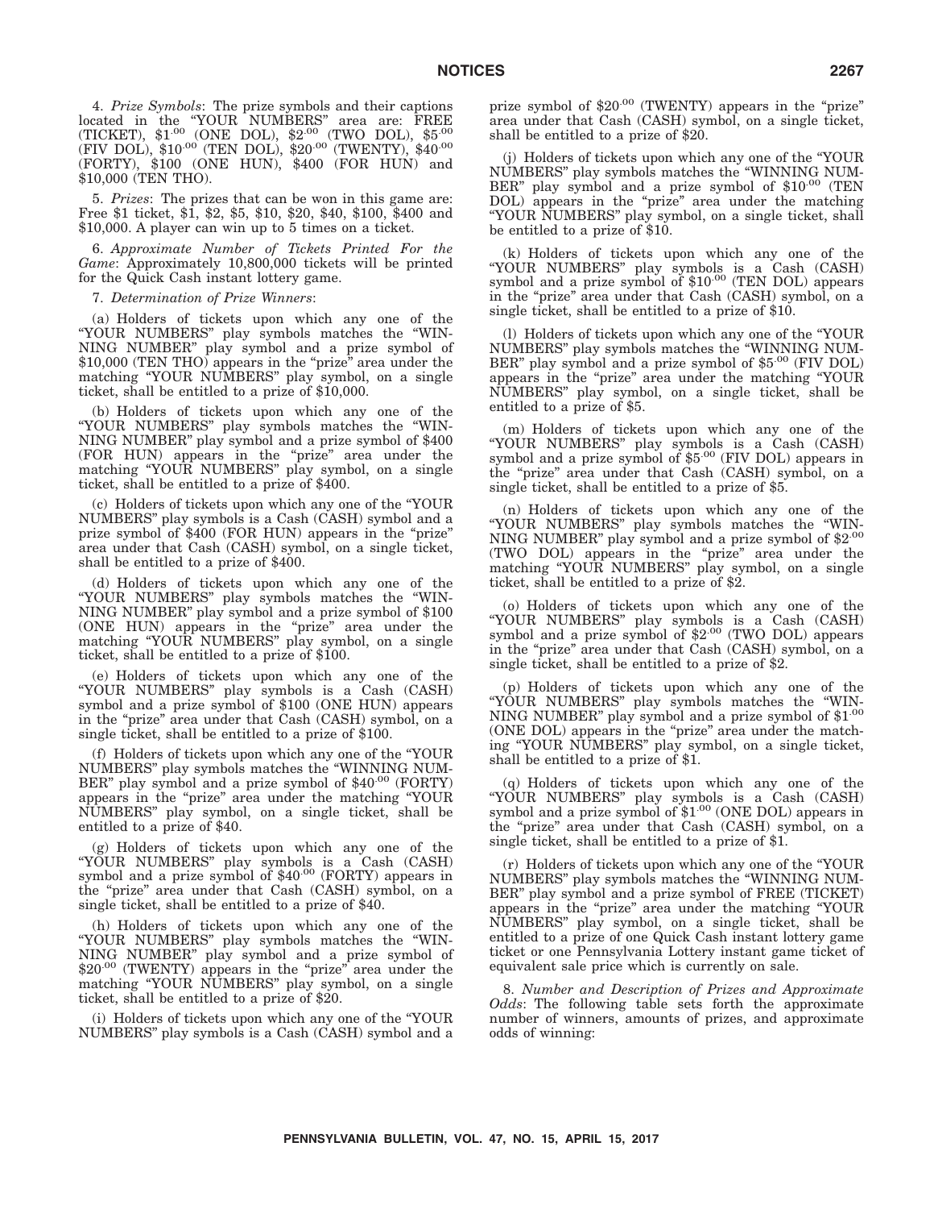4. *Prize Symbols*: The prize symbols and their captions located in the "YOUR NUMBERS" area are: FREE (TICKET), $\$1^{.00}$ (ONE DOL), $\$2^{.00}$ (TWO DOL), $\$5^{.00}$ (FIV DOL), $\$10^{.00}$ (TEN DOL), $\$20^{.00}$ (TWENTY), $\$40^{.00}$ (FORTY), $100 (ONE HUN), $400 (FOR HUN) and $10,000 (TEN THO).

5. *Prizes*: The prizes that can be won in this game are: Free $1 ticket, $1, $2, $5, $10, $20, $40, $100, $400 and $10,000. A player can win up to 5 times on a ticket.

6. *Approximate Number of Tickets Printed For the Game*: Approximately 10,800,000 tickets will be printed for the Quick Cash instant lottery game.

7. *Determination of Prize Winners*:

(a) Holders of tickets upon which any one of the "YOUR NUMBERS" play symbols matches the "WINNING NUMBER" play symbol and a prize symbol of $10,000 (TEN THO) appears in the "prize" area under the matching "YOUR NUMBERS" play symbol, on a single ticket, shall be entitled to a prize of $10,000.

(b) Holders of tickets upon which any one of the "YOUR NUMBERS" play symbols matches the "WINNING NUMBER" play symbol and a prize symbol of $400 (FOR HUN) appears in the "prize" area under the matching "YOUR NUMBERS" play symbol, on a single ticket, shall be entitled to a prize of $400.

(c) Holders of tickets upon which any one of the "YOUR NUMBERS" play symbols is a Cash (CASH) symbol and a prize symbol of $400 (FOR HUN) appears in the "prize" area under that Cash (CASH) symbol, on a single ticket, shall be entitled to a prize of $400.

(d) Holders of tickets upon which any one of the "YOUR NUMBERS" play symbols matches the "WINNING NUMBER" play symbol and a prize symbol of $100 (ONE HUN) appears in the "prize" area under the matching "YOUR NUMBERS" play symbol, on a single ticket, shall be entitled to a prize of $100.

(e) Holders of tickets upon which any one of the "YOUR NUMBERS" play symbols is a Cash (CASH) symbol and a prize symbol of $100 (ONE HUN) appears in the "prize" area under that Cash (CASH) symbol, on a single ticket, shall be entitled to a prize of $100.

(f) Holders of tickets upon which any one of the "YOUR NUMBERS" play symbols matches the "WINNING NUMBER" play symbol and a prize symbol of $\$40^{.00}$ (FORTY) appears in the "prize" area under the matching "YOUR NUMBERS" play symbol, on a single ticket, shall be entitled to a prize of $40.

(g) Holders of tickets upon which any one of the "YOUR NUMBERS" play symbols is a Cash (CASH) symbol and a prize symbol of $\$40^{.00}$ (FORTY) appears in the "prize" area under that Cash (CASH) symbol, on a single ticket, shall be entitled to a prize of $40.

(h) Holders of tickets upon which any one of the "YOUR NUMBERS" play symbols matches the "WINNING NUMBER" play symbol and a prize symbol of $\$20^{.00}$ (TWENTY) appears in the "prize" area under the matching "YOUR NUMBERS" play symbol, on a single ticket, shall be entitled to a prize of $20.

(i) Holders of tickets upon which any one of the "YOUR NUMBERS" play symbols is a Cash (CASH) symbol and a prize symbol of $\$20^{.00}$ (TWENTY) appears in the "prize" area under that Cash (CASH) symbol, on a single ticket, shall be entitled to a prize of $20.

(j) Holders of tickets upon which any one of the "YOUR NUMBERS" play symbols matches the "WINNING NUMBER" play symbol and a prize symbol of $\$10^{.00}$ (TEN DOL) appears in the "prize" area under the matching "YOUR NUMBERS" play symbol, on a single ticket, shall be entitled to a prize of $10.

(k) Holders of tickets upon which any one of the "YOUR NUMBERS" play symbols is a Cash (CASH) symbol and a prize symbol of $\$10^{.00}$ (TEN DOL) appears in the "prize" area under that Cash (CASH) symbol, on a single ticket, shall be entitled to a prize of $10.

(l) Holders of tickets upon which any one of the "YOUR NUMBERS" play symbols matches the "WINNING NUMBER" play symbol and a prize symbol of $\$5^{.00}$ (FIV DOL) appears in the "prize" area under the matching "YOUR NUMBERS" play symbol, on a single ticket, shall be entitled to a prize of $5.

(m) Holders of tickets upon which any one of the "YOUR NUMBERS" play symbols is a Cash (CASH) symbol and a prize symbol of $\$5^{.00}$ (FIV DOL) appears in the "prize" area under that Cash (CASH) symbol, on a single ticket, shall be entitled to a prize of $5.

(n) Holders of tickets upon which any one of the "YOUR NUMBERS" play symbols matches the "WINNING NUMBER" play symbol and a prize symbol of $\$2^{.00}$ (TWO DOL) appears in the "prize" area under the matching "YOUR NUMBERS" play symbol, on a single ticket, shall be entitled to a prize of $2.

(o) Holders of tickets upon which any one of the "YOUR NUMBERS" play symbols is a Cash (CASH) symbol and a prize symbol of $\$2^{.00}$ (TWO DOL) appears in the "prize" area under that Cash (CASH) symbol, on a single ticket, shall be entitled to a prize of $2.

(p) Holders of tickets upon which any one of the "YOUR NUMBERS" play symbols matches the "WINNING NUMBER" play symbol and a prize symbol of $\$1^{.00}$ (ONE DOL) appears in the "prize" area under the matching "YOUR NUMBERS" play symbol, on a single ticket, shall be entitled to a prize of $1.

(q) Holders of tickets upon which any one of the "YOUR NUMBERS" play symbols is a Cash (CASH) symbol and a prize symbol of $\$1^{.00}$ (ONE DOL) appears in the "prize" area under that Cash (CASH) symbol, on a single ticket, shall be entitled to a prize of $1.

(r) Holders of tickets upon which any one of the "YOUR NUMBERS" play symbols matches the "WINNING NUMBER" play symbol and a prize symbol of FREE (TICKET) appears in the "prize" area under the matching "YOUR NUMBERS" play symbol, on a single ticket, shall be entitled to a prize of one Quick Cash instant lottery game ticket or one Pennsylvania Lottery instant game ticket of equivalent sale price which is currently on sale.

8. *Number and Description of Prizes and Approximate Odds*: The following table sets forth the approximate number of winners, amounts of prizes, and approximate odds of winning: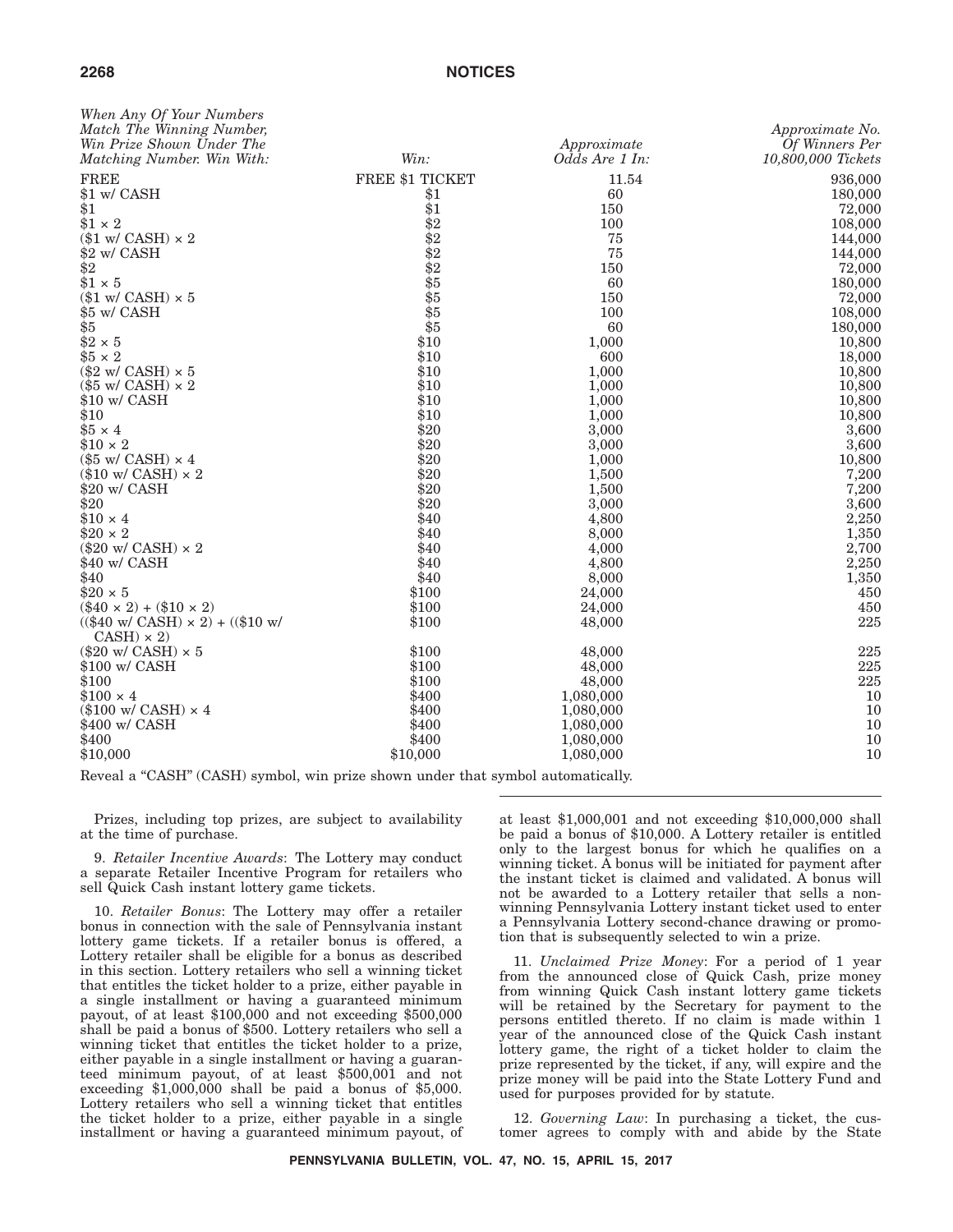| *When Any Of Your Numbers Match The Winning Number, Win Prize Shown Under The Matching Number. Win With:* | *Win:* | *Approximate Odds Are 1 In:* | *Approximate No. Of Winners Per 10,800,000 Tickets* |
|---|---|---|---|
| FREE | FREE $1 TICKET | 11.54 | 936,000 |
| $1 w/ CASH | $1 | 60 | 180,000 |
| $1 | $1 | 150 | 72,000 |
| $1 × 2 | $2 | 100 | 108,000 |
| ($1 w/ CASH) × 2 | $2 | 75 | 144,000 |
| $2 w/ CASH | $2 | 75 | 144,000 |
| $2 | $2 | 150 | 72,000 |
| $1 × 5 | $5 | 60 | 180,000 |
| ($1 w/ CASH) × 5 | $5 | 150 | 72,000 |
| $5 w/ CASH | $5 | 100 | 108,000 |
| $5 | $5 | 60 | 180,000 |
| $2 × 5 | $10 | 1,000 | 10,800 |
| $5 × 2 | $10 | 600 | 18,000 |
| ($2 w/ CASH) × 5 | $10 | 1,000 | 10,800 |
| ($5 w/ CASH) × 2 | $10 | 1,000 | 10,800 |
| $10 w/ CASH | $10 | 1,000 | 10,800 |
| $10 | $10 | 1,000 | 10,800 |
| $5 × 4 | $20 | 3,000 | 3,600 |
| $10 × 2 | $20 | 3,000 | 3,600 |
| ($5 w/ CASH) × 4 | $20 | 1,000 | 10,800 |
| ($10 w/ CASH) × 2 | $20 | 1,500 | 7,200 |
| $20 w/ CASH | $20 | 1,500 | 7,200 |
| $20 | $20 | 3,000 | 3,600 |
| $10 × 4 | $40 | 4,800 | 2,250 |
| $20 × 2 | $40 | 8,000 | 1,350 |
| ($20 w/ CASH) × 2 | $40 | 4,000 | 2,700 |
| $40 w/ CASH | $40 | 4,800 | 2,250 |
| $40 | $40 | 8,000 | 1,350 |
| $20 × 5 | $100 | 24,000 | 450 |
| ($40 × 2) + ($10 × 2) | $100 | 24,000 | 450 |
| (($40 w/ CASH) × 2) + (($10 w/ CASH) × 2) | $100 | 48,000 | 225 |
| ($20 w/ CASH) × 5 | $100 | 48,000 | 225 |
| $100 w/ CASH | $100 | 48,000 | 225 |
| $100 | $100 | 48,000 | 225 |
| $100 × 4 | $400 | 1,080,000 | 10 |
| ($100 w/ CASH) × 4 | $400 | 1,080,000 | 10 |
| $400 w/ CASH | $400 | 1,080,000 | 10 |
| $400 | $400 | 1,080,000 | 10 |
| $10,000 | $10,000 | 1,080,000 | 10 |

Reveal a "CASH" (CASH) symbol, win prize shown under that symbol automatically.

Prizes, including top prizes, are subject to availability at the time of purchase.

9. *Retailer Incentive Awards*: The Lottery may conduct a separate Retailer Incentive Program for retailers who sell Quick Cash instant lottery game tickets.

10. *Retailer Bonus*: The Lottery may offer a retailer bonus in connection with the sale of Pennsylvania instant lottery game tickets. If a retailer bonus is offered, a Lottery retailer shall be eligible for a bonus as described in this section. Lottery retailers who sell a winning ticket that entitles the ticket holder to a prize, either payable in a single installment or having a guaranteed minimum payout, of at least $100,000 and not exceeding $500,000 shall be paid a bonus of $500. Lottery retailers who sell a winning ticket that entitles the ticket holder to a prize, either payable in a single installment or having a guaranteed minimum payout, of at least $500,001 and not exceeding $1,000,000 shall be paid a bonus of $5,000. Lottery retailers who sell a winning ticket that entitles the ticket holder to a prize, either payable in a single installment or having a guaranteed minimum payout, of at least $1,000,001 and not exceeding $10,000,000 shall be paid a bonus of $10,000. A Lottery retailer is entitled only to the largest bonus for which he qualifies on a winning ticket. A bonus will be initiated for payment after the instant ticket is claimed and validated. A bonus will not be awarded to a Lottery retailer that sells a non-winning Pennsylvania Lottery instant ticket used to enter a Pennsylvania Lottery second-chance drawing or promotion that is subsequently selected to win a prize.

11. *Unclaimed Prize Money*: For a period of 1 year from the announced close of Quick Cash, prize money from winning Quick Cash instant lottery game tickets will be retained by the Secretary for payment to the persons entitled thereto. If no claim is made within 1 year of the announced close of the Quick Cash instant lottery game, the right of a ticket holder to claim the prize represented by the ticket, if any, will expire and the prize money will be paid into the State Lottery Fund and used for purposes provided for by statute.

12. *Governing Law*: In purchasing a ticket, the customer agrees to comply with and abide by the State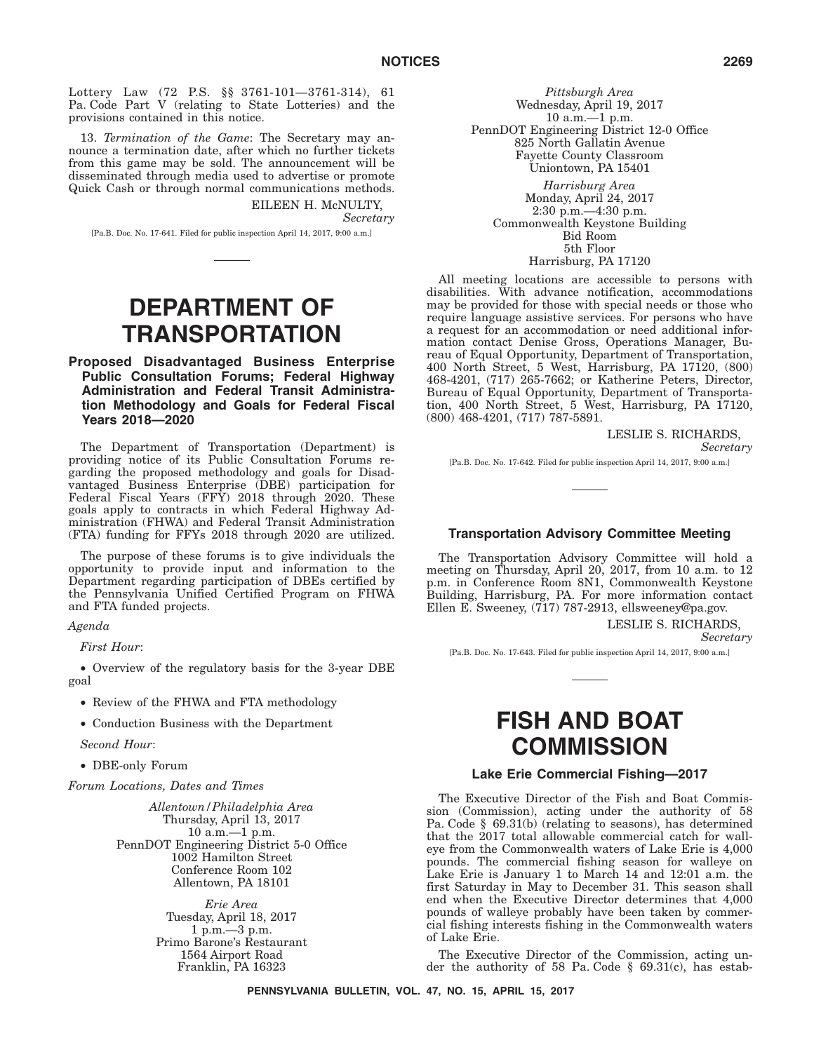Lottery Law (72 P.S. §§ 3761-101—3761-314), 61 Pa. Code Part V (relating to State Lotteries) and the provisions contained in this notice.

13. *Termination of the Game*: The Secretary may announce a termination date, after which no further tickets from this game may be sold. The announcement will be disseminated through media used to advertise or promote Quick Cash or through normal communications methods.

EILEEN H. McNULTY,
*Secretary*

[Pa.B. Doc. No. 17-641. Filed for public inspection April 14, 2017, 9:00 a.m.]

# DEPARTMENT OF TRANSPORTATION

## Proposed Disadvantaged Business Enterprise Public Consultation Forums; Federal Highway Administration and Federal Transit Administration Methodology and Goals for Federal Fiscal Years 2018—2020

The Department of Transportation (Department) is providing notice of its Public Consultation Forums regarding the proposed methodology and goals for Disadvantaged Business Enterprise (DBE) participation for Federal Fiscal Years (FFY) 2018 through 2020. These goals apply to contracts in which Federal Highway Administration (FHWA) and Federal Transit Administration (FTA) funding for FFYs 2018 through 2020 are utilized.

The purpose of these forums is to give individuals the opportunity to provide input and information to the Department regarding participation of DBEs certified by the Pennsylvania Unified Certified Program on FHWA and FTA funded projects.

*Agenda*

*First Hour*:

- Overview of the regulatory basis for the 3-year DBE goal
- Review of the FHWA and FTA methodology
- Conduction Business with the Department

*Second Hour*:

- DBE-only Forum

*Forum Locations, Dates and Times*

*Allentown/Philadelphia Area*
Thursday, April 13, 2017
10 a.m.—1 p.m.
PennDOT Engineering District 5-0 Office
1002 Hamilton Street
Conference Room 102
Allentown, PA 18101

*Erie Area*
Tuesday, April 18, 2017
1 p.m.—3 p.m.
Primo Barone's Restaurant
1564 Airport Road
Franklin, PA 16323

*Pittsburgh Area*
Wednesday, April 19, 2017
10 a.m.—1 p.m.
PennDOT Engineering District 12-0 Office
825 North Gallatin Avenue
Fayette County Classroom
Uniontown, PA 15401

*Harrisburg Area*
Monday, April 24, 2017
2:30 p.m.—4:30 p.m.
Commonwealth Keystone Building
Bid Room
5th Floor
Harrisburg, PA 17120

All meeting locations are accessible to persons with disabilities. With advance notification, accommodations may be provided for those with special needs or those who require language assistive services. For persons who have a request for an accommodation or need additional information contact Denise Gross, Operations Manager, Bureau of Equal Opportunity, Department of Transportation, 400 North Street, 5 West, Harrisburg, PA 17120, (800) 468-4201, (717) 265-7662; or Katherine Peters, Director, Bureau of Equal Opportunity, Department of Transportation, 400 North Street, 5 West, Harrisburg, PA 17120, (800) 468-4201, (717) 787-5891.

LESLIE S. RICHARDS,
*Secretary*

[Pa.B. Doc. No. 17-642. Filed for public inspection April 14, 2017, 9:00 a.m.]

## Transportation Advisory Committee Meeting

The Transportation Advisory Committee will hold a meeting on Thursday, April 20, 2017, from 10 a.m. to 12 p.m. in Conference Room 8N1, Commonwealth Keystone Building, Harrisburg, PA. For more information contact Ellen E. Sweeney, (717) 787-2913, ellsweeney@pa.gov.

LESLIE S. RICHARDS,
*Secretary*

[Pa.B. Doc. No. 17-643. Filed for public inspection April 14, 2017, 9:00 a.m.]

# FISH AND BOAT COMMISSION

## Lake Erie Commercial Fishing—2017

The Executive Director of the Fish and Boat Commission (Commission), acting under the authority of 58 Pa. Code § 69.31(b) (relating to seasons), has determined that the 2017 total allowable commercial catch for walleye from the Commonwealth waters of Lake Erie is 4,000 pounds. The commercial fishing season for walleye on Lake Erie is January 1 to March 14 and 12:01 a.m. the first Saturday in May to December 31. This season shall end when the Executive Director determines that 4,000 pounds of walleye probably have been taken by commercial fishing interests fishing in the Commonwealth waters of Lake Erie.

The Executive Director of the Commission, acting under the authority of 58 Pa. Code § 69.31(c), has estab-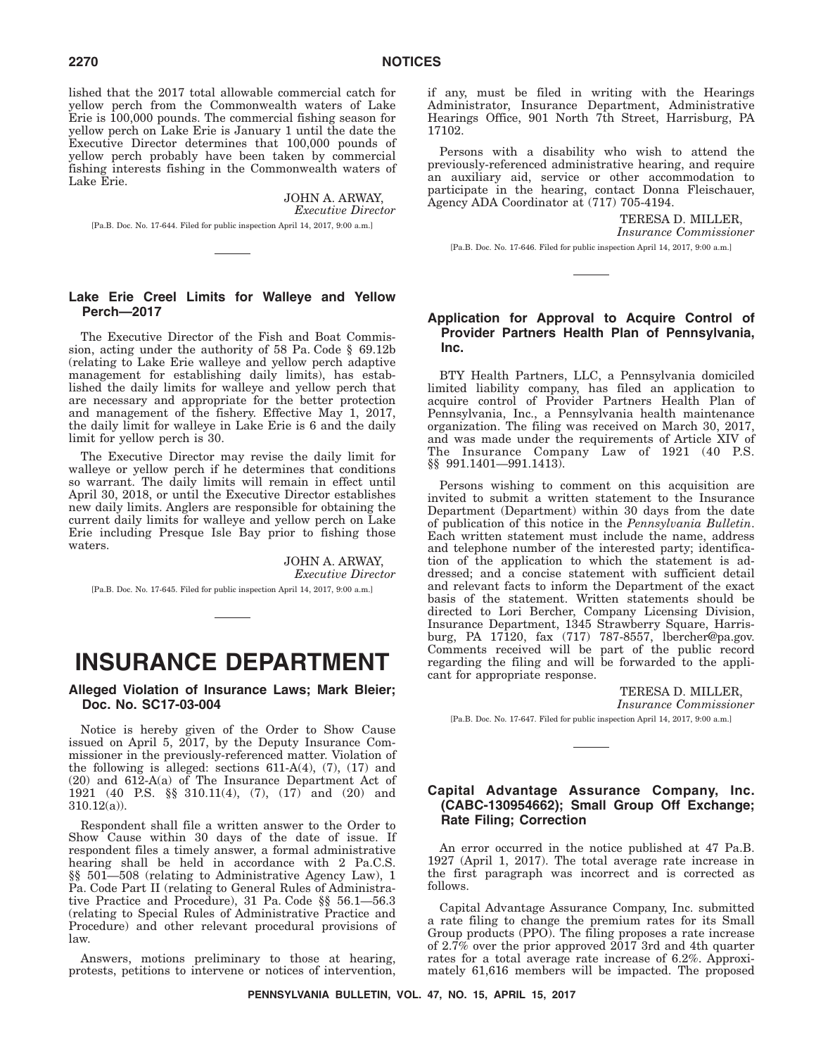lished that the 2017 total allowable commercial catch for yellow perch from the Commonwealth waters of Lake Erie is 100,000 pounds. The commercial fishing season for yellow perch on Lake Erie is January 1 until the date the Executive Director determines that 100,000 pounds of yellow perch probably have been taken by commercial fishing interests fishing in the Commonwealth waters of Lake Erie.

JOHN A. ARWAY,
*Executive Director*

[Pa.B. Doc. No. 17-644. Filed for public inspection April 14, 2017, 9:00 a.m.]

---

### Lake Erie Creel Limits for Walleye and Yellow Perch—2017

The Executive Director of the Fish and Boat Commission, acting under the authority of 58 Pa. Code § 69.12b (relating to Lake Erie walleye and yellow perch adaptive management for establishing daily limits), has established the daily limits for walleye and yellow perch that are necessary and appropriate for the better protection and management of the fishery. Effective May 1, 2017, the daily limit for walleye in Lake Erie is 6 and the daily limit for yellow perch is 30.

The Executive Director may revise the daily limit for walleye or yellow perch if he determines that conditions so warrant. The daily limits will remain in effect until April 30, 2018, or until the Executive Director establishes new daily limits. Anglers are responsible for obtaining the current daily limits for walleye and yellow perch on Lake Erie including Presque Isle Bay prior to fishing those waters.

JOHN A. ARWAY,
*Executive Director*

[Pa.B. Doc. No. 17-645. Filed for public inspection April 14, 2017, 9:00 a.m.]

---

# INSURANCE DEPARTMENT

### Alleged Violation of Insurance Laws; Mark Bleier; Doc. No. SC17-03-004

Notice is hereby given of the Order to Show Cause issued on April 5, 2017, by the Deputy Insurance Commissioner in the previously-referenced matter. Violation of the following is alleged: sections 611-A(4), (7), (17) and (20) and 612-A(a) of The Insurance Department Act of 1921 (40 P.S. §§ 310.11(4), (7), (17) and (20) and 310.12(a)).

Respondent shall file a written answer to the Order to Show Cause within 30 days of the date of issue. If respondent files a timely answer, a formal administrative hearing shall be held in accordance with 2 Pa.C.S. §§ 501—508 (relating to Administrative Agency Law), 1 Pa. Code Part II (relating to General Rules of Administrative Practice and Procedure), 31 Pa. Code §§ 56.1—56.3 (relating to Special Rules of Administrative Practice and Procedure) and other relevant procedural provisions of law.

Answers, motions preliminary to those at hearing, protests, petitions to intervene or notices of intervention, if any, must be filed in writing with the Hearings Administrator, Insurance Department, Administrative Hearings Office, 901 North 7th Street, Harrisburg, PA 17102.

Persons with a disability who wish to attend the previously-referenced administrative hearing, and require an auxiliary aid, service or other accommodation to participate in the hearing, contact Donna Fleischauer, Agency ADA Coordinator at (717) 705-4194.

TERESA D. MILLER,
*Insurance Commissioner*

[Pa.B. Doc. No. 17-646. Filed for public inspection April 14, 2017, 9:00 a.m.]

---

### Application for Approval to Acquire Control of Provider Partners Health Plan of Pennsylvania, Inc.

BTY Health Partners, LLC, a Pennsylvania domiciled limited liability company, has filed an application to acquire control of Provider Partners Health Plan of Pennsylvania, Inc., a Pennsylvania health maintenance organization. The filing was received on March 30, 2017, and was made under the requirements of Article XIV of The Insurance Company Law of 1921 (40 P.S. §§ 991.1401—991.1413).

Persons wishing to comment on this acquisition are invited to submit a written statement to the Insurance Department (Department) within 30 days from the date of publication of this notice in the *Pennsylvania Bulletin*. Each written statement must include the name, address and telephone number of the interested party; identification of the application to which the statement is addressed; and a concise statement with sufficient detail and relevant facts to inform the Department of the exact basis of the statement. Written statements should be directed to Lori Bercher, Company Licensing Division, Insurance Department, 1345 Strawberry Square, Harrisburg, PA 17120, fax (717) 787-8557, lbercher@pa.gov. Comments received will be part of the public record regarding the filing and will be forwarded to the applicant for appropriate response.

TERESA D. MILLER,
*Insurance Commissioner*

[Pa.B. Doc. No. 17-647. Filed for public inspection April 14, 2017, 9:00 a.m.]

---

### Capital Advantage Assurance Company, Inc. (CABC-130954662); Small Group Off Exchange; Rate Filing; Correction

An error occurred in the notice published at 47 Pa.B. 1927 (April 1, 2017). The total average rate increase in the first paragraph was incorrect and is corrected as follows.

Capital Advantage Assurance Company, Inc. submitted a rate filing to change the premium rates for its Small Group products (PPO). The filing proposes a rate increase of 2.7% over the prior approved 2017 3rd and 4th quarter rates for a total average rate increase of 6.2%. Approximately 61,616 members will be impacted. The proposed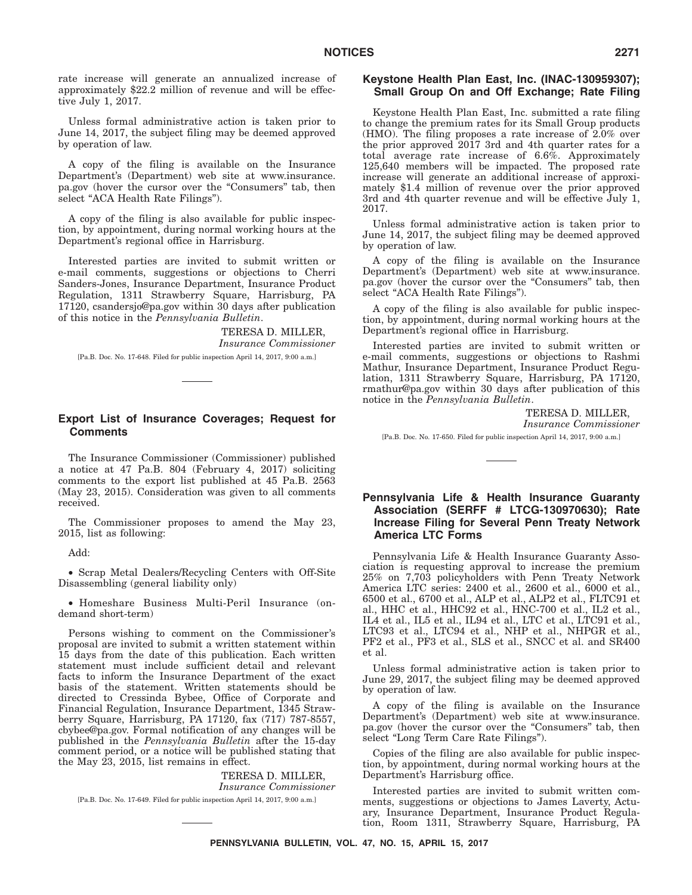rate increase will generate an annualized increase of approximately $22.2 million of revenue and will be effective July 1, 2017.

Unless formal administrative action is taken prior to June 14, 2017, the subject filing may be deemed approved by operation of law.

A copy of the filing is available on the Insurance Department's (Department) web site at www.insurance.pa.gov (hover the cursor over the "Consumers" tab, then select "ACA Health Rate Filings").

A copy of the filing is also available for public inspection, by appointment, during normal working hours at the Department's regional office in Harrisburg.

Interested parties are invited to submit written or e-mail comments, suggestions or objections to Cherri Sanders-Jones, Insurance Department, Insurance Product Regulation, 1311 Strawberry Square, Harrisburg, PA 17120, csandersjo@pa.gov within 30 days after publication of this notice in the *Pennsylvania Bulletin*.

TERESA D. MILLER,
*Insurance Commissioner*

[Pa.B. Doc. No. 17-648. Filed for public inspection April 14, 2017, 9:00 a.m.]

## Export List of Insurance Coverages; Request for Comments

The Insurance Commissioner (Commissioner) published a notice at 47 Pa.B. 804 (February 4, 2017) soliciting comments to the export list published at 45 Pa.B. 2563 (May 23, 2015). Consideration was given to all comments received.

The Commissioner proposes to amend the May 23, 2015, list as following:

Add:

- Scrap Metal Dealers/Recycling Centers with Off-Site Disassembling (general liability only)
- Homeshare Business Multi-Peril Insurance (on-demand short-term)

Persons wishing to comment on the Commissioner's proposal are invited to submit a written statement within 15 days from the date of this publication. Each written statement must include sufficient detail and relevant facts to inform the Insurance Department of the exact basis of the statement. Written statements should be directed to Cressinda Bybee, Office of Corporate and Financial Regulation, Insurance Department, 1345 Strawberry Square, Harrisburg, PA 17120, fax (717) 787-8557, cbybee@pa.gov. Formal notification of any changes will be published in the *Pennsylvania Bulletin* after the 15-day comment period, or a notice will be published stating that the May 23, 2015, list remains in effect.

TERESA D. MILLER,
*Insurance Commissioner*

[Pa.B. Doc. No. 17-649. Filed for public inspection April 14, 2017, 9:00 a.m.]

## Keystone Health Plan East, Inc. (INAC-130959307); Small Group On and Off Exchange; Rate Filing

Keystone Health Plan East, Inc. submitted a rate filing to change the premium rates for its Small Group products (HMO). The filing proposes a rate increase of 2.0% over the prior approved 2017 3rd and 4th quarter rates for a total average rate increase of 6.6%. Approximately 125,640 members will be impacted. The proposed rate increase will generate an additional increase of approximately $1.4 million of revenue over the prior approved 3rd and 4th quarter revenue and will be effective July 1, 2017.

Unless formal administrative action is taken prior to June 14, 2017, the subject filing may be deemed approved by operation of law.

A copy of the filing is available on the Insurance Department's (Department) web site at www.insurance.pa.gov (hover the cursor over the "Consumers" tab, then select "ACA Health Rate Filings").

A copy of the filing is also available for public inspection, by appointment, during normal working hours at the Department's regional office in Harrisburg.

Interested parties are invited to submit written or e-mail comments, suggestions or objections to Rashmi Mathur, Insurance Department, Insurance Product Regulation, 1311 Strawberry Square, Harrisburg, PA 17120, rmathur@pa.gov within 30 days after publication of this notice in the *Pennsylvania Bulletin*.

TERESA D. MILLER,
*Insurance Commissioner*

[Pa.B. Doc. No. 17-650. Filed for public inspection April 14, 2017, 9:00 a.m.]

## Pennsylvania Life & Health Insurance Guaranty Association (SERFF # LTCG-130970630); Rate Increase Filing for Several Penn Treaty Network America LTC Forms

Pennsylvania Life & Health Insurance Guaranty Association is requesting approval to increase the premium 25% on 7,703 policyholders with Penn Treaty Network America LTC series: 2400 et al., 2600 et al., 6000 et al., 6500 et al., 6700 et al., ALP et al., ALP2 et al., FLTC91 et al., HHC et al., HHC92 et al., HNC-700 et al., IL2 et al., IL4 et al., IL5 et al., IL94 et al., LTC et al., LTC91 et al., LTC93 et al., LTC94 et al., NHP et al., NHPGR et al., PF2 et al., PF3 et al., SLS et al., SNCC et al. and SR400 et al.

Unless formal administrative action is taken prior to June 29, 2017, the subject filing may be deemed approved by operation of law.

A copy of the filing is available on the Insurance Department's (Department) web site at www.insurance.pa.gov (hover the cursor over the "Consumers" tab, then select "Long Term Care Rate Filings").

Copies of the filing are also available for public inspection, by appointment, during normal working hours at the Department's Harrisburg office.

Interested parties are invited to submit written comments, suggestions or objections to James Laverty, Actuary, Insurance Department, Insurance Product Regulation, Room 1311, Strawberry Square, Harrisburg, PA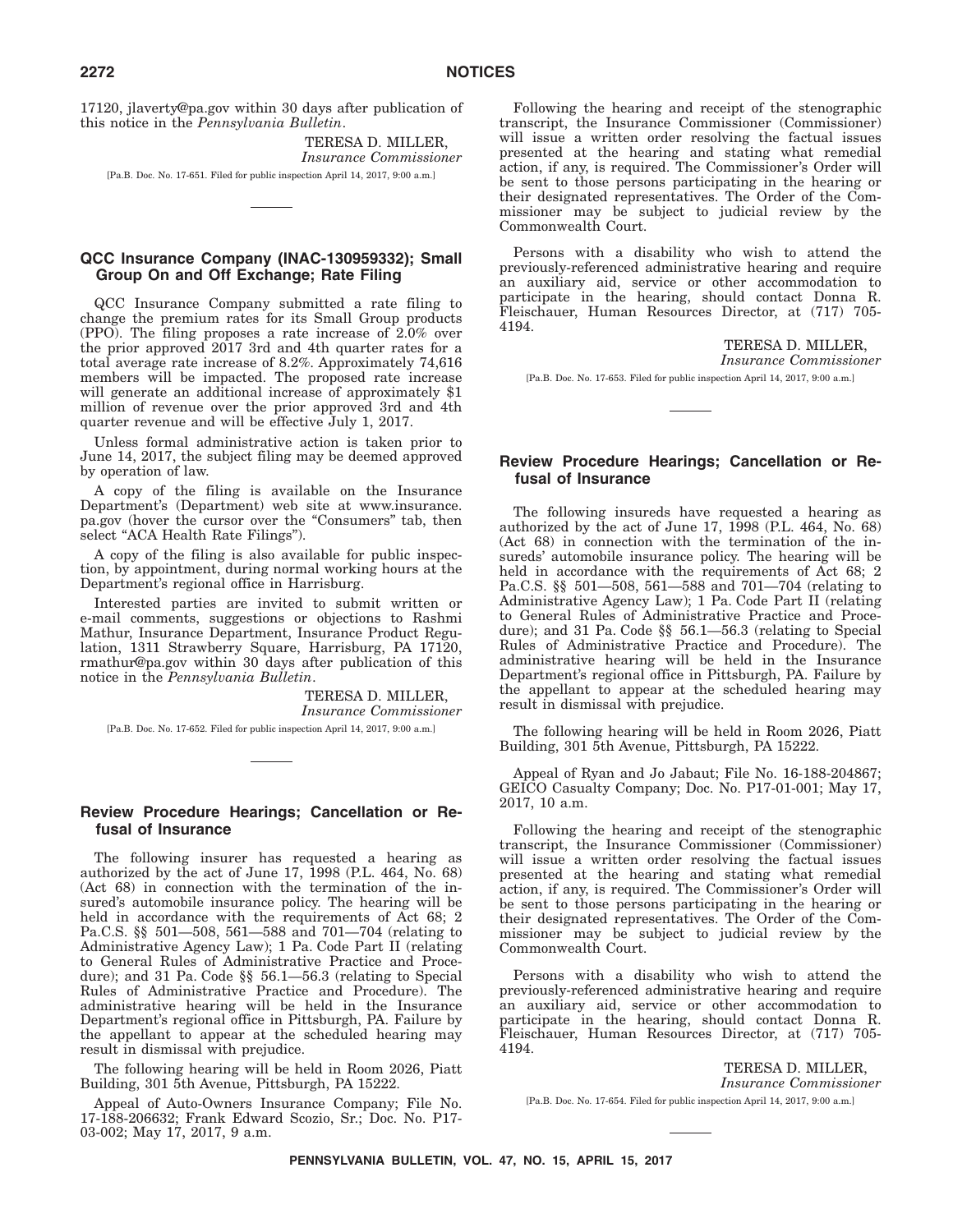17120, jlaverty@pa.gov within 30 days after publication of this notice in the *Pennsylvania Bulletin*.

TERESA D. MILLER,
*Insurance Commissioner*

[Pa.B. Doc. No. 17-651. Filed for public inspection April 14, 2017, 9:00 a.m.]

## QCC Insurance Company (INAC-130959332); Small Group On and Off Exchange; Rate Filing

QCC Insurance Company submitted a rate filing to change the premium rates for its Small Group products (PPO). The filing proposes a rate increase of 2.0% over the prior approved 2017 3rd and 4th quarter rates for a total average rate increase of 8.2%. Approximately 74,616 members will be impacted. The proposed rate increase will generate an additional increase of approximately $1 million of revenue over the prior approved 3rd and 4th quarter revenue and will be effective July 1, 2017.

Unless formal administrative action is taken prior to June 14, 2017, the subject filing may be deemed approved by operation of law.

A copy of the filing is available on the Insurance Department's (Department) web site at www.insurance.pa.gov (hover the cursor over the "Consumers" tab, then select "ACA Health Rate Filings").

A copy of the filing is also available for public inspection, by appointment, during normal working hours at the Department's regional office in Harrisburg.

Interested parties are invited to submit written or e-mail comments, suggestions or objections to Rashmi Mathur, Insurance Department, Insurance Product Regulation, 1311 Strawberry Square, Harrisburg, PA 17120, rmathur@pa.gov within 30 days after publication of this notice in the *Pennsylvania Bulletin*.

TERESA D. MILLER,
*Insurance Commissioner*

[Pa.B. Doc. No. 17-652. Filed for public inspection April 14, 2017, 9:00 a.m.]

## Review Procedure Hearings; Cancellation or Refusal of Insurance

The following insurer has requested a hearing as authorized by the act of June 17, 1998 (P.L. 464, No. 68) (Act 68) in connection with the termination of the insured's automobile insurance policy. The hearing will be held in accordance with the requirements of Act 68; 2 Pa.C.S. §§ 501—508, 561—588 and 701—704 (relating to Administrative Agency Law); 1 Pa. Code Part II (relating to General Rules of Administrative Practice and Procedure); and 31 Pa. Code §§ 56.1—56.3 (relating to Special Rules of Administrative Practice and Procedure). The administrative hearing will be held in the Insurance Department's regional office in Pittsburgh, PA. Failure by the appellant to appear at the scheduled hearing may result in dismissal with prejudice.

The following hearing will be held in Room 2026, Piatt Building, 301 5th Avenue, Pittsburgh, PA 15222.

Appeal of Auto-Owners Insurance Company; File No. 17-188-206632; Frank Edward Scozio, Sr.; Doc. No. P17-03-002; May 17, 2017, 9 a.m.

Following the hearing and receipt of the stenographic transcript, the Insurance Commissioner (Commissioner) will issue a written order resolving the factual issues presented at the hearing and stating what remedial action, if any, is required. The Commissioner's Order will be sent to those persons participating in the hearing or their designated representatives. The Order of the Commissioner may be subject to judicial review by the Commonwealth Court.

Persons with a disability who wish to attend the previously-referenced administrative hearing and require an auxiliary aid, service or other accommodation to participate in the hearing, should contact Donna R. Fleischauer, Human Resources Director, at (717) 705-4194.

TERESA D. MILLER,
*Insurance Commissioner*

[Pa.B. Doc. No. 17-653. Filed for public inspection April 14, 2017, 9:00 a.m.]

## Review Procedure Hearings; Cancellation or Refusal of Insurance

The following insureds have requested a hearing as authorized by the act of June 17, 1998 (P.L. 464, No. 68) (Act 68) in connection with the termination of the insureds' automobile insurance policy. The hearing will be held in accordance with the requirements of Act 68; 2 Pa.C.S. §§ 501—508, 561—588 and 701—704 (relating to Administrative Agency Law); 1 Pa. Code Part II (relating to General Rules of Administrative Practice and Procedure); and 31 Pa. Code §§ 56.1—56.3 (relating to Special Rules of Administrative Practice and Procedure). The administrative hearing will be held in the Insurance Department's regional office in Pittsburgh, PA. Failure by the appellant to appear at the scheduled hearing may result in dismissal with prejudice.

The following hearing will be held in Room 2026, Piatt Building, 301 5th Avenue, Pittsburgh, PA 15222.

Appeal of Ryan and Jo Jabaut; File No. 16-188-204867; GEICO Casualty Company; Doc. No. P17-01-001; May 17, 2017, 10 a.m.

Following the hearing and receipt of the stenographic transcript, the Insurance Commissioner (Commissioner) will issue a written order resolving the factual issues presented at the hearing and stating what remedial action, if any, is required. The Commissioner's Order will be sent to those persons participating in the hearing or their designated representatives. The Order of the Commissioner may be subject to judicial review by the Commonwealth Court.

Persons with a disability who wish to attend the previously-referenced administrative hearing and require an auxiliary aid, service or other accommodation to participate in the hearing, should contact Donna R. Fleischauer, Human Resources Director, at (717) 705-4194.

TERESA D. MILLER,
*Insurance Commissioner*

[Pa.B. Doc. No. 17-654. Filed for public inspection April 14, 2017, 9:00 a.m.]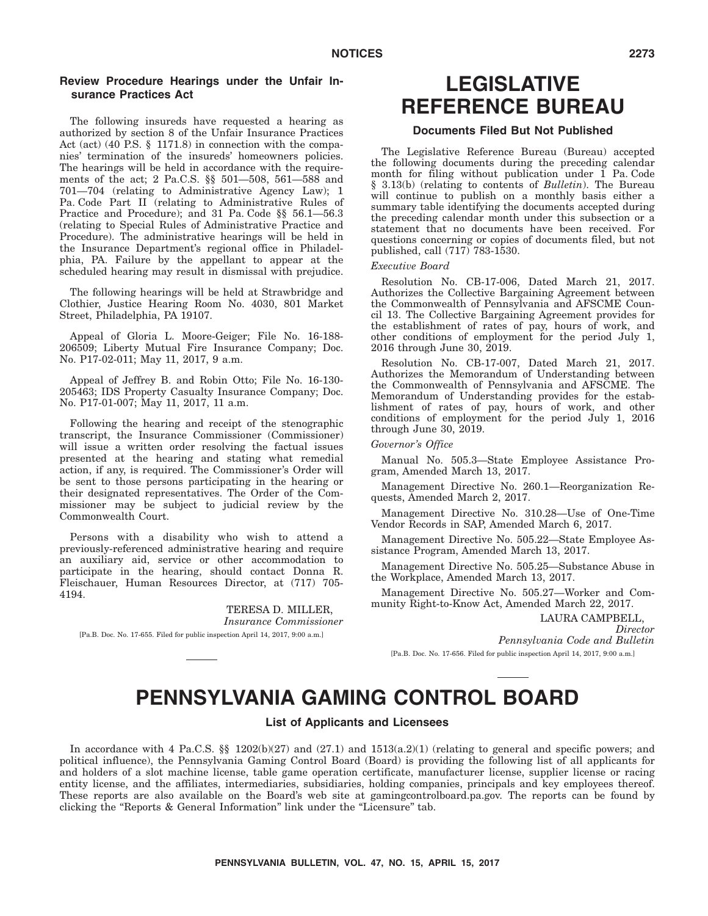### Review Procedure Hearings under the Unfair Insurance Practices Act

The following insureds have requested a hearing as authorized by section 8 of the Unfair Insurance Practices Act (act) (40 P.S. § 1171.8) in connection with the companies' termination of the insureds' homeowners policies. The hearings will be held in accordance with the requirements of the act; 2 Pa.C.S. §§ 501—508, 561—588 and 701—704 (relating to Administrative Agency Law); 1 Pa. Code Part II (relating to Administrative Rules of Practice and Procedure); and 31 Pa. Code §§ 56.1—56.3 (relating to Special Rules of Administrative Practice and Procedure). The administrative hearings will be held in the Insurance Department's regional office in Philadelphia, PA. Failure by the appellant to appear at the scheduled hearing may result in dismissal with prejudice.

The following hearings will be held at Strawbridge and Clothier, Justice Hearing Room No. 4030, 801 Market Street, Philadelphia, PA 19107.

Appeal of Gloria L. Moore-Geiger; File No. 16-188-206509; Liberty Mutual Fire Insurance Company; Doc. No. P17-02-011; May 11, 2017, 9 a.m.

Appeal of Jeffrey B. and Robin Otto; File No. 16-130-205463; IDS Property Casualty Insurance Company; Doc. No. P17-01-007; May 11, 2017, 11 a.m.

Following the hearing and receipt of the stenographic transcript, the Insurance Commissioner (Commissioner) will issue a written order resolving the factual issues presented at the hearing and stating what remedial action, if any, is required. The Commissioner's Order will be sent to those persons participating in the hearing or their designated representatives. The Order of the Commissioner may be subject to judicial review by the Commonwealth Court.

Persons with a disability who wish to attend a previously-referenced administrative hearing and require an auxiliary aid, service or other accommodation to participate in the hearing, should contact Donna R. Fleischauer, Human Resources Director, at (717) 705-4194.

TERESA D. MILLER,
*Insurance Commissioner*

[Pa.B. Doc. No. 17-655. Filed for public inspection April 14, 2017, 9:00 a.m.]

# LEGISLATIVE REFERENCE BUREAU

### Documents Filed But Not Published

The Legislative Reference Bureau (Bureau) accepted the following documents during the preceding calendar month for filing without publication under 1 Pa. Code § 3.13(b) (relating to contents of *Bulletin*). The Bureau will continue to publish on a monthly basis either a summary table identifying the documents accepted during the preceding calendar month under this subsection or a statement that no documents have been received. For questions concerning or copies of documents filed, but not published, call (717) 783-1530.

*Executive Board*

Resolution No. CB-17-006, Dated March 21, 2017. Authorizes the Collective Bargaining Agreement between the Commonwealth of Pennsylvania and AFSCME Council 13. The Collective Bargaining Agreement provides for the establishment of rates of pay, hours of work, and other conditions of employment for the period July 1, 2016 through June 30, 2019.

Resolution No. CB-17-007, Dated March 21, 2017. Authorizes the Memorandum of Understanding between the Commonwealth of Pennsylvania and AFSCME. The Memorandum of Understanding provides for the establishment of rates of pay, hours of work, and other conditions of employment for the period July 1, 2016 through June 30, 2019.

*Governor's Office*

Manual No. 505.3—State Employee Assistance Program, Amended March 13, 2017.

Management Directive No. 260.1—Reorganization Requests, Amended March 2, 2017.

Management Directive No. 310.28—Use of One-Time Vendor Records in SAP, Amended March 6, 2017.

Management Directive No. 505.22—State Employee Assistance Program, Amended March 13, 2017.

Management Directive No. 505.25—Substance Abuse in the Workplace, Amended March 13, 2017.

Management Directive No. 505.27—Worker and Community Right-to-Know Act, Amended March 22, 2017.

LAURA CAMPBELL,
*Director*
*Pennsylvania Code and Bulletin*

[Pa.B. Doc. No. 17-656. Filed for public inspection April 14, 2017, 9:00 a.m.]

# PENNSYLVANIA GAMING CONTROL BOARD

### List of Applicants and Licensees

In accordance with 4 Pa.C.S. §§ 1202(b)(27) and (27.1) and 1513(a.2)(1) (relating to general and specific powers; and political influence), the Pennsylvania Gaming Control Board (Board) is providing the following list of all applicants for and holders of a slot machine license, table game operation certificate, manufacturer license, supplier license or racing entity license, and the affiliates, intermediaries, subsidiaries, holding companies, principals and key employees thereof. These reports are also available on the Board's web site at gamingcontrolboard.pa.gov. The reports can be found by clicking the "Reports & General Information" link under the "Licensure" tab.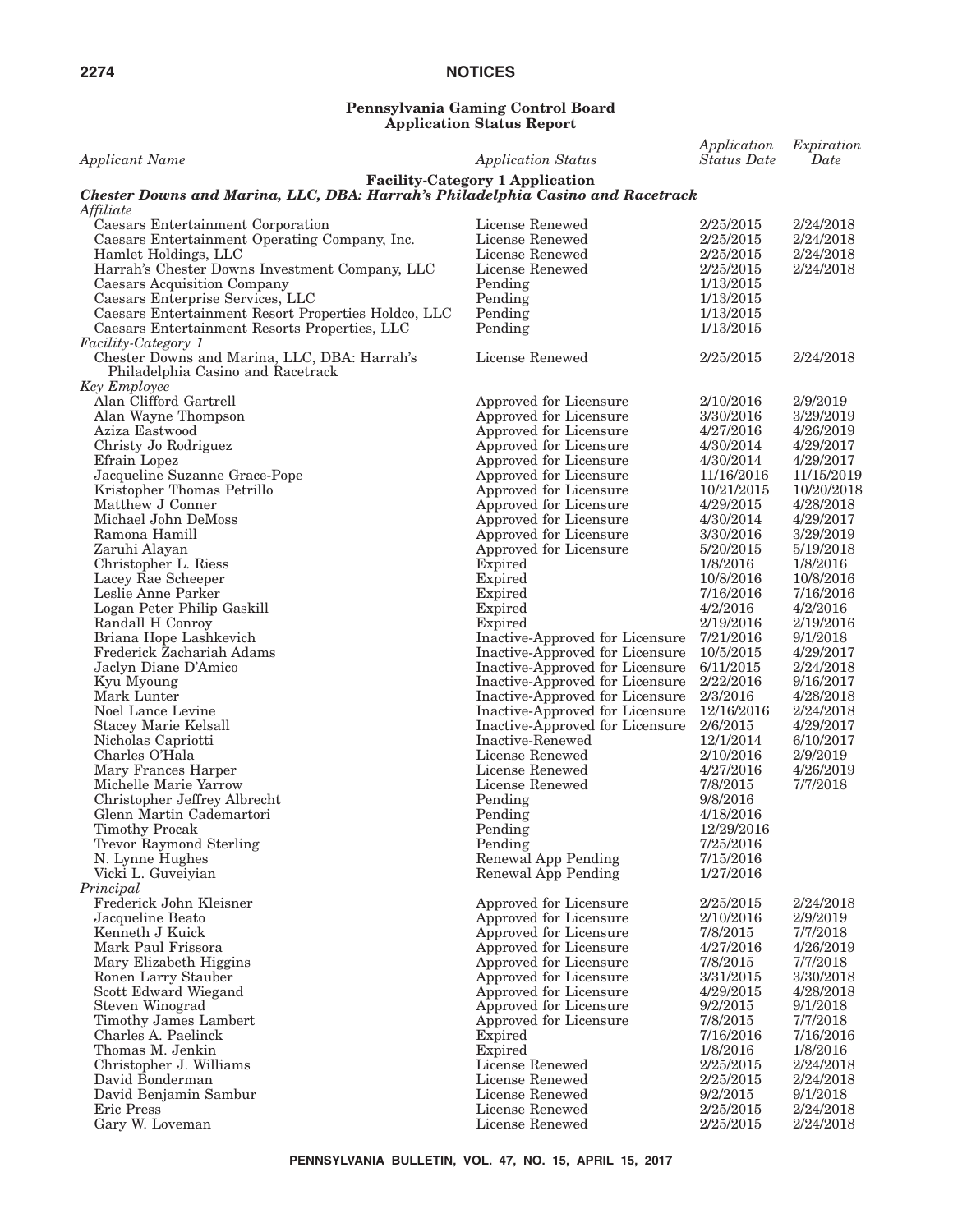**Pennsylvania Gaming Control Board**
**Application Status Report**

| *Applicant Name* | *Application Status* | *Application Status Date* | *Expiration Date* |
|---|---|---|---|
| **Facility-Category 1 Application** | | | |
| ***Chester Downs and Marina, LLC, DBA: Harrah's Philadelphia Casino and Racetrack*** | | | |
| *Affiliate* | | | |
| Caesars Entertainment Corporation | License Renewed | 2/25/2015 | 2/24/2018 |
| Caesars Entertainment Operating Company, Inc. | License Renewed | 2/25/2015 | 2/24/2018 |
| Hamlet Holdings, LLC | License Renewed | 2/25/2015 | 2/24/2018 |
| Harrah's Chester Downs Investment Company, LLC | License Renewed | 2/25/2015 | 2/24/2018 |
| Caesars Acquisition Company | Pending | 1/13/2015 | |
| Caesars Enterprise Services, LLC | Pending | 1/13/2015 | |
| Caesars Entertainment Resort Properties Holdco, LLC | Pending | 1/13/2015 | |
| Caesars Entertainment Resorts Properties, LLC | Pending | 1/13/2015 | |
| *Facility-Category 1* | | | |
| Chester Downs and Marina, LLC, DBA: Harrah's Philadelphia Casino and Racetrack | License Renewed | 2/25/2015 | 2/24/2018 |
| *Key Employee* | | | |
| Alan Clifford Gartrell | Approved for Licensure | 2/10/2016 | 2/9/2019 |
| Alan Wayne Thompson | Approved for Licensure | 3/30/2016 | 3/29/2019 |
| Aziza Eastwood | Approved for Licensure | 4/27/2016 | 4/26/2019 |
| Christy Jo Rodriguez | Approved for Licensure | 4/30/2014 | 4/29/2017 |
| Efrain Lopez | Approved for Licensure | 4/30/2014 | 4/29/2017 |
| Jacqueline Suzanne Grace-Pope | Approved for Licensure | 11/16/2016 | 11/15/2019 |
| Kristopher Thomas Petrillo | Approved for Licensure | 10/21/2015 | 10/20/2018 |
| Matthew J Conner | Approved for Licensure | 4/29/2015 | 4/28/2018 |
| Michael John DeMoss | Approved for Licensure | 4/30/2014 | 4/29/2017 |
| Ramona Hamill | Approved for Licensure | 3/30/2016 | 3/29/2019 |
| Zaruhi Alayan | Approved for Licensure | 5/20/2015 | 5/19/2018 |
| Christopher L. Riess | Expired | 1/8/2016 | 1/8/2016 |
| Lacey Rae Scheeper | Expired | 10/8/2016 | 10/8/2016 |
| Leslie Anne Parker | Expired | 7/16/2016 | 7/16/2016 |
| Logan Peter Philip Gaskill | Expired | 4/2/2016 | 4/2/2016 |
| Randall H Conroy | Expired | 2/19/2016 | 2/19/2016 |
| Briana Hope Lashkevich | Inactive-Approved for Licensure | 7/21/2016 | 9/1/2018 |
| Frederick Zachariah Adams | Inactive-Approved for Licensure | 10/5/2015 | 4/29/2017 |
| Jaclyn Diane D'Amico | Inactive-Approved for Licensure | 6/11/2015 | 2/24/2018 |
| Kyu Myoung | Inactive-Approved for Licensure | 2/22/2016 | 9/16/2017 |
| Mark Lunter | Inactive-Approved for Licensure | 2/3/2016 | 4/28/2018 |
| Noel Lance Levine | Inactive-Approved for Licensure | 12/16/2016 | 2/24/2018 |
| Stacey Marie Kelsall | Inactive-Approved for Licensure | 2/6/2015 | 4/29/2017 |
| Nicholas Capriotti | Inactive-Renewed | 12/1/2014 | 6/10/2017 |
| Charles O'Hala | License Renewed | 2/10/2016 | 2/9/2019 |
| Mary Frances Harper | License Renewed | 4/27/2016 | 4/26/2019 |
| Michelle Marie Yarrow | License Renewed | 7/8/2015 | 7/7/2018 |
| Christopher Jeffrey Albrecht | Pending | 9/8/2016 | |
| Glenn Martin Cademartori | Pending | 4/18/2016 | |
| Timothy Procak | Pending | 12/29/2016 | |
| Trevor Raymond Sterling | Pending | 7/25/2016 | |
| N. Lynne Hughes | Renewal App Pending | 7/15/2016 | |
| Vicki L. Guveiyian | Renewal App Pending | 1/27/2016 | |
| *Principal* | | | |
| Frederick John Kleisner | Approved for Licensure | 2/25/2015 | 2/24/2018 |
| Jacqueline Beato | Approved for Licensure | 2/10/2016 | 2/9/2019 |
| Kenneth J Kuick | Approved for Licensure | 7/8/2015 | 7/7/2018 |
| Mark Paul Frissora | Approved for Licensure | 4/27/2016 | 4/26/2019 |
| Mary Elizabeth Higgins | Approved for Licensure | 7/8/2015 | 7/7/2018 |
| Ronen Larry Stauber | Approved for Licensure | 3/31/2015 | 3/30/2018 |
| Scott Edward Wiegand | Approved for Licensure | 4/29/2015 | 4/28/2018 |
| Steven Winograd | Approved for Licensure | 9/2/2015 | 9/1/2018 |
| Timothy James Lambert | Approved for Licensure | 7/8/2015 | 7/7/2018 |
| Charles A. Paelinck | Expired | 7/16/2016 | 7/16/2016 |
| Thomas M. Jenkin | Expired | 1/8/2016 | 1/8/2016 |
| Christopher J. Williams | License Renewed | 2/25/2015 | 2/24/2018 |
| David Bonderman | License Renewed | 2/25/2015 | 2/24/2018 |
| David Benjamin Sambur | License Renewed | 9/2/2015 | 9/1/2018 |
| Eric Press | License Renewed | 2/25/2015 | 2/24/2018 |
| Gary W. Loveman | License Renewed | 2/25/2015 | 2/24/2018 |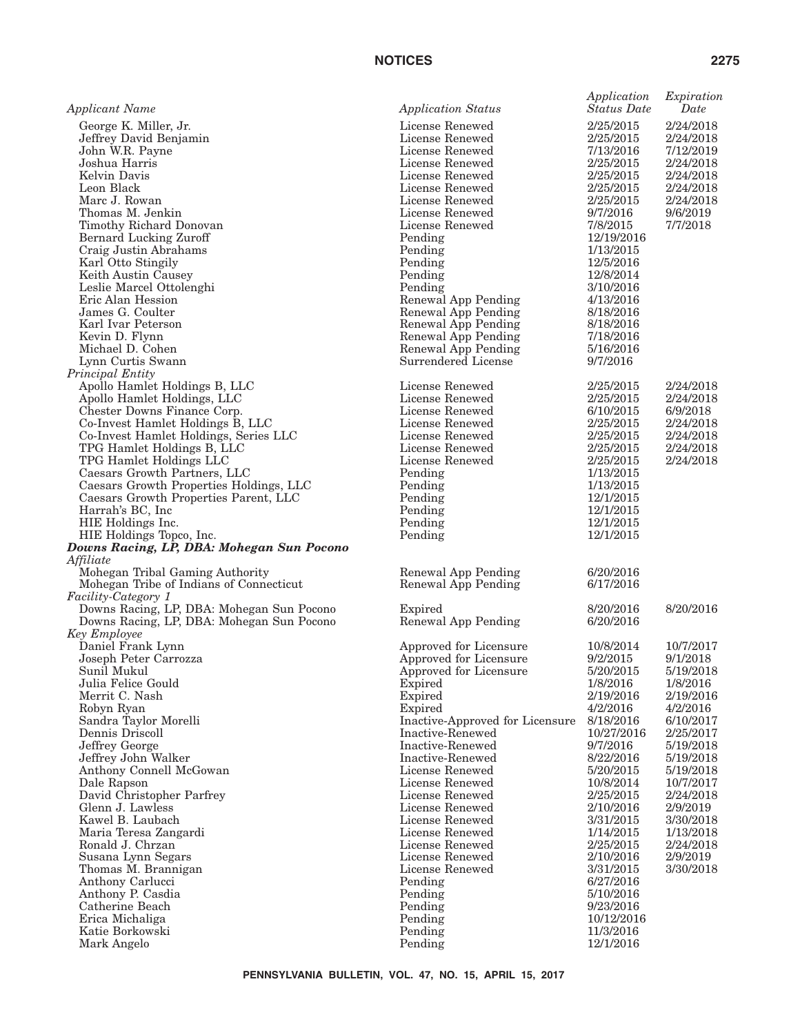| Applicant Name | Application Status | Application Status Date | Expiration Date |
|---|---|---|---|
| George K. Miller, Jr. | License Renewed | 2/25/2015 | 2/24/2018 |
| Jeffrey David Benjamin | License Renewed | 2/25/2015 | 2/24/2018 |
| John W.R. Payne | License Renewed | 7/13/2016 | 7/12/2019 |
| Joshua Harris | License Renewed | 2/25/2015 | 2/24/2018 |
| Kelvin Davis | License Renewed | 2/25/2015 | 2/24/2018 |
| Leon Black | License Renewed | 2/25/2015 | 2/24/2018 |
| Marc J. Rowan | License Renewed | 2/25/2015 | 2/24/2018 |
| Thomas M. Jenkin | License Renewed | 9/7/2016 | 9/6/2019 |
| Timothy Richard Donovan | License Renewed | 7/8/2015 | 7/7/2018 |
| Bernard Lucking Zuroff | Pending | 12/19/2016 | |
| Craig Justin Abrahams | Pending | 1/13/2015 | |
| Karl Otto Stingily | Pending | 12/5/2016 | |
| Keith Austin Causey | Pending | 12/8/2014 | |
| Leslie Marcel Ottolenghi | Pending | 3/10/2016 | |
| Eric Alan Hession | Renewal App Pending | 4/13/2016 | |
| James G. Coulter | Renewal App Pending | 8/18/2016 | |
| Karl Ivar Peterson | Renewal App Pending | 8/18/2016 | |
| Kevin D. Flynn | Renewal App Pending | 7/18/2016 | |
| Michael D. Cohen | Renewal App Pending | 5/16/2016 | |
| Lynn Curtis Swann | Surrendered License | 9/7/2016 | |
| *Principal Entity* | | | |
| Apollo Hamlet Holdings B, LLC | License Renewed | 2/25/2015 | 2/24/2018 |
| Apollo Hamlet Holdings, LLC | License Renewed | 2/25/2015 | 2/24/2018 |
| Chester Downs Finance Corp. | License Renewed | 6/10/2015 | 6/9/2018 |
| Co-Invest Hamlet Holdings B, LLC | License Renewed | 2/25/2015 | 2/24/2018 |
| Co-Invest Hamlet Holdings, Series LLC | License Renewed | 2/25/2015 | 2/24/2018 |
| TPG Hamlet Holdings B, LLC | License Renewed | 2/25/2015 | 2/24/2018 |
| TPG Hamlet Holdings LLC | License Renewed | 2/25/2015 | 2/24/2018 |
| Caesars Growth Partners, LLC | Pending | 1/13/2015 | |
| Caesars Growth Properties Holdings, LLC | Pending | 1/13/2015 | |
| Caesars Growth Properties Parent, LLC | Pending | 12/1/2015 | |
| Harrah's BC, Inc | Pending | 12/1/2015 | |
| HIE Holdings Inc. | Pending | 12/1/2015 | |
| HIE Holdings Topco, Inc. | Pending | 12/1/2015 | |
| ***Downs Racing, LP, DBA: Mohegan Sun Pocono*** | | | |
| *Affiliate* | | | |
| Mohegan Tribal Gaming Authority | Renewal App Pending | 6/20/2016 | |
| Mohegan Tribe of Indians of Connecticut | Renewal App Pending | 6/17/2016 | |
| *Facility-Category 1* | | | |
| Downs Racing, LP, DBA: Mohegan Sun Pocono | Expired | 8/20/2016 | 8/20/2016 |
| Downs Racing, LP, DBA: Mohegan Sun Pocono | Renewal App Pending | 6/20/2016 | |
| *Key Employee* | | | |
| Daniel Frank Lynn | Approved for Licensure | 10/8/2014 | 10/7/2017 |
| Joseph Peter Carrozza | Approved for Licensure | 9/2/2015 | 9/1/2018 |
| Sunil Mukul | Approved for Licensure | 5/20/2015 | 5/19/2018 |
| Julia Felice Gould | Expired | 1/8/2016 | 1/8/2016 |
| Merrit C. Nash | Expired | 2/19/2016 | 2/19/2016 |
| Robyn Ryan | Expired | 4/2/2016 | 4/2/2016 |
| Sandra Taylor Morelli | Inactive-Approved for Licensure | 8/18/2016 | 6/10/2017 |
| Dennis Driscoll | Inactive-Renewed | 10/27/2016 | 2/25/2017 |
| Jeffrey George | Inactive-Renewed | 9/7/2016 | 5/19/2018 |
| Jeffrey John Walker | Inactive-Renewed | 8/22/2016 | 5/19/2018 |
| Anthony Connell McGowan | License Renewed | 5/20/2015 | 5/19/2018 |
| Dale Rapson | License Renewed | 10/8/2014 | 10/7/2017 |
| David Christopher Parfrey | License Renewed | 2/25/2015 | 2/24/2018 |
| Glenn J. Lawless | License Renewed | 2/10/2016 | 2/9/2019 |
| Kawel B. Laubach | License Renewed | 3/31/2015 | 3/30/2018 |
| Maria Teresa Zangardi | License Renewed | 1/14/2015 | 1/13/2018 |
| Ronald J. Chrzan | License Renewed | 2/25/2015 | 2/24/2018 |
| Susana Lynn Segars | License Renewed | 2/10/2016 | 2/9/2019 |
| Thomas M. Brannigan | License Renewed | 3/31/2015 | 3/30/2018 |
| Anthony Carlucci | Pending | 6/27/2016 | |
| Anthony P. Casdia | Pending | 5/10/2016 | |
| Catherine Beach | Pending | 9/23/2016 | |
| Erica Michaliga | Pending | 10/12/2016 | |
| Katie Borkowski | Pending | 11/3/2016 | |
| Mark Angelo | Pending | 12/1/2016 | |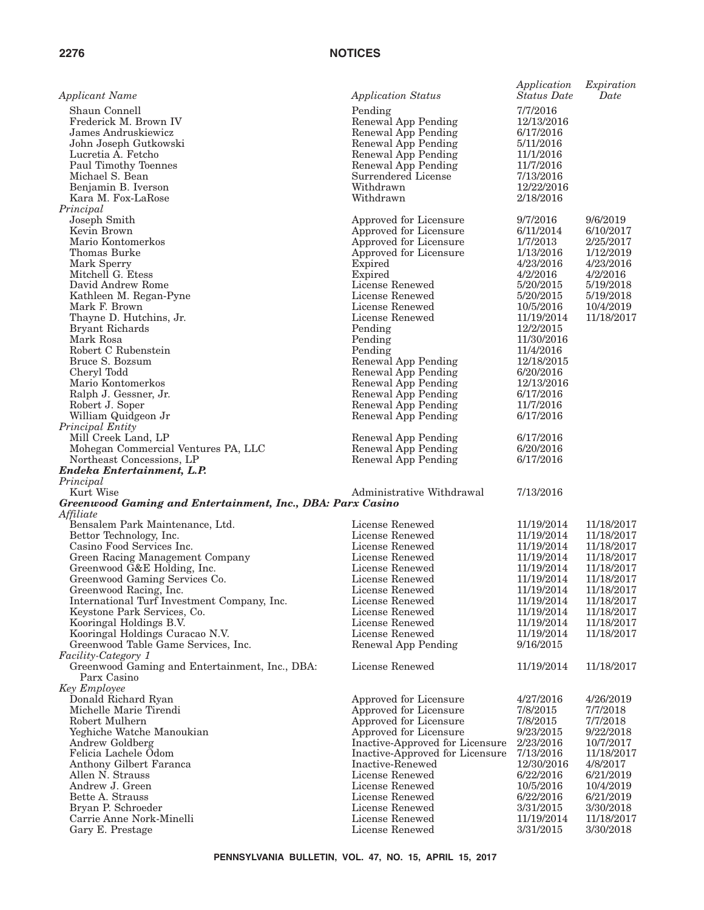| Applicant Name | Application Status | Application Status Date | Expiration Date |
|---|---|---|---|
| Shaun Connell | Pending | 7/7/2016 | |
| Frederick M. Brown IV | Renewal App Pending | 12/13/2016 | |
| James Andruskiewicz | Renewal App Pending | 6/17/2016 | |
| John Joseph Gutkowski | Renewal App Pending | 5/11/2016 | |
| Lucretia A. Fetcho | Renewal App Pending | 11/1/2016 | |
| Paul Timothy Toennes | Renewal App Pending | 11/7/2016 | |
| Michael S. Bean | Surrendered License | 7/13/2016 | |
| Benjamin B. Iverson | Withdrawn | 12/22/2016 | |
| Kara M. Fox-LaRose | Withdrawn | 2/18/2016 | |
| *Principal* | | | |
| Joseph Smith | Approved for Licensure | 9/7/2016 | 9/6/2019 |
| Kevin Brown | Approved for Licensure | 6/11/2014 | 6/10/2017 |
| Mario Kontomerkos | Approved for Licensure | 1/7/2013 | 2/25/2017 |
| Thomas Burke | Approved for Licensure | 1/13/2016 | 1/12/2019 |
| Mark Sperry | Expired | 4/23/2016 | 4/23/2016 |
| Mitchell G. Etess | Expired | 4/2/2016 | 4/2/2016 |
| David Andrew Rome | License Renewed | 5/20/2015 | 5/19/2018 |
| Kathleen M. Regan-Pyne | License Renewed | 5/20/2015 | 5/19/2018 |
| Mark F. Brown | License Renewed | 10/5/2016 | 10/4/2019 |
| Thayne D. Hutchins, Jr. | License Renewed | 11/19/2014 | 11/18/2017 |
| Bryant Richards | Pending | 12/2/2015 | |
| Mark Rosa | Pending | 11/30/2016 | |
| Robert C Rubenstein | Pending | 11/4/2016 | |
| Bruce S. Bozsum | Renewal App Pending | 12/18/2015 | |
| Cheryl Todd | Renewal App Pending | 6/20/2016 | |
| Mario Kontomerkos | Renewal App Pending | 12/13/2016 | |
| Ralph J. Gessner, Jr. | Renewal App Pending | 6/17/2016 | |
| Robert J. Soper | Renewal App Pending | 11/7/2016 | |
| William Quidgeon Jr | Renewal App Pending | 6/17/2016 | |
| *Principal Entity* | | | |
| Mill Creek Land, LP | Renewal App Pending | 6/17/2016 | |
| Mohegan Commercial Ventures PA, LLC | Renewal App Pending | 6/20/2016 | |
| Northeast Concessions, LP | Renewal App Pending | 6/17/2016 | |
| ***Endeka Entertainment, L.P.*** | | | |
| *Principal* | | | |
| Kurt Wise | Administrative Withdrawal | 7/13/2016 | |
| ***Greenwood Gaming and Entertainment, Inc., DBA: Parx Casino*** | | | |
| *Affiliate* | | | |
| Bensalem Park Maintenance, Ltd. | License Renewed | 11/19/2014 | 11/18/2017 |
| Bettor Technology, Inc. | License Renewed | 11/19/2014 | 11/18/2017 |
| Casino Food Services Inc. | License Renewed | 11/19/2014 | 11/18/2017 |
| Green Racing Management Company | License Renewed | 11/19/2014 | 11/18/2017 |
| Greenwood G&E Holding, Inc. | License Renewed | 11/19/2014 | 11/18/2017 |
| Greenwood Gaming Services Co. | License Renewed | 11/19/2014 | 11/18/2017 |
| Greenwood Racing, Inc. | License Renewed | 11/19/2014 | 11/18/2017 |
| International Turf Investment Company, Inc. | License Renewed | 11/19/2014 | 11/18/2017 |
| Keystone Park Services, Co. | License Renewed | 11/19/2014 | 11/18/2017 |
| Kooringal Holdings B.V. | License Renewed | 11/19/2014 | 11/18/2017 |
| Kooringal Holdings Curacao N.V. | License Renewed | 11/19/2014 | 11/18/2017 |
| Greenwood Table Game Services, Inc. | Renewal App Pending | 9/16/2015 | |
| *Facility-Category 1* | | | |
| Greenwood Gaming and Entertainment, Inc., DBA: Parx Casino | License Renewed | 11/19/2014 | 11/18/2017 |
| *Key Employee* | | | |
| Donald Richard Ryan | Approved for Licensure | 4/27/2016 | 4/26/2019 |
| Michelle Marie Tirendi | Approved for Licensure | 7/8/2015 | 7/7/2018 |
| Robert Mulhern | Approved for Licensure | 7/8/2015 | 7/7/2018 |
| Yeghiche Watche Manoukian | Approved for Licensure | 9/23/2015 | 9/22/2018 |
| Andrew Goldberg | Inactive-Approved for Licensure | 2/23/2016 | 10/7/2017 |
| Felicia Lachele Odom | Inactive-Approved for Licensure | 7/13/2016 | 11/18/2017 |
| Anthony Gilbert Faranca | Inactive-Renewed | 12/30/2016 | 4/8/2017 |
| Allen N. Strauss | License Renewed | 6/22/2016 | 6/21/2019 |
| Andrew J. Green | License Renewed | 10/5/2016 | 10/4/2019 |
| Bette A. Strauss | License Renewed | 6/22/2016 | 6/21/2019 |
| Bryan P. Schroeder | License Renewed | 3/31/2015 | 3/30/2018 |
| Carrie Anne Nork-Minelli | License Renewed | 11/19/2014 | 11/18/2017 |
| Gary E. Prestage | License Renewed | 3/31/2015 | 3/30/2018 |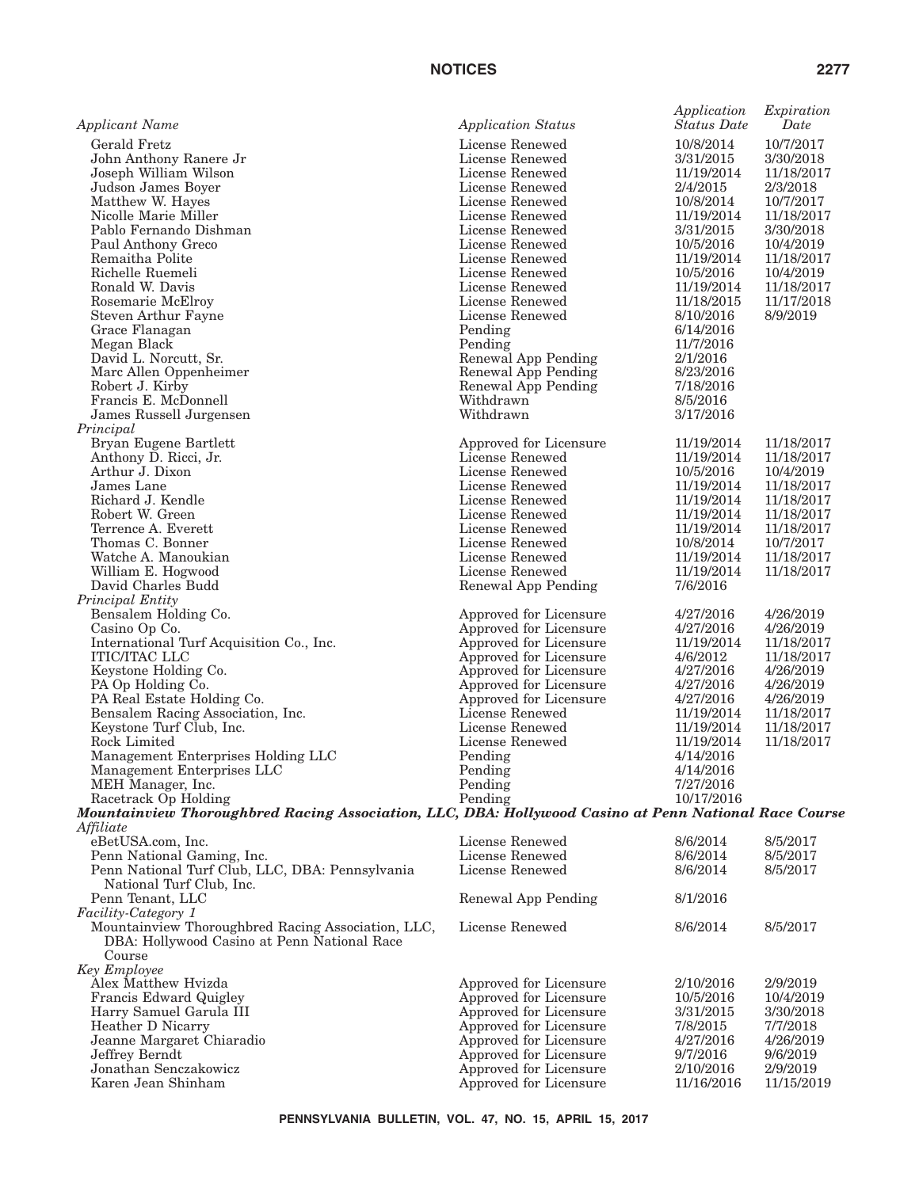| Applicant Name | Application Status | Application Status Date | Expiration Date |
| --- | --- | --- | --- |
| Gerald Fretz | License Renewed | 10/8/2014 | 10/7/2017 |
| John Anthony Ranere Jr | License Renewed | 3/31/2015 | 3/30/2018 |
| Joseph William Wilson | License Renewed | 11/19/2014 | 11/18/2017 |
| Judson James Boyer | License Renewed | 2/4/2015 | 2/3/2018 |
| Matthew W. Hayes | License Renewed | 10/8/2014 | 10/7/2017 |
| Nicolle Marie Miller | License Renewed | 11/19/2014 | 11/18/2017 |
| Pablo Fernando Dishman | License Renewed | 3/31/2015 | 3/30/2018 |
| Paul Anthony Greco | License Renewed | 10/5/2016 | 10/4/2019 |
| Remaitha Polite | License Renewed | 11/19/2014 | 11/18/2017 |
| Richelle Ruemeli | License Renewed | 10/5/2016 | 10/4/2019 |
| Ronald W. Davis | License Renewed | 11/19/2014 | 11/18/2017 |
| Rosemarie McElroy | License Renewed | 11/18/2015 | 11/17/2018 |
| Steven Arthur Fayne | License Renewed | 8/10/2016 | 8/9/2019 |
| Grace Flanagan | Pending | 6/14/2016 | |
| Megan Black | Pending | 11/7/2016 | |
| David L. Norcutt, Sr. | Renewal App Pending | 2/1/2016 | |
| Marc Allen Oppenheimer | Renewal App Pending | 8/23/2016 | |
| Robert J. Kirby | Renewal App Pending | 7/18/2016 | |
| Francis E. McDonnell | Withdrawn | 8/5/2016 | |
| James Russell Jurgensen | Withdrawn | 3/17/2016 | |
| *Principal* | | | |
| Bryan Eugene Bartlett | Approved for Licensure | 11/19/2014 | 11/18/2017 |
| Anthony D. Ricci, Jr. | License Renewed | 11/19/2014 | 11/18/2017 |
| Arthur J. Dixon | License Renewed | 10/5/2016 | 10/4/2019 |
| James Lane | License Renewed | 11/19/2014 | 11/18/2017 |
| Richard J. Kendle | License Renewed | 11/19/2014 | 11/18/2017 |
| Robert W. Green | License Renewed | 11/19/2014 | 11/18/2017 |
| Terrence A. Everett | License Renewed | 11/19/2014 | 11/18/2017 |
| Thomas C. Bonner | License Renewed | 10/8/2014 | 10/7/2017 |
| Watche A. Manoukian | License Renewed | 11/19/2014 | 11/18/2017 |
| William E. Hogwood | License Renewed | 11/19/2014 | 11/18/2017 |
| David Charles Budd | Renewal App Pending | 7/6/2016 | |
| *Principal Entity* | | | |
| Bensalem Holding Co. | Approved for Licensure | 4/27/2016 | 4/26/2019 |
| Casino Op Co. | Approved for Licensure | 4/27/2016 | 4/26/2019 |
| International Turf Acquisition Co., Inc. | Approved for Licensure | 11/19/2014 | 11/18/2017 |
| ITIC/ITAC LLC | Approved for Licensure | 4/6/2012 | 11/18/2017 |
| Keystone Holding Co. | Approved for Licensure | 4/27/2016 | 4/26/2019 |
| PA Op Holding Co. | Approved for Licensure | 4/27/2016 | 4/26/2019 |
| PA Real Estate Holding Co. | Approved for Licensure | 4/27/2016 | 4/26/2019 |
| Bensalem Racing Association, Inc. | License Renewed | 11/19/2014 | 11/18/2017 |
| Keystone Turf Club, Inc. | License Renewed | 11/19/2014 | 11/18/2017 |
| Rock Limited | License Renewed | 11/19/2014 | 11/18/2017 |
| Management Enterprises Holding LLC | Pending | 4/14/2016 | |
| Management Enterprises LLC | Pending | 4/14/2016 | |
| MEH Manager, Inc. | Pending | 7/27/2016 | |
| Racetrack Op Holding | Pending | 10/17/2016 | |
| ***Mountainview Thoroughbred Racing Association, LLC, DBA: Hollywood Casino at Penn National Race Course*** | | | |
| *Affiliate* | | | |
| eBetUSA.com, Inc. | License Renewed | 8/6/2014 | 8/5/2017 |
| Penn National Gaming, Inc. | License Renewed | 8/6/2014 | 8/5/2017 |
| Penn National Turf Club, LLC, DBA: Pennsylvania National Turf Club, Inc. | License Renewed | 8/6/2014 | 8/5/2017 |
| Penn Tenant, LLC | Renewal App Pending | 8/1/2016 | |
| *Facility-Category 1* | | | |
| Mountainview Thoroughbred Racing Association, LLC, DBA: Hollywood Casino at Penn National Race Course | License Renewed | 8/6/2014 | 8/5/2017 |
| *Key Employee* | | | |
| Alex Matthew Hvizda | Approved for Licensure | 2/10/2016 | 2/9/2019 |
| Francis Edward Quigley | Approved for Licensure | 10/5/2016 | 10/4/2019 |
| Harry Samuel Garula III | Approved for Licensure | 3/31/2015 | 3/30/2018 |
| Heather D Nicarry | Approved for Licensure | 7/8/2015 | 7/7/2018 |
| Jeanne Margaret Chiaradio | Approved for Licensure | 4/27/2016 | 4/26/2019 |
| Jeffrey Berndt | Approved for Licensure | 9/7/2016 | 9/6/2019 |
| Jonathan Senczakowicz | Approved for Licensure | 2/10/2016 | 2/9/2019 |
| Karen Jean Shinham | Approved for Licensure | 11/16/2016 | 11/15/2019 |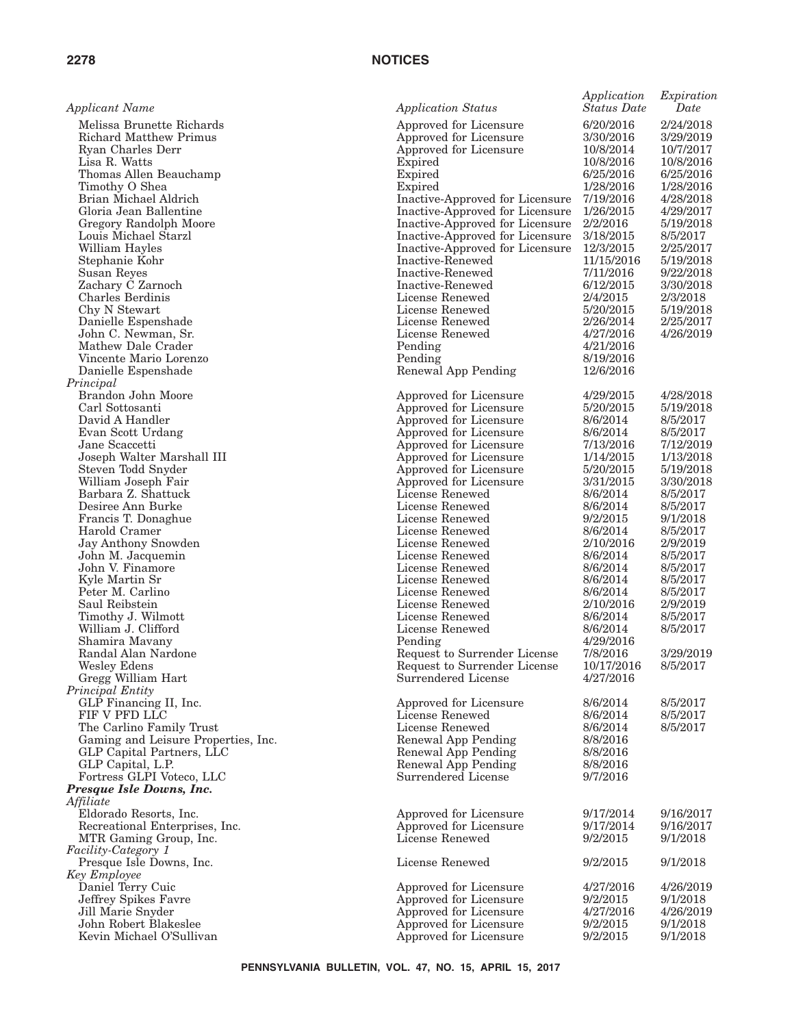| Applicant Name | Application Status | Application Status Date | Expiration Date |
|---|---|---|---|
| Melissa Brunette Richards | Approved for Licensure | 6/20/2016 | 2/24/2018 |
| Richard Matthew Primus | Approved for Licensure | 3/30/2016 | 3/29/2019 |
| Ryan Charles Derr | Approved for Licensure | 10/8/2014 | 10/7/2017 |
| Lisa R. Watts | Expired | 10/8/2016 | 10/8/2016 |
| Thomas Allen Beauchamp | Expired | 6/25/2016 | 6/25/2016 |
| Timothy O Shea | Expired | 1/28/2016 | 1/28/2016 |
| Brian Michael Aldrich | Inactive-Approved for Licensure | 7/19/2016 | 4/28/2018 |
| Gloria Jean Ballentine | Inactive-Approved for Licensure | 1/26/2015 | 4/29/2017 |
| Gregory Randolph Moore | Inactive-Approved for Licensure | 2/2/2016 | 5/19/2018 |
| Louis Michael Starzl | Inactive-Approved for Licensure | 3/18/2015 | 8/5/2017 |
| William Hayles | Inactive-Approved for Licensure | 12/3/2015 | 2/25/2017 |
| Stephanie Kohr | Inactive-Renewed | 11/15/2016 | 5/19/2018 |
| Susan Reyes | Inactive-Renewed | 7/11/2016 | 9/22/2018 |
| Zachary C Zarnoch | Inactive-Renewed | 6/12/2015 | 3/30/2018 |
| Charles Berdinis | License Renewed | 2/4/2015 | 2/3/2018 |
| Chy N Stewart | License Renewed | 5/20/2015 | 5/19/2018 |
| Danielle Espenshade | License Renewed | 2/26/2014 | 2/25/2017 |
| John C. Newman, Sr. | License Renewed | 4/27/2016 | 4/26/2019 |
| Mathew Dale Crader | Pending | 4/21/2016 | |
| Vincente Mario Lorenzo | Pending | 8/19/2016 | |
| Danielle Espenshade | Renewal App Pending | 12/6/2016 | |
| *Principal* | | | |
| Brandon John Moore | Approved for Licensure | 4/29/2015 | 4/28/2018 |
| Carl Sottosanti | Approved for Licensure | 5/20/2015 | 5/19/2018 |
| David A Handler | Approved for Licensure | 8/6/2014 | 8/5/2017 |
| Evan Scott Urdang | Approved for Licensure | 8/6/2014 | 8/5/2017 |
| Jane Scaccetti | Approved for Licensure | 7/13/2016 | 7/12/2019 |
| Joseph Walter Marshall III | Approved for Licensure | 1/14/2015 | 1/13/2018 |
| Steven Todd Snyder | Approved for Licensure | 5/20/2015 | 5/19/2018 |
| William Joseph Fair | Approved for Licensure | 3/31/2015 | 3/30/2018 |
| Barbara Z. Shattuck | License Renewed | 8/6/2014 | 8/5/2017 |
| Desiree Ann Burke | License Renewed | 8/6/2014 | 8/5/2017 |
| Francis T. Donaghue | License Renewed | 9/2/2015 | 9/1/2018 |
| Harold Cramer | License Renewed | 8/6/2014 | 8/5/2017 |
| Jay Anthony Snowden | License Renewed | 2/10/2016 | 2/9/2019 |
| John M. Jacquemin | License Renewed | 8/6/2014 | 8/5/2017 |
| John V. Finamore | License Renewed | 8/6/2014 | 8/5/2017 |
| Kyle Martin Sr | License Renewed | 8/6/2014 | 8/5/2017 |
| Peter M. Carlino | License Renewed | 8/6/2014 | 8/5/2017 |
| Saul Reibstein | License Renewed | 2/10/2016 | 2/9/2019 |
| Timothy J. Wilmott | License Renewed | 8/6/2014 | 8/5/2017 |
| William J. Clifford | License Renewed | 8/6/2014 | 8/5/2017 |
| Shamira Mavany | Pending | 4/29/2016 | |
| Randal Alan Nardone | Request to Surrender License | 7/8/2016 | 3/29/2019 |
| Wesley Edens | Request to Surrender License | 10/17/2016 | 8/5/2017 |
| Gregg William Hart | Surrendered License | 4/27/2016 | |
| *Principal Entity* | | | |
| GLP Financing II, Inc. | Approved for Licensure | 8/6/2014 | 8/5/2017 |
| FIF V PFD LLC | License Renewed | 8/6/2014 | 8/5/2017 |
| The Carlino Family Trust | License Renewed | 8/6/2014 | 8/5/2017 |
| Gaming and Leisure Properties, Inc. | Renewal App Pending | 8/8/2016 | |
| GLP Capital Partners, LLC | Renewal App Pending | 8/8/2016 | |
| GLP Capital, L.P. | Renewal App Pending | 8/8/2016 | |
| Fortress GLPI Voteco, LLC | Surrendered License | 9/7/2016 | |
| ***Presque Isle Downs, Inc.*** | | | |
| *Affiliate* | | | |
| Eldorado Resorts, Inc. | Approved for Licensure | 9/17/2014 | 9/16/2017 |
| Recreational Enterprises, Inc. | Approved for Licensure | 9/17/2014 | 9/16/2017 |
| MTR Gaming Group, Inc. | License Renewed | 9/2/2015 | 9/1/2018 |
| *Facility-Category 1* | | | |
| Presque Isle Downs, Inc. | License Renewed | 9/2/2015 | 9/1/2018 |
| *Key Employee* | | | |
| Daniel Terry Cuic | Approved for Licensure | 4/27/2016 | 4/26/2019 |
| Jeffrey Spikes Favre | Approved for Licensure | 9/2/2015 | 9/1/2018 |
| Jill Marie Snyder | Approved for Licensure | 4/27/2016 | 4/26/2019 |
| John Robert Blakeslee | Approved for Licensure | 9/2/2015 | 9/1/2018 |
| Kevin Michael O'Sullivan | Approved for Licensure | 9/2/2015 | 9/1/2018 |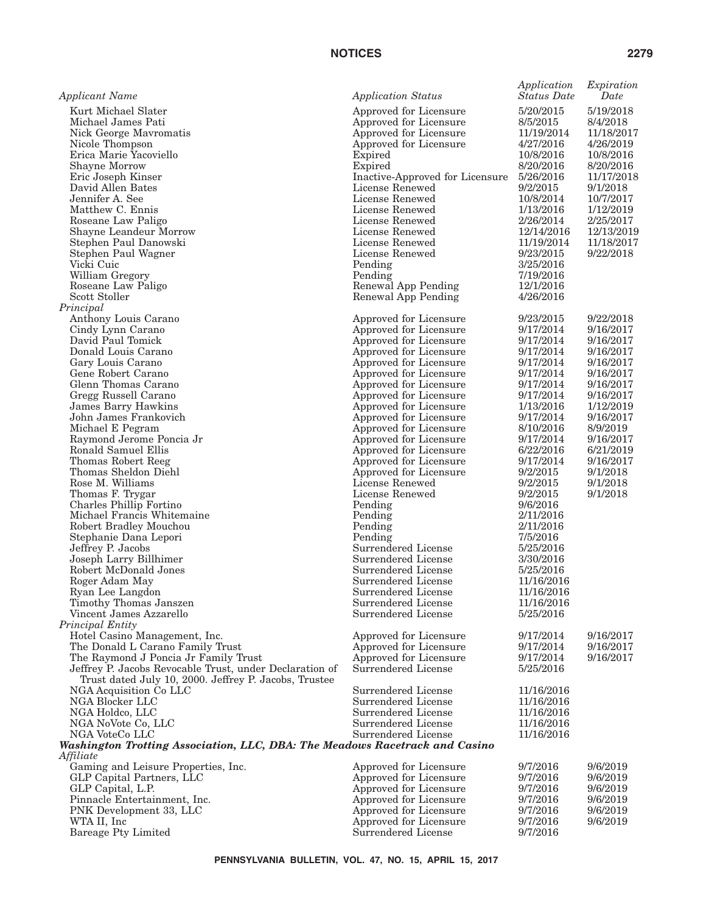| Applicant Name | Application Status | Application Status Date | Expiration Date |
|---|---|---|---|
| Kurt Michael Slater | Approved for Licensure | 5/20/2015 | 5/19/2018 |
| Michael James Pati | Approved for Licensure | 8/5/2015 | 8/4/2018 |
| Nick George Mavromatis | Approved for Licensure | 11/19/2014 | 11/18/2017 |
| Nicole Thompson | Approved for Licensure | 4/27/2016 | 4/26/2019 |
| Erica Marie Yacoviello | Expired | 10/8/2016 | 10/8/2016 |
| Shayne Morrow | Expired | 8/20/2016 | 8/20/2016 |
| Eric Joseph Kinser | Inactive-Approved for Licensure | 5/26/2016 | 11/17/2018 |
| David Allen Bates | License Renewed | 9/2/2015 | 9/1/2018 |
| Jennifer A. See | License Renewed | 10/8/2014 | 10/7/2017 |
| Matthew C. Ennis | License Renewed | 1/13/2016 | 1/12/2019 |
| Roseane Law Paligo | License Renewed | 2/26/2014 | 2/25/2017 |
| Shayne Leandeur Morrow | License Renewed | 12/14/2016 | 12/13/2019 |
| Stephen Paul Danowski | License Renewed | 11/19/2014 | 11/18/2017 |
| Stephen Paul Wagner | License Renewed | 9/23/2015 | 9/22/2018 |
| Vicki Cuic | Pending | 3/25/2016 | |
| William Gregory | Pending | 7/19/2016 | |
| Roseane Law Paligo | Renewal App Pending | 12/1/2016 | |
| Scott Stoller | Renewal App Pending | 4/26/2016 | |
| *Principal* | | | |
| Anthony Louis Carano | Approved for Licensure | 9/23/2015 | 9/22/2018 |
| Cindy Lynn Carano | Approved for Licensure | 9/17/2014 | 9/16/2017 |
| David Paul Tomick | Approved for Licensure | 9/17/2014 | 9/16/2017 |
| Donald Louis Carano | Approved for Licensure | 9/17/2014 | 9/16/2017 |
| Gary Louis Carano | Approved for Licensure | 9/17/2014 | 9/16/2017 |
| Gene Robert Carano | Approved for Licensure | 9/17/2014 | 9/16/2017 |
| Glenn Thomas Carano | Approved for Licensure | 9/17/2014 | 9/16/2017 |
| Gregg Russell Carano | Approved for Licensure | 9/17/2014 | 9/16/2017 |
| James Barry Hawkins | Approved for Licensure | 1/13/2016 | 1/12/2019 |
| John James Frankovich | Approved for Licensure | 9/17/2014 | 9/16/2017 |
| Michael E Pegram | Approved for Licensure | 8/10/2016 | 8/9/2019 |
| Raymond Jerome Poncia Jr | Approved for Licensure | 9/17/2014 | 9/16/2017 |
| Ronald Samuel Ellis | Approved for Licensure | 6/22/2016 | 6/21/2019 |
| Thomas Robert Reeg | Approved for Licensure | 9/17/2014 | 9/16/2017 |
| Thomas Sheldon Diehl | Approved for Licensure | 9/2/2015 | 9/1/2018 |
| Rose M. Williams | License Renewed | 9/2/2015 | 9/1/2018 |
| Thomas F. Trygar | License Renewed | 9/2/2015 | 9/1/2018 |
| Charles Phillip Fortino | Pending | 9/6/2016 | |
| Michael Francis Whitemaine | Pending | 2/11/2016 | |
| Robert Bradley Mouchou | Pending | 2/11/2016 | |
| Stephanie Dana Lepori | Pending | 7/5/2016 | |
| Jeffrey P. Jacobs | Surrendered License | 5/25/2016 | |
| Joseph Larry Billhimer | Surrendered License | 3/30/2016 | |
| Robert McDonald Jones | Surrendered License | 5/25/2016 | |
| Roger Adam May | Surrendered License | 11/16/2016 | |
| Ryan Lee Langdon | Surrendered License | 11/16/2016 | |
| Timothy Thomas Janszen | Surrendered License | 11/16/2016 | |
| Vincent James Azzarello | Surrendered License | 5/25/2016 | |
| *Principal Entity* | | | |
| Hotel Casino Management, Inc. | Approved for Licensure | 9/17/2014 | 9/16/2017 |
| The Donald L Carano Family Trust | Approved for Licensure | 9/17/2014 | 9/16/2017 |
| The Raymond J Poncia Jr Family Trust | Approved for Licensure | 9/17/2014 | 9/16/2017 |
| Jeffrey P. Jacobs Revocable Trust, under Declaration of Trust dated July 10, 2000. Jeffrey P. Jacobs, Trustee | Surrendered License | 5/25/2016 | |
| NGA Acquisition Co LLC | Surrendered License | 11/16/2016 | |
| NGA Blocker LLC | Surrendered License | 11/16/2016 | |
| NGA Holdco, LLC | Surrendered License | 11/16/2016 | |
| NGA NoVote Co, LLC | Surrendered License | 11/16/2016 | |
| NGA VoteCo LLC | Surrendered License | 11/16/2016 | |
| ***Washington Trotting Association, LLC, DBA: The Meadows Racetrack and Casino*** | | | |
| *Affiliate* | | | |
| Gaming and Leisure Properties, Inc. | Approved for Licensure | 9/7/2016 | 9/6/2019 |
| GLP Capital Partners, LLC | Approved for Licensure | 9/7/2016 | 9/6/2019 |
| GLP Capital, L.P. | Approved for Licensure | 9/7/2016 | 9/6/2019 |
| Pinnacle Entertainment, Inc. | Approved for Licensure | 9/7/2016 | 9/6/2019 |
| PNK Development 33, LLC | Approved for Licensure | 9/7/2016 | 9/6/2019 |
| WTA II, Inc | Approved for Licensure | 9/7/2016 | 9/6/2019 |
| Bareage Pty Limited | Surrendered License | 9/7/2016 | |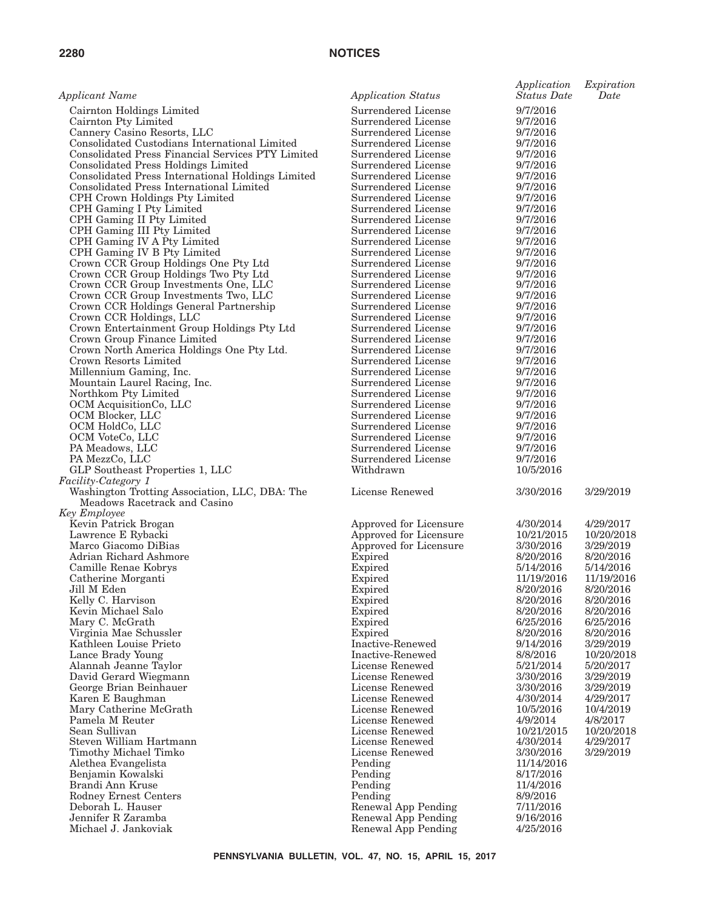| *Applicant Name* | *Application Status* | *Application Status Date* | *Expiration Date* |
|---|---|---|---|
| Cairnton Holdings Limited | Surrendered License | 9/7/2016 | |
| Cairnton Pty Limited | Surrendered License | 9/7/2016 | |
| Cannery Casino Resorts, LLC | Surrendered License | 9/7/2016 | |
| Consolidated Custodians International Limited | Surrendered License | 9/7/2016 | |
| Consolidated Press Financial Services PTY Limited | Surrendered License | 9/7/2016 | |
| Consolidated Press Holdings Limited | Surrendered License | 9/7/2016 | |
| Consolidated Press International Holdings Limited | Surrendered License | 9/7/2016 | |
| Consolidated Press International Limited | Surrendered License | 9/7/2016 | |
| CPH Crown Holdings Pty Limited | Surrendered License | 9/7/2016 | |
| CPH Gaming I Pty Limited | Surrendered License | 9/7/2016 | |
| CPH Gaming II Pty Limited | Surrendered License | 9/7/2016 | |
| CPH Gaming III Pty Limited | Surrendered License | 9/7/2016 | |
| CPH Gaming IV A Pty Limited | Surrendered License | 9/7/2016 | |
| CPH Gaming IV B Pty Limited | Surrendered License | 9/7/2016 | |
| Crown CCR Group Holdings One Pty Ltd | Surrendered License | 9/7/2016 | |
| Crown CCR Group Holdings Two Pty Ltd | Surrendered License | 9/7/2016 | |
| Crown CCR Group Investments One, LLC | Surrendered License | 9/7/2016 | |
| Crown CCR Group Investments Two, LLC | Surrendered License | 9/7/2016 | |
| Crown CCR Holdings General Partnership | Surrendered License | 9/7/2016 | |
| Crown CCR Holdings, LLC | Surrendered License | 9/7/2016 | |
| Crown Entertainment Group Holdings Pty Ltd | Surrendered License | 9/7/2016 | |
| Crown Group Finance Limited | Surrendered License | 9/7/2016 | |
| Crown North America Holdings One Pty Ltd. | Surrendered License | 9/7/2016 | |
| Crown Resorts Limited | Surrendered License | 9/7/2016 | |
| Millennium Gaming, Inc. | Surrendered License | 9/7/2016 | |
| Mountain Laurel Racing, Inc. | Surrendered License | 9/7/2016 | |
| Northkom Pty Limited | Surrendered License | 9/7/2016 | |
| OCM AcquisitionCo, LLC | Surrendered License | 9/7/2016 | |
| OCM Blocker, LLC | Surrendered License | 9/7/2016 | |
| OCM HoldCo, LLC | Surrendered License | 9/7/2016 | |
| OCM VoteCo, LLC | Surrendered License | 9/7/2016 | |
| PA Meadows, LLC | Surrendered License | 9/7/2016 | |
| PA MezzCo, LLC | Surrendered License | 9/7/2016 | |
| GLP Southeast Properties 1, LLC | Withdrawn | 10/5/2016 | |
| *Facility-Category 1* | | | |
| Washington Trotting Association, LLC, DBA: The Meadows Racetrack and Casino | License Renewed | 3/30/2016 | 3/29/2019 |
| *Key Employee* | | | |
| Kevin Patrick Brogan | Approved for Licensure | 4/30/2014 | 4/29/2017 |
| Lawrence E Rybacki | Approved for Licensure | 10/21/2015 | 10/20/2018 |
| Marco Giacomo DiBias | Approved for Licensure | 3/30/2016 | 3/29/2019 |
| Adrian Richard Ashmore | Expired | 8/20/2016 | 8/20/2016 |
| Camille Renae Kobrys | Expired | 5/14/2016 | 5/14/2016 |
| Catherine Morganti | Expired | 11/19/2016 | 11/19/2016 |
| Jill M Eden | Expired | 8/20/2016 | 8/20/2016 |
| Kelly C. Harvison | Expired | 8/20/2016 | 8/20/2016 |
| Kevin Michael Salo | Expired | 8/20/2016 | 8/20/2016 |
| Mary C. McGrath | Expired | 6/25/2016 | 6/25/2016 |
| Virginia Mae Schussler | Expired | 8/20/2016 | 8/20/2016 |
| Kathleen Louise Prieto | Inactive-Renewed | 9/14/2016 | 3/29/2019 |
| Lance Brady Young | Inactive-Renewed | 8/8/2016 | 10/20/2018 |
| Alannah Jeanne Taylor | License Renewed | 5/21/2014 | 5/20/2017 |
| David Gerard Wiegmann | License Renewed | 3/30/2016 | 3/29/2019 |
| George Brian Beinhauer | License Renewed | 3/30/2016 | 3/29/2019 |
| Karen E Baughman | License Renewed | 4/30/2014 | 4/29/2017 |
| Mary Catherine McGrath | License Renewed | 10/5/2016 | 10/4/2019 |
| Pamela M Reuter | License Renewed | 4/9/2014 | 4/8/2017 |
| Sean Sullivan | License Renewed | 10/21/2015 | 10/20/2018 |
| Steven William Hartmann | License Renewed | 4/30/2014 | 4/29/2017 |
| Timothy Michael Timko | License Renewed | 3/30/2016 | 3/29/2019 |
| Alethea Evangelista | Pending | 11/14/2016 | |
| Benjamin Kowalski | Pending | 8/17/2016 | |
| Brandi Ann Kruse | Pending | 11/4/2016 | |
| Rodney Ernest Centers | Pending | 8/9/2016 | |
| Deborah L. Hauser | Renewal App Pending | 7/11/2016 | |
| Jennifer R Zaramba | Renewal App Pending | 9/16/2016 | |
| Michael J. Jankoviak | Renewal App Pending | 4/25/2016 | |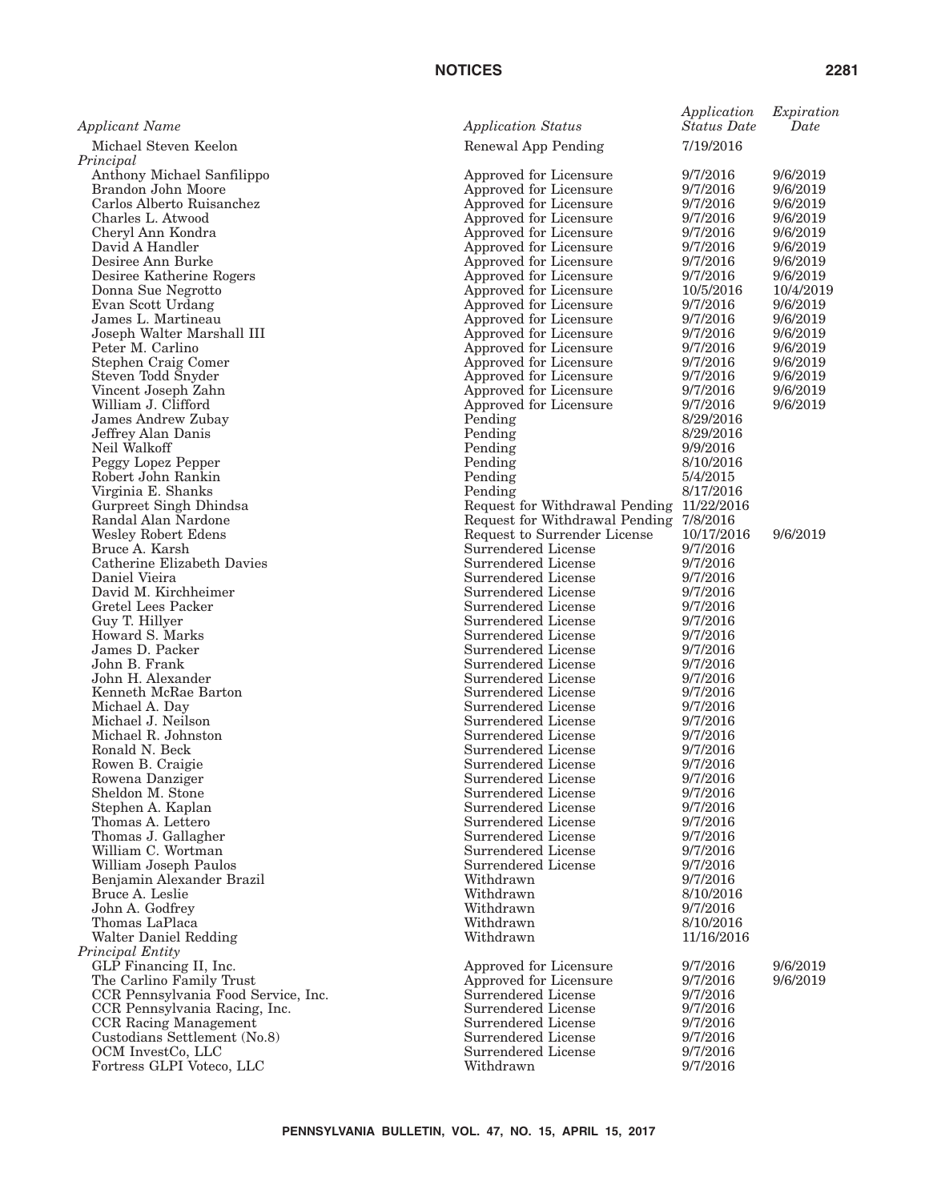| *Applicant Name* | *Application Status* | *Application Status Date* | *Expiration Date* |
|---|---|---|---|
| Michael Steven Keelon | Renewal App Pending | 7/19/2016 | |
| *Principal* | | | |
| Anthony Michael Sanfilippo | Approved for Licensure | 9/7/2016 | 9/6/2019 |
| Brandon John Moore | Approved for Licensure | 9/7/2016 | 9/6/2019 |
| Carlos Alberto Ruisanchez | Approved for Licensure | 9/7/2016 | 9/6/2019 |
| Charles L. Atwood | Approved for Licensure | 9/7/2016 | 9/6/2019 |
| Cheryl Ann Kondra | Approved for Licensure | 9/7/2016 | 9/6/2019 |
| David A Handler | Approved for Licensure | 9/7/2016 | 9/6/2019 |
| Desiree Ann Burke | Approved for Licensure | 9/7/2016 | 9/6/2019 |
| Desiree Katherine Rogers | Approved for Licensure | 9/7/2016 | 9/6/2019 |
| Donna Sue Negrotto | Approved for Licensure | 10/5/2016 | 10/4/2019 |
| Evan Scott Urdang | Approved for Licensure | 9/7/2016 | 9/6/2019 |
| James L. Martineau | Approved for Licensure | 9/7/2016 | 9/6/2019 |
| Joseph Walter Marshall III | Approved for Licensure | 9/7/2016 | 9/6/2019 |
| Peter M. Carlino | Approved for Licensure | 9/7/2016 | 9/6/2019 |
| Stephen Craig Comer | Approved for Licensure | 9/7/2016 | 9/6/2019 |
| Steven Todd Snyder | Approved for Licensure | 9/7/2016 | 9/6/2019 |
| Vincent Joseph Zahn | Approved for Licensure | 9/7/2016 | 9/6/2019 |
| William J. Clifford | Approved for Licensure | 9/7/2016 | 9/6/2019 |
| James Andrew Zubay | Pending | 8/29/2016 | |
| Jeffrey Alan Danis | Pending | 8/29/2016 | |
| Neil Walkoff | Pending | 9/9/2016 | |
| Peggy Lopez Pepper | Pending | 8/10/2016 | |
| Robert John Rankin | Pending | 5/4/2015 | |
| Virginia E. Shanks | Pending | 8/17/2016 | |
| Gurpreet Singh Dhindsa | Request for Withdrawal Pending | 11/22/2016 | |
| Randal Alan Nardone | Request for Withdrawal Pending | 7/8/2016 | |
| Wesley Robert Edens | Request to Surrender License | 10/17/2016 | 9/6/2019 |
| Bruce A. Karsh | Surrendered License | 9/7/2016 | |
| Catherine Elizabeth Davies | Surrendered License | 9/7/2016 | |
| Daniel Vieira | Surrendered License | 9/7/2016 | |
| David M. Kirchheimer | Surrendered License | 9/7/2016 | |
| Gretel Lees Packer | Surrendered License | 9/7/2016 | |
| Guy T. Hillyer | Surrendered License | 9/7/2016 | |
| Howard S. Marks | Surrendered License | 9/7/2016 | |
| James D. Packer | Surrendered License | 9/7/2016 | |
| John B. Frank | Surrendered License | 9/7/2016 | |
| John H. Alexander | Surrendered License | 9/7/2016 | |
| Kenneth McRae Barton | Surrendered License | 9/7/2016 | |
| Michael A. Day | Surrendered License | 9/7/2016 | |
| Michael J. Neilson | Surrendered License | 9/7/2016 | |
| Michael R. Johnston | Surrendered License | 9/7/2016 | |
| Ronald N. Beck | Surrendered License | 9/7/2016 | |
| Rowen B. Craigie | Surrendered License | 9/7/2016 | |
| Rowena Danziger | Surrendered License | 9/7/2016 | |
| Sheldon M. Stone | Surrendered License | 9/7/2016 | |
| Stephen A. Kaplan | Surrendered License | 9/7/2016 | |
| Thomas A. Lettero | Surrendered License | 9/7/2016 | |
| Thomas J. Gallagher | Surrendered License | 9/7/2016 | |
| William C. Wortman | Surrendered License | 9/7/2016 | |
| William Joseph Paulos | Surrendered License | 9/7/2016 | |
| Benjamin Alexander Brazil | Withdrawn | 9/7/2016 | |
| Bruce A. Leslie | Withdrawn | 8/10/2016 | |
| John A. Godfrey | Withdrawn | 9/7/2016 | |
| Thomas LaPlaca | Withdrawn | 8/10/2016 | |
| Walter Daniel Redding | Withdrawn | 11/16/2016 | |
| *Principal Entity* | | | |
| GLP Financing II, Inc. | Approved for Licensure | 9/7/2016 | 9/6/2019 |
| The Carlino Family Trust | Approved for Licensure | 9/7/2016 | 9/6/2019 |
| CCR Pennsylvania Food Service, Inc. | Surrendered License | 9/7/2016 | |
| CCR Pennsylvania Racing, Inc. | Surrendered License | 9/7/2016 | |
| CCR Racing Management | Surrendered License | 9/7/2016 | |
| Custodians Settlement (No.8) | Surrendered License | 9/7/2016 | |
| OCM InvestCo, LLC | Surrendered License | 9/7/2016 | |
| Fortress GLPI Voteco, LLC | Withdrawn | 9/7/2016 | |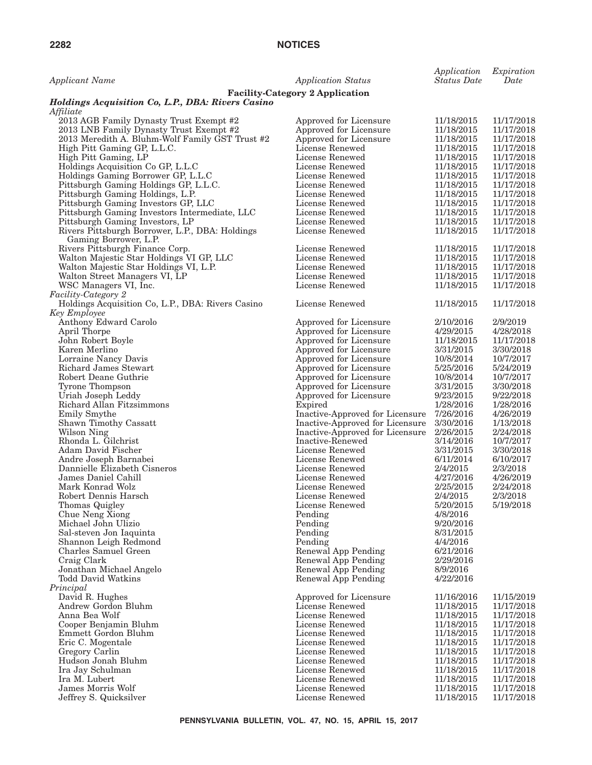| *Applicant Name* | *Application Status* | *Application Status Date* | *Expiration Date* |
|---|---|---|---|
| **Facility-Category 2 Application** | | | |
| ***Holdings Acquisition Co, L.P., DBA: Rivers Casino*** | | | |
| *Affiliate* | | | |
| 2013 AGB Family Dynasty Trust Exempt #2 | Approved for Licensure | 11/18/2015 | 11/17/2018 |
| 2013 LNB Family Dynasty Trust Exempt #2 | Approved for Licensure | 11/18/2015 | 11/17/2018 |
| 2013 Meredith A. Bluhm-Wolf Family GST Trust #2 | Approved for Licensure | 11/18/2015 | 11/17/2018 |
| High Pitt Gaming GP, L.L.C. | License Renewed | 11/18/2015 | 11/17/2018 |
| High Pitt Gaming, LP | License Renewed | 11/18/2015 | 11/17/2018 |
| Holdings Acquisition Co GP, L.L.C | License Renewed | 11/18/2015 | 11/17/2018 |
| Holdings Gaming Borrower GP, L.L.C | License Renewed | 11/18/2015 | 11/17/2018 |
| Pittsburgh Gaming Holdings GP, L.L.C. | License Renewed | 11/18/2015 | 11/17/2018 |
| Pittsburgh Gaming Holdings, L.P. | License Renewed | 11/18/2015 | 11/17/2018 |
| Pittsburgh Gaming Investors GP, LLC | License Renewed | 11/18/2015 | 11/17/2018 |
| Pittsburgh Gaming Investors Intermediate, LLC | License Renewed | 11/18/2015 | 11/17/2018 |
| Pittsburgh Gaming Investors, LP | License Renewed | 11/18/2015 | 11/17/2018 |
| Rivers Pittsburgh Borrower, L.P., DBA: Holdings Gaming Borrower, L.P. | License Renewed | 11/18/2015 | 11/17/2018 |
| Rivers Pittsburgh Finance Corp. | License Renewed | 11/18/2015 | 11/17/2018 |
| Walton Majestic Star Holdings VI GP, LLC | License Renewed | 11/18/2015 | 11/17/2018 |
| Walton Majestic Star Holdings VI, L.P. | License Renewed | 11/18/2015 | 11/17/2018 |
| Walton Street Managers VI, LP | License Renewed | 11/18/2015 | 11/17/2018 |
| WSC Managers VI, Inc. | License Renewed | 11/18/2015 | 11/17/2018 |
| *Facility-Category 2* | | | |
| Holdings Acquisition Co, L.P., DBA: Rivers Casino | License Renewed | 11/18/2015 | 11/17/2018 |
| *Key Employee* | | | |
| Anthony Edward Carolo | Approved for Licensure | 2/10/2016 | 2/9/2019 |
| April Thorpe | Approved for Licensure | 4/29/2015 | 4/28/2018 |
| John Robert Boyle | Approved for Licensure | 11/18/2015 | 11/17/2018 |
| Karen Merlino | Approved for Licensure | 3/31/2015 | 3/30/2018 |
| Lorraine Nancy Davis | Approved for Licensure | 10/8/2014 | 10/7/2017 |
| Richard James Stewart | Approved for Licensure | 5/25/2016 | 5/24/2019 |
| Robert Deane Guthrie | Approved for Licensure | 10/8/2014 | 10/7/2017 |
| Tyrone Thompson | Approved for Licensure | 3/31/2015 | 3/30/2018 |
| Uriah Joseph Leddy | Approved for Licensure | 9/23/2015 | 9/22/2018 |
| Richard Allan Fitzsimmons | Expired | 1/28/2016 | 1/28/2016 |
| Emily Smythe | Inactive-Approved for Licensure | 7/26/2016 | 4/26/2019 |
| Shawn Timothy Cassatt | Inactive-Approved for Licensure | 3/30/2016 | 1/13/2018 |
| Wilson Ning | Inactive-Approved for Licensure | 2/26/2015 | 2/24/2018 |
| Rhonda L. Gilchrist | Inactive-Renewed | 3/14/2016 | 10/7/2017 |
| Adam David Fischer | License Renewed | 3/31/2015 | 3/30/2018 |
| Andre Joseph Barnabei | License Renewed | 6/11/2014 | 6/10/2017 |
| Dannielle Elizabeth Cisneros | License Renewed | 2/4/2015 | 2/3/2018 |
| James Daniel Cahill | License Renewed | 4/27/2016 | 4/26/2019 |
| Mark Konrad Wolz | License Renewed | 2/25/2015 | 2/24/2018 |
| Robert Dennis Harsch | License Renewed | 2/4/2015 | 2/3/2018 |
| Thomas Quigley | License Renewed | 5/20/2015 | 5/19/2018 |
| Chue Neng Xiong | Pending | 4/8/2016 | |
| Michael John Ulizio | Pending | 9/20/2016 | |
| Sal-steven Jon Iaquinta | Pending | 8/31/2015 | |
| Shannon Leigh Redmond | Pending | 4/4/2016 | |
| Charles Samuel Green | Renewal App Pending | 6/21/2016 | |
| Craig Clark | Renewal App Pending | 2/29/2016 | |
| Jonathan Michael Angelo | Renewal App Pending | 8/9/2016 | |
| Todd David Watkins | Renewal App Pending | 4/22/2016 | |
| *Principal* | | | |
| David R. Hughes | Approved for Licensure | 11/16/2016 | 11/15/2019 |
| Andrew Gordon Bluhm | License Renewed | 11/18/2015 | 11/17/2018 |
| Anna Bea Wolf | License Renewed | 11/18/2015 | 11/17/2018 |
| Cooper Benjamin Bluhm | License Renewed | 11/18/2015 | 11/17/2018 |
| Emmett Gordon Bluhm | License Renewed | 11/18/2015 | 11/17/2018 |
| Eric C. Mogentale | License Renewed | 11/18/2015 | 11/17/2018 |
| Gregory Carlin | License Renewed | 11/18/2015 | 11/17/2018 |
| Hudson Jonah Bluhm | License Renewed | 11/18/2015 | 11/17/2018 |
| Ira Jay Schulman | License Renewed | 11/18/2015 | 11/17/2018 |
| Ira M. Lubert | License Renewed | 11/18/2015 | 11/17/2018 |
| James Morris Wolf | License Renewed | 11/18/2015 | 11/17/2018 |
| Jeffrey S. Quicksilver | License Renewed | 11/18/2015 | 11/17/2018 |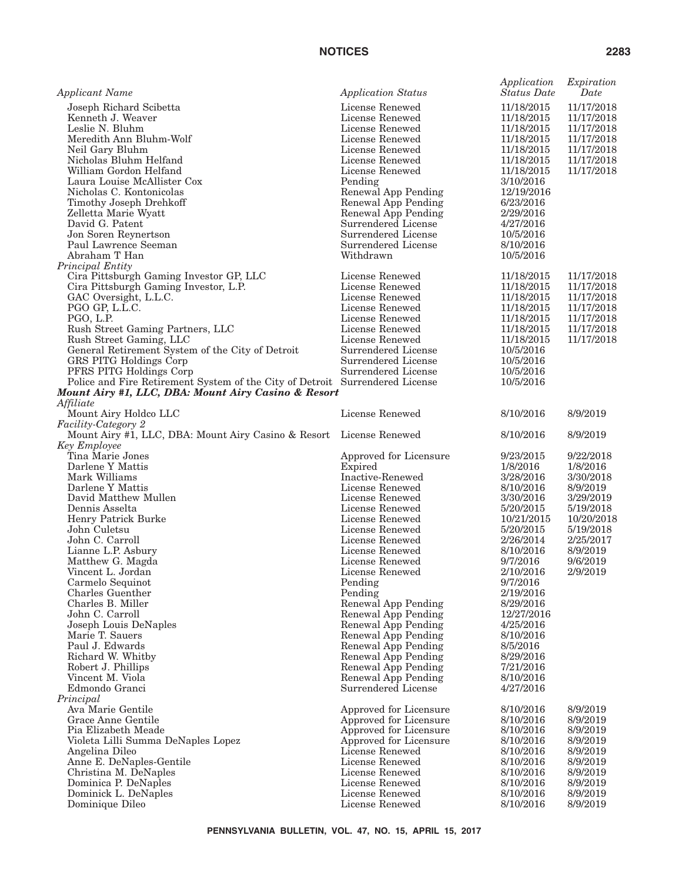| Applicant Name | Application Status | Application Status Date | Expiration Date |
|---|---|---|---|
| Joseph Richard Scibetta | License Renewed | 11/18/2015 | 11/17/2018 |
| Kenneth J. Weaver | License Renewed | 11/18/2015 | 11/17/2018 |
| Leslie N. Bluhm | License Renewed | 11/18/2015 | 11/17/2018 |
| Meredith Ann Bluhm-Wolf | License Renewed | 11/18/2015 | 11/17/2018 |
| Neil Gary Bluhm | License Renewed | 11/18/2015 | 11/17/2018 |
| Nicholas Bluhm Helfand | License Renewed | 11/18/2015 | 11/17/2018 |
| William Gordon Helfand | License Renewed | 11/18/2015 | 11/17/2018 |
| Laura Louise McAllister Cox | Pending | 3/10/2016 | |
| Nicholas C. Kontonicolas | Renewal App Pending | 12/19/2016 | |
| Timothy Joseph Drehkoff | Renewal App Pending | 6/23/2016 | |
| Zelletta Marie Wyatt | Renewal App Pending | 2/29/2016 | |
| David G. Patent | Surrendered License | 4/27/2016 | |
| Jon Soren Reynertson | Surrendered License | 10/5/2016 | |
| Paul Lawrence Seeman | Surrendered License | 8/10/2016 | |
| Abraham T Han | Withdrawn | 10/5/2016 | |
| *Principal Entity* | | | |
| Cira Pittsburgh Gaming Investor GP, LLC | License Renewed | 11/18/2015 | 11/17/2018 |
| Cira Pittsburgh Gaming Investor, L.P. | License Renewed | 11/18/2015 | 11/17/2018 |
| GAC Oversight, L.L.C. | License Renewed | 11/18/2015 | 11/17/2018 |
| PGO GP, L.L.C. | License Renewed | 11/18/2015 | 11/17/2018 |
| PGO, L.P. | License Renewed | 11/18/2015 | 11/17/2018 |
| Rush Street Gaming Partners, LLC | License Renewed | 11/18/2015 | 11/17/2018 |
| Rush Street Gaming, LLC | License Renewed | 11/18/2015 | 11/17/2018 |
| General Retirement System of the City of Detroit | Surrendered License | 10/5/2016 | |
| GRS PITG Holdings Corp | Surrendered License | 10/5/2016 | |
| PFRS PITG Holdings Corp | Surrendered License | 10/5/2016 | |
| Police and Fire Retirement System of the City of Detroit | Surrendered License | 10/5/2016 | |
| ***Mount Airy #1, LLC, DBA: Mount Airy Casino & Resort*** | | | |
| *Affiliate* | | | |
| Mount Airy Holdco LLC | License Renewed | 8/10/2016 | 8/9/2019 |
| *Facility-Category 2* | | | |
| Mount Airy #1, LLC, DBA: Mount Airy Casino & Resort | License Renewed | 8/10/2016 | 8/9/2019 |
| *Key Employee* | | | |
| Tina Marie Jones | Approved for Licensure | 9/23/2015 | 9/22/2018 |
| Darlene Y Mattis | Expired | 1/8/2016 | 1/8/2016 |
| Mark Williams | Inactive-Renewed | 3/28/2016 | 3/30/2018 |
| Darlene Y Mattis | License Renewed | 8/10/2016 | 8/9/2019 |
| David Matthew Mullen | License Renewed | 3/30/2016 | 3/29/2019 |
| Dennis Asselta | License Renewed | 5/20/2015 | 5/19/2018 |
| Henry Patrick Burke | License Renewed | 10/21/2015 | 10/20/2018 |
| John Culetsu | License Renewed | 5/20/2015 | 5/19/2018 |
| John C. Carroll | License Renewed | 2/26/2014 | 2/25/2017 |
| Lianne L.P. Asbury | License Renewed | 8/10/2016 | 8/9/2019 |
| Matthew G. Magda | License Renewed | 9/7/2016 | 9/6/2019 |
| Vincent L. Jordan | License Renewed | 2/10/2016 | 2/9/2019 |
| Carmelo Sequinot | Pending | 9/7/2016 | |
| Charles Guenther | Pending | 2/19/2016 | |
| Charles B. Miller | Renewal App Pending | 8/29/2016 | |
| John C. Carroll | Renewal App Pending | 12/27/2016 | |
| Joseph Louis DeNaples | Renewal App Pending | 4/25/2016 | |
| Marie T. Sauers | Renewal App Pending | 8/10/2016 | |
| Paul J. Edwards | Renewal App Pending | 8/5/2016 | |
| Richard W. Whitby | Renewal App Pending | 8/29/2016 | |
| Robert J. Phillips | Renewal App Pending | 7/21/2016 | |
| Vincent M. Viola | Renewal App Pending | 8/10/2016 | |
| Edmondo Granci | Surrendered License | 4/27/2016 | |
| *Principal* | | | |
| Ava Marie Gentile | Approved for Licensure | 8/10/2016 | 8/9/2019 |
| Grace Anne Gentile | Approved for Licensure | 8/10/2016 | 8/9/2019 |
| Pia Elizabeth Meade | Approved for Licensure | 8/10/2016 | 8/9/2019 |
| Violeta Lilli Summa DeNaples Lopez | Approved for Licensure | 8/10/2016 | 8/9/2019 |
| Angelina Dileo | License Renewed | 8/10/2016 | 8/9/2019 |
| Anne E. DeNaples-Gentile | License Renewed | 8/10/2016 | 8/9/2019 |
| Christina M. DeNaples | License Renewed | 8/10/2016 | 8/9/2019 |
| Dominica P. DeNaples | License Renewed | 8/10/2016 | 8/9/2019 |
| Dominick L. DeNaples | License Renewed | 8/10/2016 | 8/9/2019 |
| Dominique Dileo | License Renewed | 8/10/2016 | 8/9/2019 |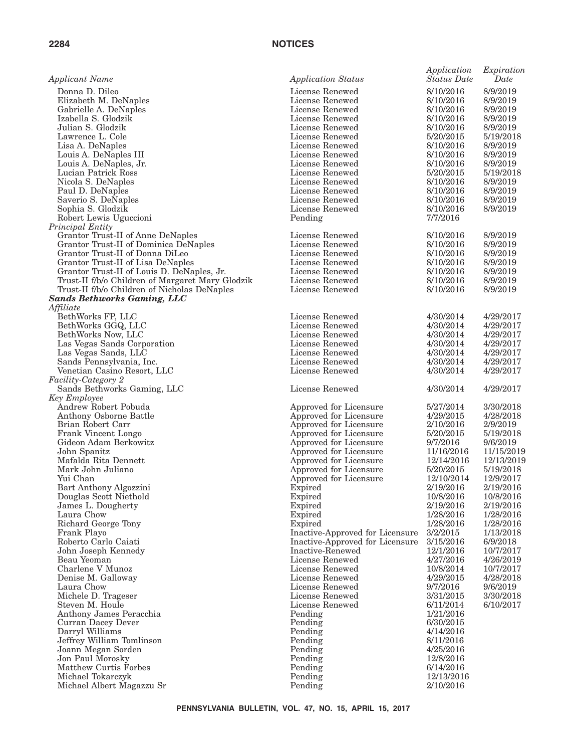| *Applicant Name* | *Application Status* | *Application Status Date* | *Expiration Date* |
|---|---|---|---|
| Donna D. Dileo | License Renewed | 8/10/2016 | 8/9/2019 |
| Elizabeth M. DeNaples | License Renewed | 8/10/2016 | 8/9/2019 |
| Gabrielle A. DeNaples | License Renewed | 8/10/2016 | 8/9/2019 |
| Izabella S. Glodzik | License Renewed | 8/10/2016 | 8/9/2019 |
| Julian S. Glodzik | License Renewed | 8/10/2016 | 8/9/2019 |
| Lawrence L. Cole | License Renewed | 5/20/2015 | 5/19/2018 |
| Lisa A. DeNaples | License Renewed | 8/10/2016 | 8/9/2019 |
| Louis A. DeNaples III | License Renewed | 8/10/2016 | 8/9/2019 |
| Louis A. DeNaples, Jr. | License Renewed | 8/10/2016 | 8/9/2019 |
| Lucian Patrick Ross | License Renewed | 5/20/2015 | 5/19/2018 |
| Nicola S. DeNaples | License Renewed | 8/10/2016 | 8/9/2019 |
| Paul D. DeNaples | License Renewed | 8/10/2016 | 8/9/2019 |
| Saverio S. DeNaples | License Renewed | 8/10/2016 | 8/9/2019 |
| Sophia S. Glodzik | License Renewed | 8/10/2016 | 8/9/2019 |
| Robert Lewis Uguccioni | Pending | 7/7/2016 | |
| *Principal Entity* | | | |
| Grantor Trust-II of Anne DeNaples | License Renewed | 8/10/2016 | 8/9/2019 |
| Grantor Trust-II of Dominica DeNaples | License Renewed | 8/10/2016 | 8/9/2019 |
| Grantor Trust-II of Donna DiLeo | License Renewed | 8/10/2016 | 8/9/2019 |
| Grantor Trust-II of Lisa DeNaples | License Renewed | 8/10/2016 | 8/9/2019 |
| Grantor Trust-II of Louis D. DeNaples, Jr. | License Renewed | 8/10/2016 | 8/9/2019 |
| Trust-II f/b/o Children of Margaret Mary Glodzik | License Renewed | 8/10/2016 | 8/9/2019 |
| Trust-II f/b/o Children of Nicholas DeNaples | License Renewed | 8/10/2016 | 8/9/2019 |
| ***Sands Bethworks Gaming, LLC*** | | | |
| *Affiliate* | | | |
| BethWorks FP, LLC | License Renewed | 4/30/2014 | 4/29/2017 |
| BethWorks GGQ, LLC | License Renewed | 4/30/2014 | 4/29/2017 |
| BethWorks Now, LLC | License Renewed | 4/30/2014 | 4/29/2017 |
| Las Vegas Sands Corporation | License Renewed | 4/30/2014 | 4/29/2017 |
| Las Vegas Sands, LLC | License Renewed | 4/30/2014 | 4/29/2017 |
| Sands Pennsylvania, Inc. | License Renewed | 4/30/2014 | 4/29/2017 |
| Venetian Casino Resort, LLC | License Renewed | 4/30/2014 | 4/29/2017 |
| *Facility-Category 2* | | | |
| Sands Bethworks Gaming, LLC | License Renewed | 4/30/2014 | 4/29/2017 |
| *Key Employee* | | | |
| Andrew Robert Pobuda | Approved for Licensure | 5/27/2014 | 3/30/2018 |
| Anthony Osborne Battle | Approved for Licensure | 4/29/2015 | 4/28/2018 |
| Brian Robert Carr | Approved for Licensure | 2/10/2016 | 2/9/2019 |
| Frank Vincent Longo | Approved for Licensure | 5/20/2015 | 5/19/2018 |
| Gideon Adam Berkowitz | Approved for Licensure | 9/7/2016 | 9/6/2019 |
| John Spanitz | Approved for Licensure | 11/16/2016 | 11/15/2019 |
| Mafalda Rita Dennett | Approved for Licensure | 12/14/2016 | 12/13/2019 |
| Mark John Juliano | Approved for Licensure | 5/20/2015 | 5/19/2018 |
| Yui Chan | Approved for Licensure | 12/10/2014 | 12/9/2017 |
| Bart Anthony Algozzini | Expired | 2/19/2016 | 2/19/2016 |
| Douglas Scott Niethold | Expired | 10/8/2016 | 10/8/2016 |
| James L. Dougherty | Expired | 2/19/2016 | 2/19/2016 |
| Laura Chow | Expired | 1/28/2016 | 1/28/2016 |
| Richard George Tony | Expired | 1/28/2016 | 1/28/2016 |
| Frank Playo | Inactive-Approved for Licensure | 3/2/2015 | 1/13/2018 |
| Roberto Carlo Caiati | Inactive-Approved for Licensure | 3/15/2016 | 6/9/2018 |
| John Joseph Kennedy | Inactive-Renewed | 12/1/2016 | 10/7/2017 |
| Beau Yeoman | License Renewed | 4/27/2016 | 4/26/2019 |
| Charlene V Munoz | License Renewed | 10/8/2014 | 10/7/2017 |
| Denise M. Galloway | License Renewed | 4/29/2015 | 4/28/2018 |
| Laura Chow | License Renewed | 9/7/2016 | 9/6/2019 |
| Michele D. Trageser | License Renewed | 3/31/2015 | 3/30/2018 |
| Steven M. Houle | License Renewed | 6/11/2014 | 6/10/2017 |
| Anthony James Peracchia | Pending | 1/21/2016 | |
| Curran Dacey Dever | Pending | 6/30/2015 | |
| Darryl Williams | Pending | 4/14/2016 | |
| Jeffrey William Tomlinson | Pending | 8/11/2016 | |
| Joann Megan Sorden | Pending | 4/25/2016 | |
| Jon Paul Morosky | Pending | 12/8/2016 | |
| Matthew Curtis Forbes | Pending | 6/14/2016 | |
| Michael Tokarczyk | Pending | 12/13/2016 | |
| Michael Albert Magazzu Sr | Pending | 2/10/2016 | |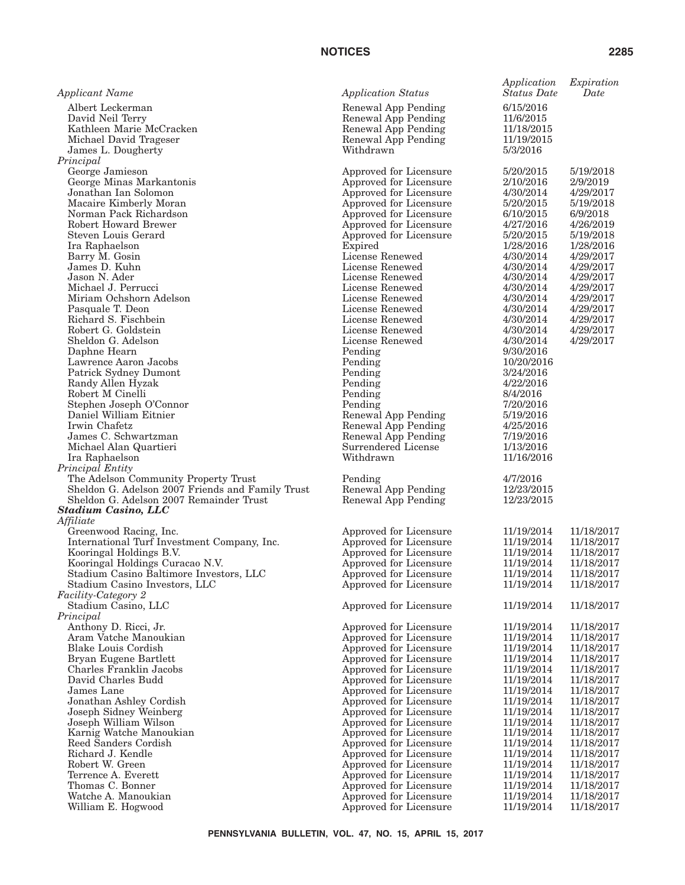| Applicant Name | Application Status | Application Status Date | Expiration Date |
|---|---|---|---|
| Albert Leckerman | Renewal App Pending | 6/15/2016 | |
| David Neil Terry | Renewal App Pending | 11/6/2015 | |
| Kathleen Marie McCracken | Renewal App Pending | 11/18/2015 | |
| Michael David Trageser | Renewal App Pending | 11/19/2015 | |
| James L. Dougherty | Withdrawn | 5/3/2016 | |
| *Principal* | | | |
| George Jamieson | Approved for Licensure | 5/20/2015 | 5/19/2018 |
| George Minas Markantonis | Approved for Licensure | 2/10/2016 | 2/9/2019 |
| Jonathan Ian Solomon | Approved for Licensure | 4/30/2014 | 4/29/2017 |
| Macaire Kimberly Moran | Approved for Licensure | 5/20/2015 | 5/19/2018 |
| Norman Pack Richardson | Approved for Licensure | 6/10/2015 | 6/9/2018 |
| Robert Howard Brewer | Approved for Licensure | 4/27/2016 | 4/26/2019 |
| Steven Louis Gerard | Approved for Licensure | 5/20/2015 | 5/19/2018 |
| Ira Raphaelson | Expired | 1/28/2016 | 1/28/2016 |
| Barry M. Gosin | License Renewed | 4/30/2014 | 4/29/2017 |
| James D. Kuhn | License Renewed | 4/30/2014 | 4/29/2017 |
| Jason N. Ader | License Renewed | 4/30/2014 | 4/29/2017 |
| Michael J. Perrucci | License Renewed | 4/30/2014 | 4/29/2017 |
| Miriam Ochshorn Adelson | License Renewed | 4/30/2014 | 4/29/2017 |
| Pasquale T. Deon | License Renewed | 4/30/2014 | 4/29/2017 |
| Richard S. Fischbein | License Renewed | 4/30/2014 | 4/29/2017 |
| Robert G. Goldstein | License Renewed | 4/30/2014 | 4/29/2017 |
| Sheldon G. Adelson | License Renewed | 4/30/2014 | 4/29/2017 |
| Daphne Hearn | Pending | 9/30/2016 | |
| Lawrence Aaron Jacobs | Pending | 10/20/2016 | |
| Patrick Sydney Dumont | Pending | 3/24/2016 | |
| Randy Allen Hyzak | Pending | 4/22/2016 | |
| Robert M Cinelli | Pending | 8/4/2016 | |
| Stephen Joseph O'Connor | Pending | 7/20/2016 | |
| Daniel William Eitnier | Renewal App Pending | 5/19/2016 | |
| Irwin Chafetz | Renewal App Pending | 4/25/2016 | |
| James C. Schwartzman | Renewal App Pending | 7/19/2016 | |
| Michael Alan Quartieri | Surrendered License | 1/13/2016 | |
| Ira Raphaelson | Withdrawn | 11/16/2016 | |
| *Principal Entity* | | | |
| The Adelson Community Property Trust | Pending | 4/7/2016 | |
| Sheldon G. Adelson 2007 Friends and Family Trust | Renewal App Pending | 12/23/2015 | |
| Sheldon G. Adelson 2007 Remainder Trust | Renewal App Pending | 12/23/2015 | |
| ***Stadium Casino, LLC*** | | | |
| *Affiliate* | | | |
| Greenwood Racing, Inc. | Approved for Licensure | 11/19/2014 | 11/18/2017 |
| International Turf Investment Company, Inc. | Approved for Licensure | 11/19/2014 | 11/18/2017 |
| Kooringal Holdings B.V. | Approved for Licensure | 11/19/2014 | 11/18/2017 |
| Kooringal Holdings Curacao N.V. | Approved for Licensure | 11/19/2014 | 11/18/2017 |
| Stadium Casino Baltimore Investors, LLC | Approved for Licensure | 11/19/2014 | 11/18/2017 |
| Stadium Casino Investors, LLC | Approved for Licensure | 11/19/2014 | 11/18/2017 |
| *Facility-Category 2* | | | |
| Stadium Casino, LLC | Approved for Licensure | 11/19/2014 | 11/18/2017 |
| *Principal* | | | |
| Anthony D. Ricci, Jr. | Approved for Licensure | 11/19/2014 | 11/18/2017 |
| Aram Vatche Manoukian | Approved for Licensure | 11/19/2014 | 11/18/2017 |
| Blake Louis Cordish | Approved for Licensure | 11/19/2014 | 11/18/2017 |
| Bryan Eugene Bartlett | Approved for Licensure | 11/19/2014 | 11/18/2017 |
| Charles Franklin Jacobs | Approved for Licensure | 11/19/2014 | 11/18/2017 |
| David Charles Budd | Approved for Licensure | 11/19/2014 | 11/18/2017 |
| James Lane | Approved for Licensure | 11/19/2014 | 11/18/2017 |
| Jonathan Ashley Cordish | Approved for Licensure | 11/19/2014 | 11/18/2017 |
| Joseph Sidney Weinberg | Approved for Licensure | 11/19/2014 | 11/18/2017 |
| Joseph William Wilson | Approved for Licensure | 11/19/2014 | 11/18/2017 |
| Karnig Watche Manoukian | Approved for Licensure | 11/19/2014 | 11/18/2017 |
| Reed Sanders Cordish | Approved for Licensure | 11/19/2014 | 11/18/2017 |
| Richard J. Kendle | Approved for Licensure | 11/19/2014 | 11/18/2017 |
| Robert W. Green | Approved for Licensure | 11/19/2014 | 11/18/2017 |
| Terrence A. Everett | Approved for Licensure | 11/19/2014 | 11/18/2017 |
| Thomas C. Bonner | Approved for Licensure | 11/19/2014 | 11/18/2017 |
| Watche A. Manoukian | Approved for Licensure | 11/19/2014 | 11/18/2017 |
| William E. Hogwood | Approved for Licensure | 11/19/2014 | 11/18/2017 |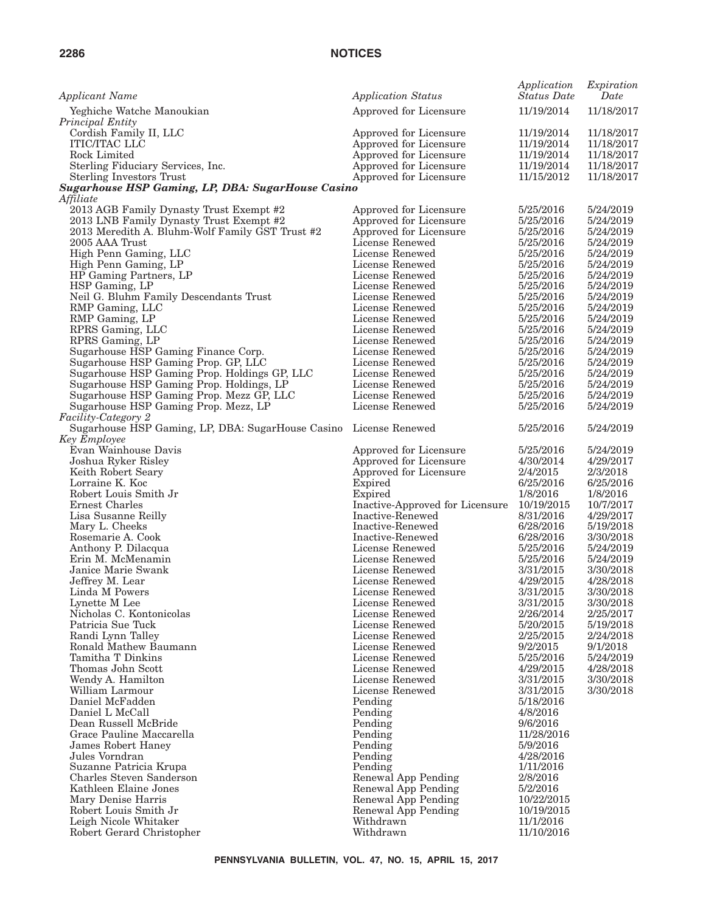| *Applicant Name* | *Application Status* | *Application Status Date* | *Expiration Date* |
|---|---|---|---|
| Yeghiche Watche Manoukian | Approved for Licensure | 11/19/2014 | 11/18/2017 |
| *Principal Entity* | | | |
| Cordish Family II, LLC | Approved for Licensure | 11/19/2014 | 11/18/2017 |
| ITIC/ITAC LLC | Approved for Licensure | 11/19/2014 | 11/18/2017 |
| Rock Limited | Approved for Licensure | 11/19/2014 | 11/18/2017 |
| Sterling Fiduciary Services, Inc. | Approved for Licensure | 11/19/2014 | 11/18/2017 |
| Sterling Investors Trust | Approved for Licensure | 11/15/2012 | 11/18/2017 |
| ***Sugarhouse HSP Gaming, LP, DBA: SugarHouse Casino*** | | | |
| *Affiliate* | | | |
| 2013 AGB Family Dynasty Trust Exempt #2 | Approved for Licensure | 5/25/2016 | 5/24/2019 |
| 2013 LNB Family Dynasty Trust Exempt #2 | Approved for Licensure | 5/25/2016 | 5/24/2019 |
| 2013 Meredith A. Bluhm-Wolf Family GST Trust #2 | Approved for Licensure | 5/25/2016 | 5/24/2019 |
| 2005 AAA Trust | License Renewed | 5/25/2016 | 5/24/2019 |
| High Penn Gaming, LLC | License Renewed | 5/25/2016 | 5/24/2019 |
| High Penn Gaming, LP | License Renewed | 5/25/2016 | 5/24/2019 |
| HP Gaming Partners, LP | License Renewed | 5/25/2016 | 5/24/2019 |
| HSP Gaming, LP | License Renewed | 5/25/2016 | 5/24/2019 |
| Neil G. Bluhm Family Descendants Trust | License Renewed | 5/25/2016 | 5/24/2019 |
| RMP Gaming, LLC | License Renewed | 5/25/2016 | 5/24/2019 |
| RMP Gaming, LP | License Renewed | 5/25/2016 | 5/24/2019 |
| RPRS Gaming, LLC | License Renewed | 5/25/2016 | 5/24/2019 |
| RPRS Gaming, LP | License Renewed | 5/25/2016 | 5/24/2019 |
| Sugarhouse HSP Gaming Finance Corp. | License Renewed | 5/25/2016 | 5/24/2019 |
| Sugarhouse HSP Gaming Prop. GP, LLC | License Renewed | 5/25/2016 | 5/24/2019 |
| Sugarhouse HSP Gaming Prop. Holdings GP, LLC | License Renewed | 5/25/2016 | 5/24/2019 |
| Sugarhouse HSP Gaming Prop. Holdings, LP | License Renewed | 5/25/2016 | 5/24/2019 |
| Sugarhouse HSP Gaming Prop. Mezz GP, LLC | License Renewed | 5/25/2016 | 5/24/2019 |
| Sugarhouse HSP Gaming Prop. Mezz, LP | License Renewed | 5/25/2016 | 5/24/2019 |
| *Facility-Category 2* | | | |
| Sugarhouse HSP Gaming, LP, DBA: SugarHouse Casino | License Renewed | 5/25/2016 | 5/24/2019 |
| *Key Employee* | | | |
| Evan Wainhouse Davis | Approved for Licensure | 5/25/2016 | 5/24/2019 |
| Joshua Ryker Risley | Approved for Licensure | 4/30/2014 | 4/29/2017 |
| Keith Robert Seary | Approved for Licensure | 2/4/2015 | 2/3/2018 |
| Lorraine K. Koc | Expired | 6/25/2016 | 6/25/2016 |
| Robert Louis Smith Jr | Expired | 1/8/2016 | 1/8/2016 |
| Ernest Charles | Inactive-Approved for Licensure | 10/19/2015 | 10/7/2017 |
| Lisa Susanne Reilly | Inactive-Renewed | 8/31/2016 | 4/29/2017 |
| Mary L. Cheeks | Inactive-Renewed | 6/28/2016 | 5/19/2018 |
| Rosemarie A. Cook | Inactive-Renewed | 6/28/2016 | 3/30/2018 |
| Anthony P. Dilacqua | License Renewed | 5/25/2016 | 5/24/2019 |
| Erin M. McMenamin | License Renewed | 5/25/2016 | 5/24/2019 |
| Janice Marie Swank | License Renewed | 3/31/2015 | 3/30/2018 |
| Jeffrey M. Lear | License Renewed | 4/29/2015 | 4/28/2018 |
| Linda M Powers | License Renewed | 3/31/2015 | 3/30/2018 |
| Lynette M Lee | License Renewed | 3/31/2015 | 3/30/2018 |
| Nicholas C. Kontonicolas | License Renewed | 2/26/2014 | 2/25/2017 |
| Patricia Sue Tuck | License Renewed | 5/20/2015 | 5/19/2018 |
| Randi Lynn Talley | License Renewed | 2/25/2015 | 2/24/2018 |
| Ronald Mathew Baumann | License Renewed | 9/2/2015 | 9/1/2018 |
| Tamitha T Dinkins | License Renewed | 5/25/2016 | 5/24/2019 |
| Thomas John Scott | License Renewed | 4/29/2015 | 4/28/2018 |
| Wendy A. Hamilton | License Renewed | 3/31/2015 | 3/30/2018 |
| William Larmour | License Renewed | 3/31/2015 | 3/30/2018 |
| Daniel McFadden | Pending | 5/18/2016 | |
| Daniel L McCall | Pending | 4/8/2016 | |
| Dean Russell McBride | Pending | 9/6/2016 | |
| Grace Pauline Maccarella | Pending | 11/28/2016 | |
| James Robert Haney | Pending | 5/9/2016 | |
| Jules Vorndran | Pending | 4/28/2016 | |
| Suzanne Patricia Krupa | Pending | 1/11/2016 | |
| Charles Steven Sanderson | Renewal App Pending | 2/8/2016 | |
| Kathleen Elaine Jones | Renewal App Pending | 5/2/2016 | |
| Mary Denise Harris | Renewal App Pending | 10/22/2015 | |
| Robert Louis Smith Jr | Renewal App Pending | 10/19/2015 | |
| Leigh Nicole Whitaker | Withdrawn | 11/1/2016 | |
| Robert Gerard Christopher | Withdrawn | 11/10/2016 | |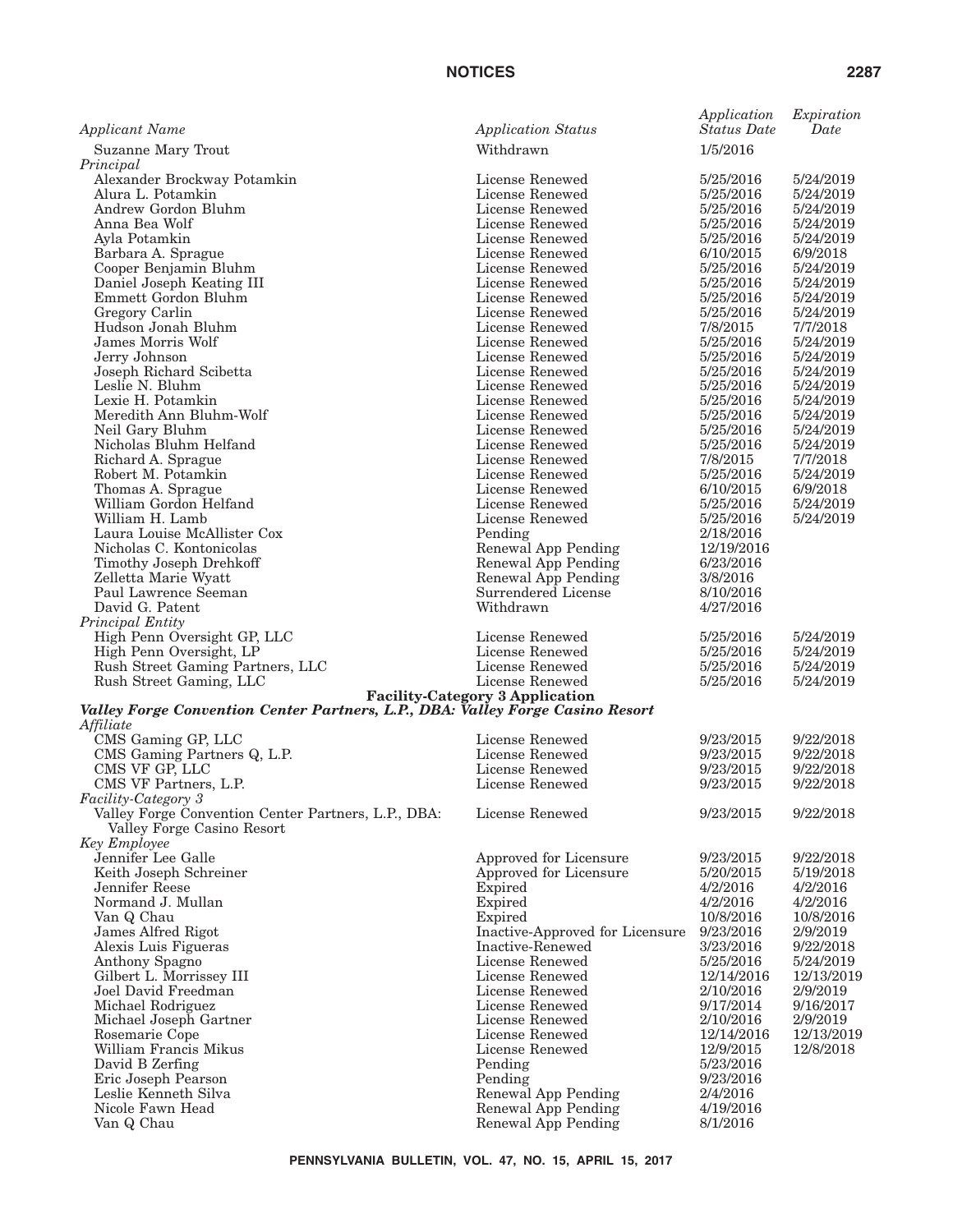| Applicant Name | Application Status | Application Status Date | Expiration Date |
|---|---|---|---|
| Suzanne Mary Trout | Withdrawn | 1/5/2016 | |
| *Principal* | | | |
| Alexander Brockway Potamkin | License Renewed | 5/25/2016 | 5/24/2019 |
| Alura L. Potamkin | License Renewed | 5/25/2016 | 5/24/2019 |
| Andrew Gordon Bluhm | License Renewed | 5/25/2016 | 5/24/2019 |
| Anna Bea Wolf | License Renewed | 5/25/2016 | 5/24/2019 |
| Ayla Potamkin | License Renewed | 5/25/2016 | 5/24/2019 |
| Barbara A. Sprague | License Renewed | 6/10/2015 | 6/9/2018 |
| Cooper Benjamin Bluhm | License Renewed | 5/25/2016 | 5/24/2019 |
| Daniel Joseph Keating III | License Renewed | 5/25/2016 | 5/24/2019 |
| Emmett Gordon Bluhm | License Renewed | 5/25/2016 | 5/24/2019 |
| Gregory Carlin | License Renewed | 5/25/2016 | 5/24/2019 |
| Hudson Jonah Bluhm | License Renewed | 7/8/2015 | 7/7/2018 |
| James Morris Wolf | License Renewed | 5/25/2016 | 5/24/2019 |
| Jerry Johnson | License Renewed | 5/25/2016 | 5/24/2019 |
| Joseph Richard Scibetta | License Renewed | 5/25/2016 | 5/24/2019 |
| Leslie N. Bluhm | License Renewed | 5/25/2016 | 5/24/2019 |
| Lexie H. Potamkin | License Renewed | 5/25/2016 | 5/24/2019 |
| Meredith Ann Bluhm-Wolf | License Renewed | 5/25/2016 | 5/24/2019 |
| Neil Gary Bluhm | License Renewed | 5/25/2016 | 5/24/2019 |
| Nicholas Bluhm Helfand | License Renewed | 5/25/2016 | 5/24/2019 |
| Richard A. Sprague | License Renewed | 7/8/2015 | 7/7/2018 |
| Robert M. Potamkin | License Renewed | 5/25/2016 | 5/24/2019 |
| Thomas A. Sprague | License Renewed | 6/10/2015 | 6/9/2018 |
| William Gordon Helfand | License Renewed | 5/25/2016 | 5/24/2019 |
| William H. Lamb | License Renewed | 5/25/2016 | 5/24/2019 |
| Laura Louise McAllister Cox | Pending | 2/18/2016 | |
| Nicholas C. Kontonicolas | Renewal App Pending | 12/19/2016 | |
| Timothy Joseph Drehkoff | Renewal App Pending | 6/23/2016 | |
| Zelletta Marie Wyatt | Renewal App Pending | 3/8/2016 | |
| Paul Lawrence Seeman | Surrendered License | 8/10/2016 | |
| David G. Patent | Withdrawn | 4/27/2016 | |
| *Principal Entity* | | | |
| High Penn Oversight GP, LLC | License Renewed | 5/25/2016 | 5/24/2019 |
| High Penn Oversight, LP | License Renewed | 5/25/2016 | 5/24/2019 |
| Rush Street Gaming Partners, LLC | License Renewed | 5/25/2016 | 5/24/2019 |
| Rush Street Gaming, LLC | License Renewed | 5/25/2016 | 5/24/2019 |

**Facility-Category 3 Application**

***Valley Forge Convention Center Partners, L.P., DBA: Valley Forge Casino Resort***

| Applicant Name | Application Status | Application Status Date | Expiration Date |
|---|---|---|---|
| *Affiliate* | | | |
| CMS Gaming GP, LLC | License Renewed | 9/23/2015 | 9/22/2018 |
| CMS Gaming Partners Q, L.P. | License Renewed | 9/23/2015 | 9/22/2018 |
| CMS VF GP, LLC | License Renewed | 9/23/2015 | 9/22/2018 |
| CMS VF Partners, L.P. | License Renewed | 9/23/2015 | 9/22/2018 |
| *Facility-Category 3* | | | |
| Valley Forge Convention Center Partners, L.P., DBA: Valley Forge Casino Resort | License Renewed | 9/23/2015 | 9/22/2018 |
| *Key Employee* | | | |
| Jennifer Lee Galle | Approved for Licensure | 9/23/2015 | 9/22/2018 |
| Keith Joseph Schreiner | Approved for Licensure | 5/20/2015 | 5/19/2018 |
| Jennifer Reese | Expired | 4/2/2016 | 4/2/2016 |
| Normand J. Mullan | Expired | 4/2/2016 | 4/2/2016 |
| Van Q Chau | Expired | 10/8/2016 | 10/8/2016 |
| James Alfred Rigot | Inactive-Approved for Licensure | 9/23/2016 | 2/9/2019 |
| Alexis Luis Figueras | Inactive-Renewed | 3/23/2016 | 9/22/2018 |
| Anthony Spagno | License Renewed | 5/25/2016 | 5/24/2019 |
| Gilbert L. Morrissey III | License Renewed | 12/14/2016 | 12/13/2019 |
| Joel David Freedman | License Renewed | 2/10/2016 | 2/9/2019 |
| Michael Rodriguez | License Renewed | 9/17/2014 | 9/16/2017 |
| Michael Joseph Gartner | License Renewed | 2/10/2016 | 2/9/2019 |
| Rosemarie Cope | License Renewed | 12/14/2016 | 12/13/2019 |
| William Francis Mikus | License Renewed | 12/9/2015 | 12/8/2018 |
| David B Zerfing | Pending | 5/23/2016 | |
| Eric Joseph Pearson | Pending | 9/23/2016 | |
| Leslie Kenneth Silva | Renewal App Pending | 2/4/2016 | |
| Nicole Fawn Head | Renewal App Pending | 4/19/2016 | |
| Van Q Chau | Renewal App Pending | 8/1/2016 | |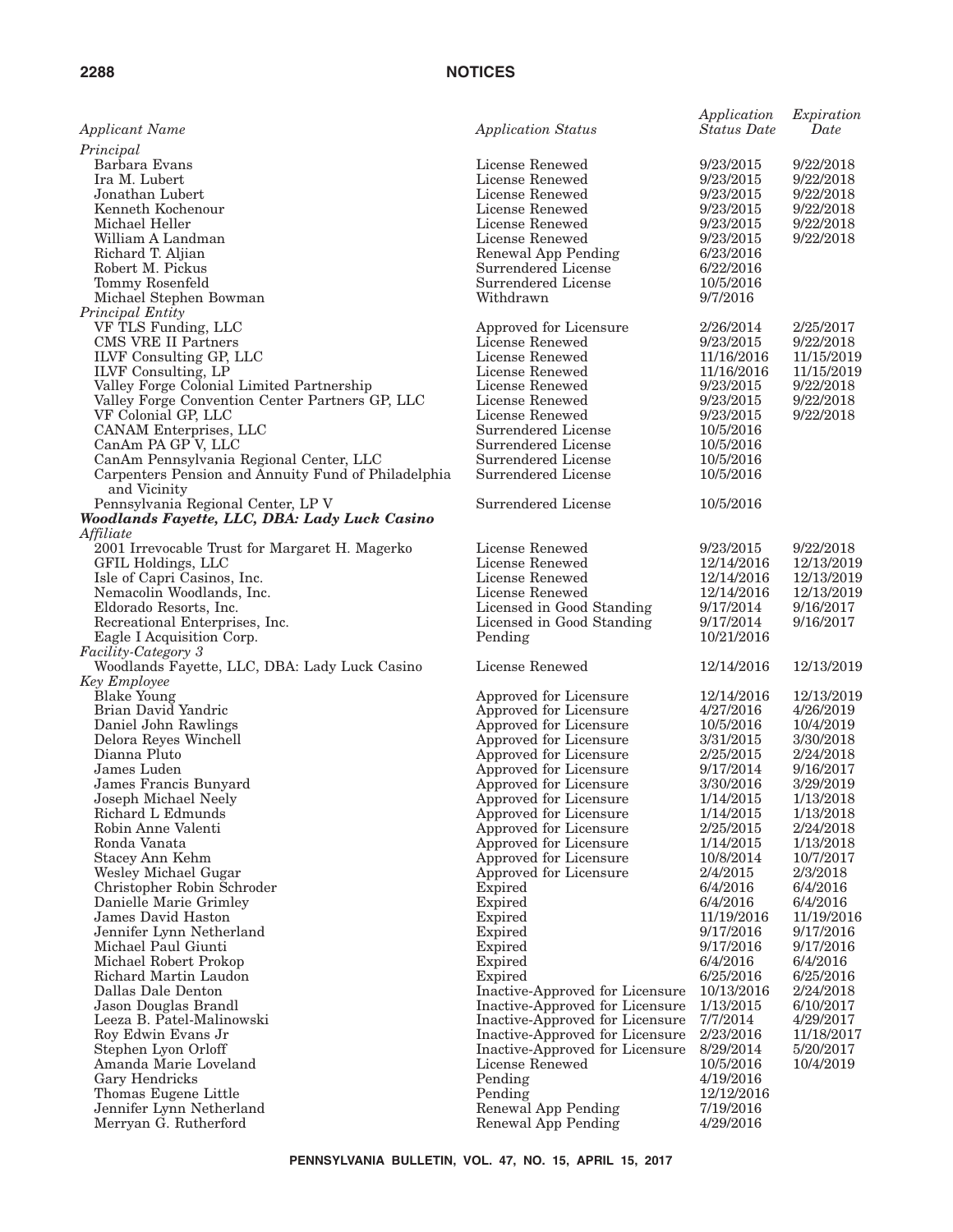| *Applicant Name* | *Application Status* | *Application Status Date* | *Expiration Date* |
|---|---|---|---|
| *Principal* | | | |
| Barbara Evans | License Renewed | 9/23/2015 | 9/22/2018 |
| Ira M. Lubert | License Renewed | 9/23/2015 | 9/22/2018 |
| Jonathan Lubert | License Renewed | 9/23/2015 | 9/22/2018 |
| Kenneth Kochenour | License Renewed | 9/23/2015 | 9/22/2018 |
| Michael Heller | License Renewed | 9/23/2015 | 9/22/2018 |
| William A Landman | License Renewed | 9/23/2015 | 9/22/2018 |
| Richard T. Aljian | Renewal App Pending | 6/23/2016 | |
| Robert M. Pickus | Surrendered License | 6/22/2016 | |
| Tommy Rosenfeld | Surrendered License | 10/5/2016 | |
| Michael Stephen Bowman | Withdrawn | 9/7/2016 | |
| *Principal Entity* | | | |
| VF TLS Funding, LLC | Approved for Licensure | 2/26/2014 | 2/25/2017 |
| CMS VRE II Partners | License Renewed | 9/23/2015 | 9/22/2018 |
| ILVF Consulting GP, LLC | License Renewed | 11/16/2016 | 11/15/2019 |
| ILVF Consulting, LP | License Renewed | 11/16/2016 | 11/15/2019 |
| Valley Forge Colonial Limited Partnership | License Renewed | 9/23/2015 | 9/22/2018 |
| Valley Forge Convention Center Partners GP, LLC | License Renewed | 9/23/2015 | 9/22/2018 |
| VF Colonial GP, LLC | License Renewed | 9/23/2015 | 9/22/2018 |
| CANAM Enterprises, LLC | Surrendered License | 10/5/2016 | |
| CanAm PA GP V, LLC | Surrendered License | 10/5/2016 | |
| CanAm Pennsylvania Regional Center, LLC | Surrendered License | 10/5/2016 | |
| Carpenters Pension and Annuity Fund of Philadelphia and Vicinity | Surrendered License | 10/5/2016 | |
| Pennsylvania Regional Center, LP V | Surrendered License | 10/5/2016 | |
| ***Woodlands Fayette, LLC, DBA: Lady Luck Casino*** | | | |
| *Affiliate* | | | |
| 2001 Irrevocable Trust for Margaret H. Magerko | License Renewed | 9/23/2015 | 9/22/2018 |
| GFIL Holdings, LLC | License Renewed | 12/14/2016 | 12/13/2019 |
| Isle of Capri Casinos, Inc. | License Renewed | 12/14/2016 | 12/13/2019 |
| Nemacolin Woodlands, Inc. | License Renewed | 12/14/2016 | 12/13/2019 |
| Eldorado Resorts, Inc. | Licensed in Good Standing | 9/17/2014 | 9/16/2017 |
| Recreational Enterprises, Inc. | Licensed in Good Standing | 9/17/2014 | 9/16/2017 |
| Eagle I Acquisition Corp. | Pending | 10/21/2016 | |
| *Facility-Category 3* | | | |
| Woodlands Fayette, LLC, DBA: Lady Luck Casino | License Renewed | 12/14/2016 | 12/13/2019 |
| *Key Employee* | | | |
| Blake Young | Approved for Licensure | 12/14/2016 | 12/13/2019 |
| Brian David Yandric | Approved for Licensure | 4/27/2016 | 4/26/2019 |
| Daniel John Rawlings | Approved for Licensure | 10/5/2016 | 10/4/2019 |
| Delora Reyes Winchell | Approved for Licensure | 3/31/2015 | 3/30/2018 |
| Dianna Pluto | Approved for Licensure | 2/25/2015 | 2/24/2018 |
| James Luden | Approved for Licensure | 9/17/2014 | 9/16/2017 |
| James Francis Bunyard | Approved for Licensure | 3/30/2016 | 3/29/2019 |
| Joseph Michael Neely | Approved for Licensure | 1/14/2015 | 1/13/2018 |
| Richard L Edmunds | Approved for Licensure | 1/14/2015 | 1/13/2018 |
| Robin Anne Valenti | Approved for Licensure | 2/25/2015 | 2/24/2018 |
| Ronda Vanata | Approved for Licensure | 1/14/2015 | 1/13/2018 |
| Stacey Ann Kehm | Approved for Licensure | 10/8/2014 | 10/7/2017 |
| Wesley Michael Gugar | Approved for Licensure | 2/4/2015 | 2/3/2018 |
| Christopher Robin Schroder | Expired | 6/4/2016 | 6/4/2016 |
| Danielle Marie Grimley | Expired | 6/4/2016 | 6/4/2016 |
| James David Haston | Expired | 11/19/2016 | 11/19/2016 |
| Jennifer Lynn Netherland | Expired | 9/17/2016 | 9/17/2016 |
| Michael Paul Giunti | Expired | 9/17/2016 | 9/17/2016 |
| Michael Robert Prokop | Expired | 6/4/2016 | 6/4/2016 |
| Richard Martin Laudon | Expired | 6/25/2016 | 6/25/2016 |
| Dallas Dale Denton | Inactive-Approved for Licensure | 10/13/2016 | 2/24/2018 |
| Jason Douglas Brandl | Inactive-Approved for Licensure | 1/13/2015 | 6/10/2017 |
| Leeza B. Patel-Malinowski | Inactive-Approved for Licensure | 7/7/2014 | 4/29/2017 |
| Roy Edwin Evans Jr | Inactive-Approved for Licensure | 2/23/2016 | 11/18/2017 |
| Stephen Lyon Orloff | Inactive-Approved for Licensure | 8/29/2014 | 5/20/2017 |
| Amanda Marie Loveland | License Renewed | 10/5/2016 | 10/4/2019 |
| Gary Hendricks | Pending | 4/19/2016 | |
| Thomas Eugene Little | Pending | 12/12/2016 | |
| Jennifer Lynn Netherland | Renewal App Pending | 7/19/2016 | |
| Merryan G. Rutherford | Renewal App Pending | 4/29/2016 | |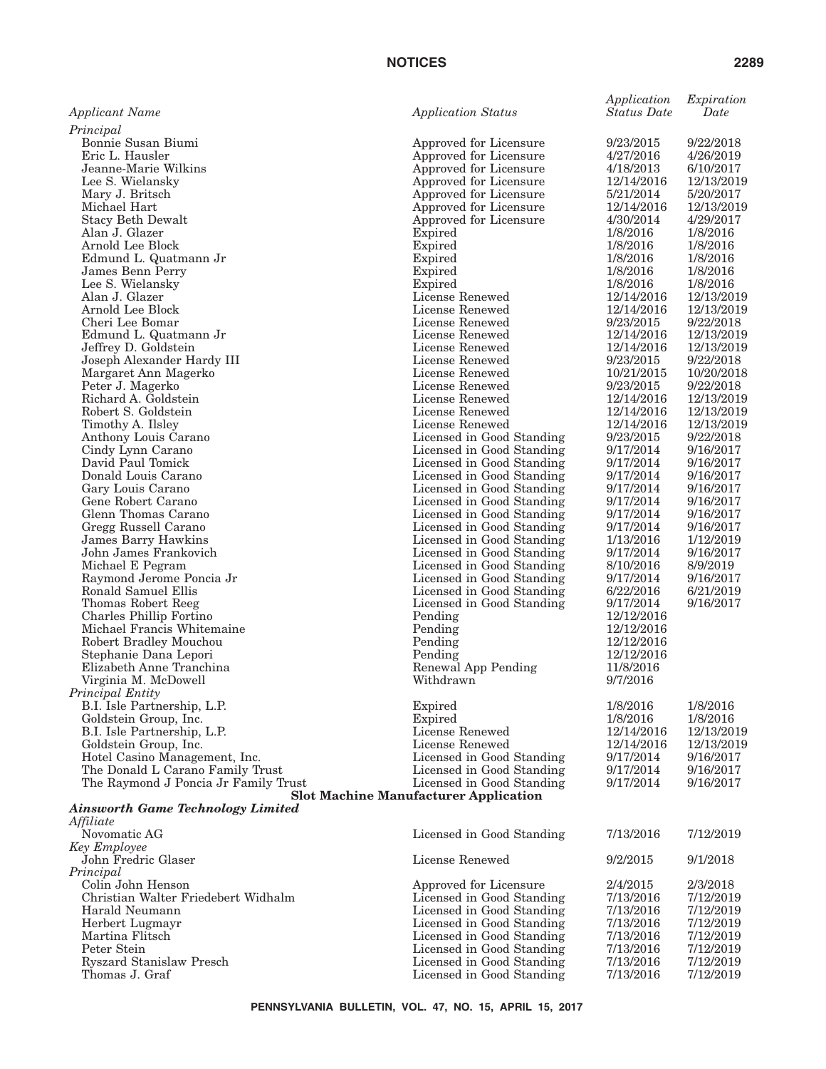| *Applicant Name* | *Application Status* | *Application Status Date* | *Expiration Date* |
|---|---|---|---|
| *Principal* | | | |
| Bonnie Susan Biumi | Approved for Licensure | 9/23/2015 | 9/22/2018 |
| Eric L. Hausler | Approved for Licensure | 4/27/2016 | 4/26/2019 |
| Jeanne-Marie Wilkins | Approved for Licensure | 4/18/2013 | 6/10/2017 |
| Lee S. Wielansky | Approved for Licensure | 12/14/2016 | 12/13/2019 |
| Mary J. Britsch | Approved for Licensure | 5/21/2014 | 5/20/2017 |
| Michael Hart | Approved for Licensure | 12/14/2016 | 12/13/2019 |
| Stacy Beth Dewalt | Approved for Licensure | 4/30/2014 | 4/29/2017 |
| Alan J. Glazer | Expired | 1/8/2016 | 1/8/2016 |
| Arnold Lee Block | Expired | 1/8/2016 | 1/8/2016 |
| Edmund L. Quatmann Jr | Expired | 1/8/2016 | 1/8/2016 |
| James Benn Perry | Expired | 1/8/2016 | 1/8/2016 |
| Lee S. Wielansky | Expired | 1/8/2016 | 1/8/2016 |
| Alan J. Glazer | License Renewed | 12/14/2016 | 12/13/2019 |
| Arnold Lee Block | License Renewed | 12/14/2016 | 12/13/2019 |
| Cheri Lee Bomar | License Renewed | 9/23/2015 | 9/22/2018 |
| Edmund L. Quatmann Jr | License Renewed | 12/14/2016 | 12/13/2019 |
| Jeffrey D. Goldstein | License Renewed | 12/14/2016 | 12/13/2019 |
| Joseph Alexander Hardy III | License Renewed | 9/23/2015 | 9/22/2018 |
| Margaret Ann Magerko | License Renewed | 10/21/2015 | 10/20/2018 |
| Peter J. Magerko | License Renewed | 9/23/2015 | 9/22/2018 |
| Richard A. Goldstein | License Renewed | 12/14/2016 | 12/13/2019 |
| Robert S. Goldstein | License Renewed | 12/14/2016 | 12/13/2019 |
| Timothy A. Ilsley | License Renewed | 12/14/2016 | 12/13/2019 |
| Anthony Louis Carano | Licensed in Good Standing | 9/23/2015 | 9/22/2018 |
| Cindy Lynn Carano | Licensed in Good Standing | 9/17/2014 | 9/16/2017 |
| David Paul Tomick | Licensed in Good Standing | 9/17/2014 | 9/16/2017 |
| Donald Louis Carano | Licensed in Good Standing | 9/17/2014 | 9/16/2017 |
| Gary Louis Carano | Licensed in Good Standing | 9/17/2014 | 9/16/2017 |
| Gene Robert Carano | Licensed in Good Standing | 9/17/2014 | 9/16/2017 |
| Glenn Thomas Carano | Licensed in Good Standing | 9/17/2014 | 9/16/2017 |
| Gregg Russell Carano | Licensed in Good Standing | 9/17/2014 | 9/16/2017 |
| James Barry Hawkins | Licensed in Good Standing | 1/13/2016 | 1/12/2019 |
| John James Frankovich | Licensed in Good Standing | 9/17/2014 | 9/16/2017 |
| Michael E Pegram | Licensed in Good Standing | 8/10/2016 | 8/9/2019 |
| Raymond Jerome Poncia Jr | Licensed in Good Standing | 9/17/2014 | 9/16/2017 |
| Ronald Samuel Ellis | Licensed in Good Standing | 6/22/2016 | 6/21/2019 |
| Thomas Robert Reeg | Licensed in Good Standing | 9/17/2014 | 9/16/2017 |
| Charles Phillip Fortino | Pending | 12/12/2016 | |
| Michael Francis Whitemaine | Pending | 12/12/2016 | |
| Robert Bradley Mouchou | Pending | 12/12/2016 | |
| Stephanie Dana Lepori | Pending | 12/12/2016 | |
| Elizabeth Anne Tranchina | Renewal App Pending | 11/8/2016 | |
| Virginia M. McDowell | Withdrawn | 9/7/2016 | |
| *Principal Entity* | | | |
| B.I. Isle Partnership, L.P. | Expired | 1/8/2016 | 1/8/2016 |
| Goldstein Group, Inc. | Expired | 1/8/2016 | 1/8/2016 |
| B.I. Isle Partnership, L.P. | License Renewed | 12/14/2016 | 12/13/2019 |
| Goldstein Group, Inc. | License Renewed | 12/14/2016 | 12/13/2019 |
| Hotel Casino Management, Inc. | Licensed in Good Standing | 9/17/2014 | 9/16/2017 |
| The Donald L Carano Family Trust | Licensed in Good Standing | 9/17/2014 | 9/16/2017 |
| The Raymond J Poncia Jr Family Trust | Licensed in Good Standing | 9/17/2014 | 9/16/2017 |
| **Slot Machine Manufacturer Application** | | | |
| ***Ainsworth Game Technology Limited*** | | | |
| *Affiliate* | | | |
| Novomatic AG | Licensed in Good Standing | 7/13/2016 | 7/12/2019 |
| *Key Employee* | | | |
| John Fredric Glaser | License Renewed | 9/2/2015 | 9/1/2018 |
| *Principal* | | | |
| Colin John Henson | Approved for Licensure | 2/4/2015 | 2/3/2018 |
| Christian Walter Friedebert Widhalm | Licensed in Good Standing | 7/13/2016 | 7/12/2019 |
| Harald Neumann | Licensed in Good Standing | 7/13/2016 | 7/12/2019 |
| Herbert Lugmayr | Licensed in Good Standing | 7/13/2016 | 7/12/2019 |
| Martina Flitsch | Licensed in Good Standing | 7/13/2016 | 7/12/2019 |
| Peter Stein | Licensed in Good Standing | 7/13/2016 | 7/12/2019 |
| Ryszard Stanislaw Presch | Licensed in Good Standing | 7/13/2016 | 7/12/2019 |
| Thomas J. Graf | Licensed in Good Standing | 7/13/2016 | 7/12/2019 |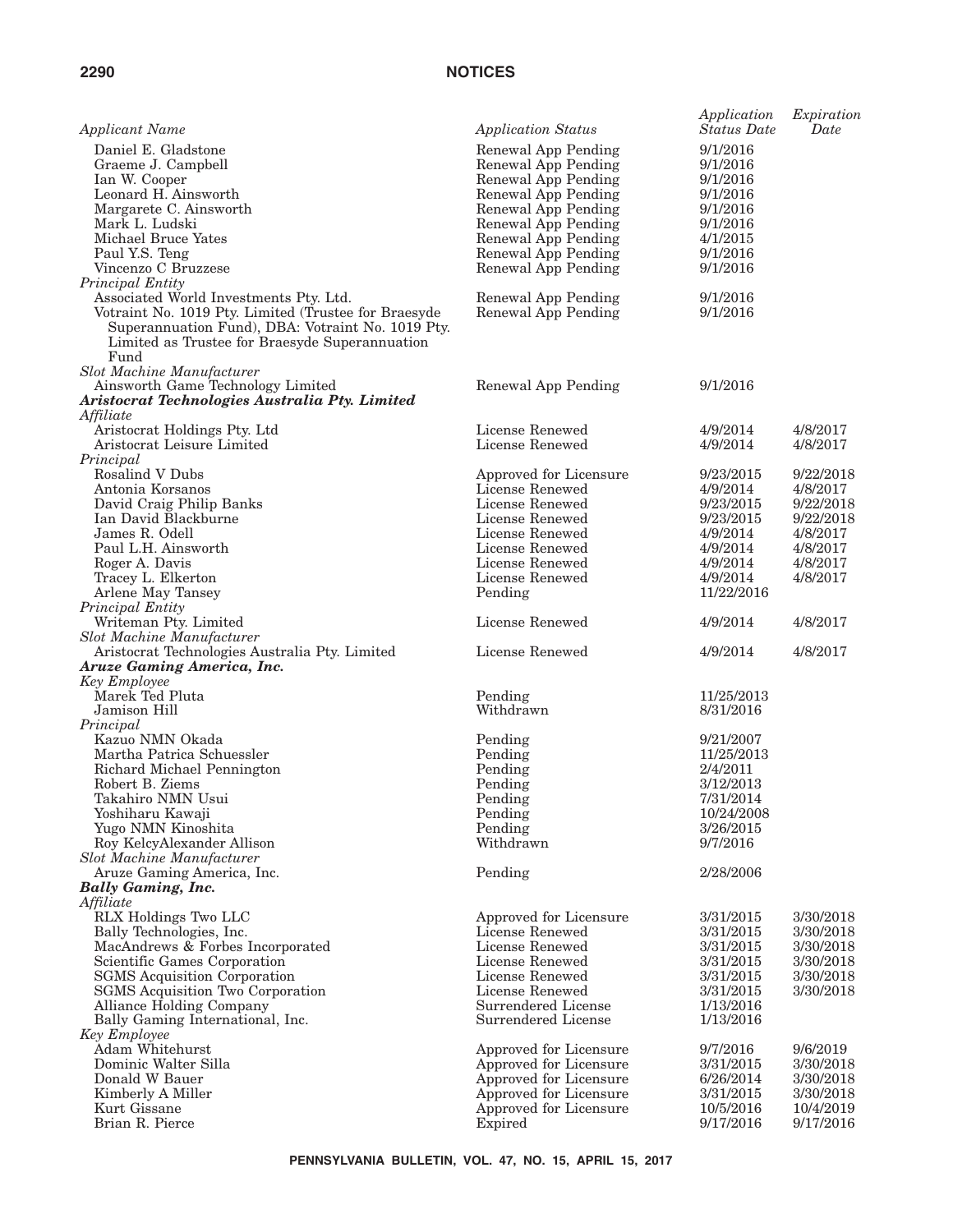| Applicant Name | Application Status | Application Status Date | Expiration Date |
|---|---|---|---|
| Daniel E. Gladstone | Renewal App Pending | 9/1/2016 | |
| Graeme J. Campbell | Renewal App Pending | 9/1/2016 | |
| Ian W. Cooper | Renewal App Pending | 9/1/2016 | |
| Leonard H. Ainsworth | Renewal App Pending | 9/1/2016 | |
| Margarete C. Ainsworth | Renewal App Pending | 9/1/2016 | |
| Mark L. Ludski | Renewal App Pending | 9/1/2016 | |
| Michael Bruce Yates | Renewal App Pending | 4/1/2015 | |
| Paul Y.S. Teng | Renewal App Pending | 9/1/2016 | |
| Vincenzo C Bruzzese | Renewal App Pending | 9/1/2016 | |
| *Principal Entity* | | | |
| Associated World Investments Pty. Ltd. | Renewal App Pending | 9/1/2016 | |
| Votraint No. 1019 Pty. Limited (Trustee for Braesyde Superannuation Fund), DBA: Votraint No. 1019 Pty. Limited as Trustee for Braesyde Superannuation Fund | Renewal App Pending | 9/1/2016 | |
| *Slot Machine Manufacturer* | | | |
| Ainsworth Game Technology Limited | Renewal App Pending | 9/1/2016 | |
| ***Aristocrat Technologies Australia Pty. Limited*** | | | |
| *Affiliate* | | | |
| Aristocrat Holdings Pty. Ltd | License Renewed | 4/9/2014 | 4/8/2017 |
| Aristocrat Leisure Limited | License Renewed | 4/9/2014 | 4/8/2017 |
| *Principal* | | | |
| Rosalind V Dubs | Approved for Licensure | 9/23/2015 | 9/22/2018 |
| Antonia Korsanos | License Renewed | 4/9/2014 | 4/8/2017 |
| David Craig Philip Banks | License Renewed | 9/23/2015 | 9/22/2018 |
| Ian David Blackburne | License Renewed | 9/23/2015 | 9/22/2018 |
| James R. Odell | License Renewed | 4/9/2014 | 4/8/2017 |
| Paul L.H. Ainsworth | License Renewed | 4/9/2014 | 4/8/2017 |
| Roger A. Davis | License Renewed | 4/9/2014 | 4/8/2017 |
| Tracey L. Elkerton | License Renewed | 4/9/2014 | 4/8/2017 |
| Arlene May Tansey | Pending | 11/22/2016 | |
| *Principal Entity* | | | |
| Writeman Pty. Limited | License Renewed | 4/9/2014 | 4/8/2017 |
| *Slot Machine Manufacturer* | | | |
| Aristocrat Technologies Australia Pty. Limited | License Renewed | 4/9/2014 | 4/8/2017 |
| ***Aruze Gaming America, Inc.*** | | | |
| *Key Employee* | | | |
| Marek Ted Pluta | Pending | 11/25/2013 | |
| Jamison Hill | Withdrawn | 8/31/2016 | |
| *Principal* | | | |
| Kazuo NMN Okada | Pending | 9/21/2007 | |
| Martha Patrica Schuessler | Pending | 11/25/2013 | |
| Richard Michael Pennington | Pending | 2/4/2011 | |
| Robert B. Ziems | Pending | 3/12/2013 | |
| Takahiro NMN Usui | Pending | 7/31/2014 | |
| Yoshiharu Kawaji | Pending | 10/24/2008 | |
| Yugo NMN Kinoshita | Pending | 3/26/2015 | |
| Roy KelcyAlexander Allison | Withdrawn | 9/7/2016 | |
| *Slot Machine Manufacturer* | | | |
| Aruze Gaming America, Inc. | Pending | 2/28/2006 | |
| ***Bally Gaming, Inc.*** | | | |
| *Affiliate* | | | |
| RLX Holdings Two LLC | Approved for Licensure | 3/31/2015 | 3/30/2018 |
| Bally Technologies, Inc. | License Renewed | 3/31/2015 | 3/30/2018 |
| MacAndrews & Forbes Incorporated | License Renewed | 3/31/2015 | 3/30/2018 |
| Scientific Games Corporation | License Renewed | 3/31/2015 | 3/30/2018 |
| SGMS Acquisition Corporation | License Renewed | 3/31/2015 | 3/30/2018 |
| SGMS Acquisition Two Corporation | License Renewed | 3/31/2015 | 3/30/2018 |
| Alliance Holding Company | Surrendered License | 1/13/2016 | |
| Bally Gaming International, Inc. | Surrendered License | 1/13/2016 | |
| *Key Employee* | | | |
| Adam Whitehurst | Approved for Licensure | 9/7/2016 | 9/6/2019 |
| Dominic Walter Silla | Approved for Licensure | 3/31/2015 | 3/30/2018 |
| Donald W Bauer | Approved for Licensure | 6/26/2014 | 3/30/2018 |
| Kimberly A Miller | Approved for Licensure | 3/31/2015 | 3/30/2018 |
| Kurt Gissane | Approved for Licensure | 10/5/2016 | 10/4/2019 |
| Brian R. Pierce | Expired | 9/17/2016 | 9/17/2016 |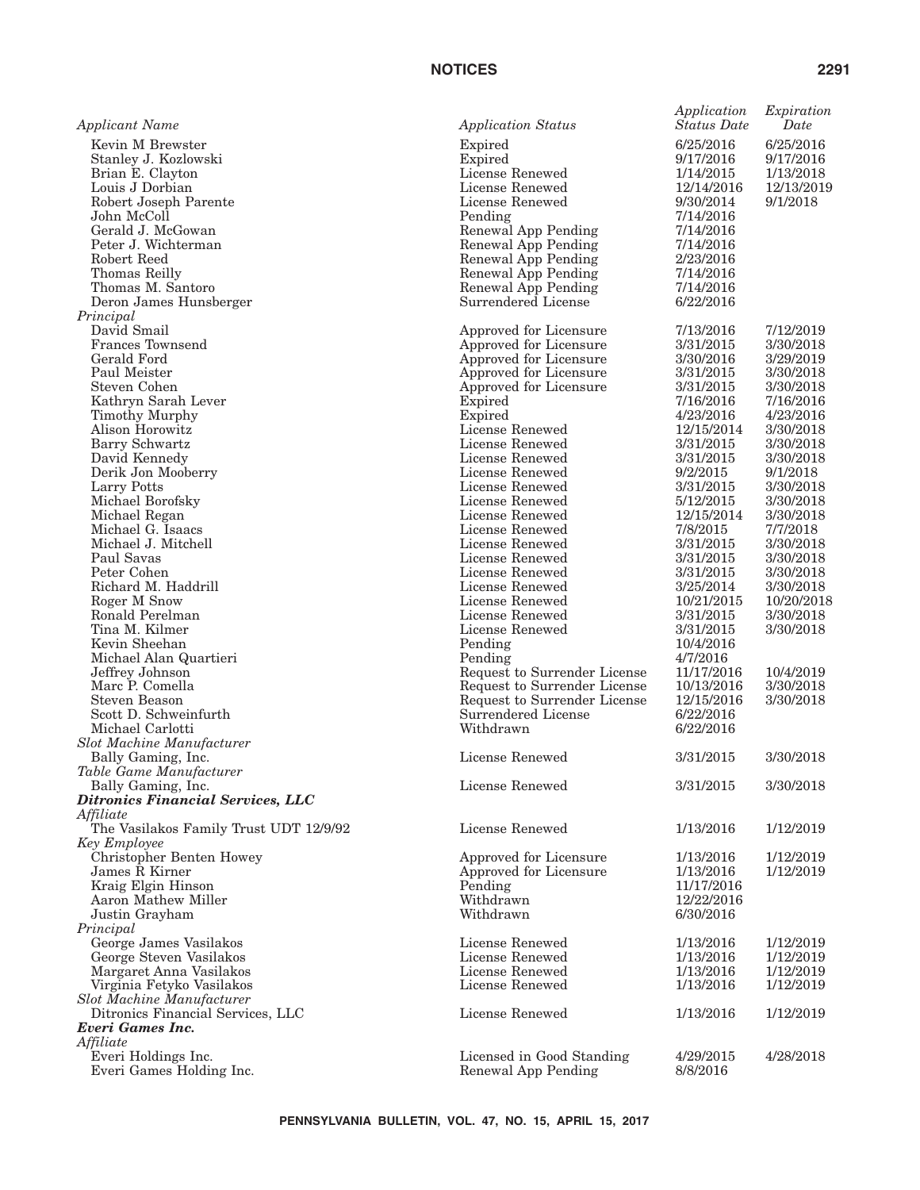| *Applicant Name* | *Application Status* | *Application Status Date* | *Expiration Date* |
|---|---|---|---|
| Kevin M Brewster | Expired | 6/25/2016 | 6/25/2016 |
| Stanley J. Kozlowski | Expired | 9/17/2016 | 9/17/2016 |
| Brian E. Clayton | License Renewed | 1/14/2015 | 1/13/2018 |
| Louis J Dorbian | License Renewed | 12/14/2016 | 12/13/2019 |
| Robert Joseph Parente | License Renewed | 9/30/2014 | 9/1/2018 |
| John McColl | Pending | 7/14/2016 | |
| Gerald J. McGowan | Renewal App Pending | 7/14/2016 | |
| Peter J. Wichterman | Renewal App Pending | 7/14/2016 | |
| Robert Reed | Renewal App Pending | 2/23/2016 | |
| Thomas Reilly | Renewal App Pending | 7/14/2016 | |
| Thomas M. Santoro | Renewal App Pending | 7/14/2016 | |
| Deron James Hunsberger | Surrendered License | 6/22/2016 | |
| *Principal* | | | |
| David Smail | Approved for Licensure | 7/13/2016 | 7/12/2019 |
| Frances Townsend | Approved for Licensure | 3/31/2015 | 3/30/2018 |
| Gerald Ford | Approved for Licensure | 3/30/2016 | 3/29/2019 |
| Paul Meister | Approved for Licensure | 3/31/2015 | 3/30/2018 |
| Steven Cohen | Approved for Licensure | 3/31/2015 | 3/30/2018 |
| Kathryn Sarah Lever | Expired | 7/16/2016 | 7/16/2016 |
| Timothy Murphy | Expired | 4/23/2016 | 4/23/2016 |
| Alison Horowitz | License Renewed | 12/15/2014 | 3/30/2018 |
| Barry Schwartz | License Renewed | 3/31/2015 | 3/30/2018 |
| David Kennedy | License Renewed | 3/31/2015 | 3/30/2018 |
| Derik Jon Mooberry | License Renewed | 9/2/2015 | 9/1/2018 |
| Larry Potts | License Renewed | 3/31/2015 | 3/30/2018 |
| Michael Borofsky | License Renewed | 5/12/2015 | 3/30/2018 |
| Michael Regan | License Renewed | 12/15/2014 | 3/30/2018 |
| Michael G. Isaacs | License Renewed | 7/8/2015 | 7/7/2018 |
| Michael J. Mitchell | License Renewed | 3/31/2015 | 3/30/2018 |
| Paul Savas | License Renewed | 3/31/2015 | 3/30/2018 |
| Peter Cohen | License Renewed | 3/31/2015 | 3/30/2018 |
| Richard M. Haddrill | License Renewed | 3/25/2014 | 3/30/2018 |
| Roger M Snow | License Renewed | 10/21/2015 | 10/20/2018 |
| Ronald Perelman | License Renewed | 3/31/2015 | 3/30/2018 |
| Tina M. Kilmer | License Renewed | 3/31/2015 | 3/30/2018 |
| Kevin Sheehan | Pending | 10/4/2016 | |
| Michael Alan Quartieri | Pending | 4/7/2016 | |
| Jeffrey Johnson | Request to Surrender License | 11/17/2016 | 10/4/2019 |
| Marc P. Comella | Request to Surrender License | 10/13/2016 | 3/30/2018 |
| Steven Beason | Request to Surrender License | 12/15/2016 | 3/30/2018 |
| Scott D. Schweinfurth | Surrendered License | 6/22/2016 | |
| Michael Carlotti | Withdrawn | 6/22/2016 | |
| *Slot Machine Manufacturer* | | | |
| Bally Gaming, Inc. | License Renewed | 3/31/2015 | 3/30/2018 |
| *Table Game Manufacturer* | | | |
| Bally Gaming, Inc. | License Renewed | 3/31/2015 | 3/30/2018 |
| ***Ditronics Financial Services, LLC*** | | | |
| *Affiliate* | | | |
| The Vasilakos Family Trust UDT 12/9/92 | License Renewed | 1/13/2016 | 1/12/2019 |
| *Key Employee* | | | |
| Christopher Benten Howey | Approved for Licensure | 1/13/2016 | 1/12/2019 |
| James R Kirner | Approved for Licensure | 1/13/2016 | 1/12/2019 |
| Kraig Elgin Hinson | Pending | 11/17/2016 | |
| Aaron Mathew Miller | Withdrawn | 12/22/2016 | |
| Justin Grayham | Withdrawn | 6/30/2016 | |
| *Principal* | | | |
| George James Vasilakos | License Renewed | 1/13/2016 | 1/12/2019 |
| George Steven Vasilakos | License Renewed | 1/13/2016 | 1/12/2019 |
| Margaret Anna Vasilakos | License Renewed | 1/13/2016 | 1/12/2019 |
| Virginia Fetyko Vasilakos | License Renewed | 1/13/2016 | 1/12/2019 |
| *Slot Machine Manufacturer* | | | |
| Ditronics Financial Services, LLC | License Renewed | 1/13/2016 | 1/12/2019 |
| ***Everi Games Inc.*** | | | |
| *Affiliate* | | | |
| Everi Holdings Inc. | Licensed in Good Standing | 4/29/2015 | 4/28/2018 |
| Everi Games Holding Inc. | Renewal App Pending | 8/8/2016 | |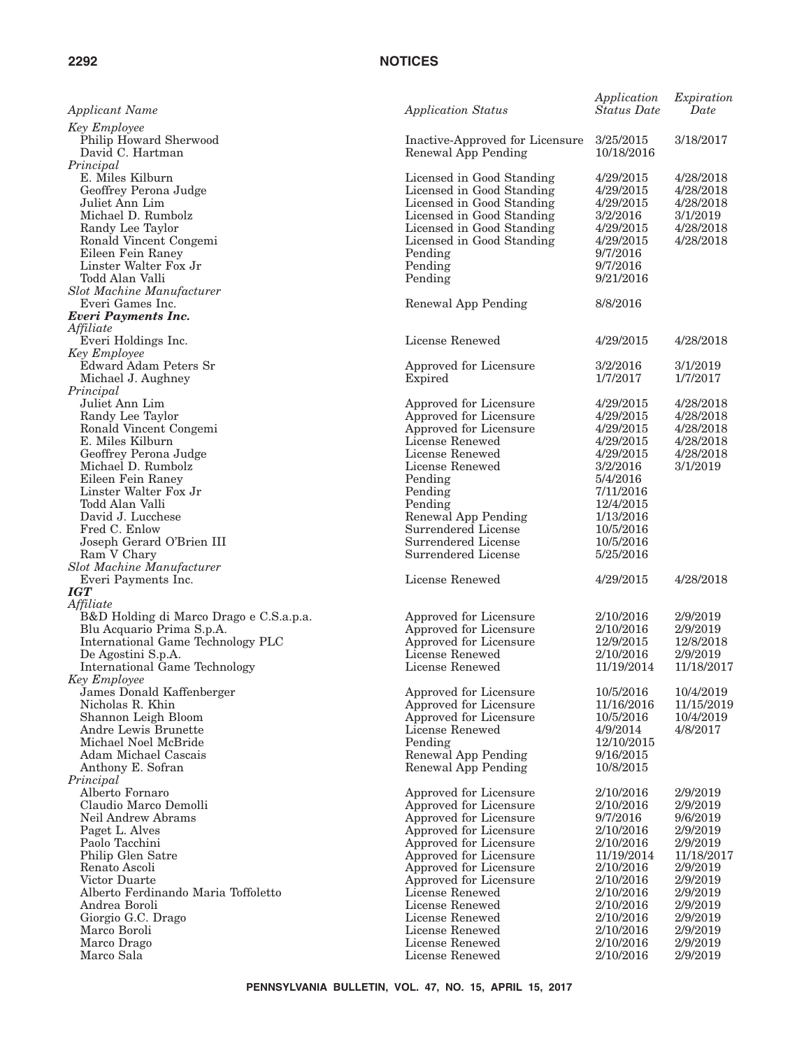| Applicant Name | Application Status | Application Status Date | Expiration Date |
|---|---|---|---|
| *Key Employee* | | | |
| Philip Howard Sherwood | Inactive-Approved for Licensure | 3/25/2015 | 3/18/2017 |
| David C. Hartman | Renewal App Pending | 10/18/2016 | |
| *Principal* | | | |
| E. Miles Kilburn | Licensed in Good Standing | 4/29/2015 | 4/28/2018 |
| Geoffrey Perona Judge | Licensed in Good Standing | 4/29/2015 | 4/28/2018 |
| Juliet Ann Lim | Licensed in Good Standing | 4/29/2015 | 4/28/2018 |
| Michael D. Rumbolz | Licensed in Good Standing | 3/2/2016 | 3/1/2019 |
| Randy Lee Taylor | Licensed in Good Standing | 4/29/2015 | 4/28/2018 |
| Ronald Vincent Congemi | Licensed in Good Standing | 4/29/2015 | 4/28/2018 |
| Eileen Fein Raney | Pending | 9/7/2016 | |
| Linster Walter Fox Jr | Pending | 9/7/2016 | |
| Todd Alan Valli | Pending | 9/21/2016 | |
| *Slot Machine Manufacturer* | | | |
| Everi Games Inc. | Renewal App Pending | 8/8/2016 | |
| ***Everi Payments Inc.*** | | | |
| *Affiliate* | | | |
| Everi Holdings Inc. | License Renewed | 4/29/2015 | 4/28/2018 |
| *Key Employee* | | | |
| Edward Adam Peters Sr | Approved for Licensure | 3/2/2016 | 3/1/2019 |
| Michael J. Aughney | Expired | 1/7/2017 | 1/7/2017 |
| *Principal* | | | |
| Juliet Ann Lim | Approved for Licensure | 4/29/2015 | 4/28/2018 |
| Randy Lee Taylor | Approved for Licensure | 4/29/2015 | 4/28/2018 |
| Ronald Vincent Congemi | Approved for Licensure | 4/29/2015 | 4/28/2018 |
| E. Miles Kilburn | License Renewed | 4/29/2015 | 4/28/2018 |
| Geoffrey Perona Judge | License Renewed | 4/29/2015 | 4/28/2018 |
| Michael D. Rumbolz | License Renewed | 3/2/2016 | 3/1/2019 |
| Eileen Fein Raney | Pending | 5/4/2016 | |
| Linster Walter Fox Jr | Pending | 7/11/2016 | |
| Todd Alan Valli | Pending | 12/4/2015 | |
| David J. Lucchese | Renewal App Pending | 1/13/2016 | |
| Fred C. Enlow | Surrendered License | 10/5/2016 | |
| Joseph Gerard O'Brien III | Surrendered License | 10/5/2016 | |
| Ram V Chary | Surrendered License | 5/25/2016 | |
| *Slot Machine Manufacturer* | | | |
| Everi Payments Inc. | License Renewed | 4/29/2015 | 4/28/2018 |
| ***IGT*** | | | |
| *Affiliate* | | | |
| B&D Holding di Marco Drago e C.S.a.p.a. | Approved for Licensure | 2/10/2016 | 2/9/2019 |
| Blu Acquario Prima S.p.A. | Approved for Licensure | 2/10/2016 | 2/9/2019 |
| International Game Technology PLC | Approved for Licensure | 12/9/2015 | 12/8/2018 |
| De Agostini S.p.A. | License Renewed | 2/10/2016 | 2/9/2019 |
| International Game Technology | License Renewed | 11/19/2014 | 11/18/2017 |
| *Key Employee* | | | |
| James Donald Kaffenberger | Approved for Licensure | 10/5/2016 | 10/4/2019 |
| Nicholas R. Khin | Approved for Licensure | 11/16/2016 | 11/15/2019 |
| Shannon Leigh Bloom | Approved for Licensure | 10/5/2016 | 10/4/2019 |
| Andre Lewis Brunette | License Renewed | 4/9/2014 | 4/8/2017 |
| Michael Noel McBride | Pending | 12/10/2015 | |
| Adam Michael Cascais | Renewal App Pending | 9/16/2015 | |
| Anthony E. Sofran | Renewal App Pending | 10/8/2015 | |
| *Principal* | | | |
| Alberto Fornaro | Approved for Licensure | 2/10/2016 | 2/9/2019 |
| Claudio Marco Demolli | Approved for Licensure | 2/10/2016 | 2/9/2019 |
| Neil Andrew Abrams | Approved for Licensure | 9/7/2016 | 9/6/2019 |
| Paget L. Alves | Approved for Licensure | 2/10/2016 | 2/9/2019 |
| Paolo Tacchini | Approved for Licensure | 2/10/2016 | 2/9/2019 |
| Philip Glen Satre | Approved for Licensure | 11/19/2014 | 11/18/2017 |
| Renato Ascoli | Approved for Licensure | 2/10/2016 | 2/9/2019 |
| Victor Duarte | Approved for Licensure | 2/10/2016 | 2/9/2019 |
| Alberto Ferdinando Maria Toffoletto | License Renewed | 2/10/2016 | 2/9/2019 |
| Andrea Boroli | License Renewed | 2/10/2016 | 2/9/2019 |
| Giorgio G.C. Drago | License Renewed | 2/10/2016 | 2/9/2019 |
| Marco Boroli | License Renewed | 2/10/2016 | 2/9/2019 |
| Marco Drago | License Renewed | 2/10/2016 | 2/9/2019 |
| Marco Sala | License Renewed | 2/10/2016 | 2/9/2019 |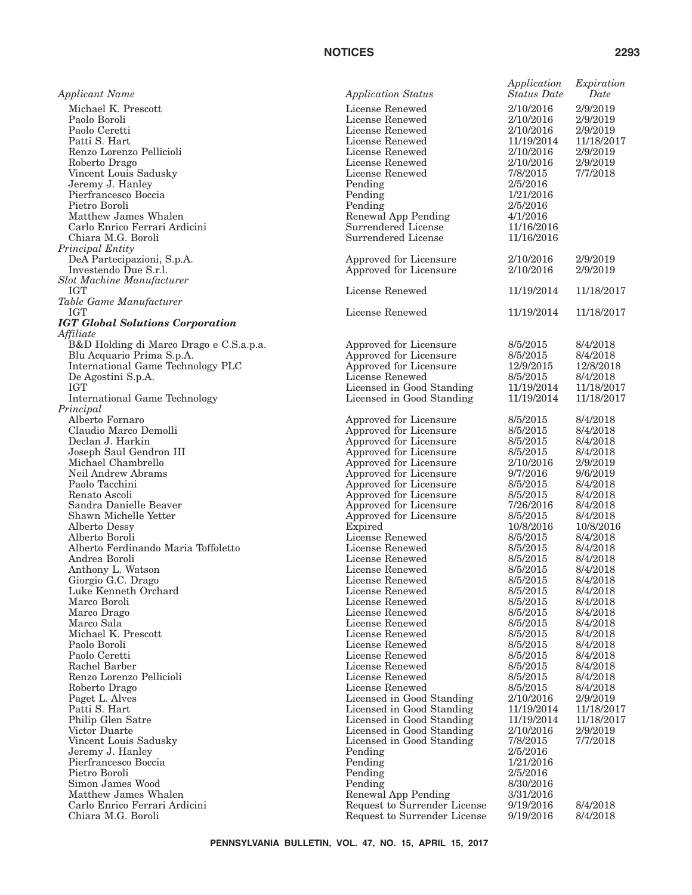| *Applicant Name* | *Application Status* | *Application Status Date* | *Expiration Date* |
|---|---|---|---|
| Michael K. Prescott | License Renewed | 2/10/2016 | 2/9/2019 |
| Paolo Boroli | License Renewed | 2/10/2016 | 2/9/2019 |
| Paolo Ceretti | License Renewed | 2/10/2016 | 2/9/2019 |
| Patti S. Hart | License Renewed | 11/19/2014 | 11/18/2017 |
| Renzo Lorenzo Pellicioli | License Renewed | 2/10/2016 | 2/9/2019 |
| Roberto Drago | License Renewed | 2/10/2016 | 2/9/2019 |
| Vincent Louis Sadusky | License Renewed | 7/8/2015 | 7/7/2018 |
| Jeremy J. Hanley | Pending | 2/5/2016 | |
| Pierfrancesco Boccia | Pending | 1/21/2016 | |
| Pietro Boroli | Pending | 2/5/2016 | |
| Matthew James Whalen | Renewal App Pending | 4/1/2016 | |
| Carlo Enrico Ferrari Ardicini | Surrendered License | 11/16/2016 | |
| Chiara M.G. Boroli | Surrendered License | 11/16/2016 | |
| *Principal Entity* | | | |
| DeA Partecipazioni, S.p.A. | Approved for Licensure | 2/10/2016 | 2/9/2019 |
| Investendo Due S.r.l. | Approved for Licensure | 2/10/2016 | 2/9/2019 |
| *Slot Machine Manufacturer* | | | |
| IGT | License Renewed | 11/19/2014 | 11/18/2017 |
| *Table Game Manufacturer* | | | |
| IGT | License Renewed | 11/19/2014 | 11/18/2017 |
| ***IGT Global Solutions Corporation*** | | | |
| *Affiliate* | | | |
| B&D Holding di Marco Drago e C.S.a.p.a. | Approved for Licensure | 8/5/2015 | 8/4/2018 |
| Blu Acquario Prima S.p.A. | Approved for Licensure | 8/5/2015 | 8/4/2018 |
| International Game Technology PLC | Approved for Licensure | 12/9/2015 | 12/8/2018 |
| De Agostini S.p.A. | License Renewed | 8/5/2015 | 8/4/2018 |
| IGT | Licensed in Good Standing | 11/19/2014 | 11/18/2017 |
| International Game Technology | Licensed in Good Standing | 11/19/2014 | 11/18/2017 |
| *Principal* | | | |
| Alberto Fornaro | Approved for Licensure | 8/5/2015 | 8/4/2018 |
| Claudio Marco Demolli | Approved for Licensure | 8/5/2015 | 8/4/2018 |
| Declan J. Harkin | Approved for Licensure | 8/5/2015 | 8/4/2018 |
| Joseph Saul Gendron III | Approved for Licensure | 8/5/2015 | 8/4/2018 |
| Michael Chambrello | Approved for Licensure | 2/10/2016 | 2/9/2019 |
| Neil Andrew Abrams | Approved for Licensure | 9/7/2016 | 9/6/2019 |
| Paolo Tacchini | Approved for Licensure | 8/5/2015 | 8/4/2018 |
| Renato Ascoli | Approved for Licensure | 8/5/2015 | 8/4/2018 |
| Sandra Danielle Beaver | Approved for Licensure | 7/26/2016 | 8/4/2018 |
| Shawn Michelle Yetter | Approved for Licensure | 8/5/2015 | 8/4/2018 |
| Alberto Dessy | Expired | 10/8/2016 | 10/8/2016 |
| Alberto Boroli | License Renewed | 8/5/2015 | 8/4/2018 |
| Alberto Ferdinando Maria Toffoletto | License Renewed | 8/5/2015 | 8/4/2018 |
| Andrea Boroli | License Renewed | 8/5/2015 | 8/4/2018 |
| Anthony L. Watson | License Renewed | 8/5/2015 | 8/4/2018 |
| Giorgio G.C. Drago | License Renewed | 8/5/2015 | 8/4/2018 |
| Luke Kenneth Orchard | License Renewed | 8/5/2015 | 8/4/2018 |
| Marco Boroli | License Renewed | 8/5/2015 | 8/4/2018 |
| Marco Drago | License Renewed | 8/5/2015 | 8/4/2018 |
| Marco Sala | License Renewed | 8/5/2015 | 8/4/2018 |
| Michael K. Prescott | License Renewed | 8/5/2015 | 8/4/2018 |
| Paolo Boroli | License Renewed | 8/5/2015 | 8/4/2018 |
| Paolo Ceretti | License Renewed | 8/5/2015 | 8/4/2018 |
| Rachel Barber | License Renewed | 8/5/2015 | 8/4/2018 |
| Renzo Lorenzo Pellicioli | License Renewed | 8/5/2015 | 8/4/2018 |
| Roberto Drago | License Renewed | 8/5/2015 | 8/4/2018 |
| Paget L. Alves | Licensed in Good Standing | 2/10/2016 | 2/9/2019 |
| Patti S. Hart | Licensed in Good Standing | 11/19/2014 | 11/18/2017 |
| Philip Glen Satre | Licensed in Good Standing | 11/19/2014 | 11/18/2017 |
| Victor Duarte | Licensed in Good Standing | 2/10/2016 | 2/9/2019 |
| Vincent Louis Sadusky | Licensed in Good Standing | 7/8/2015 | 7/7/2018 |
| Jeremy J. Hanley | Pending | 2/5/2016 | |
| Pierfrancesco Boccia | Pending | 1/21/2016 | |
| Pietro Boroli | Pending | 2/5/2016 | |
| Simon James Wood | Pending | 8/30/2016 | |
| Matthew James Whalen | Renewal App Pending | 3/31/2016 | |
| Carlo Enrico Ferrari Ardicini | Request to Surrender License | 9/19/2016 | 8/4/2018 |
| Chiara M.G. Boroli | Request to Surrender License | 9/19/2016 | 8/4/2018 |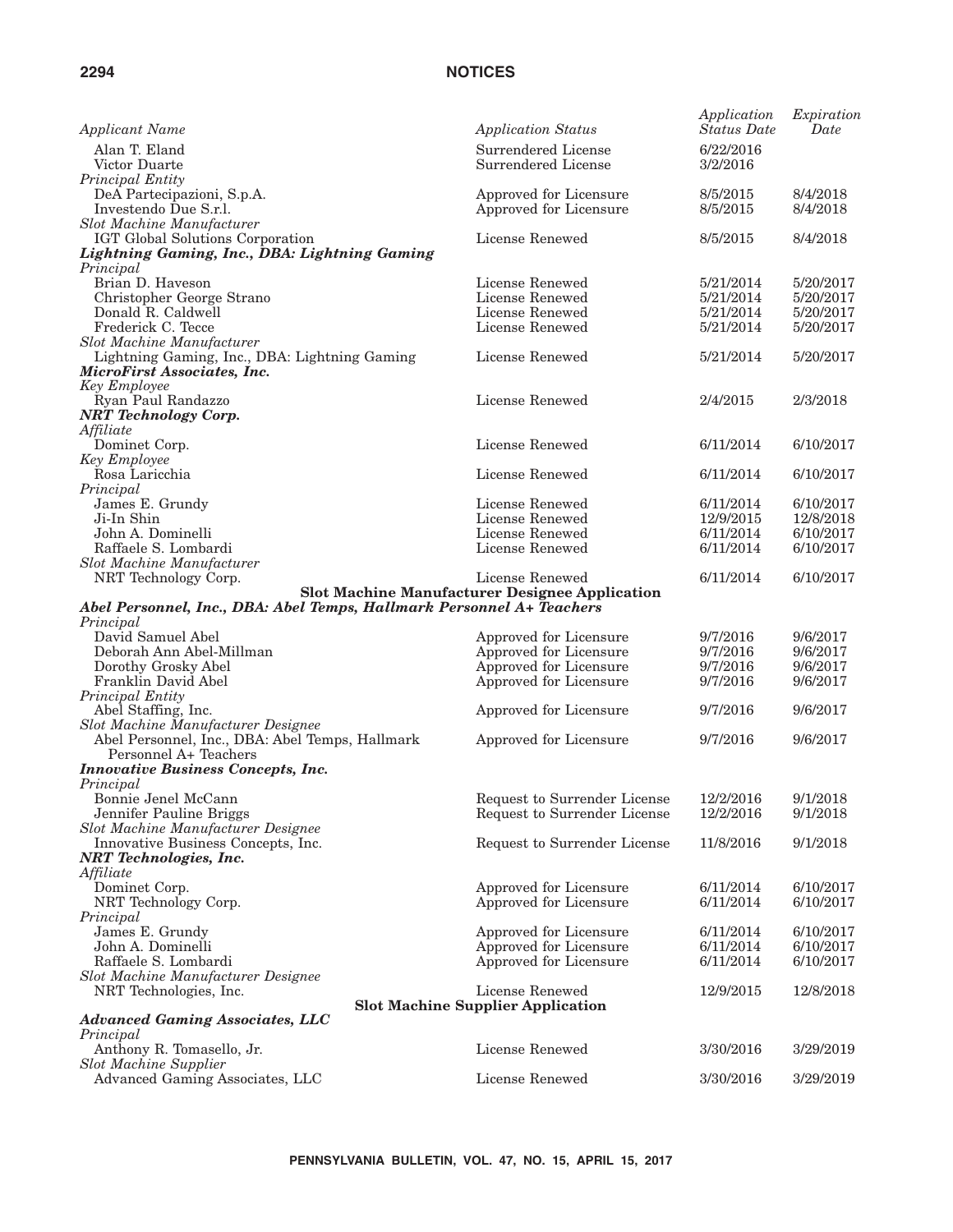| Applicant Name | Application Status | Application Status Date | Expiration Date |
| --- | --- | --- | --- |
| Alan T. Eland | Surrendered License | 6/22/2016 | |
| Victor Duarte | Surrendered License | 3/2/2016 | |
| *Principal Entity* | | | |
| DeA Partecipazioni, S.p.A. | Approved for Licensure | 8/5/2015 | 8/4/2018 |
| Investendo Due S.r.l. | Approved for Licensure | 8/5/2015 | 8/4/2018 |
| *Slot Machine Manufacturer* | | | |
| IGT Global Solutions Corporation | License Renewed | 8/5/2015 | 8/4/2018 |
| ***Lightning Gaming, Inc., DBA: Lightning Gaming*** | | | |
| *Principal* | | | |
| Brian D. Haveson | License Renewed | 5/21/2014 | 5/20/2017 |
| Christopher George Strano | License Renewed | 5/21/2014 | 5/20/2017 |
| Donald R. Caldwell | License Renewed | 5/21/2014 | 5/20/2017 |
| Frederick C. Tecce | License Renewed | 5/21/2014 | 5/20/2017 |
| *Slot Machine Manufacturer* | | | |
| Lightning Gaming, Inc., DBA: Lightning Gaming | License Renewed | 5/21/2014 | 5/20/2017 |
| ***MicroFirst Associates, Inc.*** | | | |
| *Key Employee* | | | |
| Ryan Paul Randazzo | License Renewed | 2/4/2015 | 2/3/2018 |
| ***NRT Technology Corp.*** | | | |
| *Affiliate* | | | |
| Dominet Corp. | License Renewed | 6/11/2014 | 6/10/2017 |
| *Key Employee* | | | |
| Rosa Laricchia | License Renewed | 6/11/2014 | 6/10/2017 |
| *Principal* | | | |
| James E. Grundy | License Renewed | 6/11/2014 | 6/10/2017 |
| Ji-In Shin | License Renewed | 12/9/2015 | 12/8/2018 |
| John A. Dominelli | License Renewed | 6/11/2014 | 6/10/2017 |
| Raffaele S. Lombardi | License Renewed | 6/11/2014 | 6/10/2017 |
| *Slot Machine Manufacturer* | | | |
| NRT Technology Corp. | License Renewed | 6/11/2014 | 6/10/2017 |
| **Slot Machine Manufacturer Designee Application** | | | |
| ***Abel Personnel, Inc., DBA: Abel Temps, Hallmark Personnel A+ Teachers*** | | | |
| *Principal* | | | |
| David Samuel Abel | Approved for Licensure | 9/7/2016 | 9/6/2017 |
| Deborah Ann Abel-Millman | Approved for Licensure | 9/7/2016 | 9/6/2017 |
| Dorothy Grosky Abel | Approved for Licensure | 9/7/2016 | 9/6/2017 |
| Franklin David Abel | Approved for Licensure | 9/7/2016 | 9/6/2017 |
| *Principal Entity* | | | |
| Abel Staffing, Inc. | Approved for Licensure | 9/7/2016 | 9/6/2017 |
| *Slot Machine Manufacturer Designee* | | | |
| Abel Personnel, Inc., DBA: Abel Temps, Hallmark Personnel A+ Teachers | Approved for Licensure | 9/7/2016 | 9/6/2017 |
| ***Innovative Business Concepts, Inc.*** | | | |
| *Principal* | | | |
| Bonnie Jenel McCann | Request to Surrender License | 12/2/2016 | 9/1/2018 |
| Jennifer Pauline Briggs | Request to Surrender License | 12/2/2016 | 9/1/2018 |
| *Slot Machine Manufacturer Designee* | | | |
| Innovative Business Concepts, Inc. | Request to Surrender License | 11/8/2016 | 9/1/2018 |
| ***NRT Technologies, Inc.*** | | | |
| *Affiliate* | | | |
| Dominet Corp. | Approved for Licensure | 6/11/2014 | 6/10/2017 |
| NRT Technology Corp. | Approved for Licensure | 6/11/2014 | 6/10/2017 |
| *Principal* | | | |
| James E. Grundy | Approved for Licensure | 6/11/2014 | 6/10/2017 |
| John A. Dominelli | Approved for Licensure | 6/11/2014 | 6/10/2017 |
| Raffaele S. Lombardi | Approved for Licensure | 6/11/2014 | 6/10/2017 |
| *Slot Machine Manufacturer Designee* | | | |
| NRT Technologies, Inc. | License Renewed | 12/9/2015 | 12/8/2018 |
| **Slot Machine Supplier Application** | | | |
| ***Advanced Gaming Associates, LLC*** | | | |
| *Principal* | | | |
| Anthony R. Tomasello, Jr. | License Renewed | 3/30/2016 | 3/29/2019 |
| *Slot Machine Supplier* | | | |
| Advanced Gaming Associates, LLC | License Renewed | 3/30/2016 | 3/29/2019 |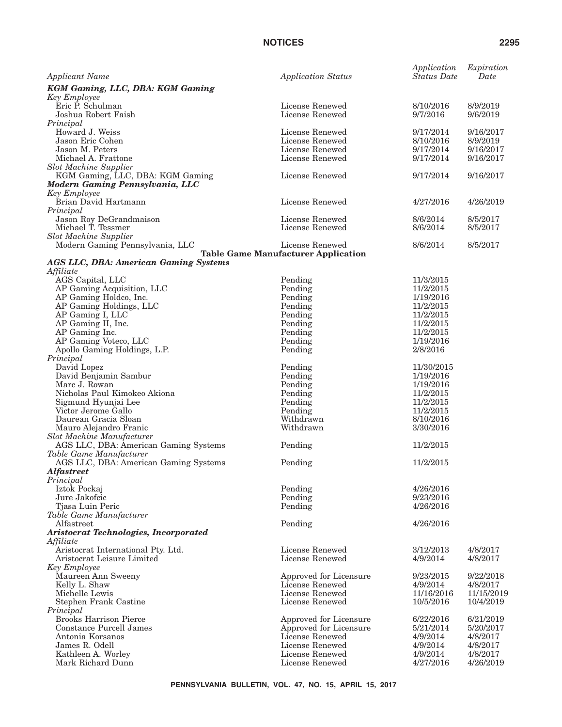| *Applicant Name* | *Application Status* | *Application Status Date* | *Expiration Date* |
|---|---|---|---|
| ***KGM Gaming, LLC, DBA: KGM Gaming*** | | | |
| *Key Employee* | | | |
| Eric P. Schulman | License Renewed | 8/10/2016 | 8/9/2019 |
| Joshua Robert Faish | License Renewed | 9/7/2016 | 9/6/2019 |
| *Principal* | | | |
| Howard J. Weiss | License Renewed | 9/17/2014 | 9/16/2017 |
| Jason Eric Cohen | License Renewed | 8/10/2016 | 8/9/2019 |
| Jason M. Peters | License Renewed | 9/17/2014 | 9/16/2017 |
| Michael A. Frattone | License Renewed | 9/17/2014 | 9/16/2017 |
| *Slot Machine Supplier* | | | |
| KGM Gaming, LLC, DBA: KGM Gaming | License Renewed | 9/17/2014 | 9/16/2017 |
| ***Modern Gaming Pennsylvania, LLC*** | | | |
| *Key Employee* | | | |
| Brian David Hartmann | License Renewed | 4/27/2016 | 4/26/2019 |
| *Principal* | | | |
| Jason Roy DeGrandmaison | License Renewed | 8/6/2014 | 8/5/2017 |
| Michael T. Tessmer | License Renewed | 8/6/2014 | 8/5/2017 |
| *Slot Machine Supplier* | | | |
| Modern Gaming Pennsylvania, LLC | License Renewed | 8/6/2014 | 8/5/2017 |
| **Table Game Manufacturer Application** | | | |
| ***AGS LLC, DBA: American Gaming Systems*** | | | |
| *Affiliate* | | | |
| AGS Capital, LLC | Pending | 11/3/2015 | |
| AP Gaming Acquisition, LLC | Pending | 11/2/2015 | |
| AP Gaming Holdco, Inc. | Pending | 1/19/2016 | |
| AP Gaming Holdings, LLC | Pending | 11/2/2015 | |
| AP Gaming I, LLC | Pending | 11/2/2015 | |
| AP Gaming II, Inc. | Pending | 11/2/2015 | |
| AP Gaming Inc. | Pending | 11/2/2015 | |
| AP Gaming Voteco, LLC | Pending | 1/19/2016 | |
| Apollo Gaming Holdings, L.P. | Pending | 2/8/2016 | |
| *Principal* | | | |
| David Lopez | Pending | 11/30/2015 | |
| David Benjamin Sambur | Pending | 1/19/2016 | |
| Marc J. Rowan | Pending | 1/19/2016 | |
| Nicholas Paul Kimokeo Akiona | Pending | 11/2/2015 | |
| Sigmund Hyunjai Lee | Pending | 11/2/2015 | |
| Victor Jerome Gallo | Pending | 11/2/2015 | |
| Daurean Gracia Sloan | Withdrawn | 8/10/2016 | |
| Mauro Alejandro Franic | Withdrawn | 3/30/2016 | |
| *Slot Machine Manufacturer* | | | |
| AGS LLC, DBA: American Gaming Systems | Pending | 11/2/2015 | |
| *Table Game Manufacturer* | | | |
| AGS LLC, DBA: American Gaming Systems | Pending | 11/2/2015 | |
| ***Alfastreet*** | | | |
| *Principal* | | | |
| Iztok Pockaj | Pending | 4/26/2016 | |
| Jure Jakofcic | Pending | 9/23/2016 | |
| Tjasa Luin Peric | Pending | 4/26/2016 | |
| *Table Game Manufacturer* | | | |
| Alfastreet | Pending | 4/26/2016 | |
| ***Aristocrat Technologies, Incorporated*** | | | |
| *Affiliate* | | | |
| Aristocrat International Pty. Ltd. | License Renewed | 3/12/2013 | 4/8/2017 |
| Aristocrat Leisure Limited | License Renewed | 4/9/2014 | 4/8/2017 |
| *Key Employee* | | | |
| Maureen Ann Sweeny | Approved for Licensure | 9/23/2015 | 9/22/2018 |
| Kelly L. Shaw | License Renewed | 4/9/2014 | 4/8/2017 |
| Michelle Lewis | License Renewed | 11/16/2016 | 11/15/2019 |
| Stephen Frank Castine | License Renewed | 10/5/2016 | 10/4/2019 |
| *Principal* | | | |
| Brooks Harrison Pierce | Approved for Licensure | 6/22/2016 | 6/21/2019 |
| Constance Purcell James | Approved for Licensure | 5/21/2014 | 5/20/2017 |
| Antonia Korsanos | License Renewed | 4/9/2014 | 4/8/2017 |
| James R. Odell | License Renewed | 4/9/2014 | 4/8/2017 |
| Kathleen A. Worley | License Renewed | 4/9/2014 | 4/8/2017 |
| Mark Richard Dunn | License Renewed | 4/27/2016 | 4/26/2019 |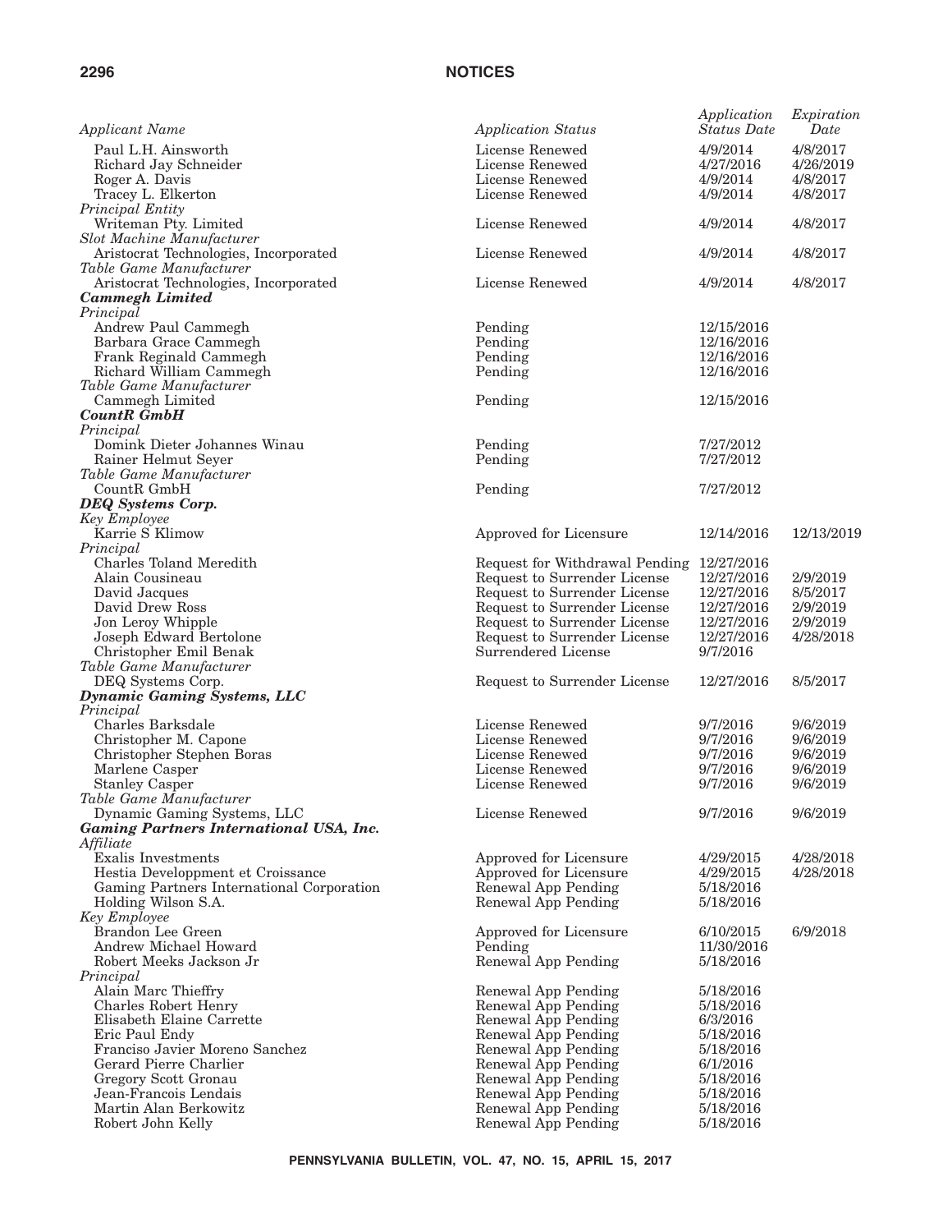| *Applicant Name* | *Application Status* | *Application Status Date* | *Expiration Date* |
|---|---|---|---|
| Paul L.H. Ainsworth | License Renewed | 4/9/2014 | 4/8/2017 |
| Richard Jay Schneider | License Renewed | 4/27/2016 | 4/26/2019 |
| Roger A. Davis | License Renewed | 4/9/2014 | 4/8/2017 |
| Tracey L. Elkerton | License Renewed | 4/9/2014 | 4/8/2017 |
| *Principal Entity* | | | |
| Writeman Pty. Limited | License Renewed | 4/9/2014 | 4/8/2017 |
| *Slot Machine Manufacturer* | | | |
| Aristocrat Technologies, Incorporated | License Renewed | 4/9/2014 | 4/8/2017 |
| *Table Game Manufacturer* | | | |
| Aristocrat Technologies, Incorporated | License Renewed | 4/9/2014 | 4/8/2017 |
| ***Cammegh Limited*** | | | |
| *Principal* | | | |
| Andrew Paul Cammegh | Pending | 12/15/2016 | |
| Barbara Grace Cammegh | Pending | 12/16/2016 | |
| Frank Reginald Cammegh | Pending | 12/16/2016 | |
| Richard William Cammegh | Pending | 12/16/2016 | |
| *Table Game Manufacturer* | | | |
| Cammegh Limited | Pending | 12/15/2016 | |
| ***CountR GmbH*** | | | |
| *Principal* | | | |
| Domink Dieter Johannes Winau | Pending | 7/27/2012 | |
| Rainer Helmut Seyer | Pending | 7/27/2012 | |
| *Table Game Manufacturer* | | | |
| CountR GmbH | Pending | 7/27/2012 | |
| ***DEQ Systems Corp.*** | | | |
| *Key Employee* | | | |
| Karrie S Klimow | Approved for Licensure | 12/14/2016 | 12/13/2019 |
| *Principal* | | | |
| Charles Toland Meredith | Request for Withdrawal Pending | 12/27/2016 | |
| Alain Cousineau | Request to Surrender License | 12/27/2016 | 2/9/2019 |
| David Jacques | Request to Surrender License | 12/27/2016 | 8/5/2017 |
| David Drew Ross | Request to Surrender License | 12/27/2016 | 2/9/2019 |
| Jon Leroy Whipple | Request to Surrender License | 12/27/2016 | 2/9/2019 |
| Joseph Edward Bertolone | Request to Surrender License | 12/27/2016 | 4/28/2018 |
| Christopher Emil Benak | Surrendered License | 9/7/2016 | |
| *Table Game Manufacturer* | | | |
| DEQ Systems Corp. | Request to Surrender License | 12/27/2016 | 8/5/2017 |
| ***Dynamic Gaming Systems, LLC*** | | | |
| *Principal* | | | |
| Charles Barksdale | License Renewed | 9/7/2016 | 9/6/2019 |
| Christopher M. Capone | License Renewed | 9/7/2016 | 9/6/2019 |
| Christopher Stephen Boras | License Renewed | 9/7/2016 | 9/6/2019 |
| Marlene Casper | License Renewed | 9/7/2016 | 9/6/2019 |
| Stanley Casper | License Renewed | 9/7/2016 | 9/6/2019 |
| *Table Game Manufacturer* | | | |
| Dynamic Gaming Systems, LLC | License Renewed | 9/7/2016 | 9/6/2019 |
| ***Gaming Partners International USA, Inc.*** | | | |
| *Affiliate* | | | |
| Exalis Investments | Approved for Licensure | 4/29/2015 | 4/28/2018 |
| Hestia Developpment et Croissance | Approved for Licensure | 4/29/2015 | 4/28/2018 |
| Gaming Partners International Corporation | Renewal App Pending | 5/18/2016 | |
| Holding Wilson S.A. | Renewal App Pending | 5/18/2016 | |
| *Key Employee* | | | |
| Brandon Lee Green | Approved for Licensure | 6/10/2015 | 6/9/2018 |
| Andrew Michael Howard | Pending | 11/30/2016 | |
| Robert Meeks Jackson Jr | Renewal App Pending | 5/18/2016 | |
| *Principal* | | | |
| Alain Marc Thieffry | Renewal App Pending | 5/18/2016 | |
| Charles Robert Henry | Renewal App Pending | 5/18/2016 | |
| Elisabeth Elaine Carrette | Renewal App Pending | 6/3/2016 | |
| Eric Paul Endy | Renewal App Pending | 5/18/2016 | |
| Franciso Javier Moreno Sanchez | Renewal App Pending | 5/18/2016 | |
| Gerard Pierre Charlier | Renewal App Pending | 6/1/2016 | |
| Gregory Scott Gronau | Renewal App Pending | 5/18/2016 | |
| Jean-Francois Lendais | Renewal App Pending | 5/18/2016 | |
| Martin Alan Berkowitz | Renewal App Pending | 5/18/2016 | |
| Robert John Kelly | Renewal App Pending | 5/18/2016 | |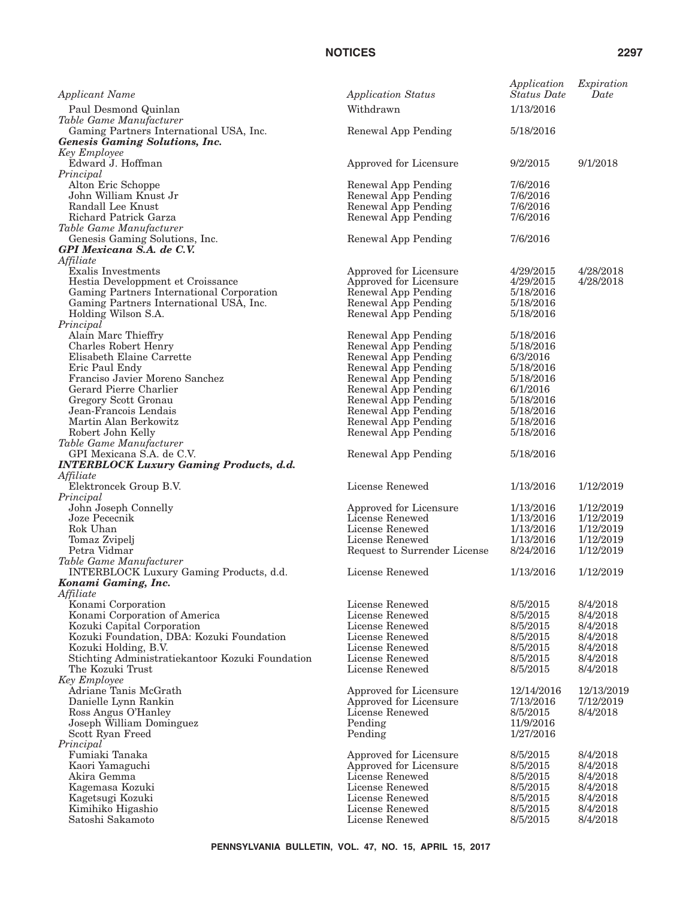| *Applicant Name* | *Application Status* | *Application Status Date* | *Expiration Date* |
|---|---|---|---|
| Paul Desmond Quinlan | Withdrawn | 1/13/2016 | |
| *Table Game Manufacturer* | | | |
| Gaming Partners International USA, Inc. | Renewal App Pending | 5/18/2016 | |
| ***Genesis Gaming Solutions, Inc.*** | | | |
| *Key Employee* | | | |
| Edward J. Hoffman | Approved for Licensure | 9/2/2015 | 9/1/2018 |
| *Principal* | | | |
| Alton Eric Schoppe | Renewal App Pending | 7/6/2016 | |
| John William Knust Jr | Renewal App Pending | 7/6/2016 | |
| Randall Lee Knust | Renewal App Pending | 7/6/2016 | |
| Richard Patrick Garza | Renewal App Pending | 7/6/2016 | |
| *Table Game Manufacturer* | | | |
| Genesis Gaming Solutions, Inc. | Renewal App Pending | 7/6/2016 | |
| ***GPI Mexicana S.A. de C.V.*** | | | |
| *Affiliate* | | | |
| Exalis Investments | Approved for Licensure | 4/29/2015 | 4/28/2018 |
| Hestia Developpment et Croissance | Approved for Licensure | 4/29/2015 | 4/28/2018 |
| Gaming Partners International Corporation | Renewal App Pending | 5/18/2016 | |
| Gaming Partners International USA, Inc. | Renewal App Pending | 5/18/2016 | |
| Holding Wilson S.A. | Renewal App Pending | 5/18/2016 | |
| *Principal* | | | |
| Alain Marc Thieffry | Renewal App Pending | 5/18/2016 | |
| Charles Robert Henry | Renewal App Pending | 5/18/2016 | |
| Elisabeth Elaine Carrette | Renewal App Pending | 6/3/2016 | |
| Eric Paul Endy | Renewal App Pending | 5/18/2016 | |
| Franciso Javier Moreno Sanchez | Renewal App Pending | 5/18/2016 | |
| Gerard Pierre Charlier | Renewal App Pending | 6/1/2016 | |
| Gregory Scott Gronau | Renewal App Pending | 5/18/2016 | |
| Jean-Francois Lendais | Renewal App Pending | 5/18/2016 | |
| Martin Alan Berkowitz | Renewal App Pending | 5/18/2016 | |
| Robert John Kelly | Renewal App Pending | 5/18/2016 | |
| *Table Game Manufacturer* | | | |
| GPI Mexicana S.A. de C.V. | Renewal App Pending | 5/18/2016 | |
| ***INTERBLOCK Luxury Gaming Products, d.d.*** | | | |
| *Affiliate* | | | |
| Elektroncek Group B.V. | License Renewed | 1/13/2016 | 1/12/2019 |
| *Principal* | | | |
| John Joseph Connelly | Approved for Licensure | 1/13/2016 | 1/12/2019 |
| Joze Pececnik | License Renewed | 1/13/2016 | 1/12/2019 |
| Rok Uhan | License Renewed | 1/13/2016 | 1/12/2019 |
| Tomaz Zvipelj | License Renewed | 1/13/2016 | 1/12/2019 |
| Petra Vidmar | Request to Surrender License | 8/24/2016 | 1/12/2019 |
| *Table Game Manufacturer* | | | |
| INTERBLOCK Luxury Gaming Products, d.d. | License Renewed | 1/13/2016 | 1/12/2019 |
| ***Konami Gaming, Inc.*** | | | |
| *Affiliate* | | | |
| Konami Corporation | License Renewed | 8/5/2015 | 8/4/2018 |
| Konami Corporation of America | License Renewed | 8/5/2015 | 8/4/2018 |
| Kozuki Capital Corporation | License Renewed | 8/5/2015 | 8/4/2018 |
| Kozuki Foundation, DBA: Kozuki Foundation | License Renewed | 8/5/2015 | 8/4/2018 |
| Kozuki Holding, B.V. | License Renewed | 8/5/2015 | 8/4/2018 |
| Stichting Administratiekantoor Kozuki Foundation | License Renewed | 8/5/2015 | 8/4/2018 |
| The Kozuki Trust | License Renewed | 8/5/2015 | 8/4/2018 |
| *Key Employee* | | | |
| Adriane Tanis McGrath | Approved for Licensure | 12/14/2016 | 12/13/2019 |
| Danielle Lynn Rankin | Approved for Licensure | 7/13/2016 | 7/12/2019 |
| Ross Angus O'Hanley | License Renewed | 8/5/2015 | 8/4/2018 |
| Joseph William Dominguez | Pending | 11/9/2016 | |
| Scott Ryan Freed | Pending | 1/27/2016 | |
| *Principal* | | | |
| Fumiaki Tanaka | Approved for Licensure | 8/5/2015 | 8/4/2018 |
| Kaori Yamaguchi | Approved for Licensure | 8/5/2015 | 8/4/2018 |
| Akira Gemma | License Renewed | 8/5/2015 | 8/4/2018 |
| Kagemasa Kozuki | License Renewed | 8/5/2015 | 8/4/2018 |
| Kagetsugi Kozuki | License Renewed | 8/5/2015 | 8/4/2018 |
| Kimihiko Higashio | License Renewed | 8/5/2015 | 8/4/2018 |
| Satoshi Sakamoto | License Renewed | 8/5/2015 | 8/4/2018 |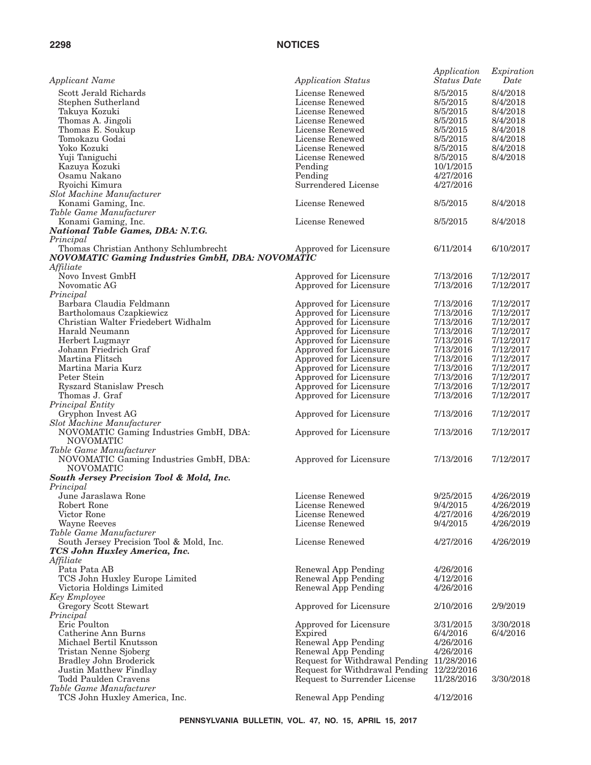| *Applicant Name* | *Application Status* | *Application Status Date* | *Expiration Date* |
|---|---|---|---|
| Scott Jerald Richards | License Renewed | 8/5/2015 | 8/4/2018 |
| Stephen Sutherland | License Renewed | 8/5/2015 | 8/4/2018 |
| Takuya Kozuki | License Renewed | 8/5/2015 | 8/4/2018 |
| Thomas A. Jingoli | License Renewed | 8/5/2015 | 8/4/2018 |
| Thomas E. Soukup | License Renewed | 8/5/2015 | 8/4/2018 |
| Tomokazu Godai | License Renewed | 8/5/2015 | 8/4/2018 |
| Yoko Kozuki | License Renewed | 8/5/2015 | 8/4/2018 |
| Yuji Taniguchi | License Renewed | 8/5/2015 | 8/4/2018 |
| Kazuya Kozuki | Pending | 10/1/2015 | |
| Osamu Nakano | Pending | 4/27/2016 | |
| Ryoichi Kimura | Surrendered License | 4/27/2016 | |
| *Slot Machine Manufacturer* | | | |
| Konami Gaming, Inc. | License Renewed | 8/5/2015 | 8/4/2018 |
| *Table Game Manufacturer* | | | |
| Konami Gaming, Inc. | License Renewed | 8/5/2015 | 8/4/2018 |
| ***National Table Games, DBA: N.T.G.*** | | | |
| *Principal* | | | |
| Thomas Christian Anthony Schlumbrecht | Approved for Licensure | 6/11/2014 | 6/10/2017 |
| ***NOVOMATIC Gaming Industries GmbH, DBA: NOVOMATIC*** | | | |
| *Affiliate* | | | |
| Novo Invest GmbH | Approved for Licensure | 7/13/2016 | 7/12/2017 |
| Novomatic AG | Approved for Licensure | 7/13/2016 | 7/12/2017 |
| *Principal* | | | |
| Barbara Claudia Feldmann | Approved for Licensure | 7/13/2016 | 7/12/2017 |
| Bartholomaus Czapkiewicz | Approved for Licensure | 7/13/2016 | 7/12/2017 |
| Christian Walter Friedebert Widhalm | Approved for Licensure | 7/13/2016 | 7/12/2017 |
| Harald Neumann | Approved for Licensure | 7/13/2016 | 7/12/2017 |
| Herbert Lugmayr | Approved for Licensure | 7/13/2016 | 7/12/2017 |
| Johann Friedrich Graf | Approved for Licensure | 7/13/2016 | 7/12/2017 |
| Martina Flitsch | Approved for Licensure | 7/13/2016 | 7/12/2017 |
| Martina Maria Kurz | Approved for Licensure | 7/13/2016 | 7/12/2017 |
| Peter Stein | Approved for Licensure | 7/13/2016 | 7/12/2017 |
| Ryszard Stanislaw Presch | Approved for Licensure | 7/13/2016 | 7/12/2017 |
| Thomas J. Graf | Approved for Licensure | 7/13/2016 | 7/12/2017 |
| *Principal Entity* | | | |
| Gryphon Invest AG | Approved for Licensure | 7/13/2016 | 7/12/2017 |
| *Slot Machine Manufacturer* | | | |
| NOVOMATIC Gaming Industries GmbH, DBA: NOVOMATIC | Approved for Licensure | 7/13/2016 | 7/12/2017 |
| *Table Game Manufacturer* | | | |
| NOVOMATIC Gaming Industries GmbH, DBA: NOVOMATIC | Approved for Licensure | 7/13/2016 | 7/12/2017 |
| ***South Jersey Precision Tool & Mold, Inc.*** | | | |
| *Principal* | | | |
| June Jaraslawa Rone | License Renewed | 9/25/2015 | 4/26/2019 |
| Robert Rone | License Renewed | 9/4/2015 | 4/26/2019 |
| Victor Rone | License Renewed | 4/27/2016 | 4/26/2019 |
| Wayne Reeves | License Renewed | 9/4/2015 | 4/26/2019 |
| *Table Game Manufacturer* | | | |
| South Jersey Precision Tool & Mold, Inc. | License Renewed | 4/27/2016 | 4/26/2019 |
| ***TCS John Huxley America, Inc.*** | | | |
| *Affiliate* | | | |
| Pata Pata AB | Renewal App Pending | 4/26/2016 | |
| TCS John Huxley Europe Limited | Renewal App Pending | 4/12/2016 | |
| Victoria Holdings Limited | Renewal App Pending | 4/26/2016 | |
| *Key Employee* | | | |
| Gregory Scott Stewart | Approved for Licensure | 2/10/2016 | 2/9/2019 |
| *Principal* | | | |
| Eric Poulton | Approved for Licensure | 3/31/2015 | 3/30/2018 |
| Catherine Ann Burns | Expired | 6/4/2016 | 6/4/2016 |
| Michael Bertil Knutsson | Renewal App Pending | 4/26/2016 | |
| Tristan Nenne Sjoberg | Renewal App Pending | 4/26/2016 | |
| Bradley John Broderick | Request for Withdrawal Pending | 11/28/2016 | |
| Justin Matthew Findlay | Request for Withdrawal Pending | 12/22/2016 | |
| Todd Paulden Cravens | Request to Surrender License | 11/28/2016 | 3/30/2018 |
| *Table Game Manufacturer* | | | |
| TCS John Huxley America, Inc. | Renewal App Pending | 4/12/2016 | |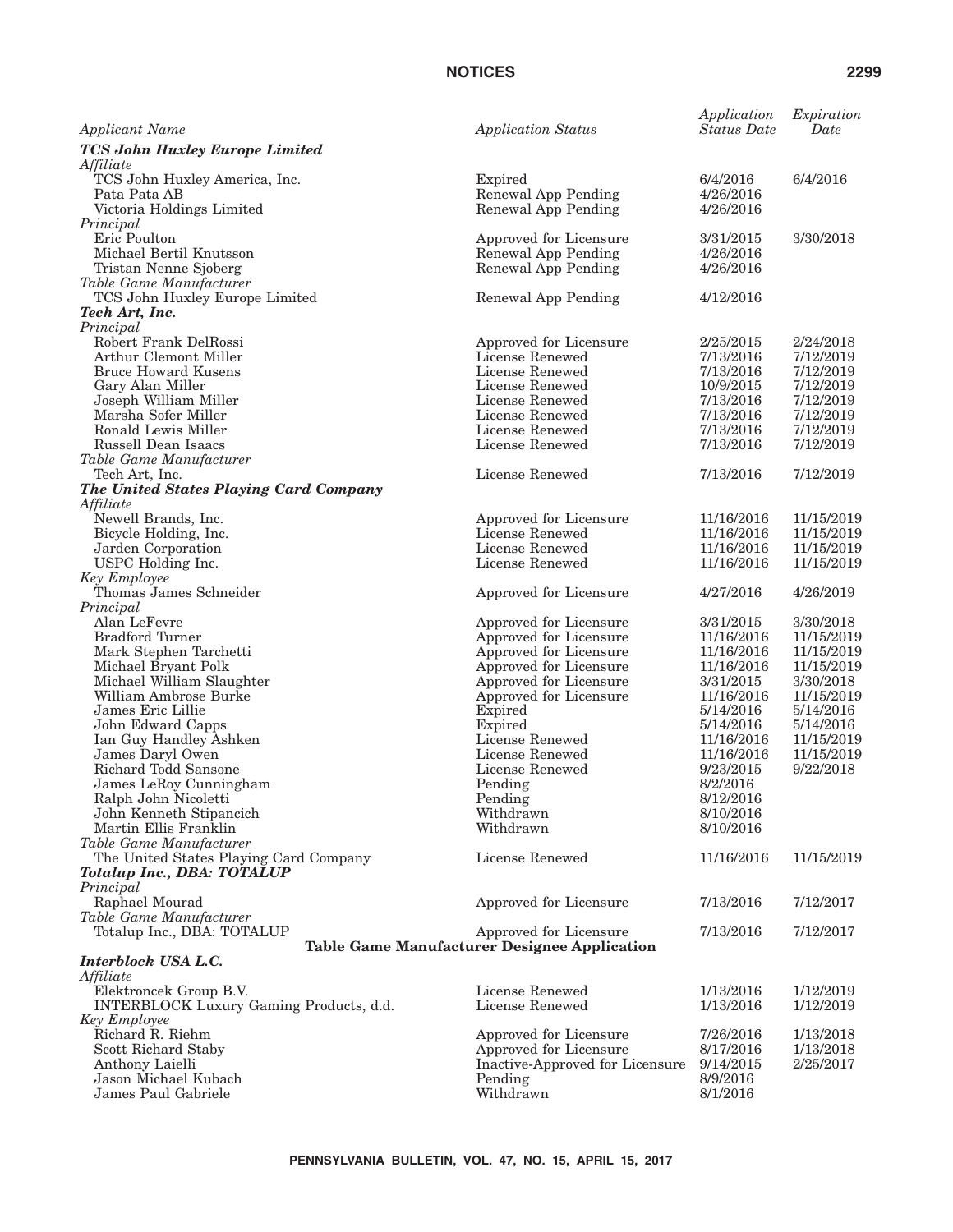| Applicant Name | Application Status | Application Status Date | Expiration Date |
|---|---|---|---|
| ***TCS John Huxley Europe Limited*** | | | |
| *Affiliate* | | | |
| TCS John Huxley America, Inc. | Expired | 6/4/2016 | 6/4/2016 |
| Pata Pata AB | Renewal App Pending | 4/26/2016 | |
| Victoria Holdings Limited | Renewal App Pending | 4/26/2016 | |
| *Principal* | | | |
| Eric Poulton | Approved for Licensure | 3/31/2015 | 3/30/2018 |
| Michael Bertil Knutsson | Renewal App Pending | 4/26/2016 | |
| Tristan Nenne Sjoberg | Renewal App Pending | 4/26/2016 | |
| *Table Game Manufacturer* | | | |
| TCS John Huxley Europe Limited | Renewal App Pending | 4/12/2016 | |
| ***Tech Art, Inc.*** | | | |
| *Principal* | | | |
| Robert Frank DelRossi | Approved for Licensure | 2/25/2015 | 2/24/2018 |
| Arthur Clemont Miller | License Renewed | 7/13/2016 | 7/12/2019 |
| Bruce Howard Kusens | License Renewed | 7/13/2016 | 7/12/2019 |
| Gary Alan Miller | License Renewed | 10/9/2015 | 7/12/2019 |
| Joseph William Miller | License Renewed | 7/13/2016 | 7/12/2019 |
| Marsha Sofer Miller | License Renewed | 7/13/2016 | 7/12/2019 |
| Ronald Lewis Miller | License Renewed | 7/13/2016 | 7/12/2019 |
| Russell Dean Isaacs | License Renewed | 7/13/2016 | 7/12/2019 |
| *Table Game Manufacturer* | | | |
| Tech Art, Inc. | License Renewed | 7/13/2016 | 7/12/2019 |
| ***The United States Playing Card Company*** | | | |
| *Affiliate* | | | |
| Newell Brands, Inc. | Approved for Licensure | 11/16/2016 | 11/15/2019 |
| Bicycle Holding, Inc. | License Renewed | 11/16/2016 | 11/15/2019 |
| Jarden Corporation | License Renewed | 11/16/2016 | 11/15/2019 |
| USPC Holding Inc. | License Renewed | 11/16/2016 | 11/15/2019 |
| *Key Employee* | | | |
| Thomas James Schneider | Approved for Licensure | 4/27/2016 | 4/26/2019 |
| *Principal* | | | |
| Alan LeFevre | Approved for Licensure | 3/31/2015 | 3/30/2018 |
| Bradford Turner | Approved for Licensure | 11/16/2016 | 11/15/2019 |
| Mark Stephen Tarchetti | Approved for Licensure | 11/16/2016 | 11/15/2019 |
| Michael Bryant Polk | Approved for Licensure | 11/16/2016 | 11/15/2019 |
| Michael William Slaughter | Approved for Licensure | 3/31/2015 | 3/30/2018 |
| William Ambrose Burke | Approved for Licensure | 11/16/2016 | 11/15/2019 |
| James Eric Lillie | Expired | 5/14/2016 | 5/14/2016 |
| John Edward Capps | Expired | 5/14/2016 | 5/14/2016 |
| Ian Guy Handley Ashken | License Renewed | 11/16/2016 | 11/15/2019 |
| James Daryl Owen | License Renewed | 11/16/2016 | 11/15/2019 |
| Richard Todd Sansone | License Renewed | 9/23/2015 | 9/22/2018 |
| James LeRoy Cunningham | Pending | 8/2/2016 | |
| Ralph John Nicoletti | Pending | 8/12/2016 | |
| John Kenneth Stipancich | Withdrawn | 8/10/2016 | |
| Martin Ellis Franklin | Withdrawn | 8/10/2016 | |
| *Table Game Manufacturer* | | | |
| The United States Playing Card Company | License Renewed | 11/16/2016 | 11/15/2019 |
| ***Totalup Inc., DBA: TOTALUP*** | | | |
| *Principal* | | | |
| Raphael Mourad | Approved for Licensure | 7/13/2016 | 7/12/2017 |
| *Table Game Manufacturer* | | | |
| Totalup Inc., DBA: TOTALUP | Approved for Licensure | 7/13/2016 | 7/12/2017 |

**Table Game Manufacturer Designee Application**

| Applicant Name | Application Status | Application Status Date | Expiration Date |
|---|---|---|---|
| ***Interblock USA L.C.*** | | | |
| *Affiliate* | | | |
| Elektroncek Group B.V. | License Renewed | 1/13/2016 | 1/12/2019 |
| INTERBLOCK Luxury Gaming Products, d.d. | License Renewed | 1/13/2016 | 1/12/2019 |
| *Key Employee* | | | |
| Richard R. Riehm | Approved for Licensure | 7/26/2016 | 1/13/2018 |
| Scott Richard Staby | Approved for Licensure | 8/17/2016 | 1/13/2018 |
| Anthony Laielli | Inactive-Approved for Licensure | 9/14/2015 | 2/25/2017 |
| Jason Michael Kubach | Pending | 8/9/2016 | |
| James Paul Gabriele | Withdrawn | 8/1/2016 | |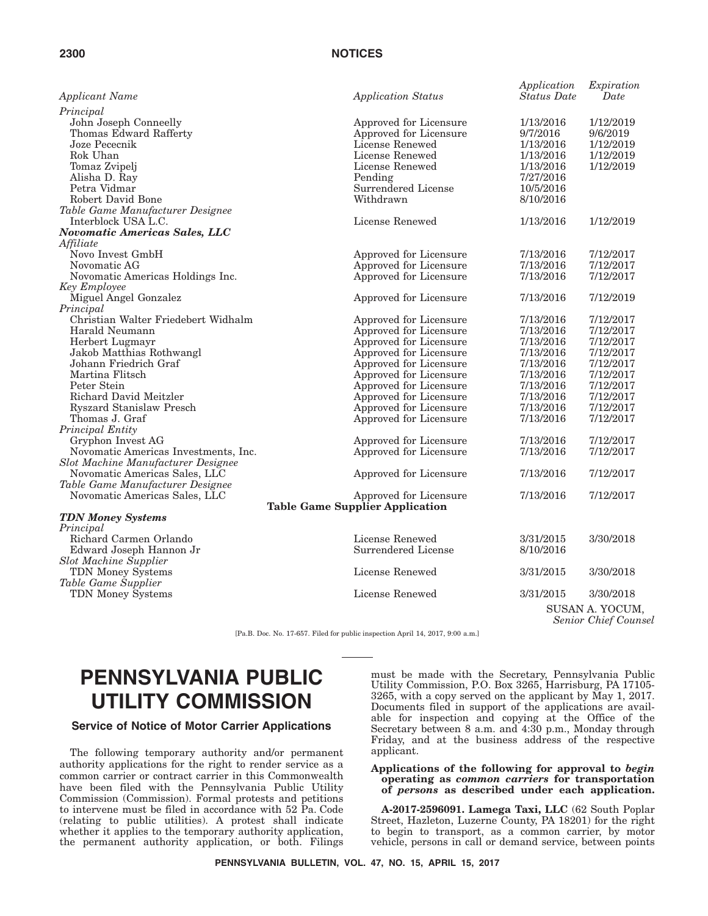| *Applicant Name* | *Application Status* | *Application Status Date* | *Expiration Date* |
|---|---|---|---|
| *Principal* | | | |
| John Joseph Conneelly | Approved for Licensure | 1/13/2016 | 1/12/2019 |
| Thomas Edward Rafferty | Approved for Licensure | 9/7/2016 | 9/6/2019 |
| Joze Pececnik | License Renewed | 1/13/2016 | 1/12/2019 |
| Rok Uhan | License Renewed | 1/13/2016 | 1/12/2019 |
| Tomaz Zvipelj | License Renewed | 1/13/2016 | 1/12/2019 |
| Alisha D. Ray | Pending | 7/27/2016 | |
| Petra Vidmar | Surrendered License | 10/5/2016 | |
| Robert David Bone | Withdrawn | 8/10/2016 | |
| *Table Game Manufacturer Designee* | | | |
| Interblock USA L.C. | License Renewed | 1/13/2016 | 1/12/2019 |
| ***Novomatic Americas Sales, LLC*** | | | |
| *Affiliate* | | | |
| Novo Invest GmbH | Approved for Licensure | 7/13/2016 | 7/12/2017 |
| Novomatic AG | Approved for Licensure | 7/13/2016 | 7/12/2017 |
| Novomatic Americas Holdings Inc. | Approved for Licensure | 7/13/2016 | 7/12/2017 |
| *Key Employee* | | | |
| Miguel Angel Gonzalez | Approved for Licensure | 7/13/2016 | 7/12/2019 |
| *Principal* | | | |
| Christian Walter Friedebert Widhalm | Approved for Licensure | 7/13/2016 | 7/12/2017 |
| Harald Neumann | Approved for Licensure | 7/13/2016 | 7/12/2017 |
| Herbert Lugmayr | Approved for Licensure | 7/13/2016 | 7/12/2017 |
| Jakob Matthias Rothwangl | Approved for Licensure | 7/13/2016 | 7/12/2017 |
| Johann Friedrich Graf | Approved for Licensure | 7/13/2016 | 7/12/2017 |
| Martina Flitsch | Approved for Licensure | 7/13/2016 | 7/12/2017 |
| Peter Stein | Approved for Licensure | 7/13/2016 | 7/12/2017 |
| Richard David Meitzler | Approved for Licensure | 7/13/2016 | 7/12/2017 |
| Ryszard Stanislaw Presch | Approved for Licensure | 7/13/2016 | 7/12/2017 |
| Thomas J. Graf | Approved for Licensure | 7/13/2016 | 7/12/2017 |
| *Principal Entity* | | | |
| Gryphon Invest AG | Approved for Licensure | 7/13/2016 | 7/12/2017 |
| Novomatic Americas Investments, Inc. | Approved for Licensure | 7/13/2016 | 7/12/2017 |
| *Slot Machine Manufacturer Designee* | | | |
| Novomatic Americas Sales, LLC | Approved for Licensure | 7/13/2016 | 7/12/2017 |
| *Table Game Manufacturer Designee* | | | |
| Novomatic Americas Sales, LLC | Approved for Licensure | 7/13/2016 | 7/12/2017 |
| | **Table Game Supplier Application** | | |
| ***TDN Money Systems*** | | | |
| *Principal* | | | |
| Richard Carmen Orlando | License Renewed | 3/31/2015 | 3/30/2018 |
| Edward Joseph Hannon Jr | Surrendered License | 8/10/2016 | |
| *Slot Machine Supplier* | | | |
| TDN Money Systems | License Renewed | 3/31/2015 | 3/30/2018 |
| *Table Game Supplier* | | | |
| TDN Money Systems | License Renewed | 3/31/2015 | 3/30/2018 |

SUSAN A. YOCUM,
*Senior Chief Counsel*

[Pa.B. Doc. No. 17-657. Filed for public inspection April 14, 2017, 9:00 a.m.]

# PENNSYLVANIA PUBLIC UTILITY COMMISSION

## Service of Notice of Motor Carrier Applications

The following temporary authority and/or permanent authority applications for the right to render service as a common carrier or contract carrier in this Commonwealth have been filed with the Pennsylvania Public Utility Commission (Commission). Formal protests and petitions to intervene must be filed in accordance with 52 Pa. Code (relating to public utilities). A protest shall indicate whether it applies to the temporary authority application, the permanent authority application, or both. Filings must be made with the Secretary, Pennsylvania Public Utility Commission, P.O. Box 3265, Harrisburg, PA 17105-3265, with a copy served on the applicant by May 1, 2017. Documents filed in support of the applications are available for inspection and copying at the Office of the Secretary between 8 a.m. and 4:30 p.m., Monday through Friday, and at the business address of each the respective applicant.

**Applications of the following for approval to *begin* operating as *common carriers* for transportation of *persons* as described under each application.**

**A-2017-2596091. Lamega Taxi, LLC** (62 South Poplar Street, Hazleton, Luzerne County, PA 18201) for the right to begin to transport, as a common carrier, by motor vehicle, persons in call or demand service, between points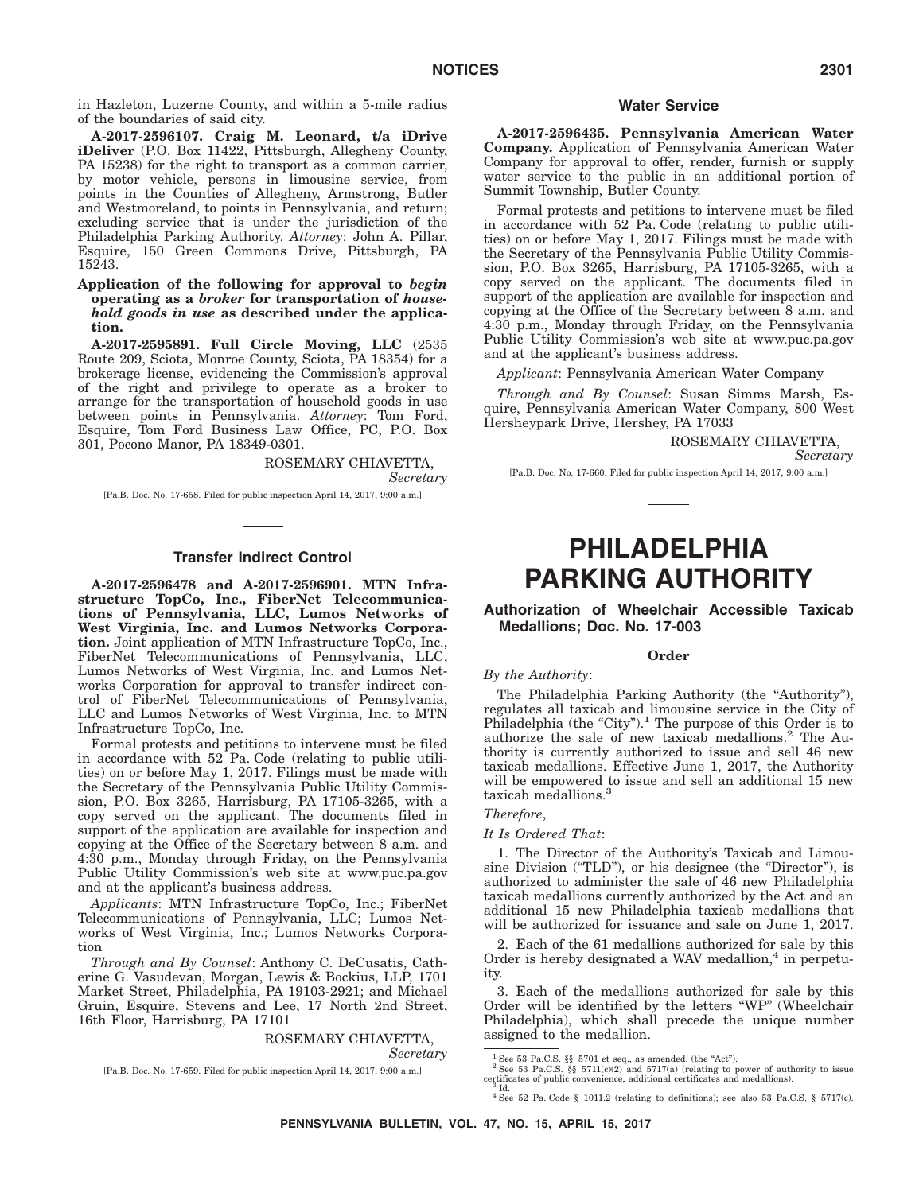in Hazleton, Luzerne County, and within a 5-mile radius of the boundaries of said city.

**A-2017-2596107. Craig M. Leonard, t/a iDrive iDeliver** (P.O. Box 11422, Pittsburgh, Allegheny County, PA 15238) for the right to transport as a common carrier, by motor vehicle, persons in limousine service, from points in the Counties of Allegheny, Armstrong, Butler and Westmoreland, to points in Pennsylvania, and return; excluding service that is under the jurisdiction of the Philadelphia Parking Authority. *Attorney*: John A. Pillar, Esquire, 150 Green Commons Drive, Pittsburgh, PA 15243.

**Application of the following for approval to *begin* operating as a *broker* for transportation of *household goods in use* as described under the application.**

**A-2017-2595891. Full Circle Moving, LLC** (2535 Route 209, Sciota, Monroe County, Sciota, PA 18354) for a brokerage license, evidencing the Commission's approval of the right and privilege to operate as a broker to arrange for the transportation of household goods in use between points in Pennsylvania. *Attorney*: Tom Ford, Esquire, Tom Ford Business Law Office, PC, P.O. Box 301, Pocono Manor, PA 18349-0301.

ROSEMARY CHIAVETTA,
*Secretary*

[Pa.B. Doc. No. 17-658. Filed for public inspection April 14, 2017, 9:00 a.m.]

### Transfer Indirect Control

**A-2017-2596478 and A-2017-2596901. MTN Infrastructure TopCo, Inc., FiberNet Telecommunications of Pennsylvania, LLC, Lumos Networks of West Virginia, Inc. and Lumos Networks Corporation.** Joint application of MTN Infrastructure TopCo, Inc., FiberNet Telecommunications of Pennsylvania, LLC, Lumos Networks of West Virginia, Inc. and Lumos Networks Corporation for approval to transfer indirect control of FiberNet Telecommunications of Pennsylvania, LLC and Lumos Networks of West Virginia, Inc. to MTN Infrastructure TopCo, Inc.

Formal protests and petitions to intervene must be filed in accordance with 52 Pa. Code (relating to public utilities) on or before May 1, 2017. Filings must be made with the Secretary of the Pennsylvania Public Utility Commission, P.O. Box 3265, Harrisburg, PA 17105-3265, with a copy served on the applicant. The documents filed in support of the application are available for inspection and copying at the Office of the Secretary between 8 a.m. and 4:30 p.m., Monday through Friday, on the Pennsylvania Public Utility Commission's web site at www.puc.pa.gov and at the applicant's business address.

*Applicants*: MTN Infrastructure TopCo, Inc.; FiberNet Telecommunications of Pennsylvania, LLC; Lumos Networks of West Virginia, Inc.; Lumos Networks Corporation

*Through and By Counsel*: Anthony C. DeCusatis, Catherine G. Vasudevan, Morgan, Lewis & Bockius, LLP, 1701 Market Street, Philadelphia, PA 19103-2921; and Michael Gruin, Esquire, Stevens and Lee, 17 North 2nd Street, 16th Floor, Harrisburg, PA 17101

ROSEMARY CHIAVETTA,
*Secretary*

[Pa.B. Doc. No. 17-659. Filed for public inspection April 14, 2017, 9:00 a.m.]

### Water Service

**A-2017-2596435. Pennsylvania American Water Company.** Application of Pennsylvania American Water Company for approval to offer, render, furnish or supply water service to the public in an additional portion of Summit Township, Butler County.

Formal protests and petitions to intervene must be filed in accordance with 52 Pa. Code (relating to public utilities) on or before May 1, 2017. Filings must be made with the Secretary of the Pennsylvania Public Utility Commission, P.O. Box 3265, Harrisburg, PA 17105-3265, with a copy served on the applicant. The documents filed in support of the application are available for inspection and copying at the Office of the Secretary between 8 a.m. and 4:30 p.m., Monday through Friday, on the Pennsylvania Public Utility Commission's web site at www.puc.pa.gov and at the applicant's business address.

*Applicant*: Pennsylvania American Water Company

*Through and By Counsel*: Susan Simms Marsh, Esquire, Pennsylvania American Water Company, 800 West Hersheypark Drive, Hershey, PA 17033

ROSEMARY CHIAVETTA,
*Secretary*

[Pa.B. Doc. No. 17-660. Filed for public inspection April 14, 2017, 9:00 a.m.]

# PHILADELPHIA PARKING AUTHORITY

## Authorization of Wheelchair Accessible Taxicab Medallions; Doc. No. 17-003

**Order**

*By the Authority*:

The Philadelphia Parking Authority (the "Authority"), regulates all taxicab and limousine service in the City of Philadelphia (the "City").[1] The purpose of this Order is to authorize the sale of new taxicab medallions.[2] The Authority is currently authorized to issue and sell 46 new taxicab medallions. Effective June 1, 2017, the Authority will be empowered to issue and sell an additional 15 new taxicab medallions.[3]

*Therefore*,

*It Is Ordered That*:

1. The Director of the Authority's Taxicab and Limousine Division ("TLD"), or his designee (the "Director"), is authorized to administer the sale of 46 new Philadelphia taxicab medallions currently authorized by the Act and an additional 15 new Philadelphia taxicab medallions that will be authorized for issuance and sale on June 1, 2017.

2. Each of the 61 medallions authorized for sale by this Order is hereby designated a WAV medallion,[4] in perpetuity.

3. Each of the medallions authorized for sale by this Order will be identified by the letters "WP" (Wheelchair Philadelphia), which shall precede the unique number assigned to the medallion.

[1] See 53 Pa.C.S. §§ 5701 et seq., as amended, (the "Act").
[2] See 53 Pa.C.S. §§ 5711(c)(2) and 5717(a) (relating to power of authority to issue certificates of public convenience, additional certificates and medallions).
[3] Id.
[4] See 52 Pa. Code § 1011.2 (relating to definitions); see also 53 Pa.C.S. § 5717(c).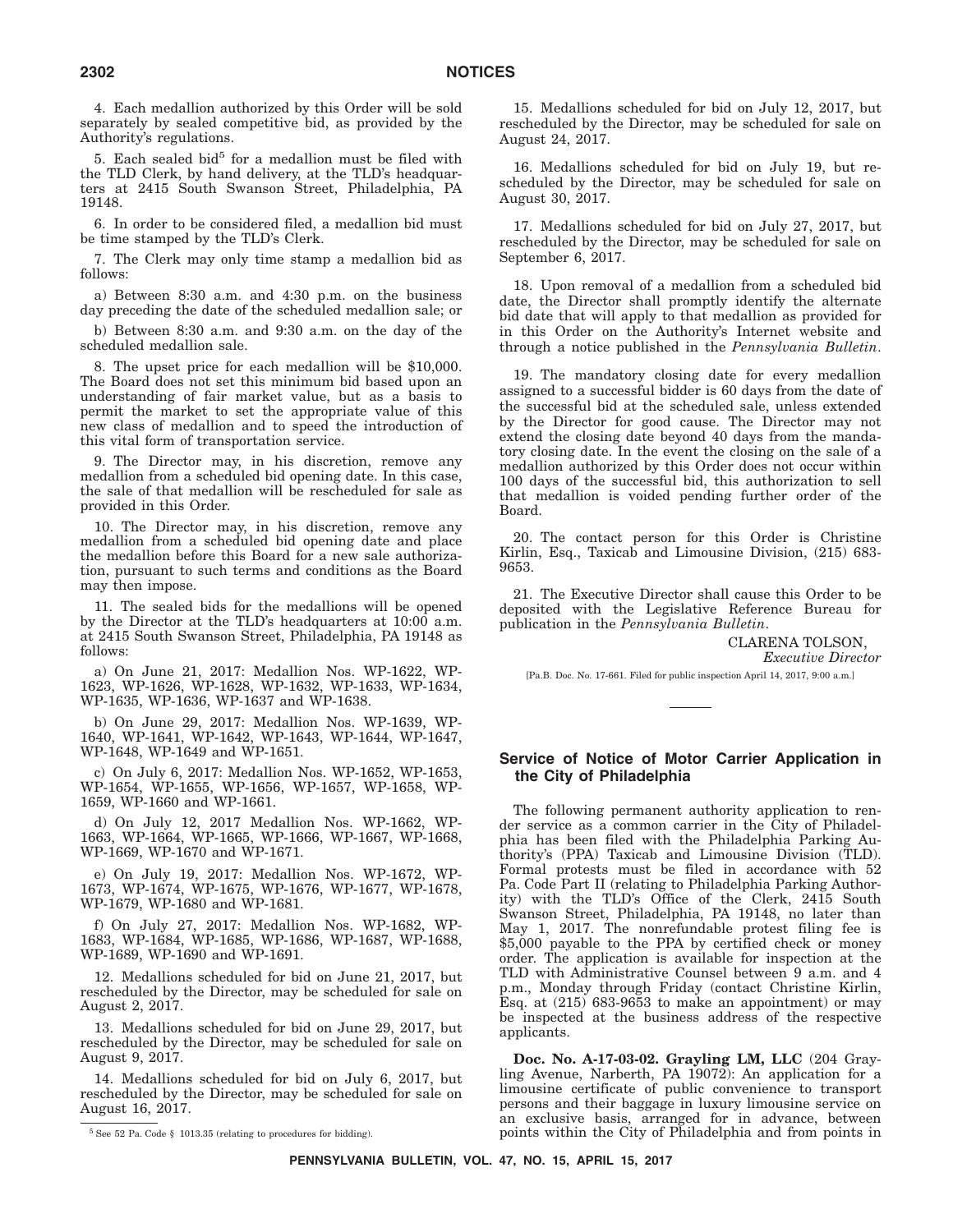4. Each medallion authorized by this Order will be sold separately by sealed competitive bid, as provided by the Authority's regulations.

5. Each sealed bid[5] for a medallion must be filed with the TLD Clerk, by hand delivery, at the TLD's headquarters at 2415 South Swanson Street, Philadelphia, PA 19148.

6. In order to be considered filed, a medallion bid must be time stamped by the TLD's Clerk.

7. The Clerk may only time stamp a medallion bid as follows:

a) Between 8:30 a.m. and 4:30 p.m. on the business day preceding the date of the scheduled medallion sale; or

b) Between 8:30 a.m. and 9:30 a.m. on the day of the scheduled medallion sale.

8. The upset price for each medallion will be $10,000. The Board does not set this minimum bid based upon an understanding of fair market value, but as a basis to permit the market to set the appropriate value of this new class of medallion and to speed the introduction of this vital form of transportation service.

9. The Director may, in his discretion, remove any medallion from a scheduled bid opening date. In this case, the sale of that medallion will be rescheduled for sale as provided in this Order.

10. The Director may, in his discretion, remove any medallion from a scheduled bid opening date and place the medallion before this Board for a new sale authorization, pursuant to such terms and conditions as the Board may then impose.

11. The sealed bids for the medallions will be opened by the Director at the TLD's headquarters at 10:00 a.m. at 2415 South Swanson Street, Philadelphia, PA 19148 as follows:

a) On June 21, 2017: Medallion Nos. WP-1622, WP-1623, WP-1626, WP-1628, WP-1632, WP-1633, WP-1634, WP-1635, WP-1636, WP-1637 and WP-1638.

b) On June 29, 2017: Medallion Nos. WP-1639, WP-1640, WP-1641, WP-1642, WP-1643, WP-1644, WP-1647, WP-1648, WP-1649 and WP-1651.

c) On July 6, 2017: Medallion Nos. WP-1652, WP-1653, WP-1654, WP-1655, WP-1656, WP-1657, WP-1658, WP-1659, WP-1660 and WP-1661.

d) On July 12, 2017 Medallion Nos. WP-1662, WP-1663, WP-1664, WP-1665, WP-1666, WP-1667, WP-1668, WP-1669, WP-1670 and WP-1671.

e) On July 19, 2017: Medallion Nos. WP-1672, WP-1673, WP-1674, WP-1675, WP-1676, WP-1677, WP-1678, WP-1679, WP-1680 and WP-1681.

f) On July 27, 2017: Medallion Nos. WP-1682, WP-1683, WP-1684, WP-1685, WP-1686, WP-1687, WP-1688, WP-1689, WP-1690 and WP-1691.

12. Medallions scheduled for bid on June 21, 2017, but rescheduled by the Director, may be scheduled for sale on August 2, 2017.

13. Medallions scheduled for bid on June 29, 2017, but rescheduled by the Director, may be scheduled for sale on August 9, 2017.

14. Medallions scheduled for bid on July 6, 2017, but rescheduled by the Director, may be scheduled for sale on August 16, 2017.

15. Medallions scheduled for bid on July 12, 2017, but rescheduled by the Director, may be scheduled for sale on August 24, 2017.

16. Medallions scheduled for bid on July 19, but rescheduled by the Director, may be scheduled for sale on August 30, 2017.

17. Medallions scheduled for bid on July 27, 2017, but rescheduled by the Director, may be scheduled for sale on September 6, 2017.

18. Upon removal of a medallion from a scheduled bid date, the Director shall promptly identify the alternate bid date that will apply to that medallion as provided for in this Order on the Authority's Internet website and through a notice published in the *Pennsylvania Bulletin*.

19. The mandatory closing date for every medallion assigned to a successful bidder is 60 days from the date of the successful bid at the scheduled sale, unless extended by the Director for good cause. The Director may not extend the closing date beyond 40 days from the mandatory closing date. In the event the closing on the sale of a medallion authorized by this Order does not occur within 100 days of the successful bid, this authorization to sell that medallion is voided pending further order of the Board.

20. The contact person for this Order is Christine Kirlin, Esq., Taxicab and Limousine Division, (215) 683-9653.

21. The Executive Director shall cause this Order to be deposited with the Legislative Reference Bureau for publication in the *Pennsylvania Bulletin*.

CLARENA TOLSON,
*Executive Director*

[Pa.B. Doc. No. 17-661. Filed for public inspection April 14, 2017, 9:00 a.m.]

[5] See 52 Pa. Code § 1013.35 (relating to procedures for bidding).

---

## Service of Notice of Motor Carrier Application in the City of Philadelphia

The following permanent authority application to render service as a common carrier in the City of Philadelphia has been filed with the Philadelphia Parking Authority's (PPA) Taxicab and Limousine Division (TLD). Formal protests must be filed in accordance with 52 Pa. Code Part II (relating to Philadelphia Parking Authority) with the TLD's Office of the Clerk, 2415 South Swanson Street, Philadelphia, PA 19148, no later than May 1, 2017. The nonrefundable protest filing fee is $5,000 payable to the PPA by certified check or money order. The application is available for inspection at the TLD with Administrative Counsel between 9 a.m. and 4 p.m., Monday through Friday (contact Christine Kirlin, Esq. at (215) 683-9653 to make an appointment) or may be inspected at the business address of the respective applicants.

**Doc. No. A-17-03-02. Grayling LM, LLC** (204 Grayling Avenue, Narberth, PA 19072): An application for a limousine certificate of public convenience to transport persons and their baggage in luxury limousine service on an exclusive basis, arranged for in advance, between points within the City of Philadelphia and from points in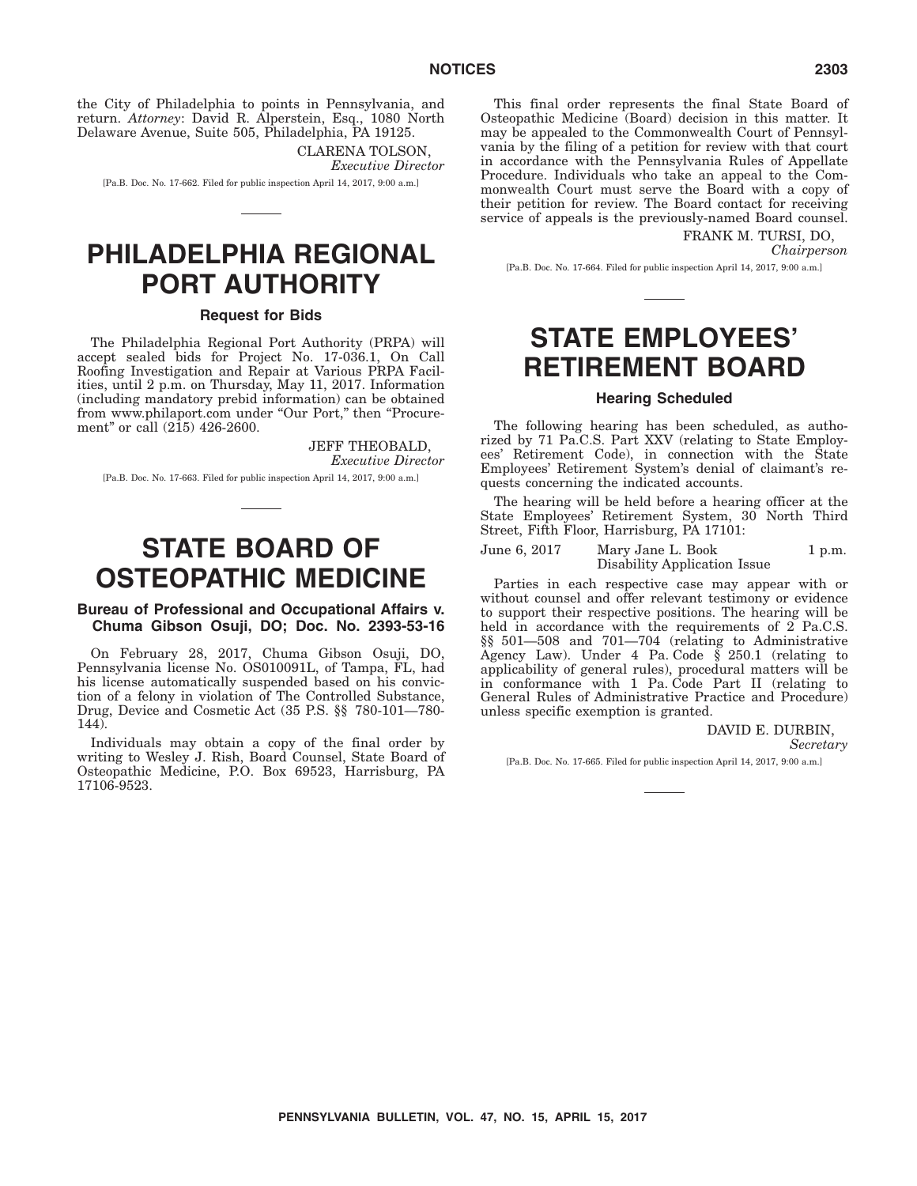the City of Philadelphia to points in Pennsylvania, and return. *Attorney*: David R. Alperstein, Esq., 1080 North Delaware Avenue, Suite 505, Philadelphia, PA 19125.

CLARENA TOLSON,
*Executive Director*

[Pa.B. Doc. No. 17-662. Filed for public inspection April 14, 2017, 9:00 a.m.]

# PHILADELPHIA REGIONAL PORT AUTHORITY

### Request for Bids

The Philadelphia Regional Port Authority (PRPA) will accept sealed bids for Project No. 17-036.1, On Call Roofing Investigation and Repair at Various PRPA Facilities, until 2 p.m. on Thursday, May 11, 2017. Information (including mandatory prebid information) can be obtained from www.philaport.com under "Our Port," then "Procurement" or call (215) 426-2600.

JEFF THEOBALD,
*Executive Director*

[Pa.B. Doc. No. 17-663. Filed for public inspection April 14, 2017, 9:00 a.m.]

# STATE BOARD OF OSTEOPATHIC MEDICINE

### Bureau of Professional and Occupational Affairs v. Chuma Gibson Osuji, DO; Doc. No. 2393-53-16

On February 28, 2017, Chuma Gibson Osuji, DO, Pennsylvania license No. OS010091L, of Tampa, FL, had his license automatically suspended based on his conviction of a felony in violation of The Controlled Substance, Drug, Device and Cosmetic Act (35 P.S. §§ 780-101—780-144).

Individuals may obtain a copy of the final order by writing to Wesley J. Rish, Board Counsel, State Board of Osteopathic Medicine, P.O. Box 69523, Harrisburg, PA 17106-9523.

This final order represents the final State Board of Osteopathic Medicine (Board) decision in this matter. It may be appealed to the Commonwealth Court of Pennsylvania by the filing of a petition for review with that court in accordance with the Pennsylvania Rules of Appellate Procedure. Individuals who take an appeal to the Commonwealth Court must serve the Board with a copy of their petition for review. The Board contact for receiving service of appeals is the previously-named Board counsel.

FRANK M. TURSI, DO,
*Chairperson*

[Pa.B. Doc. No. 17-664. Filed for public inspection April 14, 2017, 9:00 a.m.]

# STATE EMPLOYEES' RETIREMENT BOARD

### Hearing Scheduled

The following hearing has been scheduled, as authorized by 71 Pa.C.S. Part XXV (relating to State Employees' Retirement Code), in connection with the State Employees' Retirement System's denial of claimant's requests concerning the indicated accounts.

The hearing will be held before a hearing officer at the State Employees' Retirement System, 30 North Third Street, Fifth Floor, Harrisburg, PA 17101:

| | | |
|---|---|---|
| June 6, 2017 | Mary Jane L. Book<br>Disability Application Issue | 1 p.m. |

Parties in each respective case may appear with or without counsel and offer relevant testimony or evidence to support their respective positions. The hearing will be held in accordance with the requirements of 2 Pa.C.S. §§ 501—508 and 701—704 (relating to Administrative Agency Law). Under 4 Pa. Code § 250.1 (relating to applicability of general rules), procedural matters will be in conformance with 1 Pa. Code Part II (relating to General Rules of Administrative Practice and Procedure) unless specific exemption is granted.

DAVID E. DURBIN,
*Secretary*

[Pa.B. Doc. No. 17-665. Filed for public inspection April 14, 2017, 9:00 a.m.]